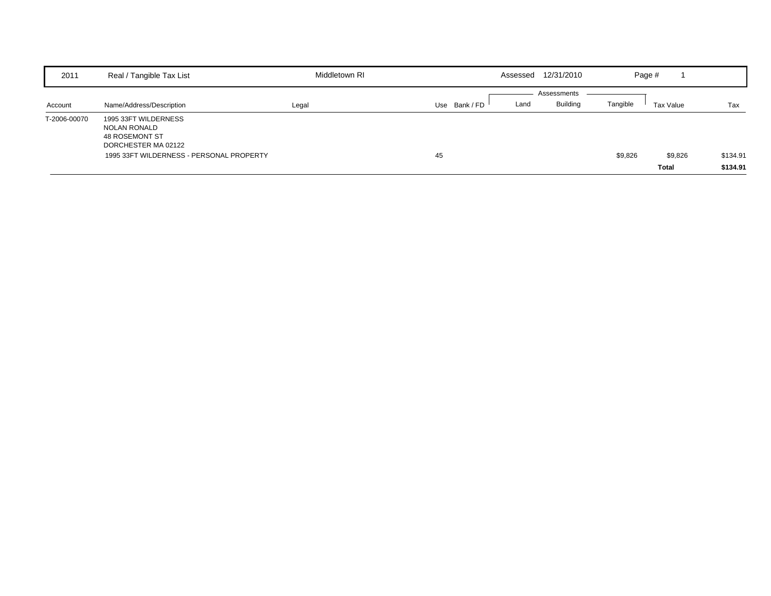| 2011 | Real / Tangible Tax List | Middletown RI | | | Assessed 12/31/2010 | | | Page # 1 | |
|---|---|---|---|---|---|---|---|---|---|
| | | | | | Assessments | | | | |
| Account | Name/Address/Description | Legal | Use | Bank / FD | Land | Building | Tangible | Tax Value | Tax |
| T-2006-00070 | 1995 33FT WILDERNESS<br>NOLAN RONALD<br>48 ROSEMONT ST<br>DORCHESTER MA 02122 | | | | | | | | |
| | 1995 33FT WILDERNESS - PERSONAL PROPERTY | | 45 | | | | $9,826 | $9,826 | $134.91 |
| | | | | | | | | **Total** | **$134.91** |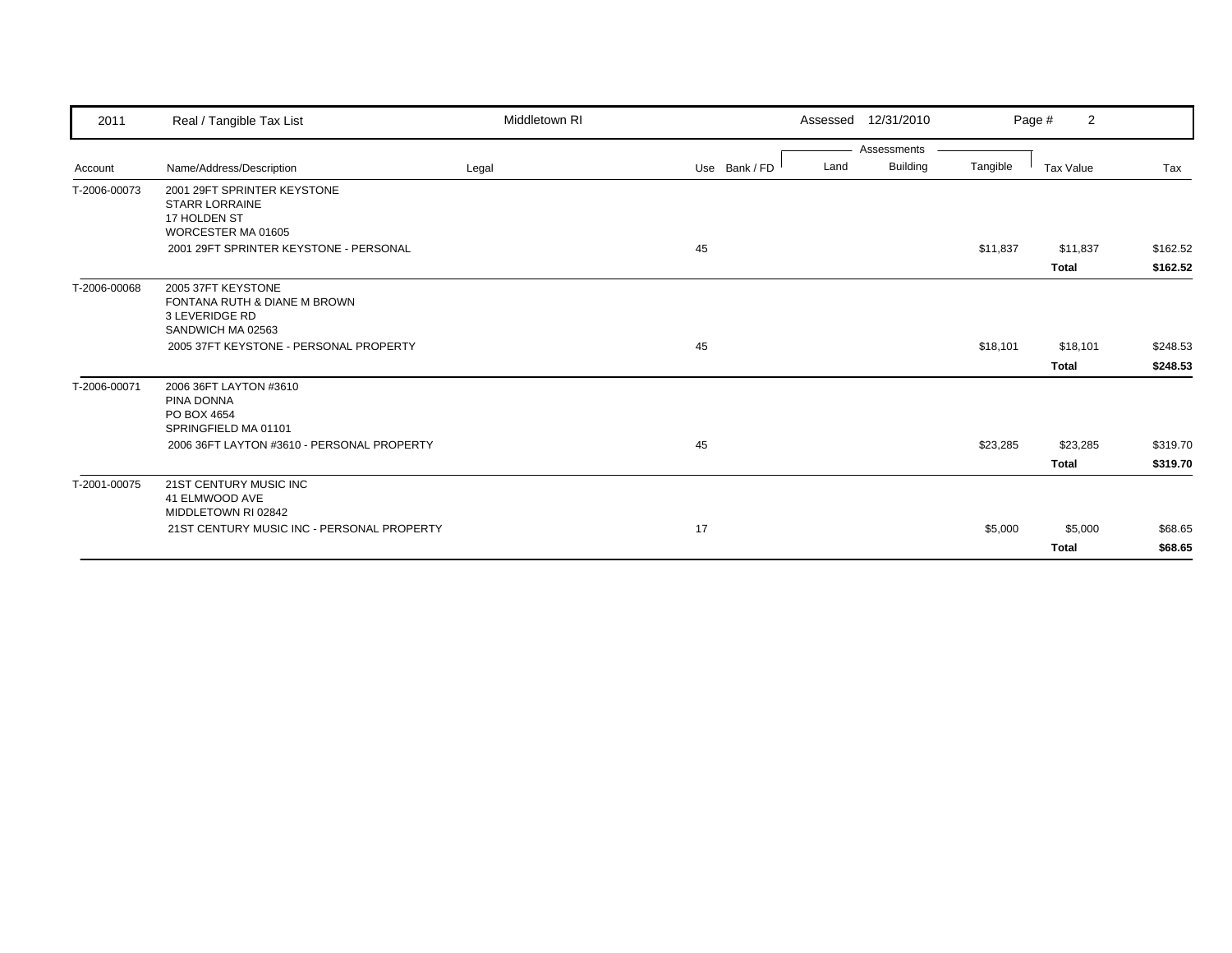| 2011 | Real / Tangible Tax List | Middletown RI | | | Assessed 12/31/2010 | | | Page # 2 | |
|---|---|---|---|---|---|---|---|---|---|
| | | | | | Assessments | | | | |
| Account | Name/Address/Description | Legal | Use | Bank / FD | Land | Building | Tangible | Tax Value | Tax |
| T-2006-00073 | 2001 29FT SPRINTER KEYSTONE<br>STARR LORRAINE<br>17 HOLDEN ST<br>WORCESTER MA 01605 | | | | | | | | |
| | 2001 29FT SPRINTER KEYSTONE - PERSONAL | | 45 | | | | $11,837 | $11,837 | $162.52 |
| | | | | | | | | **Total** | **$162.52** |
| T-2006-00068 | 2005 37FT KEYSTONE<br>FONTANA RUTH & DIANE M BROWN<br>3 LEVERIDGE RD<br>SANDWICH MA 02563 | | | | | | | | |
| | 2005 37FT KEYSTONE - PERSONAL PROPERTY | | 45 | | | | $18,101 | $18,101 | $248.53 |
| | | | | | | | | **Total** | **$248.53** |
| T-2006-00071 | 2006 36FT LAYTON #3610<br>PINA DONNA<br>PO BOX 4654<br>SPRINGFIELD MA 01101 | | | | | | | | |
| | 2006 36FT LAYTON #3610 - PERSONAL PROPERTY | | 45 | | | | $23,285 | $23,285 | $319.70 |
| | | | | | | | | **Total** | **$319.70** |
| T-2001-00075 | 21ST CENTURY MUSIC INC<br>41 ELMWOOD AVE<br>MIDDLETOWN RI 02842 | | | | | | | | |
| | 21ST CENTURY MUSIC INC - PERSONAL PROPERTY | | 17 | | | | $5,000 | $5,000 | $68.65 |
| | | | | | | | | **Total** | **$68.65** |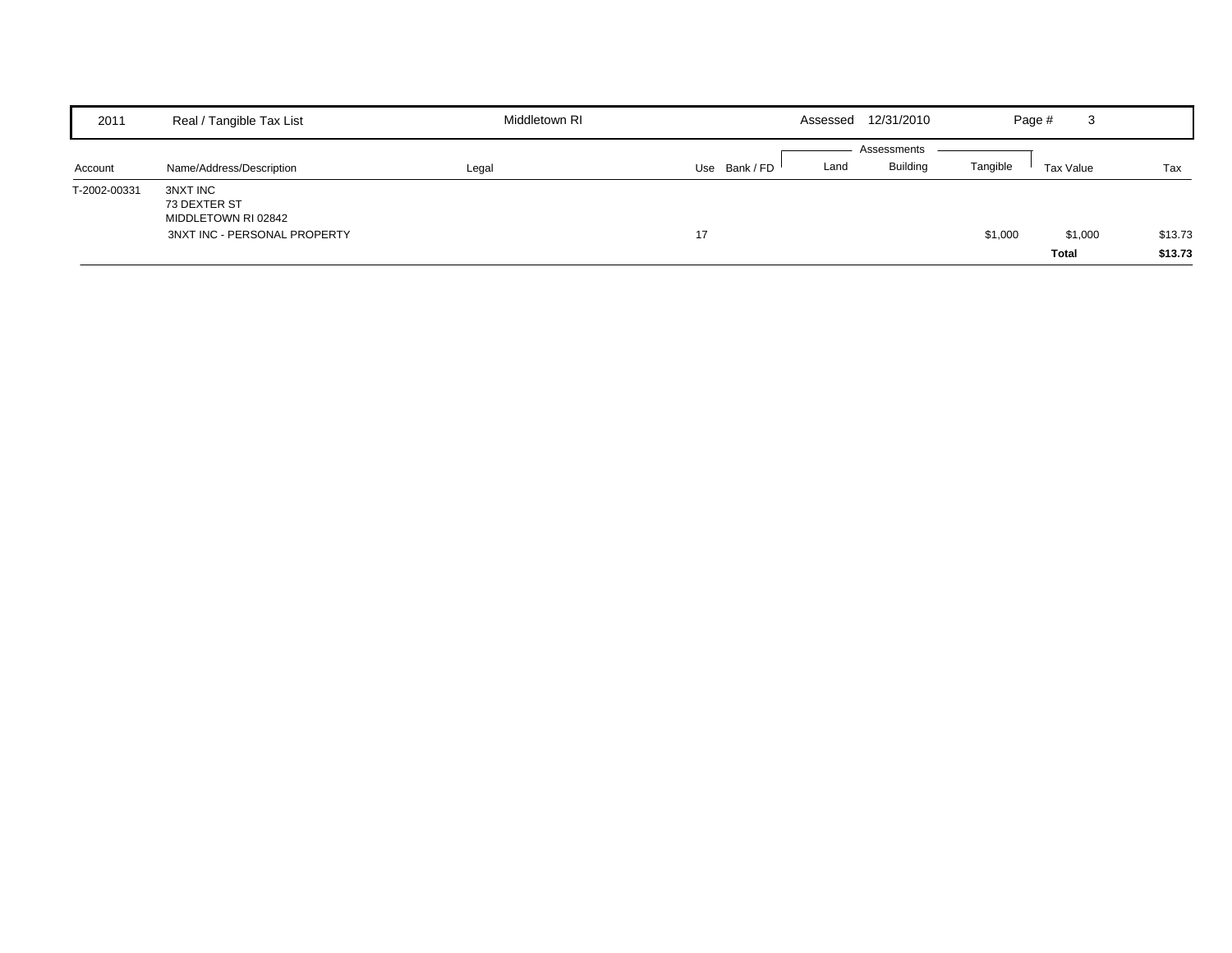| 2011 | Real / Tangible Tax List | Middletown RI | | | Assessed 12/31/2010 | | | | |
|---|---|---|---|---|---|---|---|---|---|

| Account | Name/Address/Description | Legal | Use | Bank / FD | Land | Building | Tangible | Tax Value | Tax |
|---|---|---|---|---|---|---|---|---|---|
| T-2002-00331 | 3NXT INC<br>73 DEXTER ST<br>MIDDLETOWN RI 02842 | | | | | | | | |
| | 3NXT INC - PERSONAL PROPERTY | | 17 | | | | $1,000 | $1,000 | $13.73 |
| | | | | | | | | **Total** | **$13.73** |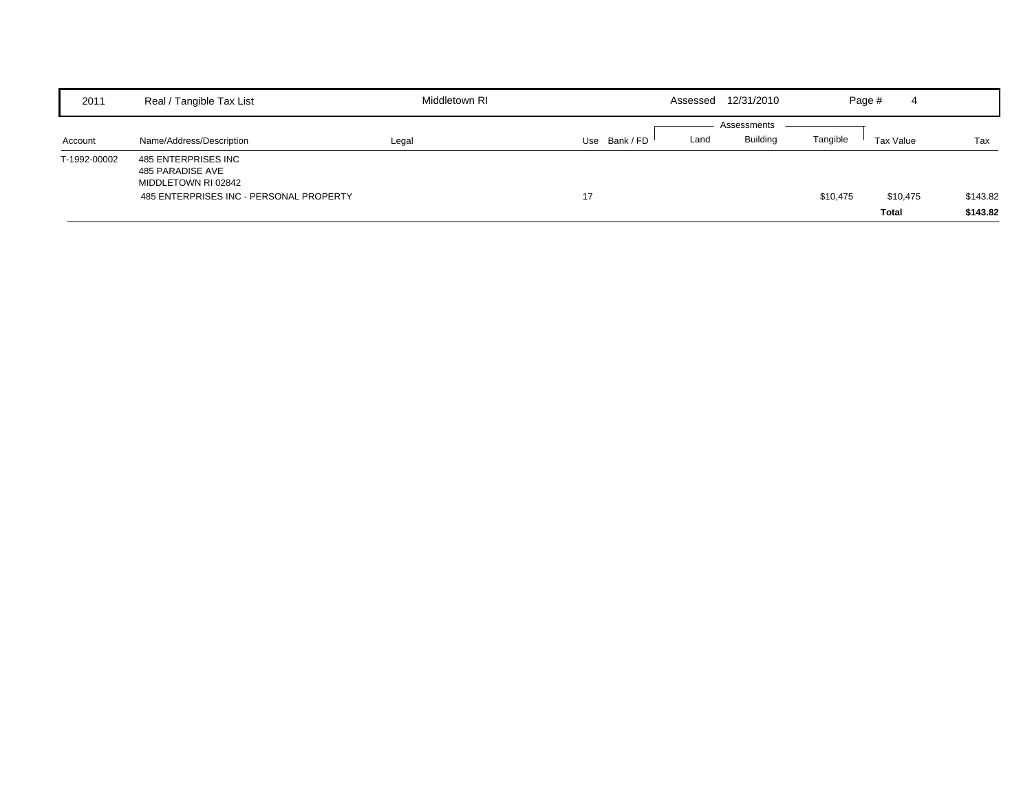| 2011 | Real / Tangible Tax List | Middletown RI | | | Assessed 12/31/2010 | | | Page # 4 | |
|---|---|---|---|---|---|---|---|---|---|
| | | | | | Assessments | | | | |
| Account | Name/Address/Description | Legal | Use | Bank / FD | Land | Building | Tangible | Tax Value | Tax |
| T-1992-00002 | 485 ENTERPRISES INC<br>485 PARADISE AVE<br>MIDDLETOWN RI 02842 | | | | | | | | |
| | 485 ENTERPRISES INC - PERSONAL PROPERTY | | 17 | | | | $10,475 | $10,475 | $143.82 |
| | | | | | | | | **Total** | **$143.82** |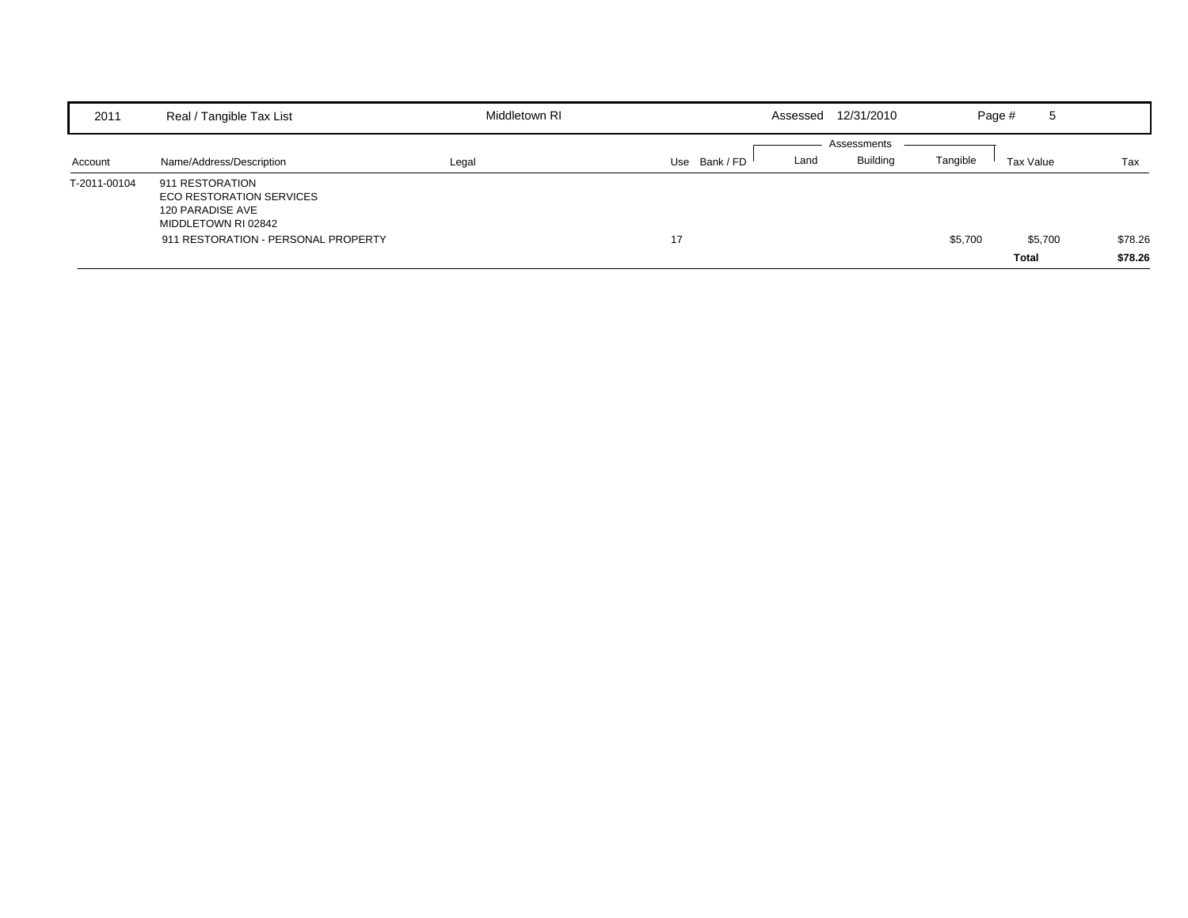| 2011 | Real / Tangible Tax List | Middletown RI | | | Assessed 12/31/2010 | | | Page # 5 | |
|---|---|---|---|---|---|---|---|---|---|
| | | | | | Assessments | | | | |
| Account | Name/Address/Description | Legal | Use | Bank / FD | Land | Building | Tangible | Tax Value | Tax |
| T-2011-00104 | 911 RESTORATION<br>ECO RESTORATION SERVICES<br>120 PARADISE AVE<br>MIDDLETOWN RI 02842 | | | | | | | | |
| | 911 RESTORATION - PERSONAL PROPERTY | | 17 | | | | $5,700 | $5,700 | $78.26 |
| | | | | | | | | **Total** | **$78.26** |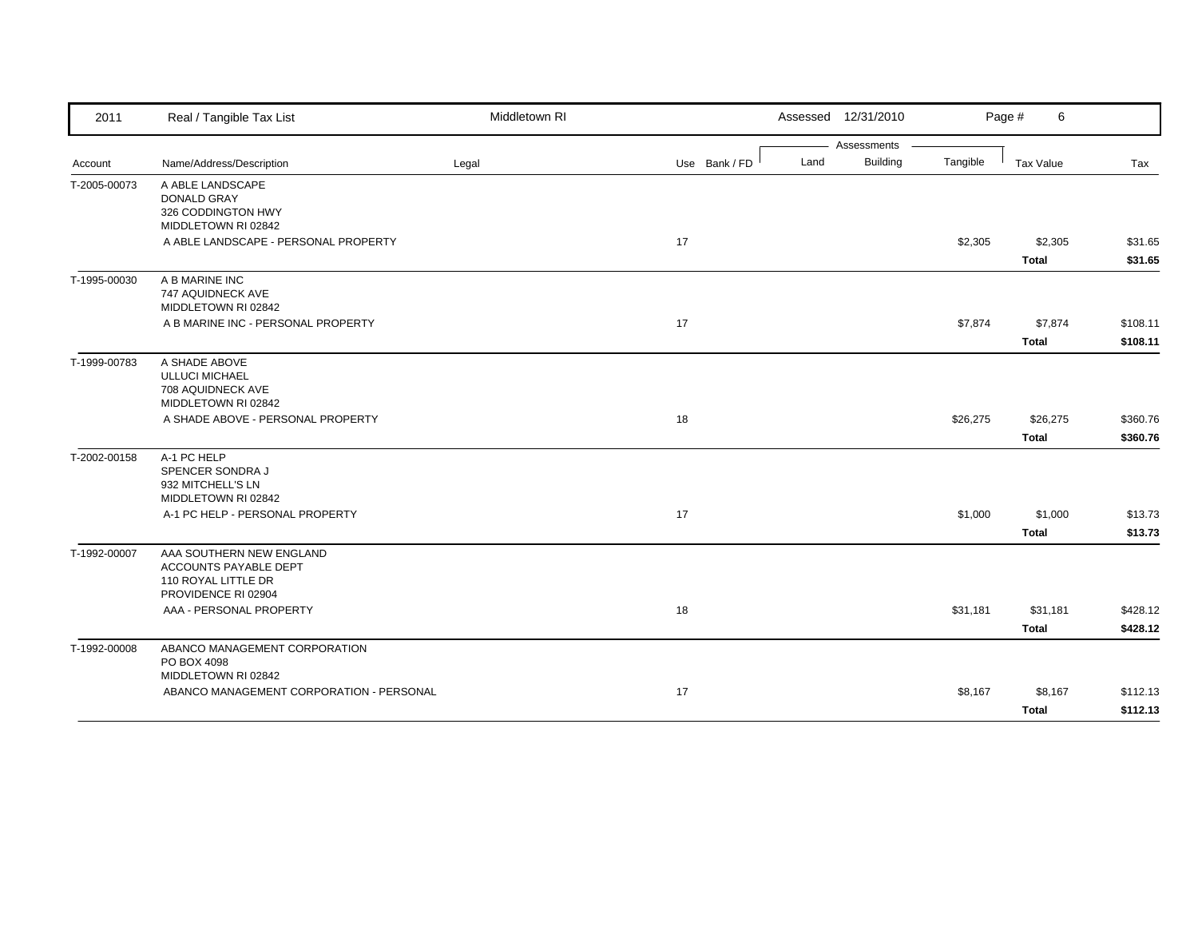| 2011 | Real / Tangible Tax List | Middletown RI | | | Assessed 12/31/2010 | | | Page # 6 | |
|---|---|---|---|---|---|---|---|---|---|
| | | | | | Assessments | | | | |
| Account | Name/Address/Description | Legal | Use | Bank / FD | Land | Building | Tangible | Tax Value | Tax |
| T-2005-00073 | A ABLE LANDSCAPE<br>DONALD GRAY<br>326 CODDINGTON HWY<br>MIDDLETOWN RI 02842 | | | | | | | | |
| | A ABLE LANDSCAPE - PERSONAL PROPERTY | | 17 | | | | $2,305 | $2,305 | $31.65 |
| | | | | | | | | **Total** | **$31.65** |
| T-1995-00030 | A B MARINE INC<br>747 AQUIDNECK AVE<br>MIDDLETOWN RI 02842 | | | | | | | | |
| | A B MARINE INC - PERSONAL PROPERTY | | 17 | | | | $7,874 | $7,874 | $108.11 |
| | | | | | | | | **Total** | **$108.11** |
| T-1999-00783 | A SHADE ABOVE<br>ULLUCI MICHAEL<br>708 AQUIDNECK AVE<br>MIDDLETOWN RI 02842 | | | | | | | | |
| | A SHADE ABOVE - PERSONAL PROPERTY | | 18 | | | | $26,275 | $26,275 | $360.76 |
| | | | | | | | | **Total** | **$360.76** |
| T-2002-00158 | A-1 PC HELP<br>SPENCER SONDRA J<br>932 MITCHELL'S LN<br>MIDDLETOWN RI 02842 | | | | | | | | |
| | A-1 PC HELP - PERSONAL PROPERTY | | 17 | | | | $1,000 | $1,000 | $13.73 |
| | | | | | | | | **Total** | **$13.73** |
| T-1992-00007 | AAA SOUTHERN NEW ENGLAND<br>ACCOUNTS PAYABLE DEPT<br>110 ROYAL LITTLE DR<br>PROVIDENCE RI 02904 | | | | | | | | |
| | AAA - PERSONAL PROPERTY | | 18 | | | | $31,181 | $31,181 | $428.12 |
| | | | | | | | | **Total** | **$428.12** |
| T-1992-00008 | ABANCO MANAGEMENT CORPORATION<br>PO BOX 4098<br>MIDDLETOWN RI 02842 | | | | | | | | |
| | ABANCO MANAGEMENT CORPORATION - PERSONAL | | 17 | | | | $8,167 | $8,167 | $112.13 |
| | | | | | | | | **Total** | **$112.13** |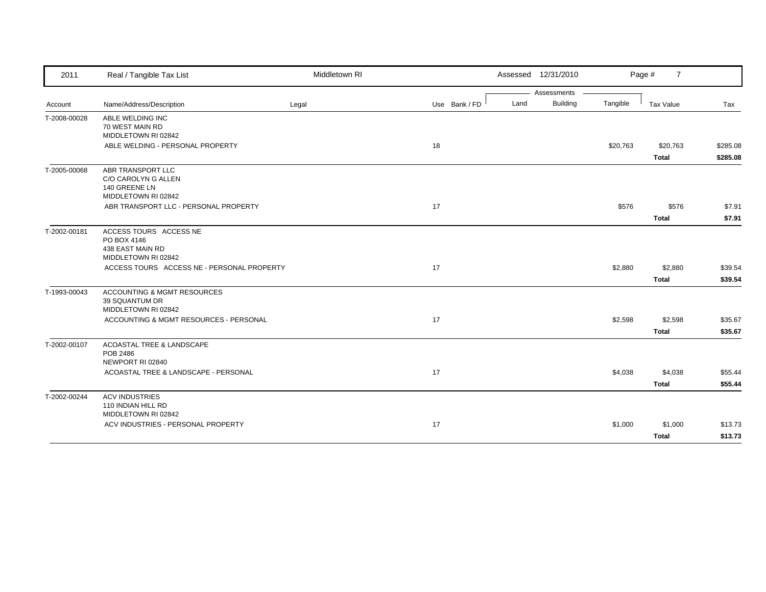| 2011 | Real / Tangible Tax List | Middletown RI | | | Assessed 12/31/2010 | | | Page # 7 | |
|---|---|---|---|---|---|---|---|---|---|
| | | | | | Assessments | | | | |
| Account | Name/Address/Description | Legal | Use | Bank / FD | Land | Building | Tangible | Tax Value | Tax |
| T-2008-00028 | ABLE WELDING INC<br>70 WEST MAIN RD<br>MIDDLETOWN RI 02842 | | | | | | | | |
| | ABLE WELDING - PERSONAL PROPERTY | | 18 | | | | $20,763 | $20,763 | $285.08 |
| | | | | | | | | **Total** | **$285.08** |
| T-2005-00068 | ABR TRANSPORT LLC<br>C/O CAROLYN G ALLEN<br>140 GREENE LN<br>MIDDLETOWN RI 02842 | | | | | | | | |
| | ABR TRANSPORT LLC - PERSONAL PROPERTY | | 17 | | | | $576 | $576 | $7.91 |
| | | | | | | | | **Total** | **$7.91** |
| T-2002-00181 | ACCESS TOURS ACCESS NE<br>PO BOX 4146<br>438 EAST MAIN RD<br>MIDDLETOWN RI 02842 | | | | | | | | |
| | ACCESS TOURS ACCESS NE - PERSONAL PROPERTY | | 17 | | | | $2,880 | $2,880 | $39.54 |
| | | | | | | | | **Total** | **$39.54** |
| T-1993-00043 | ACCOUNTING & MGMT RESOURCES<br>39 SQUANTUM DR<br>MIDDLETOWN RI 02842 | | | | | | | | |
| | ACCOUNTING & MGMT RESOURCES - PERSONAL | | 17 | | | | $2,598 | $2,598 | $35.67 |
| | | | | | | | | **Total** | **$35.67** |
| T-2002-00107 | ACOASTAL TREE & LANDSCAPE<br>POB 2486<br>NEWPORT RI 02840 | | | | | | | | |
| | ACOASTAL TREE & LANDSCAPE - PERSONAL | | 17 | | | | $4,038 | $4,038 | $55.44 |
| | | | | | | | | **Total** | **$55.44** |
| T-2002-00244 | ACV INDUSTRIES<br>110 INDIAN HILL RD<br>MIDDLETOWN RI 02842 | | | | | | | | |
| | ACV INDUSTRIES - PERSONAL PROPERTY | | 17 | | | | $1,000 | $1,000 | $13.73 |
| | | | | | | | | **Total** | **$13.73** |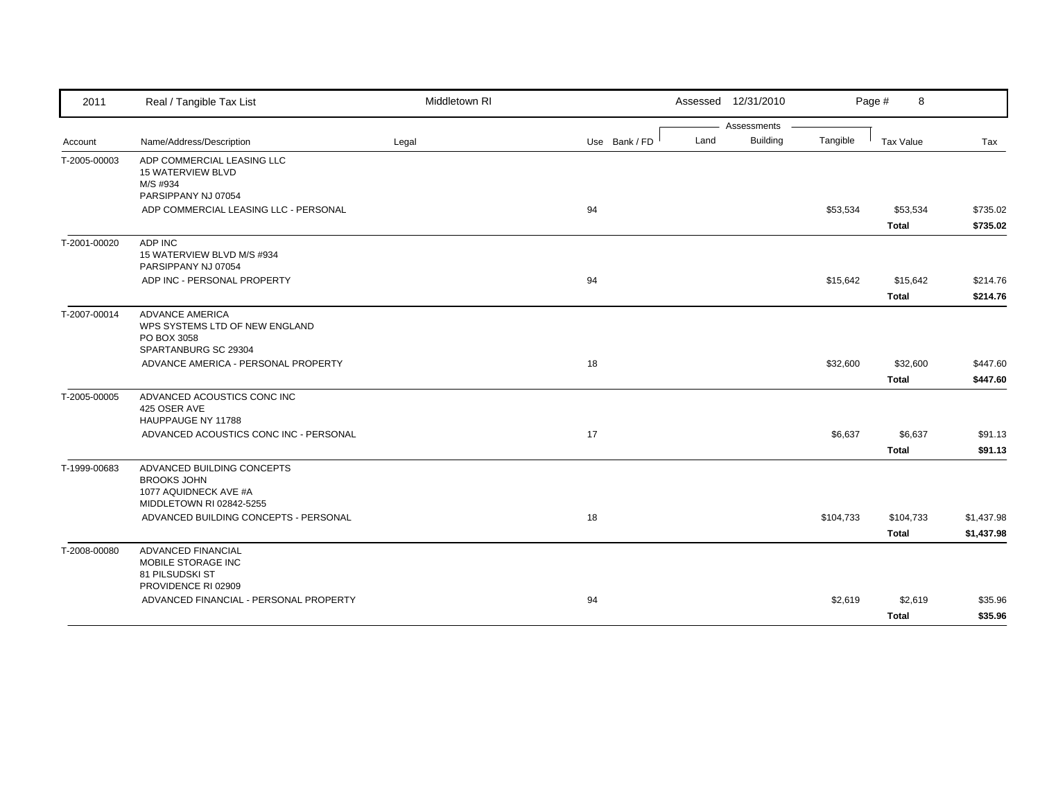| 2011 | Real / Tangible Tax List | Middletown RI | | Assessed 12/31/2010 | | | | |
|---|---|---|---|---|---|---|---|---|
| | | | | Assessments | | | | |
| Account | Name/Address/Description | Legal | Use Bank / FD | Land | Building | Tangible | Tax Value | Tax |
| T-2005-00003 | ADP COMMERCIAL LEASING LLC<br>15 WATERVIEW BLVD<br>M/S #934<br>PARSIPPANY NJ 07054 | | | | | | | |
| | ADP COMMERCIAL LEASING LLC - PERSONAL | | 94 | | | $53,534 | $53,534 | $735.02 |
| | | | | | | | **Total** | **$735.02** |
| T-2001-00020 | ADP INC<br>15 WATERVIEW BLVD M/S #934<br>PARSIPPANY NJ 07054 | | | | | | | |
| | ADP INC - PERSONAL PROPERTY | | 94 | | | $15,642 | $15,642 | $214.76 |
| | | | | | | | **Total** | **$214.76** |
| T-2007-00014 | ADVANCE AMERICA<br>WPS SYSTEMS LTD OF NEW ENGLAND<br>PO BOX 3058<br>SPARTANBURG SC 29304 | | | | | | | |
| | ADVANCE AMERICA - PERSONAL PROPERTY | | 18 | | | $32,600 | $32,600 | $447.60 |
| | | | | | | | **Total** | **$447.60** |
| T-2005-00005 | ADVANCED ACOUSTICS CONC INC<br>425 OSER AVE<br>HAUPPAUGE NY 11788 | | | | | | | |
| | ADVANCED ACOUSTICS CONC INC - PERSONAL | | 17 | | | $6,637 | $6,637 | $91.13 |
| | | | | | | | **Total** | **$91.13** |
| T-1999-00683 | ADVANCED BUILDING CONCEPTS<br>BROOKS JOHN<br>1077 AQUIDNECK AVE #A<br>MIDDLETOWN RI 02842-5255 | | | | | | | |
| | ADVANCED BUILDING CONCEPTS - PERSONAL | | 18 | | | $104,733 | $104,733 | $1,437.98 |
| | | | | | | | **Total** | **$1,437.98** |
| T-2008-00080 | ADVANCED FINANCIAL<br>MOBILE STORAGE INC<br>81 PILSUDSKI ST<br>PROVIDENCE RI 02909 | | | | | | | |
| | ADVANCED FINANCIAL - PERSONAL PROPERTY | | 94 | | | $2,619 | $2,619 | $35.96 |
| | | | | | | | **Total** | **$35.96** |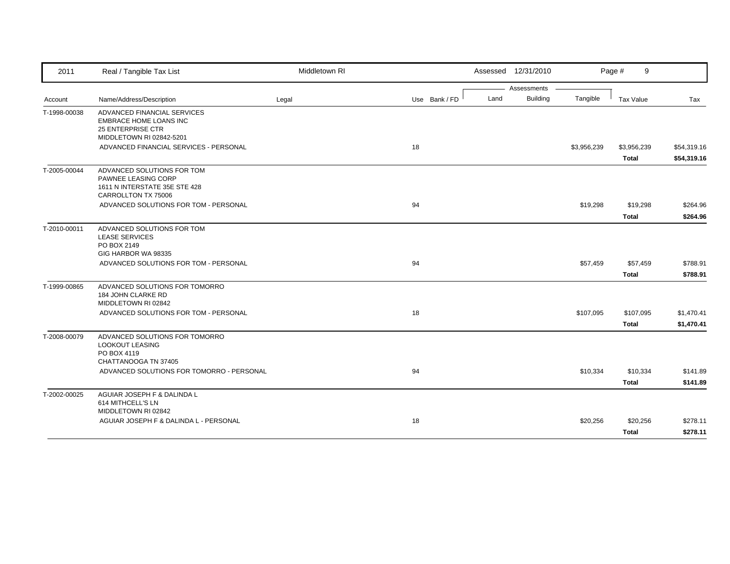| Account | Name/Address/Description | Legal | Use | Bank / FD | Land | Building | Tangible | Tax Value | Tax |
|---|---|---|---|---|---|---|---|---|---|
| T-1998-00038 | ADVANCED FINANCIAL SERVICES<br>EMBRACE HOME LOANS INC<br>25 ENTERPRISE CTR<br>MIDDLETOWN RI 02842-5201 | | | | | | | | |
| | ADVANCED FINANCIAL SERVICES - PERSONAL | | 18 | | | | $3,956,239 | $3,956,239 | $54,319.16 |
| | | | | | | | | **Total** | **$54,319.16** |
| T-2005-00044 | ADVANCED SOLUTIONS FOR TOM<br>PAWNEE LEASING CORP<br>1611 N INTERSTATE 35E STE 428<br>CARROLLTON TX 75006 | | | | | | | | |
| | ADVANCED SOLUTIONS FOR TOM - PERSONAL | | 94 | | | | $19,298 | $19,298 | $264.96 |
| | | | | | | | | **Total** | **$264.96** |
| T-2010-00011 | ADVANCED SOLUTIONS FOR TOM<br>LEASE SERVICES<br>PO BOX 2149<br>GIG HARBOR WA 98335 | | | | | | | | |
| | ADVANCED SOLUTIONS FOR TOM - PERSONAL | | 94 | | | | $57,459 | $57,459 | $788.91 |
| | | | | | | | | **Total** | **$788.91** |
| T-1999-00865 | ADVANCED SOLUTIONS FOR TOMORRO<br>184 JOHN CLARKE RD<br>MIDDLETOWN RI 02842 | | | | | | | | |
| | ADVANCED SOLUTIONS FOR TOM - PERSONAL | | 18 | | | | $107,095 | $107,095 | $1,470.41 |
| | | | | | | | | **Total** | **$1,470.41** |
| T-2008-00079 | ADVANCED SOLUTIONS FOR TOMORRO<br>LOOKOUT LEASING<br>PO BOX 4119<br>CHATTANOOGA TN 37405 | | | | | | | | |
| | ADVANCED SOLUTIONS FOR TOMORRO - PERSONAL | | 94 | | | | $10,334 | $10,334 | $141.89 |
| | | | | | | | | **Total** | **$141.89** |
| T-2002-00025 | AGUIAR JOSEPH F & DALINDA L<br>614 MITHCELL'S LN<br>MIDDLETOWN RI 02842 | | | | | | | | |
| | AGUIAR JOSEPH F & DALINDA L - PERSONAL | | 18 | | | | $20,256 | $20,256 | $278.11 |
| | | | | | | | | **Total** | **$278.11** |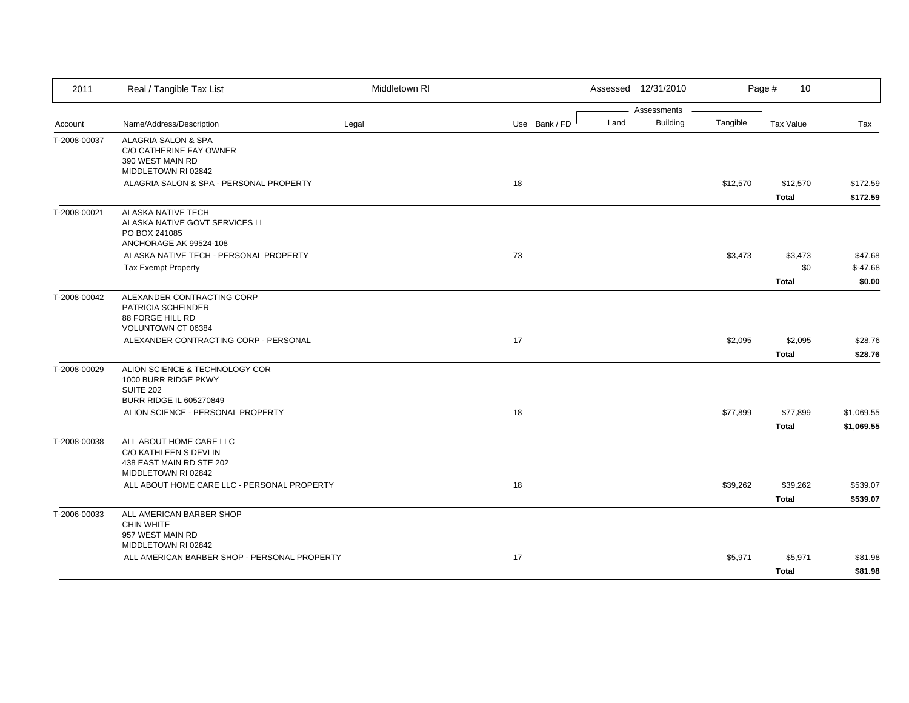| 2011 | Real / Tangible Tax List | Middletown RI | | | Assessed 12/31/2010 | | | Page # 10 | |
|---|---|---|---|---|---|---|---|---|---|
| | | | | | Assessments | | | | |
| Account | Name/Address/Description | Legal | Use | Bank / FD | Land | Building | Tangible | Tax Value | Tax |
| T-2008-00037 | ALAGRIA SALON & SPA<br>C/O CATHERINE FAY OWNER<br>390 WEST MAIN RD<br>MIDDLETOWN RI 02842 | | | | | | | | |
| | ALAGRIA SALON & SPA - PERSONAL PROPERTY | | 18 | | | | $12,570 | $12,570 | $172.59 |
| | | | | | | | | **Total** | **$172.59** |
| T-2008-00021 | ALASKA NATIVE TECH<br>ALASKA NATIVE GOVT SERVICES LL<br>PO BOX 241085<br>ANCHORAGE AK 99524-108 | | | | | | | | |
| | ALASKA NATIVE TECH - PERSONAL PROPERTY | | 73 | | | | $3,473 | $3,473 | $47.68 |
| | Tax Exempt Property | | | | | | | $0 | $-47.68 |
| | | | | | | | | **Total** | **$0.00** |
| T-2008-00042 | ALEXANDER CONTRACTING CORP<br>PATRICIA SCHEINDER<br>88 FORGE HILL RD<br>VOLUNTOWN CT 06384 | | | | | | | | |
| | ALEXANDER CONTRACTING CORP - PERSONAL | | 17 | | | | $2,095 | $2,095 | $28.76 |
| | | | | | | | | **Total** | **$28.76** |
| T-2008-00029 | ALION SCIENCE & TECHNOLOGY COR<br>1000 BURR RIDGE PKWY<br>SUITE 202<br>BURR RIDGE IL 605270849 | | | | | | | | |
| | ALION SCIENCE - PERSONAL PROPERTY | | 18 | | | | $77,899 | $77,899 | $1,069.55 |
| | | | | | | | | **Total** | **$1,069.55** |
| T-2008-00038 | ALL ABOUT HOME CARE LLC<br>C/O KATHLEEN S DEVLIN<br>438 EAST MAIN RD STE 202<br>MIDDLETOWN RI 02842 | | | | | | | | |
| | ALL ABOUT HOME CARE LLC - PERSONAL PROPERTY | | 18 | | | | $39,262 | $39,262 | $539.07 |
| | | | | | | | | **Total** | **$539.07** |
| T-2006-00033 | ALL AMERICAN BARBER SHOP<br>CHIN WHITE<br>957 WEST MAIN RD<br>MIDDLETOWN RI 02842 | | | | | | | | |
| | ALL AMERICAN BARBER SHOP - PERSONAL PROPERTY | | 17 | | | | $5,971 | $5,971 | $81.98 |
| | | | | | | | | **Total** | **$81.98** |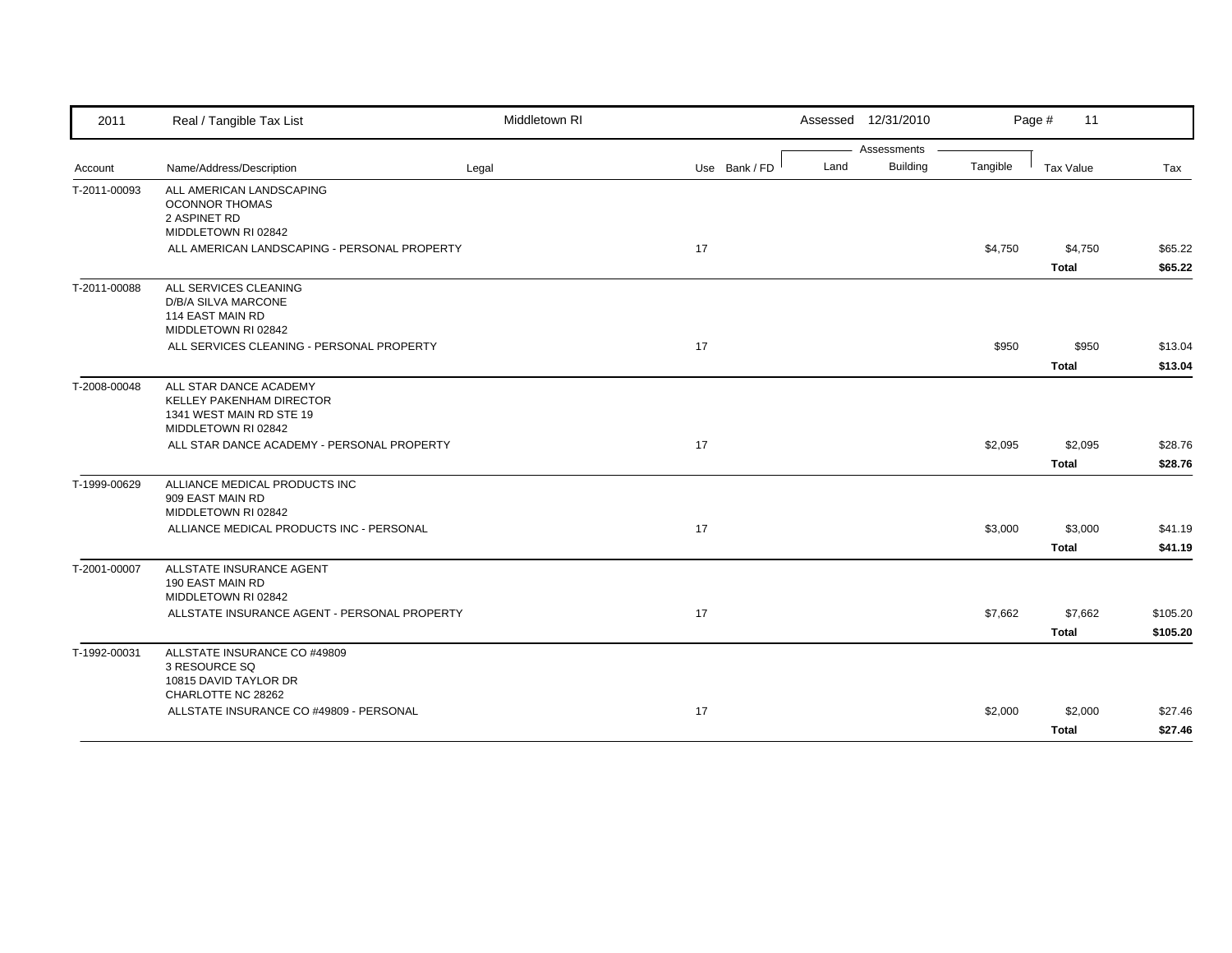| 2011 | Real / Tangible Tax List | Middletown RI | | | Assessed 12/31/2010 | | | Page # 11 | |
|---|---|---|---|---|---|---|---|---|---|
| | | | | | Assessments | | | | |
| Account | Name/Address/Description | Legal | Use | Bank / FD | Land | Building | Tangible | Tax Value | Tax |
| T-2011-00093 | ALL AMERICAN LANDSCAPING<br>OCONNOR THOMAS<br>2 ASPINET RD<br>MIDDLETOWN RI 02842 | | | | | | | | |
| | ALL AMERICAN LANDSCAPING - PERSONAL PROPERTY | | 17 | | | | $4,750 | $4,750 | $65.22 |
| | | | | | | | | **Total** | **$65.22** |
| T-2011-00088 | ALL SERVICES CLEANING<br>D/B/A SILVA MARCONE<br>114 EAST MAIN RD<br>MIDDLETOWN RI 02842 | | | | | | | | |
| | ALL SERVICES CLEANING - PERSONAL PROPERTY | | 17 | | | | $950 | $950 | $13.04 |
| | | | | | | | | **Total** | **$13.04** |
| T-2008-00048 | ALL STAR DANCE ACADEMY<br>KELLEY PAKENHAM DIRECTOR<br>1341 WEST MAIN RD STE 19<br>MIDDLETOWN RI 02842 | | | | | | | | |
| | ALL STAR DANCE ACADEMY - PERSONAL PROPERTY | | 17 | | | | $2,095 | $2,095 | $28.76 |
| | | | | | | | | **Total** | **$28.76** |
| T-1999-00629 | ALLIANCE MEDICAL PRODUCTS INC<br>909 EAST MAIN RD<br>MIDDLETOWN RI 02842 | | | | | | | | |
| | ALLIANCE MEDICAL PRODUCTS INC - PERSONAL | | 17 | | | | $3,000 | $3,000 | $41.19 |
| | | | | | | | | **Total** | **$41.19** |
| T-2001-00007 | ALLSTATE INSURANCE AGENT<br>190 EAST MAIN RD<br>MIDDLETOWN RI 02842 | | | | | | | | |
| | ALLSTATE INSURANCE AGENT - PERSONAL PROPERTY | | 17 | | | | $7,662 | $7,662 | $105.20 |
| | | | | | | | | **Total** | **$105.20** |
| T-1992-00031 | ALLSTATE INSURANCE CO #49809<br>3 RESOURCE SQ<br>10815 DAVID TAYLOR DR<br>CHARLOTTE NC 28262 | | | | | | | | |
| | ALLSTATE INSURANCE CO #49809 - PERSONAL | | 17 | | | | $2,000 | $2,000 | $27.46 |
| | | | | | | | | **Total** | **$27.46** |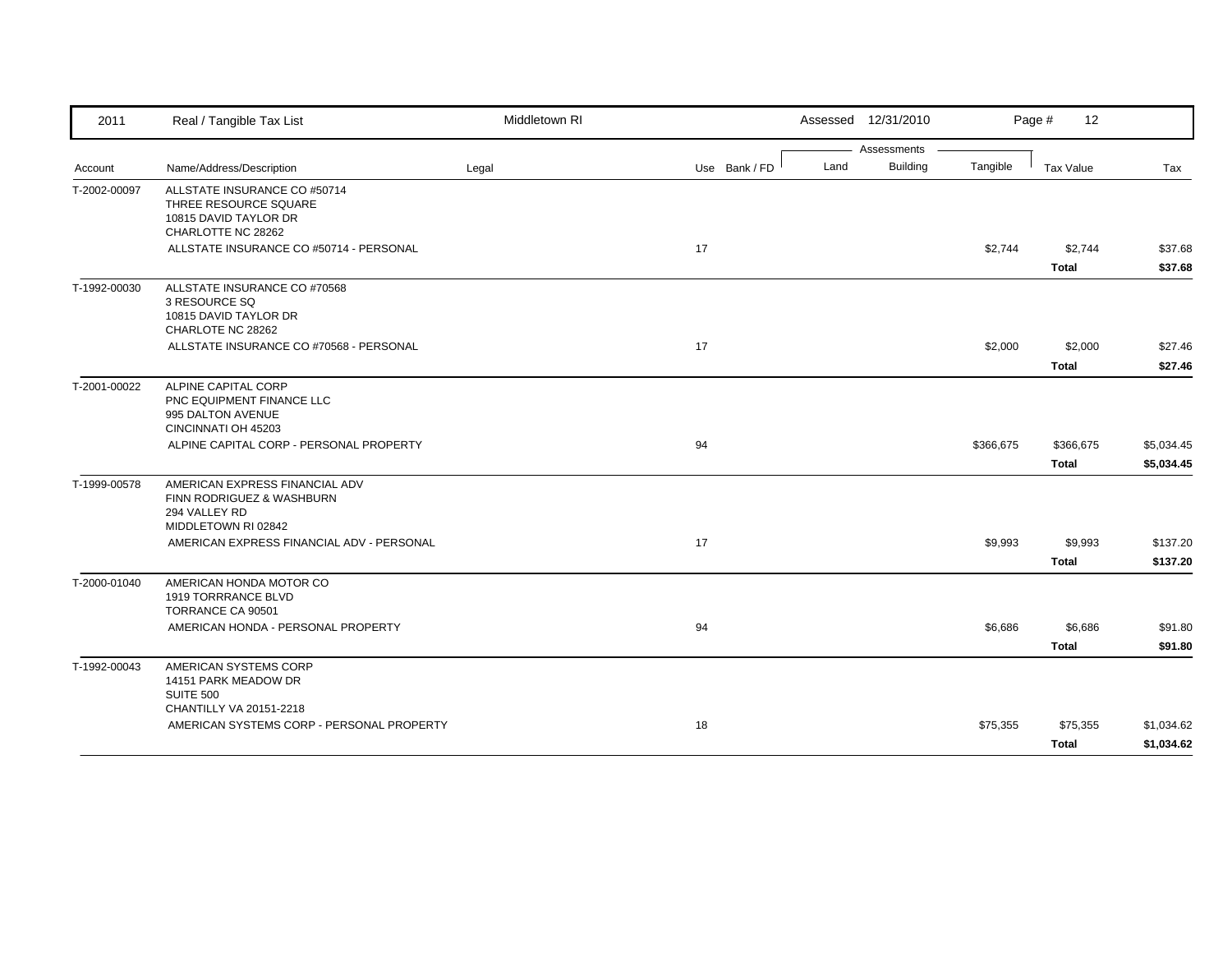| Account | Name/Address/Description | Legal | Use | Bank / FD | Land | Building | Tangible | Tax Value | Tax |
|---|---|---|---|---|---|---|---|---|---|
| T-2002-00097 | ALLSTATE INSURANCE CO #50714<br>THREE RESOURCE SQUARE<br>10815 DAVID TAYLOR DR<br>CHARLOTTE NC 28262 | | | | | | | | |
| | ALLSTATE INSURANCE CO #50714 - PERSONAL | | 17 | | | | $2,744 | $2,744 | $37.68 |
| | | | | | | | | **Total** | **$37.68** |
| T-1992-00030 | ALLSTATE INSURANCE CO #70568<br>3 RESOURCE SQ<br>10815 DAVID TAYLOR DR<br>CHARLOTE NC 28262 | | | | | | | | |
| | ALLSTATE INSURANCE CO #70568 - PERSONAL | | 17 | | | | $2,000 | $2,000 | $27.46 |
| | | | | | | | | **Total** | **$27.46** |
| T-2001-00022 | ALPINE CAPITAL CORP<br>PNC EQUIPMENT FINANCE LLC<br>995 DALTON AVENUE<br>CINCINNATI OH 45203 | | | | | | | | |
| | ALPINE CAPITAL CORP - PERSONAL PROPERTY | | 94 | | | | $366,675 | $366,675 | $5,034.45 |
| | | | | | | | | **Total** | **$5,034.45** |
| T-1999-00578 | AMERICAN EXPRESS FINANCIAL ADV<br>FINN RODRIGUEZ & WASHBURN<br>294 VALLEY RD<br>MIDDLETOWN RI 02842 | | | | | | | | |
| | AMERICAN EXPRESS FINANCIAL ADV - PERSONAL | | 17 | | | | $9,993 | $9,993 | $137.20 |
| | | | | | | | | **Total** | **$137.20** |
| T-2000-01040 | AMERICAN HONDA MOTOR CO<br>1919 TORRRANCE BLVD<br>TORRANCE CA 90501 | | | | | | | | |
| | AMERICAN HONDA - PERSONAL PROPERTY | | 94 | | | | $6,686 | $6,686 | $91.80 |
| | | | | | | | | **Total** | **$91.80** |
| T-1992-00043 | AMERICAN SYSTEMS CORP<br>14151 PARK MEADOW DR<br>SUITE 500<br>CHANTILLY VA 20151-2218 | | | | | | | | |
| | AMERICAN SYSTEMS CORP - PERSONAL PROPERTY | | 18 | | | | $75,355 | $75,355 | $1,034.62 |
| | | | | | | | | **Total** | **$1,034.62** |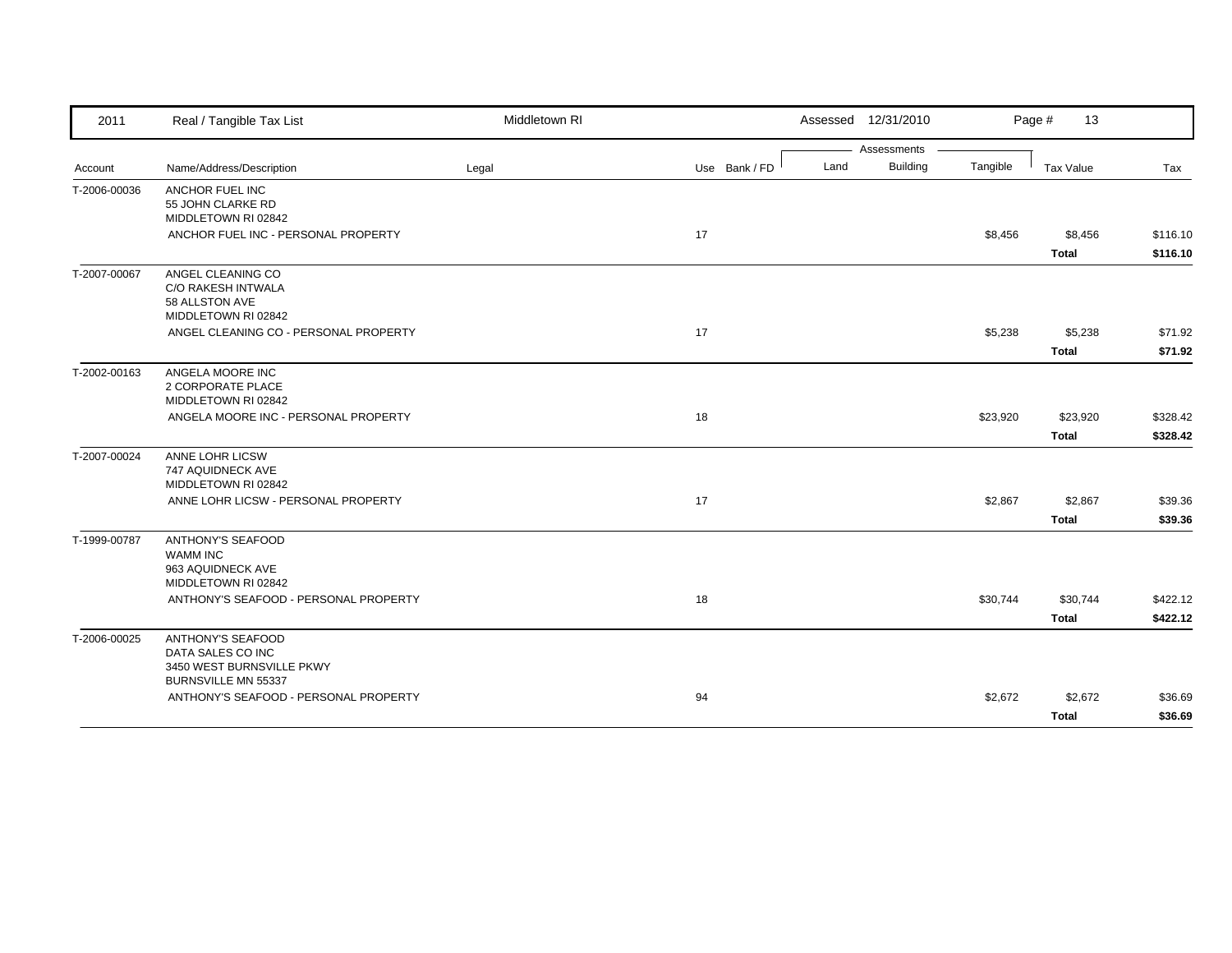| Account | Name/Address/Description | Legal | Use | Bank / FD | Land | Building | Tangible | Tax Value | Tax |
|---|---|---|---|---|---|---|---|---|---|
| T-2006-00036 | ANCHOR FUEL INC<br>55 JOHN CLARKE RD<br>MIDDLETOWN RI 02842 | | | | | | | | |
| | ANCHOR FUEL INC - PERSONAL PROPERTY | | 17 | | | | $8,456 | $8,456 | $116.10 |
| | | | | | | | | **Total** | **$116.10** |
| T-2007-00067 | ANGEL CLEANING CO<br>C/O RAKESH INTWALA<br>58 ALLSTON AVE<br>MIDDLETOWN RI 02842 | | | | | | | | |
| | ANGEL CLEANING CO - PERSONAL PROPERTY | | 17 | | | | $5,238 | $5,238 | $71.92 |
| | | | | | | | | **Total** | **$71.92** |
| T-2002-00163 | ANGELA MOORE INC<br>2 CORPORATE PLACE<br>MIDDLETOWN RI 02842 | | | | | | | | |
| | ANGELA MOORE INC - PERSONAL PROPERTY | | 18 | | | | $23,920 | $23,920 | $328.42 |
| | | | | | | | | **Total** | **$328.42** |
| T-2007-00024 | ANNE LOHR LICSW<br>747 AQUIDNECK AVE<br>MIDDLETOWN RI 02842 | | | | | | | | |
| | ANNE LOHR LICSW - PERSONAL PROPERTY | | 17 | | | | $2,867 | $2,867 | $39.36 |
| | | | | | | | | **Total** | **$39.36** |
| T-1999-00787 | ANTHONY'S SEAFOOD<br>WAMM INC<br>963 AQUIDNECK AVE<br>MIDDLETOWN RI 02842 | | | | | | | | |
| | ANTHONY'S SEAFOOD - PERSONAL PROPERTY | | 18 | | | | $30,744 | $30,744 | $422.12 |
| | | | | | | | | **Total** | **$422.12** |
| T-2006-00025 | ANTHONY'S SEAFOOD<br>DATA SALES CO INC<br>3450 WEST BURNSVILLE PKWY<br>BURNSVILLE MN 55337 | | | | | | | | |
| | ANTHONY'S SEAFOOD - PERSONAL PROPERTY | | 94 | | | | $2,672 | $2,672 | $36.69 |
| | | | | | | | | **Total** | **$36.69** |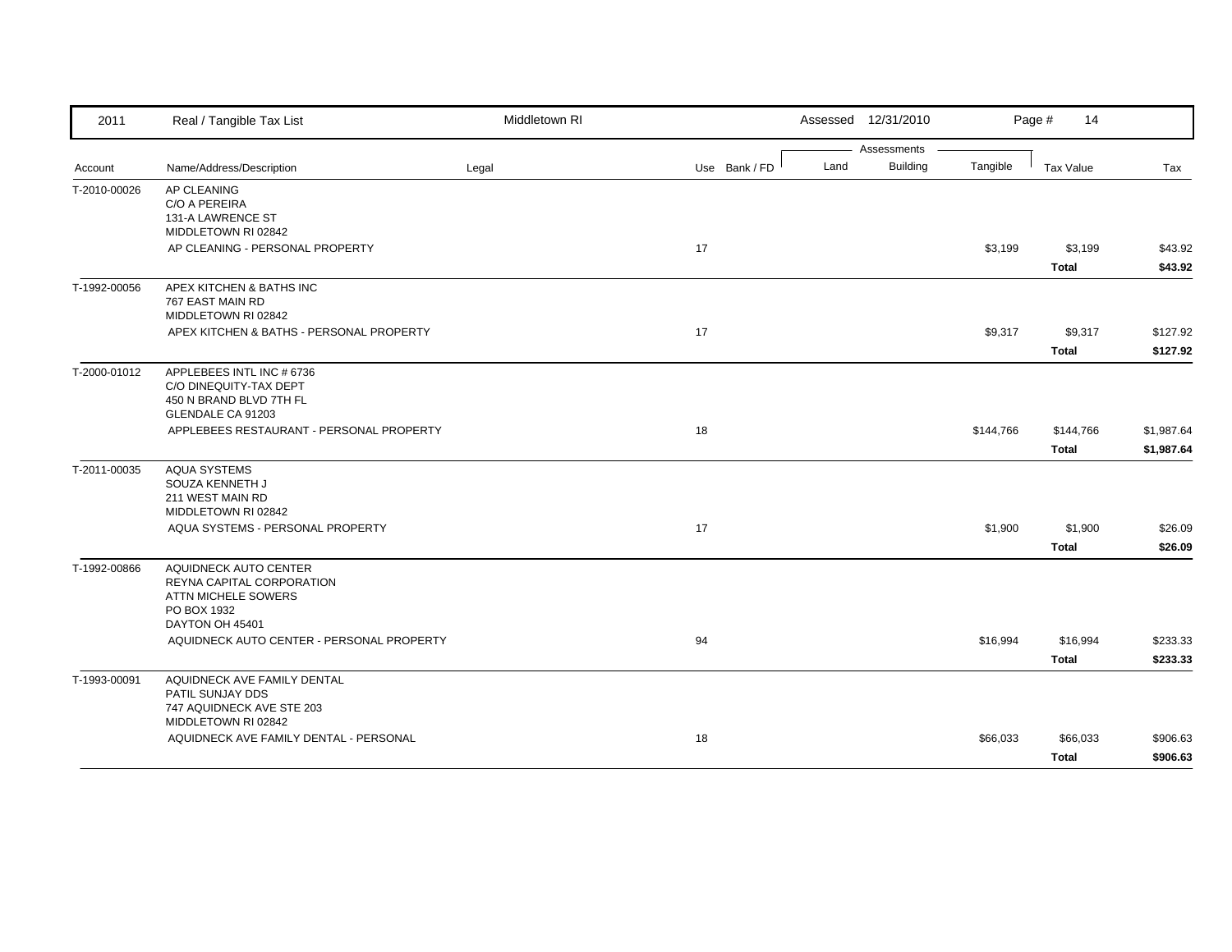| 2011 | Real / Tangible Tax List | Middletown RI | | Assessed 12/31/2010 | | | Page # 14 | |
|---|---|---|---|---|---|---|---|---|
| | | | | Assessments | | | | |
| Account | Name/Address/Description | Legal | Use Bank / FD | Land | Building | Tangible | Tax Value | Tax |
| T-2010-00026 | AP CLEANING<br>C/O A PEREIRA<br>131-A LAWRENCE ST<br>MIDDLETOWN RI 02842 | | | | | | | |
| | AP CLEANING - PERSONAL PROPERTY | | 17 | | | $3,199 | $3,199 | $43.92 |
| | | | | | | | **Total** | **$43.92** |
| T-1992-00056 | APEX KITCHEN & BATHS INC<br>767 EAST MAIN RD<br>MIDDLETOWN RI 02842 | | | | | | | |
| | APEX KITCHEN & BATHS - PERSONAL PROPERTY | | 17 | | | $9,317 | $9,317 | $127.92 |
| | | | | | | | **Total** | **$127.92** |
| T-2000-01012 | APPLEBEES INTL INC # 6736<br>C/O DINEQUITY-TAX DEPT<br>450 N BRAND BLVD 7TH FL<br>GLENDALE CA 91203 | | | | | | | |
| | APPLEBEES RESTAURANT - PERSONAL PROPERTY | | 18 | | | $144,766 | $144,766 | $1,987.64 |
| | | | | | | | **Total** | **$1,987.64** |
| T-2011-00035 | AQUA SYSTEMS<br>SOUZA KENNETH J<br>211 WEST MAIN RD<br>MIDDLETOWN RI 02842 | | | | | | | |
| | AQUA SYSTEMS - PERSONAL PROPERTY | | 17 | | | $1,900 | $1,900 | $26.09 |
| | | | | | | | **Total** | **$26.09** |
| T-1992-00866 | AQUIDNECK AUTO CENTER<br>REYNA CAPITAL CORPORATION<br>ATTN MICHELE SOWERS<br>PO BOX 1932<br>DAYTON OH 45401 | | | | | | | |
| | AQUIDNECK AUTO CENTER - PERSONAL PROPERTY | | 94 | | | $16,994 | $16,994 | $233.33 |
| | | | | | | | **Total** | **$233.33** |
| T-1993-00091 | AQUIDNECK AVE FAMILY DENTAL<br>PATIL SUNJAY DDS<br>747 AQUIDNECK AVE STE 203<br>MIDDLETOWN RI 02842 | | | | | | | |
| | AQUIDNECK AVE FAMILY DENTAL - PERSONAL | | 18 | | | $66,033 | $66,033 | $906.63 |
| | | | | | | | **Total** | **$906.63** |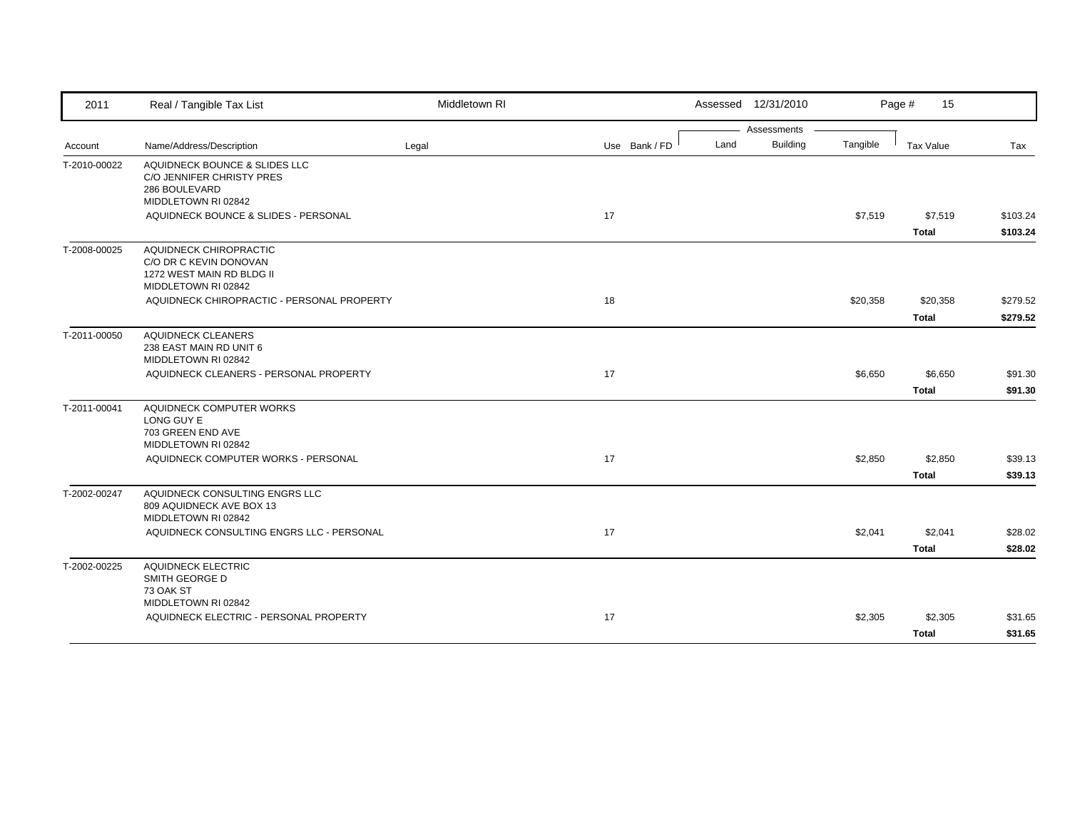| Account | Name/Address/Description | Legal | Use | Bank / FD | Land | Building | Tangible | Tax Value | Tax |
|---|---|---|---|---|---|---|---|---|---|
| T-2010-00022 | AQUIDNECK BOUNCE & SLIDES LLC<br>C/O JENNIFER CHRISTY PRES<br>286 BOULEVARD<br>MIDDLETOWN RI 02842 | | | | | | | | |
| | AQUIDNECK BOUNCE & SLIDES - PERSONAL | | 17 | | | | $7,519 | $7,519 | $103.24 |
| | | | | | | | | **Total** | **$103.24** |
| T-2008-00025 | AQUIDNECK CHIROPRACTIC<br>C/O DR C KEVIN DONOVAN<br>1272 WEST MAIN RD BLDG II<br>MIDDLETOWN RI 02842 | | | | | | | | |
| | AQUIDNECK CHIROPRACTIC - PERSONAL PROPERTY | | 18 | | | | $20,358 | $20,358 | $279.52 |
| | | | | | | | | **Total** | **$279.52** |
| T-2011-00050 | AQUIDNECK CLEANERS<br>238 EAST MAIN RD UNIT 6<br>MIDDLETOWN RI 02842 | | | | | | | | |
| | AQUIDNECK CLEANERS - PERSONAL PROPERTY | | 17 | | | | $6,650 | $6,650 | $91.30 |
| | | | | | | | | **Total** | **$91.30** |
| T-2011-00041 | AQUIDNECK COMPUTER WORKS<br>LONG GUY E<br>703 GREEN END AVE<br>MIDDLETOWN RI 02842 | | | | | | | | |
| | AQUIDNECK COMPUTER WORKS - PERSONAL | | 17 | | | | $2,850 | $2,850 | $39.13 |
| | | | | | | | | **Total** | **$39.13** |
| T-2002-00247 | AQUIDNECK CONSULTING ENGRS LLC<br>809 AQUIDNECK AVE BOX 13<br>MIDDLETOWN RI 02842 | | | | | | | | |
| | AQUIDNECK CONSULTING ENGRS LLC - PERSONAL | | 17 | | | | $2,041 | $2,041 | $28.02 |
| | | | | | | | | **Total** | **$28.02** |
| T-2002-00225 | AQUIDNECK ELECTRIC<br>SMITH GEORGE D<br>73 OAK ST<br>MIDDLETOWN RI 02842 | | | | | | | | |
| | AQUIDNECK ELECTRIC - PERSONAL PROPERTY | | 17 | | | | $2,305 | $2,305 | $31.65 |
| | | | | | | | | **Total** | **$31.65** |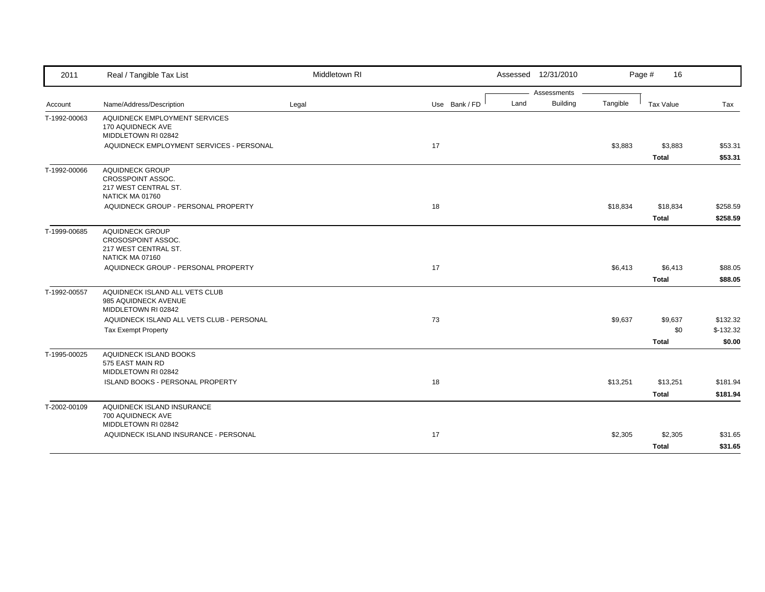| 2011 | Real / Tangible Tax List | Middletown RI | | | Assessed 12/31/2010 | | | Page # 16 | |
|---|---|---|---|---|---|---|---|---|---|
| | | | | | Assessments | | | | |
| Account | Name/Address/Description | Legal | Use | Bank / FD | Land | Building | Tangible | Tax Value | Tax |
| T-1992-00063 | AQUIDNECK EMPLOYMENT SERVICES<br>170 AQUIDNECK AVE<br>MIDDLETOWN RI 02842 | | | | | | | | |
| | AQUIDNECK EMPLOYMENT SERVICES - PERSONAL | | 17 | | | | $3,883 | $3,883 | $53.31 |
| | | | | | | | | **Total** | **$53.31** |
| T-1992-00066 | AQUIDNECK GROUP<br>CROSSPOINT ASSOC.<br>217 WEST CENTRAL ST.<br>NATICK MA 01760 | | | | | | | | |
| | AQUIDNECK GROUP - PERSONAL PROPERTY | | 18 | | | | $18,834 | $18,834 | $258.59 |
| | | | | | | | | **Total** | **$258.59** |
| T-1999-00685 | AQUIDNECK GROUP<br>CROSOSPOINT ASSOC.<br>217 WEST CENTRAL ST.<br>NATICK MA 07160 | | | | | | | | |
| | AQUIDNECK GROUP - PERSONAL PROPERTY | | 17 | | | | $6,413 | $6,413 | $88.05 |
| | | | | | | | | **Total** | **$88.05** |
| T-1992-00557 | AQUIDNECK ISLAND ALL VETS CLUB<br>985 AQUIDNECK AVENUE<br>MIDDLETOWN RI 02842 | | | | | | | | |
| | AQUIDNECK ISLAND ALL VETS CLUB - PERSONAL | | 73 | | | | $9,637 | $9,637 | $132.32 |
| | Tax Exempt Property | | | | | | | $0 | $-132.32 |
| | | | | | | | | **Total** | **$0.00** |
| T-1995-00025 | AQUIDNECK ISLAND BOOKS<br>575 EAST MAIN RD<br>MIDDLETOWN RI 02842 | | | | | | | | |
| | ISLAND BOOKS - PERSONAL PROPERTY | | 18 | | | | $13,251 | $13,251 | $181.94 |
| | | | | | | | | **Total** | **$181.94** |
| T-2002-00109 | AQUIDNECK ISLAND INSURANCE<br>700 AQUIDNECK AVE<br>MIDDLETOWN RI 02842 | | | | | | | | |
| | AQUIDNECK ISLAND INSURANCE - PERSONAL | | 17 | | | | $2,305 | $2,305 | $31.65 |
| | | | | | | | | **Total** | **$31.65** |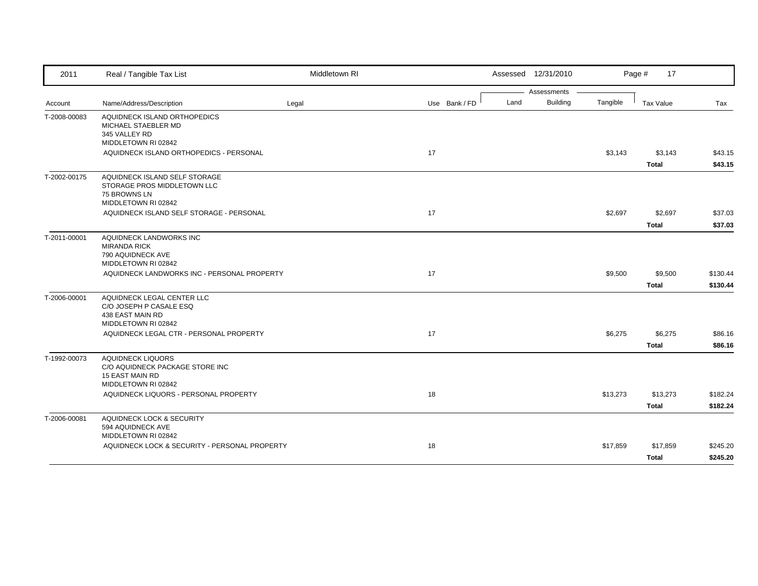| 2011 | Real / Tangible Tax List | Middletown RI | | | Assessed 12/31/2010 | | | | |
|---|---|---|---|---|---|---|---|---|---|
| | | | | | Assessments | | | | |
| Account | Name/Address/Description | Legal | Use | Bank / FD | Land | Building | Tangible | Tax Value | Tax |
| T-2008-00083 | AQUIDNECK ISLAND ORTHOPEDICS<br>MICHAEL STAEBLER MD<br>345 VALLEY RD<br>MIDDLETOWN RI 02842 | | | | | | | | |
| | AQUIDNECK ISLAND ORTHOPEDICS - PERSONAL | | 17 | | | | $3,143 | $3,143 | $43.15 |
| | | | | | | | | **Total** | **$43.15** |
| T-2002-00175 | AQUIDNECK ISLAND SELF STORAGE<br>STORAGE PROS MIDDLETOWN LLC<br>75 BROWNS LN<br>MIDDLETOWN RI 02842 | | | | | | | | |
| | AQUIDNECK ISLAND SELF STORAGE - PERSONAL | | 17 | | | | $2,697 | $2,697 | $37.03 |
| | | | | | | | | **Total** | **$37.03** |
| T-2011-00001 | AQUIDNECK LANDWORKS INC<br>MIRANDA RICK<br>790 AQUIDNECK AVE<br>MIDDLETOWN RI 02842 | | | | | | | | |
| | AQUIDNECK LANDWORKS INC - PERSONAL PROPERTY | | 17 | | | | $9,500 | $9,500 | $130.44 |
| | | | | | | | | **Total** | **$130.44** |
| T-2006-00001 | AQUIDNECK LEGAL CENTER LLC<br>C/O JOSEPH P CASALE ESQ<br>438 EAST MAIN RD<br>MIDDLETOWN RI 02842 | | | | | | | | |
| | AQUIDNECK LEGAL CTR - PERSONAL PROPERTY | | 17 | | | | $6,275 | $6,275 | $86.16 |
| | | | | | | | | **Total** | **$86.16** |
| T-1992-00073 | AQUIDNECK LIQUORS<br>C/O AQUIDNECK PACKAGE STORE INC<br>15 EAST MAIN RD<br>MIDDLETOWN RI 02842 | | | | | | | | |
| | AQUIDNECK LIQUORS - PERSONAL PROPERTY | | 18 | | | | $13,273 | $13,273 | $182.24 |
| | | | | | | | | **Total** | **$182.24** |
| T-2006-00081 | AQUIDNECK LOCK & SECURITY<br>594 AQUIDNECK AVE<br>MIDDLETOWN RI 02842 | | | | | | | | |
| | AQUIDNECK LOCK & SECURITY - PERSONAL PROPERTY | | 18 | | | | $17,859 | $17,859 | $245.20 |
| | | | | | | | | **Total** | **$245.20** |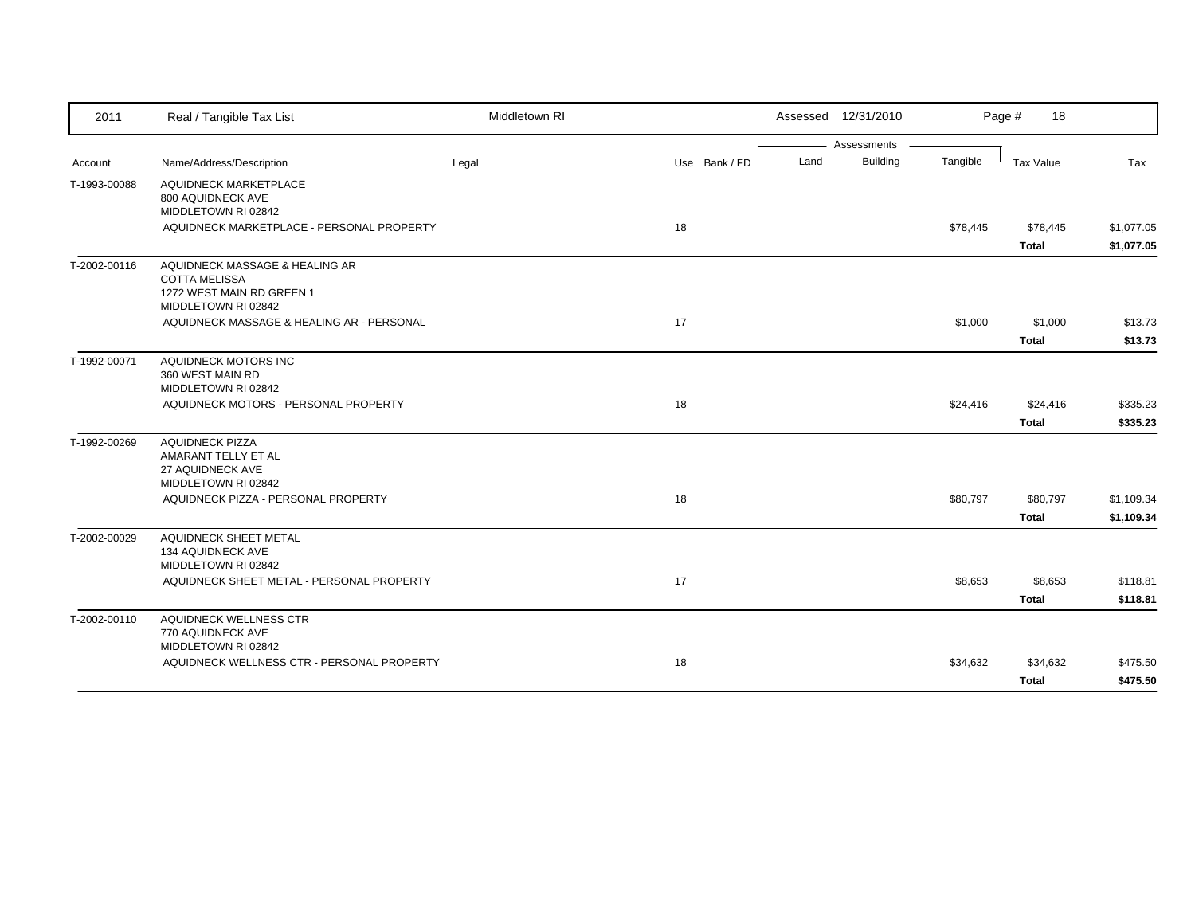| 2011 | Real / Tangible Tax List | Middletown RI | | | Assessed 12/31/2010 | | | Page # 18 | |
|---|---|---|---|---|---|---|---|---|---|
| | | | | | Assessments | | | | |
| Account | Name/Address/Description | Legal | Use | Bank / FD | Land | Building | Tangible | Tax Value | Tax |
| T-1993-00088 | AQUIDNECK MARKETPLACE<br>800 AQUIDNECK AVE<br>MIDDLETOWN RI 02842 | | | | | | | | |
| | AQUIDNECK MARKETPLACE - PERSONAL PROPERTY | | 18 | | | | $78,445 | $78,445 | $1,077.05 |
| | | | | | | | | **Total** | **$1,077.05** |
| T-2002-00116 | AQUIDNECK MASSAGE & HEALING AR<br>COTTA MELISSA<br>1272 WEST MAIN RD GREEN 1<br>MIDDLETOWN RI 02842 | | | | | | | | |
| | AQUIDNECK MASSAGE & HEALING AR - PERSONAL | | 17 | | | | $1,000 | $1,000 | $13.73 |
| | | | | | | | | **Total** | **$13.73** |
| T-1992-00071 | AQUIDNECK MOTORS INC<br>360 WEST MAIN RD<br>MIDDLETOWN RI 02842 | | | | | | | | |
| | AQUIDNECK MOTORS - PERSONAL PROPERTY | | 18 | | | | $24,416 | $24,416 | $335.23 |
| | | | | | | | | **Total** | **$335.23** |
| T-1992-00269 | AQUIDNECK PIZZA<br>AMARANT TELLY ET AL<br>27 AQUIDNECK AVE<br>MIDDLETOWN RI 02842 | | | | | | | | |
| | AQUIDNECK PIZZA - PERSONAL PROPERTY | | 18 | | | | $80,797 | $80,797 | $1,109.34 |
| | | | | | | | | **Total** | **$1,109.34** |
| T-2002-00029 | AQUIDNECK SHEET METAL<br>134 AQUIDNECK AVE<br>MIDDLETOWN RI 02842 | | | | | | | | |
| | AQUIDNECK SHEET METAL - PERSONAL PROPERTY | | 17 | | | | $8,653 | $8,653 | $118.81 |
| | | | | | | | | **Total** | **$118.81** |
| T-2002-00110 | AQUIDNECK WELLNESS CTR<br>770 AQUIDNECK AVE<br>MIDDLETOWN RI 02842 | | | | | | | | |
| | AQUIDNECK WELLNESS CTR - PERSONAL PROPERTY | | 18 | | | | $34,632 | $34,632 | $475.50 |
| | | | | | | | | **Total** | **$475.50** |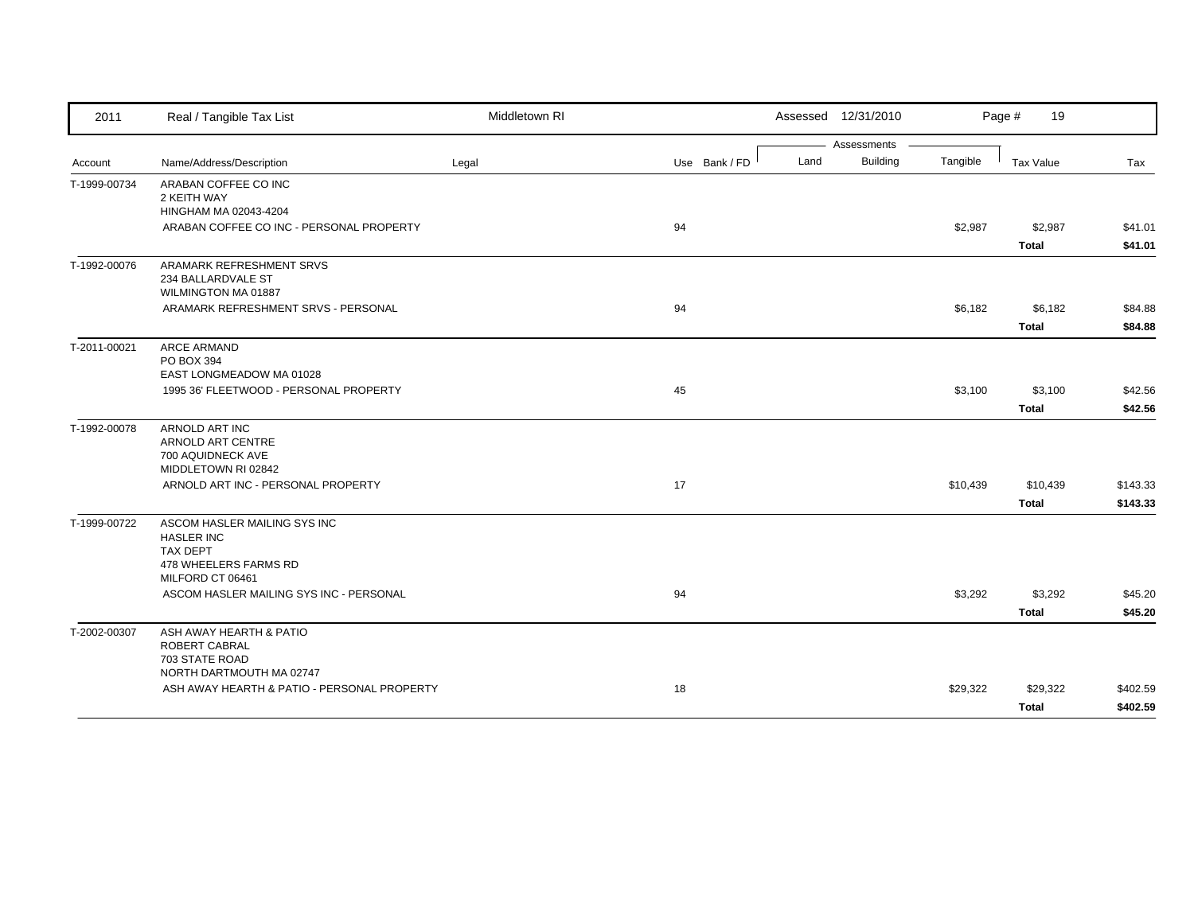| 2011 | Real / Tangible Tax List | Middletown RI | | Assessed 12/31/2010 | | | Page # 19 | |
|---|---|---|---|---|---|---|---|---|
| | | | | Assessments | | | | |
| Account | Name/Address/Description | Legal | Use Bank / FD | Land | Building | Tangible | Tax Value | Tax |
| T-1999-00734 | ARABAN COFFEE CO INC<br>2 KEITH WAY<br>HINGHAM MA 02043-4204 | | | | | | | |
| | ARABAN COFFEE CO INC - PERSONAL PROPERTY | | 94 | | | $2,987 | $2,987 | $41.01 |
| | | | | | | | **Total** | **$41.01** |
| T-1992-00076 | ARAMARK REFRESHMENT SRVS<br>234 BALLARDVALE ST<br>WILMINGTON MA 01887 | | | | | | | |
| | ARAMARK REFRESHMENT SRVS - PERSONAL | | 94 | | | $6,182 | $6,182 | $84.88 |
| | | | | | | | **Total** | **$84.88** |
| T-2011-00021 | ARCE ARMAND<br>PO BOX 394<br>EAST LONGMEADOW MA 01028 | | | | | | | |
| | 1995 36' FLEETWOOD - PERSONAL PROPERTY | | 45 | | | $3,100 | $3,100 | $42.56 |
| | | | | | | | **Total** | **$42.56** |
| T-1992-00078 | ARNOLD ART INC<br>ARNOLD ART CENTRE<br>700 AQUIDNECK AVE<br>MIDDLETOWN RI 02842 | | | | | | | |
| | ARNOLD ART INC - PERSONAL PROPERTY | | 17 | | | $10,439 | $10,439 | $143.33 |
| | | | | | | | **Total** | **$143.33** |
| T-1999-00722 | ASCOM HASLER MAILING SYS INC<br>HASLER INC<br>TAX DEPT<br>478 WHEELERS FARMS RD<br>MILFORD CT 06461 | | | | | | | |
| | ASCOM HASLER MAILING SYS INC - PERSONAL | | 94 | | | $3,292 | $3,292 | $45.20 |
| | | | | | | | **Total** | **$45.20** |
| T-2002-00307 | ASH AWAY HEARTH & PATIO<br>ROBERT CABRAL<br>703 STATE ROAD<br>NORTH DARTMOUTH MA 02747 | | | | | | | |
| | ASH AWAY HEARTH & PATIO - PERSONAL PROPERTY | | 18 | | | $29,322 | $29,322 | $402.59 |
| | | | | | | | **Total** | **$402.59** |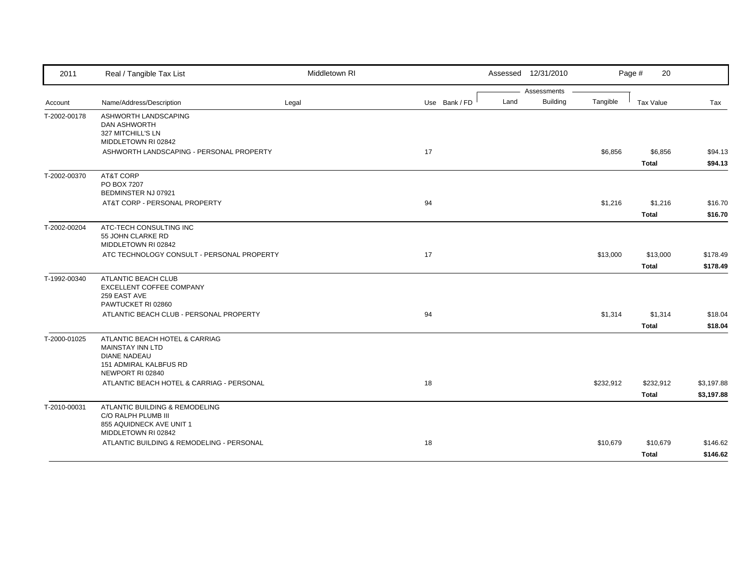| Account | Name/Address/Description | Legal | Use | Bank / FD | Land | Building | Tangible | Tax Value | Tax |
|---|---|---|---|---|---|---|---|---|---|
| T-2002-00178 | ASHWORTH LANDSCAPING<br>DAN ASHWORTH<br>327 MITCHILL'S LN<br>MIDDLETOWN RI 02842 | | | | | | | | |
| | ASHWORTH LANDSCAPING - PERSONAL PROPERTY | | 17 | | | | $6,856 | $6,856 | $94.13 |
| | | | | | | | | **Total** | **$94.13** |
| T-2002-00370 | AT&T CORP<br>PO BOX 7207<br>BEDMINSTER NJ 07921 | | | | | | | | |
| | AT&T CORP - PERSONAL PROPERTY | | 94 | | | | $1,216 | $1,216 | $16.70 |
| | | | | | | | | **Total** | **$16.70** |
| T-2002-00204 | ATC-TECH CONSULTING INC<br>55 JOHN CLARKE RD<br>MIDDLETOWN RI 02842 | | | | | | | | |
| | ATC TECHNOLOGY CONSULT - PERSONAL PROPERTY | | 17 | | | | $13,000 | $13,000 | $178.49 |
| | | | | | | | | **Total** | **$178.49** |
| T-1992-00340 | ATLANTIC BEACH CLUB<br>EXCELLENT COFFEE COMPANY<br>259 EAST AVE<br>PAWTUCKET RI 02860 | | | | | | | | |
| | ATLANTIC BEACH CLUB - PERSONAL PROPERTY | | 94 | | | | $1,314 | $1,314 | $18.04 |
| | | | | | | | | **Total** | **$18.04** |
| T-2000-01025 | ATLANTIC BEACH HOTEL & CARRIAG<br>MAINSTAY INN LTD<br>DIANE NADEAU<br>151 ADMIRAL KALBFUS RD<br>NEWPORT RI 02840 | | | | | | | | |
| | ATLANTIC BEACH HOTEL & CARRIAG - PERSONAL | | 18 | | | | $232,912 | $232,912 | $3,197.88 |
| | | | | | | | | **Total** | **$3,197.88** |
| T-2010-00031 | ATLANTIC BUILDING & REMODELING<br>C/O RALPH PLUMB III<br>855 AQUIDNECK AVE UNIT 1<br>MIDDLETOWN RI 02842 | | | | | | | | |
| | ATLANTIC BUILDING & REMODELING - PERSONAL | | 18 | | | | $10,679 | $10,679 | $146.62 |
| | | | | | | | | **Total** | **$146.62** |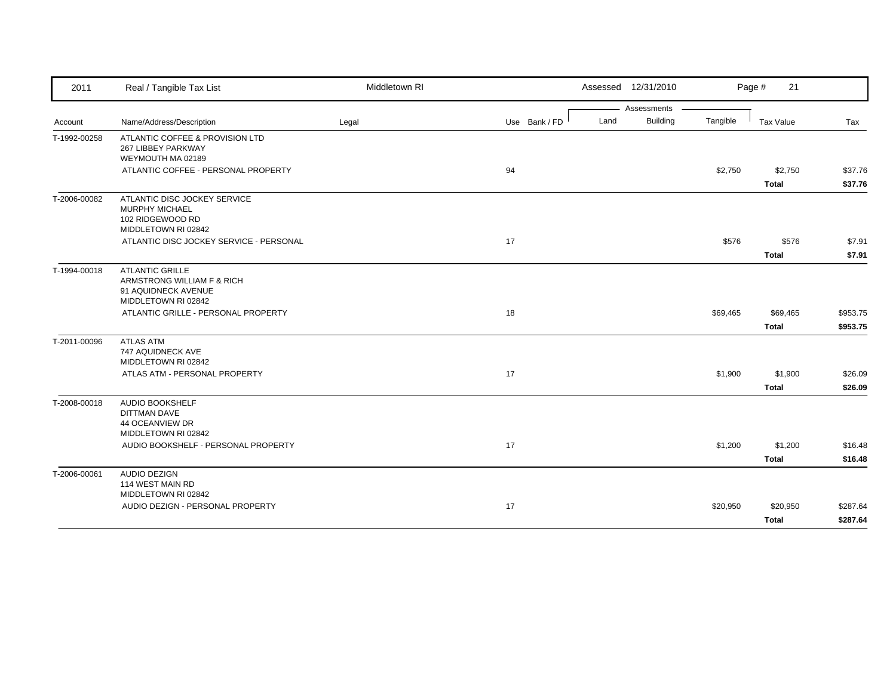| 2011 | Real / Tangible Tax List | Middletown RI | | Assessed 12/31/2010 | | | Page # 21 | |
|---|---|---|---|---|---|---|---|---|
| | | | | Assessments | | | | |
| Account | Name/Address/Description | Legal | Use Bank / FD | Land | Building | Tangible | Tax Value | Tax |
| T-1992-00258 | ATLANTIC COFFEE & PROVISION LTD<br>267 LIBBEY PARKWAY<br>WEYMOUTH MA 02189 | | | | | | | |
| | ATLANTIC COFFEE - PERSONAL PROPERTY | | 94 | | | $2,750 | $2,750 | $37.76 |
| | | | | | | | **Total** | **$37.76** |
| T-2006-00082 | ATLANTIC DISC JOCKEY SERVICE<br>MURPHY MICHAEL<br>102 RIDGEWOOD RD<br>MIDDLETOWN RI 02842 | | | | | | | |
| | ATLANTIC DISC JOCKEY SERVICE - PERSONAL | | 17 | | | $576 | $576 | $7.91 |
| | | | | | | | **Total** | **$7.91** |
| T-1994-00018 | ATLANTIC GRILLE<br>ARMSTRONG WILLIAM F & RICH<br>91 AQUIDNECK AVENUE<br>MIDDLETOWN RI 02842 | | | | | | | |
| | ATLANTIC GRILLE - PERSONAL PROPERTY | | 18 | | | $69,465 | $69,465 | $953.75 |
| | | | | | | | **Total** | **$953.75** |
| T-2011-00096 | ATLAS ATM<br>747 AQUIDNECK AVE<br>MIDDLETOWN RI 02842 | | | | | | | |
| | ATLAS ATM - PERSONAL PROPERTY | | 17 | | | $1,900 | $1,900 | $26.09 |
| | | | | | | | **Total** | **$26.09** |
| T-2008-00018 | AUDIO BOOKSHELF<br>DITTMAN DAVE<br>44 OCEANVIEW DR<br>MIDDLETOWN RI 02842 | | | | | | | |
| | AUDIO BOOKSHELF - PERSONAL PROPERTY | | 17 | | | $1,200 | $1,200 | $16.48 |
| | | | | | | | **Total** | **$16.48** |
| T-2006-00061 | AUDIO DEZIGN<br>114 WEST MAIN RD<br>MIDDLETOWN RI 02842 | | | | | | | |
| | AUDIO DEZIGN - PERSONAL PROPERTY | | 17 | | | $20,950 | $20,950 | $287.64 |
| | | | | | | | **Total** | **$287.64** |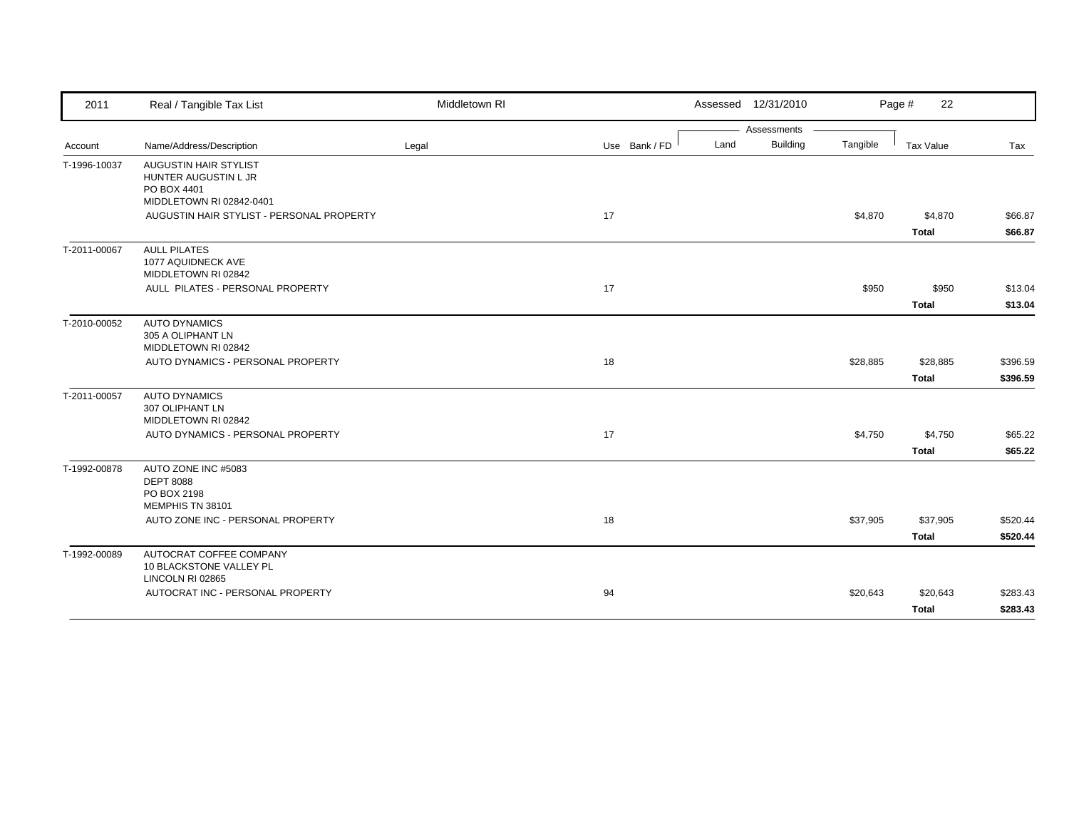| 2011 | Real / Tangible Tax List | Middletown RI | | | Assessed 12/31/2010 | | Page # 22 | |
|---|---|---|---|---|---|---|---|---|
| | | | | | Assessments | | | |
| Account | Name/Address/Description | Legal | Use | Bank / FD | Land | Building | Tangible | Tax Value | Tax |
| T-1996-10037 | AUGUSTIN HAIR STYLIST<br>HUNTER AUGUSTIN L JR<br>PO BOX 4401<br>MIDDLETOWN RI 02842-0401 | | | | | | | | |
| | AUGUSTIN HAIR STYLIST - PERSONAL PROPERTY | | 17 | | | | $4,870 | $4,870 | $66.87 |
| | | | | | | | | **Total** | **$66.87** |
| T-2011-00067 | AULL PILATES<br>1077 AQUIDNECK AVE<br>MIDDLETOWN RI 02842 | | | | | | | | |
| | AULL PILATES - PERSONAL PROPERTY | | 17 | | | | $950 | $950 | $13.04 |
| | | | | | | | | **Total** | **$13.04** |
| T-2010-00052 | AUTO DYNAMICS<br>305 A OLIPHANT LN<br>MIDDLETOWN RI 02842 | | | | | | | | |
| | AUTO DYNAMICS - PERSONAL PROPERTY | | 18 | | | | $28,885 | $28,885 | $396.59 |
| | | | | | | | | **Total** | **$396.59** |
| T-2011-00057 | AUTO DYNAMICS<br>307 OLIPHANT LN<br>MIDDLETOWN RI 02842 | | | | | | | | |
| | AUTO DYNAMICS - PERSONAL PROPERTY | | 17 | | | | $4,750 | $4,750 | $65.22 |
| | | | | | | | | **Total** | **$65.22** |
| T-1992-00878 | AUTO ZONE INC #5083<br>DEPT 8088<br>PO BOX 2198<br>MEMPHIS TN 38101 | | | | | | | | |
| | AUTO ZONE INC - PERSONAL PROPERTY | | 18 | | | | $37,905 | $37,905 | $520.44 |
| | | | | | | | | **Total** | **$520.44** |
| T-1992-00089 | AUTOCRAT COFFEE COMPANY<br>10 BLACKSTONE VALLEY PL<br>LINCOLN RI 02865 | | | | | | | | |
| | AUTOCRAT INC - PERSONAL PROPERTY | | 94 | | | | $20,643 | $20,643 | $283.43 |
| | | | | | | | | **Total** | **$283.43** |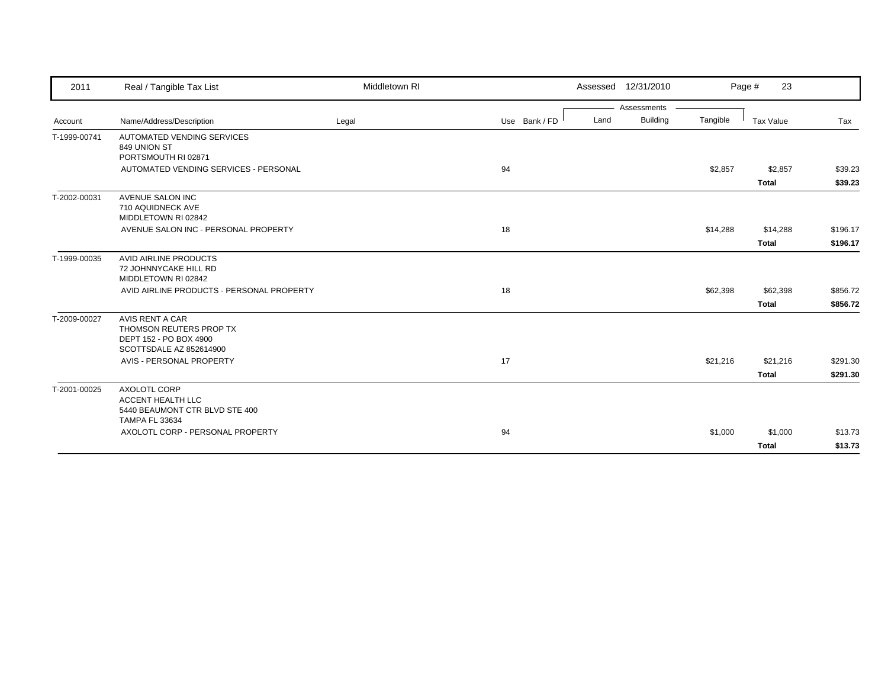| 2011 | Real / Tangible Tax List | Middletown RI | | | Assessed 12/31/2010 | | | Page # 23 | |
|---|---|---|---|---|---|---|---|---|---|
| | | | | | Assessments | | | | |
| Account | Name/Address/Description | Legal | Use | Bank / FD | Land | Building | Tangible | Tax Value | Tax |
| T-1999-00741 | AUTOMATED VENDING SERVICES<br>849 UNION ST<br>PORTSMOUTH RI 02871 | | | | | | | | |
| | AUTOMATED VENDING SERVICES - PERSONAL | | 94 | | | | $2,857 | $2,857 | $39.23 |
| | | | | | | | | **Total** | **$39.23** |
| T-2002-00031 | AVENUE SALON INC<br>710 AQUIDNECK AVE<br>MIDDLETOWN RI 02842 | | | | | | | | |
| | AVENUE SALON INC - PERSONAL PROPERTY | | 18 | | | | $14,288 | $14,288 | $196.17 |
| | | | | | | | | **Total** | **$196.17** |
| T-1999-00035 | AVID AIRLINE PRODUCTS<br>72 JOHNNYCAKE HILL RD<br>MIDDLETOWN RI 02842 | | | | | | | | |
| | AVID AIRLINE PRODUCTS - PERSONAL PROPERTY | | 18 | | | | $62,398 | $62,398 | $856.72 |
| | | | | | | | | **Total** | **$856.72** |
| T-2009-00027 | AVIS RENT A CAR<br>THOMSON REUTERS PROP TX<br>DEPT 152 - PO BOX 4900<br>SCOTTSDALE AZ 852614900 | | | | | | | | |
| | AVIS - PERSONAL PROPERTY | | 17 | | | | $21,216 | $21,216 | $291.30 |
| | | | | | | | | **Total** | **$291.30** |
| T-2001-00025 | AXOLOTL CORP<br>ACCENT HEALTH LLC<br>5440 BEAUMONT CTR BLVD STE 400<br>TAMPA FL 33634 | | | | | | | | |
| | AXOLOTL CORP - PERSONAL PROPERTY | | 94 | | | | $1,000 | $1,000 | $13.73 |
| | | | | | | | | **Total** | **$13.73** |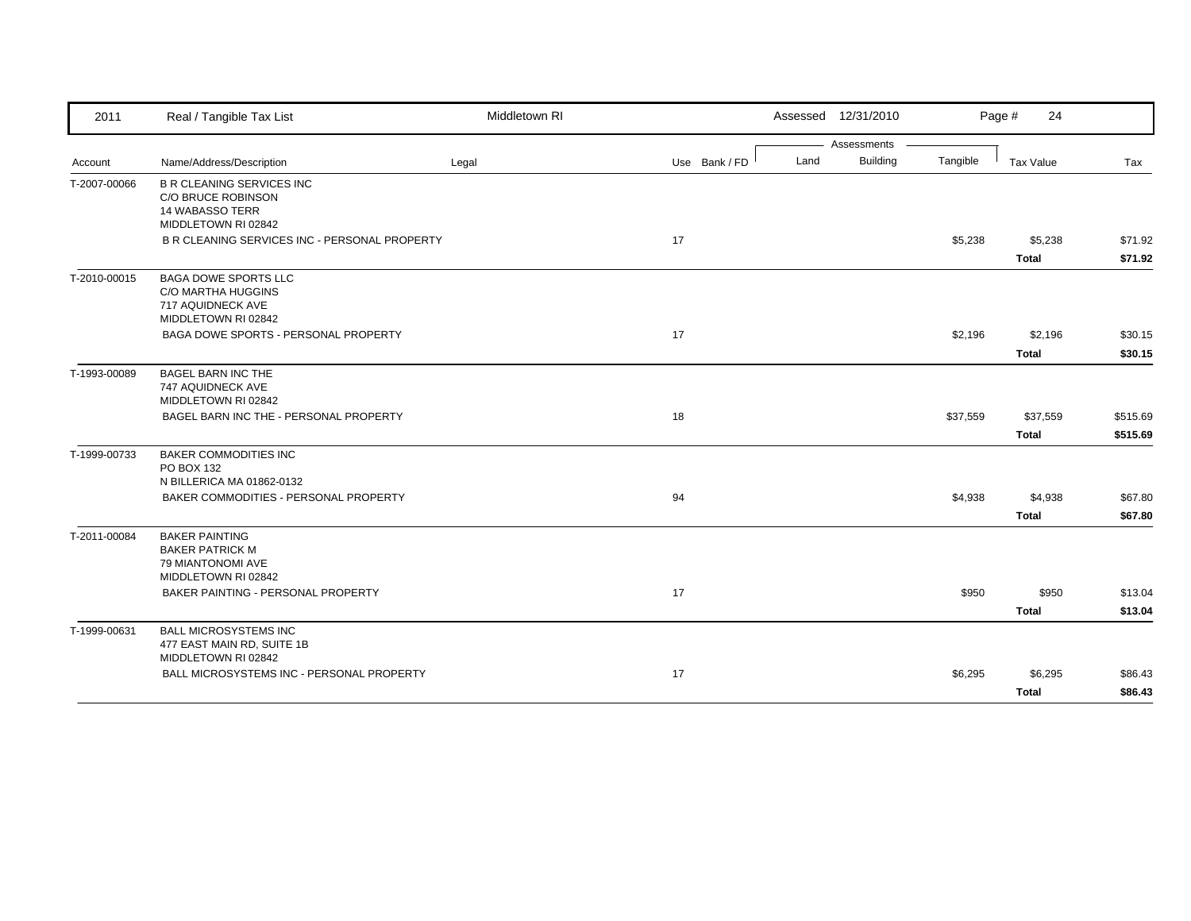| 2011 | Real / Tangible Tax List | Middletown RI | | | Assessed 12/31/2010 | | | Page # 24 | |
|---|---|---|---|---|---|---|---|---|---|
| | | | | | Assessments | | | | |
| Account | Name/Address/Description | Legal | Use | Bank / FD | Land | Building | Tangible | Tax Value | Tax |
| T-2007-00066 | B R CLEANING SERVICES INC<br>C/O BRUCE ROBINSON<br>14 WABASSO TERR<br>MIDDLETOWN RI 02842 | | | | | | | | |
| | B R CLEANING SERVICES INC - PERSONAL PROPERTY | | 17 | | | | $5,238 | $5,238 | $71.92 |
| | | | | | | | | **Total** | **$71.92** |
| T-2010-00015 | BAGA DOWE SPORTS LLC<br>C/O MARTHA HUGGINS<br>717 AQUIDNECK AVE<br>MIDDLETOWN RI 02842 | | | | | | | | |
| | BAGA DOWE SPORTS - PERSONAL PROPERTY | | 17 | | | | $2,196 | $2,196 | $30.15 |
| | | | | | | | | **Total** | **$30.15** |
| T-1993-00089 | BAGEL BARN INC THE<br>747 AQUIDNECK AVE<br>MIDDLETOWN RI 02842 | | | | | | | | |
| | BAGEL BARN INC THE - PERSONAL PROPERTY | | 18 | | | | $37,559 | $37,559 | $515.69 |
| | | | | | | | | **Total** | **$515.69** |
| T-1999-00733 | BAKER COMMODITIES INC<br>PO BOX 132<br>N BILLERICA MA 01862-0132 | | | | | | | | |
| | BAKER COMMODITIES - PERSONAL PROPERTY | | 94 | | | | $4,938 | $4,938 | $67.80 |
| | | | | | | | | **Total** | **$67.80** |
| T-2011-00084 | BAKER PAINTING<br>BAKER PATRICK M<br>79 MIANTONOMI AVE<br>MIDDLETOWN RI 02842 | | | | | | | | |
| | BAKER PAINTING - PERSONAL PROPERTY | | 17 | | | | $950 | $950 | $13.04 |
| | | | | | | | | **Total** | **$13.04** |
| T-1999-00631 | BALL MICROSYSTEMS INC<br>477 EAST MAIN RD, SUITE 1B<br>MIDDLETOWN RI 02842 | | | | | | | | |
| | BALL MICROSYSTEMS INC - PERSONAL PROPERTY | | 17 | | | | $6,295 | $6,295 | $86.43 |
| | | | | | | | | **Total** | **$86.43** |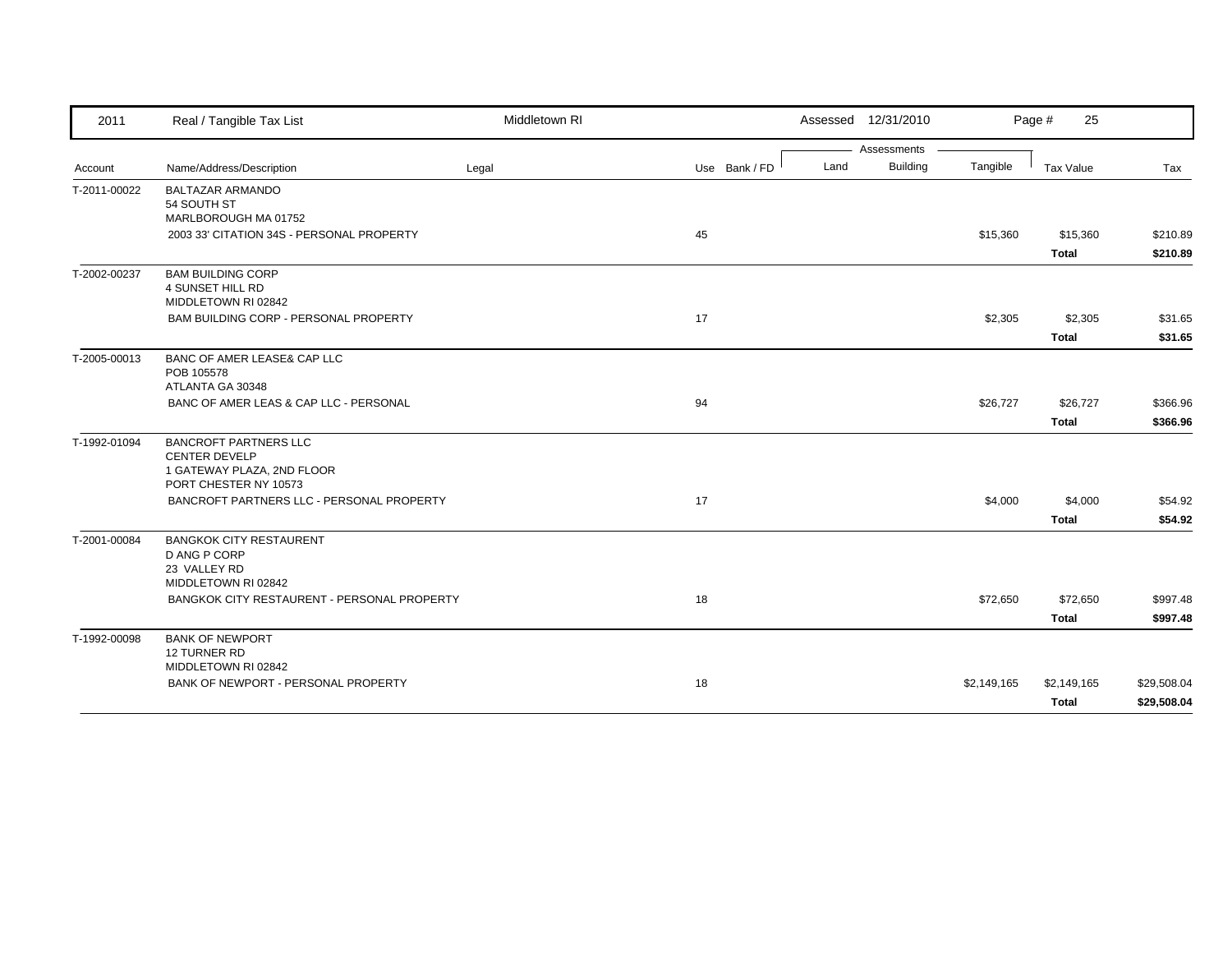2011 Real / Tangible Tax List — Middletown RI — Assessed 12/31/2010

| Account | Name/Address/Description | Legal | Use | Bank / FD | Land | Building | Tangible | Tax Value | Tax |
|---|---|---|---|---|---|---|---|---|---|
| T-2011-00022 | BALTAZAR ARMANDO<br>54 SOUTH ST<br>MARLBOROUGH MA 01752 | | | | | | | | |
| | 2003 33' CITATION 34S - PERSONAL PROPERTY | | 45 | | | | $15,360 | $15,360 | $210.89 |
| | | | | | | | | **Total** | **$210.89** |
| T-2002-00237 | BAM BUILDING CORP<br>4 SUNSET HILL RD<br>MIDDLETOWN RI 02842 | | | | | | | | |
| | BAM BUILDING CORP - PERSONAL PROPERTY | | 17 | | | | $2,305 | $2,305 | $31.65 |
| | | | | | | | | **Total** | **$31.65** |
| T-2005-00013 | BANC OF AMER LEASE& CAP LLC<br>POB 105578<br>ATLANTA GA 30348 | | | | | | | | |
| | BANC OF AMER LEAS & CAP LLC - PERSONAL | | 94 | | | | $26,727 | $26,727 | $366.96 |
| | | | | | | | | **Total** | **$366.96** |
| T-1992-01094 | BANCROFT PARTNERS LLC<br>CENTER DEVELP<br>1 GATEWAY PLAZA, 2ND FLOOR<br>PORT CHESTER NY 10573 | | | | | | | | |
| | BANCROFT PARTNERS LLC - PERSONAL PROPERTY | | 17 | | | | $4,000 | $4,000 | $54.92 |
| | | | | | | | | **Total** | **$54.92** |
| T-2001-00084 | BANGKOK CITY RESTAURENT<br>D ANG P CORP<br>23 VALLEY RD<br>MIDDLETOWN RI 02842 | | | | | | | | |
| | BANGKOK CITY RESTAURENT - PERSONAL PROPERTY | | 18 | | | | $72,650 | $72,650 | $997.48 |
| | | | | | | | | **Total** | **$997.48** |
| T-1992-00098 | BANK OF NEWPORT<br>12 TURNER RD<br>MIDDLETOWN RI 02842 | | | | | | | | |
| | BANK OF NEWPORT - PERSONAL PROPERTY | | 18 | | | | $2,149,165 | $2,149,165 | $29,508.04 |
| | | | | | | | | **Total** | **$29,508.04** |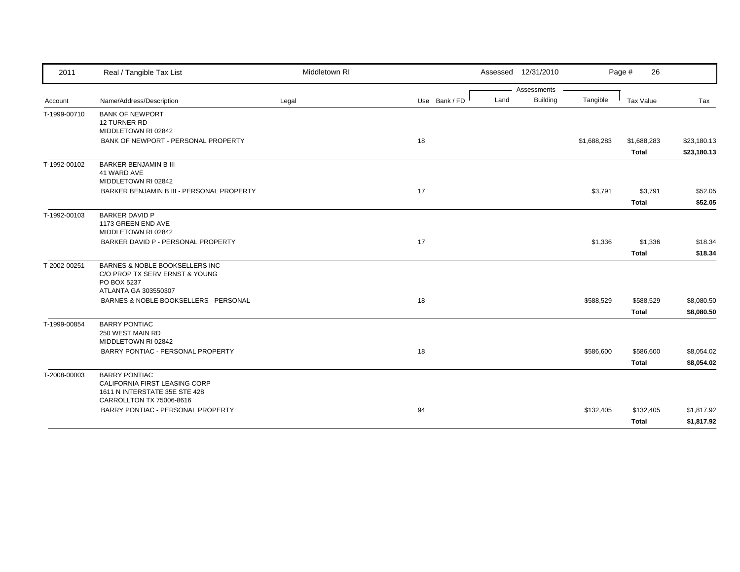| Account | Name/Address/Description | Legal | Use | Bank / FD | Land | Building | Tangible | Tax Value | Tax |
|---|---|---|---|---|---|---|---|---|---|
| T-1999-00710 | BANK OF NEWPORT<br>12 TURNER RD<br>MIDDLETOWN RI 02842 | | | | | | | | |
| | BANK OF NEWPORT - PERSONAL PROPERTY | | 18 | | | | $1,688,283 | $1,688,283 | $23,180.13 |
| | | | | | | | | **Total** | **$23,180.13** |
| T-1992-00102 | BARKER BENJAMIN B III<br>41 WARD AVE<br>MIDDLETOWN RI 02842 | | | | | | | | |
| | BARKER BENJAMIN B III - PERSONAL PROPERTY | | 17 | | | | $3,791 | $3,791 | $52.05 |
| | | | | | | | | **Total** | **$52.05** |
| T-1992-00103 | BARKER DAVID P<br>1173 GREEN END AVE<br>MIDDLETOWN RI 02842 | | | | | | | | |
| | BARKER DAVID P - PERSONAL PROPERTY | | 17 | | | | $1,336 | $1,336 | $18.34 |
| | | | | | | | | **Total** | **$18.34** |
| T-2002-00251 | BARNES & NOBLE BOOKSELLERS INC<br>C/O PROP TX SERV ERNST & YOUNG<br>PO BOX 5237<br>ATLANTA GA 303550307 | | | | | | | | |
| | BARNES & NOBLE BOOKSELLERS - PERSONAL | | 18 | | | | $588,529 | $588,529 | $8,080.50 |
| | | | | | | | | **Total** | **$8,080.50** |
| T-1999-00854 | BARRY PONTIAC<br>250 WEST MAIN RD<br>MIDDLETOWN RI 02842 | | | | | | | | |
| | BARRY PONTIAC - PERSONAL PROPERTY | | 18 | | | | $586,600 | $586,600 | $8,054.02 |
| | | | | | | | | **Total** | **$8,054.02** |
| T-2008-00003 | BARRY PONTIAC<br>CALIFORNIA FIRST LEASING CORP<br>1611 N INTERSTATE 35E STE 428<br>CARROLLTON TX 75006-8616 | | | | | | | | |
| | BARRY PONTIAC - PERSONAL PROPERTY | | 94 | | | | $132,405 | $132,405 | $1,817.92 |
| | | | | | | | | **Total** | **$1,817.92** |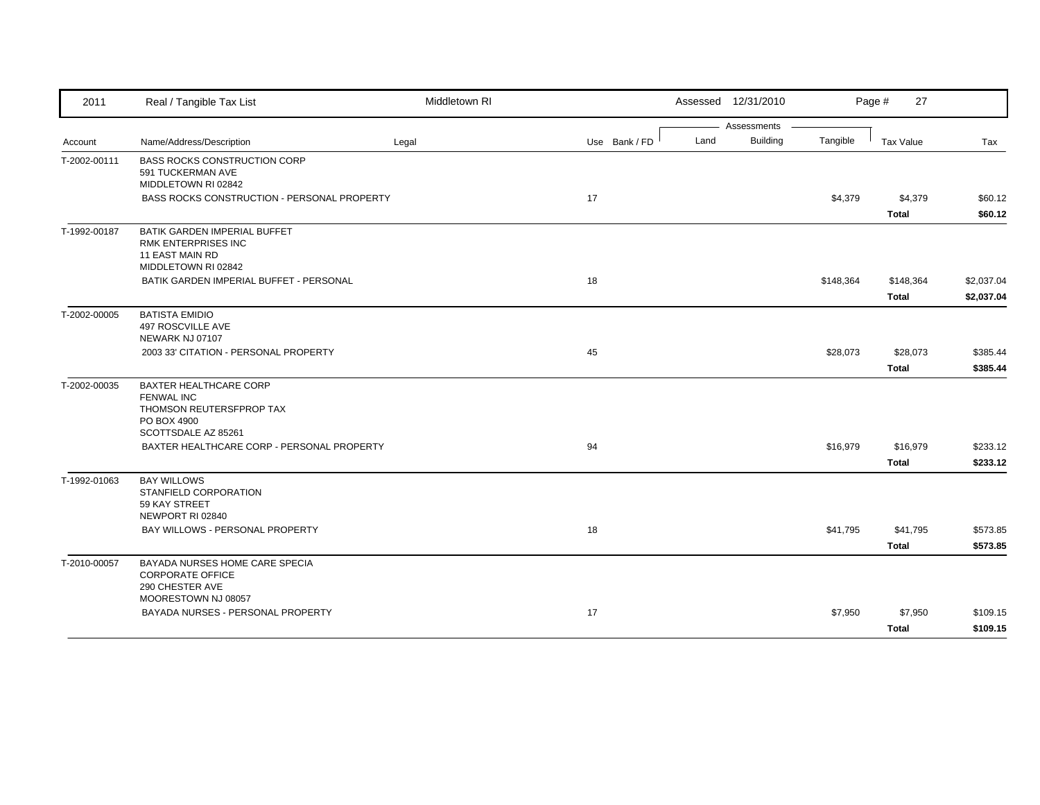| 2011 | Real / Tangible Tax List | Middletown RI | | Assessed 12/31/2010 | | | Page # 27 | |
|---|---|---|---|---|---|---|---|---|
| | | | | Assessments | | | | |
| Account | Name/Address/Description | Legal | Use Bank / FD | Land | Building | Tangible | Tax Value | Tax |
| T-2002-00111 | BASS ROCKS CONSTRUCTION CORP<br>591 TUCKERMAN AVE<br>MIDDLETOWN RI 02842 | | | | | | | |
| | BASS ROCKS CONSTRUCTION - PERSONAL PROPERTY | | 17 | | | $4,379 | $4,379 | $60.12 |
| | | | | | | | **Total** | **$60.12** |
| T-1992-00187 | BATIK GARDEN IMPERIAL BUFFET<br>RMK ENTERPRISES INC<br>11 EAST MAIN RD<br>MIDDLETOWN RI 02842 | | | | | | | |
| | BATIK GARDEN IMPERIAL BUFFET - PERSONAL | | 18 | | | $148,364 | $148,364 | $2,037.04 |
| | | | | | | | **Total** | **$2,037.04** |
| T-2002-00005 | BATISTA EMIDIO<br>497 ROSCVILLE AVE<br>NEWARK NJ 07107 | | | | | | | |
| | 2003 33' CITATION - PERSONAL PROPERTY | | 45 | | | $28,073 | $28,073 | $385.44 |
| | | | | | | | **Total** | **$385.44** |
| T-2002-00035 | BAXTER HEALTHCARE CORP<br>FENWAL INC<br>THOMSON REUTERSFPROP TAX<br>PO BOX 4900<br>SCOTTSDALE AZ 85261 | | | | | | | |
| | BAXTER HEALTHCARE CORP - PERSONAL PROPERTY | | 94 | | | $16,979 | $16,979 | $233.12 |
| | | | | | | | **Total** | **$233.12** |
| T-1992-01063 | BAY WILLOWS<br>STANFIELD CORPORATION<br>59 KAY STREET<br>NEWPORT RI 02840 | | | | | | | |
| | BAY WILLOWS - PERSONAL PROPERTY | | 18 | | | $41,795 | $41,795 | $573.85 |
| | | | | | | | **Total** | **$573.85** |
| T-2010-00057 | BAYADA NURSES HOME CARE SPECIA<br>CORPORATE OFFICE<br>290 CHESTER AVE<br>MOORESTOWN NJ 08057 | | | | | | | |
| | BAYADA NURSES - PERSONAL PROPERTY | | 17 | | | $7,950 | $7,950 | $109.15 |
| | | | | | | | **Total** | **$109.15** |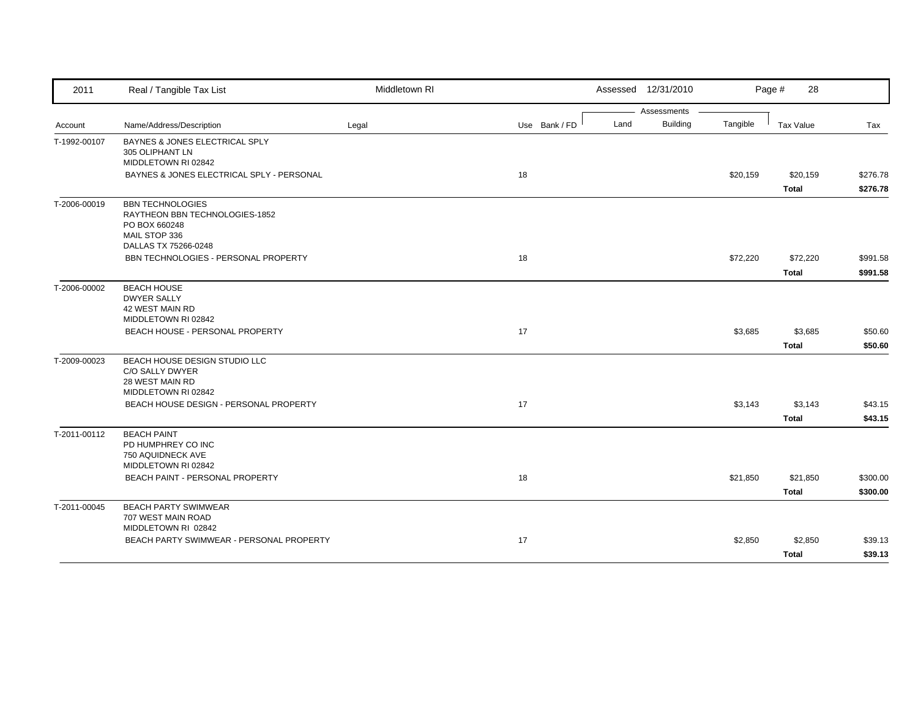| Account | Name/Address/Description | Legal | Use | Bank / FD | Land | Building | Tangible | Tax Value | Tax |
|---|---|---|---|---|---|---|---|---|---|
| T-1992-00107 | BAYNES & JONES ELECTRICAL SPLY<br>305 OLIPHANT LN<br>MIDDLETOWN RI 02842 | | | | | | | | |
| | BAYNES & JONES ELECTRICAL SPLY - PERSONAL | | 18 | | | | $20,159 | $20,159 | $276.78 |
| | | | | | | | | **Total** | **$276.78** |
| T-2006-00019 | BBN TECHNOLOGIES<br>RAYTHEON BBN TECHNOLOGIES-1852<br>PO BOX 660248<br>MAIL STOP 336<br>DALLAS TX 75266-0248 | | | | | | | | |
| | BBN TECHNOLOGIES - PERSONAL PROPERTY | | 18 | | | | $72,220 | $72,220 | $991.58 |
| | | | | | | | | **Total** | **$991.58** |
| T-2006-00002 | BEACH HOUSE<br>DWYER SALLY<br>42 WEST MAIN RD<br>MIDDLETOWN RI 02842 | | | | | | | | |
| | BEACH HOUSE - PERSONAL PROPERTY | | 17 | | | | $3,685 | $3,685 | $50.60 |
| | | | | | | | | **Total** | **$50.60** |
| T-2009-00023 | BEACH HOUSE DESIGN STUDIO LLC<br>C/O SALLY DWYER<br>28 WEST MAIN RD<br>MIDDLETOWN RI 02842 | | | | | | | | |
| | BEACH HOUSE DESIGN - PERSONAL PROPERTY | | 17 | | | | $3,143 | $3,143 | $43.15 |
| | | | | | | | | **Total** | **$43.15** |
| T-2011-00112 | BEACH PAINT<br>PD HUMPHREY CO INC<br>750 AQUIDNECK AVE<br>MIDDLETOWN RI 02842 | | | | | | | | |
| | BEACH PAINT - PERSONAL PROPERTY | | 18 | | | | $21,850 | $21,850 | $300.00 |
| | | | | | | | | **Total** | **$300.00** |
| T-2011-00045 | BEACH PARTY SWIMWEAR<br>707 WEST MAIN ROAD<br>MIDDLETOWN RI 02842 | | | | | | | | |
| | BEACH PARTY SWIMWEAR - PERSONAL PROPERTY | | 17 | | | | $2,850 | $2,850 | $39.13 |
| | | | | | | | | **Total** | **$39.13** |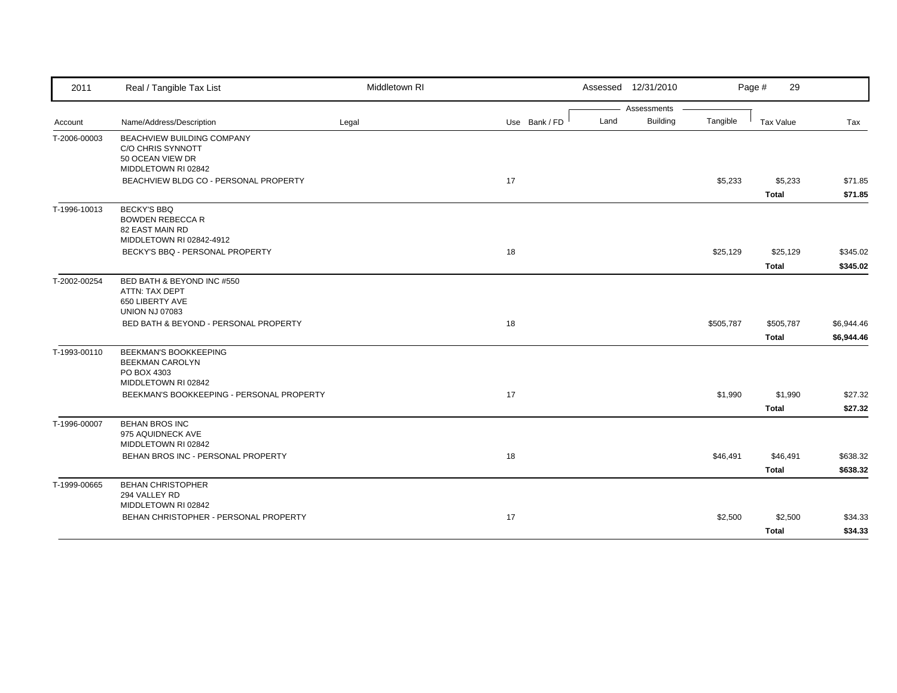| 2011 | Real / Tangible Tax List | Middletown RI | | | Assessed 12/31/2010 | | | Page # 29 | |
|---|---|---|---|---|---|---|---|---|---|
| | | | | | Assessments | | | | |
| Account | Name/Address/Description | Legal | Use | Bank / FD | Land | Building | Tangible | Tax Value | Tax |
| T-2006-00003 | BEACHVIEW BUILDING COMPANY<br>C/O CHRIS SYNNOTT<br>50 OCEAN VIEW DR<br>MIDDLETOWN RI 02842 | | | | | | | | |
| | BEACHVIEW BLDG CO - PERSONAL PROPERTY | | 17 | | | | $5,233 | $5,233 | $71.85 |
| | | | | | | | | **Total** | **$71.85** |
| T-1996-10013 | BECKY'S BBQ<br>BOWDEN REBECCA R<br>82 EAST MAIN RD<br>MIDDLETOWN RI 02842-4912 | | | | | | | | |
| | BECKY'S BBQ - PERSONAL PROPERTY | | 18 | | | | $25,129 | $25,129 | $345.02 |
| | | | | | | | | **Total** | **$345.02** |
| T-2002-00254 | BED BATH & BEYOND INC #550<br>ATTN: TAX DEPT<br>650 LIBERTY AVE<br>UNION NJ 07083 | | | | | | | | |
| | BED BATH & BEYOND - PERSONAL PROPERTY | | 18 | | | | $505,787 | $505,787 | $6,944.46 |
| | | | | | | | | **Total** | **$6,944.46** |
| T-1993-00110 | BEEKMAN'S BOOKKEEPING<br>BEEKMAN CAROLYN<br>PO BOX 4303<br>MIDDLETOWN RI 02842 | | | | | | | | |
| | BEEKMAN'S BOOKKEEPING - PERSONAL PROPERTY | | 17 | | | | $1,990 | $1,990 | $27.32 |
| | | | | | | | | **Total** | **$27.32** |
| T-1996-00007 | BEHAN BROS INC<br>975 AQUIDNECK AVE<br>MIDDLETOWN RI 02842 | | | | | | | | |
| | BEHAN BROS INC - PERSONAL PROPERTY | | 18 | | | | $46,491 | $46,491 | $638.32 |
| | | | | | | | | **Total** | **$638.32** |
| T-1999-00665 | BEHAN CHRISTOPHER<br>294 VALLEY RD<br>MIDDLETOWN RI 02842 | | | | | | | | |
| | BEHAN CHRISTOPHER - PERSONAL PROPERTY | | 17 | | | | $2,500 | $2,500 | $34.33 |
| | | | | | | | | **Total** | **$34.33** |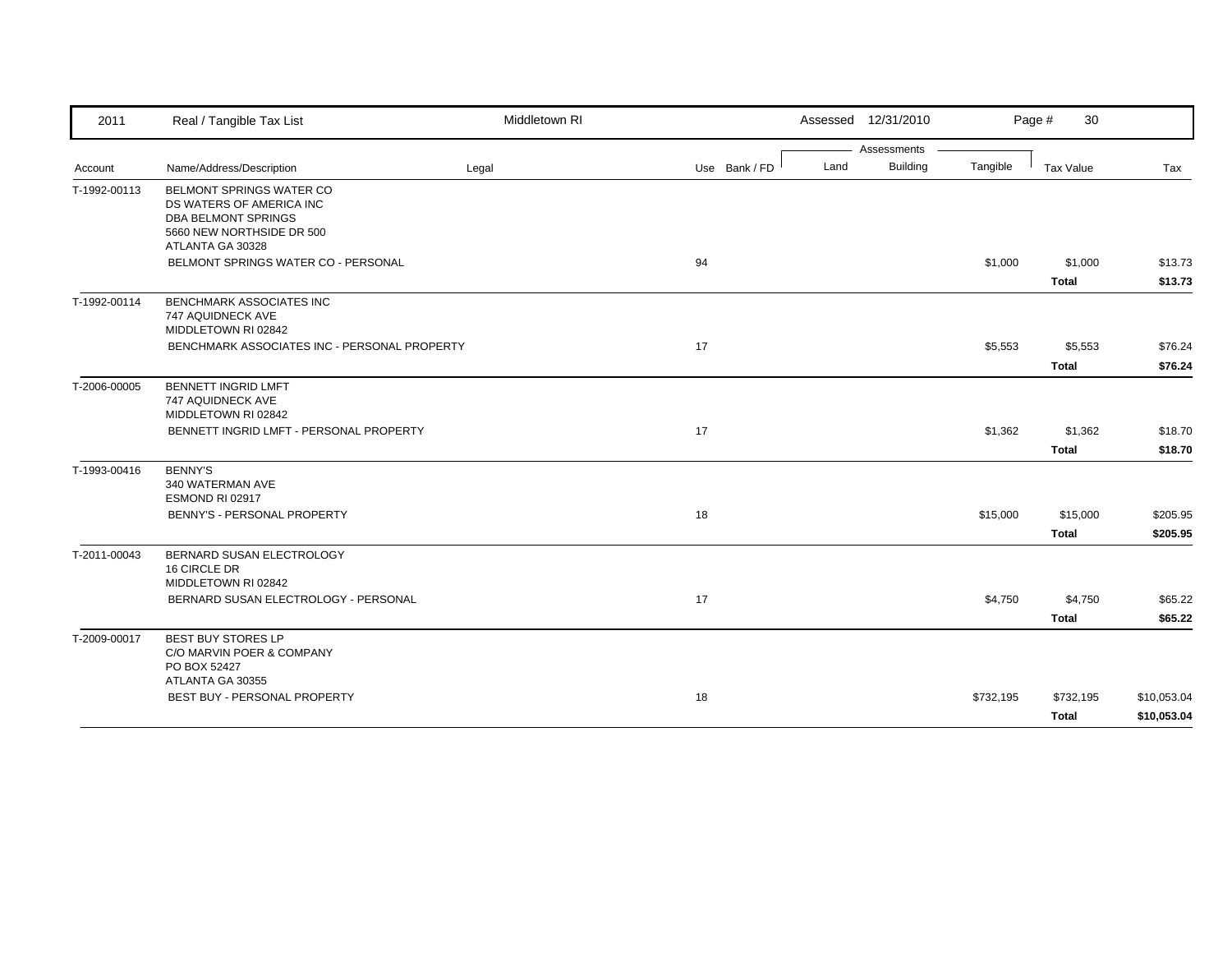| 2011 | Real / Tangible Tax List | Middletown RI | | | Assessed 12/31/2010 | | | Page # 30 | |
|---|---|---|---|---|---|---|---|---|---|
| | | | | | Assessments | | | | |
| Account | Name/Address/Description | Legal | Use | Bank / FD | Land | Building | Tangible | Tax Value | Tax |
| T-1992-00113 | BELMONT SPRINGS WATER CO<br>DS WATERS OF AMERICA INC<br>DBA BELMONT SPRINGS<br>5660 NEW NORTHSIDE DR 500<br>ATLANTA GA 30328 | | | | | | | | |
| | BELMONT SPRINGS WATER CO - PERSONAL | | 94 | | | | $1,000 | $1,000 | $13.73 |
| | | | | | | | | **Total** | **$13.73** |
| T-1992-00114 | BENCHMARK ASSOCIATES INC<br>747 AQUIDNECK AVE<br>MIDDLETOWN RI 02842 | | | | | | | | |
| | BENCHMARK ASSOCIATES INC - PERSONAL PROPERTY | | 17 | | | | $5,553 | $5,553 | $76.24 |
| | | | | | | | | **Total** | **$76.24** |
| T-2006-00005 | BENNETT INGRID LMFT<br>747 AQUIDNECK AVE<br>MIDDLETOWN RI 02842 | | | | | | | | |
| | BENNETT INGRID LMFT - PERSONAL PROPERTY | | 17 | | | | $1,362 | $1,362 | $18.70 |
| | | | | | | | | **Total** | **$18.70** |
| T-1993-00416 | BENNY'S<br>340 WATERMAN AVE<br>ESMOND RI 02917 | | | | | | | | |
| | BENNY'S - PERSONAL PROPERTY | | 18 | | | | $15,000 | $15,000 | $205.95 |
| | | | | | | | | **Total** | **$205.95** |
| T-2011-00043 | BERNARD SUSAN ELECTROLOGY<br>16 CIRCLE DR<br>MIDDLETOWN RI 02842 | | | | | | | | |
| | BERNARD SUSAN ELECTROLOGY - PERSONAL | | 17 | | | | $4,750 | $4,750 | $65.22 |
| | | | | | | | | **Total** | **$65.22** |
| T-2009-00017 | BEST BUY STORES LP<br>C/O MARVIN POER & COMPANY<br>PO BOX 52427<br>ATLANTA GA 30355 | | | | | | | | |
| | BEST BUY - PERSONAL PROPERTY | | 18 | | | | $732,195 | $732,195 | $10,053.04 |
| | | | | | | | | **Total** | **$10,053.04** |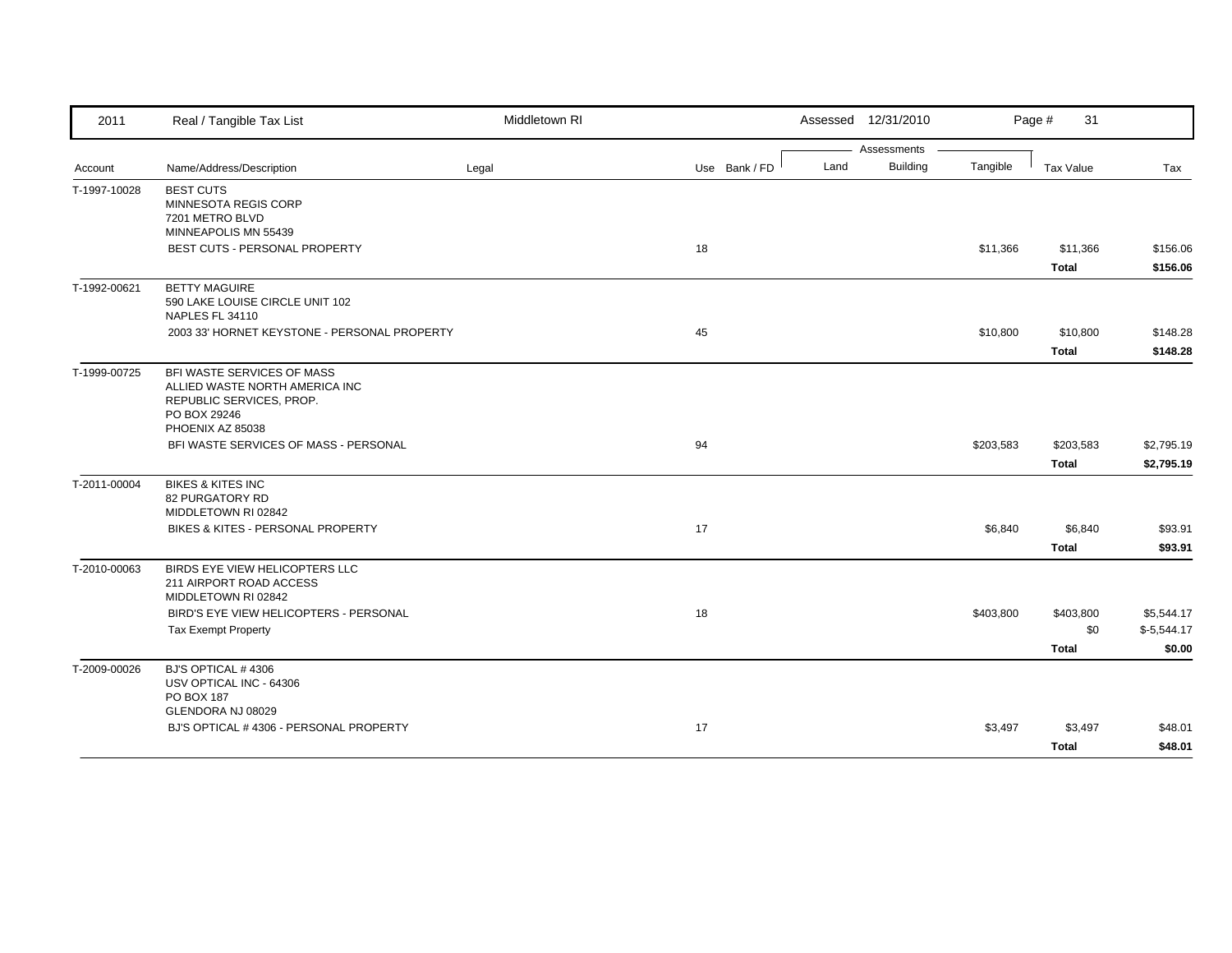| 2011 | Real / Tangible Tax List | Middletown RI | | | Assessed 12/31/2010 | | | Page # 31 | |
|---|---|---|---|---|---|---|---|---|---|
| | | | | | Assessments | | | | |
| Account | Name/Address/Description | Legal | Use | Bank / FD | Land | Building | Tangible | Tax Value | Tax |
| T-1997-10028 | BEST CUTS<br>MINNESOTA REGIS CORP<br>7201 METRO BLVD<br>MINNEAPOLIS MN 55439 | | | | | | | | |
| | BEST CUTS - PERSONAL PROPERTY | | 18 | | | | $11,366 | $11,366 | $156.06 |
| | | | | | | | | **Total** | **$156.06** |
| T-1992-00621 | BETTY MAGUIRE<br>590 LAKE LOUISE CIRCLE UNIT 102<br>NAPLES FL 34110 | | | | | | | | |
| | 2003 33' HORNET KEYSTONE - PERSONAL PROPERTY | | 45 | | | | $10,800 | $10,800 | $148.28 |
| | | | | | | | | **Total** | **$148.28** |
| T-1999-00725 | BFI WASTE SERVICES OF MASS<br>ALLIED WASTE NORTH AMERICA INC<br>REPUBLIC SERVICES, PROP.<br>PO BOX 29246<br>PHOENIX AZ 85038 | | | | | | | | |
| | BFI WASTE SERVICES OF MASS - PERSONAL | | 94 | | | | $203,583 | $203,583 | $2,795.19 |
| | | | | | | | | **Total** | **$2,795.19** |
| T-2011-00004 | BIKES & KITES INC<br>82 PURGATORY RD<br>MIDDLETOWN RI 02842 | | | | | | | | |
| | BIKES & KITES - PERSONAL PROPERTY | | 17 | | | | $6,840 | $6,840 | $93.91 |
| | | | | | | | | **Total** | **$93.91** |
| T-2010-00063 | BIRDS EYE VIEW HELICOPTERS LLC<br>211 AIRPORT ROAD ACCESS<br>MIDDLETOWN RI 02842 | | | | | | | | |
| | BIRD'S EYE VIEW HELICOPTERS - PERSONAL | | 18 | | | | $403,800 | $403,800 | $5,544.17 |
| | Tax Exempt Property | | | | | | | $0 | $-5,544.17 |
| | | | | | | | | **Total** | **$0.00** |
| T-2009-00026 | BJ'S OPTICAL # 4306<br>USV OPTICAL INC - 64306<br>PO BOX 187<br>GLENDORA NJ 08029 | | | | | | | | |
| | BJ'S OPTICAL # 4306 - PERSONAL PROPERTY | | 17 | | | | $3,497 | $3,497 | $48.01 |
| | | | | | | | | **Total** | **$48.01** |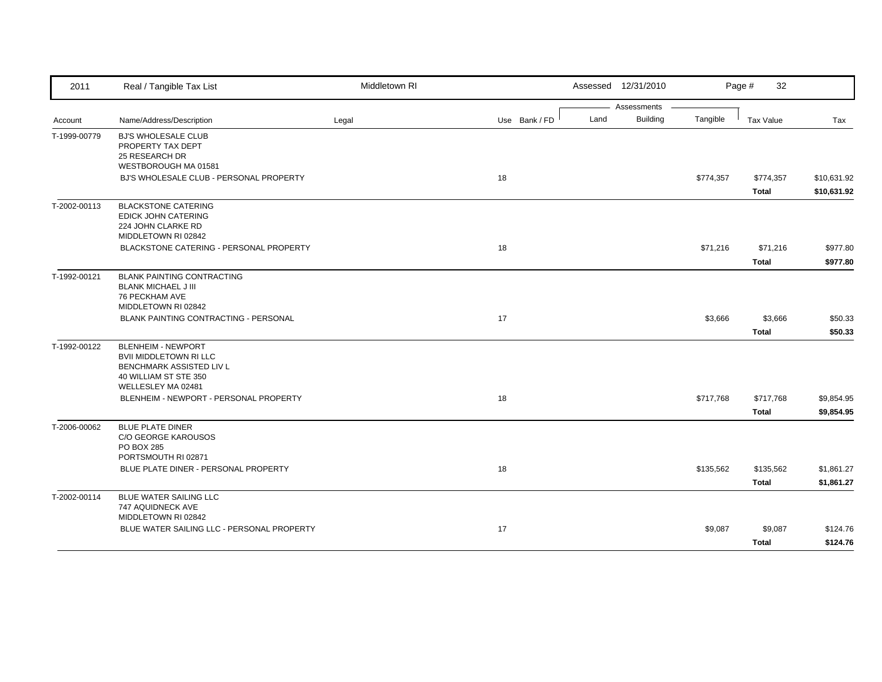| Account | Name/Address/Description | Legal | Use | Bank / FD | Land | Building | Tangible | Tax Value | Tax |
|---|---|---|---|---|---|---|---|---|---|
| T-1999-00779 | BJ'S WHOLESALE CLUB<br>PROPERTY TAX DEPT<br>25 RESEARCH DR<br>WESTBOROUGH MA 01581 | | | | | | | | |
| | BJ'S WHOLESALE CLUB - PERSONAL PROPERTY | | 18 | | | | $774,357 | $774,357 | $10,631.92 |
| | | | | | | | | **Total** | **$10,631.92** |
| T-2002-00113 | BLACKSTONE CATERING<br>EDICK JOHN CATERING<br>224 JOHN CLARKE RD<br>MIDDLETOWN RI 02842 | | | | | | | | |
| | BLACKSTONE CATERING - PERSONAL PROPERTY | | 18 | | | | $71,216 | $71,216 | $977.80 |
| | | | | | | | | **Total** | **$977.80** |
| T-1992-00121 | BLANK PAINTING CONTRACTING<br>BLANK MICHAEL J III<br>76 PECKHAM AVE<br>MIDDLETOWN RI 02842 | | | | | | | | |
| | BLANK PAINTING CONTRACTING - PERSONAL | | 17 | | | | $3,666 | $3,666 | $50.33 |
| | | | | | | | | **Total** | **$50.33** |
| T-1992-00122 | BLENHEIM - NEWPORT<br>BVII MIDDLETOWN RI LLC<br>BENCHMARK ASSISTED LIV L<br>40 WILLIAM ST STE 350<br>WELLESLEY MA 02481 | | | | | | | | |
| | BLENHEIM - NEWPORT - PERSONAL PROPERTY | | 18 | | | | $717,768 | $717,768 | $9,854.95 |
| | | | | | | | | **Total** | **$9,854.95** |
| T-2006-00062 | BLUE PLATE DINER<br>C/O GEORGE KAROUSOS<br>PO BOX 285<br>PORTSMOUTH RI 02871 | | | | | | | | |
| | BLUE PLATE DINER - PERSONAL PROPERTY | | 18 | | | | $135,562 | $135,562 | $1,861.27 |
| | | | | | | | | **Total** | **$1,861.27** |
| T-2002-00114 | BLUE WATER SAILING LLC<br>747 AQUIDNECK AVE<br>MIDDLETOWN RI 02842 | | | | | | | | |
| | BLUE WATER SAILING LLC - PERSONAL PROPERTY | | 17 | | | | $9,087 | $9,087 | $124.76 |
| | | | | | | | | **Total** | **$124.76** |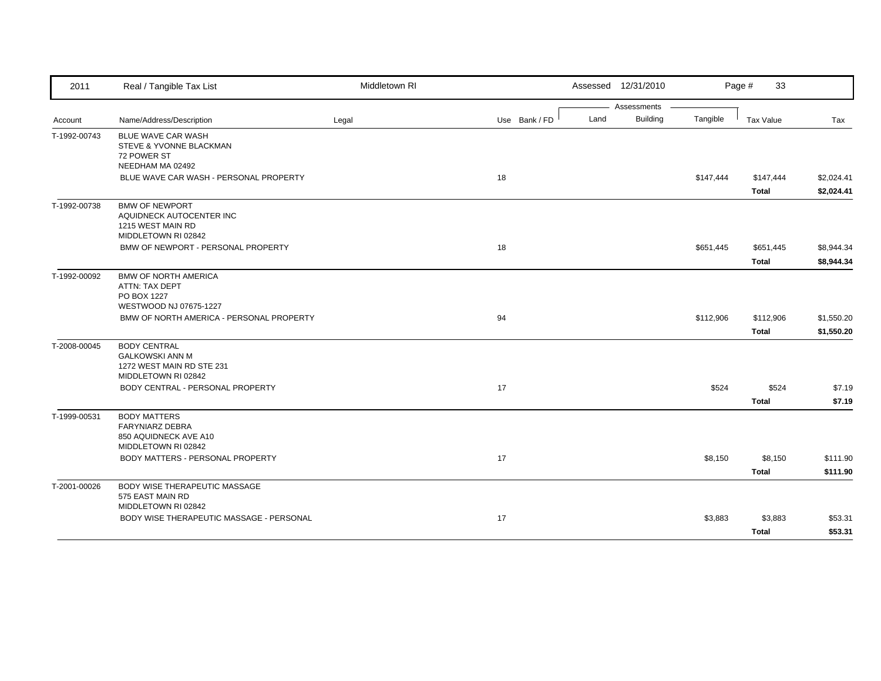| 2011 | Real / Tangible Tax List | Middletown RI | | | Assessed 12/31/2010 | | Page # 33 | |
|---|---|---|---|---|---|---|---|---|
| | | | | | Assessments | | | |
| Account | Name/Address/Description | Legal | Use Bank / FD | Land | Building | Tangible | Tax Value | Tax |
| T-1992-00743 | BLUE WAVE CAR WASH<br>STEVE & YVONNE BLACKMAN<br>72 POWER ST<br>NEEDHAM MA 02492 | | | | | | | |
| | BLUE WAVE CAR WASH - PERSONAL PROPERTY | | 18 | | | $147,444 | $147,444 | $2,024.41 |
| | | | | | | | **Total** | **$2,024.41** |
| T-1992-00738 | BMW OF NEWPORT<br>AQUIDNECK AUTOCENTER INC<br>1215 WEST MAIN RD<br>MIDDLETOWN RI 02842 | | | | | | | |
| | BMW OF NEWPORT - PERSONAL PROPERTY | | 18 | | | $651,445 | $651,445 | $8,944.34 |
| | | | | | | | **Total** | **$8,944.34** |
| T-1992-00092 | BMW OF NORTH AMERICA<br>ATTN: TAX DEPT<br>PO BOX 1227<br>WESTWOOD NJ 07675-1227 | | | | | | | |
| | BMW OF NORTH AMERICA - PERSONAL PROPERTY | | 94 | | | $112,906 | $112,906 | $1,550.20 |
| | | | | | | | **Total** | **$1,550.20** |
| T-2008-00045 | BODY CENTRAL<br>GALKOWSKI ANN M<br>1272 WEST MAIN RD STE 231<br>MIDDLETOWN RI 02842 | | | | | | | |
| | BODY CENTRAL - PERSONAL PROPERTY | | 17 | | | $524 | $524 | $7.19 |
| | | | | | | | **Total** | **$7.19** |
| T-1999-00531 | BODY MATTERS<br>FARYNIARZ DEBRA<br>850 AQUIDNECK AVE A10<br>MIDDLETOWN RI 02842 | | | | | | | |
| | BODY MATTERS - PERSONAL PROPERTY | | 17 | | | $8,150 | $8,150 | $111.90 |
| | | | | | | | **Total** | **$111.90** |
| T-2001-00026 | BODY WISE THERAPEUTIC MASSAGE<br>575 EAST MAIN RD<br>MIDDLETOWN RI 02842 | | | | | | | |
| | BODY WISE THERAPEUTIC MASSAGE - PERSONAL | | 17 | | | $3,883 | $3,883 | $53.31 |
| | | | | | | | **Total** | **$53.31** |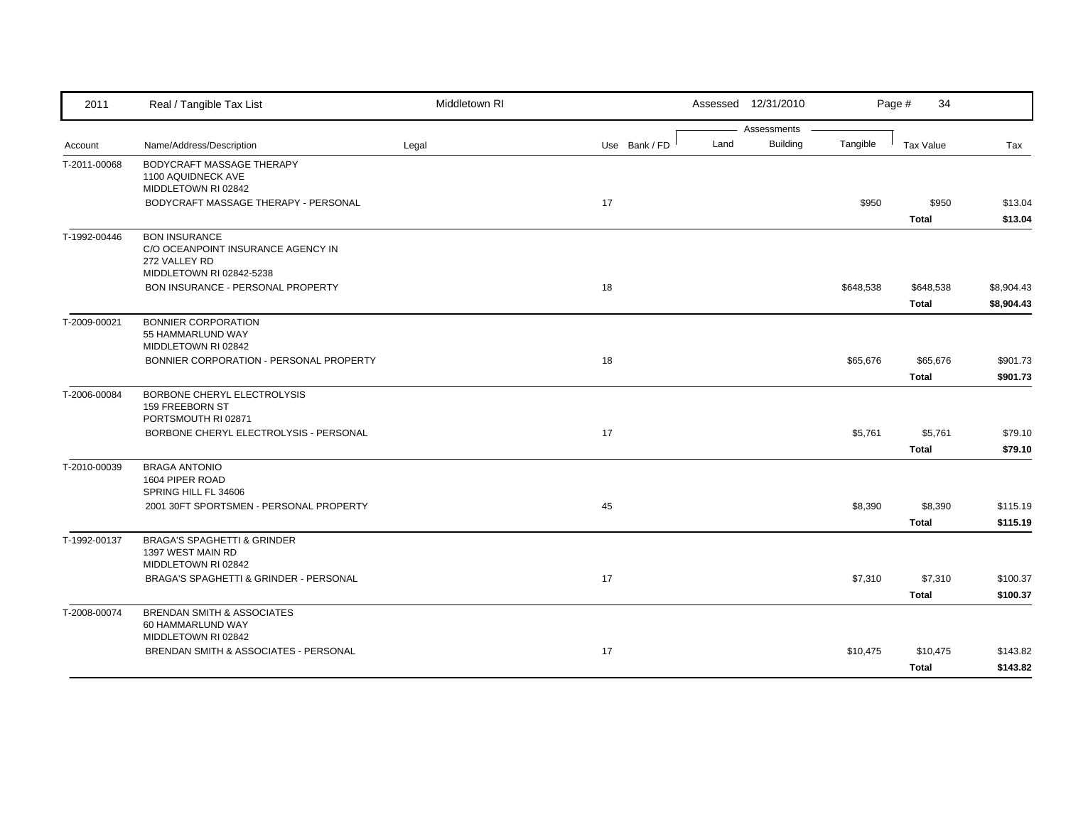| 2011 | Real / Tangible Tax List | Middletown RI | | | Assessed 12/31/2010 | | | Page # 34 | |
|---|---|---|---|---|---|---|---|---|---|
| | | | | | Assessments | | | | |
| Account | Name/Address/Description | Legal | Use | Bank / FD | Land | Building | Tangible | Tax Value | Tax |
| T-2011-00068 | BODYCRAFT MASSAGE THERAPY<br>1100 AQUIDNECK AVE<br>MIDDLETOWN RI 02842 | | | | | | | | |
| | BODYCRAFT MASSAGE THERAPY - PERSONAL | | 17 | | | | $950 | $950 | $13.04 |
| | | | | | | | | **Total** | **$13.04** |
| T-1992-00446 | BON INSURANCE<br>C/O OCEANPOINT INSURANCE AGENCY IN<br>272 VALLEY RD<br>MIDDLETOWN RI 02842-5238 | | | | | | | | |
| | BON INSURANCE - PERSONAL PROPERTY | | 18 | | | | $648,538 | $648,538 | $8,904.43 |
| | | | | | | | | **Total** | **$8,904.43** |
| T-2009-00021 | BONNIER CORPORATION<br>55 HAMMARLUND WAY<br>MIDDLETOWN RI 02842 | | | | | | | | |
| | BONNIER CORPORATION - PERSONAL PROPERTY | | 18 | | | | $65,676 | $65,676 | $901.73 |
| | | | | | | | | **Total** | **$901.73** |
| T-2006-00084 | BORBONE CHERYL ELECTROLYSIS<br>159 FREEBORN ST<br>PORTSMOUTH RI 02871 | | | | | | | | |
| | BORBONE CHERYL ELECTROLYSIS - PERSONAL | | 17 | | | | $5,761 | $5,761 | $79.10 |
| | | | | | | | | **Total** | **$79.10** |
| T-2010-00039 | BRAGA ANTONIO<br>1604 PIPER ROAD<br>SPRING HILL FL 34606 | | | | | | | | |
| | 2001 30FT SPORTSMEN - PERSONAL PROPERTY | | 45 | | | | $8,390 | $8,390 | $115.19 |
| | | | | | | | | **Total** | **$115.19** |
| T-1992-00137 | BRAGA'S SPAGHETTI & GRINDER<br>1397 WEST MAIN RD<br>MIDDLETOWN RI 02842 | | | | | | | | |
| | BRAGA'S SPAGHETTI & GRINDER - PERSONAL | | 17 | | | | $7,310 | $7,310 | $100.37 |
| | | | | | | | | **Total** | **$100.37** |
| T-2008-00074 | BRENDAN SMITH & ASSOCIATES<br>60 HAMMARLUND WAY<br>MIDDLETOWN RI 02842 | | | | | | | | |
| | BRENDAN SMITH & ASSOCIATES - PERSONAL | | 17 | | | | $10,475 | $10,475 | $143.82 |
| | | | | | | | | **Total** | **$143.82** |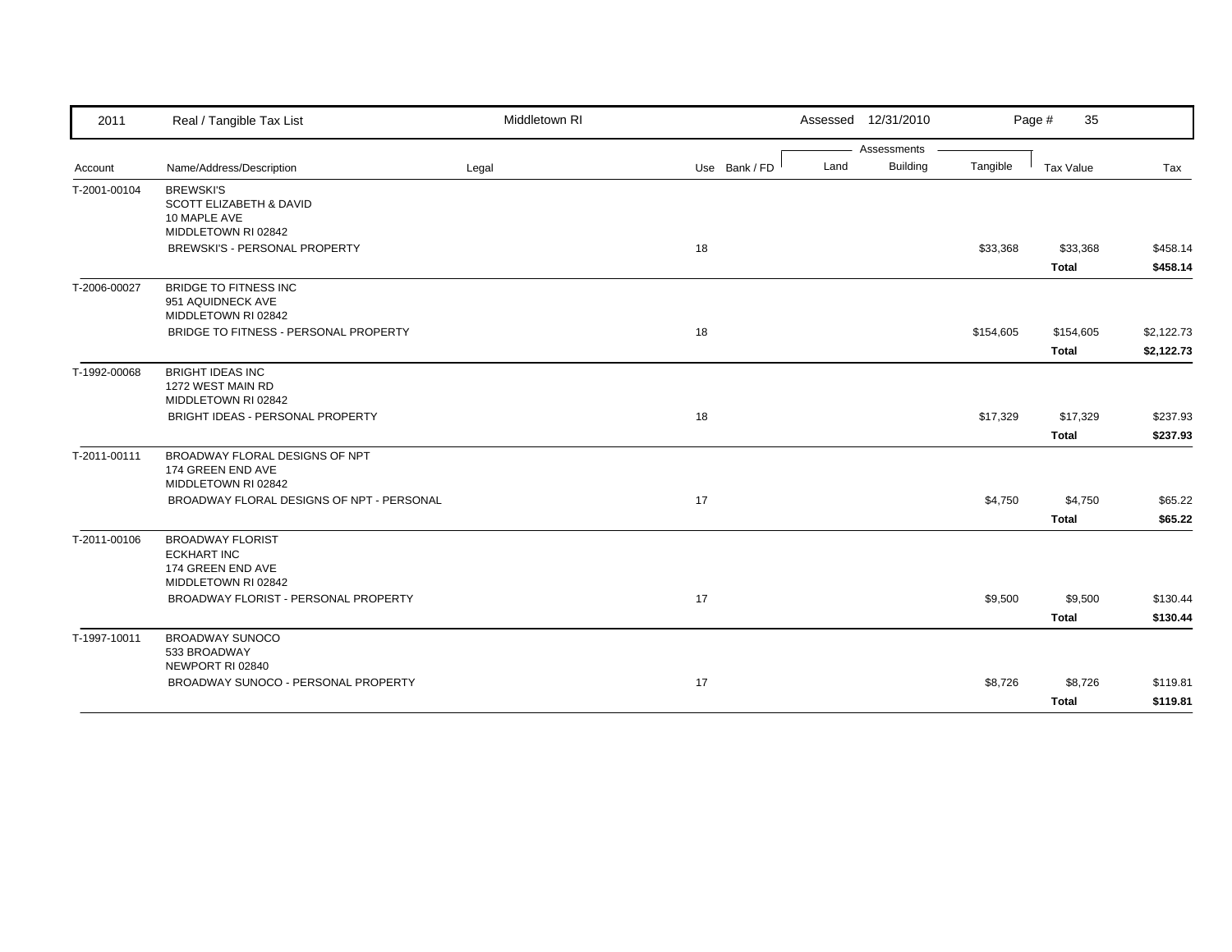| 2011 | Real / Tangible Tax List | Middletown RI | | | Assessed 12/31/2010 | | | Page # 35 | |
|---|---|---|---|---|---|---|---|---|---|
| | | | | | Assessments | | | | |
| Account | Name/Address/Description | Legal | Use | Bank / FD | Land | Building | Tangible | Tax Value | Tax |
| T-2001-00104 | BREWSKI'S<br>SCOTT ELIZABETH & DAVID<br>10 MAPLE AVE<br>MIDDLETOWN RI 02842 | | | | | | | | |
| | BREWSKI'S - PERSONAL PROPERTY | | 18 | | | | $33,368 | $33,368 | $458.14 |
| | | | | | | | | **Total** | **$458.14** |
| T-2006-00027 | BRIDGE TO FITNESS INC<br>951 AQUIDNECK AVE<br>MIDDLETOWN RI 02842 | | | | | | | | |
| | BRIDGE TO FITNESS - PERSONAL PROPERTY | | 18 | | | | $154,605 | $154,605 | $2,122.73 |
| | | | | | | | | **Total** | **$2,122.73** |
| T-1992-00068 | BRIGHT IDEAS INC<br>1272 WEST MAIN RD<br>MIDDLETOWN RI 02842 | | | | | | | | |
| | BRIGHT IDEAS - PERSONAL PROPERTY | | 18 | | | | $17,329 | $17,329 | $237.93 |
| | | | | | | | | **Total** | **$237.93** |
| T-2011-00111 | BROADWAY FLORAL DESIGNS OF NPT<br>174 GREEN END AVE<br>MIDDLETOWN RI 02842 | | | | | | | | |
| | BROADWAY FLORAL DESIGNS OF NPT - PERSONAL | | 17 | | | | $4,750 | $4,750 | $65.22 |
| | | | | | | | | **Total** | **$65.22** |
| T-2011-00106 | BROADWAY FLORIST<br>ECKHART INC<br>174 GREEN END AVE<br>MIDDLETOWN RI 02842 | | | | | | | | |
| | BROADWAY FLORIST - PERSONAL PROPERTY | | 17 | | | | $9,500 | $9,500 | $130.44 |
| | | | | | | | | **Total** | **$130.44** |
| T-1997-10011 | BROADWAY SUNOCO<br>533 BROADWAY<br>NEWPORT RI 02840 | | | | | | | | |
| | BROADWAY SUNOCO - PERSONAL PROPERTY | | 17 | | | | $8,726 | $8,726 | $119.81 |
| | | | | | | | | **Total** | **$119.81** |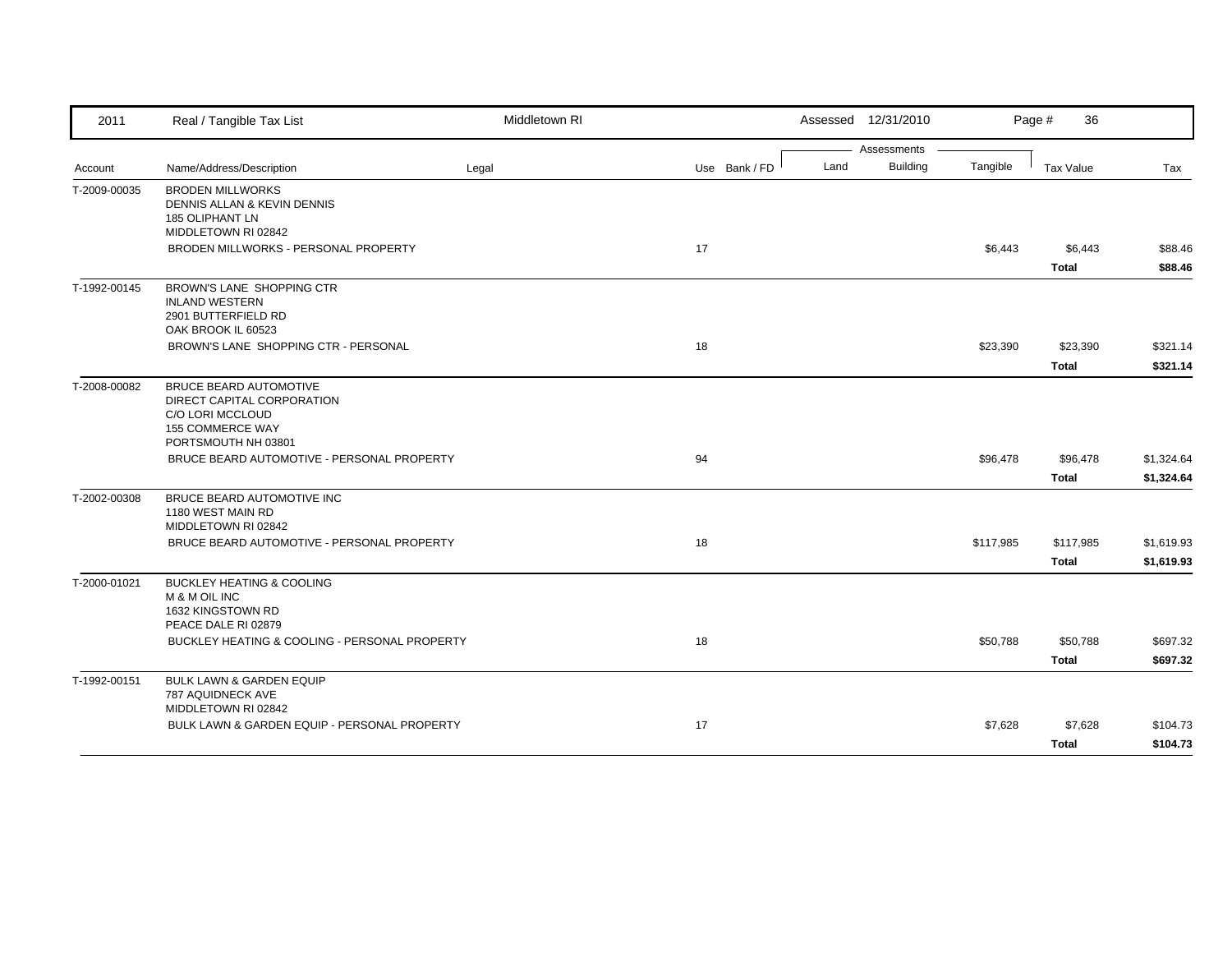| Account | Name/Address/Description | Legal | Use | Bank / FD | Land | Building | Tangible | Tax Value | Tax |
|---|---|---|---|---|---|---|---|---|---|
| T-2009-00035 | BRODEN MILLWORKS<br>DENNIS ALLAN & KEVIN DENNIS<br>185 OLIPHANT LN<br>MIDDLETOWN RI 02842 | | | | | | | | |
| | BRODEN MILLWORKS - PERSONAL PROPERTY | | 17 | | | | $6,443 | $6,443 | $88.46 |
| | | | | | | | | **Total** | **$88.46** |
| T-1992-00145 | BROWN'S LANE SHOPPING CTR<br>INLAND WESTERN<br>2901 BUTTERFIELD RD<br>OAK BROOK IL 60523 | | | | | | | | |
| | BROWN'S LANE SHOPPING CTR - PERSONAL | | 18 | | | | $23,390 | $23,390 | $321.14 |
| | | | | | | | | **Total** | **$321.14** |
| T-2008-00082 | BRUCE BEARD AUTOMOTIVE<br>DIRECT CAPITAL CORPORATION<br>C/O LORI MCCLOUD<br>155 COMMERCE WAY<br>PORTSMOUTH NH 03801 | | | | | | | | |
| | BRUCE BEARD AUTOMOTIVE - PERSONAL PROPERTY | | 94 | | | | $96,478 | $96,478 | $1,324.64 |
| | | | | | | | | **Total** | **$1,324.64** |
| T-2002-00308 | BRUCE BEARD AUTOMOTIVE INC<br>1180 WEST MAIN RD<br>MIDDLETOWN RI 02842 | | | | | | | | |
| | BRUCE BEARD AUTOMOTIVE - PERSONAL PROPERTY | | 18 | | | | $117,985 | $117,985 | $1,619.93 |
| | | | | | | | | **Total** | **$1,619.93** |
| T-2000-01021 | BUCKLEY HEATING & COOLING<br>M & M OIL INC<br>1632 KINGSTOWN RD<br>PEACE DALE RI 02879 | | | | | | | | |
| | BUCKLEY HEATING & COOLING - PERSONAL PROPERTY | | 18 | | | | $50,788 | $50,788 | $697.32 |
| | | | | | | | | **Total** | **$697.32** |
| T-1992-00151 | BULK LAWN & GARDEN EQUIP<br>787 AQUIDNECK AVE<br>MIDDLETOWN RI 02842 | | | | | | | | |
| | BULK LAWN & GARDEN EQUIP - PERSONAL PROPERTY | | 17 | | | | $7,628 | $7,628 | $104.73 |
| | | | | | | | | **Total** | **$104.73** |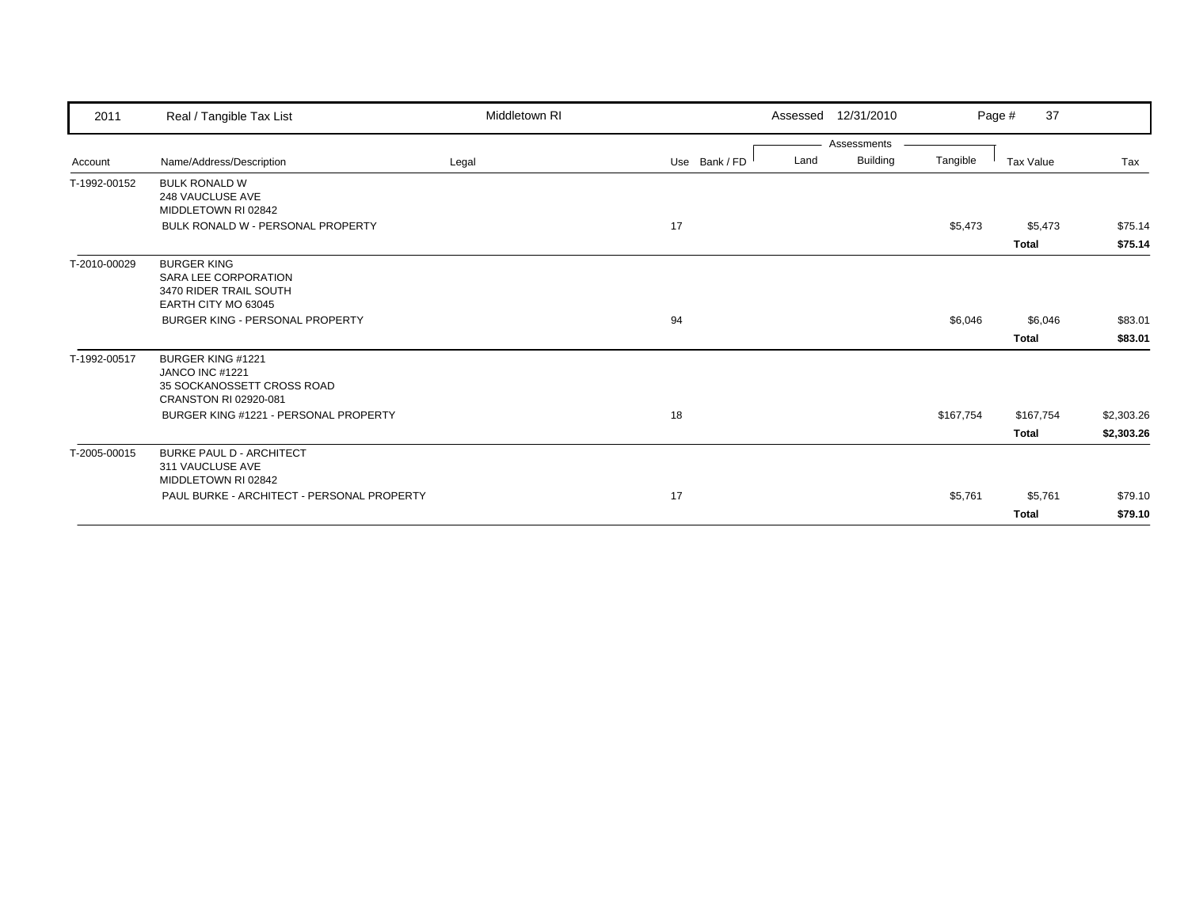| 2011 | Real / Tangible Tax List | Middletown RI | | | Assessed 12/31/2010 | | | Page # 37 | |
|---|---|---|---|---|---|---|---|---|---|
| | | | | | Assessments | | | | |
| Account | Name/Address/Description | Legal | Use | Bank / FD | Land | Building | Tangible | Tax Value | Tax |
| T-1992-00152 | BULK RONALD W<br>248 VAUCLUSE AVE<br>MIDDLETOWN RI 02842 | | | | | | | | |
| | BULK RONALD W - PERSONAL PROPERTY | | 17 | | | | $5,473 | $5,473 | $75.14 |
| | | | | | | | | **Total** | **$75.14** |
| T-2010-00029 | BURGER KING<br>SARA LEE CORPORATION<br>3470 RIDER TRAIL SOUTH<br>EARTH CITY MO 63045 | | | | | | | | |
| | BURGER KING - PERSONAL PROPERTY | | 94 | | | | $6,046 | $6,046 | $83.01 |
| | | | | | | | | **Total** | **$83.01** |
| T-1992-00517 | BURGER KING #1221<br>JANCO INC #1221<br>35 SOCKANOSSETT CROSS ROAD<br>CRANSTON RI 02920-081 | | | | | | | | |
| | BURGER KING #1221 - PERSONAL PROPERTY | | 18 | | | | $167,754 | $167,754 | $2,303.26 |
| | | | | | | | | **Total** | **$2,303.26** |
| T-2005-00015 | BURKE PAUL D - ARCHITECT<br>311 VAUCLUSE AVE<br>MIDDLETOWN RI 02842 | | | | | | | | |
| | PAUL BURKE - ARCHITECT - PERSONAL PROPERTY | | 17 | | | | $5,761 | $5,761 | $79.10 |
| | | | | | | | | **Total** | **$79.10** |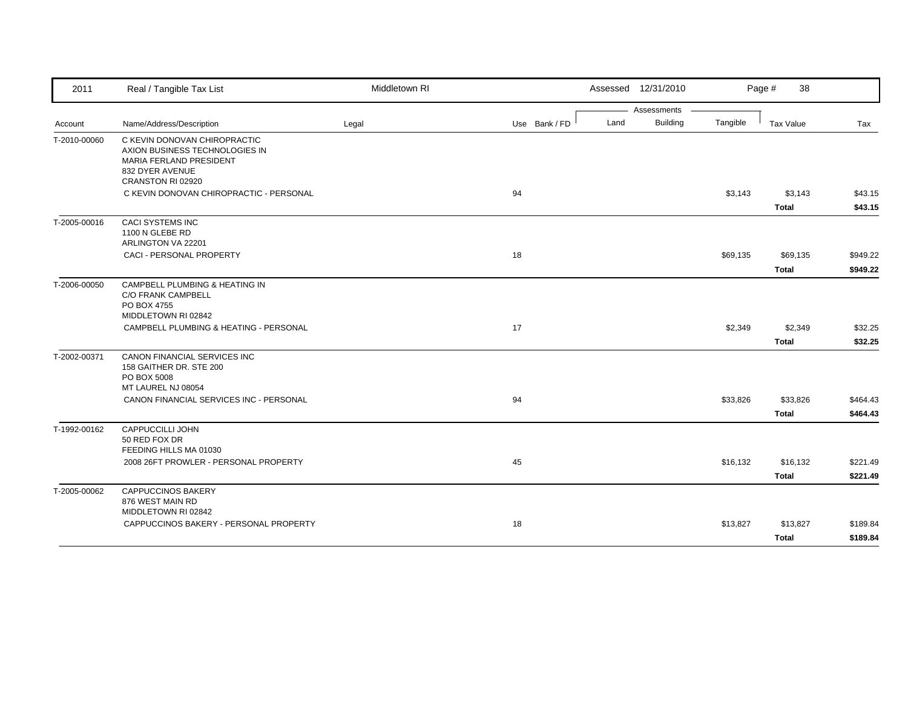| 2011 | Real / Tangible Tax List | Middletown RI | | | Assessed 12/31/2010 | | | Page # 38 | |
|---|---|---|---|---|---|---|---|---|---|
| | | | | | Assessments | | | | |
| Account | Name/Address/Description | Legal | Use | Bank / FD | Land | Building | Tangible | Tax Value | Tax |
| T-2010-00060 | C KEVIN DONOVAN CHIROPRACTIC<br>AXION BUSINESS TECHNOLOGIES IN<br>MARIA FERLAND PRESIDENT<br>832 DYER AVENUE<br>CRANSTON RI 02920 | | | | | | | | |
| | C KEVIN DONOVAN CHIROPRACTIC - PERSONAL | | 94 | | | | $3,143 | $3,143 | $43.15 |
| | | | | | | | | **Total** | **$43.15** |
| T-2005-00016 | CACI SYSTEMS INC<br>1100 N GLEBE RD<br>ARLINGTON VA 22201 | | | | | | | | |
| | CACI - PERSONAL PROPERTY | | 18 | | | | $69,135 | $69,135 | $949.22 |
| | | | | | | | | **Total** | **$949.22** |
| T-2006-00050 | CAMPBELL PLUMBING & HEATING IN<br>C/O FRANK CAMPBELL<br>PO BOX 4755<br>MIDDLETOWN RI 02842 | | | | | | | | |
| | CAMPBELL PLUMBING & HEATING - PERSONAL | | 17 | | | | $2,349 | $2,349 | $32.25 |
| | | | | | | | | **Total** | **$32.25** |
| T-2002-00371 | CANON FINANCIAL SERVICES INC<br>158 GAITHER DR. STE 200<br>PO BOX 5008<br>MT LAUREL NJ 08054 | | | | | | | | |
| | CANON FINANCIAL SERVICES INC - PERSONAL | | 94 | | | | $33,826 | $33,826 | $464.43 |
| | | | | | | | | **Total** | **$464.43** |
| T-1992-00162 | CAPPUCCILLI JOHN<br>50 RED FOX DR<br>FEEDING HILLS MA 01030 | | | | | | | | |
| | 2008 26FT PROWLER - PERSONAL PROPERTY | | 45 | | | | $16,132 | $16,132 | $221.49 |
| | | | | | | | | **Total** | **$221.49** |
| T-2005-00062 | CAPPUCCINOS BAKERY<br>876 WEST MAIN RD<br>MIDDLETOWN RI 02842 | | | | | | | | |
| | CAPPUCCINOS BAKERY - PERSONAL PROPERTY | | 18 | | | | $13,827 | $13,827 | $189.84 |
| | | | | | | | | **Total** | **$189.84** |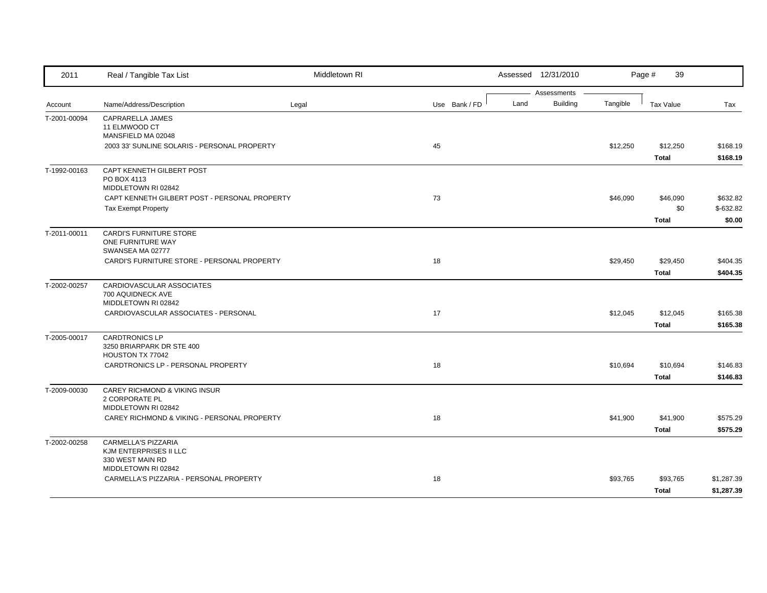| 2011 | Real / Tangible Tax List | Middletown RI | | | Assessed 12/31/2010 | | Page # 39 | |
|---|---|---|---|---|---|---|---|---|
| | | | | | Assessments | | | |
| Account | Name/Address/Description | Legal | Use Bank / FD | Land | Building | Tangible | Tax Value | Tax |
| T-2001-00094 | CAPRARELLA JAMES<br>11 ELMWOOD CT<br>MANSFIELD MA 02048 | | | | | | | |
| | 2003 33' SUNLINE SOLARIS - PERSONAL PROPERTY | | 45 | | | $12,250 | $12,250 | $168.19 |
| | | | | | | | **Total** | **$168.19** |
| T-1992-00163 | CAPT KENNETH GILBERT POST<br>PO BOX 4113<br>MIDDLETOWN RI 02842 | | | | | | | |
| | CAPT KENNETH GILBERT POST - PERSONAL PROPERTY | | 73 | | | $46,090 | $46,090 | $632.82 |
| | Tax Exempt Property | | | | | | $0 | $-632.82 |
| | | | | | | | **Total** | **$0.00** |
| T-2011-00011 | CARDI'S FURNITURE STORE<br>ONE FURNITURE WAY<br>SWANSEA MA 02777 | | | | | | | |
| | CARDI'S FURNITURE STORE - PERSONAL PROPERTY | | 18 | | | $29,450 | $29,450 | $404.35 |
| | | | | | | | **Total** | **$404.35** |
| T-2002-00257 | CARDIOVASCULAR ASSOCIATES<br>700 AQUIDNECK AVE<br>MIDDLETOWN RI 02842 | | | | | | | |
| | CARDIOVASCULAR ASSOCIATES - PERSONAL | | 17 | | | $12,045 | $12,045 | $165.38 |
| | | | | | | | **Total** | **$165.38** |
| T-2005-00017 | CARDTRONICS LP<br>3250 BRIARPARK DR STE 400<br>HOUSTON TX 77042 | | | | | | | |
| | CARDTRONICS LP - PERSONAL PROPERTY | | 18 | | | $10,694 | $10,694 | $146.83 |
| | | | | | | | **Total** | **$146.83** |
| T-2009-00030 | CAREY RICHMOND & VIKING INSUR<br>2 CORPORATE PL<br>MIDDLETOWN RI 02842 | | | | | | | |
| | CAREY RICHMOND & VIKING - PERSONAL PROPERTY | | 18 | | | $41,900 | $41,900 | $575.29 |
| | | | | | | | **Total** | **$575.29** |
| T-2002-00258 | CARMELLA'S PIZZARIA<br>KJM ENTERPRISES II LLC<br>330 WEST MAIN RD<br>MIDDLETOWN RI 02842 | | | | | | | |
| | CARMELLA'S PIZZARIA - PERSONAL PROPERTY | | 18 | | | $93,765 | $93,765 | $1,287.39 |
| | | | | | | | **Total** | **$1,287.39** |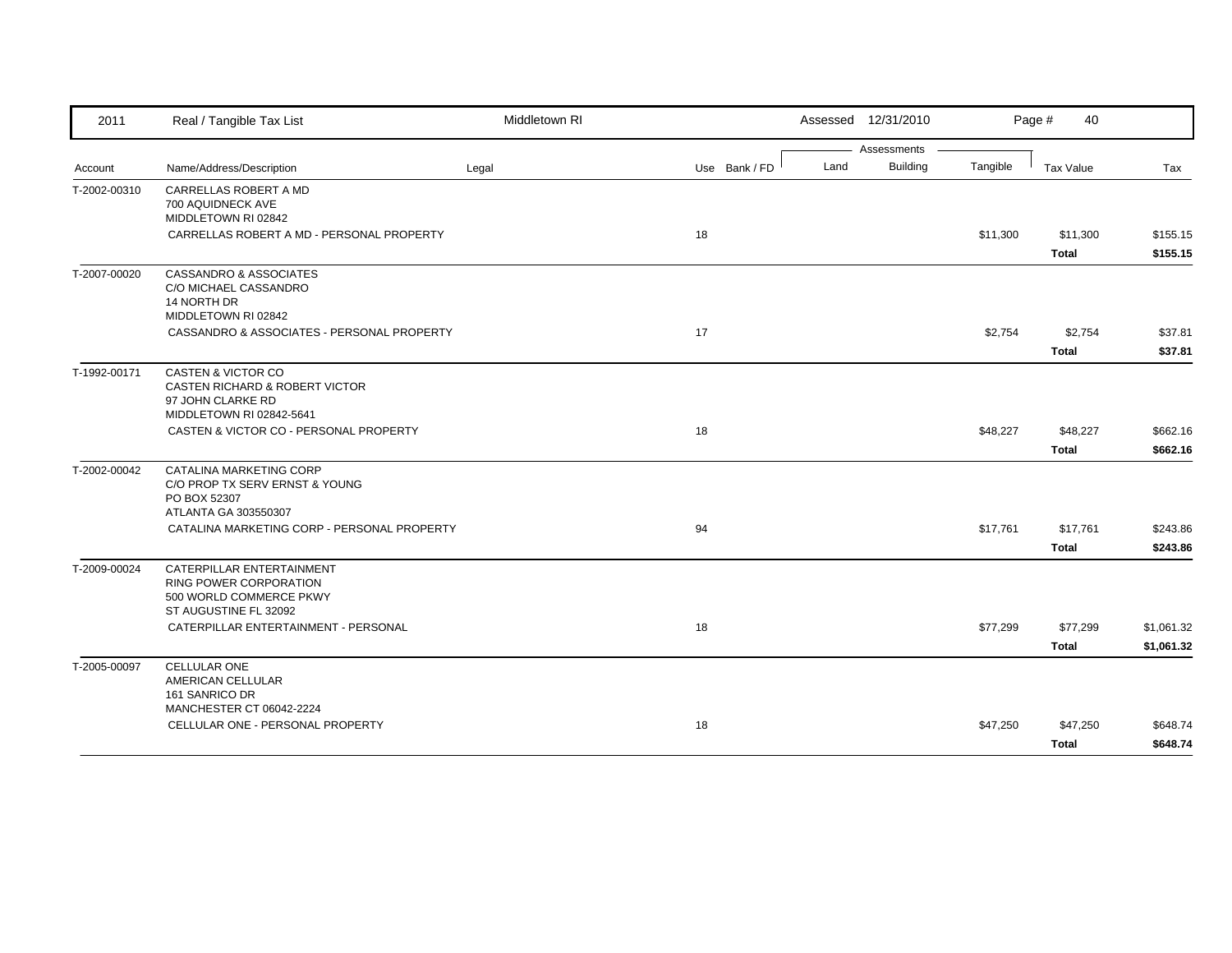| Account | Name/Address/Description | Legal | Use | Bank / FD | Land | Building | Tangible | Tax Value | Tax |
|---|---|---|---|---|---|---|---|---|---|
| T-2002-00310 | CARRELLAS ROBERT A MD<br>700 AQUIDNECK AVE<br>MIDDLETOWN RI 02842 | | | | | | | | |
| | CARRELLAS ROBERT A MD - PERSONAL PROPERTY | | 18 | | | | $11,300 | $11,300 | $155.15 |
| | | | | | | | | **Total** | **$155.15** |
| T-2007-00020 | CASSANDRO & ASSOCIATES<br>C/O MICHAEL CASSANDRO<br>14 NORTH DR<br>MIDDLETOWN RI 02842 | | | | | | | | |
| | CASSANDRO & ASSOCIATES - PERSONAL PROPERTY | | 17 | | | | $2,754 | $2,754 | $37.81 |
| | | | | | | | | **Total** | **$37.81** |
| T-1992-00171 | CASTEN & VICTOR CO<br>CASTEN RICHARD & ROBERT VICTOR<br>97 JOHN CLARKE RD<br>MIDDLETOWN RI 02842-5641 | | | | | | | | |
| | CASTEN & VICTOR CO - PERSONAL PROPERTY | | 18 | | | | $48,227 | $48,227 | $662.16 |
| | | | | | | | | **Total** | **$662.16** |
| T-2002-00042 | CATALINA MARKETING CORP<br>C/O PROP TX SERV ERNST & YOUNG<br>PO BOX 52307<br>ATLANTA GA 303550307 | | | | | | | | |
| | CATALINA MARKETING CORP - PERSONAL PROPERTY | | 94 | | | | $17,761 | $17,761 | $243.86 |
| | | | | | | | | **Total** | **$243.86** |
| T-2009-00024 | CATERPILLAR ENTERTAINMENT<br>RING POWER CORPORATION<br>500 WORLD COMMERCE PKWY<br>ST AUGUSTINE FL 32092 | | | | | | | | |
| | CATERPILLAR ENTERTAINMENT - PERSONAL | | 18 | | | | $77,299 | $77,299 | $1,061.32 |
| | | | | | | | | **Total** | **$1,061.32** |
| T-2005-00097 | CELLULAR ONE<br>AMERICAN CELLULAR<br>161 SANRICO DR<br>MANCHESTER CT 06042-2224 | | | | | | | | |
| | CELLULAR ONE - PERSONAL PROPERTY | | 18 | | | | $47,250 | $47,250 | $648.74 |
| | | | | | | | | **Total** | **$648.74** |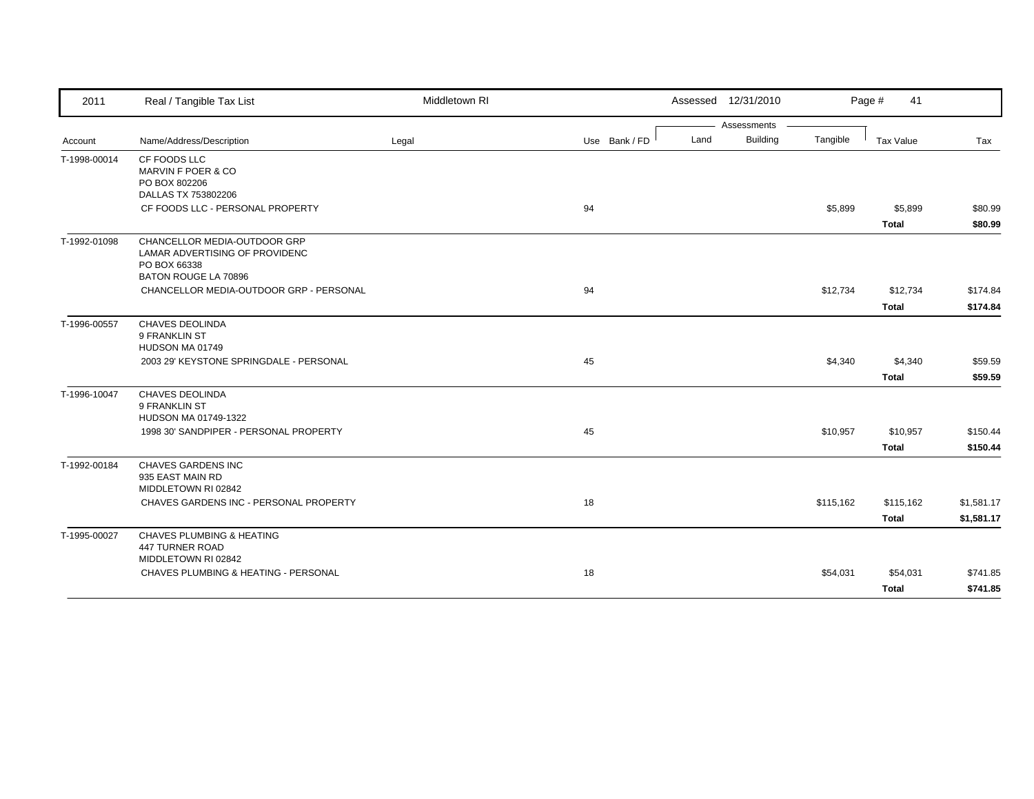| 2011 | Real / Tangible Tax List | Middletown RI | | | Assessed 12/31/2010 | | | Page # 41 | |
|---|---|---|---|---|---|---|---|---|---|
| | | | | | Assessments | | | | |
| Account | Name/Address/Description | Legal | Use | Bank / FD | Land | Building | Tangible | Tax Value | Tax |
| T-1998-00014 | CF FOODS LLC<br>MARVIN F POER & CO<br>PO BOX 802206<br>DALLAS TX 753802206 | | | | | | | | |
| | CF FOODS LLC - PERSONAL PROPERTY | | 94 | | | | $5,899 | $5,899 | $80.99 |
| | | | | | | | | **Total** | **$80.99** |
| T-1992-01098 | CHANCELLOR MEDIA-OUTDOOR GRP<br>LAMAR ADVERTISING OF PROVIDENC<br>PO BOX 66338<br>BATON ROUGE LA 70896 | | | | | | | | |
| | CHANCELLOR MEDIA-OUTDOOR GRP - PERSONAL | | 94 | | | | $12,734 | $12,734 | $174.84 |
| | | | | | | | | **Total** | **$174.84** |
| T-1996-00557 | CHAVES DEOLINDA<br>9 FRANKLIN ST<br>HUDSON MA 01749 | | | | | | | | |
| | 2003 29' KEYSTONE SPRINGDALE - PERSONAL | | 45 | | | | $4,340 | $4,340 | $59.59 |
| | | | | | | | | **Total** | **$59.59** |
| T-1996-10047 | CHAVES DEOLINDA<br>9 FRANKLIN ST<br>HUDSON MA 01749-1322 | | | | | | | | |
| | 1998 30' SANDPIPER - PERSONAL PROPERTY | | 45 | | | | $10,957 | $10,957 | $150.44 |
| | | | | | | | | **Total** | **$150.44** |
| T-1992-00184 | CHAVES GARDENS INC<br>935 EAST MAIN RD<br>MIDDLETOWN RI 02842 | | | | | | | | |
| | CHAVES GARDENS INC - PERSONAL PROPERTY | | 18 | | | | $115,162 | $115,162 | $1,581.17 |
| | | | | | | | | **Total** | **$1,581.17** |
| T-1995-00027 | CHAVES PLUMBING & HEATING<br>447 TURNER ROAD<br>MIDDLETOWN RI 02842 | | | | | | | | |
| | CHAVES PLUMBING & HEATING - PERSONAL | | 18 | | | | $54,031 | $54,031 | $741.85 |
| | | | | | | | | **Total** | **$741.85** |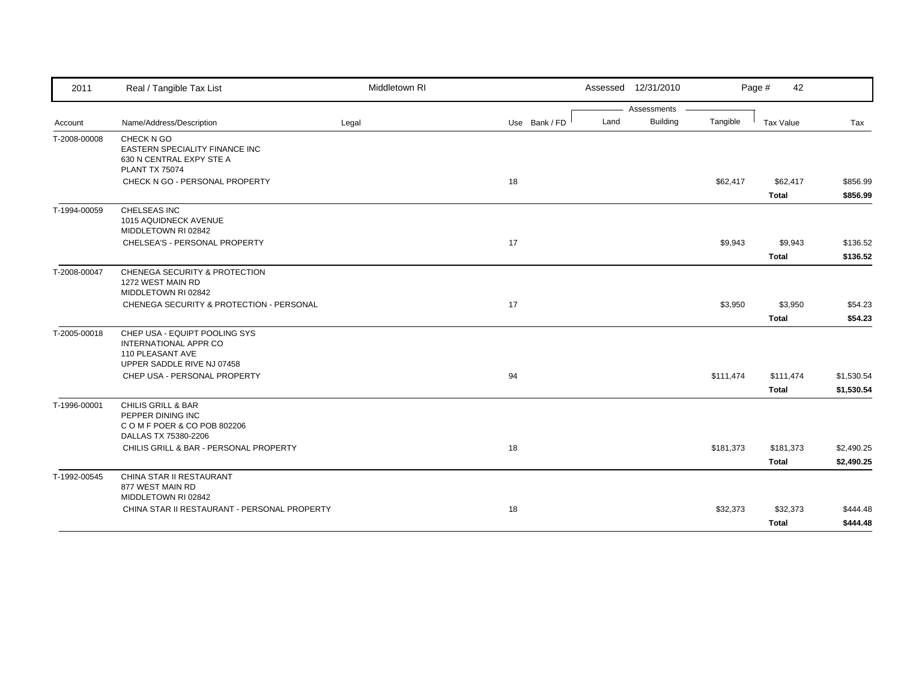| Account | Name/Address/Description | Legal | Use | Bank / FD | Land | Building | Tangible | Tax Value | Tax |
|---|---|---|---|---|---|---|---|---|---|
| T-2008-00008 | CHECK N GO<br>EASTERN SPECIALITY FINANCE INC<br>630 N CENTRAL EXPY STE A<br>PLANT TX 75074 | | | | | | | | |
| | CHECK N GO - PERSONAL PROPERTY | | 18 | | | | $62,417 | $62,417 | $856.99 |
| | | | | | | | | **Total** | **$856.99** |
| T-1994-00059 | CHELSEAS INC<br>1015 AQUIDNECK AVENUE<br>MIDDLETOWN RI 02842 | | | | | | | | |
| | CHELSEA'S - PERSONAL PROPERTY | | 17 | | | | $9,943 | $9,943 | $136.52 |
| | | | | | | | | **Total** | **$136.52** |
| T-2008-00047 | CHENEGA SECURITY & PROTECTION<br>1272 WEST MAIN RD<br>MIDDLETOWN RI 02842 | | | | | | | | |
| | CHENEGA SECURITY & PROTECTION - PERSONAL | | 17 | | | | $3,950 | $3,950 | $54.23 |
| | | | | | | | | **Total** | **$54.23** |
| T-2005-00018 | CHEP USA - EQUIPT POOLING SYS<br>INTERNATIONAL APPR CO<br>110 PLEASANT AVE<br>UPPER SADDLE RIVE NJ 07458 | | | | | | | | |
| | CHEP USA - PERSONAL PROPERTY | | 94 | | | | $111,474 | $111,474 | $1,530.54 |
| | | | | | | | | **Total** | **$1,530.54** |
| T-1996-00001 | CHILIS GRILL & BAR<br>PEPPER DINING INC<br>C O M F POER & CO POB 802206<br>DALLAS TX 75380-2206 | | | | | | | | |
| | CHILIS GRILL & BAR - PERSONAL PROPERTY | | 18 | | | | $181,373 | $181,373 | $2,490.25 |
| | | | | | | | | **Total** | **$2,490.25** |
| T-1992-00545 | CHINA STAR II RESTAURANT<br>877 WEST MAIN RD<br>MIDDLETOWN RI 02842 | | | | | | | | |
| | CHINA STAR II RESTAURANT - PERSONAL PROPERTY | | 18 | | | | $32,373 | $32,373 | $444.48 |
| | | | | | | | | **Total** | **$444.48** |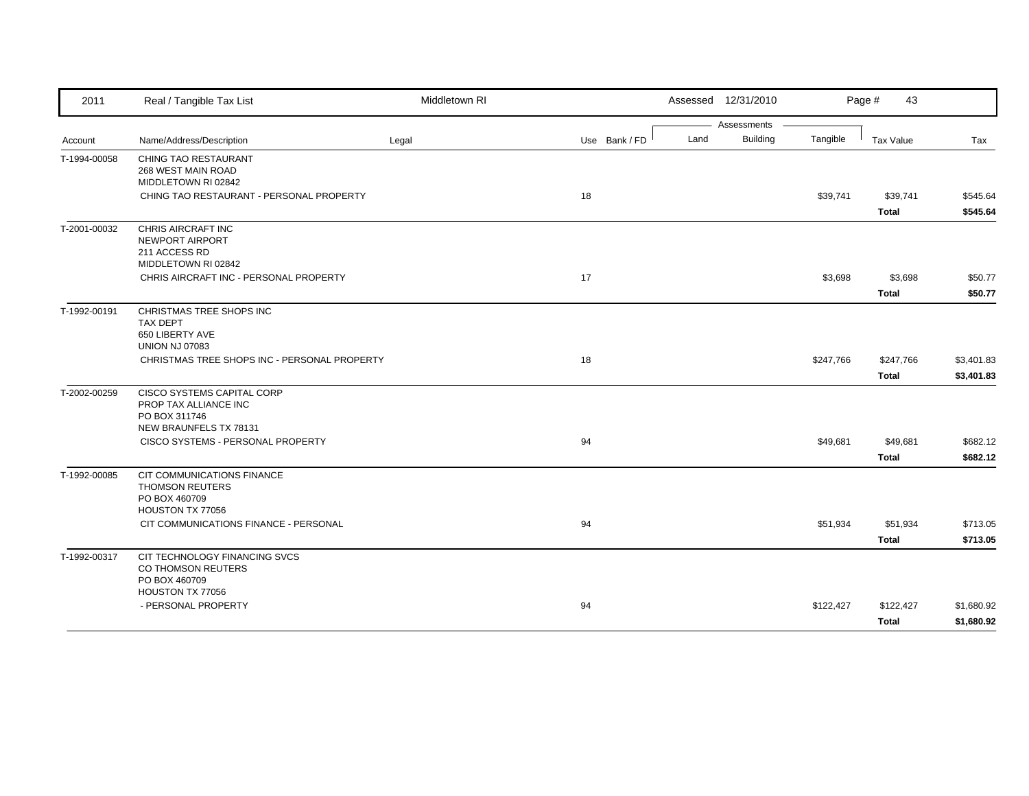| 2011 | Real / Tangible Tax List | Middletown RI | | | Assessed 12/31/2010 | | | | |
|---|---|---|---|---|---|---|---|---|---|
| | | | | | Assessments | | | | |
| Account | Name/Address/Description | Legal | Use | Bank / FD | Land | Building | Tangible | Tax Value | Tax |
| T-1994-00058 | CHING TAO RESTAURANT<br>268 WEST MAIN ROAD<br>MIDDLETOWN RI 02842 | | | | | | | | |
| | CHING TAO RESTAURANT - PERSONAL PROPERTY | | 18 | | | | $39,741 | $39,741 | $545.64 |
| | | | | | | | | **Total** | **$545.64** |
| T-2001-00032 | CHRIS AIRCRAFT INC<br>NEWPORT AIRPORT<br>211 ACCESS RD<br>MIDDLETOWN RI 02842 | | | | | | | | |
| | CHRIS AIRCRAFT INC - PERSONAL PROPERTY | | 17 | | | | $3,698 | $3,698 | $50.77 |
| | | | | | | | | **Total** | **$50.77** |
| T-1992-00191 | CHRISTMAS TREE SHOPS INC<br>TAX DEPT<br>650 LIBERTY AVE<br>UNION NJ 07083 | | | | | | | | |
| | CHRISTMAS TREE SHOPS INC - PERSONAL PROPERTY | | 18 | | | | $247,766 | $247,766 | $3,401.83 |
| | | | | | | | | **Total** | **$3,401.83** |
| T-2002-00259 | CISCO SYSTEMS CAPITAL CORP<br>PROP TAX ALLIANCE INC<br>PO BOX 311746<br>NEW BRAUNFELS TX 78131 | | | | | | | | |
| | CISCO SYSTEMS - PERSONAL PROPERTY | | 94 | | | | $49,681 | $49,681 | $682.12 |
| | | | | | | | | **Total** | **$682.12** |
| T-1992-00085 | CIT COMMUNICATIONS FINANCE<br>THOMSON REUTERS<br>PO BOX 460709<br>HOUSTON TX 77056 | | | | | | | | |
| | CIT COMMUNICATIONS FINANCE - PERSONAL | | 94 | | | | $51,934 | $51,934 | $713.05 |
| | | | | | | | | **Total** | **$713.05** |
| T-1992-00317 | CIT TECHNOLOGY FINANCING SVCS<br>CO THOMSON REUTERS<br>PO BOX 460709<br>HOUSTON TX 77056 | | | | | | | | |
| | - PERSONAL PROPERTY | | 94 | | | | $122,427 | $122,427 | $1,680.92 |
| | | | | | | | | **Total** | **$1,680.92** |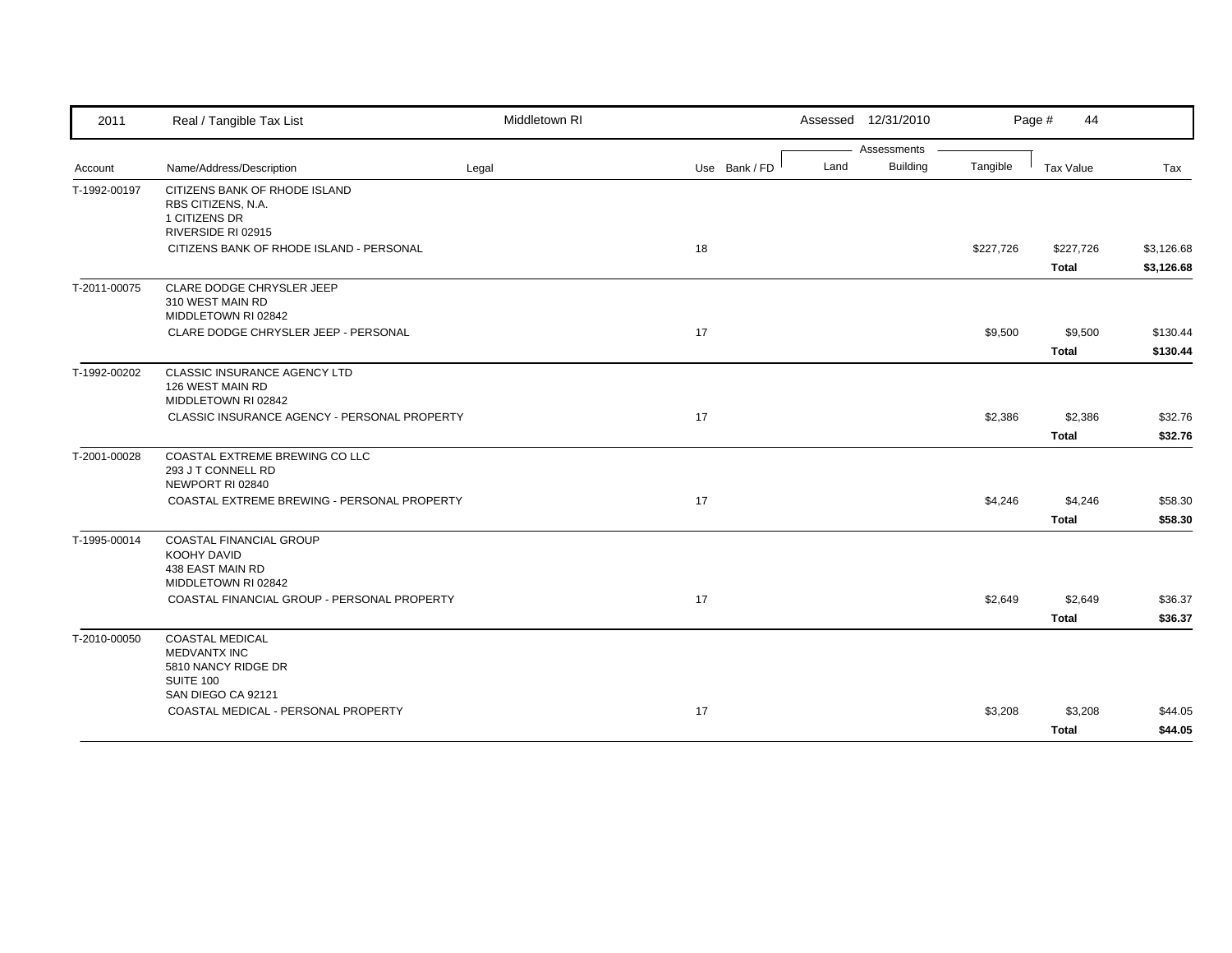| 2011 | Real / Tangible Tax List | Middletown RI | | Assessed 12/31/2010 | | | Page # 44 | |
|---|---|---|---|---|---|---|---|---|
| | | | | Assessments | | | | |
| Account | Name/Address/Description | Legal | Use Bank / FD | Land | Building | Tangible | Tax Value | Tax |
| T-1992-00197 | CITIZENS BANK OF RHODE ISLAND<br>RBS CITIZENS, N.A.<br>1 CITIZENS DR<br>RIVERSIDE RI 02915 | | | | | | | |
| | CITIZENS BANK OF RHODE ISLAND - PERSONAL | | 18 | | | $227,726 | $227,726 | $3,126.68 |
| | | | | | | | **Total** | **$3,126.68** |
| T-2011-00075 | CLARE DODGE CHRYSLER JEEP<br>310 WEST MAIN RD<br>MIDDLETOWN RI 02842 | | | | | | | |
| | CLARE DODGE CHRYSLER JEEP - PERSONAL | | 17 | | | $9,500 | $9,500 | $130.44 |
| | | | | | | | **Total** | **$130.44** |
| T-1992-00202 | CLASSIC INSURANCE AGENCY LTD<br>126 WEST MAIN RD<br>MIDDLETOWN RI 02842 | | | | | | | |
| | CLASSIC INSURANCE AGENCY - PERSONAL PROPERTY | | 17 | | | $2,386 | $2,386 | $32.76 |
| | | | | | | | **Total** | **$32.76** |
| T-2001-00028 | COASTAL EXTREME BREWING CO LLC<br>293 J T CONNELL RD<br>NEWPORT RI 02840 | | | | | | | |
| | COASTAL EXTREME BREWING - PERSONAL PROPERTY | | 17 | | | $4,246 | $4,246 | $58.30 |
| | | | | | | | **Total** | **$58.30** |
| T-1995-00014 | COASTAL FINANCIAL GROUP<br>KOOHY DAVID<br>438 EAST MAIN RD<br>MIDDLETOWN RI 02842 | | | | | | | |
| | COASTAL FINANCIAL GROUP - PERSONAL PROPERTY | | 17 | | | $2,649 | $2,649 | $36.37 |
| | | | | | | | **Total** | **$36.37** |
| T-2010-00050 | COASTAL MEDICAL<br>MEDVANTX INC<br>5810 NANCY RIDGE DR<br>SUITE 100<br>SAN DIEGO CA 92121 | | | | | | | |
| | COASTAL MEDICAL - PERSONAL PROPERTY | | 17 | | | $3,208 | $3,208 | $44.05 |
| | | | | | | | **Total** | **$44.05** |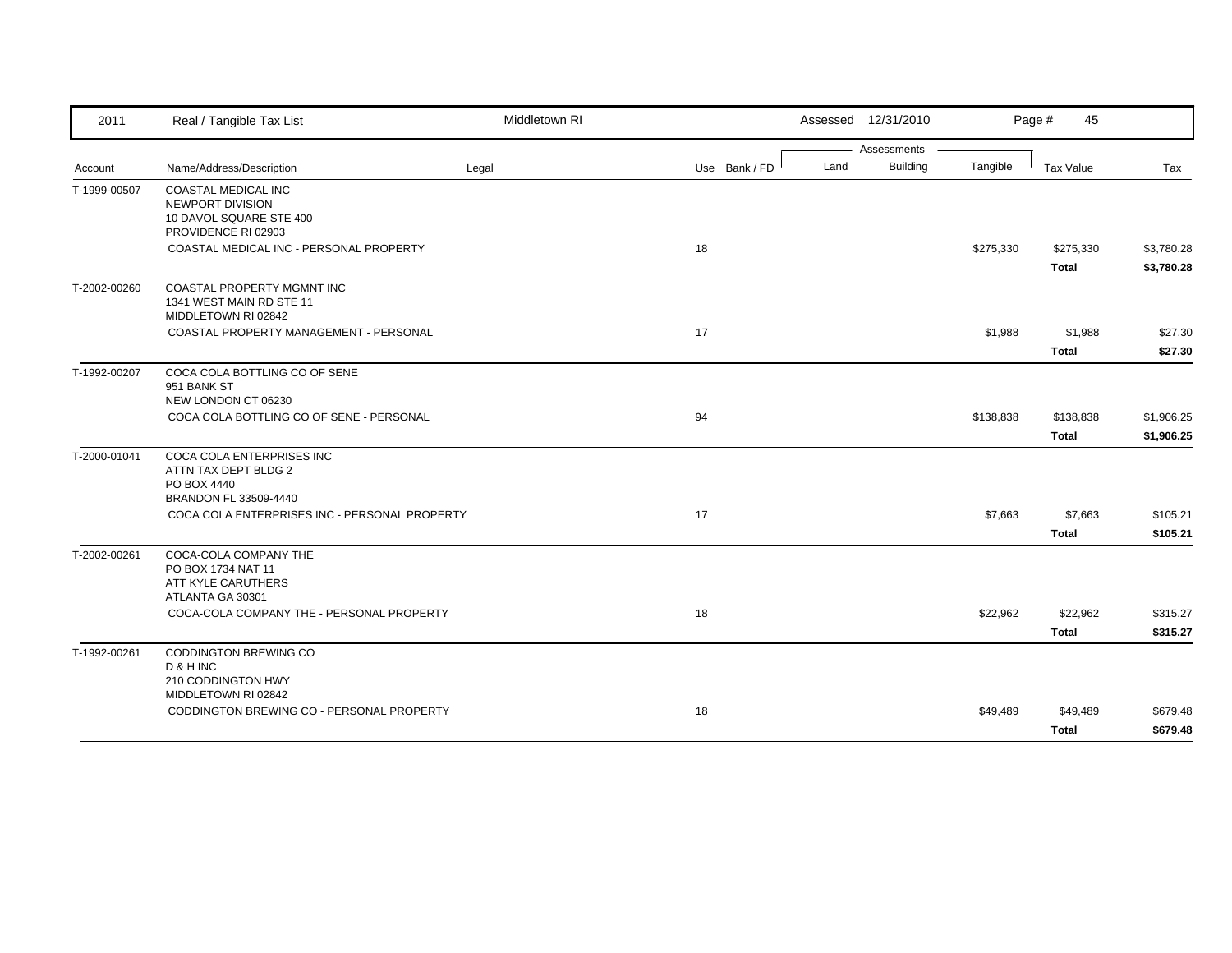| Account | Name/Address/Description | Legal | Use | Bank / FD | Land | Building | Tangible | Tax Value | Tax |
|---|---|---|---|---|---|---|---|---|---|
| T-1999-00507 | COASTAL MEDICAL INC<br>NEWPORT DIVISION<br>10 DAVOL SQUARE STE 400<br>PROVIDENCE RI 02903 | | | | | | | | |
| | COASTAL MEDICAL INC - PERSONAL PROPERTY | | 18 | | | | $275,330 | $275,330 | $3,780.28 |
| | | | | | | | | **Total** | **$3,780.28** |
| T-2002-00260 | COASTAL PROPERTY MGMNT INC<br>1341 WEST MAIN RD STE 11<br>MIDDLETOWN RI 02842 | | | | | | | | |
| | COASTAL PROPERTY MANAGEMENT - PERSONAL | | 17 | | | | $1,988 | $1,988 | $27.30 |
| | | | | | | | | **Total** | **$27.30** |
| T-1992-00207 | COCA COLA BOTTLING CO OF SENE<br>951 BANK ST<br>NEW LONDON CT 06230 | | | | | | | | |
| | COCA COLA BOTTLING CO OF SENE - PERSONAL | | 94 | | | | $138,838 | $138,838 | $1,906.25 |
| | | | | | | | | **Total** | **$1,906.25** |
| T-2000-01041 | COCA COLA ENTERPRISES INC<br>ATTN TAX DEPT BLDG 2<br>PO BOX 4440<br>BRANDON FL 33509-4440 | | | | | | | | |
| | COCA COLA ENTERPRISES INC - PERSONAL PROPERTY | | 17 | | | | $7,663 | $7,663 | $105.21 |
| | | | | | | | | **Total** | **$105.21** |
| T-2002-00261 | COCA-COLA COMPANY THE<br>PO BOX 1734 NAT 11<br>ATT KYLE CARUTHERS<br>ATLANTA GA 30301 | | | | | | | | |
| | COCA-COLA COMPANY THE - PERSONAL PROPERTY | | 18 | | | | $22,962 | $22,962 | $315.27 |
| | | | | | | | | **Total** | **$315.27** |
| T-1992-00261 | CODDINGTON BREWING CO<br>D & H INC<br>210 CODDINGTON HWY<br>MIDDLETOWN RI 02842 | | | | | | | | |
| | CODDINGTON BREWING CO - PERSONAL PROPERTY | | 18 | | | | $49,489 | $49,489 | $679.48 |
| | | | | | | | | **Total** | **$679.48** |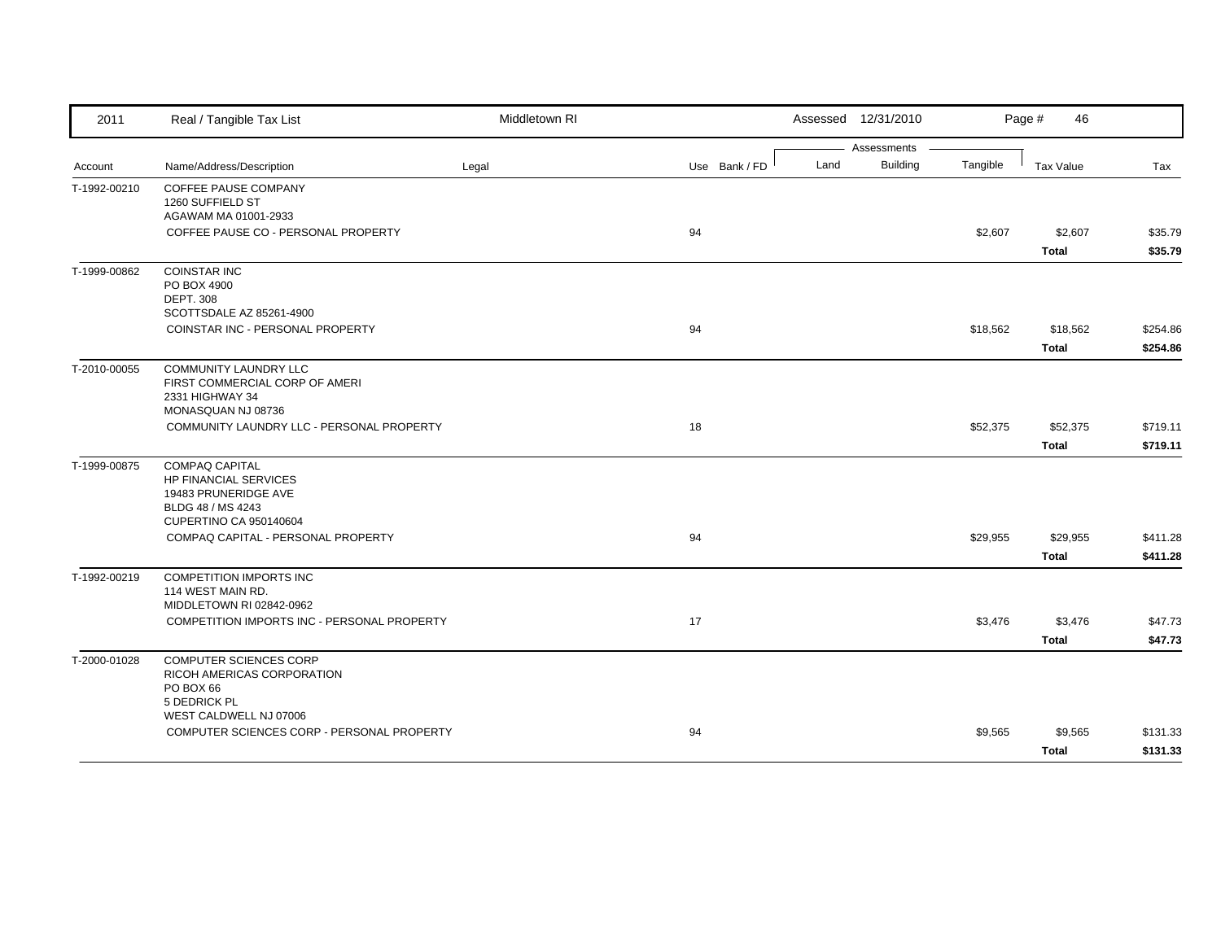| 2011 | Real / Tangible Tax List | Middletown RI | | Assessed 12/31/2010 | | | Page # 46 | |
|---|---|---|---|---|---|---|---|---|
| | | | | Assessments | | | | |
| Account | Name/Address/Description | Legal | Use Bank / FD | Land | Building | Tangible | Tax Value | Tax |
| T-1992-00210 | COFFEE PAUSE COMPANY<br>1260 SUFFIELD ST<br>AGAWAM MA 01001-2933 | | | | | | | |
| | COFFEE PAUSE CO - PERSONAL PROPERTY | | 94 | | | $2,607 | $2,607 | $35.79 |
| | | | | | | | **Total** | **$35.79** |
| T-1999-00862 | COINSTAR INC<br>PO BOX 4900<br>DEPT. 308<br>SCOTTSDALE AZ 85261-4900 | | | | | | | |
| | COINSTAR INC - PERSONAL PROPERTY | | 94 | | | $18,562 | $18,562 | $254.86 |
| | | | | | | | **Total** | **$254.86** |
| T-2010-00055 | COMMUNITY LAUNDRY LLC<br>FIRST COMMERCIAL CORP OF AMERI<br>2331 HIGHWAY 34<br>MONASQUAN NJ 08736 | | | | | | | |
| | COMMUNITY LAUNDRY LLC - PERSONAL PROPERTY | | 18 | | | $52,375 | $52,375 | $719.11 |
| | | | | | | | **Total** | **$719.11** |
| T-1999-00875 | COMPAQ CAPITAL<br>HP FINANCIAL SERVICES<br>19483 PRUNERIDGE AVE<br>BLDG 48 / MS 4243<br>CUPERTINO CA 950140604 | | | | | | | |
| | COMPAQ CAPITAL - PERSONAL PROPERTY | | 94 | | | $29,955 | $29,955 | $411.28 |
| | | | | | | | **Total** | **$411.28** |
| T-1992-00219 | COMPETITION IMPORTS INC<br>114 WEST MAIN RD.<br>MIDDLETOWN RI 02842-0962 | | | | | | | |
| | COMPETITION IMPORTS INC - PERSONAL PROPERTY | | 17 | | | $3,476 | $3,476 | $47.73 |
| | | | | | | | **Total** | **$47.73** |
| T-2000-01028 | COMPUTER SCIENCES CORP<br>RICOH AMERICAS CORPORATION<br>PO BOX 66<br>5 DEDRICK PL<br>WEST CALDWELL NJ 07006 | | | | | | | |
| | COMPUTER SCIENCES CORP - PERSONAL PROPERTY | | 94 | | | $9,565 | $9,565 | $131.33 |
| | | | | | | | **Total** | **$131.33** |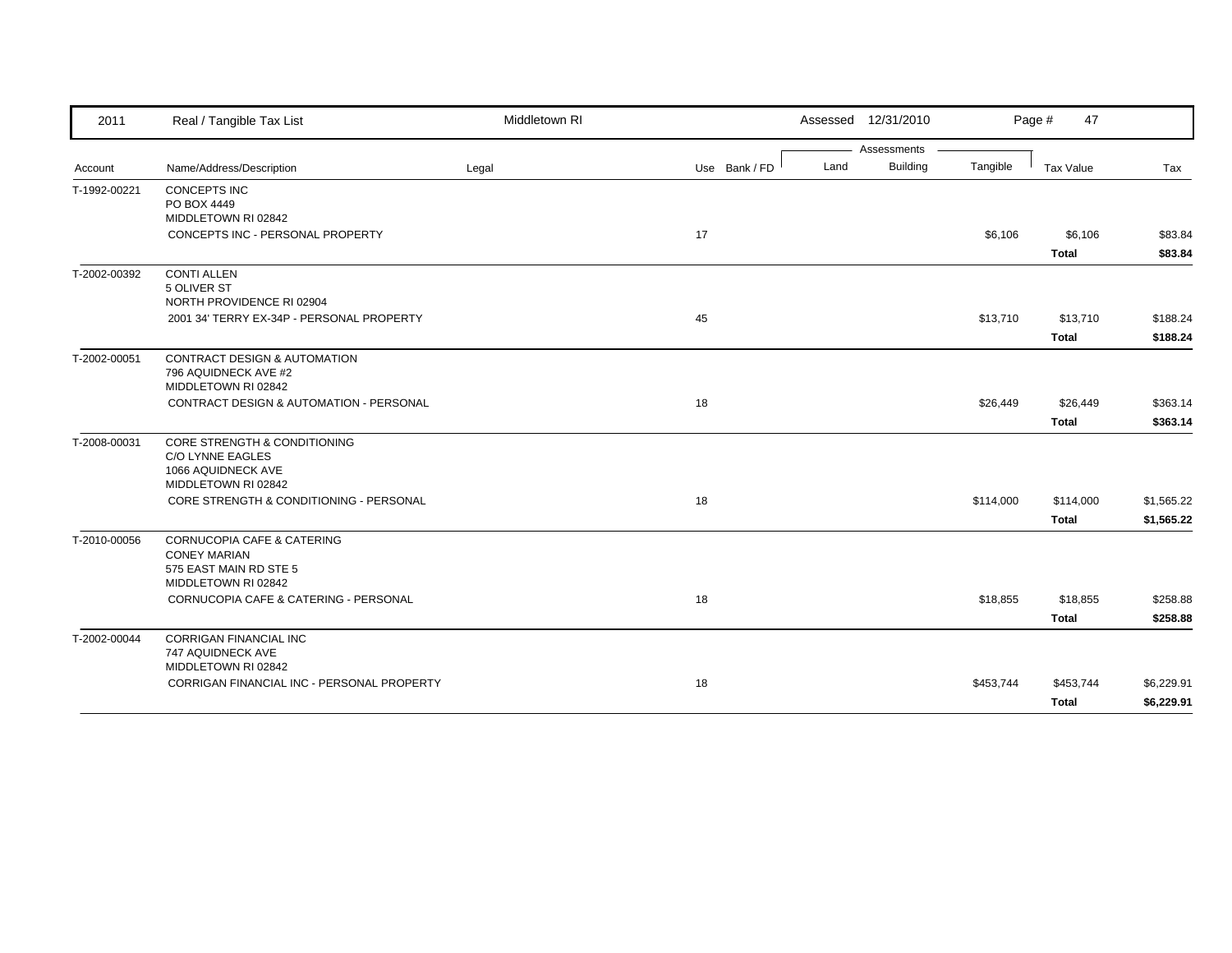| 2011 | Real / Tangible Tax List | Middletown RI | | | Assessed 12/31/2010 | | Page # 47 | | |
|---|---|---|---|---|---|---|---|---|---|
| | | | | | Assessments | | | | |
| Account | Name/Address/Description | Legal | Use | Bank / FD | Land | Building | Tangible | Tax Value | Tax |
| T-1992-00221 | CONCEPTS INC<br>PO BOX 4449<br>MIDDLETOWN RI 02842 | | | | | | | | |
| | CONCEPTS INC - PERSONAL PROPERTY | | 17 | | | | $6,106 | $6,106 | $83.84 |
| | | | | | | | | **Total** | **$83.84** |
| T-2002-00392 | CONTI ALLEN<br>5 OLIVER ST<br>NORTH PROVIDENCE RI 02904 | | | | | | | | |
| | 2001 34' TERRY EX-34P - PERSONAL PROPERTY | | 45 | | | | $13,710 | $13,710 | $188.24 |
| | | | | | | | | **Total** | **$188.24** |
| T-2002-00051 | CONTRACT DESIGN & AUTOMATION<br>796 AQUIDNECK AVE #2<br>MIDDLETOWN RI 02842 | | | | | | | | |
| | CONTRACT DESIGN & AUTOMATION - PERSONAL | | 18 | | | | $26,449 | $26,449 | $363.14 |
| | | | | | | | | **Total** | **$363.14** |
| T-2008-00031 | CORE STRENGTH & CONDITIONING<br>C/O LYNNE EAGLES<br>1066 AQUIDNECK AVE<br>MIDDLETOWN RI 02842 | | | | | | | | |
| | CORE STRENGTH & CONDITIONING - PERSONAL | | 18 | | | | $114,000 | $114,000 | $1,565.22 |
| | | | | | | | | **Total** | **$1,565.22** |
| T-2010-00056 | CORNUCOPIA CAFE & CATERING<br>CONEY MARIAN<br>575 EAST MAIN RD STE 5<br>MIDDLETOWN RI 02842 | | | | | | | | |
| | CORNUCOPIA CAFE & CATERING - PERSONAL | | 18 | | | | $18,855 | $18,855 | $258.88 |
| | | | | | | | | **Total** | **$258.88** |
| T-2002-00044 | CORRIGAN FINANCIAL INC<br>747 AQUIDNECK AVE<br>MIDDLETOWN RI 02842 | | | | | | | | |
| | CORRIGAN FINANCIAL INC - PERSONAL PROPERTY | | 18 | | | | $453,744 | $453,744 | $6,229.91 |
| | | | | | | | | **Total** | **$6,229.91** |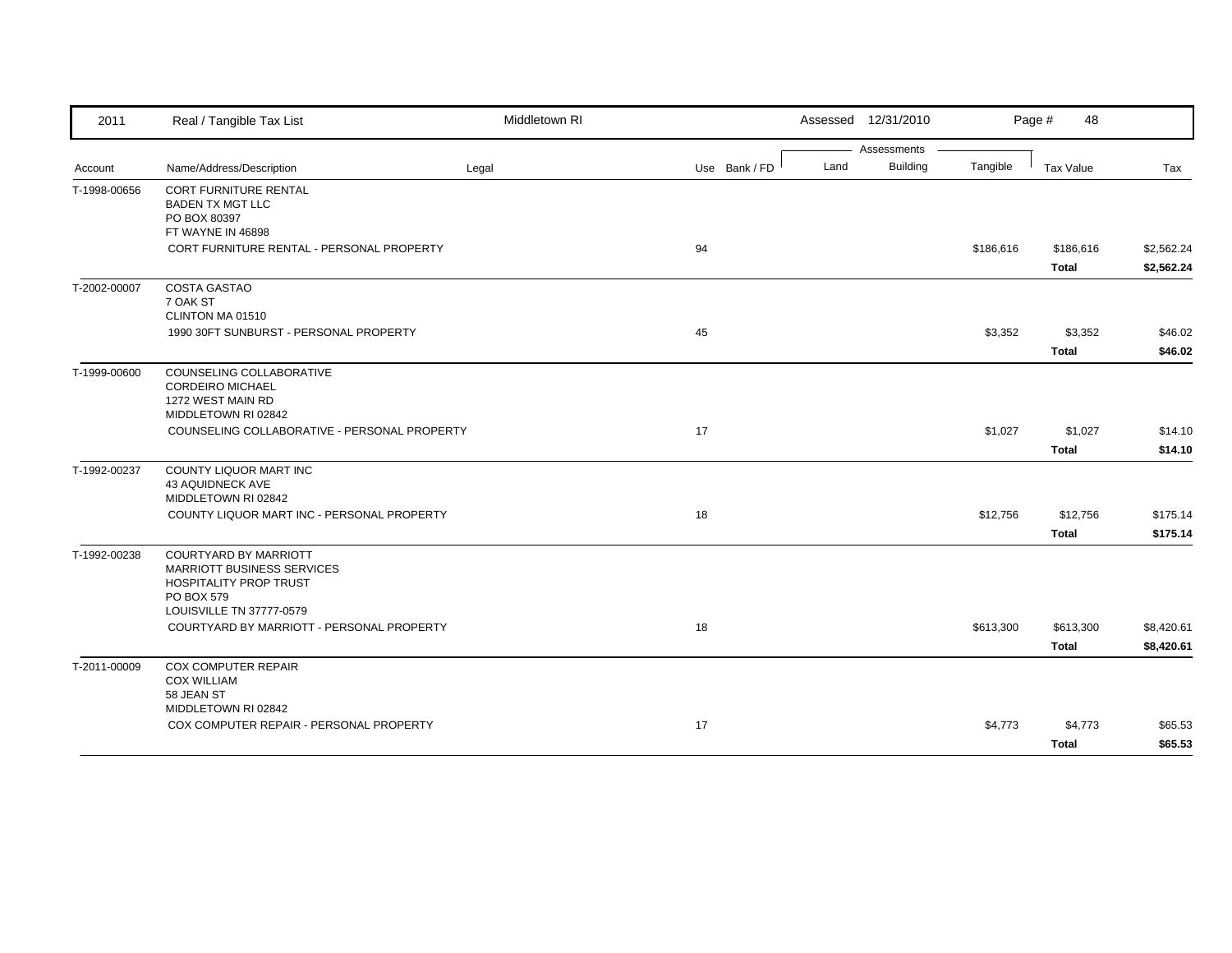| Account | Name/Address/Description | Legal | Use | Bank / FD | Land | Building | Tangible | Tax Value | Tax |
|---|---|---|---|---|---|---|---|---|---|
| T-1998-00656 | CORT FURNITURE RENTAL<br>BADEN TX MGT LLC<br>PO BOX 80397<br>FT WAYNE IN 46898 | | | | | | | | |
| | CORT FURNITURE RENTAL - PERSONAL PROPERTY | | 94 | | | | $186,616 | $186,616 | $2,562.24 |
| | | | | | | | | **Total** | **$2,562.24** |
| T-2002-00007 | COSTA GASTAO<br>7 OAK ST<br>CLINTON MA 01510 | | | | | | | | |
| | 1990 30FT SUNBURST - PERSONAL PROPERTY | | 45 | | | | $3,352 | $3,352 | $46.02 |
| | | | | | | | | **Total** | **$46.02** |
| T-1999-00600 | COUNSELING COLLABORATIVE<br>CORDEIRO MICHAEL<br>1272 WEST MAIN RD<br>MIDDLETOWN RI 02842 | | | | | | | | |
| | COUNSELING COLLABORATIVE - PERSONAL PROPERTY | | 17 | | | | $1,027 | $1,027 | $14.10 |
| | | | | | | | | **Total** | **$14.10** |
| T-1992-00237 | COUNTY LIQUOR MART INC<br>43 AQUIDNECK AVE<br>MIDDLETOWN RI 02842 | | | | | | | | |
| | COUNTY LIQUOR MART INC - PERSONAL PROPERTY | | 18 | | | | $12,756 | $12,756 | $175.14 |
| | | | | | | | | **Total** | **$175.14** |
| T-1992-00238 | COURTYARD BY MARRIOTT<br>MARRIOTT BUSINESS SERVICES<br>HOSPITALITY PROP TRUST<br>PO BOX 579<br>LOUISVILLE TN 37777-0579 | | | | | | | | |
| | COURTYARD BY MARRIOTT - PERSONAL PROPERTY | | 18 | | | | $613,300 | $613,300 | $8,420.61 |
| | | | | | | | | **Total** | **$8,420.61** |
| T-2011-00009 | COX COMPUTER REPAIR<br>COX WILLIAM<br>58 JEAN ST<br>MIDDLETOWN RI 02842 | | | | | | | | |
| | COX COMPUTER REPAIR - PERSONAL PROPERTY | | 17 | | | | $4,773 | $4,773 | $65.53 |
| | | | | | | | | **Total** | **$65.53** |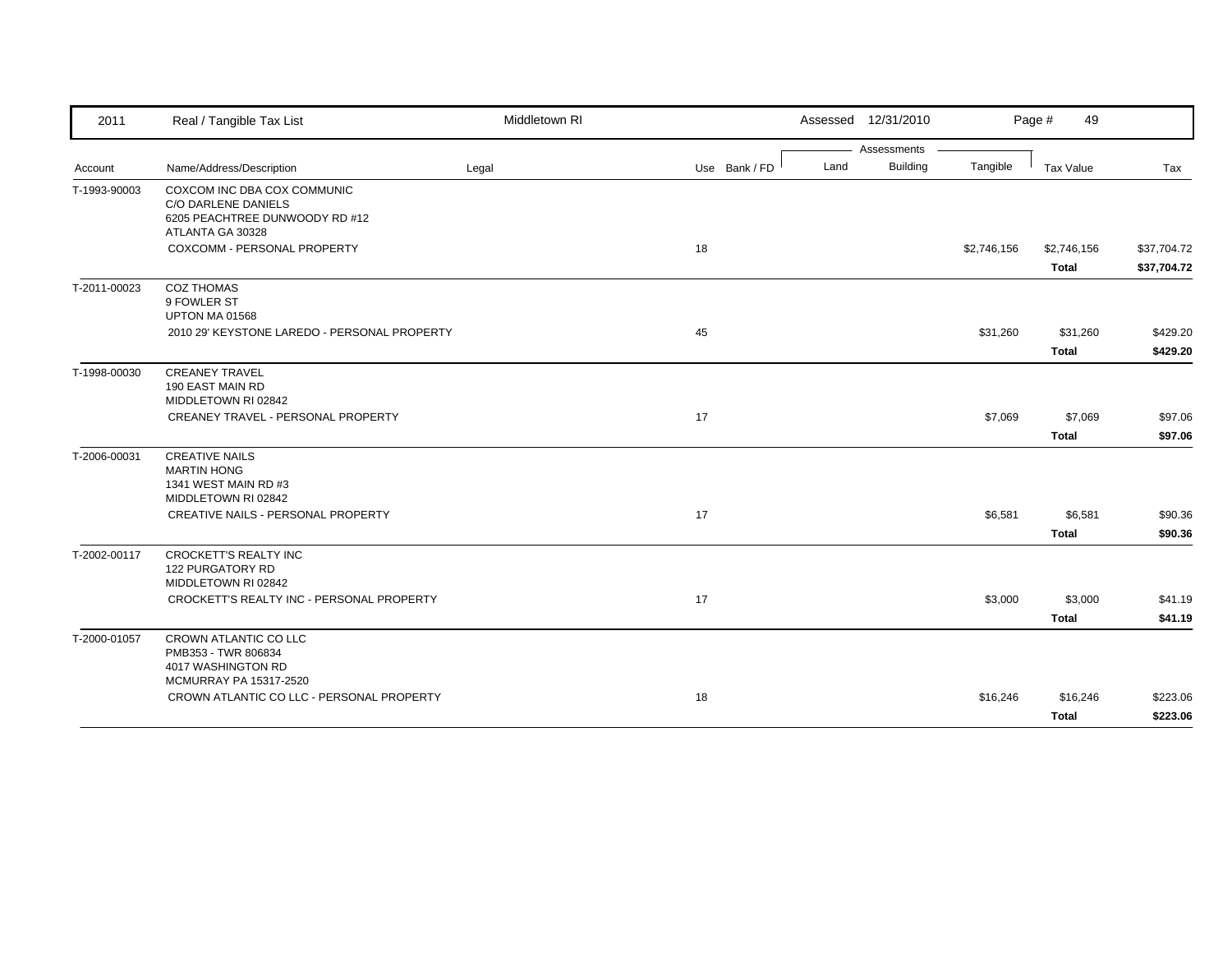| 2011 | Real / Tangible Tax List | Middletown RI | | Assessed 12/31/2010 | | | Page # 49 | |
|---|---|---|---|---|---|---|---|---|
| | | | | Assessments | | | | |
| Account | Name/Address/Description | Legal | Use Bank / FD | Land | Building | Tangible | Tax Value | Tax |
| T-1993-90003 | COXCOM INC DBA COX COMMUNIC<br>C/O DARLENE DANIELS<br>6205 PEACHTREE DUNWOODY RD #12<br>ATLANTA GA 30328 | | | | | | | |
| | COXCOMM - PERSONAL PROPERTY | | 18 | | | $2,746,156 | $2,746,156 | $37,704.72 |
| | | | | | | | **Total** | **$37,704.72** |
| T-2011-00023 | COZ THOMAS<br>9 FOWLER ST<br>UPTON MA 01568 | | | | | | | |
| | 2010 29' KEYSTONE LAREDO - PERSONAL PROPERTY | | 45 | | | $31,260 | $31,260 | $429.20 |
| | | | | | | | **Total** | **$429.20** |
| T-1998-00030 | CREANEY TRAVEL<br>190 EAST MAIN RD<br>MIDDLETOWN RI 02842 | | | | | | | |
| | CREANEY TRAVEL - PERSONAL PROPERTY | | 17 | | | $7,069 | $7,069 | $97.06 |
| | | | | | | | **Total** | **$97.06** |
| T-2006-00031 | CREATIVE NAILS<br>MARTIN HONG<br>1341 WEST MAIN RD #3<br>MIDDLETOWN RI 02842 | | | | | | | |
| | CREATIVE NAILS - PERSONAL PROPERTY | | 17 | | | $6,581 | $6,581 | $90.36 |
| | | | | | | | **Total** | **$90.36** |
| T-2002-00117 | CROCKETT'S REALTY INC<br>122 PURGATORY RD<br>MIDDLETOWN RI 02842 | | | | | | | |
| | CROCKETT'S REALTY INC - PERSONAL PROPERTY | | 17 | | | $3,000 | $3,000 | $41.19 |
| | | | | | | | **Total** | **$41.19** |
| T-2000-01057 | CROWN ATLANTIC CO LLC<br>PMB353 - TWR 806834<br>4017 WASHINGTON RD<br>MCMURRAY PA 15317-2520 | | | | | | | |
| | CROWN ATLANTIC CO LLC - PERSONAL PROPERTY | | 18 | | | $16,246 | $16,246 | $223.06 |
| | | | | | | | **Total** | **$223.06** |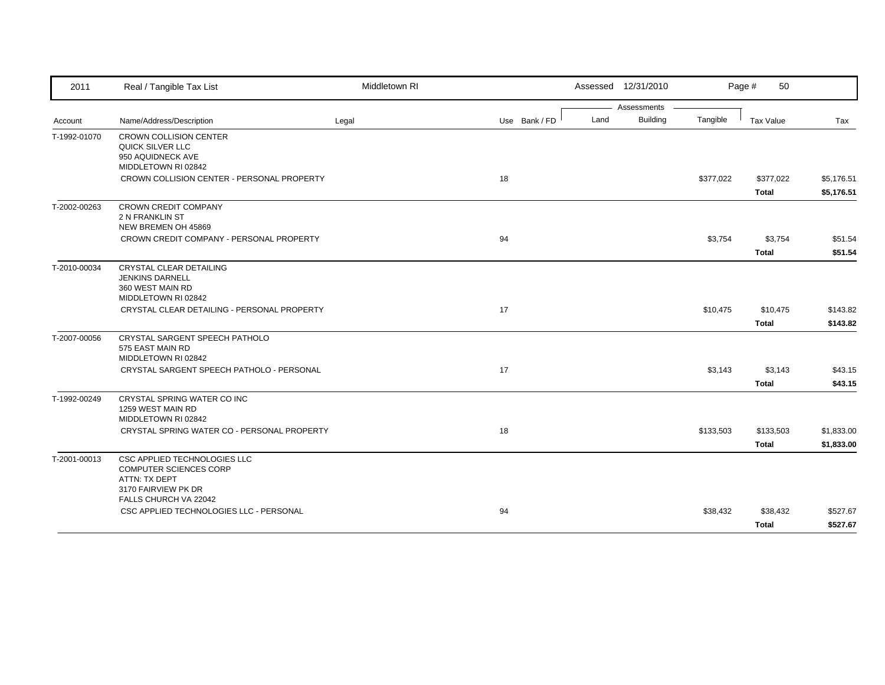| 2011 | Real / Tangible Tax List | Middletown RI | | Assessed 12/31/2010 | | | Page # 50 | |
|---|---|---|---|---|---|---|---|---|
| | | | | Assessments | | | | |
| Account | Name/Address/Description | Legal | Use Bank / FD | Land | Building | Tangible | Tax Value | Tax |
| T-1992-01070 | CROWN COLLISION CENTER<br>QUICK SILVER LLC<br>950 AQUIDNECK AVE<br>MIDDLETOWN RI 02842 | | | | | | | |
| | CROWN COLLISION CENTER - PERSONAL PROPERTY | | 18 | | | $377,022 | $377,022 | $5,176.51 |
| | | | | | | | **Total** | **$5,176.51** |
| T-2002-00263 | CROWN CREDIT COMPANY<br>2 N FRANKLIN ST<br>NEW BREMEN OH 45869 | | | | | | | |
| | CROWN CREDIT COMPANY - PERSONAL PROPERTY | | 94 | | | $3,754 | $3,754 | $51.54 |
| | | | | | | | **Total** | **$51.54** |
| T-2010-00034 | CRYSTAL CLEAR DETAILING<br>JENKINS DARNELL<br>360 WEST MAIN RD<br>MIDDLETOWN RI 02842 | | | | | | | |
| | CRYSTAL CLEAR DETAILING - PERSONAL PROPERTY | | 17 | | | $10,475 | $10,475 | $143.82 |
| | | | | | | | **Total** | **$143.82** |
| T-2007-00056 | CRYSTAL SARGENT SPEECH PATHOLO<br>575 EAST MAIN RD<br>MIDDLETOWN RI 02842 | | | | | | | |
| | CRYSTAL SARGENT SPEECH PATHOLO - PERSONAL | | 17 | | | $3,143 | $3,143 | $43.15 |
| | | | | | | | **Total** | **$43.15** |
| T-1992-00249 | CRYSTAL SPRING WATER CO INC<br>1259 WEST MAIN RD<br>MIDDLETOWN RI 02842 | | | | | | | |
| | CRYSTAL SPRING WATER CO - PERSONAL PROPERTY | | 18 | | | $133,503 | $133,503 | $1,833.00 |
| | | | | | | | **Total** | **$1,833.00** |
| T-2001-00013 | CSC APPLIED TECHNOLOGIES LLC<br>COMPUTER SCIENCES CORP<br>ATTN: TX DEPT<br>3170 FAIRVIEW PK DR<br>FALLS CHURCH VA 22042 | | | | | | | |
| | CSC APPLIED TECHNOLOGIES LLC - PERSONAL | | 94 | | | $38,432 | $38,432 | $527.67 |
| | | | | | | | **Total** | **$527.67** |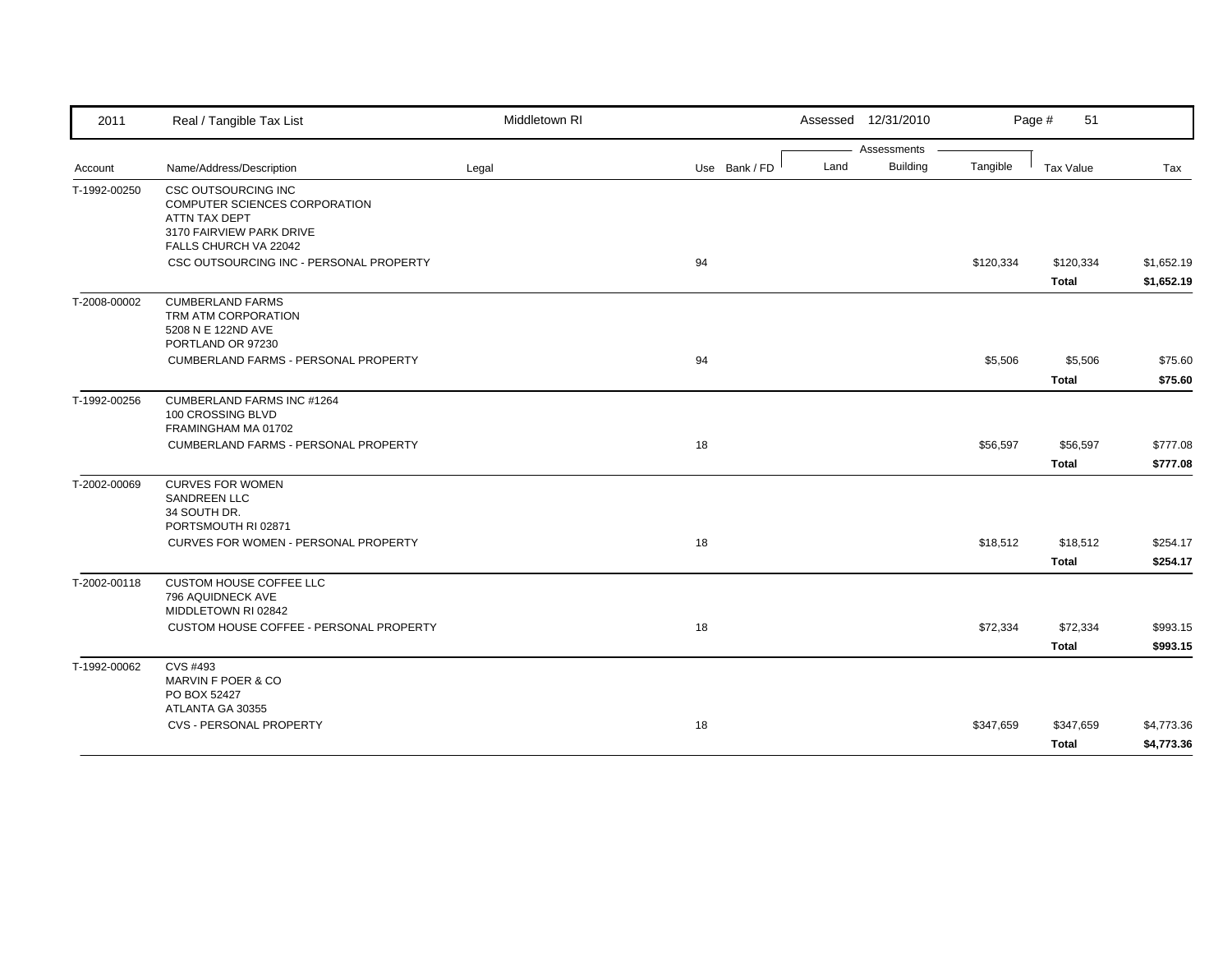| 2011 | Real / Tangible Tax List | Middletown RI | | | Assessed 12/31/2010 | | | Page # 51 | |
|---|---|---|---|---|---|---|---|---|---|
| | | | | | Assessments | | | | |
| Account | Name/Address/Description | Legal | Use | Bank / FD | Land | Building | Tangible | Tax Value | Tax |
| T-1992-00250 | CSC OUTSOURCING INC<br>COMPUTER SCIENCES CORPORATION<br>ATTN TAX DEPT<br>3170 FAIRVIEW PARK DRIVE<br>FALLS CHURCH VA 22042 | | | | | | | | |
| | CSC OUTSOURCING INC - PERSONAL PROPERTY | | 94 | | | | $120,334 | $120,334 | $1,652.19 |
| | | | | | | | | **Total** | **$1,652.19** |
| T-2008-00002 | CUMBERLAND FARMS<br>TRM ATM CORPORATION<br>5208 N E 122ND AVE<br>PORTLAND OR 97230 | | | | | | | | |
| | CUMBERLAND FARMS - PERSONAL PROPERTY | | 94 | | | | $5,506 | $5,506 | $75.60 |
| | | | | | | | | **Total** | **$75.60** |
| T-1992-00256 | CUMBERLAND FARMS INC #1264<br>100 CROSSING BLVD<br>FRAMINGHAM MA 01702 | | | | | | | | |
| | CUMBERLAND FARMS - PERSONAL PROPERTY | | 18 | | | | $56,597 | $56,597 | $777.08 |
| | | | | | | | | **Total** | **$777.08** |
| T-2002-00069 | CURVES FOR WOMEN<br>SANDREEN LLC<br>34 SOUTH DR.<br>PORTSMOUTH RI 02871 | | | | | | | | |
| | CURVES FOR WOMEN - PERSONAL PROPERTY | | 18 | | | | $18,512 | $18,512 | $254.17 |
| | | | | | | | | **Total** | **$254.17** |
| T-2002-00118 | CUSTOM HOUSE COFFEE LLC<br>796 AQUIDNECK AVE<br>MIDDLETOWN RI 02842 | | | | | | | | |
| | CUSTOM HOUSE COFFEE - PERSONAL PROPERTY | | 18 | | | | $72,334 | $72,334 | $993.15 |
| | | | | | | | | **Total** | **$993.15** |
| T-1992-00062 | CVS #493<br>MARVIN F POER & CO<br>PO BOX 52427<br>ATLANTA GA 30355 | | | | | | | | |
| | CVS - PERSONAL PROPERTY | | 18 | | | | $347,659 | $347,659 | $4,773.36 |
| | | | | | | | | **Total** | **$4,773.36** |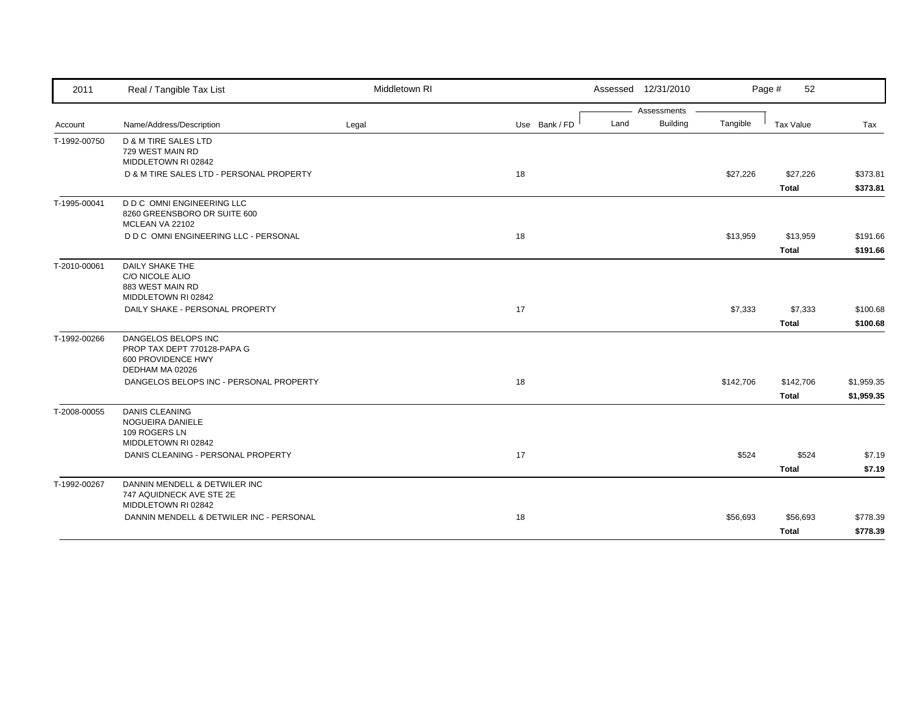| Account | Name/Address/Description | Legal | Use | Bank / FD | Land | Building | Tangible | Tax Value | Tax |
|---|---|---|---|---|---|---|---|---|---|
| T-1992-00750 | D & M TIRE SALES LTD<br>729 WEST MAIN RD<br>MIDDLETOWN RI 02842 | | | | | | | | |
| | D & M TIRE SALES LTD - PERSONAL PROPERTY | | 18 | | | | $27,226 | $27,226 | $373.81 |
| | | | | | | | | **Total** | **$373.81** |
| T-1995-00041 | D D C OMNI ENGINEERING LLC<br>8260 GREENSBORO DR SUITE 600<br>MCLEAN VA 22102 | | | | | | | | |
| | D D C OMNI ENGINEERING LLC - PERSONAL | | 18 | | | | $13,959 | $13,959 | $191.66 |
| | | | | | | | | **Total** | **$191.66** |
| T-2010-00061 | DAILY SHAKE THE<br>C/O NICOLE ALIO<br>883 WEST MAIN RD<br>MIDDLETOWN RI 02842 | | | | | | | | |
| | DAILY SHAKE - PERSONAL PROPERTY | | 17 | | | | $7,333 | $7,333 | $100.68 |
| | | | | | | | | **Total** | **$100.68** |
| T-1992-00266 | DANGELOS BELOPS INC<br>PROP TAX DEPT 770128-PAPA G<br>600 PROVIDENCE HWY<br>DEDHAM MA 02026 | | | | | | | | |
| | DANGELOS BELOPS INC - PERSONAL PROPERTY | | 18 | | | | $142,706 | $142,706 | $1,959.35 |
| | | | | | | | | **Total** | **$1,959.35** |
| T-2008-00055 | DANIS CLEANING<br>NOGUEIRA DANIELE<br>109 ROGERS LN<br>MIDDLETOWN RI 02842 | | | | | | | | |
| | DANIS CLEANING - PERSONAL PROPERTY | | 17 | | | | $524 | $524 | $7.19 |
| | | | | | | | | **Total** | **$7.19** |
| T-1992-00267 | DANNIN MENDELL & DETWILER INC<br>747 AQUIDNECK AVE STE 2E<br>MIDDLETOWN RI 02842 | | | | | | | | |
| | DANNIN MENDELL & DETWILER INC - PERSONAL | | 18 | | | | $56,693 | $56,693 | $778.39 |
| | | | | | | | | **Total** | **$778.39** |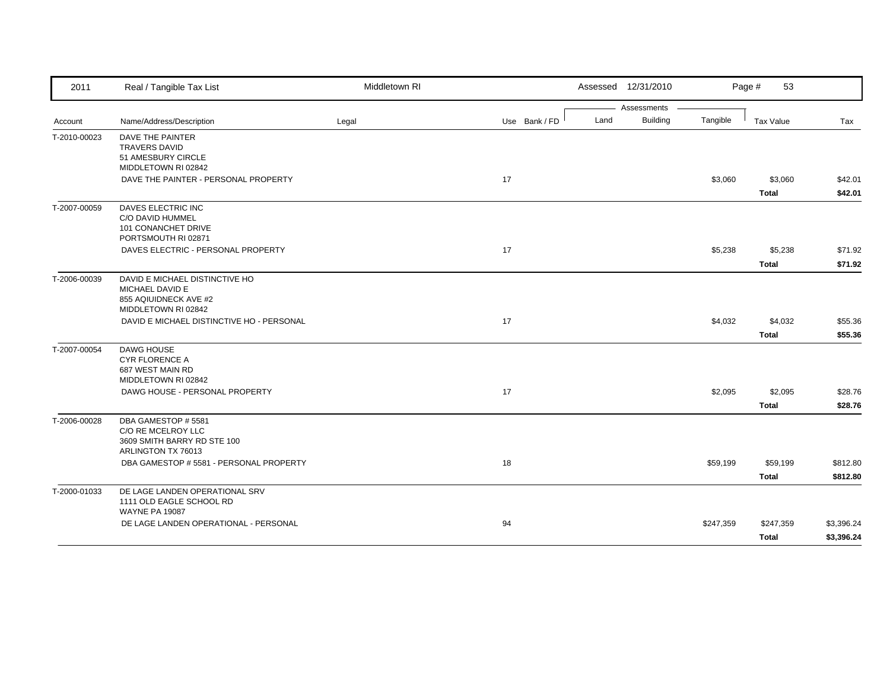2011 Real / Tangible Tax List — Middletown RI — Assessed 12/31/2010

| Account | Name/Address/Description | Legal | Use | Bank / FD | Land | Building | Tangible | Tax Value | Tax |
|---|---|---|---|---|---|---|---|---|---|
| T-2010-00023 | DAVE THE PAINTER<br>TRAVERS DAVID<br>51 AMESBURY CIRCLE<br>MIDDLETOWN RI 02842 | | | | | | | | |
| | DAVE THE PAINTER - PERSONAL PROPERTY | | 17 | | | | $3,060 | $3,060 | $42.01 |
| | | | | | | | | **Total** | **$42.01** |
| T-2007-00059 | DAVES ELECTRIC INC<br>C/O DAVID HUMMEL<br>101 CONANCHET DRIVE<br>PORTSMOUTH RI 02871 | | | | | | | | |
| | DAVES ELECTRIC - PERSONAL PROPERTY | | 17 | | | | $5,238 | $5,238 | $71.92 |
| | | | | | | | | **Total** | **$71.92** |
| T-2006-00039 | DAVID E MICHAEL DISTINCTIVE HO<br>MICHAEL DAVID E<br>855 AQIUIDNECK AVE #2<br>MIDDLETOWN RI 02842 | | | | | | | | |
| | DAVID E MICHAEL DISTINCTIVE HO - PERSONAL | | 17 | | | | $4,032 | $4,032 | $55.36 |
| | | | | | | | | **Total** | **$55.36** |
| T-2007-00054 | DAWG HOUSE<br>CYR FLORENCE A<br>687 WEST MAIN RD<br>MIDDLETOWN RI 02842 | | | | | | | | |
| | DAWG HOUSE - PERSONAL PROPERTY | | 17 | | | | $2,095 | $2,095 | $28.76 |
| | | | | | | | | **Total** | **$28.76** |
| T-2006-00028 | DBA GAMESTOP # 5581<br>C/O RE MCELROY LLC<br>3609 SMITH BARRY RD STE 100<br>ARLINGTON TX 76013 | | | | | | | | |
| | DBA GAMESTOP # 5581 - PERSONAL PROPERTY | | 18 | | | | $59,199 | $59,199 | $812.80 |
| | | | | | | | | **Total** | **$812.80** |
| T-2000-01033 | DE LAGE LANDEN OPERATIONAL SRV<br>1111 OLD EAGLE SCHOOL RD<br>WAYNE PA 19087 | | | | | | | | |
| | DE LAGE LANDEN OPERATIONAL - PERSONAL | | 94 | | | | $247,359 | $247,359 | $3,396.24 |
| | | | | | | | | **Total** | **$3,396.24** |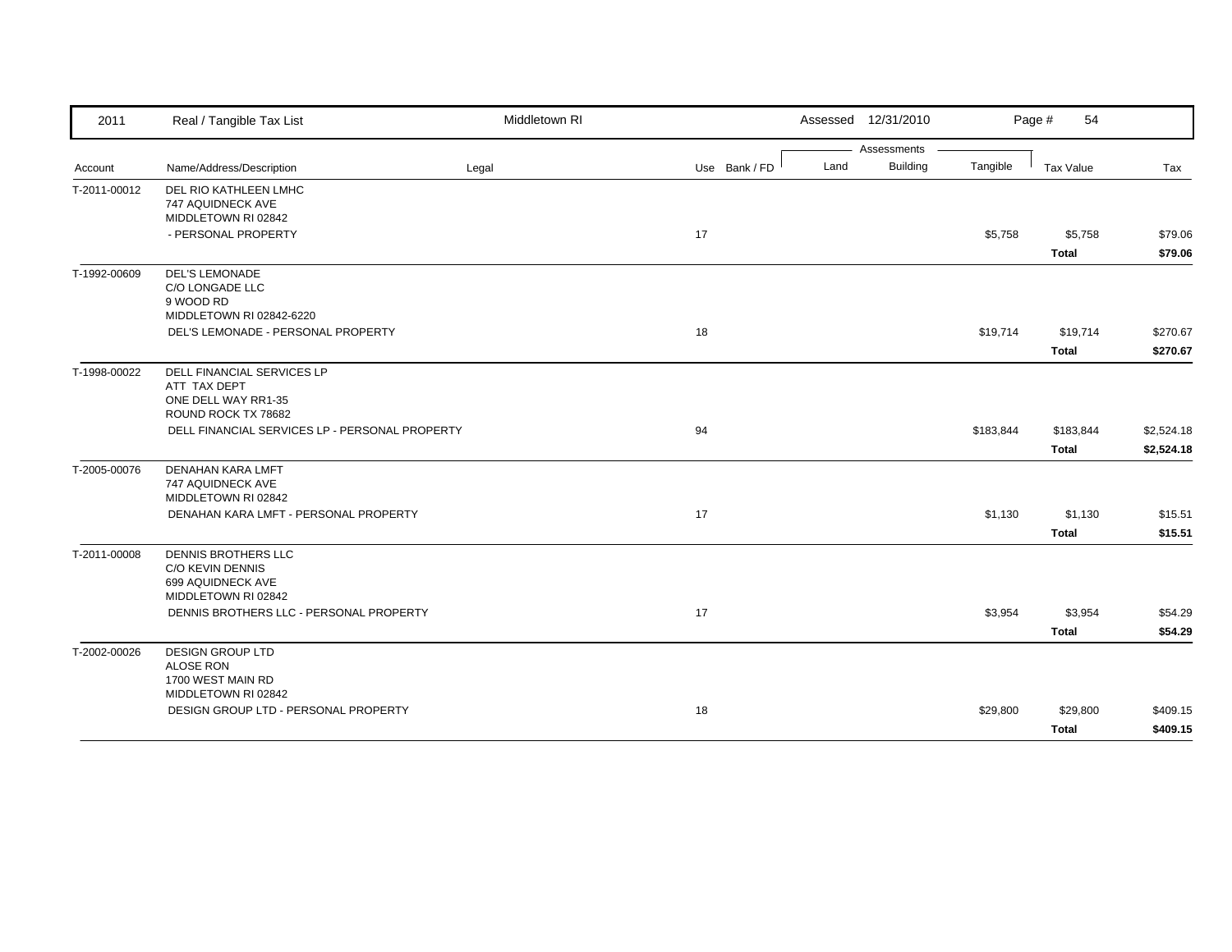| 2011 | Real / Tangible Tax List | Middletown RI | | Assessed 12/31/2010 | | | Page # 54 | |
|---|---|---|---|---|---|---|---|---|
| | | | | Assessments | | | | |
| Account | Name/Address/Description | Legal | Use Bank / FD | Land | Building | Tangible | Tax Value | Tax |
| T-2011-00012 | DEL RIO KATHLEEN LMHC<br>747 AQUIDNECK AVE<br>MIDDLETOWN RI 02842 | | | | | | | |
| | - PERSONAL PROPERTY | | 17 | | | $5,758 | $5,758 | $79.06 |
| | | | | | | | **Total** | **$79.06** |
| T-1992-00609 | DEL'S LEMONADE<br>C/O LONGADE LLC<br>9 WOOD RD<br>MIDDLETOWN RI 02842-6220 | | | | | | | |
| | DEL'S LEMONADE - PERSONAL PROPERTY | | 18 | | | $19,714 | $19,714 | $270.67 |
| | | | | | | | **Total** | **$270.67** |
| T-1998-00022 | DELL FINANCIAL SERVICES LP<br>ATT TAX DEPT<br>ONE DELL WAY RR1-35<br>ROUND ROCK TX 78682 | | | | | | | |
| | DELL FINANCIAL SERVICES LP - PERSONAL PROPERTY | | 94 | | | $183,844 | $183,844 | $2,524.18 |
| | | | | | | | **Total** | **$2,524.18** |
| T-2005-00076 | DENAHAN KARA LMFT<br>747 AQUIDNECK AVE<br>MIDDLETOWN RI 02842 | | | | | | | |
| | DENAHAN KARA LMFT - PERSONAL PROPERTY | | 17 | | | $1,130 | $1,130 | $15.51 |
| | | | | | | | **Total** | **$15.51** |
| T-2011-00008 | DENNIS BROTHERS LLC<br>C/O KEVIN DENNIS<br>699 AQUIDNECK AVE<br>MIDDLETOWN RI 02842 | | | | | | | |
| | DENNIS BROTHERS LLC - PERSONAL PROPERTY | | 17 | | | $3,954 | $3,954 | $54.29 |
| | | | | | | | **Total** | **$54.29** |
| T-2002-00026 | DESIGN GROUP LTD<br>ALOSE RON<br>1700 WEST MAIN RD<br>MIDDLETOWN RI 02842 | | | | | | | |
| | DESIGN GROUP LTD - PERSONAL PROPERTY | | 18 | | | $29,800 | $29,800 | $409.15 |
| | | | | | | | **Total** | **$409.15** |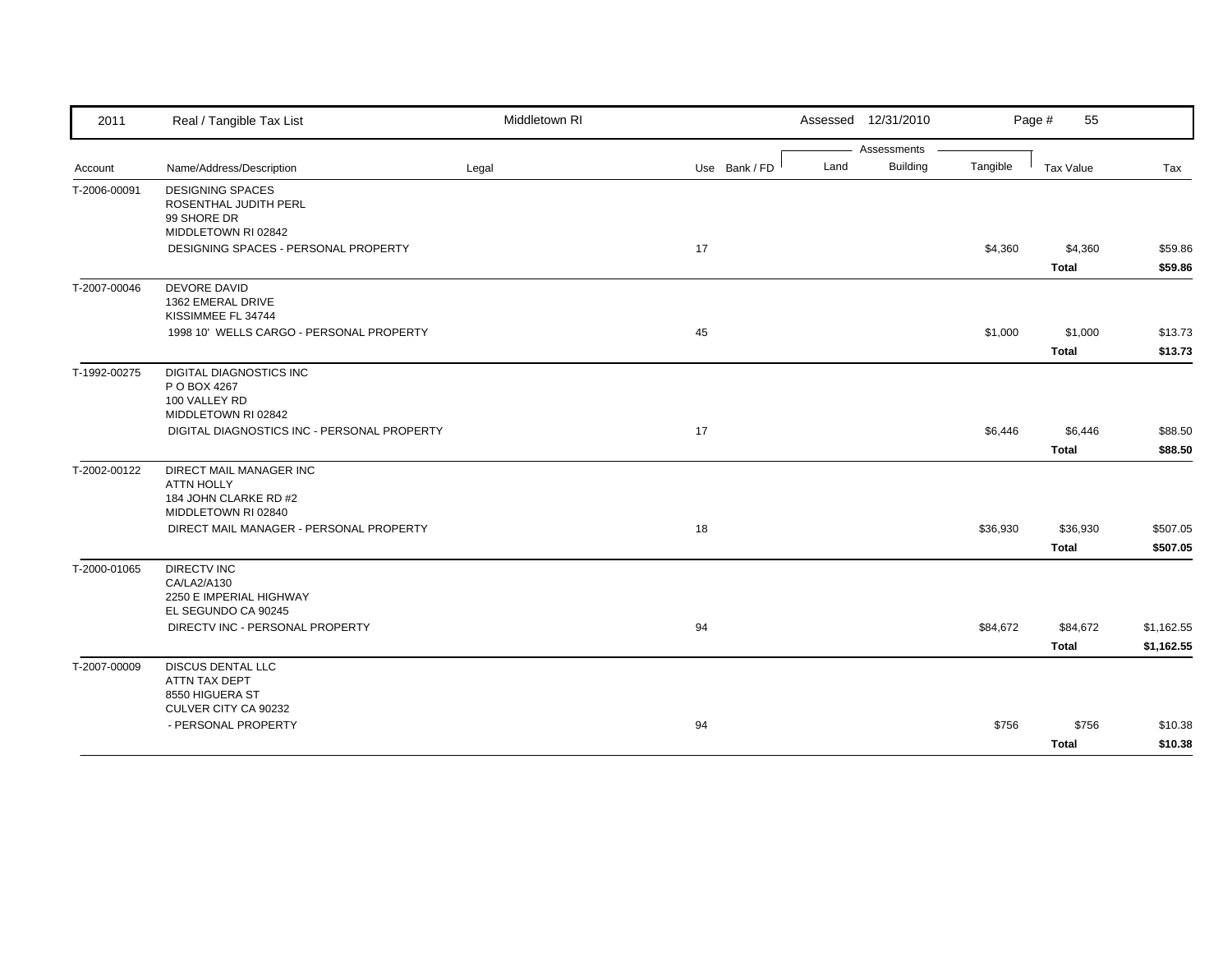| 2011 | Real / Tangible Tax List | Middletown RI | | | Assessed 12/31/2010 | | | Page # 55 | |
|---|---|---|---|---|---|---|---|---|---|
| | | | | | Assessments | | | | |
| Account | Name/Address/Description | Legal | Use | Bank / FD | Land | Building | Tangible | Tax Value | Tax |
| T-2006-00091 | DESIGNING SPACES<br>ROSENTHAL JUDITH PERL<br>99 SHORE DR<br>MIDDLETOWN RI 02842 | | | | | | | | |
| | DESIGNING SPACES - PERSONAL PROPERTY | | 17 | | | | $4,360 | $4,360 | $59.86 |
| | | | | | | | | **Total** | **$59.86** |
| T-2007-00046 | DEVORE DAVID<br>1362 EMERAL DRIVE<br>KISSIMMEE FL 34744 | | | | | | | | |
| | 1998 10' WELLS CARGO - PERSONAL PROPERTY | | 45 | | | | $1,000 | $1,000 | $13.73 |
| | | | | | | | | **Total** | **$13.73** |
| T-1992-00275 | DIGITAL DIAGNOSTICS INC<br>P O BOX 4267<br>100 VALLEY RD<br>MIDDLETOWN RI 02842 | | | | | | | | |
| | DIGITAL DIAGNOSTICS INC - PERSONAL PROPERTY | | 17 | | | | $6,446 | $6,446 | $88.50 |
| | | | | | | | | **Total** | **$88.50** |
| T-2002-00122 | DIRECT MAIL MANAGER INC<br>ATTN HOLLY<br>184 JOHN CLARKE RD #2<br>MIDDLETOWN RI 02840 | | | | | | | | |
| | DIRECT MAIL MANAGER - PERSONAL PROPERTY | | 18 | | | | $36,930 | $36,930 | $507.05 |
| | | | | | | | | **Total** | **$507.05** |
| T-2000-01065 | DIRECTV INC<br>CA/LA2/A130<br>2250 E IMPERIAL HIGHWAY<br>EL SEGUNDO CA 90245 | | | | | | | | |
| | DIRECTV INC - PERSONAL PROPERTY | | 94 | | | | $84,672 | $84,672 | $1,162.55 |
| | | | | | | | | **Total** | **$1,162.55** |
| T-2007-00009 | DISCUS DENTAL LLC<br>ATTN TAX DEPT<br>8550 HIGUERA ST<br>CULVER CITY CA 90232 | | | | | | | | |
| | - PERSONAL PROPERTY | | 94 | | | | $756 | $756 | $10.38 |
| | | | | | | | | **Total** | **$10.38** |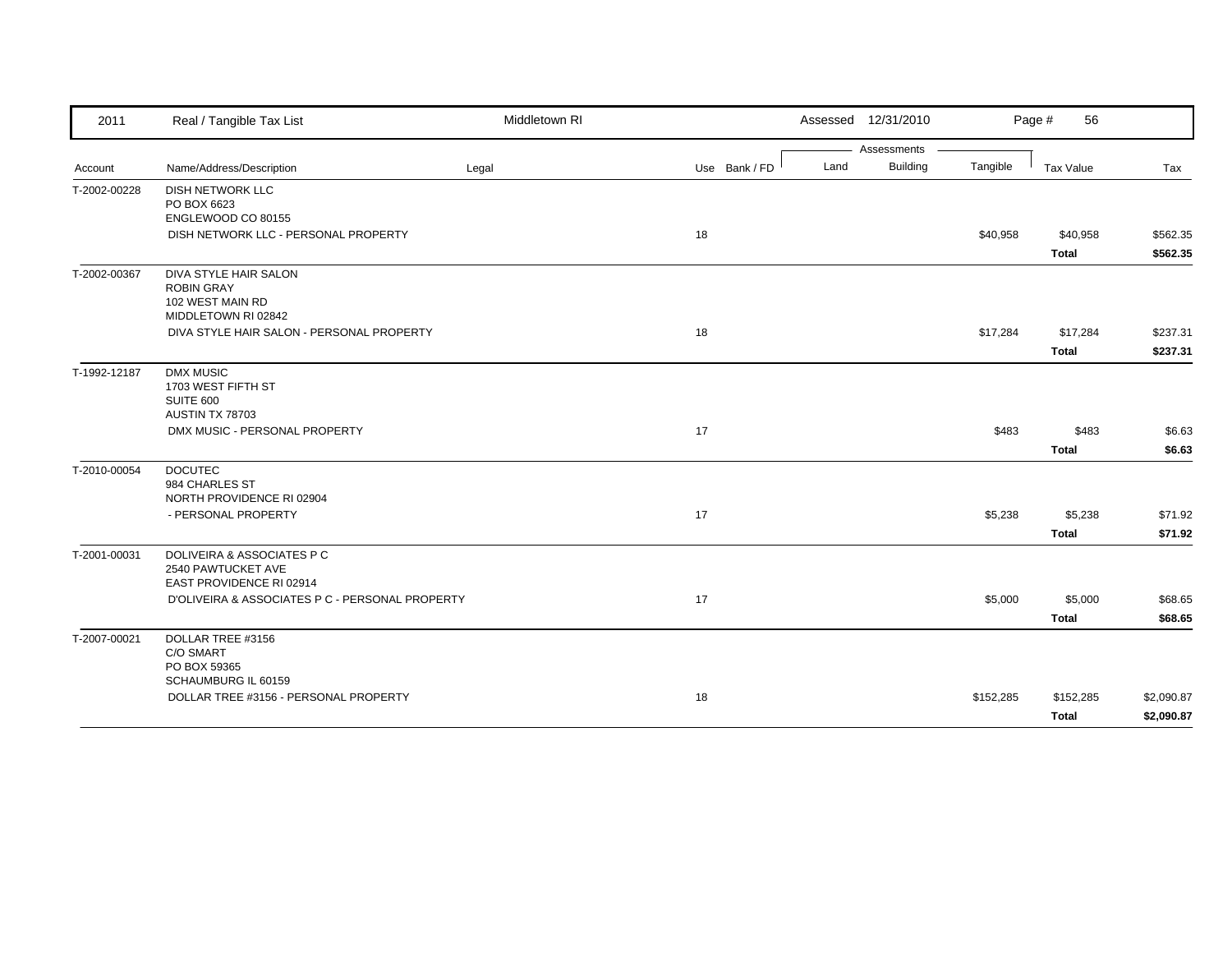| 2011 | Real / Tangible Tax List | Middletown RI | | | Assessed 12/31/2010 | | | Page # 56 | |
|---|---|---|---|---|---|---|---|---|---|
| | | | | | Assessments | | | | |
| Account | Name/Address/Description | Legal | Use | Bank / FD | Land | Building | Tangible | Tax Value | Tax |
| T-2002-00228 | DISH NETWORK LLC<br>PO BOX 6623<br>ENGLEWOOD CO 80155 | | | | | | | | |
| | DISH NETWORK LLC - PERSONAL PROPERTY | | 18 | | | | $40,958 | $40,958 | $562.35 |
| | | | | | | | | **Total** | **$562.35** |
| T-2002-00367 | DIVA STYLE HAIR SALON<br>ROBIN GRAY<br>102 WEST MAIN RD<br>MIDDLETOWN RI 02842 | | | | | | | | |
| | DIVA STYLE HAIR SALON - PERSONAL PROPERTY | | 18 | | | | $17,284 | $17,284 | $237.31 |
| | | | | | | | | **Total** | **$237.31** |
| T-1992-12187 | DMX MUSIC<br>1703 WEST FIFTH ST<br>SUITE 600<br>AUSTIN TX 78703 | | | | | | | | |
| | DMX MUSIC - PERSONAL PROPERTY | | 17 | | | | $483 | $483 | $6.63 |
| | | | | | | | | **Total** | **$6.63** |
| T-2010-00054 | DOCUTEC<br>984 CHARLES ST<br>NORTH PROVIDENCE RI 02904 | | | | | | | | |
| | - PERSONAL PROPERTY | | 17 | | | | $5,238 | $5,238 | $71.92 |
| | | | | | | | | **Total** | **$71.92** |
| T-2001-00031 | DOLIVEIRA & ASSOCIATES P C<br>2540 PAWTUCKET AVE<br>EAST PROVIDENCE RI 02914 | | | | | | | | |
| | D'OLIVEIRA & ASSOCIATES P C - PERSONAL PROPERTY | | 17 | | | | $5,000 | $5,000 | $68.65 |
| | | | | | | | | **Total** | **$68.65** |
| T-2007-00021 | DOLLAR TREE #3156<br>C/O SMART<br>PO BOX 59365<br>SCHAUMBURG IL 60159 | | | | | | | | |
| | DOLLAR TREE #3156 - PERSONAL PROPERTY | | 18 | | | | $152,285 | $152,285 | $2,090.87 |
| | | | | | | | | **Total** | **$2,090.87** |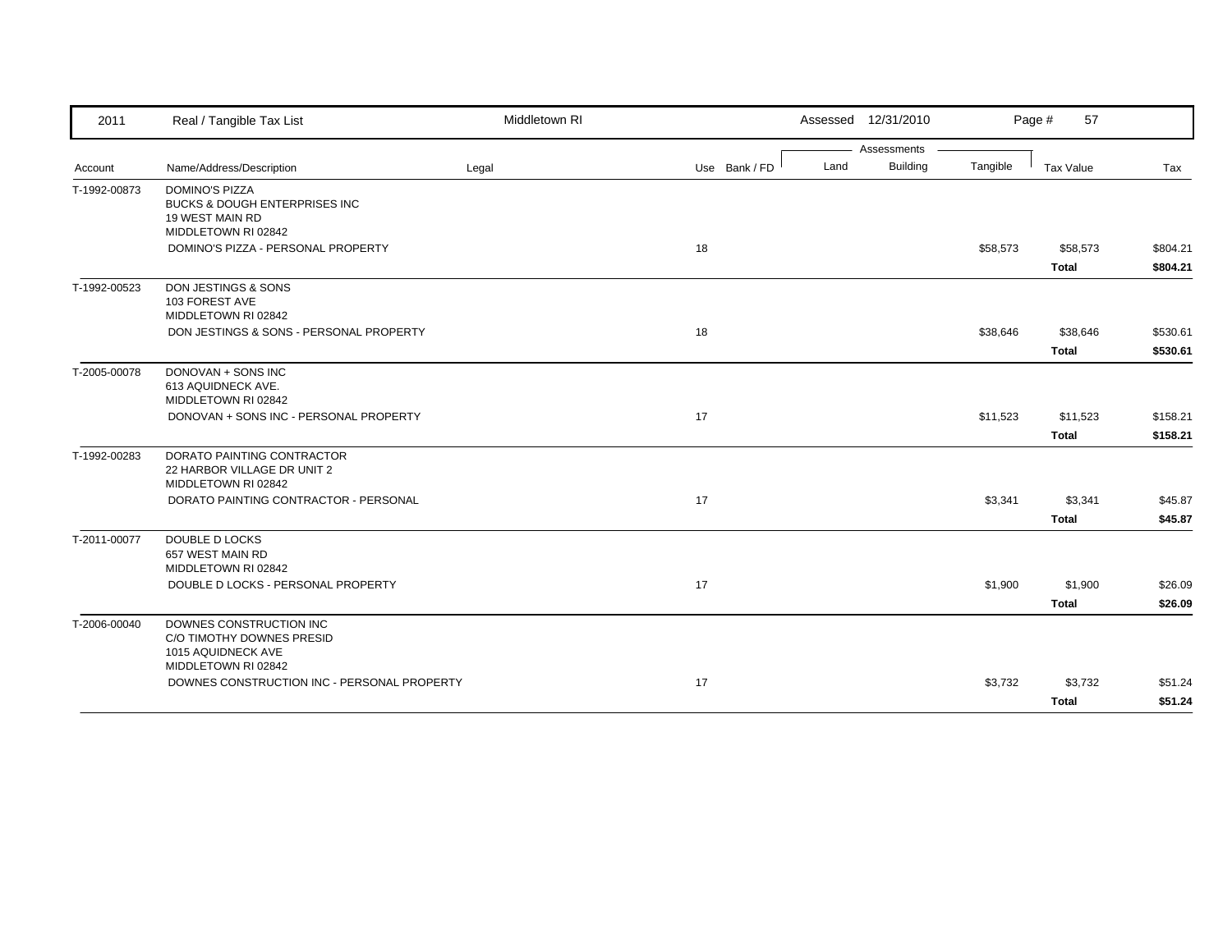| Account | Name/Address/Description | Legal | Use | Bank / FD | Land | Building | Tangible | Tax Value | Tax |
|---|---|---|---|---|---|---|---|---|---|
| T-1992-00873 | DOMINO'S PIZZA<br>BUCKS & DOUGH ENTERPRISES INC<br>19 WEST MAIN RD<br>MIDDLETOWN RI 02842 | | | | | | | | |
| | DOMINO'S PIZZA - PERSONAL PROPERTY | | 18 | | | | $58,573 | $58,573 | $804.21 |
| | | | | | | | | **Total** | **$804.21** |
| T-1992-00523 | DON JESTINGS & SONS<br>103 FOREST AVE<br>MIDDLETOWN RI 02842 | | | | | | | | |
| | DON JESTINGS & SONS - PERSONAL PROPERTY | | 18 | | | | $38,646 | $38,646 | $530.61 |
| | | | | | | | | **Total** | **$530.61** |
| T-2005-00078 | DONOVAN + SONS INC<br>613 AQUIDNECK AVE.<br>MIDDLETOWN RI 02842 | | | | | | | | |
| | DONOVAN + SONS INC - PERSONAL PROPERTY | | 17 | | | | $11,523 | $11,523 | $158.21 |
| | | | | | | | | **Total** | **$158.21** |
| T-1992-00283 | DORATO PAINTING CONTRACTOR<br>22 HARBOR VILLAGE DR UNIT 2<br>MIDDLETOWN RI 02842 | | | | | | | | |
| | DORATO PAINTING CONTRACTOR - PERSONAL | | 17 | | | | $3,341 | $3,341 | $45.87 |
| | | | | | | | | **Total** | **$45.87** |
| T-2011-00077 | DOUBLE D LOCKS<br>657 WEST MAIN RD<br>MIDDLETOWN RI 02842 | | | | | | | | |
| | DOUBLE D LOCKS - PERSONAL PROPERTY | | 17 | | | | $1,900 | $1,900 | $26.09 |
| | | | | | | | | **Total** | **$26.09** |
| T-2006-00040 | DOWNES CONSTRUCTION INC<br>C/O TIMOTHY DOWNES PRESID<br>1015 AQUIDNECK AVE<br>MIDDLETOWN RI 02842 | | | | | | | | |
| | DOWNES CONSTRUCTION INC - PERSONAL PROPERTY | | 17 | | | | $3,732 | $3,732 | $51.24 |
| | | | | | | | | **Total** | **$51.24** |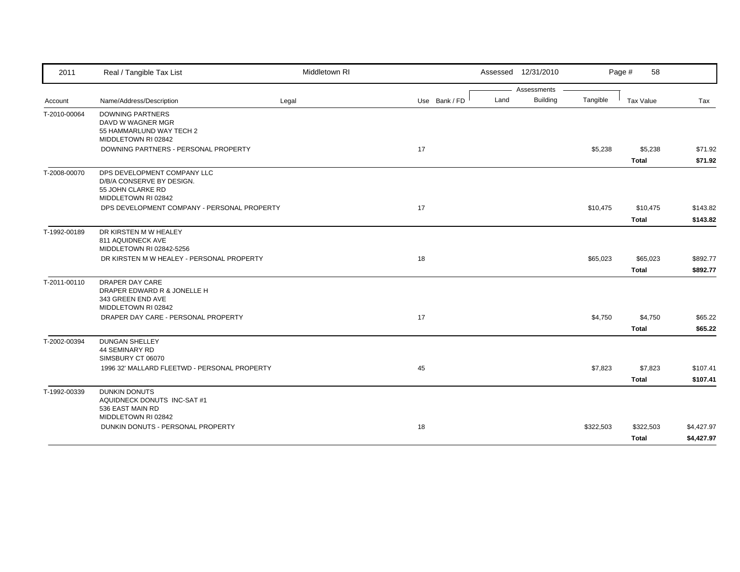| 2011 | Real / Tangible Tax List | Middletown RI | | | Assessed 12/31/2010 | | | Page # 58 | |
|---|---|---|---|---|---|---|---|---|---|
| | | | | | Assessments | | | | |
| Account | Name/Address/Description | Legal | Use | Bank / FD | Land | Building | Tangible | Tax Value | Tax |
| T-2010-00064 | DOWNING PARTNERS<br>DAVD W WAGNER MGR<br>55 HAMMARLUND WAY TECH 2<br>MIDDLETOWN RI 02842 | | | | | | | | |
| | DOWNING PARTNERS - PERSONAL PROPERTY | | 17 | | | | $5,238 | $5,238 | $71.92 |
| | | | | | | | | **Total** | **$71.92** |
| T-2008-00070 | DPS DEVELOPMENT COMPANY LLC<br>D/B/A CONSERVE BY DESIGN.<br>55 JOHN CLARKE RD<br>MIDDLETOWN RI 02842 | | | | | | | | |
| | DPS DEVELOPMENT COMPANY - PERSONAL PROPERTY | | 17 | | | | $10,475 | $10,475 | $143.82 |
| | | | | | | | | **Total** | **$143.82** |
| T-1992-00189 | DR KIRSTEN M W HEALEY<br>811 AQUIDNECK AVE<br>MIDDLETOWN RI 02842-5256 | | | | | | | | |
| | DR KIRSTEN M W HEALEY - PERSONAL PROPERTY | | 18 | | | | $65,023 | $65,023 | $892.77 |
| | | | | | | | | **Total** | **$892.77** |
| T-2011-00110 | DRAPER DAY CARE<br>DRAPER EDWARD R & JONELLE H<br>343 GREEN END AVE<br>MIDDLETOWN RI 02842 | | | | | | | | |
| | DRAPER DAY CARE - PERSONAL PROPERTY | | 17 | | | | $4,750 | $4,750 | $65.22 |
| | | | | | | | | **Total** | **$65.22** |
| T-2002-00394 | DUNGAN SHELLEY<br>44 SEMINARY RD<br>SIMSBURY CT 06070 | | | | | | | | |
| | 1996 32' MALLARD FLEETWD - PERSONAL PROPERTY | | 45 | | | | $7,823 | $7,823 | $107.41 |
| | | | | | | | | **Total** | **$107.41** |
| T-1992-00339 | DUNKIN DONUTS<br>AQUIDNECK DONUTS INC-SAT #1<br>536 EAST MAIN RD<br>MIDDLETOWN RI 02842 | | | | | | | | |
| | DUNKIN DONUTS - PERSONAL PROPERTY | | 18 | | | | $322,503 | $322,503 | $4,427.97 |
| | | | | | | | | **Total** | **$4,427.97** |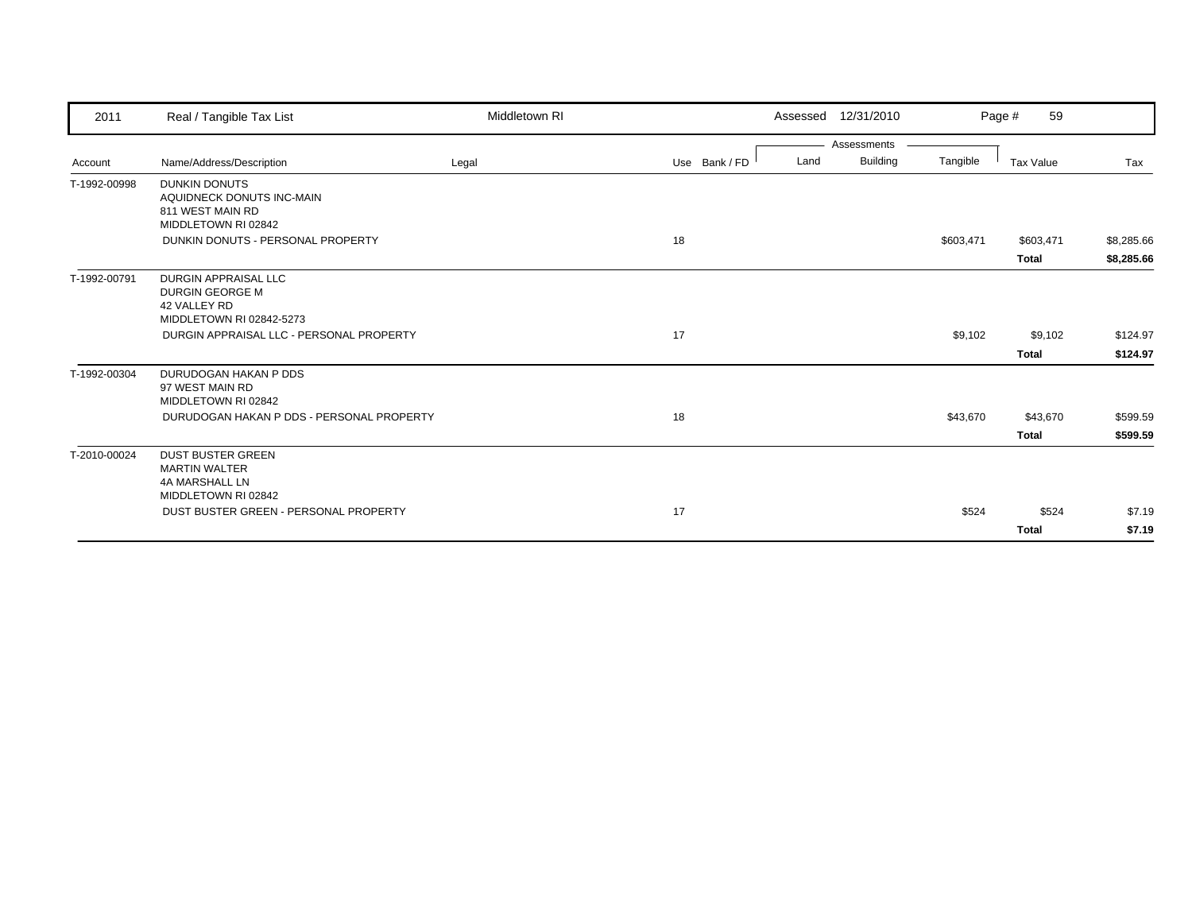| 2011 | Real / Tangible Tax List | Middletown RI | | | Assessed 12/31/2010 | | | Page # 59 | |
|---|---|---|---|---|---|---|---|---|---|
| | | | | | Assessments | | | | |
| Account | Name/Address/Description | Legal | Use | Bank / FD | Land | Building | Tangible | Tax Value | Tax |
| T-1992-00998 | DUNKIN DONUTS<br>AQUIDNECK DONUTS INC-MAIN<br>811 WEST MAIN RD<br>MIDDLETOWN RI 02842 | | | | | | | | |
| | DUNKIN DONUTS - PERSONAL PROPERTY | | 18 | | | | $603,471 | $603,471 | $8,285.66 |
| | | | | | | | | **Total** | **$8,285.66** |
| T-1992-00791 | DURGIN APPRAISAL LLC<br>DURGIN GEORGE M<br>42 VALLEY RD<br>MIDDLETOWN RI 02842-5273 | | | | | | | | |
| | DURGIN APPRAISAL LLC - PERSONAL PROPERTY | | 17 | | | | $9,102 | $9,102 | $124.97 |
| | | | | | | | | **Total** | **$124.97** |
| T-1992-00304 | DURUDOGAN HAKAN P DDS<br>97 WEST MAIN RD<br>MIDDLETOWN RI 02842 | | | | | | | | |
| | DURUDOGAN HAKAN P DDS - PERSONAL PROPERTY | | 18 | | | | $43,670 | $43,670 | $599.59 |
| | | | | | | | | **Total** | **$599.59** |
| T-2010-00024 | DUST BUSTER GREEN<br>MARTIN WALTER<br>4A MARSHALL LN<br>MIDDLETOWN RI 02842 | | | | | | | | |
| | DUST BUSTER GREEN - PERSONAL PROPERTY | | 17 | | | | $524 | $524 | $7.19 |
| | | | | | | | | **Total** | **$7.19** |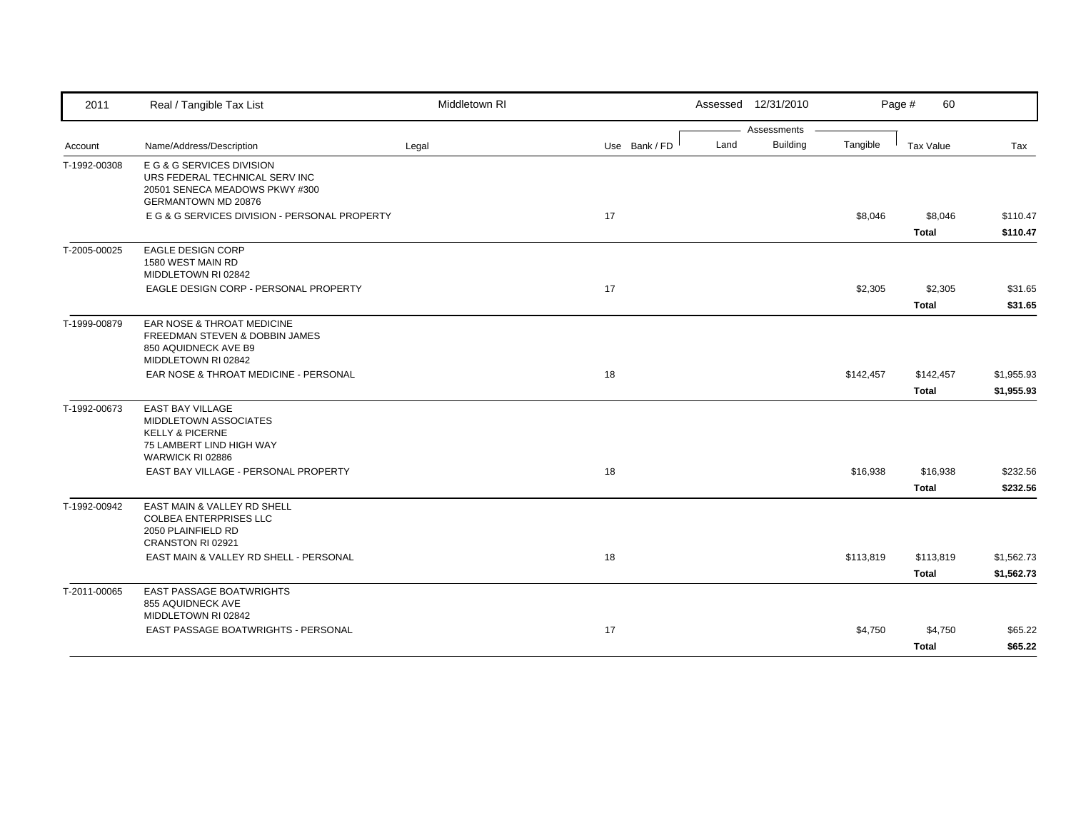| Account | Name/Address/Description | Legal | Use | Bank / FD | Land | Building | Tangible | Tax Value | Tax |
|---|---|---|---|---|---|---|---|---|---|
| T-1992-00308 | E G & G SERVICES DIVISION<br>URS FEDERAL TECHNICAL SERV INC<br>20501 SENECA MEADOWS PKWY #300<br>GERMANTOWN MD 20876 | | | | | | | | |
| | E G & G SERVICES DIVISION - PERSONAL PROPERTY | | 17 | | | | $8,046 | $8,046 | $110.47 |
| | | | | | | | | **Total** | **$110.47** |
| T-2005-00025 | EAGLE DESIGN CORP<br>1580 WEST MAIN RD<br>MIDDLETOWN RI 02842 | | | | | | | | |
| | EAGLE DESIGN CORP - PERSONAL PROPERTY | | 17 | | | | $2,305 | $2,305 | $31.65 |
| | | | | | | | | **Total** | **$31.65** |
| T-1999-00879 | EAR NOSE & THROAT MEDICINE<br>FREEDMAN STEVEN & DOBBIN JAMES<br>850 AQUIDNECK AVE B9<br>MIDDLETOWN RI 02842 | | | | | | | | |
| | EAR NOSE & THROAT MEDICINE - PERSONAL | | 18 | | | | $142,457 | $142,457 | $1,955.93 |
| | | | | | | | | **Total** | **$1,955.93** |
| T-1992-00673 | EAST BAY VILLAGE<br>MIDDLETOWN ASSOCIATES<br>KELLY & PICERNE<br>75 LAMBERT LIND HIGH WAY<br>WARWICK RI 02886 | | | | | | | | |
| | EAST BAY VILLAGE - PERSONAL PROPERTY | | 18 | | | | $16,938 | $16,938 | $232.56 |
| | | | | | | | | **Total** | **$232.56** |
| T-1992-00942 | EAST MAIN & VALLEY RD SHELL<br>COLBEA ENTERPRISES LLC<br>2050 PLAINFIELD RD<br>CRANSTON RI 02921 | | | | | | | | |
| | EAST MAIN & VALLEY RD SHELL - PERSONAL | | 18 | | | | $113,819 | $113,819 | $1,562.73 |
| | | | | | | | | **Total** | **$1,562.73** |
| T-2011-00065 | EAST PASSAGE BOATWRIGHTS<br>855 AQUIDNECK AVE<br>MIDDLETOWN RI 02842 | | | | | | | | |
| | EAST PASSAGE BOATWRIGHTS - PERSONAL | | 17 | | | | $4,750 | $4,750 | $65.22 |
| | | | | | | | | **Total** | **$65.22** |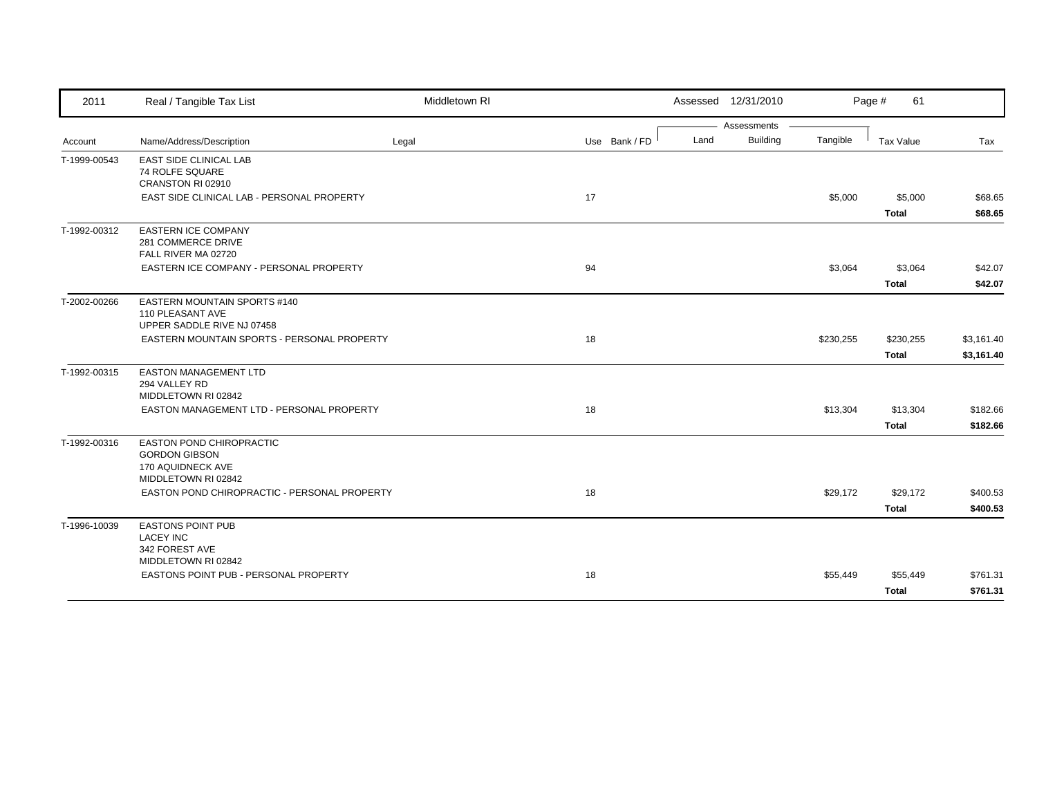| 2011 | Real / Tangible Tax List | Middletown RI | | | Assessed 12/31/2010 | | | Page # 61 | |
|---|---|---|---|---|---|---|---|---|---|
| | | | | | Assessments | | | | |
| Account | Name/Address/Description | Legal | Use | Bank / FD | Land | Building | Tangible | Tax Value | Tax |
| T-1999-00543 | EAST SIDE CLINICAL LAB<br>74 ROLFE SQUARE<br>CRANSTON RI 02910 | | | | | | | | |
| | EAST SIDE CLINICAL LAB - PERSONAL PROPERTY | | 17 | | | | $5,000 | $5,000 | $68.65 |
| | | | | | | | | **Total** | **$68.65** |
| T-1992-00312 | EASTERN ICE COMPANY<br>281 COMMERCE DRIVE<br>FALL RIVER MA 02720 | | | | | | | | |
| | EASTERN ICE COMPANY - PERSONAL PROPERTY | | 94 | | | | $3,064 | $3,064 | $42.07 |
| | | | | | | | | **Total** | **$42.07** |
| T-2002-00266 | EASTERN MOUNTAIN SPORTS #140<br>110 PLEASANT AVE<br>UPPER SADDLE RIVE NJ 07458 | | | | | | | | |
| | EASTERN MOUNTAIN SPORTS - PERSONAL PROPERTY | | 18 | | | | $230,255 | $230,255 | $3,161.40 |
| | | | | | | | | **Total** | **$3,161.40** |
| T-1992-00315 | EASTON MANAGEMENT LTD<br>294 VALLEY RD<br>MIDDLETOWN RI 02842 | | | | | | | | |
| | EASTON MANAGEMENT LTD - PERSONAL PROPERTY | | 18 | | | | $13,304 | $13,304 | $182.66 |
| | | | | | | | | **Total** | **$182.66** |
| T-1992-00316 | EASTON POND CHIROPRACTIC<br>GORDON GIBSON<br>170 AQUIDNECK AVE<br>MIDDLETOWN RI 02842 | | | | | | | | |
| | EASTON POND CHIROPRACTIC - PERSONAL PROPERTY | | 18 | | | | $29,172 | $29,172 | $400.53 |
| | | | | | | | | **Total** | **$400.53** |
| T-1996-10039 | EASTONS POINT PUB<br>LACEY INC<br>342 FOREST AVE<br>MIDDLETOWN RI 02842 | | | | | | | | |
| | EASTONS POINT PUB - PERSONAL PROPERTY | | 18 | | | | $55,449 | $55,449 | $761.31 |
| | | | | | | | | **Total** | **$761.31** |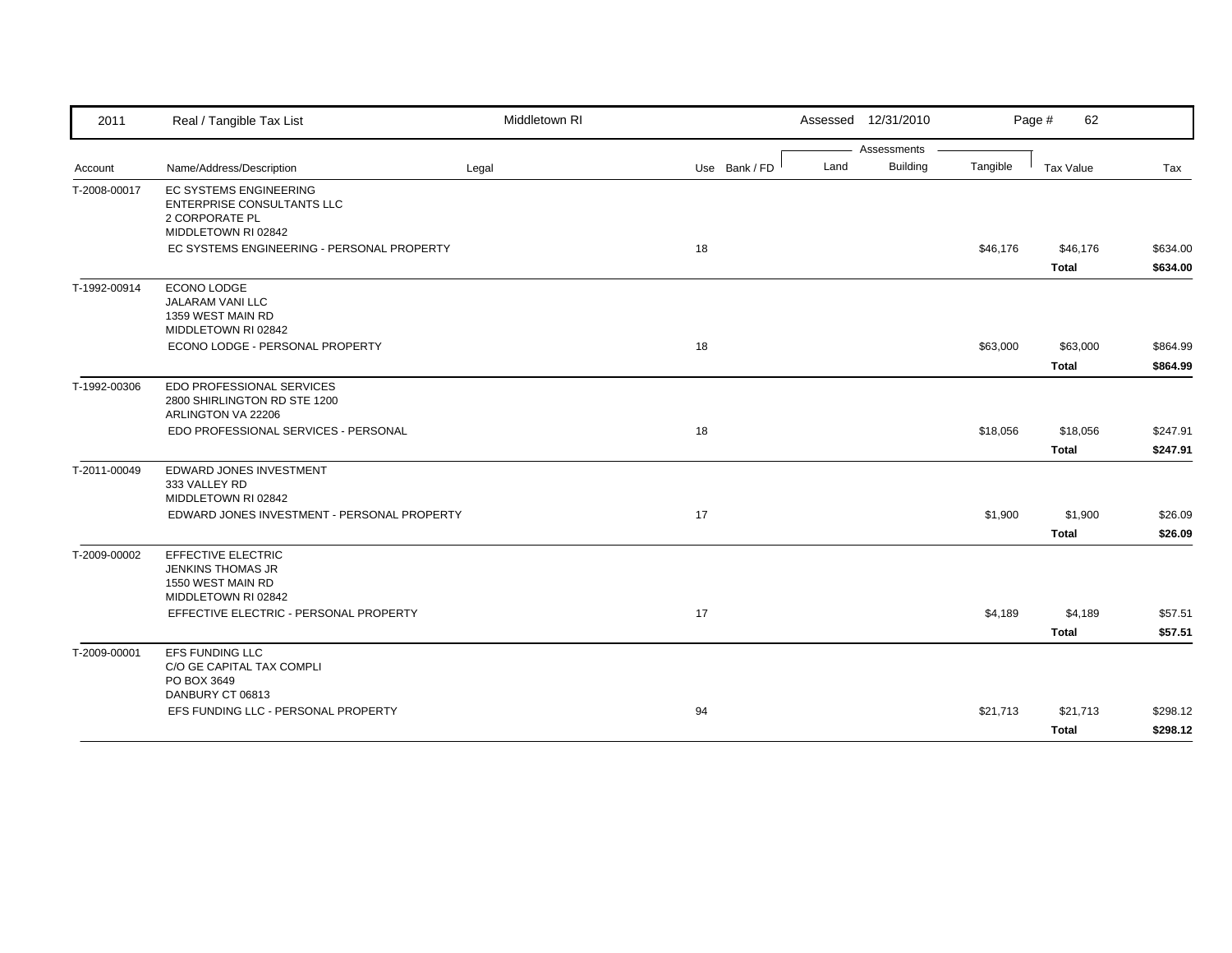| 2011 | Real / Tangible Tax List | Middletown RI | | Assessed 12/31/2010 | | | | |
|---|---|---|---|---|---|---|---|---|
| | | | | Assessments | | | | |
| Account | Name/Address/Description | Legal | Use Bank / FD | Land | Building | Tangible | Tax Value | Tax |
| T-2008-00017 | EC SYSTEMS ENGINEERING<br>ENTERPRISE CONSULTANTS LLC<br>2 CORPORATE PL<br>MIDDLETOWN RI 02842 | | | | | | | |
| | EC SYSTEMS ENGINEERING - PERSONAL PROPERTY | | 18 | | | $46,176 | $46,176 | $634.00 |
| | | | | | | | **Total** | **$634.00** |
| T-1992-00914 | ECONO LODGE<br>JALARAM VANI LLC<br>1359 WEST MAIN RD<br>MIDDLETOWN RI 02842 | | | | | | | |
| | ECONO LODGE - PERSONAL PROPERTY | | 18 | | | $63,000 | $63,000 | $864.99 |
| | | | | | | | **Total** | **$864.99** |
| T-1992-00306 | EDO PROFESSIONAL SERVICES<br>2800 SHIRLINGTON RD STE 1200<br>ARLINGTON VA 22206 | | | | | | | |
| | EDO PROFESSIONAL SERVICES - PERSONAL | | 18 | | | $18,056 | $18,056 | $247.91 |
| | | | | | | | **Total** | **$247.91** |
| T-2011-00049 | EDWARD JONES INVESTMENT<br>333 VALLEY RD<br>MIDDLETOWN RI 02842 | | | | | | | |
| | EDWARD JONES INVESTMENT - PERSONAL PROPERTY | | 17 | | | $1,900 | $1,900 | $26.09 |
| | | | | | | | **Total** | **$26.09** |
| T-2009-00002 | EFFECTIVE ELECTRIC<br>JENKINS THOMAS JR<br>1550 WEST MAIN RD<br>MIDDLETOWN RI 02842 | | | | | | | |
| | EFFECTIVE ELECTRIC - PERSONAL PROPERTY | | 17 | | | $4,189 | $4,189 | $57.51 |
| | | | | | | | **Total** | **$57.51** |
| T-2009-00001 | EFS FUNDING LLC<br>C/O GE CAPITAL TAX COMPLI<br>PO BOX 3649<br>DANBURY CT 06813 | | | | | | | |
| | EFS FUNDING LLC - PERSONAL PROPERTY | | 94 | | | $21,713 | $21,713 | $298.12 |
| | | | | | | | **Total** | **$298.12** |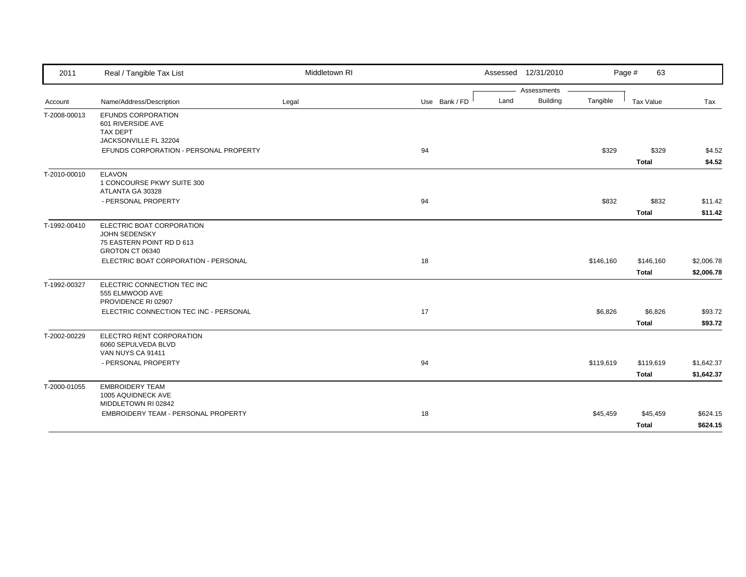| 2011 | Real / Tangible Tax List | Middletown RI | | | Assessed 12/31/2010 | | | Page # 63 | |
|---|---|---|---|---|---|---|---|---|---|
| | | | | | Assessments | | | | |
| Account | Name/Address/Description | Legal | Use | Bank / FD | Land | Building | Tangible | Tax Value | Tax |
| T-2008-00013 | EFUNDS CORPORATION<br>601 RIVERSIDE AVE<br>TAX DEPT<br>JACKSONVILLE FL 32204 | | | | | | | | |
| | EFUNDS CORPORATION - PERSONAL PROPERTY | | 94 | | | | $329 | $329 | $4.52 |
| | | | | | | | | **Total** | **$4.52** |
| T-2010-00010 | ELAVON<br>1 CONCOURSE PKWY SUITE 300<br>ATLANTA GA 30328 | | | | | | | | |
| | - PERSONAL PROPERTY | | 94 | | | | $832 | $832 | $11.42 |
| | | | | | | | | **Total** | **$11.42** |
| T-1992-00410 | ELECTRIC BOAT CORPORATION<br>JOHN SEDENSKY<br>75 EASTERN POINT RD D 613<br>GROTON CT 06340 | | | | | | | | |
| | ELECTRIC BOAT CORPORATION - PERSONAL | | 18 | | | | $146,160 | $146,160 | $2,006.78 |
| | | | | | | | | **Total** | **$2,006.78** |
| T-1992-00327 | ELECTRIC CONNECTION TEC INC<br>555 ELMWOOD AVE<br>PROVIDENCE RI 02907 | | | | | | | | |
| | ELECTRIC CONNECTION TEC INC - PERSONAL | | 17 | | | | $6,826 | $6,826 | $93.72 |
| | | | | | | | | **Total** | **$93.72** |
| T-2002-00229 | ELECTRO RENT CORPORATION<br>6060 SEPULVEDA BLVD<br>VAN NUYS CA 91411 | | | | | | | | |
| | - PERSONAL PROPERTY | | 94 | | | | $119,619 | $119,619 | $1,642.37 |
| | | | | | | | | **Total** | **$1,642.37** |
| T-2000-01055 | EMBROIDERY TEAM<br>1005 AQUIDNECK AVE<br>MIDDLETOWN RI 02842 | | | | | | | | |
| | EMBROIDERY TEAM - PERSONAL PROPERTY | | 18 | | | | $45,459 | $45,459 | $624.15 |
| | | | | | | | | **Total** | **$624.15** |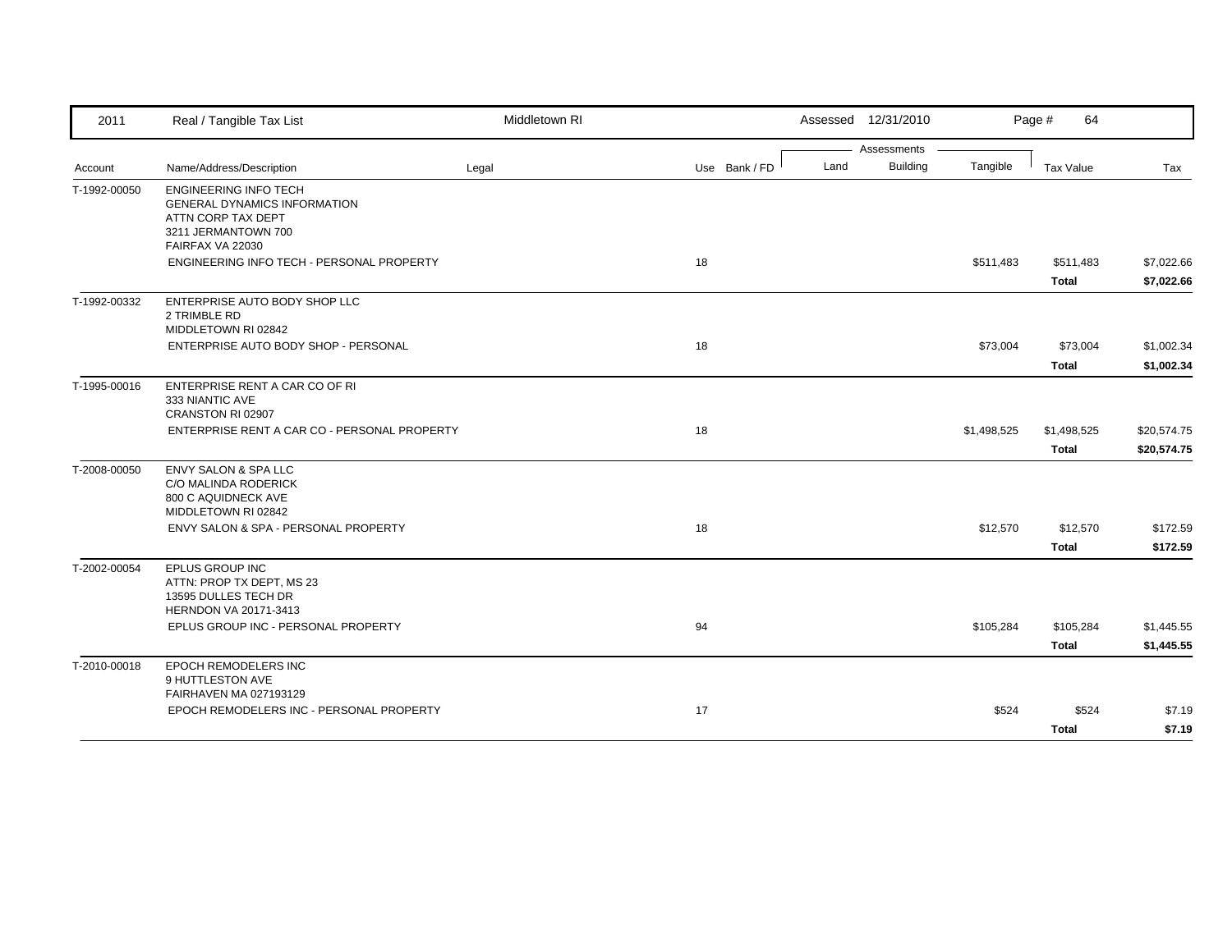| 2011 | Real / Tangible Tax List | Middletown RI | | | Assessed 12/31/2010 | | | Page # 64 | |
|---|---|---|---|---|---|---|---|---|---|
| | | | | | Assessments | | | | |
| Account | Name/Address/Description | Legal | Use | Bank / FD | Land | Building | Tangible | Tax Value | Tax |
| T-1992-00050 | ENGINEERING INFO TECH<br>GENERAL DYNAMICS INFORMATION<br>ATTN CORP TAX DEPT<br>3211 JERMANTOWN 700<br>FAIRFAX VA 22030 | | | | | | | | |
| | ENGINEERING INFO TECH - PERSONAL PROPERTY | | 18 | | | | $511,483 | $511,483 | $7,022.66 |
| | | | | | | | | **Total** | **$7,022.66** |
| T-1992-00332 | ENTERPRISE AUTO BODY SHOP LLC<br>2 TRIMBLE RD<br>MIDDLETOWN RI 02842 | | | | | | | | |
| | ENTERPRISE AUTO BODY SHOP - PERSONAL | | 18 | | | | $73,004 | $73,004 | $1,002.34 |
| | | | | | | | | **Total** | **$1,002.34** |
| T-1995-00016 | ENTERPRISE RENT A CAR CO OF RI<br>333 NIANTIC AVE<br>CRANSTON RI 02907 | | | | | | | | |
| | ENTERPRISE RENT A CAR CO - PERSONAL PROPERTY | | 18 | | | | $1,498,525 | $1,498,525 | $20,574.75 |
| | | | | | | | | **Total** | **$20,574.75** |
| T-2008-00050 | ENVY SALON & SPA LLC<br>C/O MALINDA RODERICK<br>800 C AQUIDNECK AVE<br>MIDDLETOWN RI 02842 | | | | | | | | |
| | ENVY SALON & SPA - PERSONAL PROPERTY | | 18 | | | | $12,570 | $12,570 | $172.59 |
| | | | | | | | | **Total** | **$172.59** |
| T-2002-00054 | EPLUS GROUP INC<br>ATTN: PROP TX DEPT, MS 23<br>13595 DULLES TECH DR<br>HERNDON VA 20171-3413 | | | | | | | | |
| | EPLUS GROUP INC - PERSONAL PROPERTY | | 94 | | | | $105,284 | $105,284 | $1,445.55 |
| | | | | | | | | **Total** | **$1,445.55** |
| T-2010-00018 | EPOCH REMODELERS INC<br>9 HUTTLESTON AVE<br>FAIRHAVEN MA 027193129 | | | | | | | | |
| | EPOCH REMODELERS INC - PERSONAL PROPERTY | | 17 | | | | $524 | $524 | $7.19 |
| | | | | | | | | **Total** | **$7.19** |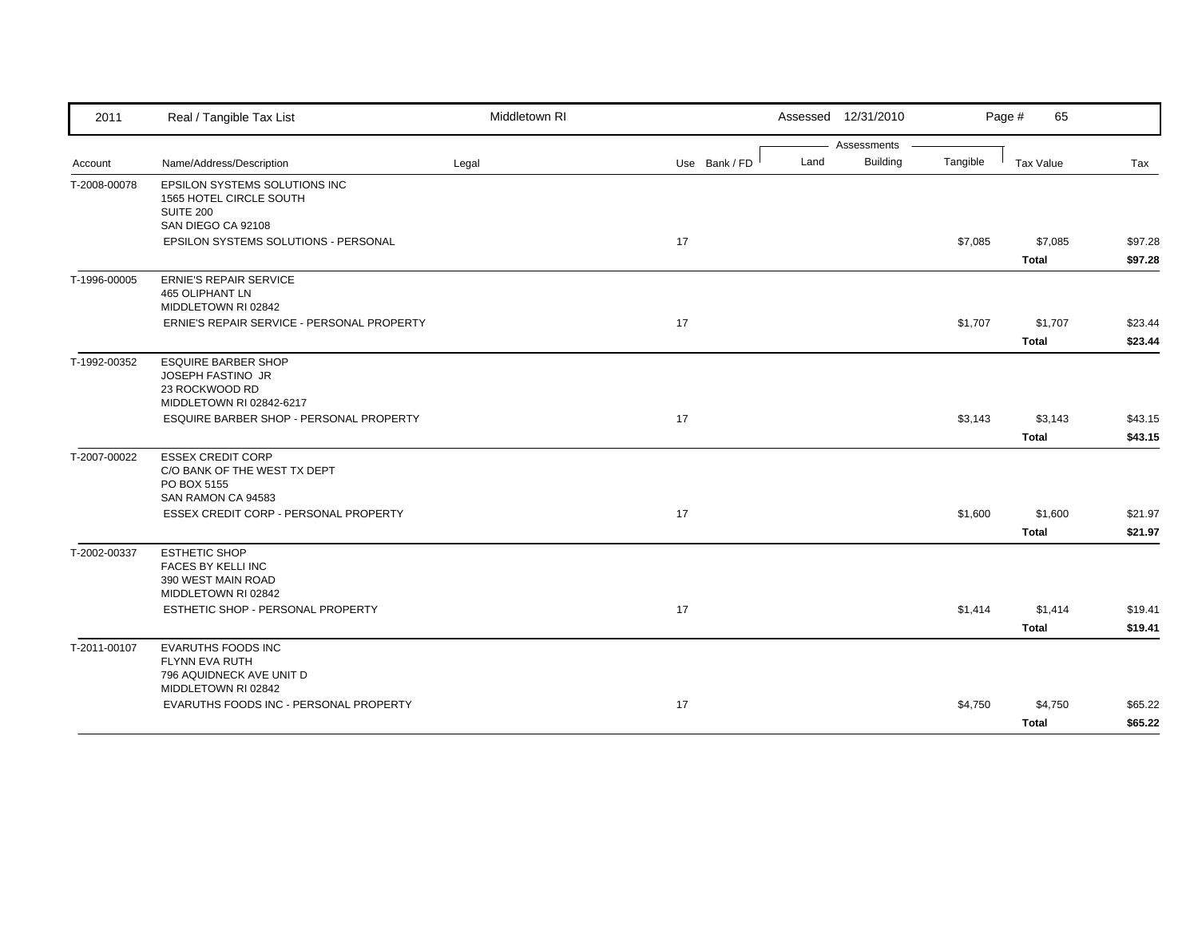| 2011 | Real / Tangible Tax List | Middletown RI | | Assessed 12/31/2010 | | | Page # 65 | |
|---|---|---|---|---|---|---|---|---|
| | | | | Assessments | | | | |
| Account | Name/Address/Description | Legal | Use Bank / FD | Land | Building | Tangible | Tax Value | Tax |
| T-2008-00078 | EPSILON SYSTEMS SOLUTIONS INC<br>1565 HOTEL CIRCLE SOUTH<br>SUITE 200<br>SAN DIEGO CA 92108 | | | | | | | |
| | EPSILON SYSTEMS SOLUTIONS - PERSONAL | | 17 | | | $7,085 | $7,085 | $97.28 |
| | | | | | | | **Total** | **$97.28** |
| T-1996-00005 | ERNIE'S REPAIR SERVICE<br>465 OLIPHANT LN<br>MIDDLETOWN RI 02842 | | | | | | | |
| | ERNIE'S REPAIR SERVICE - PERSONAL PROPERTY | | 17 | | | $1,707 | $1,707 | $23.44 |
| | | | | | | | **Total** | **$23.44** |
| T-1992-00352 | ESQUIRE BARBER SHOP<br>JOSEPH FASTINO JR<br>23 ROCKWOOD RD<br>MIDDLETOWN RI 02842-6217 | | | | | | | |
| | ESQUIRE BARBER SHOP - PERSONAL PROPERTY | | 17 | | | $3,143 | $3,143 | $43.15 |
| | | | | | | | **Total** | **$43.15** |
| T-2007-00022 | ESSEX CREDIT CORP<br>C/O BANK OF THE WEST TX DEPT<br>PO BOX 5155<br>SAN RAMON CA 94583 | | | | | | | |
| | ESSEX CREDIT CORP - PERSONAL PROPERTY | | 17 | | | $1,600 | $1,600 | $21.97 |
| | | | | | | | **Total** | **$21.97** |
| T-2002-00337 | ESTHETIC SHOP<br>FACES BY KELLI INC<br>390 WEST MAIN ROAD<br>MIDDLETOWN RI 02842 | | | | | | | |
| | ESTHETIC SHOP - PERSONAL PROPERTY | | 17 | | | $1,414 | $1,414 | $19.41 |
| | | | | | | | **Total** | **$19.41** |
| T-2011-00107 | EVARUTHS FOODS INC<br>FLYNN EVA RUTH<br>796 AQUIDNECK AVE UNIT D<br>MIDDLETOWN RI 02842 | | | | | | | |
| | EVARUTHS FOODS INC - PERSONAL PROPERTY | | 17 | | | $4,750 | $4,750 | $65.22 |
| | | | | | | | **Total** | **$65.22** |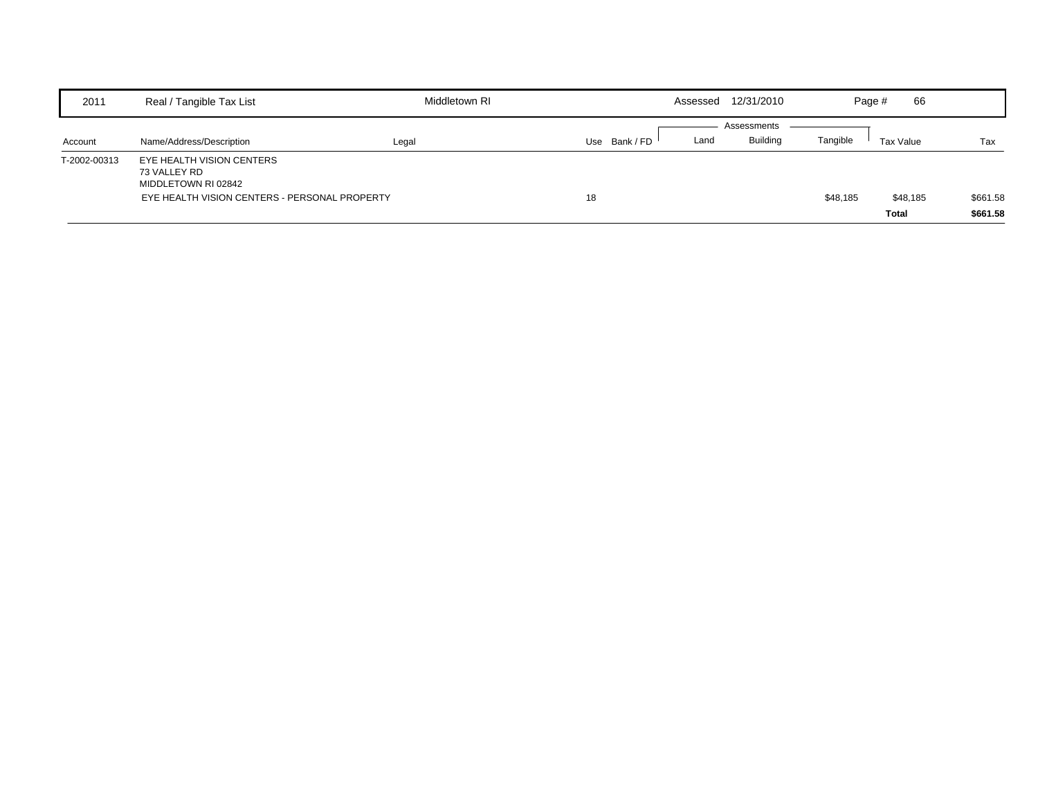| 2011 | Real / Tangible Tax List | Middletown RI | | Assessed 12/31/2010 | | | | |
|---|---|---|---|---|---|---|---|---|

| Account | Name/Address/Description | Legal | Use | Bank / FD | Land | Building | Tangible | Tax Value | Tax |
|---|---|---|---|---|---|---|---|---|---|
| | | | | | Assessments | | | | |
| T-2002-00313 | EYE HEALTH VISION CENTERS<br>73 VALLEY RD<br>MIDDLETOWN RI 02842 | | | | | | | | |
| | EYE HEALTH VISION CENTERS - PERSONAL PROPERTY | | 18 | | | | $48,185 | $48,185 | $661.58 |
| | | | | | | | | **Total** | **$661.58** |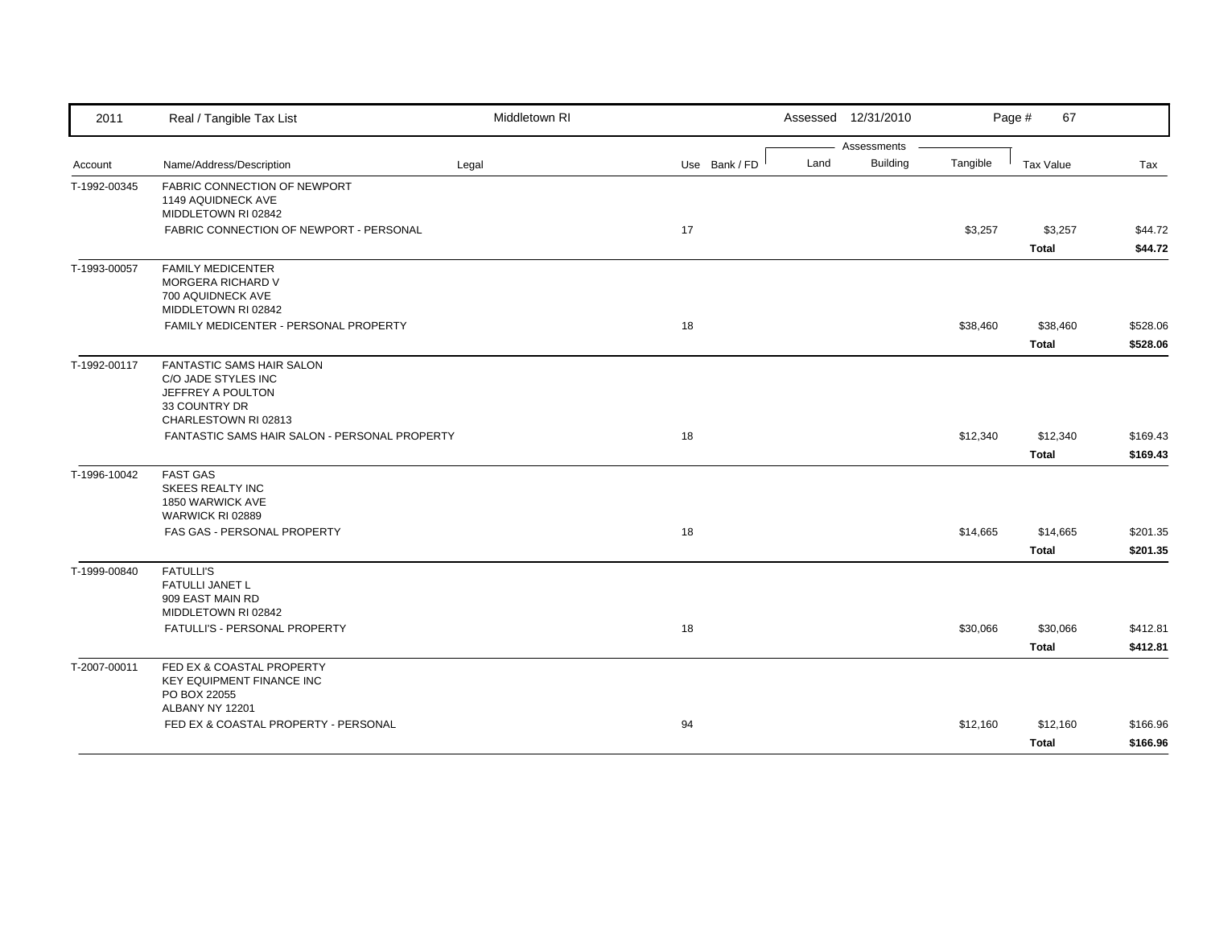| Account | Name/Address/Description | Legal | Use | Bank / FD | Land | Building | Tangible | Tax Value | Tax |
|---|---|---|---|---|---|---|---|---|---|
| T-1992-00345 | FABRIC CONNECTION OF NEWPORT<br>1149 AQUIDNECK AVE<br>MIDDLETOWN RI 02842 | | | | | | | | |
| | FABRIC CONNECTION OF NEWPORT - PERSONAL | | 17 | | | | $3,257 | $3,257 | $44.72 |
| | | | | | | | | **Total** | **$44.72** |
| T-1993-00057 | FAMILY MEDICENTER<br>MORGERA RICHARD V<br>700 AQUIDNECK AVE<br>MIDDLETOWN RI 02842 | | | | | | | | |
| | FAMILY MEDICENTER - PERSONAL PROPERTY | | 18 | | | | $38,460 | $38,460 | $528.06 |
| | | | | | | | | **Total** | **$528.06** |
| T-1992-00117 | FANTASTIC SAMS HAIR SALON<br>C/O JADE STYLES INC<br>JEFFREY A POULTON<br>33 COUNTRY DR<br>CHARLESTOWN RI 02813 | | | | | | | | |
| | FANTASTIC SAMS HAIR SALON - PERSONAL PROPERTY | | 18 | | | | $12,340 | $12,340 | $169.43 |
| | | | | | | | | **Total** | **$169.43** |
| T-1996-10042 | FAST GAS<br>SKEES REALTY INC<br>1850 WARWICK AVE<br>WARWICK RI 02889 | | | | | | | | |
| | FAS GAS - PERSONAL PROPERTY | | 18 | | | | $14,665 | $14,665 | $201.35 |
| | | | | | | | | **Total** | **$201.35** |
| T-1999-00840 | FATULLI'S<br>FATULLI JANET L<br>909 EAST MAIN RD<br>MIDDLETOWN RI 02842 | | | | | | | | |
| | FATULLI'S - PERSONAL PROPERTY | | 18 | | | | $30,066 | $30,066 | $412.81 |
| | | | | | | | | **Total** | **$412.81** |
| T-2007-00011 | FED EX & COASTAL PROPERTY<br>KEY EQUIPMENT FINANCE INC<br>PO BOX 22055<br>ALBANY NY 12201 | | | | | | | | |
| | FED EX & COASTAL PROPERTY - PERSONAL | | 94 | | | | $12,160 | $12,160 | $166.96 |
| | | | | | | | | **Total** | **$166.96** |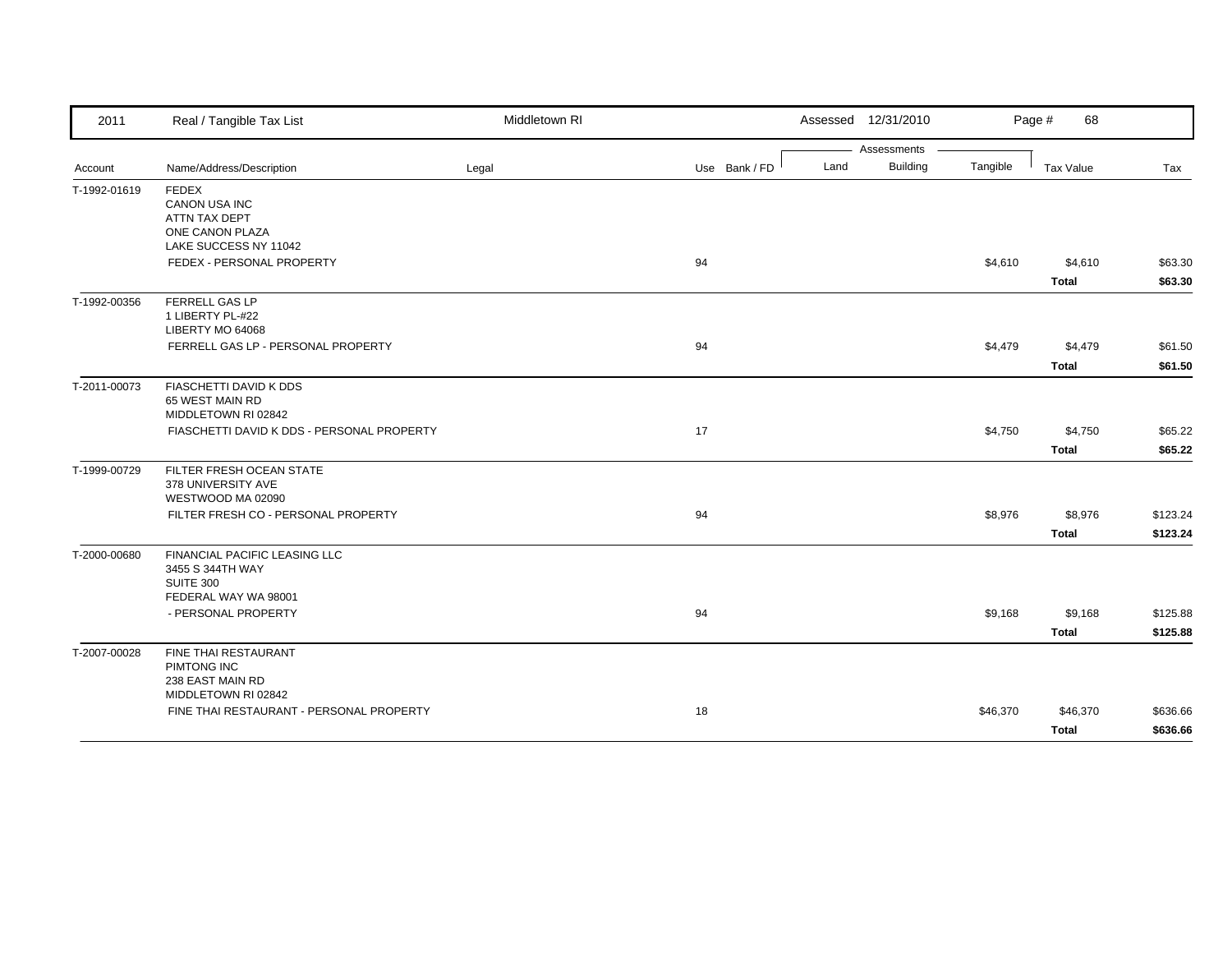| Account | Name/Address/Description | Legal | Use | Bank / FD | Land | Building | Tangible | Tax Value | Tax |
|---|---|---|---|---|---|---|---|---|---|
| T-1992-01619 | FEDEX<br>CANON USA INC<br>ATTN TAX DEPT<br>ONE CANON PLAZA<br>LAKE SUCCESS NY 11042 | | | | | | | | |
| | FEDEX - PERSONAL PROPERTY | | 94 | | | | $4,610 | $4,610 | $63.30 |
| | | | | | | | | **Total** | **$63.30** |
| T-1992-00356 | FERRELL GAS LP<br>1 LIBERTY PL-#22<br>LIBERTY MO 64068 | | | | | | | | |
| | FERRELL GAS LP - PERSONAL PROPERTY | | 94 | | | | $4,479 | $4,479 | $61.50 |
| | | | | | | | | **Total** | **$61.50** |
| T-2011-00073 | FIASCHETTI DAVID K DDS<br>65 WEST MAIN RD<br>MIDDLETOWN RI 02842 | | | | | | | | |
| | FIASCHETTI DAVID K DDS - PERSONAL PROPERTY | | 17 | | | | $4,750 | $4,750 | $65.22 |
| | | | | | | | | **Total** | **$65.22** |
| T-1999-00729 | FILTER FRESH OCEAN STATE<br>378 UNIVERSITY AVE<br>WESTWOOD MA 02090 | | | | | | | | |
| | FILTER FRESH CO - PERSONAL PROPERTY | | 94 | | | | $8,976 | $8,976 | $123.24 |
| | | | | | | | | **Total** | **$123.24** |
| T-2000-00680 | FINANCIAL PACIFIC LEASING LLC<br>3455 S 344TH WAY<br>SUITE 300<br>FEDERAL WAY WA 98001 | | | | | | | | |
| | - PERSONAL PROPERTY | | 94 | | | | $9,168 | $9,168 | $125.88 |
| | | | | | | | | **Total** | **$125.88** |
| T-2007-00028 | FINE THAI RESTAURANT<br>PIMTONG INC<br>238 EAST MAIN RD<br>MIDDLETOWN RI 02842 | | | | | | | | |
| | FINE THAI RESTAURANT - PERSONAL PROPERTY | | 18 | | | | $46,370 | $46,370 | $636.66 |
| | | | | | | | | **Total** | **$636.66** |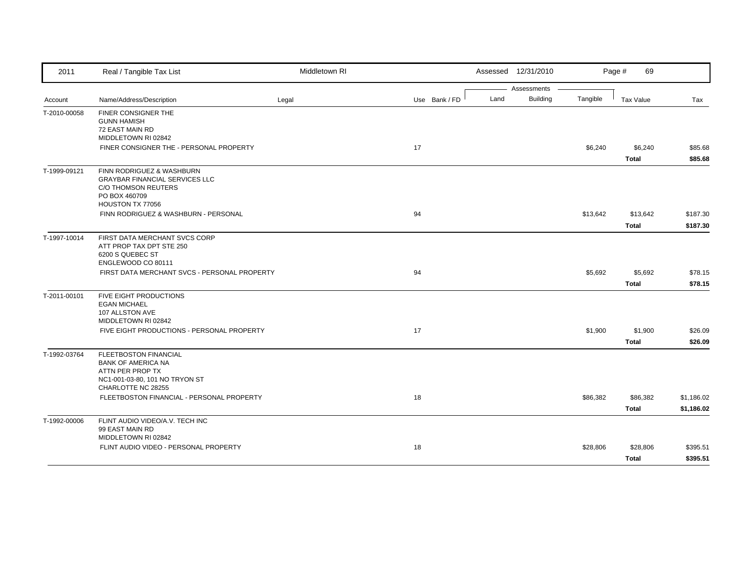| 2011 | Real / Tangible Tax List | Middletown RI | | | Assessed 12/31/2010 | | | Page # 69 | |
|---|---|---|---|---|---|---|---|---|---|
| | | | | | Assessments | | | | |
| Account | Name/Address/Description | Legal | Use | Bank / FD | Land | Building | Tangible | Tax Value | Tax |
| T-2010-00058 | FINER CONSIGNER THE<br>GUNN HAMISH<br>72 EAST MAIN RD<br>MIDDLETOWN RI 02842 | | | | | | | | |
| | FINER CONSIGNER THE - PERSONAL PROPERTY | | 17 | | | | $6,240 | $6,240 | $85.68 |
| | | | | | | | | **Total** | **$85.68** |
| T-1999-09121 | FINN RODRIGUEZ & WASHBURN<br>GRAYBAR FINANCIAL SERVICES LLC<br>C/O THOMSON REUTERS<br>PO BOX 460709<br>HOUSTON TX 77056 | | | | | | | | |
| | FINN RODRIGUEZ & WASHBURN - PERSONAL | | 94 | | | | $13,642 | $13,642 | $187.30 |
| | | | | | | | | **Total** | **$187.30** |
| T-1997-10014 | FIRST DATA MERCHANT SVCS CORP<br>ATT PROP TAX DPT STE 250<br>6200 S QUEBEC ST<br>ENGLEWOOD CO 80111 | | | | | | | | |
| | FIRST DATA MERCHANT SVCS - PERSONAL PROPERTY | | 94 | | | | $5,692 | $5,692 | $78.15 |
| | | | | | | | | **Total** | **$78.15** |
| T-2011-00101 | FIVE EIGHT PRODUCTIONS<br>EGAN MICHAEL<br>107 ALLSTON AVE<br>MIDDLETOWN RI 02842 | | | | | | | | |
| | FIVE EIGHT PRODUCTIONS - PERSONAL PROPERTY | | 17 | | | | $1,900 | $1,900 | $26.09 |
| | | | | | | | | **Total** | **$26.09** |
| T-1992-03764 | FLEETBOSTON FINANCIAL<br>BANK OF AMERICA NA<br>ATTN PER PROP TX<br>NC1-001-03-80, 101 NO TRYON ST<br>CHARLOTTE NC 28255 | | | | | | | | |
| | FLEETBOSTON FINANCIAL - PERSONAL PROPERTY | | 18 | | | | $86,382 | $86,382 | $1,186.02 |
| | | | | | | | | **Total** | **$1,186.02** |
| T-1992-00006 | FLINT AUDIO VIDEO/A.V. TECH INC<br>99 EAST MAIN RD<br>MIDDLETOWN RI 02842 | | | | | | | | |
| | FLINT AUDIO VIDEO - PERSONAL PROPERTY | | 18 | | | | $28,806 | $28,806 | $395.51 |
| | | | | | | | | **Total** | **$395.51** |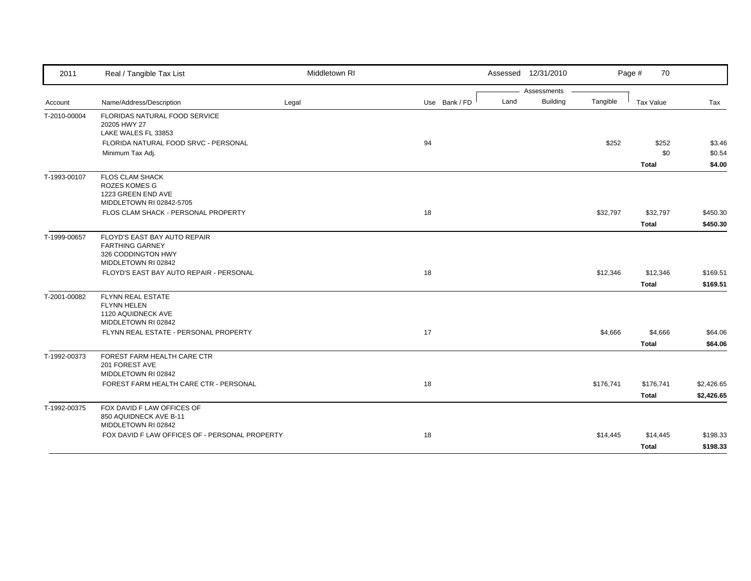| 2011 | Real / Tangible Tax List | Middletown RI | | | Assessed 12/31/2010 | | | Page # 70 | |
|---|---|---|---|---|---|---|---|---|---|
| | | | | | Assessments | | | | |
| Account | Name/Address/Description | Legal | Use | Bank / FD | Land | Building | Tangible | Tax Value | Tax |
| T-2010-00004 | FLORIDAS NATURAL FOOD SERVICE<br>20205 HWY 27<br>LAKE WALES FL 33853 | | | | | | | | |
| | FLORIDA NATURAL FOOD SRVC - PERSONAL | | 94 | | | | $252 | $252 | $3.46 |
| | Minimum Tax Adj. | | | | | | | $0 | $0.54 |
| | | | | | | | | **Total** | **$4.00** |
| T-1993-00107 | FLOS CLAM SHACK<br>ROZES KOMES G<br>1223 GREEN END AVE<br>MIDDLETOWN RI 02842-5705 | | | | | | | | |
| | FLOS CLAM SHACK - PERSONAL PROPERTY | | 18 | | | | $32,797 | $32,797 | $450.30 |
| | | | | | | | | **Total** | **$450.30** |
| T-1999-00657 | FLOYD'S EAST BAY AUTO REPAIR<br>FARTHING GARNEY<br>326 CODDINGTON HWY<br>MIDDLETOWN RI 02842 | | | | | | | | |
| | FLOYD'S EAST BAY AUTO REPAIR - PERSONAL | | 18 | | | | $12,346 | $12,346 | $169.51 |
| | | | | | | | | **Total** | **$169.51** |
| T-2001-00082 | FLYNN REAL ESTATE<br>FLYNN HELEN<br>1120 AQUIDNECK AVE<br>MIDDLETOWN RI 02842 | | | | | | | | |
| | FLYNN REAL ESTATE - PERSONAL PROPERTY | | 17 | | | | $4,666 | $4,666 | $64.06 |
| | | | | | | | | **Total** | **$64.06** |
| T-1992-00373 | FOREST FARM HEALTH CARE CTR<br>201 FOREST AVE<br>MIDDLETOWN RI 02842 | | | | | | | | |
| | FOREST FARM HEALTH CARE CTR - PERSONAL | | 18 | | | | $176,741 | $176,741 | $2,426.65 |
| | | | | | | | | **Total** | **$2,426.65** |
| T-1992-00375 | FOX DAVID F LAW OFFICES OF<br>850 AQUIDNECK AVE B-11<br>MIDDLETOWN RI 02842 | | | | | | | | |
| | FOX DAVID F LAW OFFICES OF - PERSONAL PROPERTY | | 18 | | | | $14,445 | $14,445 | $198.33 |
| | | | | | | | | **Total** | **$198.33** |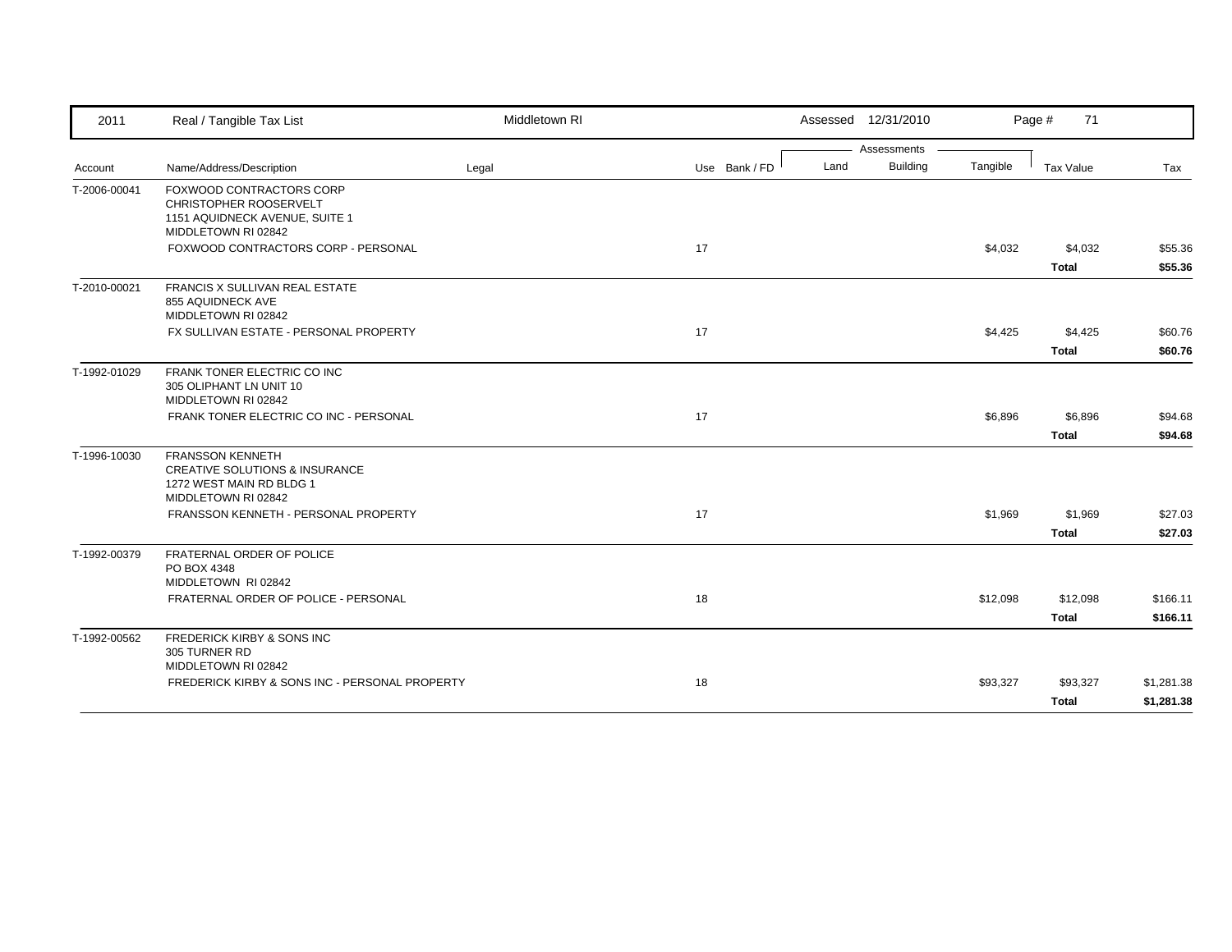| 2011 | Real / Tangible Tax List | Middletown RI | | | Assessed 12/31/2010 | | | Page # 71 | |
|---|---|---|---|---|---|---|---|---|---|
| | | | | | Assessments | | | | |
| Account | Name/Address/Description | Legal | Use | Bank / FD | Land | Building | Tangible | Tax Value | Tax |
| T-2006-00041 | FOXWOOD CONTRACTORS CORP<br>CHRISTOPHER ROOSERVELT<br>1151 AQUIDNECK AVENUE, SUITE 1<br>MIDDLETOWN RI 02842 | | | | | | | | |
| | FOXWOOD CONTRACTORS CORP - PERSONAL | | 17 | | | | $4,032 | $4,032 | $55.36 |
| | | | | | | | | **Total** | **$55.36** |
| T-2010-00021 | FRANCIS X SULLIVAN REAL ESTATE<br>855 AQUIDNECK AVE<br>MIDDLETOWN RI 02842 | | | | | | | | |
| | FX SULLIVAN ESTATE - PERSONAL PROPERTY | | 17 | | | | $4,425 | $4,425 | $60.76 |
| | | | | | | | | **Total** | **$60.76** |
| T-1992-01029 | FRANK TONER ELECTRIC CO INC<br>305 OLIPHANT LN UNIT 10<br>MIDDLETOWN RI 02842 | | | | | | | | |
| | FRANK TONER ELECTRIC CO INC - PERSONAL | | 17 | | | | $6,896 | $6,896 | $94.68 |
| | | | | | | | | **Total** | **$94.68** |
| T-1996-10030 | FRANSSON KENNETH<br>CREATIVE SOLUTIONS & INSURANCE<br>1272 WEST MAIN RD BLDG 1<br>MIDDLETOWN RI 02842 | | | | | | | | |
| | FRANSSON KENNETH - PERSONAL PROPERTY | | 17 | | | | $1,969 | $1,969 | $27.03 |
| | | | | | | | | **Total** | **$27.03** |
| T-1992-00379 | FRATERNAL ORDER OF POLICE<br>PO BOX 4348<br>MIDDLETOWN RI 02842 | | | | | | | | |
| | FRATERNAL ORDER OF POLICE - PERSONAL | | 18 | | | | $12,098 | $12,098 | $166.11 |
| | | | | | | | | **Total** | **$166.11** |
| T-1992-00562 | FREDERICK KIRBY & SONS INC<br>305 TURNER RD<br>MIDDLETOWN RI 02842 | | | | | | | | |
| | FREDERICK KIRBY & SONS INC - PERSONAL PROPERTY | | 18 | | | | $93,327 | $93,327 | $1,281.38 |
| | | | | | | | | **Total** | **$1,281.38** |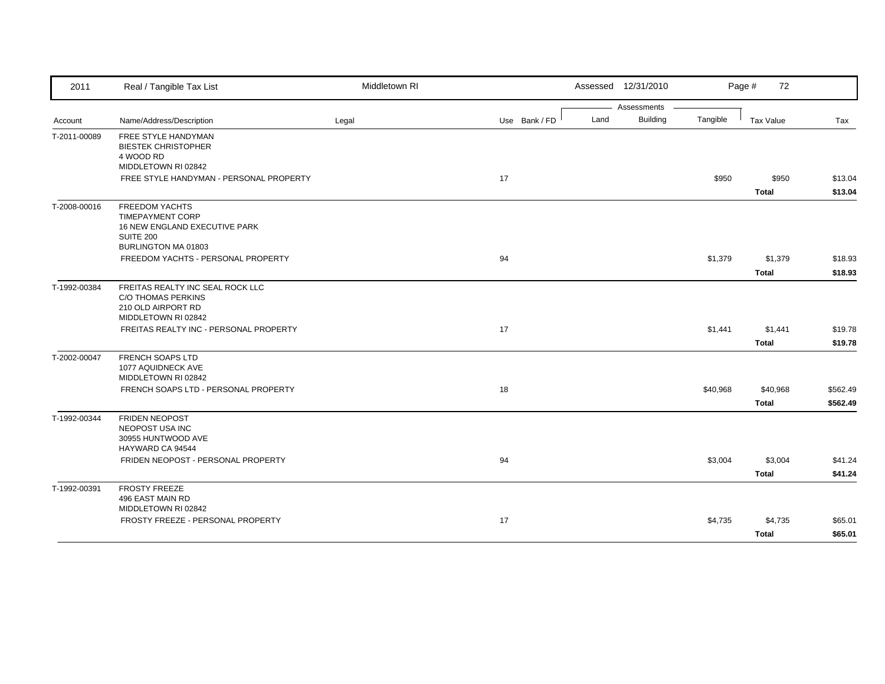| 2011 | Real / Tangible Tax List | Middletown RI | | Assessed 12/31/2010 | | | Page # 72 | |
|---|---|---|---|---|---|---|---|---|
| | | | | Assessments | | | | |
| Account | Name/Address/Description | Legal | Use Bank / FD | Land | Building | Tangible | Tax Value | Tax |
| T-2011-00089 | FREE STYLE HANDYMAN<br>BIESTEK CHRISTOPHER<br>4 WOOD RD<br>MIDDLETOWN RI 02842 | | | | | | | |
| | FREE STYLE HANDYMAN - PERSONAL PROPERTY | | 17 | | | $950 | $950 | $13.04 |
| | | | | | | | **Total** | **$13.04** |
| T-2008-00016 | FREEDOM YACHTS<br>TIMEPAYMENT CORP<br>16 NEW ENGLAND EXECUTIVE PARK<br>SUITE 200<br>BURLINGTON MA 01803 | | | | | | | |
| | FREEDOM YACHTS - PERSONAL PROPERTY | | 94 | | | $1,379 | $1,379 | $18.93 |
| | | | | | | | **Total** | **$18.93** |
| T-1992-00384 | FREITAS REALTY INC SEAL ROCK LLC<br>C/O THOMAS PERKINS<br>210 OLD AIRPORT RD<br>MIDDLETOWN RI 02842 | | | | | | | |
| | FREITAS REALTY INC - PERSONAL PROPERTY | | 17 | | | $1,441 | $1,441 | $19.78 |
| | | | | | | | **Total** | **$19.78** |
| T-2002-00047 | FRENCH SOAPS LTD<br>1077 AQUIDNECK AVE<br>MIDDLETOWN RI 02842 | | | | | | | |
| | FRENCH SOAPS LTD - PERSONAL PROPERTY | | 18 | | | $40,968 | $40,968 | $562.49 |
| | | | | | | | **Total** | **$562.49** |
| T-1992-00344 | FRIDEN NEOPOST<br>NEOPOST USA INC<br>30955 HUNTWOOD AVE<br>HAYWARD CA 94544 | | | | | | | |
| | FRIDEN NEOPOST - PERSONAL PROPERTY | | 94 | | | $3,004 | $3,004 | $41.24 |
| | | | | | | | **Total** | **$41.24** |
| T-1992-00391 | FROSTY FREEZE<br>496 EAST MAIN RD<br>MIDDLETOWN RI 02842 | | | | | | | |
| | FROSTY FREEZE - PERSONAL PROPERTY | | 17 | | | $4,735 | $4,735 | $65.01 |
| | | | | | | | **Total** | **$65.01** |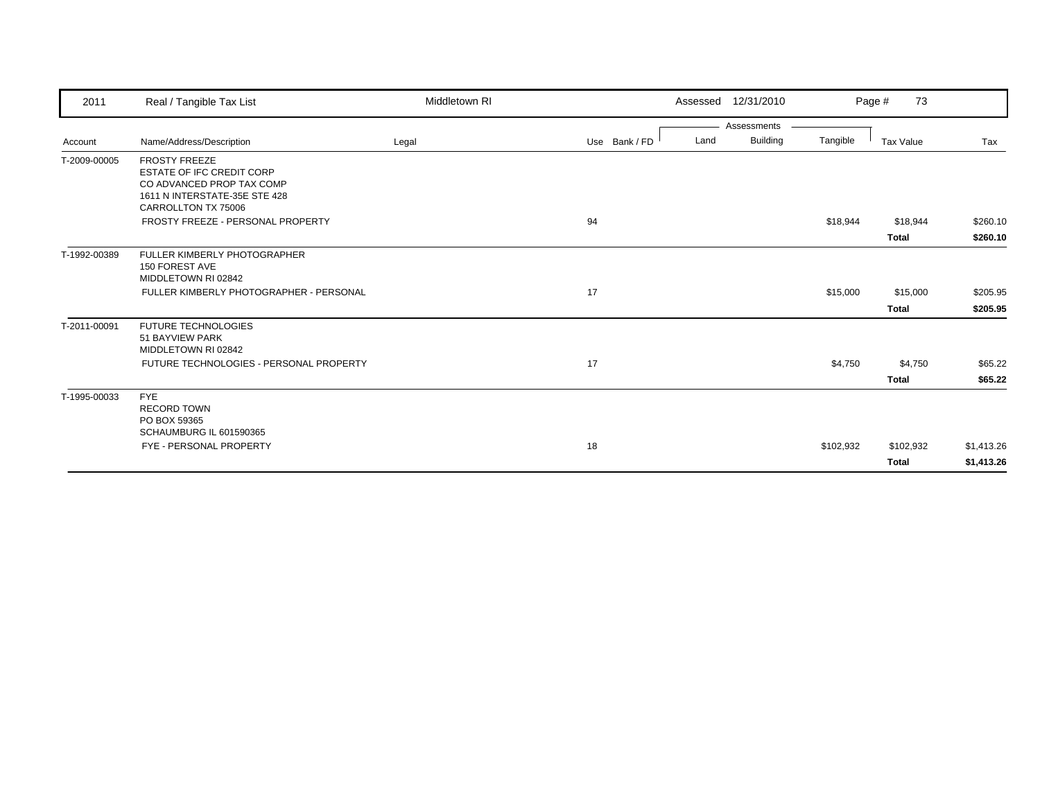| 2011 | Real / Tangible Tax List | Middletown RI | | | Assessed 12/31/2010 | | | Page # 73 | |
|---|---|---|---|---|---|---|---|---|---|
| | | | | | Assessments | | | | |
| Account | Name/Address/Description | Legal | Use | Bank / FD | Land | Building | Tangible | Tax Value | Tax |
| T-2009-00005 | FROSTY FREEZE<br>ESTATE OF IFC CREDIT CORP<br>CO ADVANCED PROP TAX COMP<br>1611 N INTERSTATE-35E STE 428<br>CARROLLTON TX 75006 | | | | | | | | |
| | FROSTY FREEZE - PERSONAL PROPERTY | | 94 | | | | $18,944 | $18,944 | $260.10 |
| | | | | | | | | **Total** | **$260.10** |
| T-1992-00389 | FULLER KIMBERLY PHOTOGRAPHER<br>150 FOREST AVE<br>MIDDLETOWN RI 02842 | | | | | | | | |
| | FULLER KIMBERLY PHOTOGRAPHER - PERSONAL | | 17 | | | | $15,000 | $15,000 | $205.95 |
| | | | | | | | | **Total** | **$205.95** |
| T-2011-00091 | FUTURE TECHNOLOGIES<br>51 BAYVIEW PARK<br>MIDDLETOWN RI 02842 | | | | | | | | |
| | FUTURE TECHNOLOGIES - PERSONAL PROPERTY | | 17 | | | | $4,750 | $4,750 | $65.22 |
| | | | | | | | | **Total** | **$65.22** |
| T-1995-00033 | FYE<br>RECORD TOWN<br>PO BOX 59365<br>SCHAUMBURG IL 601590365 | | | | | | | | |
| | FYE - PERSONAL PROPERTY | | 18 | | | | $102,932 | $102,932 | $1,413.26 |
| | | | | | | | | **Total** | **$1,413.26** |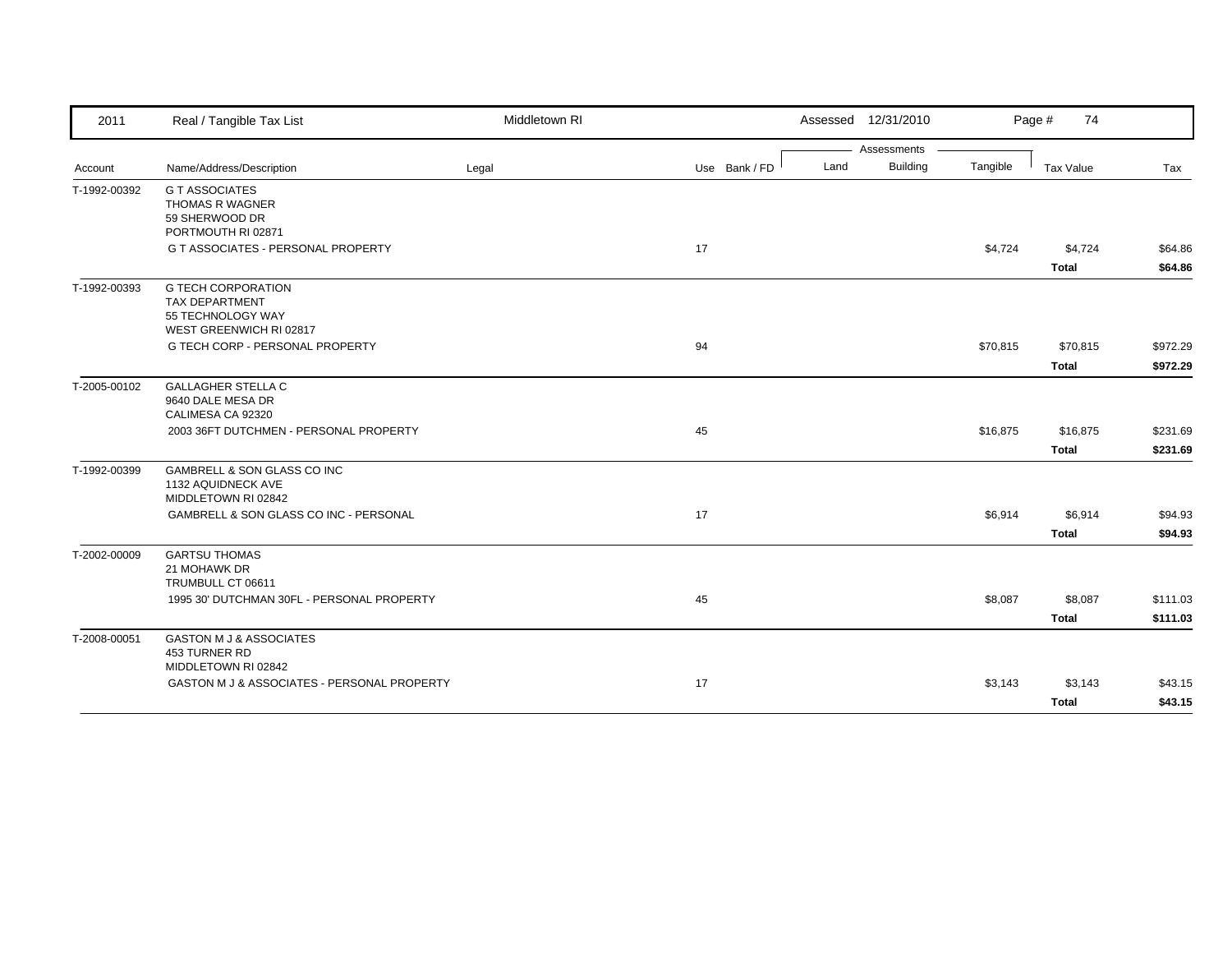| Account | Name/Address/Description | Legal | Use | Bank / FD | Land | Building | Tangible | Tax Value | Tax |
|---|---|---|---|---|---|---|---|---|---|
| T-1992-00392 | G T ASSOCIATES<br>THOMAS R WAGNER<br>59 SHERWOOD DR<br>PORTMOUTH RI 02871 | | | | | | | | |
| | G T ASSOCIATES - PERSONAL PROPERTY | | 17 | | | | $4,724 | $4,724 | $64.86 |
| | | | | | | | | **Total** | **$64.86** |
| T-1992-00393 | G TECH CORPORATION<br>TAX DEPARTMENT<br>55 TECHNOLOGY WAY<br>WEST GREENWICH RI 02817 | | | | | | | | |
| | G TECH CORP - PERSONAL PROPERTY | | 94 | | | | $70,815 | $70,815 | $972.29 |
| | | | | | | | | **Total** | **$972.29** |
| T-2005-00102 | GALLAGHER STELLA C<br>9640 DALE MESA DR<br>CALIMESA CA 92320 | | | | | | | | |
| | 2003 36FT DUTCHMEN - PERSONAL PROPERTY | | 45 | | | | $16,875 | $16,875 | $231.69 |
| | | | | | | | | **Total** | **$231.69** |
| T-1992-00399 | GAMBRELL & SON GLASS CO INC<br>1132 AQUIDNECK AVE<br>MIDDLETOWN RI 02842 | | | | | | | | |
| | GAMBRELL & SON GLASS CO INC - PERSONAL | | 17 | | | | $6,914 | $6,914 | $94.93 |
| | | | | | | | | **Total** | **$94.93** |
| T-2002-00009 | GARTSU THOMAS<br>21 MOHAWK DR<br>TRUMBULL CT 06611 | | | | | | | | |
| | 1995 30' DUTCHMAN 30FL - PERSONAL PROPERTY | | 45 | | | | $8,087 | $8,087 | $111.03 |
| | | | | | | | | **Total** | **$111.03** |
| T-2008-00051 | GASTON M J & ASSOCIATES<br>453 TURNER RD<br>MIDDLETOWN RI 02842 | | | | | | | | |
| | GASTON M J & ASSOCIATES - PERSONAL PROPERTY | | 17 | | | | $3,143 | $3,143 | $43.15 |
| | | | | | | | | **Total** | **$43.15** |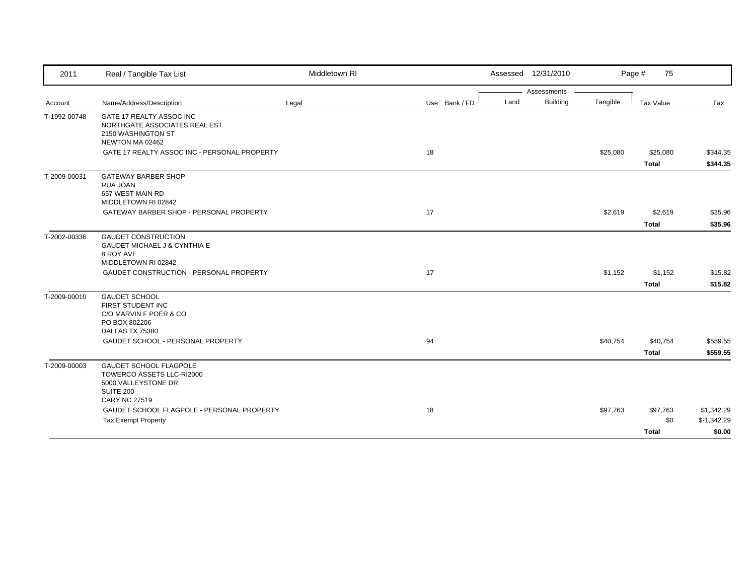| 2011 | Real / Tangible Tax List | Middletown RI | | | Assessed 12/31/2010 | | | Page # 75 | |
|---|---|---|---|---|---|---|---|---|---|
| | | | | | Assessments | | | | |
| Account | Name/Address/Description | Legal | Use | Bank / FD | Land | Building | Tangible | Tax Value | Tax |
| T-1992-00748 | GATE 17 REALTY ASSOC INC<br>NORTHGATE ASSOCIATES REAL EST<br>2150 WASHINGTON ST<br>NEWTON MA 02462 | | | | | | | | |
| | GATE 17 REALTY ASSOC INC - PERSONAL PROPERTY | | 18 | | | | $25,080 | $25,080 | $344.35 |
| | | | | | | | | **Total** | **$344.35** |
| T-2009-00031 | GATEWAY BARBER SHOP<br>RUA JOAN<br>657 WEST MAIN RD<br>MIDDLETOWN RI 02842 | | | | | | | | |
| | GATEWAY BARBER SHOP - PERSONAL PROPERTY | | 17 | | | | $2,619 | $2,619 | $35.96 |
| | | | | | | | | **Total** | **$35.96** |
| T-2002-00336 | GAUDET CONSTRUCTION<br>GAUDET MICHAEL J & CYNTHIA E<br>8 ROY AVE<br>MIDDLETOWN RI 02842 | | | | | | | | |
| | GAUDET CONSTRUCTION - PERSONAL PROPERTY | | 17 | | | | $1,152 | $1,152 | $15.82 |
| | | | | | | | | **Total** | **$15.82** |
| T-2009-00010 | GAUDET SCHOOL<br>FIRST STUDENT INC<br>C/O MARVIN F POER & CO<br>PO BOX 802206<br>DALLAS TX 75380 | | | | | | | | |
| | GAUDET SCHOOL - PERSONAL PROPERTY | | 94 | | | | $40,754 | $40,754 | $559.55 |
| | | | | | | | | **Total** | **$559.55** |
| T-2009-00003 | GAUDET SCHOOL FLAGPOLE<br>TOWERCO ASSETS LLC-RI2000<br>5000 VALLEYSTONE DR<br>SUITE 200<br>CARY NC 27519 | | | | | | | | |
| | GAUDET SCHOOL FLAGPOLE - PERSONAL PROPERTY | | 18 | | | | $97,763 | $97,763 | $1,342.29 |
| | Tax Exempt Property | | | | | | | $0 | $-1,342.29 |
| | | | | | | | | **Total** | **$0.00** |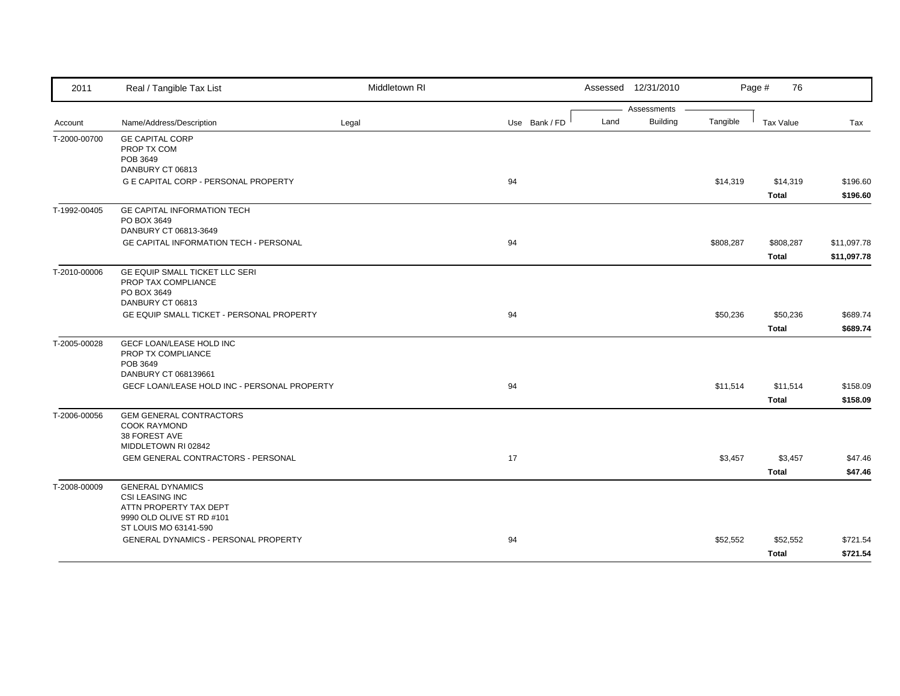| Account | Name/Address/Description | Legal | Use | Bank / FD | Land | Building | Tangible | Tax Value | Tax |
|---|---|---|---|---|---|---|---|---|---|
| T-2000-00700 | GE CAPITAL CORP<br>PROP TX COM<br>POB 3649<br>DANBURY CT 06813 | | | | | | | | |
| | G E CAPITAL CORP - PERSONAL PROPERTY | | 94 | | | | $14,319 | $14,319 | $196.60 |
| | | | | | | | | **Total** | **$196.60** |
| T-1992-00405 | GE CAPITAL INFORMATION TECH<br>PO BOX 3649<br>DANBURY CT 06813-3649 | | | | | | | | |
| | GE CAPITAL INFORMATION TECH - PERSONAL | | 94 | | | | $808,287 | $808,287 | $11,097.78 |
| | | | | | | | | **Total** | **$11,097.78** |
| T-2010-00006 | GE EQUIP SMALL TICKET LLC SERI<br>PROP TAX COMPLIANCE<br>PO BOX 3649<br>DANBURY CT 06813 | | | | | | | | |
| | GE EQUIP SMALL TICKET - PERSONAL PROPERTY | | 94 | | | | $50,236 | $50,236 | $689.74 |
| | | | | | | | | **Total** | **$689.74** |
| T-2005-00028 | GECF LOAN/LEASE HOLD INC<br>PROP TX COMPLIANCE<br>POB 3649<br>DANBURY CT 068139661 | | | | | | | | |
| | GECF LOAN/LEASE HOLD INC - PERSONAL PROPERTY | | 94 | | | | $11,514 | $11,514 | $158.09 |
| | | | | | | | | **Total** | **$158.09** |
| T-2006-00056 | GEM GENERAL CONTRACTORS<br>COOK RAYMOND<br>38 FOREST AVE<br>MIDDLETOWN RI 02842 | | | | | | | | |
| | GEM GENERAL CONTRACTORS - PERSONAL | | 17 | | | | $3,457 | $3,457 | $47.46 |
| | | | | | | | | **Total** | **$47.46** |
| T-2008-00009 | GENERAL DYNAMICS<br>CSI LEASING INC<br>ATTN PROPERTY TAX DEPT<br>9990 OLD OLIVE ST RD #101<br>ST LOUIS MO 63141-590 | | | | | | | | |
| | GENERAL DYNAMICS - PERSONAL PROPERTY | | 94 | | | | $52,552 | $52,552 | $721.54 |
| | | | | | | | | **Total** | **$721.54** |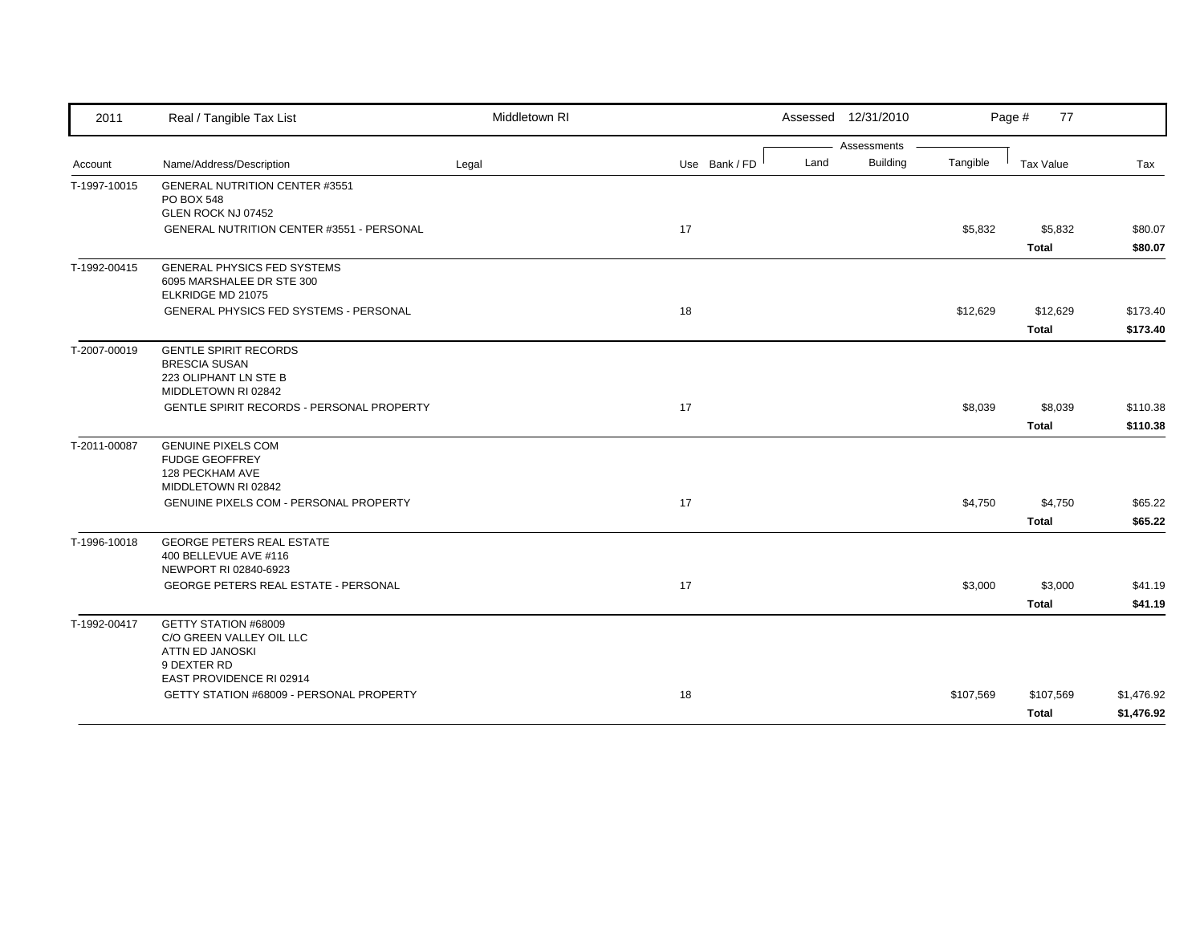| Account | Name/Address/Description | Legal | Use | Bank / FD | Land | Building | Tangible | Tax Value | Tax |
|---|---|---|---|---|---|---|---|---|---|
| T-1997-10015 | GENERAL NUTRITION CENTER #3551<br>PO BOX 548<br>GLEN ROCK NJ 07452 | | | | | | | | |
| | GENERAL NUTRITION CENTER #3551 - PERSONAL | | 17 | | | | $5,832 | $5,832 | $80.07 |
| | | | | | | | | **Total** | **$80.07** |
| T-1992-00415 | GENERAL PHYSICS FED SYSTEMS<br>6095 MARSHALEE DR STE 300<br>ELKRIDGE MD 21075 | | | | | | | | |
| | GENERAL PHYSICS FED SYSTEMS - PERSONAL | | 18 | | | | $12,629 | $12,629 | $173.40 |
| | | | | | | | | **Total** | **$173.40** |
| T-2007-00019 | GENTLE SPIRIT RECORDS<br>BRESCIA SUSAN<br>223 OLIPHANT LN STE B<br>MIDDLETOWN RI 02842 | | | | | | | | |
| | GENTLE SPIRIT RECORDS - PERSONAL PROPERTY | | 17 | | | | $8,039 | $8,039 | $110.38 |
| | | | | | | | | **Total** | **$110.38** |
| T-2011-00087 | GENUINE PIXELS COM<br>FUDGE GEOFFREY<br>128 PECKHAM AVE<br>MIDDLETOWN RI 02842 | | | | | | | | |
| | GENUINE PIXELS COM - PERSONAL PROPERTY | | 17 | | | | $4,750 | $4,750 | $65.22 |
| | | | | | | | | **Total** | **$65.22** |
| T-1996-10018 | GEORGE PETERS REAL ESTATE<br>400 BELLEVUE AVE #116<br>NEWPORT RI 02840-6923 | | | | | | | | |
| | GEORGE PETERS REAL ESTATE - PERSONAL | | 17 | | | | $3,000 | $3,000 | $41.19 |
| | | | | | | | | **Total** | **$41.19** |
| T-1992-00417 | GETTY STATION #68009<br>C/O GREEN VALLEY OIL LLC<br>ATTN ED JANOSKI<br>9 DEXTER RD<br>EAST PROVIDENCE RI 02914 | | | | | | | | |
| | GETTY STATION #68009 - PERSONAL PROPERTY | | 18 | | | | $107,569 | $107,569 | $1,476.92 |
| | | | | | | | | **Total** | **$1,476.92** |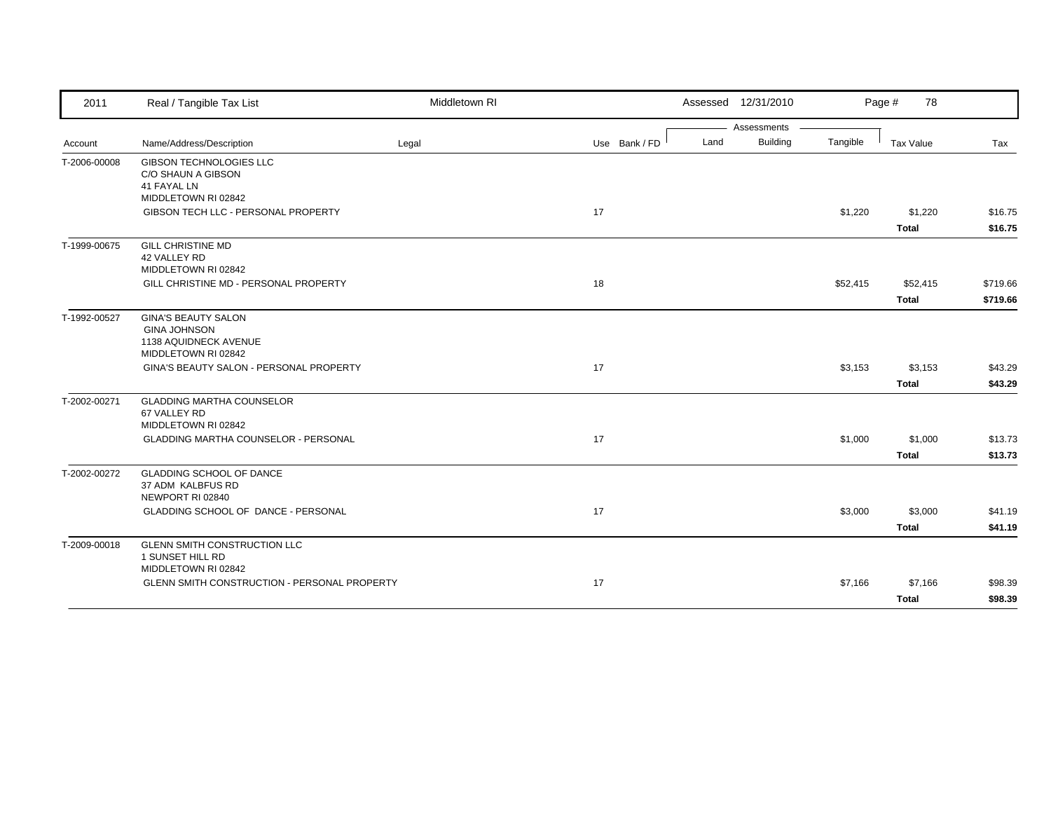| Account | Name/Address/Description | Legal | Use | Bank / FD | Land | Building | Tangible | Tax Value | Tax |
|---|---|---|---|---|---|---|---|---|---|
| T-2006-00008 | GIBSON TECHNOLOGIES LLC<br>C/O SHAUN A GIBSON<br>41 FAYAL LN<br>MIDDLETOWN RI 02842 | | | | | | | | |
| | GIBSON TECH LLC - PERSONAL PROPERTY | | 17 | | | | $1,220 | $1,220 | $16.75 |
| | | | | | | | | **Total** | **$16.75** |
| T-1999-00675 | GILL CHRISTINE MD<br>42 VALLEY RD<br>MIDDLETOWN RI 02842 | | | | | | | | |
| | GILL CHRISTINE MD - PERSONAL PROPERTY | | 18 | | | | $52,415 | $52,415 | $719.66 |
| | | | | | | | | **Total** | **$719.66** |
| T-1992-00527 | GINA'S BEAUTY SALON<br>GINA JOHNSON<br>1138 AQUIDNECK AVENUE<br>MIDDLETOWN RI 02842 | | | | | | | | |
| | GINA'S BEAUTY SALON - PERSONAL PROPERTY | | 17 | | | | $3,153 | $3,153 | $43.29 |
| | | | | | | | | **Total** | **$43.29** |
| T-2002-00271 | GLADDING MARTHA COUNSELOR<br>67 VALLEY RD<br>MIDDLETOWN RI 02842 | | | | | | | | |
| | GLADDING MARTHA COUNSELOR - PERSONAL | | 17 | | | | $1,000 | $1,000 | $13.73 |
| | | | | | | | | **Total** | **$13.73** |
| T-2002-00272 | GLADDING SCHOOL OF DANCE<br>37 ADM KALBFUS RD<br>NEWPORT RI 02840 | | | | | | | | |
| | GLADDING SCHOOL OF DANCE - PERSONAL | | 17 | | | | $3,000 | $3,000 | $41.19 |
| | | | | | | | | **Total** | **$41.19** |
| T-2009-00018 | GLENN SMITH CONSTRUCTION LLC<br>1 SUNSET HILL RD<br>MIDDLETOWN RI 02842 | | | | | | | | |
| | GLENN SMITH CONSTRUCTION - PERSONAL PROPERTY | | 17 | | | | $7,166 | $7,166 | $98.39 |
| | | | | | | | | **Total** | **$98.39** |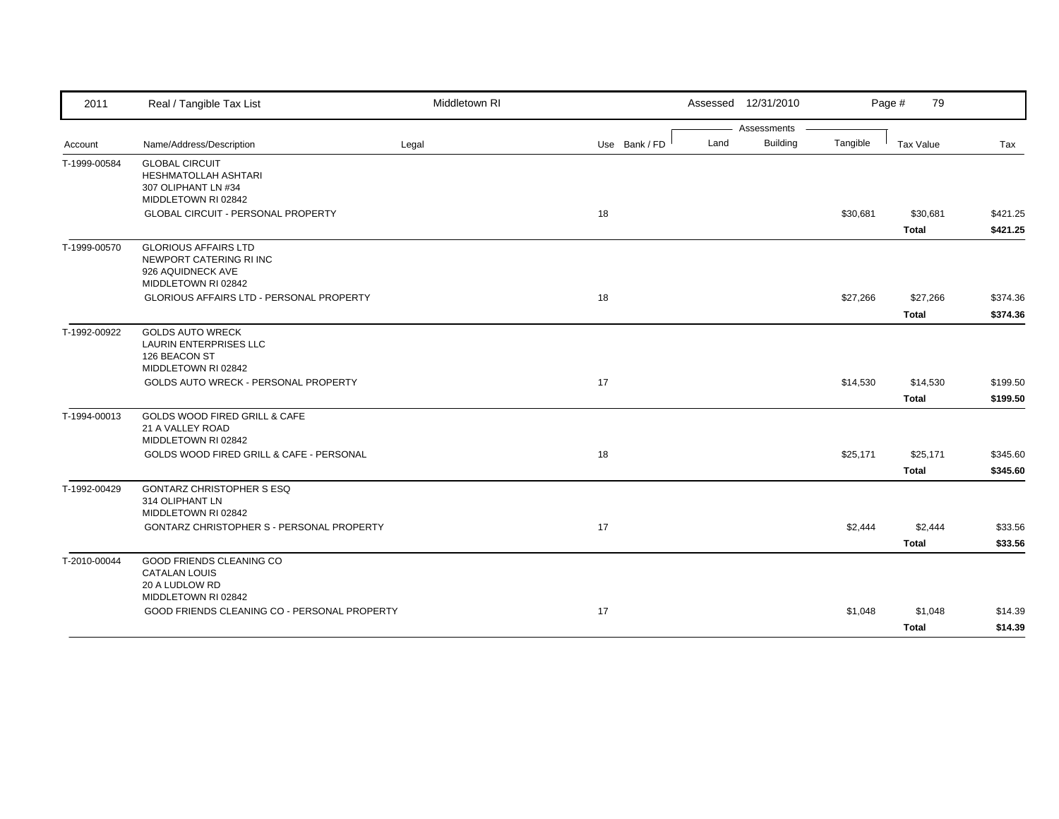| 2011 | Real / Tangible Tax List | Middletown RI | | | Assessed 12/31/2010 | | | |
|---|---|---|---|---|---|---|---|---|
| | | | | Assessments | | | | |
| Account | Name/Address/Description | Legal | Use Bank / FD | Land | Building | Tangible | Tax Value | Tax |
| T-1999-00584 | GLOBAL CIRCUIT<br>HESHMATOLLAH ASHTARI<br>307 OLIPHANT LN #34<br>MIDDLETOWN RI 02842 | | | | | | | |
| | GLOBAL CIRCUIT - PERSONAL PROPERTY | | 18 | | | $30,681 | $30,681 | $421.25 |
| | | | | | | | **Total** | **$421.25** |
| T-1999-00570 | GLORIOUS AFFAIRS LTD<br>NEWPORT CATERING RI INC<br>926 AQUIDNECK AVE<br>MIDDLETOWN RI 02842 | | | | | | | |
| | GLORIOUS AFFAIRS LTD - PERSONAL PROPERTY | | 18 | | | $27,266 | $27,266 | $374.36 |
| | | | | | | | **Total** | **$374.36** |
| T-1992-00922 | GOLDS AUTO WRECK<br>LAURIN ENTERPRISES LLC<br>126 BEACON ST<br>MIDDLETOWN RI 02842 | | | | | | | |
| | GOLDS AUTO WRECK - PERSONAL PROPERTY | | 17 | | | $14,530 | $14,530 | $199.50 |
| | | | | | | | **Total** | **$199.50** |
| T-1994-00013 | GOLDS WOOD FIRED GRILL & CAFE<br>21 A VALLEY ROAD<br>MIDDLETOWN RI 02842 | | | | | | | |
| | GOLDS WOOD FIRED GRILL & CAFE - PERSONAL | | 18 | | | $25,171 | $25,171 | $345.60 |
| | | | | | | | **Total** | **$345.60** |
| T-1992-00429 | GONTARZ CHRISTOPHER S ESQ<br>314 OLIPHANT LN<br>MIDDLETOWN RI 02842 | | | | | | | |
| | GONTARZ CHRISTOPHER S - PERSONAL PROPERTY | | 17 | | | $2,444 | $2,444 | $33.56 |
| | | | | | | | **Total** | **$33.56** |
| T-2010-00044 | GOOD FRIENDS CLEANING CO<br>CATALAN LOUIS<br>20 A LUDLOW RD<br>MIDDLETOWN RI 02842 | | | | | | | |
| | GOOD FRIENDS CLEANING CO - PERSONAL PROPERTY | | 17 | | | $1,048 | $1,048 | $14.39 |
| | | | | | | | **Total** | **$14.39** |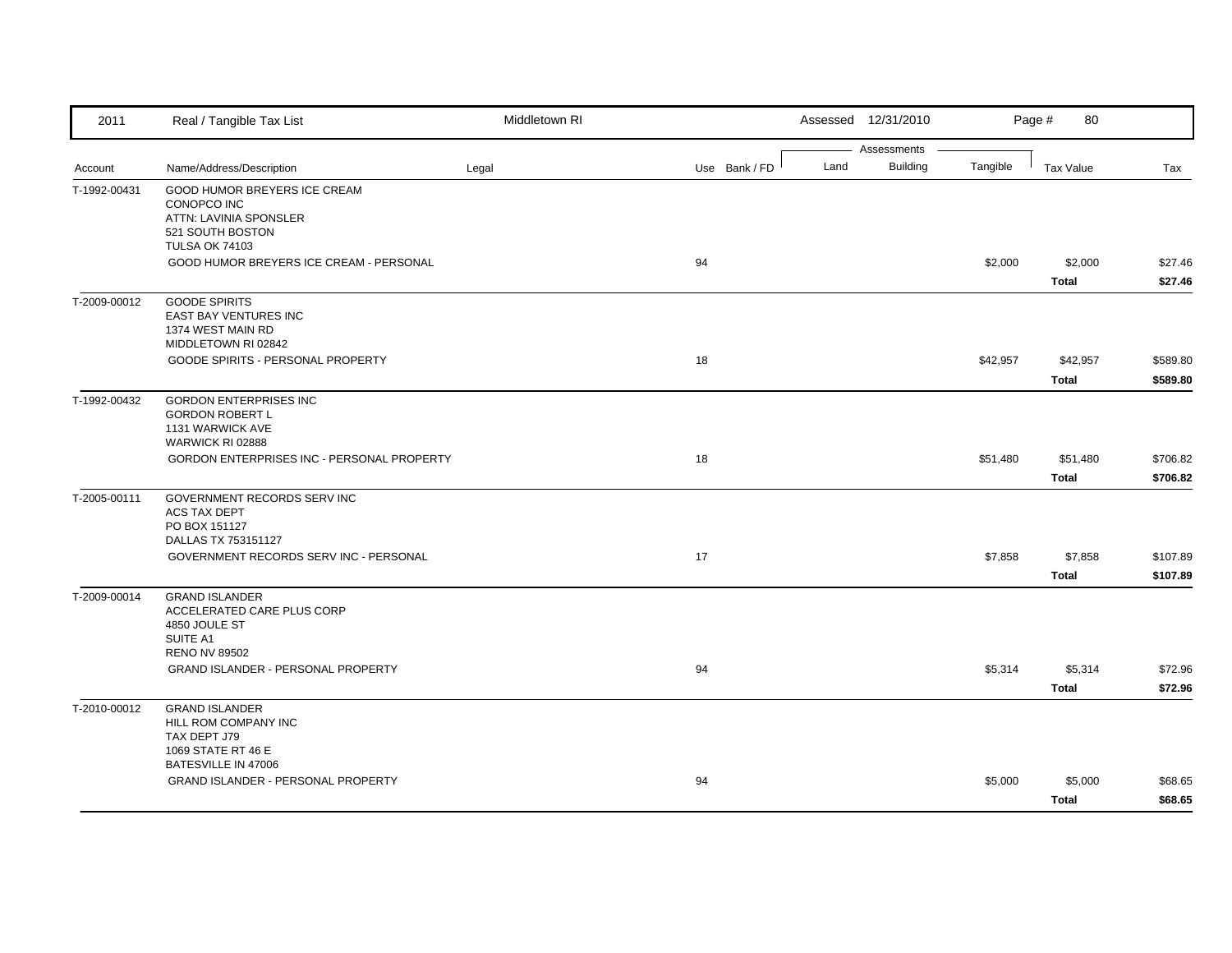| 2011 | Real / Tangible Tax List | Middletown RI | | | Assessed 12/31/2010 | | | Page # 80 | |
|---|---|---|---|---|---|---|---|---|---|
| | | | | | Assessments | | | | |
| Account | Name/Address/Description | Legal | Use | Bank / FD | Land | Building | Tangible | Tax Value | Tax |
| T-1992-00431 | GOOD HUMOR BREYERS ICE CREAM<br>CONOPCO INC<br>ATTN: LAVINIA SPONSLER<br>521 SOUTH BOSTON<br>TULSA OK 74103 | | | | | | | | |
| | GOOD HUMOR BREYERS ICE CREAM - PERSONAL | | 94 | | | | $2,000 | $2,000 | $27.46 |
| | | | | | | | | **Total** | **$27.46** |
| T-2009-00012 | GOODE SPIRITS<br>EAST BAY VENTURES INC<br>1374 WEST MAIN RD<br>MIDDLETOWN RI 02842 | | | | | | | | |
| | GOODE SPIRITS - PERSONAL PROPERTY | | 18 | | | | $42,957 | $42,957 | $589.80 |
| | | | | | | | | **Total** | **$589.80** |
| T-1992-00432 | GORDON ENTERPRISES INC<br>GORDON ROBERT L<br>1131 WARWICK AVE<br>WARWICK RI 02888 | | | | | | | | |
| | GORDON ENTERPRISES INC - PERSONAL PROPERTY | | 18 | | | | $51,480 | $51,480 | $706.82 |
| | | | | | | | | **Total** | **$706.82** |
| T-2005-00111 | GOVERNMENT RECORDS SERV INC<br>ACS TAX DEPT<br>PO BOX 151127<br>DALLAS TX 753151127 | | | | | | | | |
| | GOVERNMENT RECORDS SERV INC - PERSONAL | | 17 | | | | $7,858 | $7,858 | $107.89 |
| | | | | | | | | **Total** | **$107.89** |
| T-2009-00014 | GRAND ISLANDER<br>ACCELERATED CARE PLUS CORP<br>4850 JOULE ST<br>SUITE A1<br>RENO NV 89502 | | | | | | | | |
| | GRAND ISLANDER - PERSONAL PROPERTY | | 94 | | | | $5,314 | $5,314 | $72.96 |
| | | | | | | | | **Total** | **$72.96** |
| T-2010-00012 | GRAND ISLANDER<br>HILL ROM COMPANY INC<br>TAX DEPT J79<br>1069 STATE RT 46 E<br>BATESVILLE IN 47006 | | | | | | | | |
| | GRAND ISLANDER - PERSONAL PROPERTY | | 94 | | | | $5,000 | $5,000 | $68.65 |
| | | | | | | | | **Total** | **$68.65** |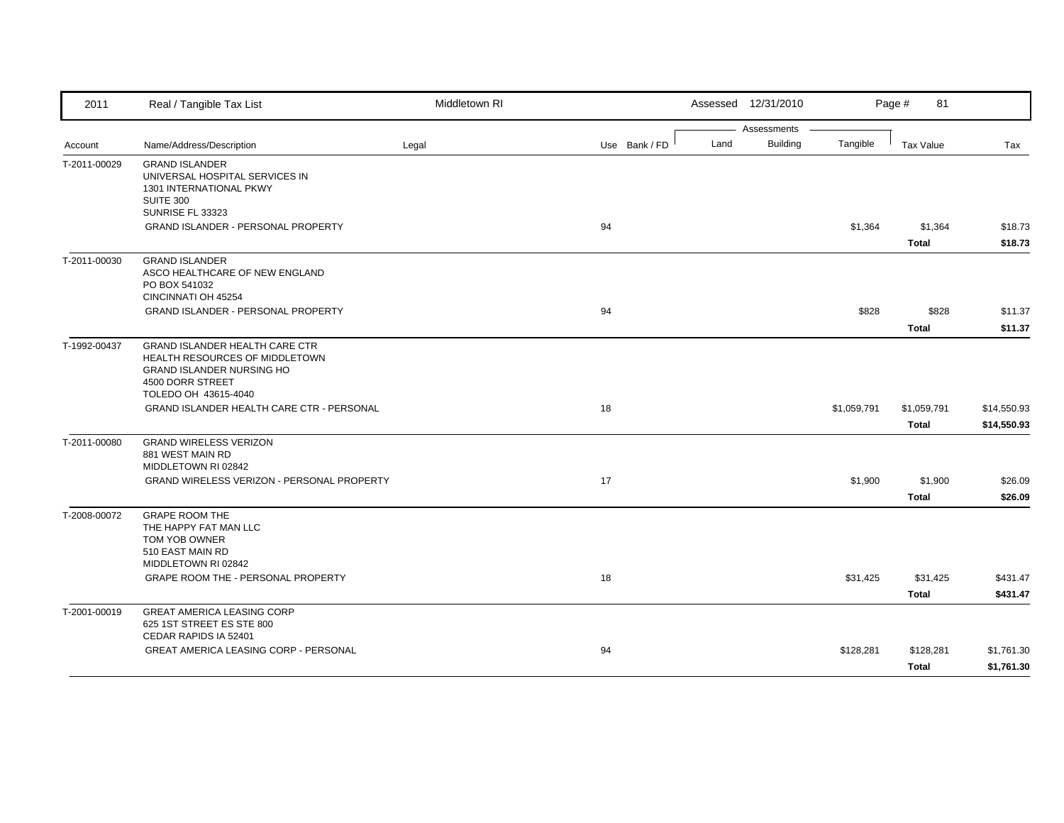| 2011 | Real / Tangible Tax List | Middletown RI | | | Assessed 12/31/2010 | | | Page # 81 | |
|---|---|---|---|---|---|---|---|---|---|
| | | | | | Assessments | | | | |
| Account | Name/Address/Description | Legal | Use | Bank / FD | Land | Building | Tangible | Tax Value | Tax |
| T-2011-00029 | GRAND ISLANDER<br>UNIVERSAL HOSPITAL SERVICES IN<br>1301 INTERNATIONAL PKWY<br>SUITE 300<br>SUNRISE FL 33323 | | | | | | | | |
| | GRAND ISLANDER - PERSONAL PROPERTY | | 94 | | | | $1,364 | $1,364 | $18.73 |
| | | | | | | | | **Total** | **$18.73** |
| T-2011-00030 | GRAND ISLANDER<br>ASCO HEALTHCARE OF NEW ENGLAND<br>PO BOX 541032<br>CINCINNATI OH 45254 | | | | | | | | |
| | GRAND ISLANDER - PERSONAL PROPERTY | | 94 | | | | $828 | $828 | $11.37 |
| | | | | | | | | **Total** | **$11.37** |
| T-1992-00437 | GRAND ISLANDER HEALTH CARE CTR<br>HEALTH RESOURCES OF MIDDLETOWN<br>GRAND ISLANDER NURSING HO<br>4500 DORR STREET<br>TOLEDO OH 43615-4040 | | | | | | | | |
| | GRAND ISLANDER HEALTH CARE CTR - PERSONAL | | 18 | | | | $1,059,791 | $1,059,791 | $14,550.93 |
| | | | | | | | | **Total** | **$14,550.93** |
| T-2011-00080 | GRAND WIRELESS VERIZON<br>881 WEST MAIN RD<br>MIDDLETOWN RI 02842 | | | | | | | | |
| | GRAND WIRELESS VERIZON - PERSONAL PROPERTY | | 17 | | | | $1,900 | $1,900 | $26.09 |
| | | | | | | | | **Total** | **$26.09** |
| T-2008-00072 | GRAPE ROOM THE<br>THE HAPPY FAT MAN LLC<br>TOM YOB OWNER<br>510 EAST MAIN RD<br>MIDDLETOWN RI 02842 | | | | | | | | |
| | GRAPE ROOM THE - PERSONAL PROPERTY | | 18 | | | | $31,425 | $31,425 | $431.47 |
| | | | | | | | | **Total** | **$431.47** |
| T-2001-00019 | GREAT AMERICA LEASING CORP<br>625 1ST STREET ES STE 800<br>CEDAR RAPIDS IA 52401 | | | | | | | | |
| | GREAT AMERICA LEASING CORP - PERSONAL | | 94 | | | | $128,281 | $128,281 | $1,761.30 |
| | | | | | | | | **Total** | **$1,761.30** |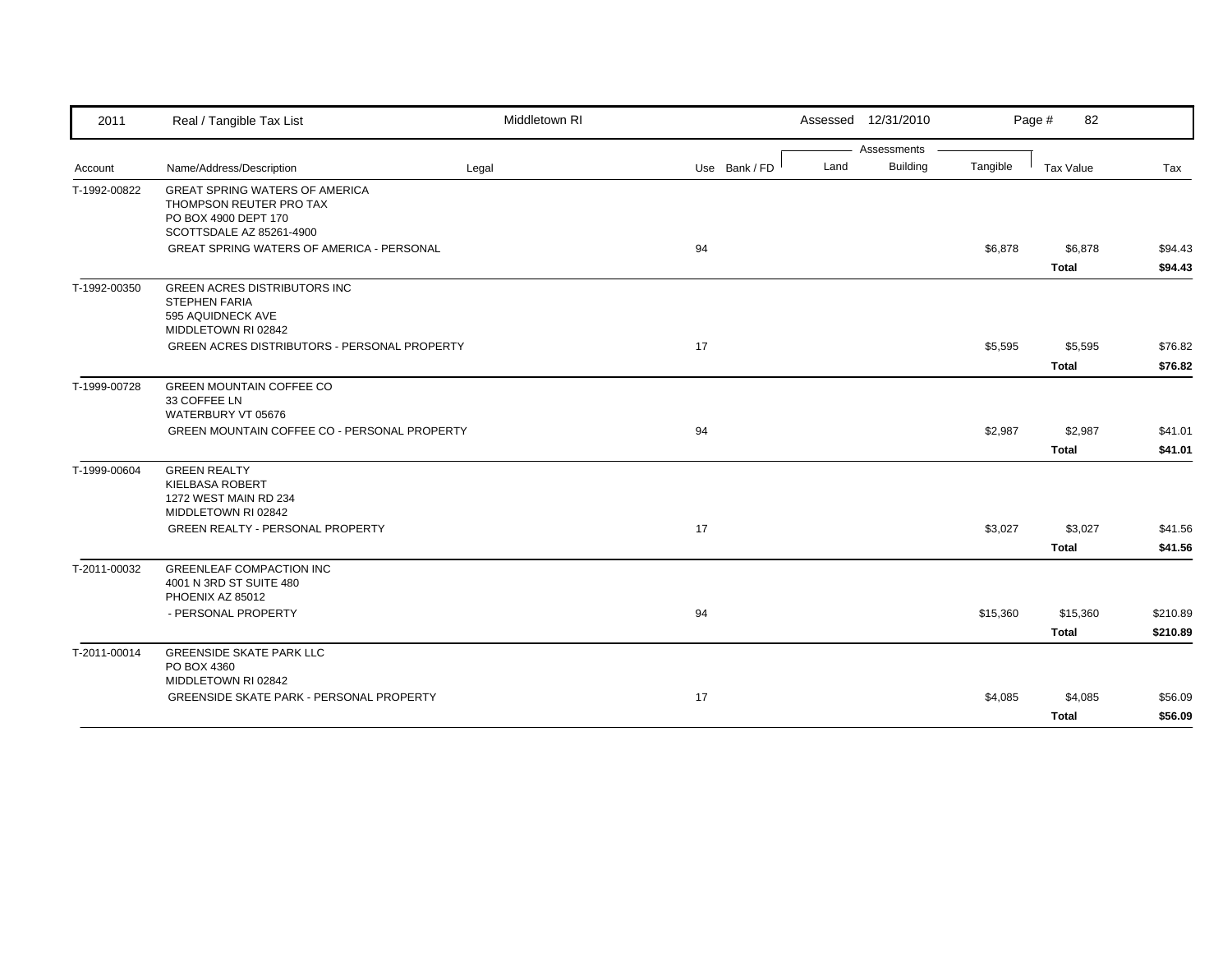| Account | Name/Address/Description | Legal | Use | Bank / FD | Land | Building | Tangible | Tax Value | Tax |
|---|---|---|---|---|---|---|---|---|---|
| T-1992-00822 | GREAT SPRING WATERS OF AMERICA<br>THOMPSON REUTER PRO TAX<br>PO BOX 4900 DEPT 170<br>SCOTTSDALE AZ 85261-4900 | | | | | | | | |
| | GREAT SPRING WATERS OF AMERICA - PERSONAL | | 94 | | | | $6,878 | $6,878 | $94.43 |
| | | | | | | | | **Total** | **$94.43** |
| T-1992-00350 | GREEN ACRES DISTRIBUTORS INC<br>STEPHEN FARIA<br>595 AQUIDNECK AVE<br>MIDDLETOWN RI 02842 | | | | | | | | |
| | GREEN ACRES DISTRIBUTORS - PERSONAL PROPERTY | | 17 | | | | $5,595 | $5,595 | $76.82 |
| | | | | | | | | **Total** | **$76.82** |
| T-1999-00728 | GREEN MOUNTAIN COFFEE CO<br>33 COFFEE LN<br>WATERBURY VT 05676 | | | | | | | | |
| | GREEN MOUNTAIN COFFEE CO - PERSONAL PROPERTY | | 94 | | | | $2,987 | $2,987 | $41.01 |
| | | | | | | | | **Total** | **$41.01** |
| T-1999-00604 | GREEN REALTY<br>KIELBASA ROBERT<br>1272 WEST MAIN RD 234<br>MIDDLETOWN RI 02842 | | | | | | | | |
| | GREEN REALTY - PERSONAL PROPERTY | | 17 | | | | $3,027 | $3,027 | $41.56 |
| | | | | | | | | **Total** | **$41.56** |
| T-2011-00032 | GREENLEAF COMPACTION INC<br>4001 N 3RD ST SUITE 480<br>PHOENIX AZ 85012 | | | | | | | | |
| | - PERSONAL PROPERTY | | 94 | | | | $15,360 | $15,360 | $210.89 |
| | | | | | | | | **Total** | **$210.89** |
| T-2011-00014 | GREENSIDE SKATE PARK LLC<br>PO BOX 4360<br>MIDDLETOWN RI 02842 | | | | | | | | |
| | GREENSIDE SKATE PARK - PERSONAL PROPERTY | | 17 | | | | $4,085 | $4,085 | $56.09 |
| | | | | | | | | **Total** | **$56.09** |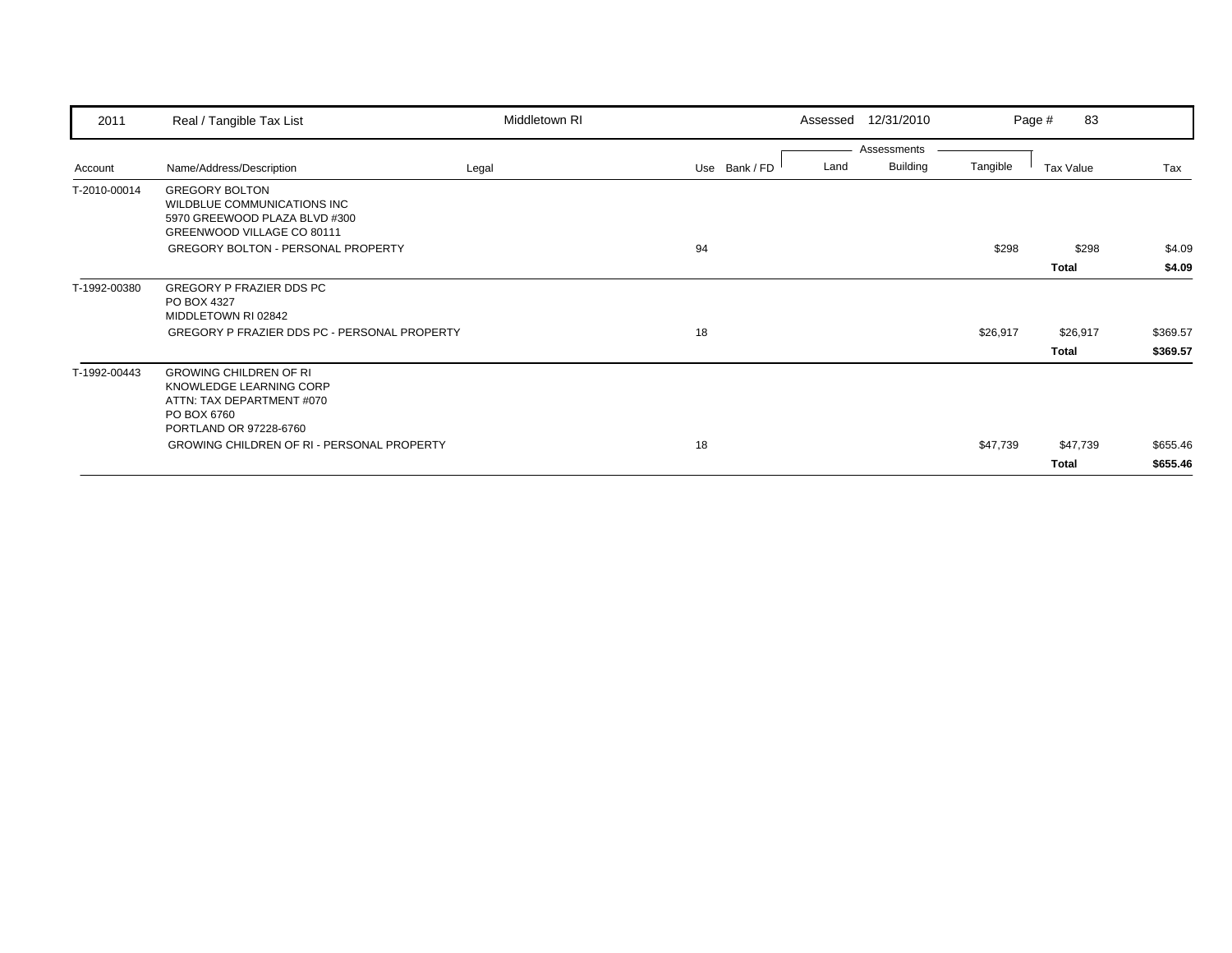| 2011 | Real / Tangible Tax List | Middletown RI | | Assessed 12/31/2010 | | | | |
|---|---|---|---|---|---|---|---|---|
| | | | | Assessments | | | | |
| Account | Name/Address/Description | Legal | Use Bank / FD | Land | Building | Tangible | Tax Value | Tax |
| T-2010-00014 | GREGORY BOLTON<br>WILDBLUE COMMUNICATIONS INC<br>5970 GREEWOOD PLAZA BLVD #300<br>GREENWOOD VILLAGE CO 80111 | | | | | | | |
| | GREGORY BOLTON - PERSONAL PROPERTY | | 94 | | | $298 | $298 | $4.09 |
| | | | | | | | **Total** | **$4.09** |
| T-1992-00380 | GREGORY P FRAZIER DDS PC<br>PO BOX 4327<br>MIDDLETOWN RI 02842 | | | | | | | |
| | GREGORY P FRAZIER DDS PC - PERSONAL PROPERTY | | 18 | | | $26,917 | $26,917 | $369.57 |
| | | | | | | | **Total** | **$369.57** |
| T-1992-00443 | GROWING CHILDREN OF RI<br>KNOWLEDGE LEARNING CORP<br>ATTN: TAX DEPARTMENT #070<br>PO BOX 6760<br>PORTLAND OR 97228-6760 | | | | | | | |
| | GROWING CHILDREN OF RI - PERSONAL PROPERTY | | 18 | | | $47,739 | $47,739 | $655.46 |
| | | | | | | | **Total** | **$655.46** |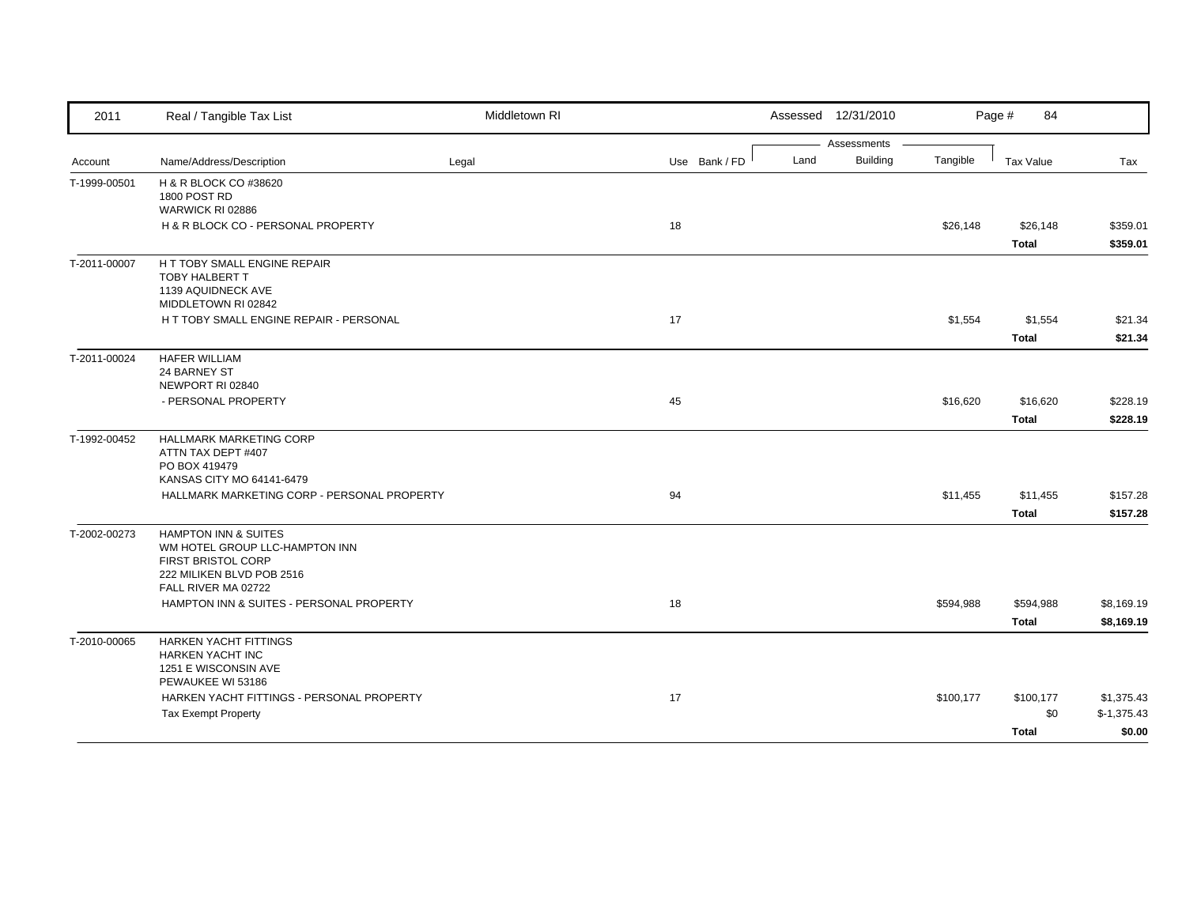| Account | Name/Address/Description | Legal | Use | Bank / FD | Land | Building | Tangible | Tax Value | Tax |
|---|---|---|---|---|---|---|---|---|---|
| T-1999-00501 | H & R BLOCK CO #38620<br>1800 POST RD<br>WARWICK RI 02886 | | | | | | | | |
| | H & R BLOCK CO - PERSONAL PROPERTY | | 18 | | | | $26,148 | $26,148 | $359.01 |
| | | | | | | | | **Total** | **$359.01** |
| T-2011-00007 | H T TOBY SMALL ENGINE REPAIR<br>TOBY HALBERT T<br>1139 AQUIDNECK AVE<br>MIDDLETOWN RI 02842 | | | | | | | | |
| | H T TOBY SMALL ENGINE REPAIR - PERSONAL | | 17 | | | | $1,554 | $1,554 | $21.34 |
| | | | | | | | | **Total** | **$21.34** |
| T-2011-00024 | HAFER WILLIAM<br>24 BARNEY ST<br>NEWPORT RI 02840 | | | | | | | | |
| | - PERSONAL PROPERTY | | 45 | | | | $16,620 | $16,620 | $228.19 |
| | | | | | | | | **Total** | **$228.19** |
| T-1992-00452 | HALLMARK MARKETING CORP<br>ATTN TAX DEPT #407<br>PO BOX 419479<br>KANSAS CITY MO 64141-6479 | | | | | | | | |
| | HALLMARK MARKETING CORP - PERSONAL PROPERTY | | 94 | | | | $11,455 | $11,455 | $157.28 |
| | | | | | | | | **Total** | **$157.28** |
| T-2002-00273 | HAMPTON INN & SUITES<br>WM HOTEL GROUP LLC-HAMPTON INN<br>FIRST BRISTOL CORP<br>222 MILIKEN BLVD POB 2516<br>FALL RIVER MA 02722 | | | | | | | | |
| | HAMPTON INN & SUITES - PERSONAL PROPERTY | | 18 | | | | $594,988 | $594,988 | $8,169.19 |
| | | | | | | | | **Total** | **$8,169.19** |
| T-2010-00065 | HARKEN YACHT FITTINGS<br>HARKEN YACHT INC<br>1251 E WISCONSIN AVE<br>PEWAUKEE WI 53186 | | | | | | | | |
| | HARKEN YACHT FITTINGS - PERSONAL PROPERTY | | 17 | | | | $100,177 | $100,177 | $1,375.43 |
| | Tax Exempt Property | | | | | | | $0 | $-1,375.43 |
| | | | | | | | | **Total** | **$0.00** |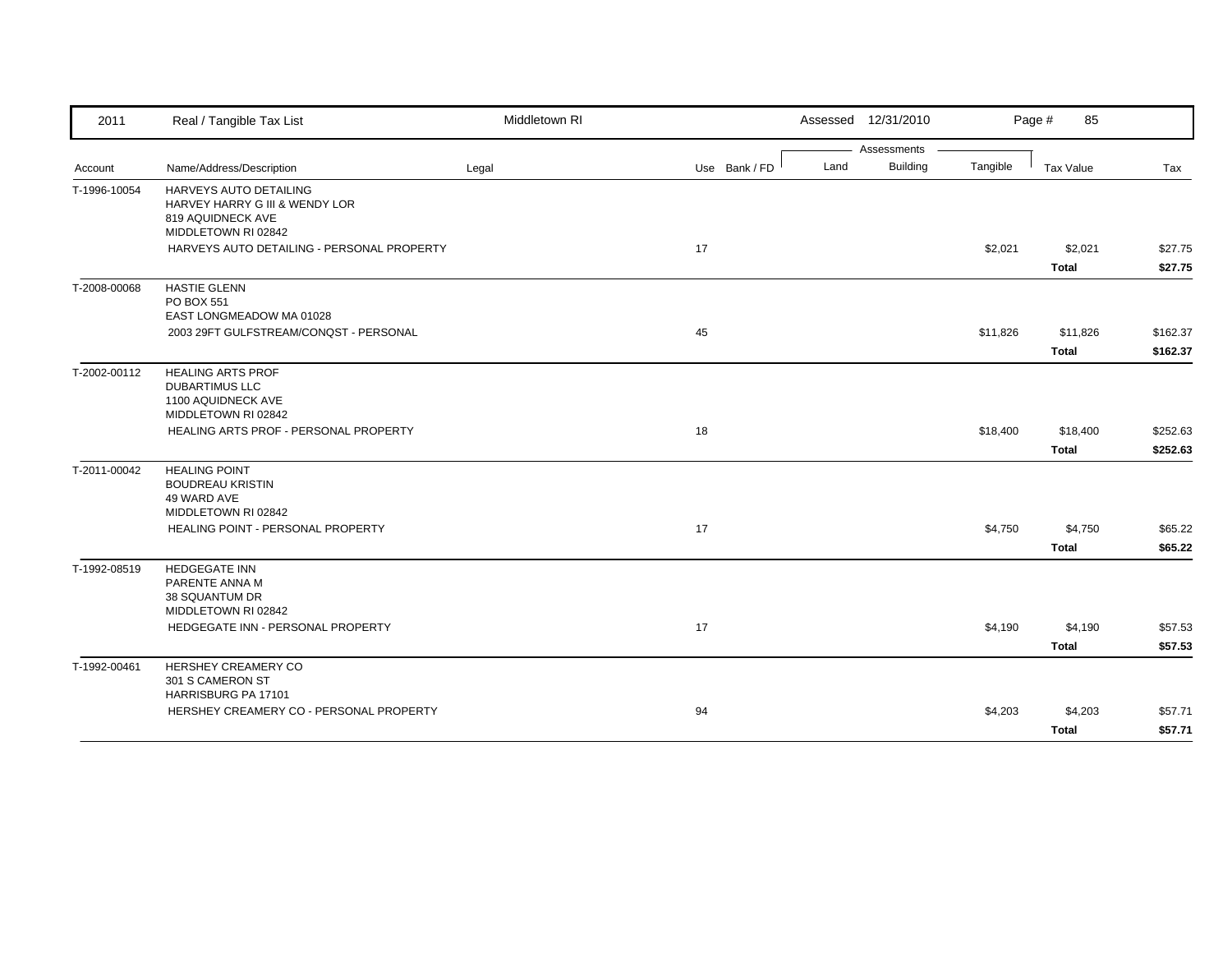| 2011 | Real / Tangible Tax List | Middletown RI | | | Assessed 12/31/2010 | | | Page # 85 | |
|---|---|---|---|---|---|---|---|---|---|
| | | | | | Assessments | | | | |
| Account | Name/Address/Description | Legal | Use | Bank / FD | Land | Building | Tangible | Tax Value | Tax |
| T-1996-10054 | HARVEYS AUTO DETAILING<br>HARVEY HARRY G III & WENDY LOR<br>819 AQUIDNECK AVE<br>MIDDLETOWN RI 02842 | | | | | | | | |
| | HARVEYS AUTO DETAILING - PERSONAL PROPERTY | | 17 | | | | $2,021 | $2,021 | $27.75 |
| | | | | | | | | **Total** | **$27.75** |
| T-2008-00068 | HASTIE GLENN<br>PO BOX 551<br>EAST LONGMEADOW MA 01028 | | | | | | | | |
| | 2003 29FT GULFSTREAM/CONQST - PERSONAL | | 45 | | | | $11,826 | $11,826 | $162.37 |
| | | | | | | | | **Total** | **$162.37** |
| T-2002-00112 | HEALING ARTS PROF<br>DUBARTIMUS LLC<br>1100 AQUIDNECK AVE<br>MIDDLETOWN RI 02842 | | | | | | | | |
| | HEALING ARTS PROF - PERSONAL PROPERTY | | 18 | | | | $18,400 | $18,400 | $252.63 |
| | | | | | | | | **Total** | **$252.63** |
| T-2011-00042 | HEALING POINT<br>BOUDREAU KRISTIN<br>49 WARD AVE<br>MIDDLETOWN RI 02842 | | | | | | | | |
| | HEALING POINT - PERSONAL PROPERTY | | 17 | | | | $4,750 | $4,750 | $65.22 |
| | | | | | | | | **Total** | **$65.22** |
| T-1992-08519 | HEDGEGATE INN<br>PARENTE ANNA M<br>38 SQUANTUM DR<br>MIDDLETOWN RI 02842 | | | | | | | | |
| | HEDGEGATE INN - PERSONAL PROPERTY | | 17 | | | | $4,190 | $4,190 | $57.53 |
| | | | | | | | | **Total** | **$57.53** |
| T-1992-00461 | HERSHEY CREAMERY CO<br>301 S CAMERON ST<br>HARRISBURG PA 17101 | | | | | | | | |
| | HERSHEY CREAMERY CO - PERSONAL PROPERTY | | 94 | | | | $4,203 | $4,203 | $57.71 |
| | | | | | | | | **Total** | **$57.71** |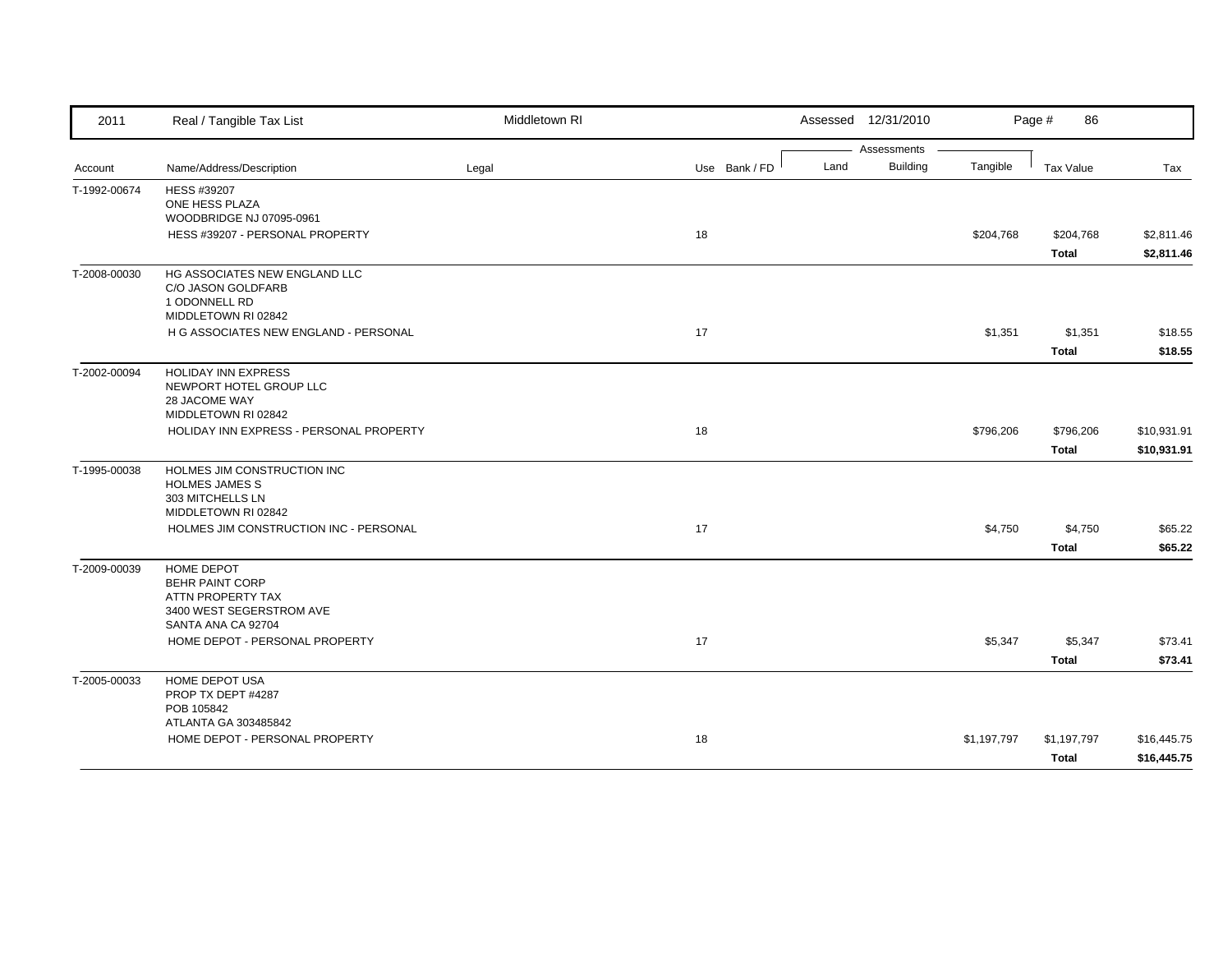| 2011 | Real / Tangible Tax List | Middletown RI | | Assessed 12/31/2010 | | | Page # 86 | |
|---|---|---|---|---|---|---|---|---|
| | | | | Assessments | | | | |
| Account | Name/Address/Description | Legal | Use Bank / FD | Land | Building | Tangible | Tax Value | Tax |
| T-1992-00674 | HESS #39207<br>ONE HESS PLAZA<br>WOODBRIDGE NJ 07095-0961 | | | | | | | |
| | HESS #39207 - PERSONAL PROPERTY | | 18 | | | $204,768 | $204,768 | $2,811.46 |
| | | | | | | | **Total** | **$2,811.46** |
| T-2008-00030 | HG ASSOCIATES NEW ENGLAND LLC<br>C/O JASON GOLDFARB<br>1 ODONNELL RD<br>MIDDLETOWN RI 02842 | | | | | | | |
| | H G ASSOCIATES NEW ENGLAND - PERSONAL | | 17 | | | $1,351 | $1,351 | $18.55 |
| | | | | | | | **Total** | **$18.55** |
| T-2002-00094 | HOLIDAY INN EXPRESS<br>NEWPORT HOTEL GROUP LLC<br>28 JACOME WAY<br>MIDDLETOWN RI 02842 | | | | | | | |
| | HOLIDAY INN EXPRESS - PERSONAL PROPERTY | | 18 | | | $796,206 | $796,206 | $10,931.91 |
| | | | | | | | **Total** | **$10,931.91** |
| T-1995-00038 | HOLMES JIM CONSTRUCTION INC<br>HOLMES JAMES S<br>303 MITCHELLS LN<br>MIDDLETOWN RI 02842 | | | | | | | |
| | HOLMES JIM CONSTRUCTION INC - PERSONAL | | 17 | | | $4,750 | $4,750 | $65.22 |
| | | | | | | | **Total** | **$65.22** |
| T-2009-00039 | HOME DEPOT<br>BEHR PAINT CORP<br>ATTN PROPERTY TAX<br>3400 WEST SEGERSTROM AVE<br>SANTA ANA CA 92704 | | | | | | | |
| | HOME DEPOT - PERSONAL PROPERTY | | 17 | | | $5,347 | $5,347 | $73.41 |
| | | | | | | | **Total** | **$73.41** |
| T-2005-00033 | HOME DEPOT USA<br>PROP TX DEPT #4287<br>POB 105842<br>ATLANTA GA 303485842 | | | | | | | |
| | HOME DEPOT - PERSONAL PROPERTY | | 18 | | | $1,197,797 | $1,197,797 | $16,445.75 |
| | | | | | | | **Total** | **$16,445.75** |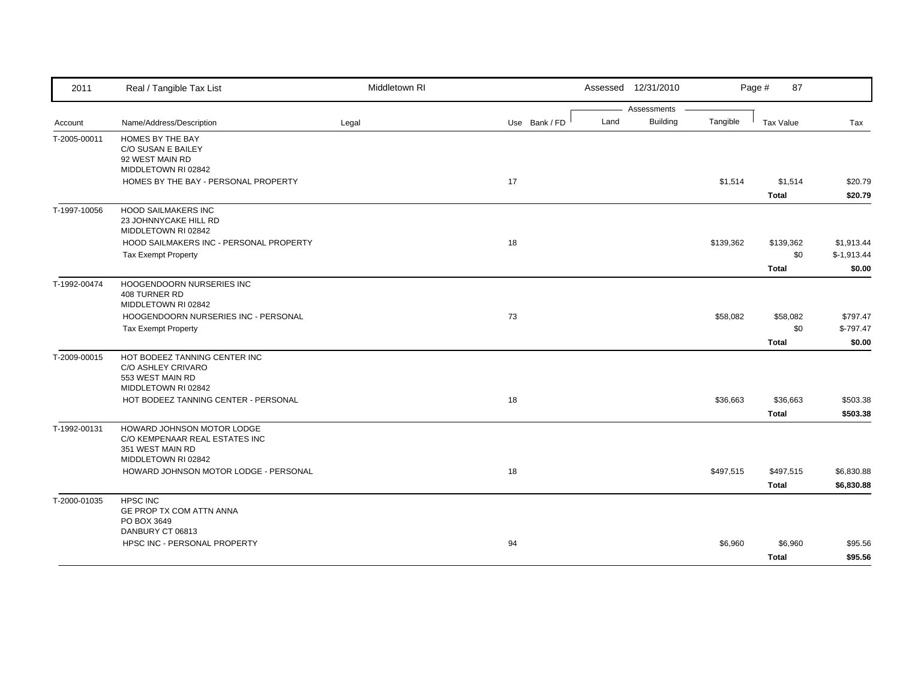| 2011 | Real / Tangible Tax List | Middletown RI | | | Assessed 12/31/2010 | | | Page # 87 | |
|---|---|---|---|---|---|---|---|---|---|
| | | | | | Assessments | | | | |
| Account | Name/Address/Description | Legal | Use | Bank / FD | Land | Building | Tangible | Tax Value | Tax |
| T-2005-00011 | HOMES BY THE BAY<br>C/O SUSAN E BAILEY<br>92 WEST MAIN RD<br>MIDDLETOWN RI 02842 | | | | | | | | |
| | HOMES BY THE BAY - PERSONAL PROPERTY | | 17 | | | | $1,514 | $1,514 | $20.79 |
| | | | | | | | | **Total** | **$20.79** |
| T-1997-10056 | HOOD SAILMAKERS INC<br>23 JOHNNYCAKE HILL RD<br>MIDDLETOWN RI 02842 | | | | | | | | |
| | HOOD SAILMAKERS INC - PERSONAL PROPERTY | | 18 | | | | $139,362 | $139,362 | $1,913.44 |
| | Tax Exempt Property | | | | | | | $0 | $-1,913.44 |
| | | | | | | | | **Total** | **$0.00** |
| T-1992-00474 | HOOGENDOORN NURSERIES INC<br>408 TURNER RD<br>MIDDLETOWN RI 02842 | | | | | | | | |
| | HOOGENDOORN NURSERIES INC - PERSONAL | | 73 | | | | $58,082 | $58,082 | $797.47 |
| | Tax Exempt Property | | | | | | | $0 | $-797.47 |
| | | | | | | | | **Total** | **$0.00** |
| T-2009-00015 | HOT BODEEZ TANNING CENTER INC<br>C/O ASHLEY CRIVARO<br>553 WEST MAIN RD<br>MIDDLETOWN RI 02842 | | | | | | | | |
| | HOT BODEEZ TANNING CENTER - PERSONAL | | 18 | | | | $36,663 | $36,663 | $503.38 |
| | | | | | | | | **Total** | **$503.38** |
| T-1992-00131 | HOWARD JOHNSON MOTOR LODGE<br>C/O KEMPENAAR REAL ESTATES INC<br>351 WEST MAIN RD<br>MIDDLETOWN RI 02842 | | | | | | | | |
| | HOWARD JOHNSON MOTOR LODGE - PERSONAL | | 18 | | | | $497,515 | $497,515 | $6,830.88 |
| | | | | | | | | **Total** | **$6,830.88** |
| T-2000-01035 | HPSC INC<br>GE PROP TX COM ATTN ANNA<br>PO BOX 3649<br>DANBURY CT 06813 | | | | | | | | |
| | HPSC INC - PERSONAL PROPERTY | | 94 | | | | $6,960 | $6,960 | $95.56 |
| | | | | | | | | **Total** | **$95.56** |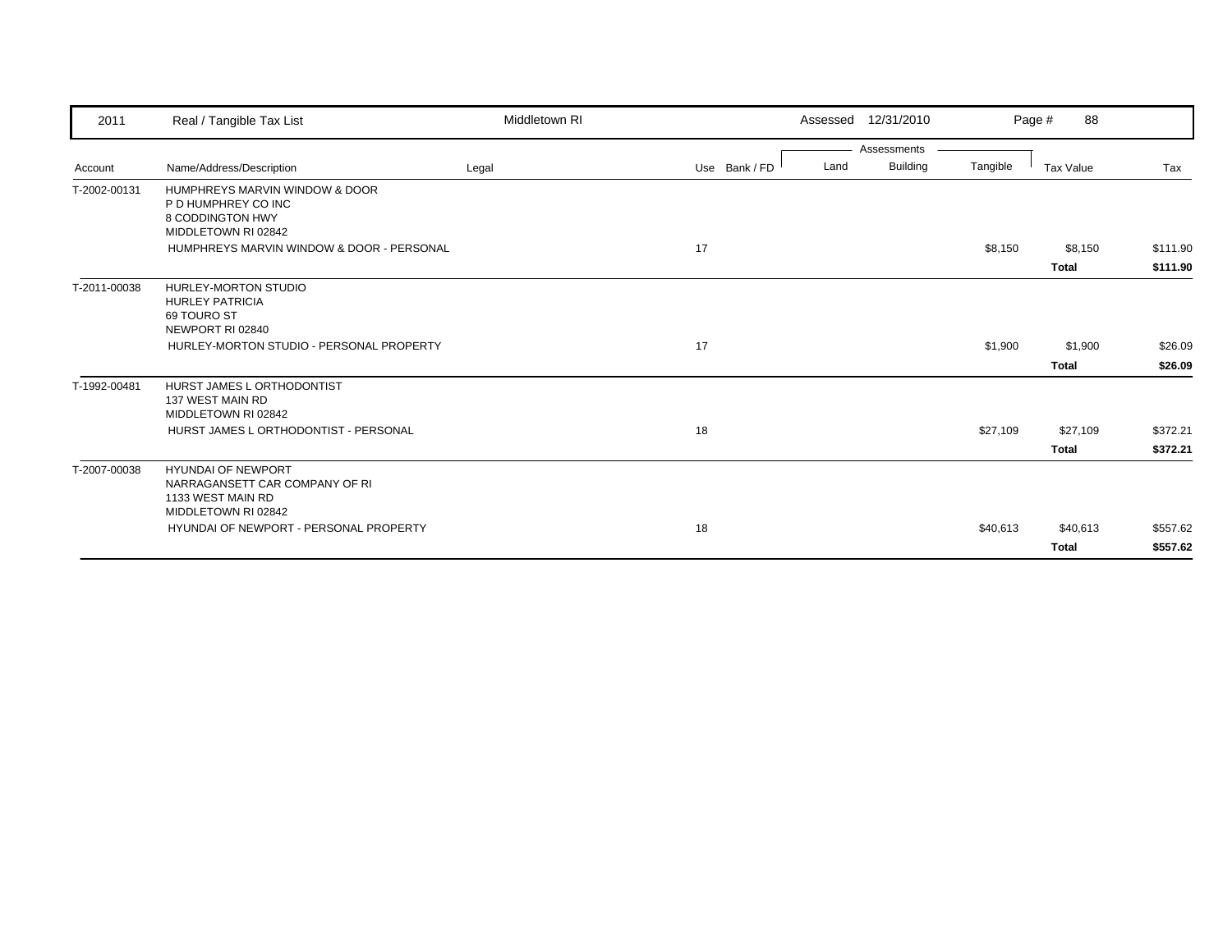| 2011 | Real / Tangible Tax List | Middletown RI | | | Assessed | 12/31/2010 | | Page # | 88 |
|---|---|---|---|---|---|---|---|---|---|

| Account | Name/Address/Description | Legal | Use | Bank / FD | Land | Building | Tangible | Tax Value | Tax |
|---|---|---|---|---|---|---|---|---|---|
| T-2002-00131 | HUMPHREYS MARVIN WINDOW & DOOR<br>P D HUMPHREY CO INC<br>8 CODDINGTON HWY<br>MIDDLETOWN RI 02842 | | | | | | | | |
| | HUMPHREYS MARVIN WINDOW & DOOR - PERSONAL | | 17 | | | | $8,150 | $8,150 | $111.90 |
| | | | | | | | | **Total** | **$111.90** |
| T-2011-00038 | HURLEY-MORTON STUDIO<br>HURLEY PATRICIA<br>69 TOURO ST<br>NEWPORT RI 02840 | | | | | | | | |
| | HURLEY-MORTON STUDIO - PERSONAL PROPERTY | | 17 | | | | $1,900 | $1,900 | $26.09 |
| | | | | | | | | **Total** | **$26.09** |
| T-1992-00481 | HURST JAMES L ORTHODONTIST<br>137 WEST MAIN RD<br>MIDDLETOWN RI 02842 | | | | | | | | |
| | HURST JAMES L ORTHODONTIST - PERSONAL | | 18 | | | | $27,109 | $27,109 | $372.21 |
| | | | | | | | | **Total** | **$372.21** |
| T-2007-00038 | HYUNDAI OF NEWPORT<br>NARRAGANSETT CAR COMPANY OF RI<br>1133 WEST MAIN RD<br>MIDDLETOWN RI 02842 | | | | | | | | |
| | HYUNDAI OF NEWPORT - PERSONAL PROPERTY | | 18 | | | | $40,613 | $40,613 | $557.62 |
| | | | | | | | | **Total** | **$557.62** |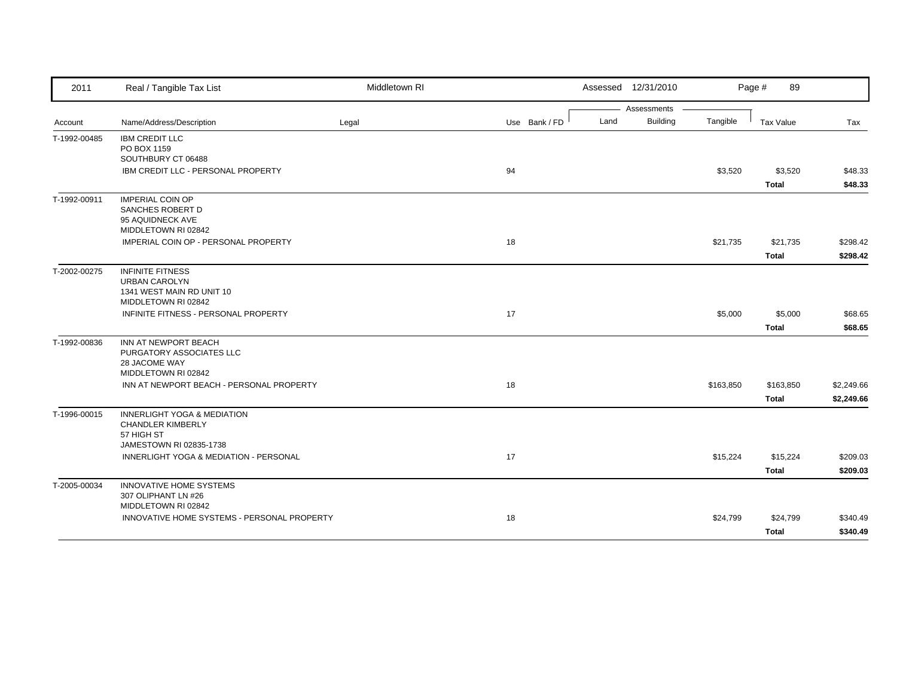| 2011 | Real / Tangible Tax List | Middletown RI | | | Assessed 12/31/2010 | | Page # 89 | |
|---|---|---|---|---|---|---|---|---|
| | | | | | Assessments | | | |
| Account | Name/Address/Description | Legal | Use Bank / FD | Land | Building | Tangible | Tax Value | Tax |
| T-1992-00485 | IBM CREDIT LLC<br>PO BOX 1159<br>SOUTHBURY CT 06488 | | | | | | | |
| | IBM CREDIT LLC - PERSONAL PROPERTY | | 94 | | | $3,520 | $3,520 | $48.33 |
| | | | | | | | **Total** | **$48.33** |
| T-1992-00911 | IMPERIAL COIN OP<br>SANCHES ROBERT D<br>95 AQUIDNECK AVE<br>MIDDLETOWN RI 02842 | | | | | | | |
| | IMPERIAL COIN OP - PERSONAL PROPERTY | | 18 | | | $21,735 | $21,735 | $298.42 |
| | | | | | | | **Total** | **$298.42** |
| T-2002-00275 | INFINITE FITNESS<br>URBAN CAROLYN<br>1341 WEST MAIN RD UNIT 10<br>MIDDLETOWN RI 02842 | | | | | | | |
| | INFINITE FITNESS - PERSONAL PROPERTY | | 17 | | | $5,000 | $5,000 | $68.65 |
| | | | | | | | **Total** | **$68.65** |
| T-1992-00836 | INN AT NEWPORT BEACH<br>PURGATORY ASSOCIATES LLC<br>28 JACOME WAY<br>MIDDLETOWN RI 02842 | | | | | | | |
| | INN AT NEWPORT BEACH - PERSONAL PROPERTY | | 18 | | | $163,850 | $163,850 | $2,249.66 |
| | | | | | | | **Total** | **$2,249.66** |
| T-1996-00015 | INNERLIGHT YOGA & MEDIATION<br>CHANDLER KIMBERLY<br>57 HIGH ST<br>JAMESTOWN RI 02835-1738 | | | | | | | |
| | INNERLIGHT YOGA & MEDIATION - PERSONAL | | 17 | | | $15,224 | $15,224 | $209.03 |
| | | | | | | | **Total** | **$209.03** |
| T-2005-00034 | INNOVATIVE HOME SYSTEMS<br>307 OLIPHANT LN #26<br>MIDDLETOWN RI 02842 | | | | | | | |
| | INNOVATIVE HOME SYSTEMS - PERSONAL PROPERTY | | 18 | | | $24,799 | $24,799 | $340.49 |
| | | | | | | | **Total** | **$340.49** |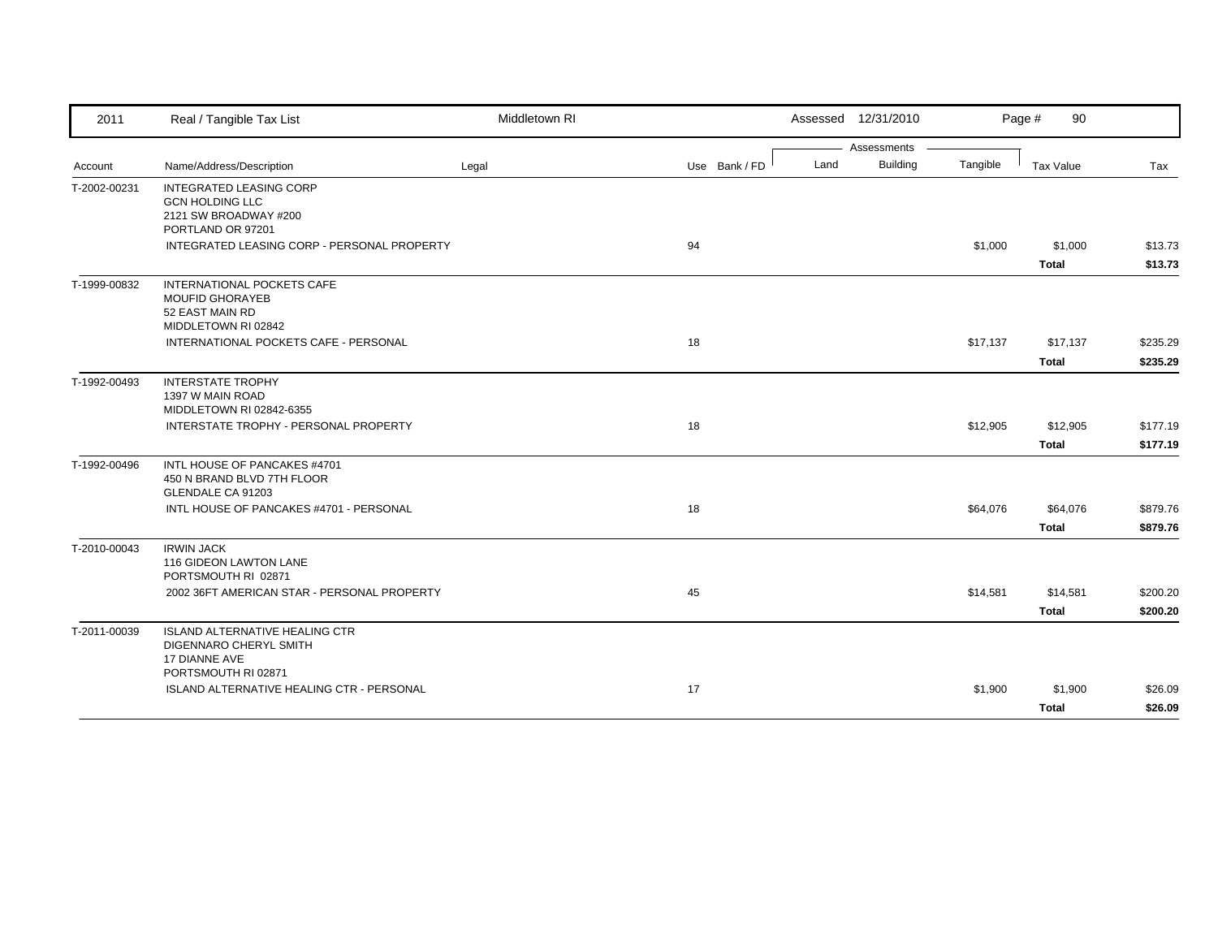| Account | Name/Address/Description | Legal | Use | Bank / FD | Land | Building | Tangible | Tax Value | Tax |
|---|---|---|---|---|---|---|---|---|---|
| T-2002-00231 | INTEGRATED LEASING CORP<br>GCN HOLDING LLC<br>2121 SW BROADWAY #200<br>PORTLAND OR 97201 | | | | | | | | |
| | INTEGRATED LEASING CORP - PERSONAL PROPERTY | | 94 | | | | $1,000 | $1,000 | $13.73 |
| | | | | | | | | **Total** | **$13.73** |
| T-1999-00832 | INTERNATIONAL POCKETS CAFE<br>MOUFID GHORAYEB<br>52 EAST MAIN RD<br>MIDDLETOWN RI 02842 | | | | | | | | |
| | INTERNATIONAL POCKETS CAFE - PERSONAL | | 18 | | | | $17,137 | $17,137 | $235.29 |
| | | | | | | | | **Total** | **$235.29** |
| T-1992-00493 | INTERSTATE TROPHY<br>1397 W MAIN ROAD<br>MIDDLETOWN RI 02842-6355 | | | | | | | | |
| | INTERSTATE TROPHY - PERSONAL PROPERTY | | 18 | | | | $12,905 | $12,905 | $177.19 |
| | | | | | | | | **Total** | **$177.19** |
| T-1992-00496 | INTL HOUSE OF PANCAKES #4701<br>450 N BRAND BLVD 7TH FLOOR<br>GLENDALE CA 91203 | | | | | | | | |
| | INTL HOUSE OF PANCAKES #4701 - PERSONAL | | 18 | | | | $64,076 | $64,076 | $879.76 |
| | | | | | | | | **Total** | **$879.76** |
| T-2010-00043 | IRWIN JACK<br>116 GIDEON LAWTON LANE<br>PORTSMOUTH RI 02871 | | | | | | | | |
| | 2002 36FT AMERICAN STAR - PERSONAL PROPERTY | | 45 | | | | $14,581 | $14,581 | $200.20 |
| | | | | | | | | **Total** | **$200.20** |
| T-2011-00039 | ISLAND ALTERNATIVE HEALING CTR<br>DIGENNARO CHERYL SMITH<br>17 DIANNE AVE<br>PORTSMOUTH RI 02871 | | | | | | | | |
| | ISLAND ALTERNATIVE HEALING CTR - PERSONAL | | 17 | | | | $1,900 | $1,900 | $26.09 |
| | | | | | | | | **Total** | **$26.09** |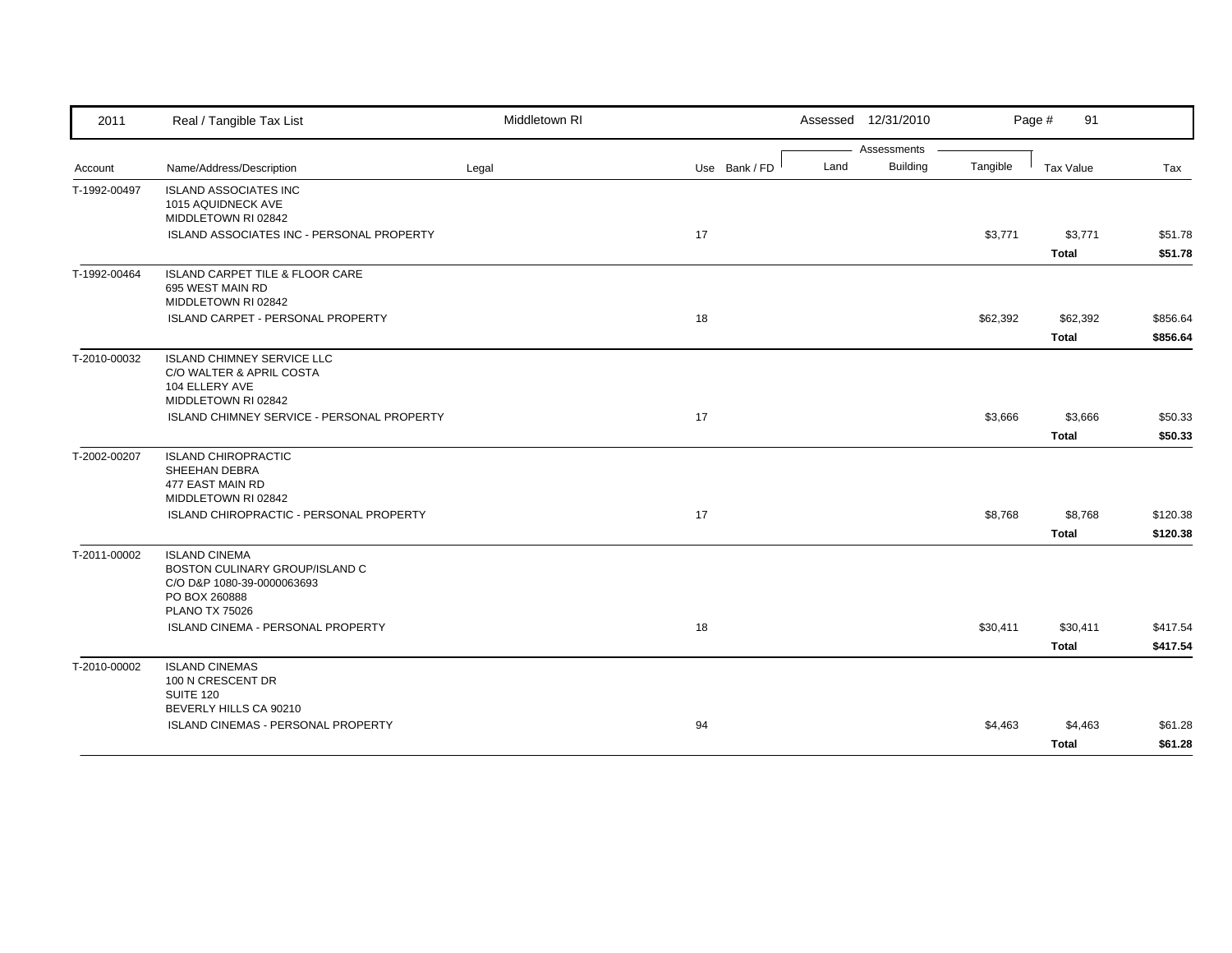| 2011 | Real / Tangible Tax List | Middletown RI | | Assessed 12/31/2010 | | | Page # 91 | |
|---|---|---|---|---|---|---|---|---|
| | | | | Assessments | | | | |
| Account | Name/Address/Description | Legal | Use Bank / FD | Land | Building | Tangible | Tax Value | Tax |
| T-1992-00497 | ISLAND ASSOCIATES INC<br>1015 AQUIDNECK AVE<br>MIDDLETOWN RI 02842 | | | | | | | |
| | ISLAND ASSOCIATES INC - PERSONAL PROPERTY | | 17 | | | $3,771 | $3,771 | $51.78 |
| | | | | | | | **Total** | **$51.78** |
| T-1992-00464 | ISLAND CARPET TILE & FLOOR CARE<br>695 WEST MAIN RD<br>MIDDLETOWN RI 02842 | | | | | | | |
| | ISLAND CARPET - PERSONAL PROPERTY | | 18 | | | $62,392 | $62,392 | $856.64 |
| | | | | | | | **Total** | **$856.64** |
| T-2010-00032 | ISLAND CHIMNEY SERVICE LLC<br>C/O WALTER & APRIL COSTA<br>104 ELLERY AVE<br>MIDDLETOWN RI 02842 | | | | | | | |
| | ISLAND CHIMNEY SERVICE - PERSONAL PROPERTY | | 17 | | | $3,666 | $3,666 | $50.33 |
| | | | | | | | **Total** | **$50.33** |
| T-2002-00207 | ISLAND CHIROPRACTIC<br>SHEEHAN DEBRA<br>477 EAST MAIN RD<br>MIDDLETOWN RI 02842 | | | | | | | |
| | ISLAND CHIROPRACTIC - PERSONAL PROPERTY | | 17 | | | $8,768 | $8,768 | $120.38 |
| | | | | | | | **Total** | **$120.38** |
| T-2011-00002 | ISLAND CINEMA<br>BOSTON CULINARY GROUP/ISLAND C<br>C/O D&P 1080-39-0000063693<br>PO BOX 260888<br>PLANO TX 75026 | | | | | | | |
| | ISLAND CINEMA - PERSONAL PROPERTY | | 18 | | | $30,411 | $30,411 | $417.54 |
| | | | | | | | **Total** | **$417.54** |
| T-2010-00002 | ISLAND CINEMAS<br>100 N CRESCENT DR<br>SUITE 120<br>BEVERLY HILLS CA 90210 | | | | | | | |
| | ISLAND CINEMAS - PERSONAL PROPERTY | | 94 | | | $4,463 | $4,463 | $61.28 |
| | | | | | | | **Total** | **$61.28** |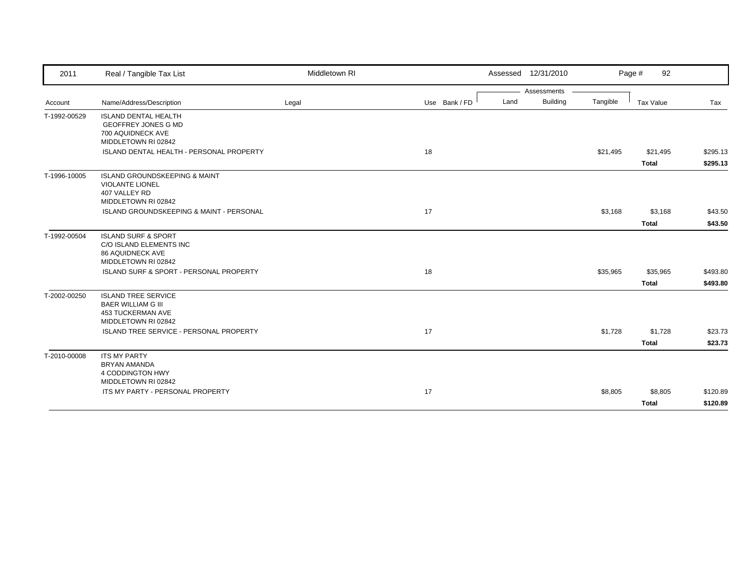| 2011 | Real / Tangible Tax List | Middletown RI | | | Assessed 12/31/2010 | | | Page # 92 | |
|---|---|---|---|---|---|---|---|---|---|
| | | | | | Assessments | | | | |
| Account | Name/Address/Description | Legal | Use | Bank / FD | Land | Building | Tangible | Tax Value | Tax |
| T-1992-00529 | ISLAND DENTAL HEALTH<br>GEOFFREY JONES G MD<br>700 AQUIDNECK AVE<br>MIDDLETOWN RI 02842 | | | | | | | | |
| | ISLAND DENTAL HEALTH - PERSONAL PROPERTY | | 18 | | | | $21,495 | $21,495 | $295.13 |
| | | | | | | | | **Total** | **$295.13** |
| T-1996-10005 | ISLAND GROUNDSKEEPING & MAINT<br>VIOLANTE LIONEL<br>407 VALLEY RD<br>MIDDLETOWN RI 02842 | | | | | | | | |
| | ISLAND GROUNDSKEEPING & MAINT - PERSONAL | | 17 | | | | $3,168 | $3,168 | $43.50 |
| | | | | | | | | **Total** | **$43.50** |
| T-1992-00504 | ISLAND SURF & SPORT<br>C/O ISLAND ELEMENTS INC<br>86 AQUIDNECK AVE<br>MIDDLETOWN RI 02842 | | | | | | | | |
| | ISLAND SURF & SPORT - PERSONAL PROPERTY | | 18 | | | | $35,965 | $35,965 | $493.80 |
| | | | | | | | | **Total** | **$493.80** |
| T-2002-00250 | ISLAND TREE SERVICE<br>BAER WILLIAM G III<br>453 TUCKERMAN AVE<br>MIDDLETOWN RI 02842 | | | | | | | | |
| | ISLAND TREE SERVICE - PERSONAL PROPERTY | | 17 | | | | $1,728 | $1,728 | $23.73 |
| | | | | | | | | **Total** | **$23.73** |
| T-2010-00008 | ITS MY PARTY<br>BRYAN AMANDA<br>4 CODDINGTON HWY<br>MIDDLETOWN RI 02842 | | | | | | | | |
| | ITS MY PARTY - PERSONAL PROPERTY | | 17 | | | | $8,805 | $8,805 | $120.89 |
| | | | | | | | | **Total** | **$120.89** |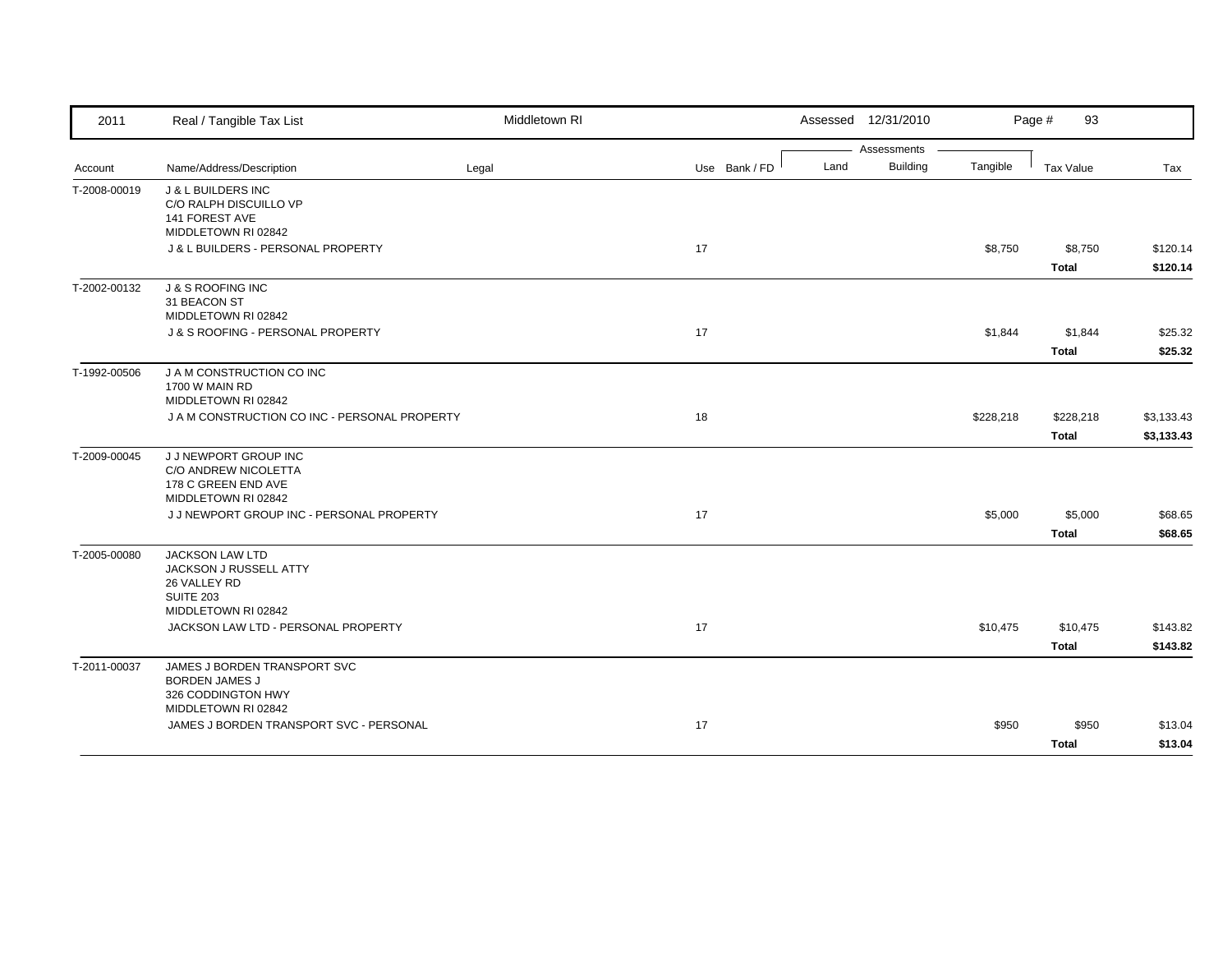| 2011 | Real / Tangible Tax List | Middletown RI | | | Assessed 12/31/2010 | | | Page # 93 | |
|---|---|---|---|---|---|---|---|---|---|
| | | | | | Assessments | | | | |
| Account | Name/Address/Description | Legal | Use | Bank / FD | Land | Building | Tangible | Tax Value | Tax |
| T-2008-00019 | J & L BUILDERS INC<br>C/O RALPH DISCUILLO VP<br>141 FOREST AVE<br>MIDDLETOWN RI 02842 | | | | | | | | |
| | J & L BUILDERS - PERSONAL PROPERTY | | 17 | | | | $8,750 | $8,750 | $120.14 |
| | | | | | | | | **Total** | **$120.14** |
| T-2002-00132 | J & S ROOFING INC<br>31 BEACON ST<br>MIDDLETOWN RI 02842 | | | | | | | | |
| | J & S ROOFING - PERSONAL PROPERTY | | 17 | | | | $1,844 | $1,844 | $25.32 |
| | | | | | | | | **Total** | **$25.32** |
| T-1992-00506 | J A M CONSTRUCTION CO INC<br>1700 W MAIN RD<br>MIDDLETOWN RI 02842 | | | | | | | | |
| | J A M CONSTRUCTION CO INC - PERSONAL PROPERTY | | 18 | | | | $228,218 | $228,218 | $3,133.43 |
| | | | | | | | | **Total** | **$3,133.43** |
| T-2009-00045 | J J NEWPORT GROUP INC<br>C/O ANDREW NICOLETTA<br>178 C GREEN END AVE<br>MIDDLETOWN RI 02842 | | | | | | | | |
| | J J NEWPORT GROUP INC - PERSONAL PROPERTY | | 17 | | | | $5,000 | $5,000 | $68.65 |
| | | | | | | | | **Total** | **$68.65** |
| T-2005-00080 | JACKSON LAW LTD<br>JACKSON J RUSSELL ATTY<br>26 VALLEY RD<br>SUITE 203<br>MIDDLETOWN RI 02842 | | | | | | | | |
| | JACKSON LAW LTD - PERSONAL PROPERTY | | 17 | | | | $10,475 | $10,475 | $143.82 |
| | | | | | | | | **Total** | **$143.82** |
| T-2011-00037 | JAMES J BORDEN TRANSPORT SVC<br>BORDEN JAMES J<br>326 CODDINGTON HWY<br>MIDDLETOWN RI 02842 | | | | | | | | |
| | JAMES J BORDEN TRANSPORT SVC - PERSONAL | | 17 | | | | $950 | $950 | $13.04 |
| | | | | | | | | **Total** | **$13.04** |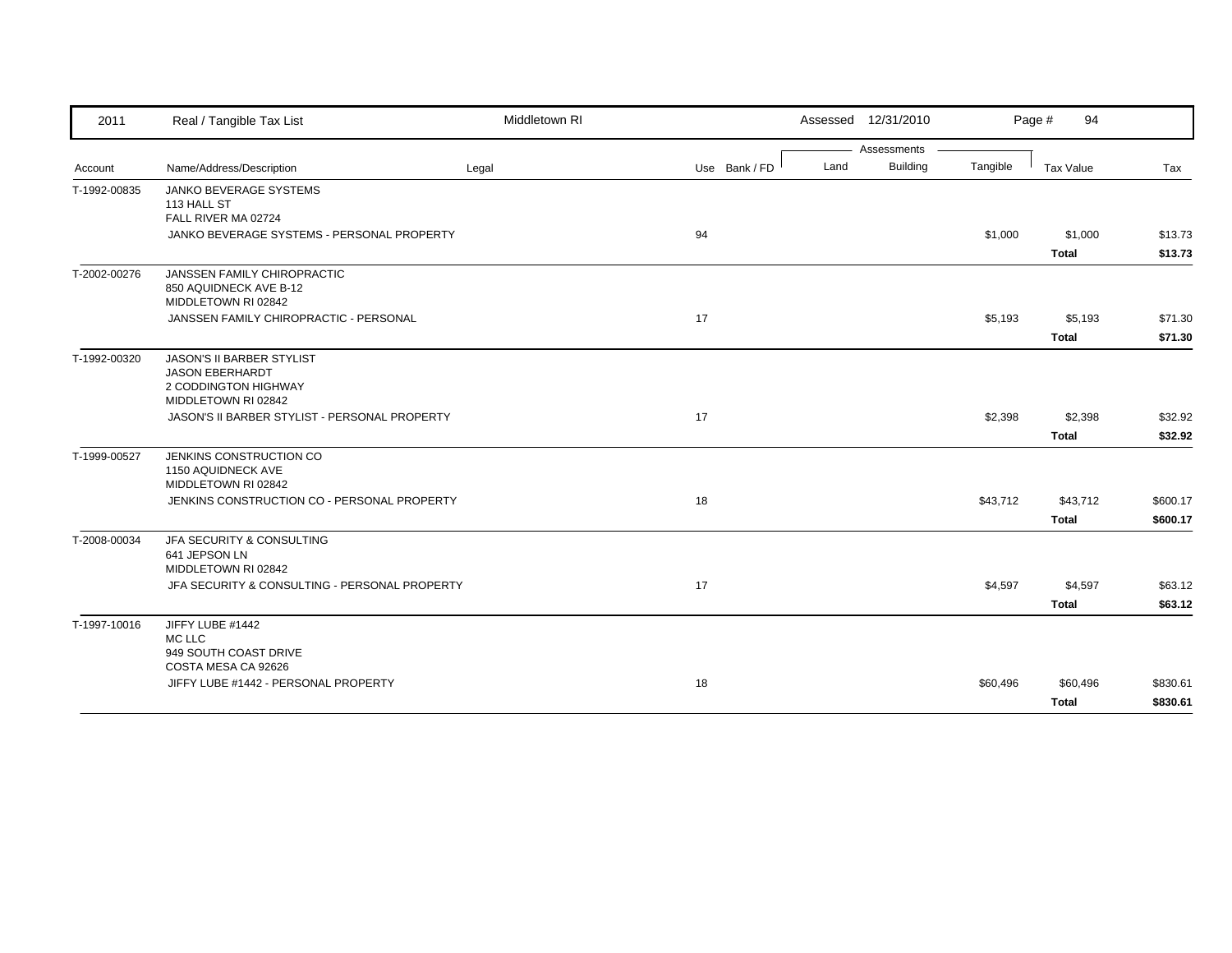| Account | Name/Address/Description | Legal | Use | Bank / FD | Land | Building | Tangible | Tax Value | Tax |
|---|---|---|---|---|---|---|---|---|---|
| T-1992-00835 | JANKO BEVERAGE SYSTEMS<br>113 HALL ST<br>FALL RIVER MA 02724 | | | | | | | | |
| | JANKO BEVERAGE SYSTEMS - PERSONAL PROPERTY | | 94 | | | | $1,000 | $1,000 | $13.73 |
| | | | | | | | | **Total** | **$13.73** |
| T-2002-00276 | JANSSEN FAMILY CHIROPRACTIC<br>850 AQUIDNECK AVE B-12<br>MIDDLETOWN RI 02842 | | | | | | | | |
| | JANSSEN FAMILY CHIROPRACTIC - PERSONAL | | 17 | | | | $5,193 | $5,193 | $71.30 |
| | | | | | | | | **Total** | **$71.30** |
| T-1992-00320 | JASON'S II BARBER STYLIST<br>JASON EBERHARDT<br>2 CODDINGTON HIGHWAY<br>MIDDLETOWN RI 02842 | | | | | | | | |
| | JASON'S II BARBER STYLIST - PERSONAL PROPERTY | | 17 | | | | $2,398 | $2,398 | $32.92 |
| | | | | | | | | **Total** | **$32.92** |
| T-1999-00527 | JENKINS CONSTRUCTION CO<br>1150 AQUIDNECK AVE<br>MIDDLETOWN RI 02842 | | | | | | | | |
| | JENKINS CONSTRUCTION CO - PERSONAL PROPERTY | | 18 | | | | $43,712 | $43,712 | $600.17 |
| | | | | | | | | **Total** | **$600.17** |
| T-2008-00034 | JFA SECURITY & CONSULTING<br>641 JEPSON LN<br>MIDDLETOWN RI 02842 | | | | | | | | |
| | JFA SECURITY & CONSULTING - PERSONAL PROPERTY | | 17 | | | | $4,597 | $4,597 | $63.12 |
| | | | | | | | | **Total** | **$63.12** |
| T-1997-10016 | JIFFY LUBE #1442<br>MC LLC<br>949 SOUTH COAST DRIVE<br>COSTA MESA CA 92626 | | | | | | | | |
| | JIFFY LUBE #1442 - PERSONAL PROPERTY | | 18 | | | | $60,496 | $60,496 | $830.61 |
| | | | | | | | | **Total** | **$830.61** |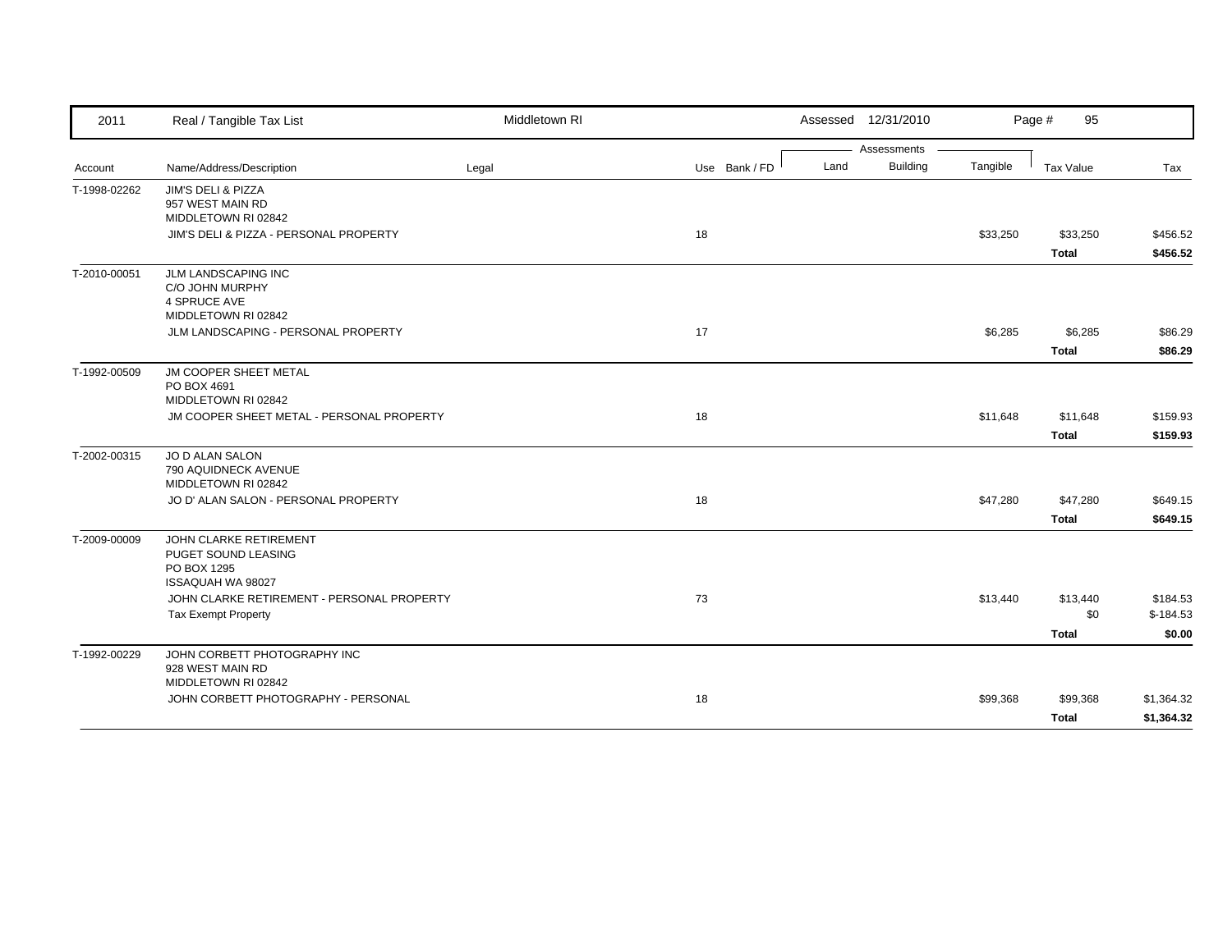| 2011 | Real / Tangible Tax List | Middletown RI | | Assessed 12/31/2010 | | | Page # 95 | |
|---|---|---|---|---|---|---|---|---|
| | | | | Assessments | | | | |
| Account | Name/Address/Description | Legal | Use Bank / FD | Land | Building | Tangible | Tax Value | Tax |
| T-1998-02262 | JIM'S DELI & PIZZA<br>957 WEST MAIN RD<br>MIDDLETOWN RI 02842 | | | | | | | |
| | JIM'S DELI & PIZZA - PERSONAL PROPERTY | | 18 | | | $33,250 | $33,250 | $456.52 |
| | | | | | | | **Total** | **$456.52** |
| T-2010-00051 | JLM LANDSCAPING INC<br>C/O JOHN MURPHY<br>4 SPRUCE AVE<br>MIDDLETOWN RI 02842 | | | | | | | |
| | JLM LANDSCAPING - PERSONAL PROPERTY | | 17 | | | $6,285 | $6,285 | $86.29 |
| | | | | | | | **Total** | **$86.29** |
| T-1992-00509 | JM COOPER SHEET METAL<br>PO BOX 4691<br>MIDDLETOWN RI 02842 | | | | | | | |
| | JM COOPER SHEET METAL - PERSONAL PROPERTY | | 18 | | | $11,648 | $11,648 | $159.93 |
| | | | | | | | **Total** | **$159.93** |
| T-2002-00315 | JO D ALAN SALON<br>790 AQUIDNECK AVENUE<br>MIDDLETOWN RI 02842 | | | | | | | |
| | JO D' ALAN SALON - PERSONAL PROPERTY | | 18 | | | $47,280 | $47,280 | $649.15 |
| | | | | | | | **Total** | **$649.15** |
| T-2009-00009 | JOHN CLARKE RETIREMENT<br>PUGET SOUND LEASING<br>PO BOX 1295<br>ISSAQUAH WA 98027 | | | | | | | |
| | JOHN CLARKE RETIREMENT - PERSONAL PROPERTY | | 73 | | | $13,440 | $13,440 | $184.53 |
| | Tax Exempt Property | | | | | | $0 | $-184.53 |
| | | | | | | | **Total** | **$0.00** |
| T-1992-00229 | JOHN CORBETT PHOTOGRAPHY INC<br>928 WEST MAIN RD<br>MIDDLETOWN RI 02842 | | | | | | | |
| | JOHN CORBETT PHOTOGRAPHY - PERSONAL | | 18 | | | $99,368 | $99,368 | $1,364.32 |
| | | | | | | | **Total** | **$1,364.32** |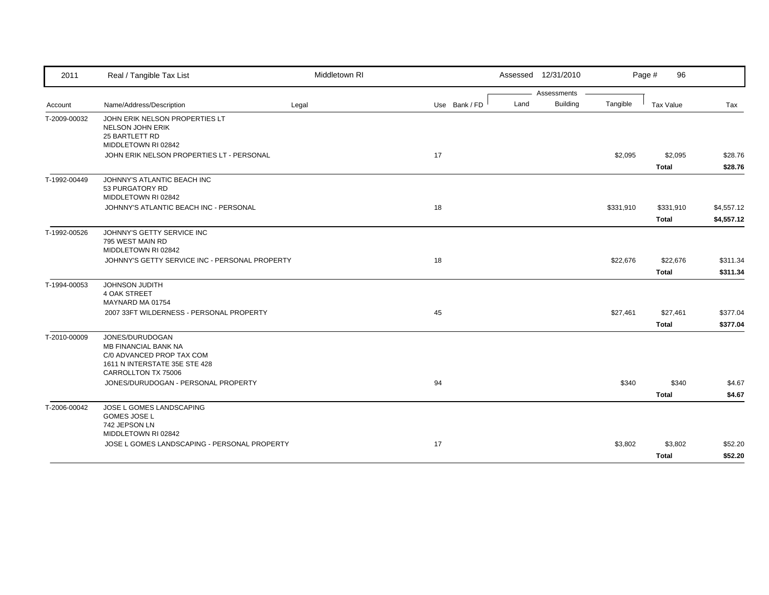| 2011 | Real / Tangible Tax List | Middletown RI | | | Assessed 12/31/2010 | | | Page # 96 | |
|---|---|---|---|---|---|---|---|---|---|
| | | | | | Assessments | | | | |
| Account | Name/Address/Description | Legal | Use | Bank / FD | Land | Building | Tangible | Tax Value | Tax |
| T-2009-00032 | JOHN ERIK NELSON PROPERTIES LT<br>NELSON JOHN ERIK<br>25 BARTLETT RD<br>MIDDLETOWN RI 02842 | | | | | | | | |
| | JOHN ERIK NELSON PROPERTIES LT - PERSONAL | | 17 | | | | $2,095 | $2,095 | $28.76 |
| | | | | | | | | **Total** | **$28.76** |
| T-1992-00449 | JOHNNY'S ATLANTIC BEACH INC<br>53 PURGATORY RD<br>MIDDLETOWN RI 02842 | | | | | | | | |
| | JOHNNY'S ATLANTIC BEACH INC - PERSONAL | | 18 | | | | $331,910 | $331,910 | $4,557.12 |
| | | | | | | | | **Total** | **$4,557.12** |
| T-1992-00526 | JOHNNY'S GETTY SERVICE INC<br>795 WEST MAIN RD<br>MIDDLETOWN RI 02842 | | | | | | | | |
| | JOHNNY'S GETTY SERVICE INC - PERSONAL PROPERTY | | 18 | | | | $22,676 | $22,676 | $311.34 |
| | | | | | | | | **Total** | **$311.34** |
| T-1994-00053 | JOHNSON JUDITH<br>4 OAK STREET<br>MAYNARD MA 01754 | | | | | | | | |
| | 2007 33FT WILDERNESS - PERSONAL PROPERTY | | 45 | | | | $27,461 | $27,461 | $377.04 |
| | | | | | | | | **Total** | **$377.04** |
| T-2010-00009 | JONES/DURUDOGAN<br>MB FINANCIAL BANK NA<br>C/0 ADVANCED PROP TAX COM<br>1611 N INTERSTATE 35E STE 428<br>CARROLLTON TX 75006 | | | | | | | | |
| | JONES/DURUDOGAN - PERSONAL PROPERTY | | 94 | | | | $340 | $340 | $4.67 |
| | | | | | | | | **Total** | **$4.67** |
| T-2006-00042 | JOSE L GOMES LANDSCAPING<br>GOMES JOSE L<br>742 JEPSON LN<br>MIDDLETOWN RI 02842 | | | | | | | | |
| | JOSE L GOMES LANDSCAPING - PERSONAL PROPERTY | | 17 | | | | $3,802 | $3,802 | $52.20 |
| | | | | | | | | **Total** | **$52.20** |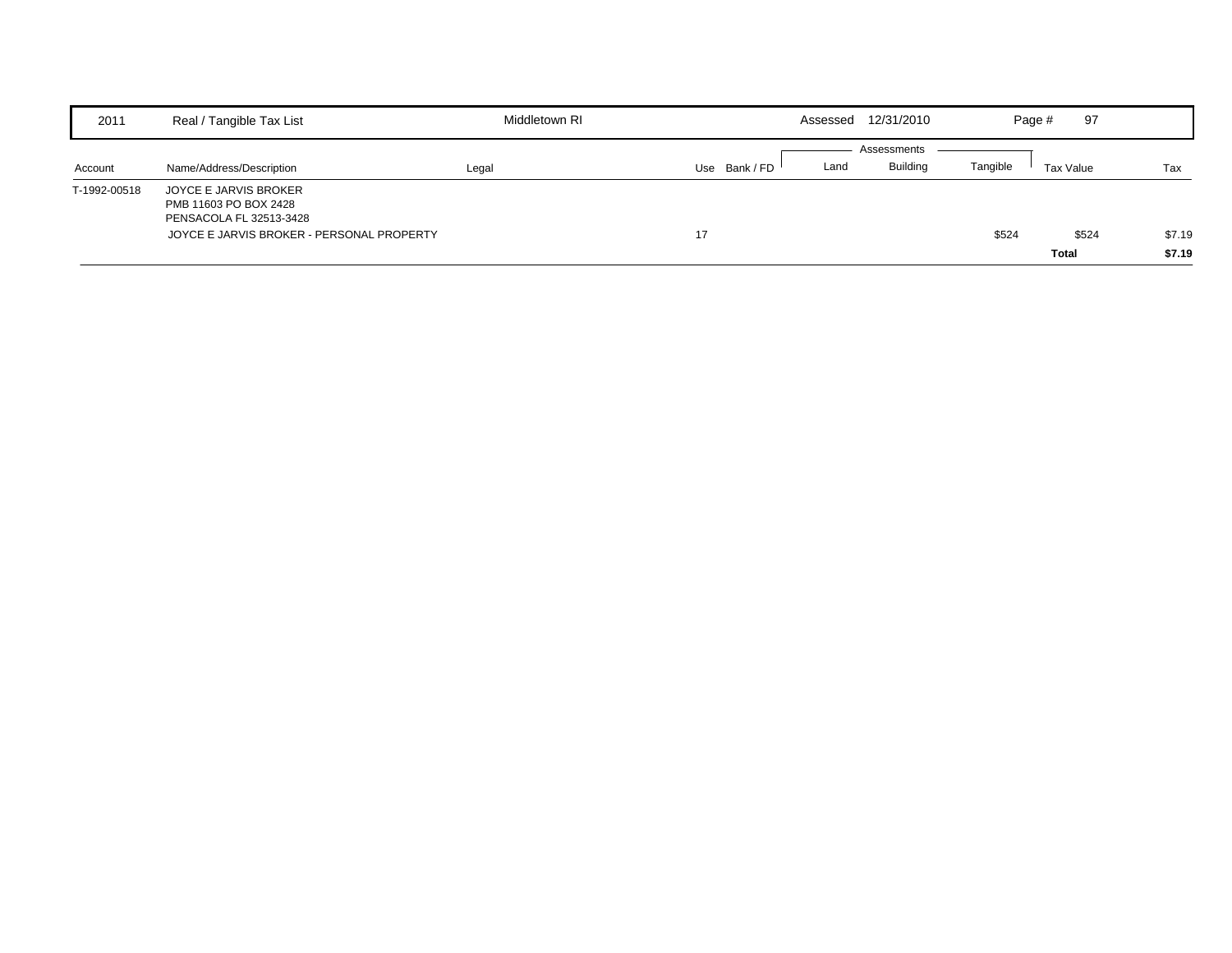| 2011 | Real / Tangible Tax List | Middletown RI | | | Assessed 12/31/2010 | | | Page # 97 | |
|---|---|---|---|---|---|---|---|---|---|
| | | | | | Assessments | | | | |
| Account | Name/Address/Description | Legal | Use | Bank / FD | Land | Building | Tangible | Tax Value | Tax |
| T-1992-00518 | JOYCE E JARVIS BROKER<br>PMB 11603 PO BOX 2428<br>PENSACOLA FL 32513-3428 | | | | | | | | |
| | JOYCE E JARVIS BROKER - PERSONAL PROPERTY | | 17 | | | | $524 | $524 | $7.19 |
| | | | | | | | | **Total** | **$7.19** |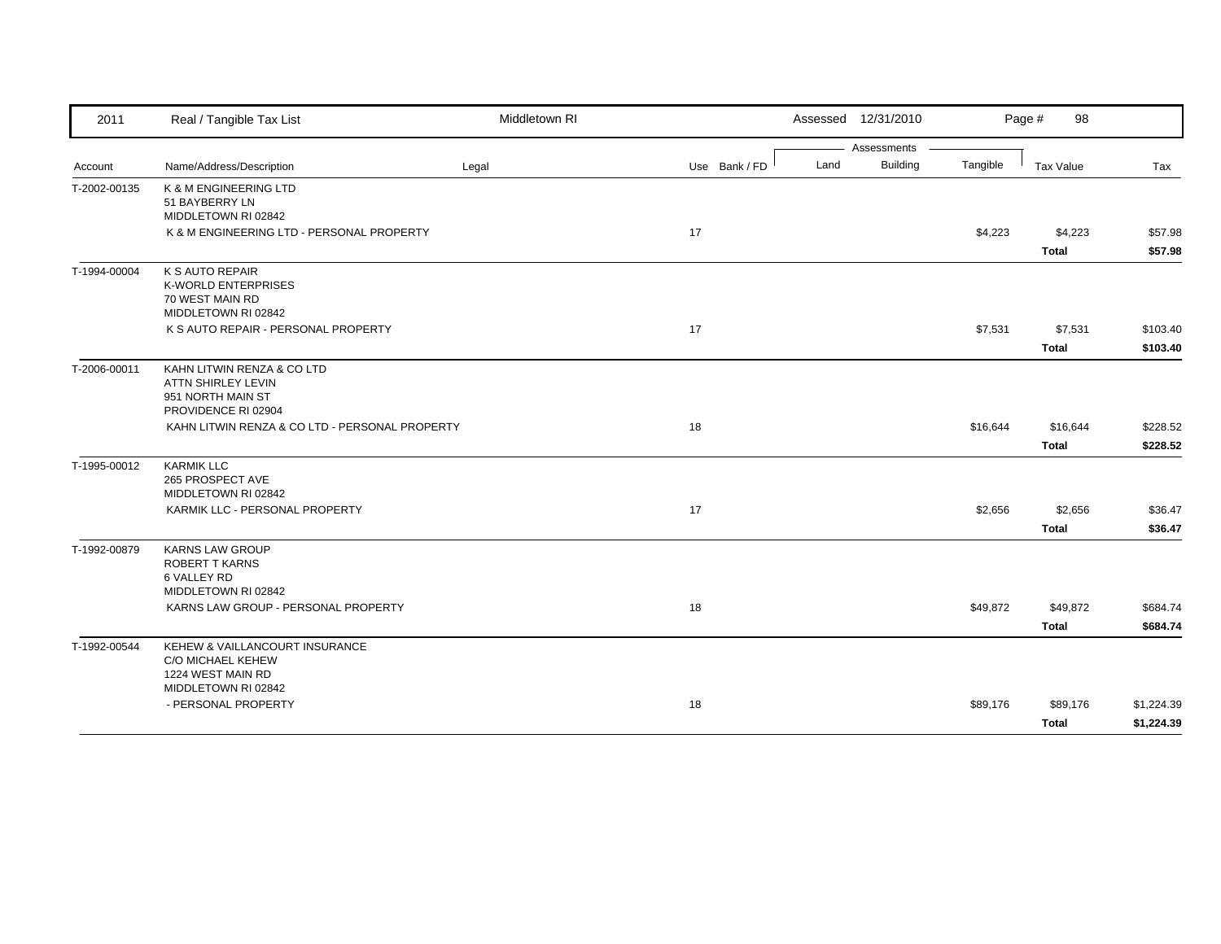| 2011 | Real / Tangible Tax List | Middletown RI | | Assessed 12/31/2010 | | | Page # 98 | |
|---|---|---|---|---|---|---|---|---|
| | | | | Assessments | | | | |
| Account | Name/Address/Description | Legal | Use Bank / FD | Land | Building | Tangible | Tax Value | Tax |
| T-2002-00135 | K & M ENGINEERING LTD<br>51 BAYBERRY LN<br>MIDDLETOWN RI 02842 | | | | | | | |
| | K & M ENGINEERING LTD - PERSONAL PROPERTY | | 17 | | | $4,223 | $4,223 | $57.98 |
| | | | | | | | **Total** | **$57.98** |
| T-1994-00004 | K S AUTO REPAIR<br>K-WORLD ENTERPRISES<br>70 WEST MAIN RD<br>MIDDLETOWN RI 02842 | | | | | | | |
| | K S AUTO REPAIR - PERSONAL PROPERTY | | 17 | | | $7,531 | $7,531 | $103.40 |
| | | | | | | | **Total** | **$103.40** |
| T-2006-00011 | KAHN LITWIN RENZA & CO LTD<br>ATTN SHIRLEY LEVIN<br>951 NORTH MAIN ST<br>PROVIDENCE RI 02904 | | | | | | | |
| | KAHN LITWIN RENZA & CO LTD - PERSONAL PROPERTY | | 18 | | | $16,644 | $16,644 | $228.52 |
| | | | | | | | **Total** | **$228.52** |
| T-1995-00012 | KARMIK LLC<br>265 PROSPECT AVE<br>MIDDLETOWN RI 02842 | | | | | | | |
| | KARMIK LLC - PERSONAL PROPERTY | | 17 | | | $2,656 | $2,656 | $36.47 |
| | | | | | | | **Total** | **$36.47** |
| T-1992-00879 | KARNS LAW GROUP<br>ROBERT T KARNS<br>6 VALLEY RD<br>MIDDLETOWN RI 02842 | | | | | | | |
| | KARNS LAW GROUP - PERSONAL PROPERTY | | 18 | | | $49,872 | $49,872 | $684.74 |
| | | | | | | | **Total** | **$684.74** |
| T-1992-00544 | KEHEW & VAILLANCOURT INSURANCE<br>C/O MICHAEL KEHEW<br>1224 WEST MAIN RD<br>MIDDLETOWN RI 02842 | | | | | | | |
| | - PERSONAL PROPERTY | | 18 | | | $89,176 | $89,176 | $1,224.39 |
| | | | | | | | **Total** | **$1,224.39** |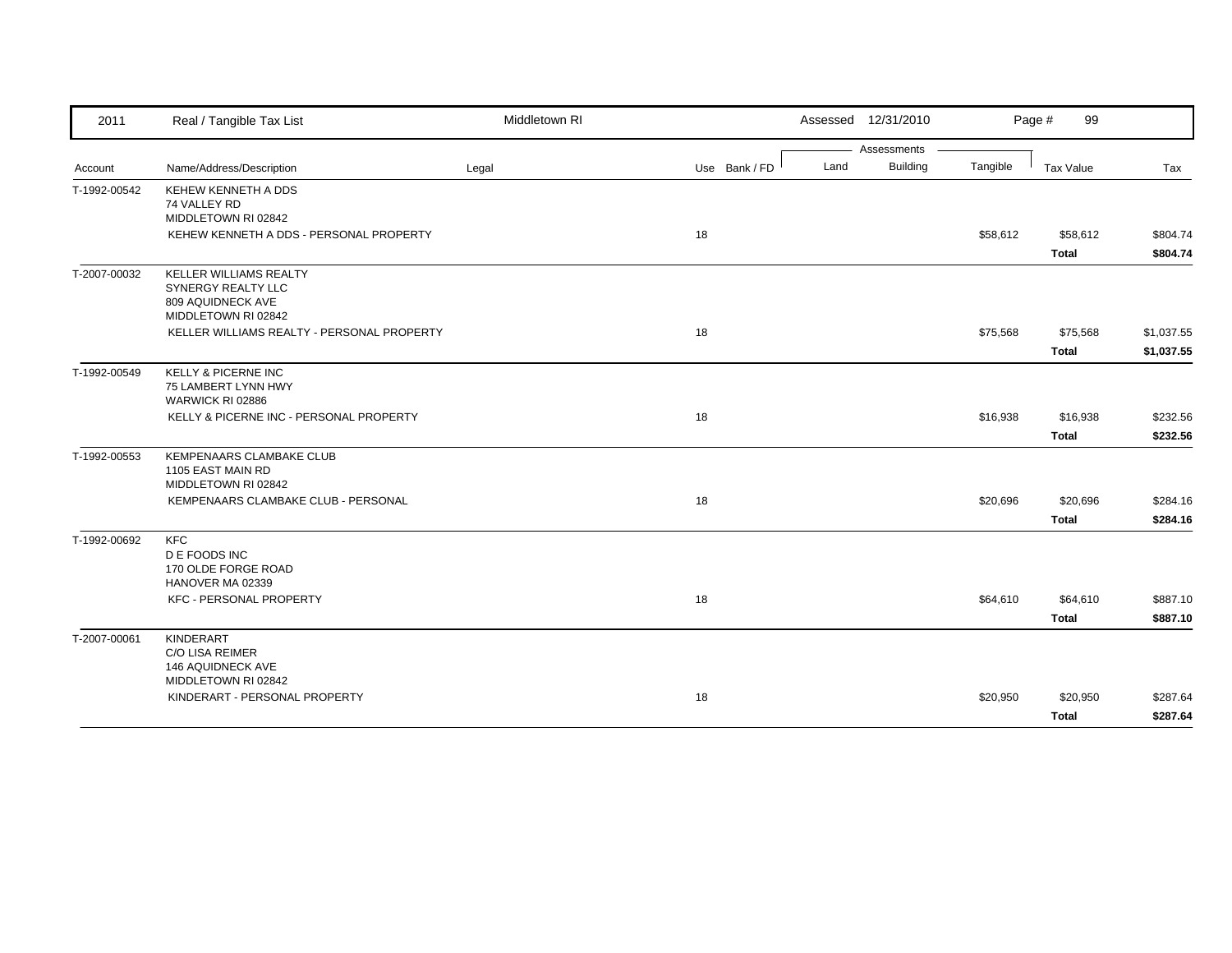| 2011 | Real / Tangible Tax List | Middletown RI | | | Assessed 12/31/2010 | | | Page # 99 | |
|---|---|---|---|---|---|---|---|---|---|
| | | | | | Assessments | | | | |
| Account | Name/Address/Description | Legal | Use | Bank / FD | Land | Building | Tangible | Tax Value | Tax |
| T-1992-00542 | KEHEW KENNETH A DDS<br>74 VALLEY RD<br>MIDDLETOWN RI 02842 | | | | | | | | |
| | KEHEW KENNETH A DDS - PERSONAL PROPERTY | | 18 | | | | $58,612 | $58,612 | $804.74 |
| | | | | | | | | **Total** | **$804.74** |
| T-2007-00032 | KELLER WILLIAMS REALTY<br>SYNERGY REALTY LLC<br>809 AQUIDNECK AVE<br>MIDDLETOWN RI 02842 | | | | | | | | |
| | KELLER WILLIAMS REALTY - PERSONAL PROPERTY | | 18 | | | | $75,568 | $75,568 | $1,037.55 |
| | | | | | | | | **Total** | **$1,037.55** |
| T-1992-00549 | KELLY & PICERNE INC<br>75 LAMBERT LYNN HWY<br>WARWICK RI 02886 | | | | | | | | |
| | KELLY & PICERNE INC - PERSONAL PROPERTY | | 18 | | | | $16,938 | $16,938 | $232.56 |
| | | | | | | | | **Total** | **$232.56** |
| T-1992-00553 | KEMPENAARS CLAMBAKE CLUB<br>1105 EAST MAIN RD<br>MIDDLETOWN RI 02842 | | | | | | | | |
| | KEMPENAARS CLAMBAKE CLUB - PERSONAL | | 18 | | | | $20,696 | $20,696 | $284.16 |
| | | | | | | | | **Total** | **$284.16** |
| T-1992-00692 | KFC<br>D E FOODS INC<br>170 OLDE FORGE ROAD<br>HANOVER MA 02339 | | | | | | | | |
| | KFC - PERSONAL PROPERTY | | 18 | | | | $64,610 | $64,610 | $887.10 |
| | | | | | | | | **Total** | **$887.10** |
| T-2007-00061 | KINDERART<br>C/O LISA REIMER<br>146 AQUIDNECK AVE<br>MIDDLETOWN RI 02842 | | | | | | | | |
| | KINDERART - PERSONAL PROPERTY | | 18 | | | | $20,950 | $20,950 | $287.64 |
| | | | | | | | | **Total** | **$287.64** |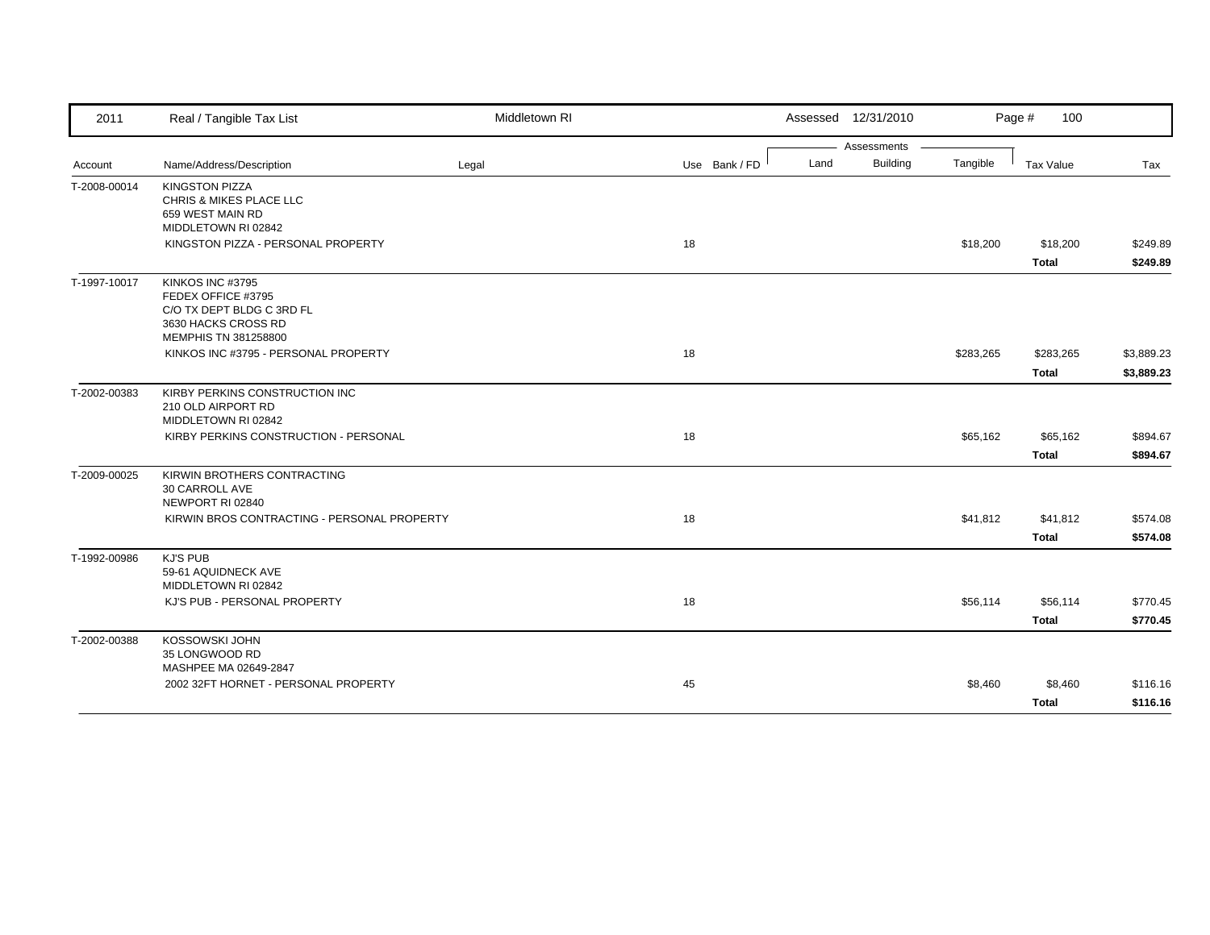| 2011 | Real / Tangible Tax List | Middletown RI | | | Assessed 12/31/2010 | | | Page # 100 | |
|---|---|---|---|---|---|---|---|---|---|
| | | | | | Assessments | | | | |
| Account | Name/Address/Description | Legal | Use | Bank / FD | Land | Building | Tangible | Tax Value | Tax |
| T-2008-00014 | KINGSTON PIZZA<br>CHRIS & MIKES PLACE LLC<br>659 WEST MAIN RD<br>MIDDLETOWN RI 02842 | | | | | | | | |
| | KINGSTON PIZZA - PERSONAL PROPERTY | | 18 | | | | $18,200 | $18,200 | $249.89 |
| | | | | | | | | **Total** | **$249.89** |
| T-1997-10017 | KINKOS INC #3795<br>FEDEX OFFICE #3795<br>C/O TX DEPT BLDG C 3RD FL<br>3630 HACKS CROSS RD<br>MEMPHIS TN 381258800 | | | | | | | | |
| | KINKOS INC #3795 - PERSONAL PROPERTY | | 18 | | | | $283,265 | $283,265 | $3,889.23 |
| | | | | | | | | **Total** | **$3,889.23** |
| T-2002-00383 | KIRBY PERKINS CONSTRUCTION INC<br>210 OLD AIRPORT RD<br>MIDDLETOWN RI 02842 | | | | | | | | |
| | KIRBY PERKINS CONSTRUCTION - PERSONAL | | 18 | | | | $65,162 | $65,162 | $894.67 |
| | | | | | | | | **Total** | **$894.67** |
| T-2009-00025 | KIRWIN BROTHERS CONTRACTING<br>30 CARROLL AVE<br>NEWPORT RI 02840 | | | | | | | | |
| | KIRWIN BROS CONTRACTING - PERSONAL PROPERTY | | 18 | | | | $41,812 | $41,812 | $574.08 |
| | | | | | | | | **Total** | **$574.08** |
| T-1992-00986 | KJ'S PUB<br>59-61 AQUIDNECK AVE<br>MIDDLETOWN RI 02842 | | | | | | | | |
| | KJ'S PUB - PERSONAL PROPERTY | | 18 | | | | $56,114 | $56,114 | $770.45 |
| | | | | | | | | **Total** | **$770.45** |
| T-2002-00388 | KOSSOWSKI JOHN<br>35 LONGWOOD RD<br>MASHPEE MA 02649-2847 | | | | | | | | |
| | 2002 32FT HORNET - PERSONAL PROPERTY | | 45 | | | | $8,460 | $8,460 | $116.16 |
| | | | | | | | | **Total** | **$116.16** |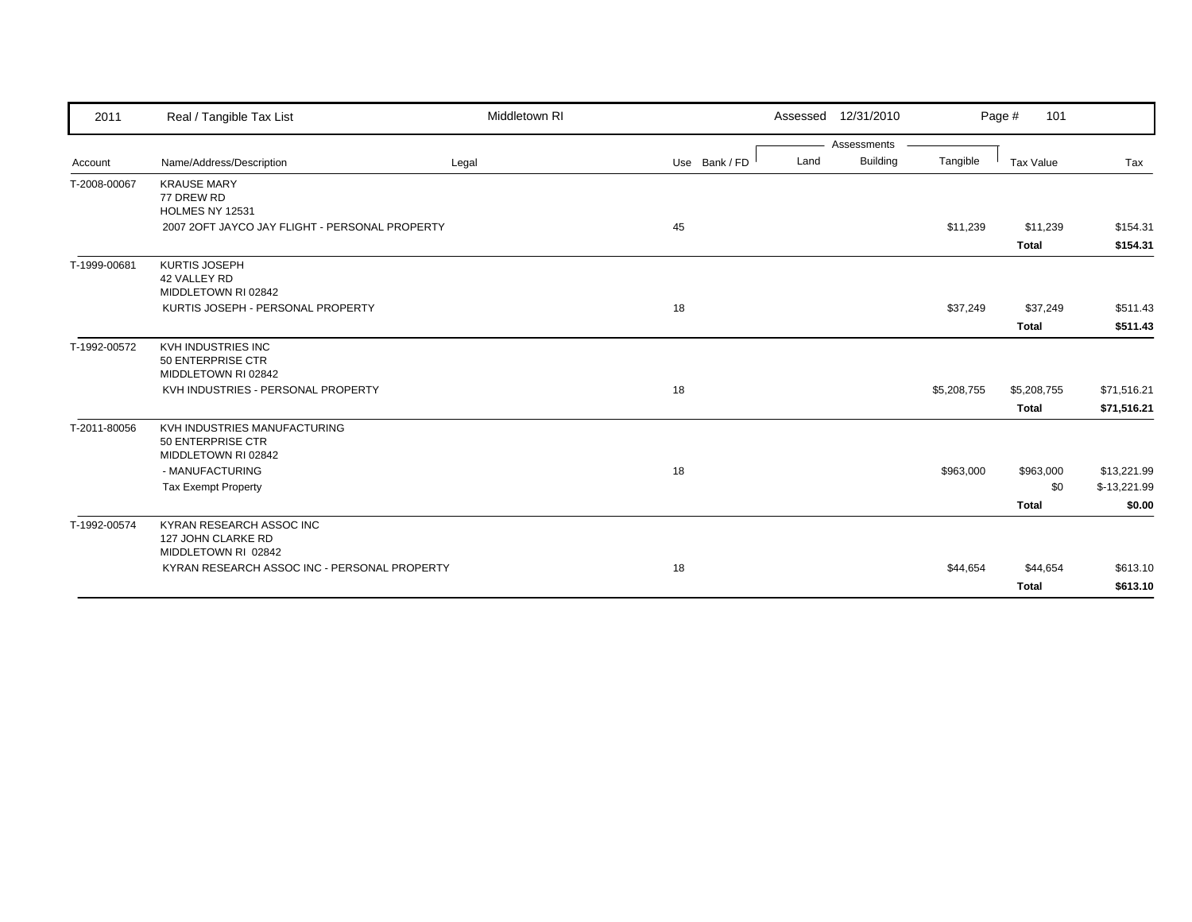| 2011 | Real / Tangible Tax List | Middletown RI | | | Assessed 12/31/2010 | | | Page # 101 | |
|---|---|---|---|---|---|---|---|---|---|
| | | | | | Assessments | | | | |
| Account | Name/Address/Description | Legal | Use | Bank / FD | Land | Building | Tangible | Tax Value | Tax |
| T-2008-00067 | KRAUSE MARY<br>77 DREW RD<br>HOLMES NY 12531 | | | | | | | | |
| | 2007 2OFT JAYCO JAY FLIGHT - PERSONAL PROPERTY | | 45 | | | | $11,239 | $11,239 | $154.31 |
| | | | | | | | | **Total** | **$154.31** |
| T-1999-00681 | KURTIS JOSEPH<br>42 VALLEY RD<br>MIDDLETOWN RI 02842 | | | | | | | | |
| | KURTIS JOSEPH - PERSONAL PROPERTY | | 18 | | | | $37,249 | $37,249 | $511.43 |
| | | | | | | | | **Total** | **$511.43** |
| T-1992-00572 | KVH INDUSTRIES INC<br>50 ENTERPRISE CTR<br>MIDDLETOWN RI 02842 | | | | | | | | |
| | KVH INDUSTRIES - PERSONAL PROPERTY | | 18 | | | | $5,208,755 | $5,208,755 | $71,516.21 |
| | | | | | | | | **Total** | **$71,516.21** |
| T-2011-80056 | KVH INDUSTRIES MANUFACTURING<br>50 ENTERPRISE CTR<br>MIDDLETOWN RI 02842 | | | | | | | | |
| | - MANUFACTURING | | 18 | | | | $963,000 | $963,000 | $13,221.99 |
| | Tax Exempt Property | | | | | | | $0 | $-13,221.99 |
| | | | | | | | | **Total** | **$0.00** |
| T-1992-00574 | KYRAN RESEARCH ASSOC INC<br>127 JOHN CLARKE RD<br>MIDDLETOWN RI 02842 | | | | | | | | |
| | KYRAN RESEARCH ASSOC INC - PERSONAL PROPERTY | | 18 | | | | $44,654 | $44,654 | $613.10 |
| | | | | | | | | **Total** | **$613.10** |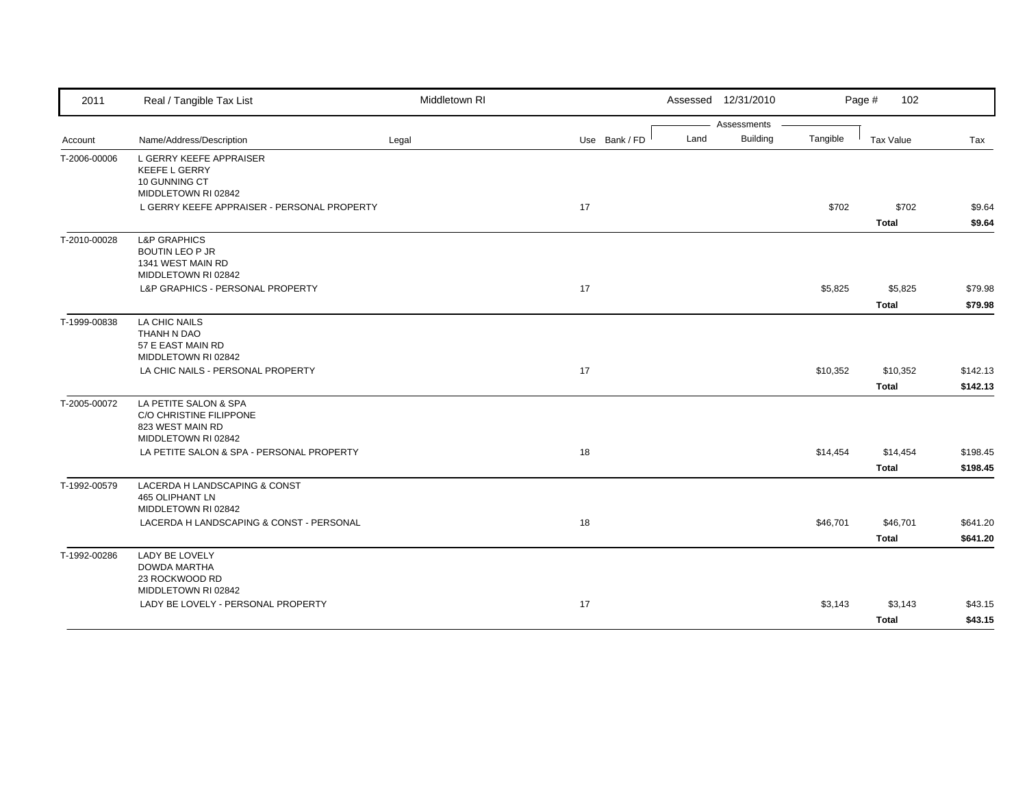| 2011 | Real / Tangible Tax List | Middletown RI | | | Assessed 12/31/2010 | | | Page # 102 | |
|---|---|---|---|---|---|---|---|---|---|
| | | | | | Assessments | | | | |
| Account | Name/Address/Description | Legal | Use | Bank / FD | Land | Building | Tangible | Tax Value | Tax |
| T-2006-00006 | L GERRY KEEFE APPRAISER<br>KEEFE L GERRY<br>10 GUNNING CT<br>MIDDLETOWN RI 02842 | | | | | | | | |
| | L GERRY KEEFE APPRAISER - PERSONAL PROPERTY | | 17 | | | | $702 | $702 | $9.64 |
| | | | | | | | | **Total** | **$9.64** |
| T-2010-00028 | L&P GRAPHICS<br>BOUTIN LEO P JR<br>1341 WEST MAIN RD<br>MIDDLETOWN RI 02842 | | | | | | | | |
| | L&P GRAPHICS - PERSONAL PROPERTY | | 17 | | | | $5,825 | $5,825 | $79.98 |
| | | | | | | | | **Total** | **$79.98** |
| T-1999-00838 | LA CHIC NAILS<br>THANH N DAO<br>57 E EAST MAIN RD<br>MIDDLETOWN RI 02842 | | | | | | | | |
| | LA CHIC NAILS - PERSONAL PROPERTY | | 17 | | | | $10,352 | $10,352 | $142.13 |
| | | | | | | | | **Total** | **$142.13** |
| T-2005-00072 | LA PETITE SALON & SPA<br>C/O CHRISTINE FILIPPONE<br>823 WEST MAIN RD<br>MIDDLETOWN RI 02842 | | | | | | | | |
| | LA PETITE SALON & SPA - PERSONAL PROPERTY | | 18 | | | | $14,454 | $14,454 | $198.45 |
| | | | | | | | | **Total** | **$198.45** |
| T-1992-00579 | LACERDA H LANDSCAPING & CONST<br>465 OLIPHANT LN<br>MIDDLETOWN RI 02842 | | | | | | | | |
| | LACERDA H LANDSCAPING & CONST - PERSONAL | | 18 | | | | $46,701 | $46,701 | $641.20 |
| | | | | | | | | **Total** | **$641.20** |
| T-1992-00286 | LADY BE LOVELY<br>DOWDA MARTHA<br>23 ROCKWOOD RD<br>MIDDLETOWN RI 02842 | | | | | | | | |
| | LADY BE LOVELY - PERSONAL PROPERTY | | 17 | | | | $3,143 | $3,143 | $43.15 |
| | | | | | | | | **Total** | **$43.15** |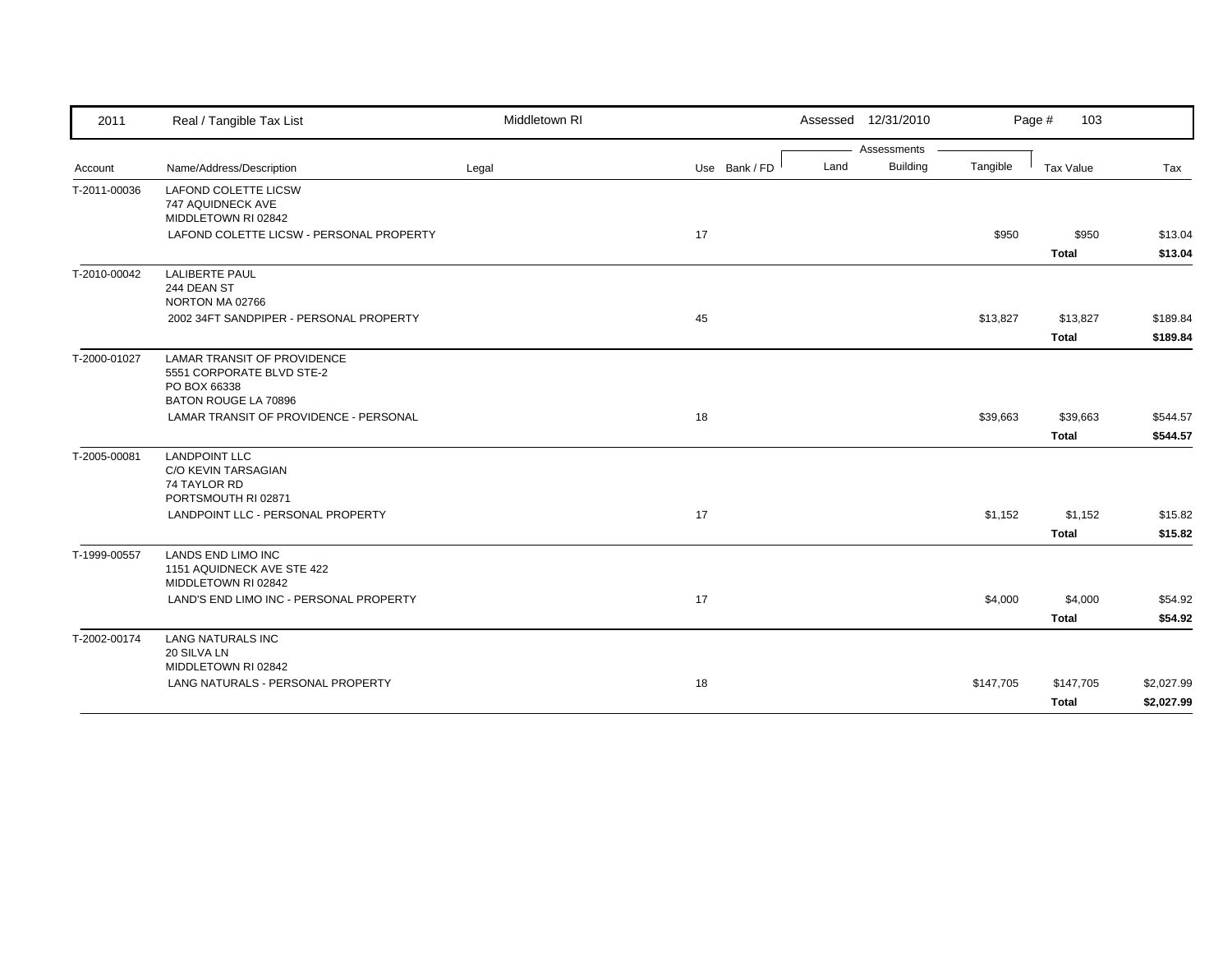| 2011 | Real / Tangible Tax List | Middletown RI | | | Assessed 12/31/2010 | | Page # 103 | |
|---|---|---|---|---|---|---|---|---|

| Account | Name/Address/Description | Legal | Use Bank / FD | Assessments Land | Building | Tangible | Tax Value | Tax |
|---|---|---|---|---|---|---|---|---|
| T-2011-00036 | LAFOND COLETTE LICSW<br>747 AQUIDNECK AVE<br>MIDDLETOWN RI 02842 | | | | | | | |
| | LAFOND COLETTE LICSW - PERSONAL PROPERTY | | 17 | | | $950 | $950 | $13.04 |
| | | | | | | | **Total** | **$13.04** |
| T-2010-00042 | LALIBERTE PAUL<br>244 DEAN ST<br>NORTON MA 02766 | | | | | | | |
| | 2002 34FT SANDPIPER - PERSONAL PROPERTY | | 45 | | | $13,827 | $13,827 | $189.84 |
| | | | | | | | **Total** | **$189.84** |
| T-2000-01027 | LAMAR TRANSIT OF PROVIDENCE<br>5551 CORPORATE BLVD STE-2<br>PO BOX 66338<br>BATON ROUGE LA 70896 | | | | | | | |
| | LAMAR TRANSIT OF PROVIDENCE - PERSONAL | | 18 | | | $39,663 | $39,663 | $544.57 |
| | | | | | | | **Total** | **$544.57** |
| T-2005-00081 | LANDPOINT LLC<br>C/O KEVIN TARSAGIAN<br>74 TAYLOR RD<br>PORTSMOUTH RI 02871 | | | | | | | |
| | LANDPOINT LLC - PERSONAL PROPERTY | | 17 | | | $1,152 | $1,152 | $15.82 |
| | | | | | | | **Total** | **$15.82** |
| T-1999-00557 | LANDS END LIMO INC<br>1151 AQUIDNECK AVE STE 422<br>MIDDLETOWN RI 02842 | | | | | | | |
| | LAND'S END LIMO INC - PERSONAL PROPERTY | | 17 | | | $4,000 | $4,000 | $54.92 |
| | | | | | | | **Total** | **$54.92** |
| T-2002-00174 | LANG NATURALS INC<br>20 SILVA LN<br>MIDDLETOWN RI 02842 | | | | | | | |
| | LANG NATURALS - PERSONAL PROPERTY | | 18 | | | $147,705 | $147,705 | $2,027.99 |
| | | | | | | | **Total** | **$2,027.99** |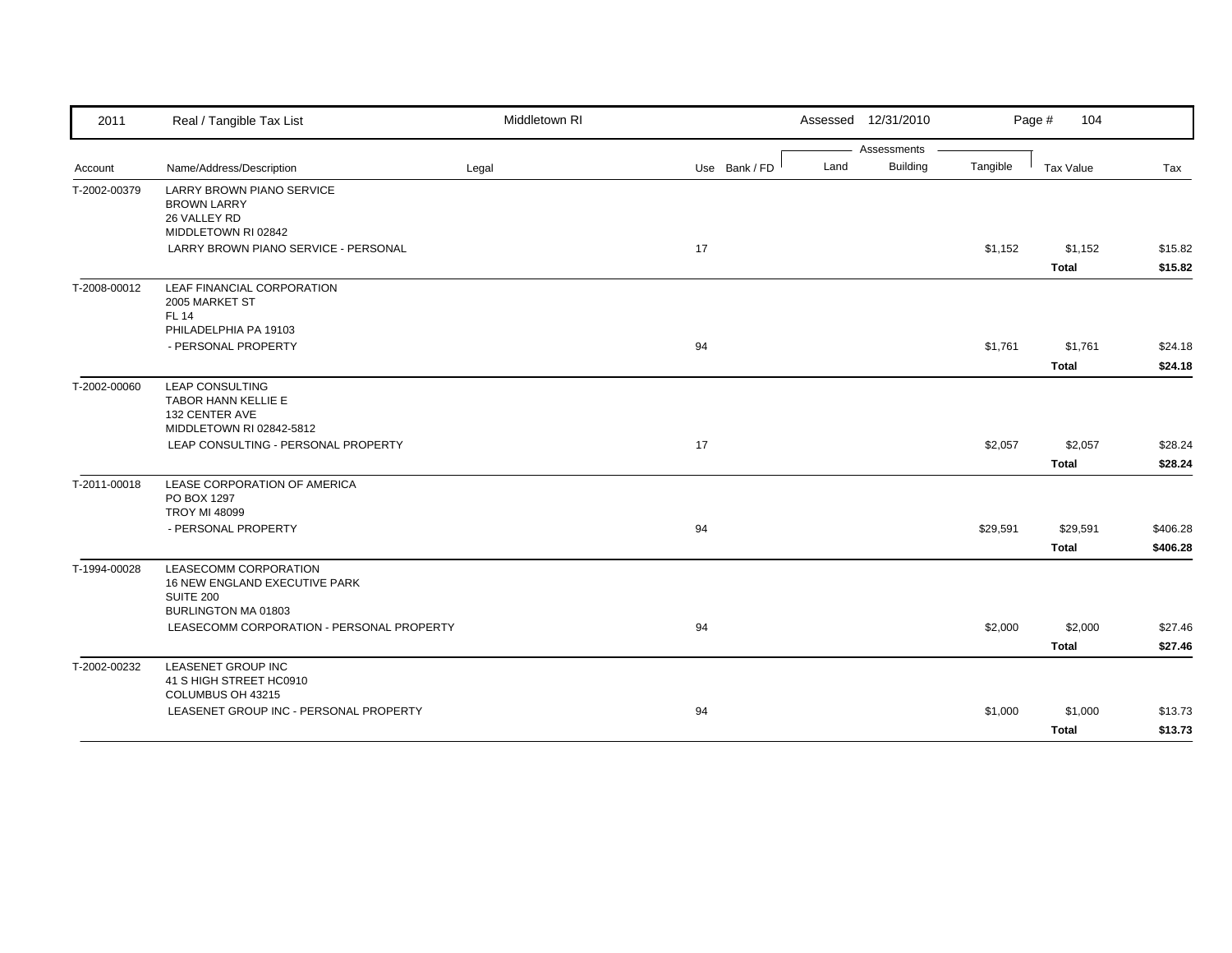| 2011 | Real / Tangible Tax List | Middletown RI | | | Assessed 12/31/2010 | | | Page # 104 | |
|---|---|---|---|---|---|---|---|---|---|
| | | | | | Assessments | | | | |
| Account | Name/Address/Description | Legal | Use | Bank / FD | Land | Building | Tangible | Tax Value | Tax |
| T-2002-00379 | LARRY BROWN PIANO SERVICE<br>BROWN LARRY<br>26 VALLEY RD<br>MIDDLETOWN RI 02842 | | | | | | | | |
| | LARRY BROWN PIANO SERVICE - PERSONAL | | 17 | | | | $1,152 | $1,152 | $15.82 |
| | | | | | | | | **Total** | **$15.82** |
| T-2008-00012 | LEAF FINANCIAL CORPORATION<br>2005 MARKET ST<br>FL 14<br>PHILADELPHIA PA 19103 | | | | | | | | |
| | - PERSONAL PROPERTY | | 94 | | | | $1,761 | $1,761 | $24.18 |
| | | | | | | | | **Total** | **$24.18** |
| T-2002-00060 | LEAP CONSULTING<br>TABOR HANN KELLIE E<br>132 CENTER AVE<br>MIDDLETOWN RI 02842-5812 | | | | | | | | |
| | LEAP CONSULTING - PERSONAL PROPERTY | | 17 | | | | $2,057 | $2,057 | $28.24 |
| | | | | | | | | **Total** | **$28.24** |
| T-2011-00018 | LEASE CORPORATION OF AMERICA<br>PO BOX 1297<br>TROY MI 48099 | | | | | | | | |
| | - PERSONAL PROPERTY | | 94 | | | | $29,591 | $29,591 | $406.28 |
| | | | | | | | | **Total** | **$406.28** |
| T-1994-00028 | LEASECOMM CORPORATION<br>16 NEW ENGLAND EXECUTIVE PARK<br>SUITE 200<br>BURLINGTON MA 01803 | | | | | | | | |
| | LEASECOMM CORPORATION - PERSONAL PROPERTY | | 94 | | | | $2,000 | $2,000 | $27.46 |
| | | | | | | | | **Total** | **$27.46** |
| T-2002-00232 | LEASENET GROUP INC<br>41 S HIGH STREET HC0910<br>COLUMBUS OH 43215 | | | | | | | | |
| | LEASENET GROUP INC - PERSONAL PROPERTY | | 94 | | | | $1,000 | $1,000 | $13.73 |
| | | | | | | | | **Total** | **$13.73** |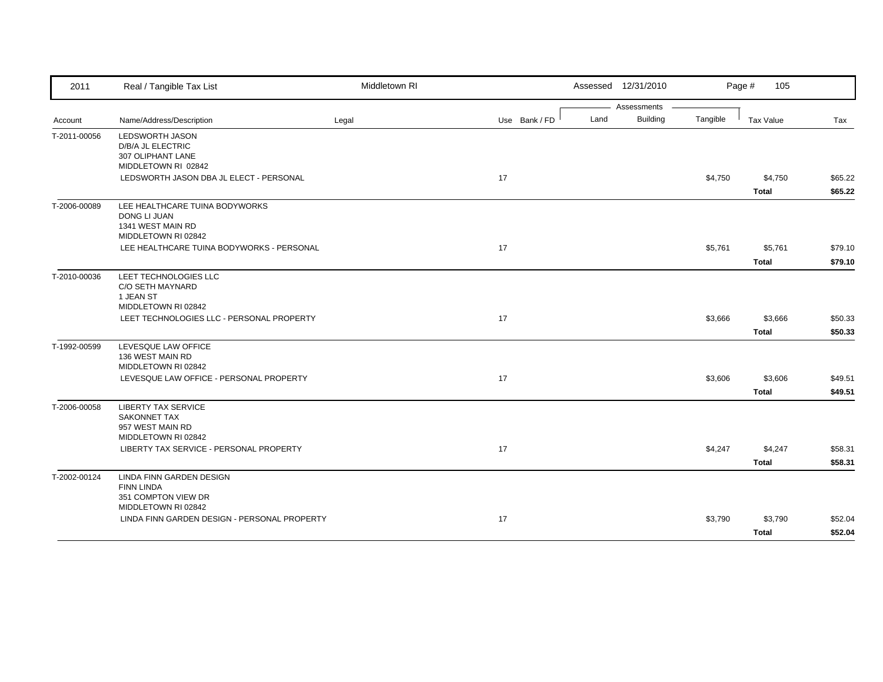| Account | Name/Address/Description | Legal | Use | Bank / FD | Land | Building | Tangible | Tax Value | Tax |
|---|---|---|---|---|---|---|---|---|---|
| T-2011-00056 | LEDSWORTH JASON<br>D/B/A JL ELECTRIC<br>307 OLIPHANT LANE<br>MIDDLETOWN RI 02842 | | | | | | | | |
| | LEDSWORTH JASON DBA JL ELECT - PERSONAL | | 17 | | | | $4,750 | $4,750 | $65.22 |
| | | | | | | | | **Total** | **$65.22** |
| T-2006-00089 | LEE HEALTHCARE TUINA BODYWORKS<br>DONG LI JUAN<br>1341 WEST MAIN RD<br>MIDDLETOWN RI 02842 | | | | | | | | |
| | LEE HEALTHCARE TUINA BODYWORKS - PERSONAL | | 17 | | | | $5,761 | $5,761 | $79.10 |
| | | | | | | | | **Total** | **$79.10** |
| T-2010-00036 | LEET TECHNOLOGIES LLC<br>C/O SETH MAYNARD<br>1 JEAN ST<br>MIDDLETOWN RI 02842 | | | | | | | | |
| | LEET TECHNOLOGIES LLC - PERSONAL PROPERTY | | 17 | | | | $3,666 | $3,666 | $50.33 |
| | | | | | | | | **Total** | **$50.33** |
| T-1992-00599 | LEVESQUE LAW OFFICE<br>136 WEST MAIN RD<br>MIDDLETOWN RI 02842 | | | | | | | | |
| | LEVESQUE LAW OFFICE - PERSONAL PROPERTY | | 17 | | | | $3,606 | $3,606 | $49.51 |
| | | | | | | | | **Total** | **$49.51** |
| T-2006-00058 | LIBERTY TAX SERVICE<br>SAKONNET TAX<br>957 WEST MAIN RD<br>MIDDLETOWN RI 02842 | | | | | | | | |
| | LIBERTY TAX SERVICE - PERSONAL PROPERTY | | 17 | | | | $4,247 | $4,247 | $58.31 |
| | | | | | | | | **Total** | **$58.31** |
| T-2002-00124 | LINDA FINN GARDEN DESIGN<br>FINN LINDA<br>351 COMPTON VIEW DR<br>MIDDLETOWN RI 02842 | | | | | | | | |
| | LINDA FINN GARDEN DESIGN - PERSONAL PROPERTY | | 17 | | | | $3,790 | $3,790 | $52.04 |
| | | | | | | | | **Total** | **$52.04** |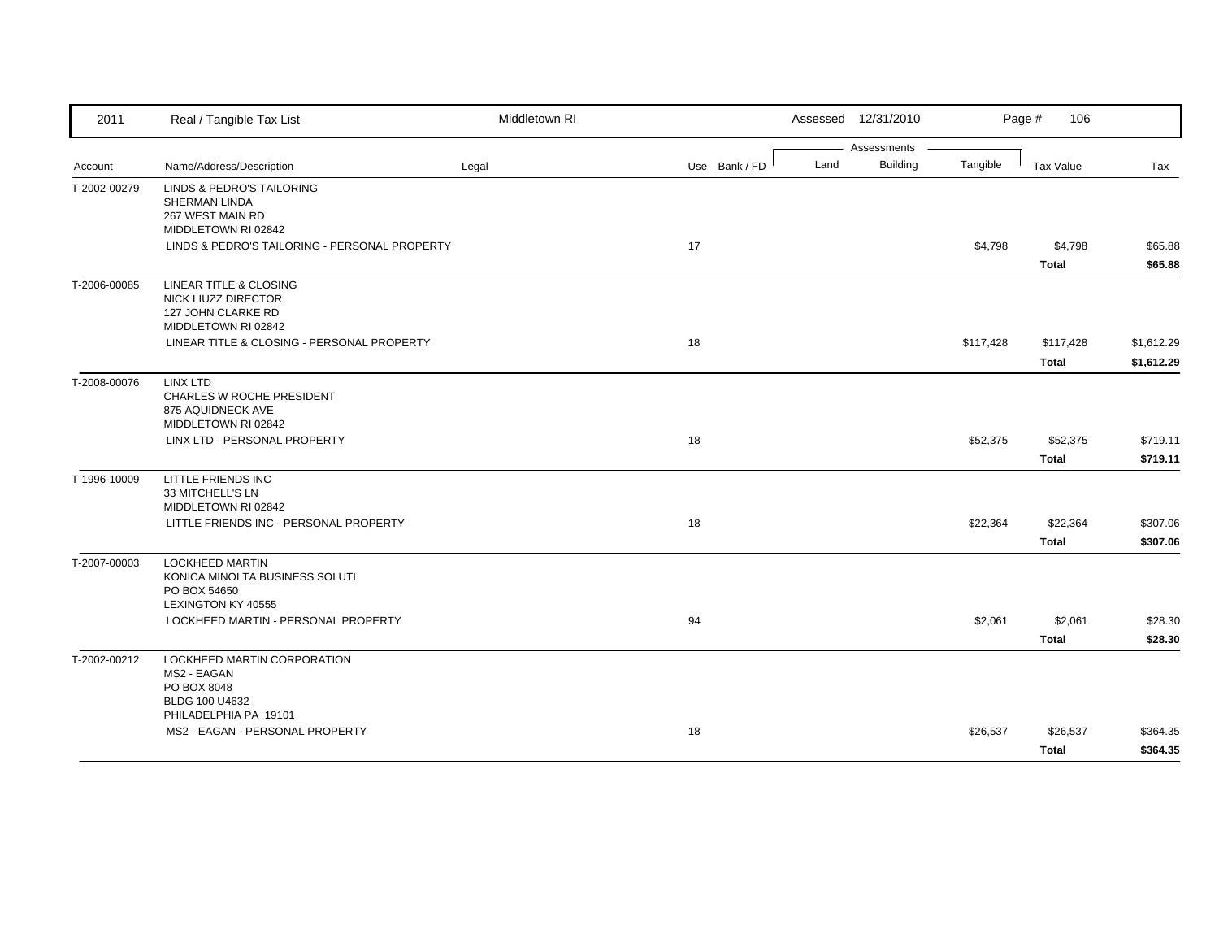| 2011 | Real / Tangible Tax List | Middletown RI | | | Assessed 12/31/2010 | | | Page # 106 | |
|---|---|---|---|---|---|---|---|---|---|
| | | | | | Assessments | | | | |
| Account | Name/Address/Description | Legal | Use | Bank / FD | Land | Building | Tangible | Tax Value | Tax |
| T-2002-00279 | LINDS & PEDRO'S TAILORING<br>SHERMAN LINDA<br>267 WEST MAIN RD<br>MIDDLETOWN RI 02842 | | | | | | | | |
| | LINDS & PEDRO'S TAILORING - PERSONAL PROPERTY | | 17 | | | | $4,798 | $4,798 | $65.88 |
| | | | | | | | | **Total** | **$65.88** |
| T-2006-00085 | LINEAR TITLE & CLOSING<br>NICK LIUZZ DIRECTOR<br>127 JOHN CLARKE RD<br>MIDDLETOWN RI 02842 | | | | | | | | |
| | LINEAR TITLE & CLOSING - PERSONAL PROPERTY | | 18 | | | | $117,428 | $117,428 | $1,612.29 |
| | | | | | | | | **Total** | **$1,612.29** |
| T-2008-00076 | LINX LTD<br>CHARLES W ROCHE PRESIDENT<br>875 AQUIDNECK AVE<br>MIDDLETOWN RI 02842 | | | | | | | | |
| | LINX LTD - PERSONAL PROPERTY | | 18 | | | | $52,375 | $52,375 | $719.11 |
| | | | | | | | | **Total** | **$719.11** |
| T-1996-10009 | LITTLE FRIENDS INC<br>33 MITCHELL'S LN<br>MIDDLETOWN RI 02842 | | | | | | | | |
| | LITTLE FRIENDS INC - PERSONAL PROPERTY | | 18 | | | | $22,364 | $22,364 | $307.06 |
| | | | | | | | | **Total** | **$307.06** |
| T-2007-00003 | LOCKHEED MARTIN<br>KONICA MINOLTA BUSINESS SOLUTI<br>PO BOX 54650<br>LEXINGTON KY 40555 | | | | | | | | |
| | LOCKHEED MARTIN - PERSONAL PROPERTY | | 94 | | | | $2,061 | $2,061 | $28.30 |
| | | | | | | | | **Total** | **$28.30** |
| T-2002-00212 | LOCKHEED MARTIN CORPORATION<br>MS2 - EAGAN<br>PO BOX 8048<br>BLDG 100 U4632<br>PHILADELPHIA PA 19101 | | | | | | | | |
| | MS2 - EAGAN - PERSONAL PROPERTY | | 18 | | | | $26,537 | $26,537 | $364.35 |
| | | | | | | | | **Total** | **$364.35** |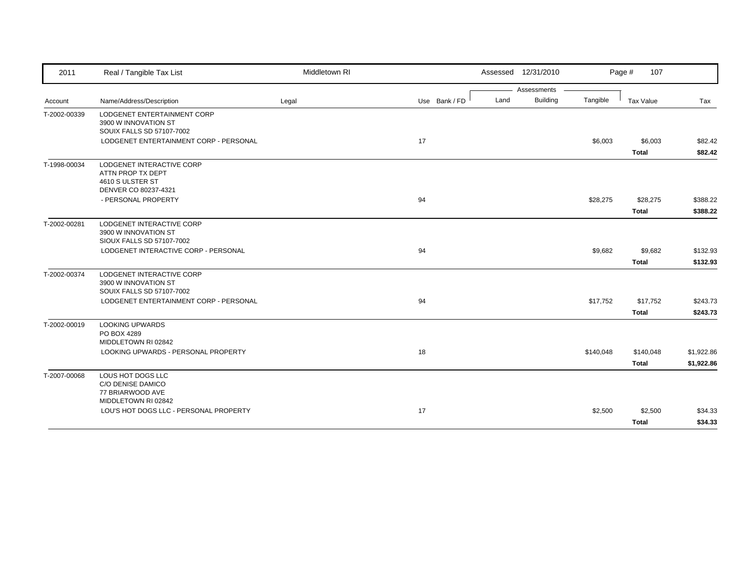| 2011 | Real / Tangible Tax List | Middletown RI | | | Assessed 12/31/2010 | | | Page # 107 | |
|---|---|---|---|---|---|---|---|---|---|
| | | | | | Assessments | | | | |
| Account | Name/Address/Description | Legal | Use | Bank / FD | Land | Building | Tangible | Tax Value | Tax |
| T-2002-00339 | LODGENET ENTERTAINMENT CORP<br>3900 W INNOVATION ST<br>SOUIX FALLS SD 57107-7002 | | | | | | | | |
| | LODGENET ENTERTAINMENT CORP - PERSONAL | | 17 | | | | $6,003 | $6,003 | $82.42 |
| | | | | | | | | **Total** | **$82.42** |
| T-1998-00034 | LODGENET INTERACTIVE CORP<br>ATTN PROP TX DEPT<br>4610 S ULSTER ST<br>DENVER CO 80237-4321 | | | | | | | | |
| | - PERSONAL PROPERTY | | 94 | | | | $28,275 | $28,275 | $388.22 |
| | | | | | | | | **Total** | **$388.22** |
| T-2002-00281 | LODGENET INTERACTIVE CORP<br>3900 W INNOVATION ST<br>SIOUX FALLS SD 57107-7002 | | | | | | | | |
| | LODGENET INTERACTIVE CORP - PERSONAL | | 94 | | | | $9,682 | $9,682 | $132.93 |
| | | | | | | | | **Total** | **$132.93** |
| T-2002-00374 | LODGENET INTERACTIVE CORP<br>3900 W INNOVATION ST<br>SOUIX FALLS SD 57107-7002 | | | | | | | | |
| | LODGENET ENTERTAINMENT CORP - PERSONAL | | 94 | | | | $17,752 | $17,752 | $243.73 |
| | | | | | | | | **Total** | **$243.73** |
| T-2002-00019 | LOOKING UPWARDS<br>PO BOX 4289<br>MIDDLETOWN RI 02842 | | | | | | | | |
| | LOOKING UPWARDS - PERSONAL PROPERTY | | 18 | | | | $140,048 | $140,048 | $1,922.86 |
| | | | | | | | | **Total** | **$1,922.86** |
| T-2007-00068 | LOUS HOT DOGS LLC<br>C/O DENISE DAMICO<br>77 BRIARWOOD AVE<br>MIDDLETOWN RI 02842 | | | | | | | | |
| | LOU'S HOT DOGS LLC - PERSONAL PROPERTY | | 17 | | | | $2,500 | $2,500 | $34.33 |
| | | | | | | | | **Total** | **$34.33** |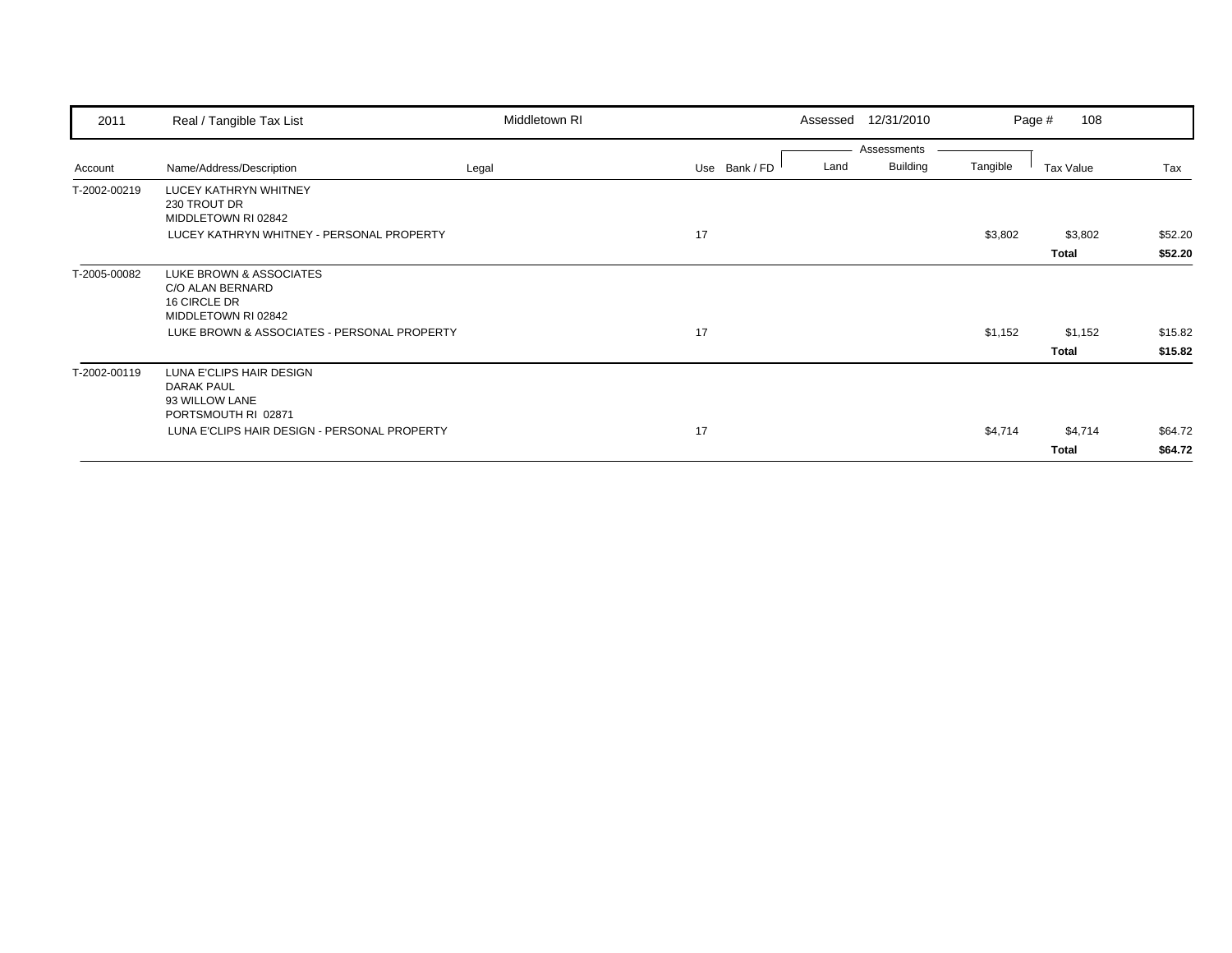| 2011 | Real / Tangible Tax List | Middletown RI | | | Assessed 12/31/2010 | | | Page # 108 | |
|---|---|---|---|---|---|---|---|---|---|
| | | | | | Assessments | | | | |
| Account | Name/Address/Description | Legal | Use | Bank / FD | Land | Building | Tangible | Tax Value | Tax |
| T-2002-00219 | LUCEY KATHRYN WHITNEY<br>230 TROUT DR<br>MIDDLETOWN RI 02842 | | | | | | | | |
| | LUCEY KATHRYN WHITNEY - PERSONAL PROPERTY | | 17 | | | | $3,802 | $3,802 | $52.20 |
| | | | | | | | | **Total** | **$52.20** |
| T-2005-00082 | LUKE BROWN & ASSOCIATES<br>C/O ALAN BERNARD<br>16 CIRCLE DR<br>MIDDLETOWN RI 02842 | | | | | | | | |
| | LUKE BROWN & ASSOCIATES - PERSONAL PROPERTY | | 17 | | | | $1,152 | $1,152 | $15.82 |
| | | | | | | | | **Total** | **$15.82** |
| T-2002-00119 | LUNA E'CLIPS HAIR DESIGN<br>DARAK PAUL<br>93 WILLOW LANE<br>PORTSMOUTH RI 02871 | | | | | | | | |
| | LUNA E'CLIPS HAIR DESIGN - PERSONAL PROPERTY | | 17 | | | | $4,714 | $4,714 | $64.72 |
| | | | | | | | | **Total** | **$64.72** |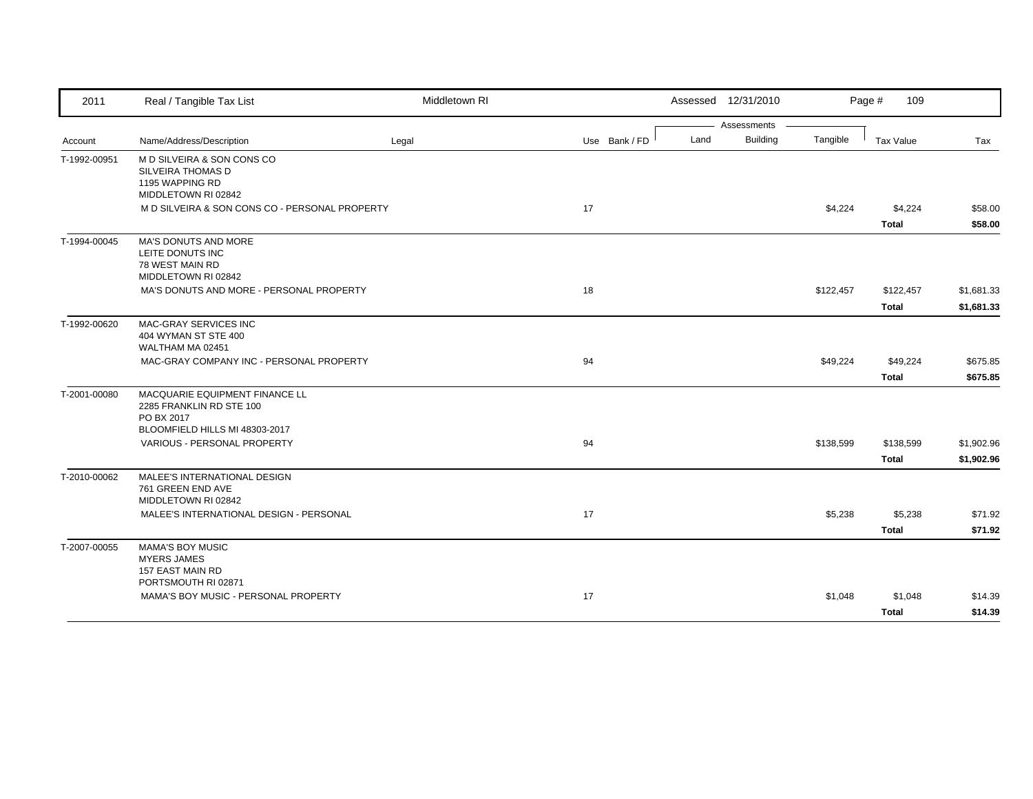| 2011 | Real / Tangible Tax List | Middletown RI | | Assessed 12/31/2010 | | | Page # 109 | |
|---|---|---|---|---|---|---|---|---|
| | | | | Assessments | | | | |
| Account | Name/Address/Description | Legal | Use Bank / FD | Land | Building | Tangible | Tax Value | Tax |
| T-1992-00951 | M D SILVEIRA & SON CONS CO<br>SILVEIRA THOMAS D<br>1195 WAPPING RD<br>MIDDLETOWN RI 02842 | | | | | | | |
| | M D SILVEIRA & SON CONS CO - PERSONAL PROPERTY | | 17 | | | $4,224 | $4,224 | $58.00 |
| | | | | | | | **Total** | **$58.00** |
| T-1994-00045 | MA'S DONUTS AND MORE<br>LEITE DONUTS INC<br>78 WEST MAIN RD<br>MIDDLETOWN RI 02842 | | | | | | | |
| | MA'S DONUTS AND MORE - PERSONAL PROPERTY | | 18 | | | $122,457 | $122,457 | $1,681.33 |
| | | | | | | | **Total** | **$1,681.33** |
| T-1992-00620 | MAC-GRAY SERVICES INC<br>404 WYMAN ST STE 400<br>WALTHAM MA 02451 | | | | | | | |
| | MAC-GRAY COMPANY INC - PERSONAL PROPERTY | | 94 | | | $49,224 | $49,224 | $675.85 |
| | | | | | | | **Total** | **$675.85** |
| T-2001-00080 | MACQUARIE EQUIPMENT FINANCE LL<br>2285 FRANKLIN RD STE 100<br>PO BX 2017<br>BLOOMFIELD HILLS MI 48303-2017 | | | | | | | |
| | VARIOUS - PERSONAL PROPERTY | | 94 | | | $138,599 | $138,599 | $1,902.96 |
| | | | | | | | **Total** | **$1,902.96** |
| T-2010-00062 | MALEE'S INTERNATIONAL DESIGN<br>761 GREEN END AVE<br>MIDDLETOWN RI 02842 | | | | | | | |
| | MALEE'S INTERNATIONAL DESIGN - PERSONAL | | 17 | | | $5,238 | $5,238 | $71.92 |
| | | | | | | | **Total** | **$71.92** |
| T-2007-00055 | MAMA'S BOY MUSIC<br>MYERS JAMES<br>157 EAST MAIN RD<br>PORTSMOUTH RI 02871 | | | | | | | |
| | MAMA'S BOY MUSIC - PERSONAL PROPERTY | | 17 | | | $1,048 | $1,048 | $14.39 |
| | | | | | | | **Total** | **$14.39** |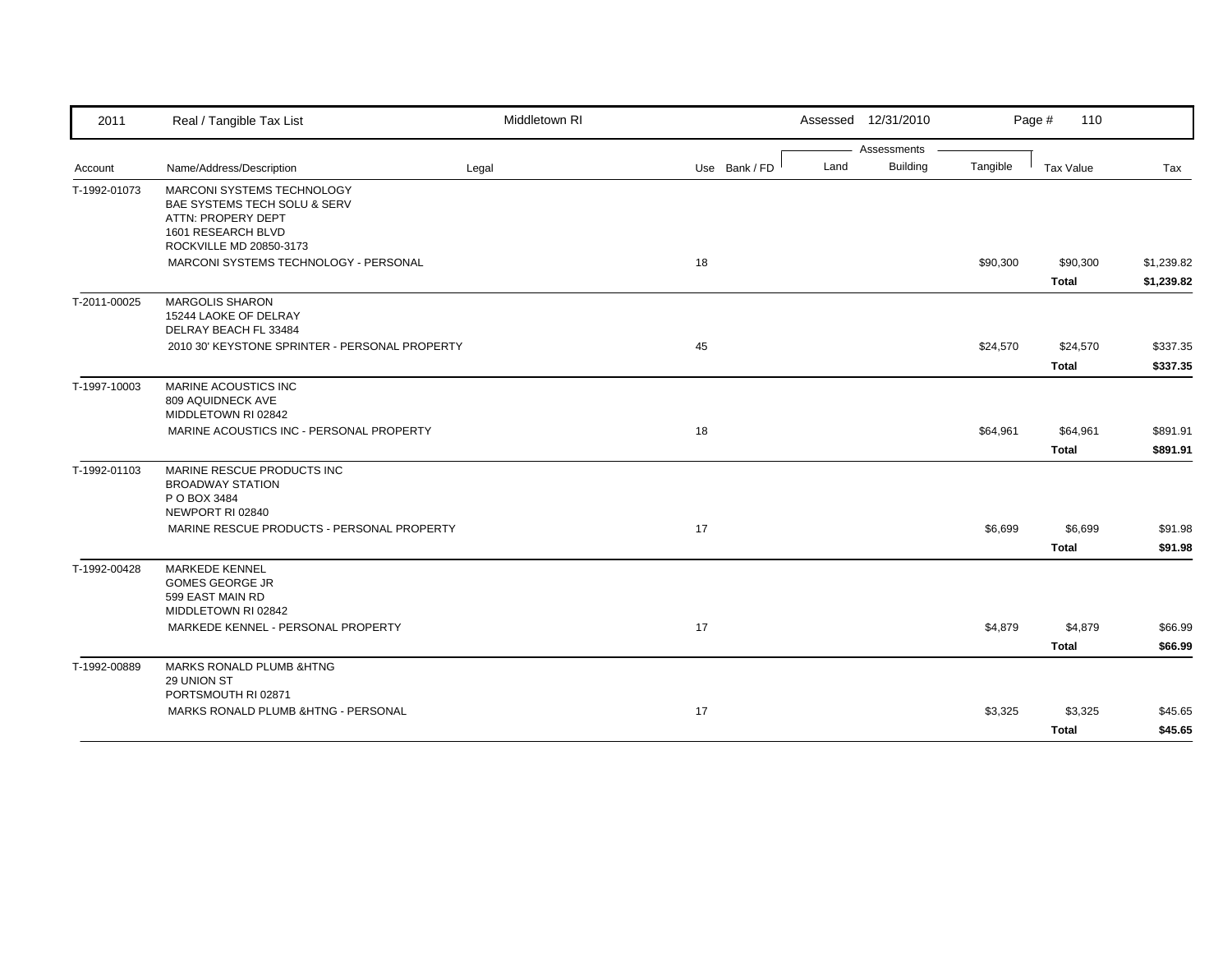| 2011 | Real / Tangible Tax List | Middletown RI | | Assessed 12/31/2010 | | | Page # 110 | |
|---|---|---|---|---|---|---|---|---|
| | | | | Assessments | | | | |
| Account | Name/Address/Description | Legal | Use Bank / FD | Land | Building | Tangible | Tax Value | Tax |
| T-1992-01073 | MARCONI SYSTEMS TECHNOLOGY<br>BAE SYSTEMS TECH SOLU & SERV<br>ATTN: PROPERY DEPT<br>1601 RESEARCH BLVD<br>ROCKVILLE MD 20850-3173 | | | | | | | |
| | MARCONI SYSTEMS TECHNOLOGY - PERSONAL | | 18 | | | $90,300 | $90,300 | $1,239.82 |
| | | | | | | | **Total** | **$1,239.82** |
| T-2011-00025 | MARGOLIS SHARON<br>15244 LAOKE OF DELRAY<br>DELRAY BEACH FL 33484 | | | | | | | |
| | 2010 30' KEYSTONE SPRINTER - PERSONAL PROPERTY | | 45 | | | $24,570 | $24,570 | $337.35 |
| | | | | | | | **Total** | **$337.35** |
| T-1997-10003 | MARINE ACOUSTICS INC<br>809 AQUIDNECK AVE<br>MIDDLETOWN RI 02842 | | | | | | | |
| | MARINE ACOUSTICS INC - PERSONAL PROPERTY | | 18 | | | $64,961 | $64,961 | $891.91 |
| | | | | | | | **Total** | **$891.91** |
| T-1992-01103 | MARINE RESCUE PRODUCTS INC<br>BROADWAY STATION<br>P O BOX 3484<br>NEWPORT RI 02840 | | | | | | | |
| | MARINE RESCUE PRODUCTS - PERSONAL PROPERTY | | 17 | | | $6,699 | $6,699 | $91.98 |
| | | | | | | | **Total** | **$91.98** |
| T-1992-00428 | MARKEDE KENNEL<br>GOMES GEORGE JR<br>599 EAST MAIN RD<br>MIDDLETOWN RI 02842 | | | | | | | |
| | MARKEDE KENNEL - PERSONAL PROPERTY | | 17 | | | $4,879 | $4,879 | $66.99 |
| | | | | | | | **Total** | **$66.99** |
| T-1992-00889 | MARKS RONALD PLUMB &HTNG<br>29 UNION ST<br>PORTSMOUTH RI 02871 | | | | | | | |
| | MARKS RONALD PLUMB &HTNG - PERSONAL | | 17 | | | $3,325 | $3,325 | $45.65 |
| | | | | | | | **Total** | **$45.65** |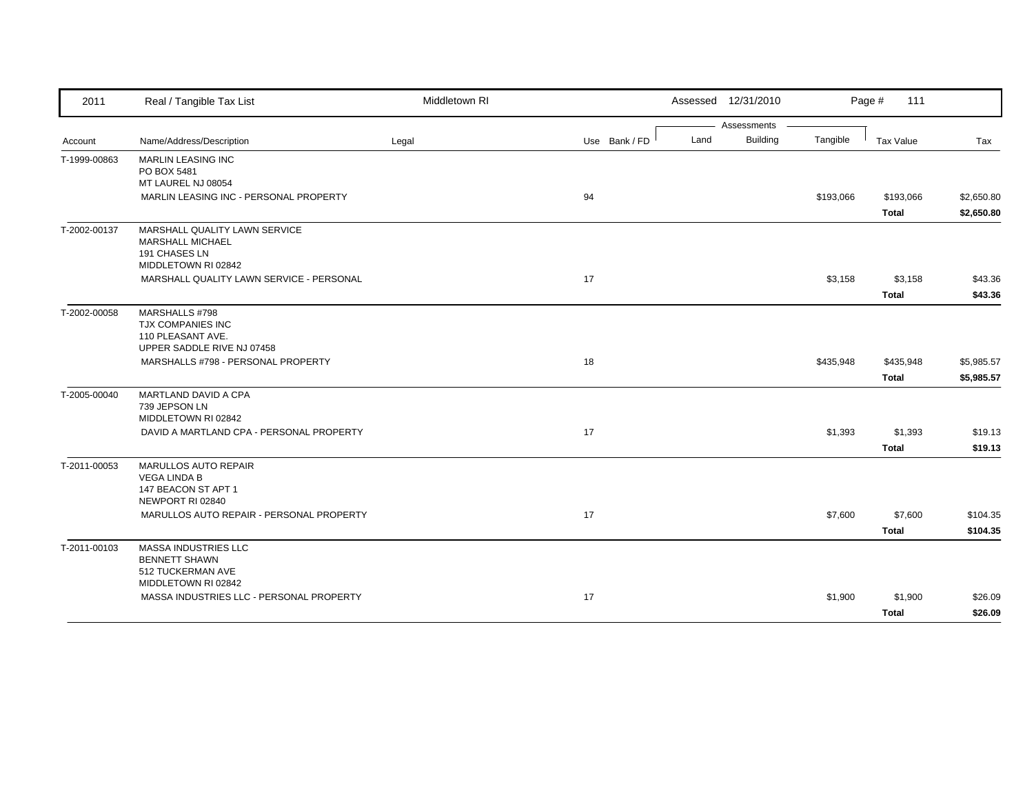| 2011 | Real / Tangible Tax List | Middletown RI | | Assessed 12/31/2010 | | | Page # 111 | |
|---|---|---|---|---|---|---|---|---|
| | | | | Assessments | | | | |
| Account | Name/Address/Description | Legal | Use Bank / FD | Land | Building | Tangible | Tax Value | Tax |
| T-1999-00863 | MARLIN LEASING INC<br>PO BOX 5481<br>MT LAUREL NJ 08054 | | | | | | | |
| | MARLIN LEASING INC - PERSONAL PROPERTY | | 94 | | | $193,066 | $193,066 | $2,650.80 |
| | | | | | | | **Total** | **$2,650.80** |
| T-2002-00137 | MARSHALL QUALITY LAWN SERVICE<br>MARSHALL MICHAEL<br>191 CHASES LN<br>MIDDLETOWN RI 02842 | | | | | | | |
| | MARSHALL QUALITY LAWN SERVICE - PERSONAL | | 17 | | | $3,158 | $3,158 | $43.36 |
| | | | | | | | **Total** | **$43.36** |
| T-2002-00058 | MARSHALLS #798<br>TJX COMPANIES INC<br>110 PLEASANT AVE.<br>UPPER SADDLE RIVE NJ 07458 | | | | | | | |
| | MARSHALLS #798 - PERSONAL PROPERTY | | 18 | | | $435,948 | $435,948 | $5,985.57 |
| | | | | | | | **Total** | **$5,985.57** |
| T-2005-00040 | MARTLAND DAVID A CPA<br>739 JEPSON LN<br>MIDDLETOWN RI 02842 | | | | | | | |
| | DAVID A MARTLAND CPA - PERSONAL PROPERTY | | 17 | | | $1,393 | $1,393 | $19.13 |
| | | | | | | | **Total** | **$19.13** |
| T-2011-00053 | MARULLOS AUTO REPAIR<br>VEGA LINDA B<br>147 BEACON ST APT 1<br>NEWPORT RI 02840 | | | | | | | |
| | MARULLOS AUTO REPAIR - PERSONAL PROPERTY | | 17 | | | $7,600 | $7,600 | $104.35 |
| | | | | | | | **Total** | **$104.35** |
| T-2011-00103 | MASSA INDUSTRIES LLC<br>BENNETT SHAWN<br>512 TUCKERMAN AVE<br>MIDDLETOWN RI 02842 | | | | | | | |
| | MASSA INDUSTRIES LLC - PERSONAL PROPERTY | | 17 | | | $1,900 | $1,900 | $26.09 |
| | | | | | | | **Total** | **$26.09** |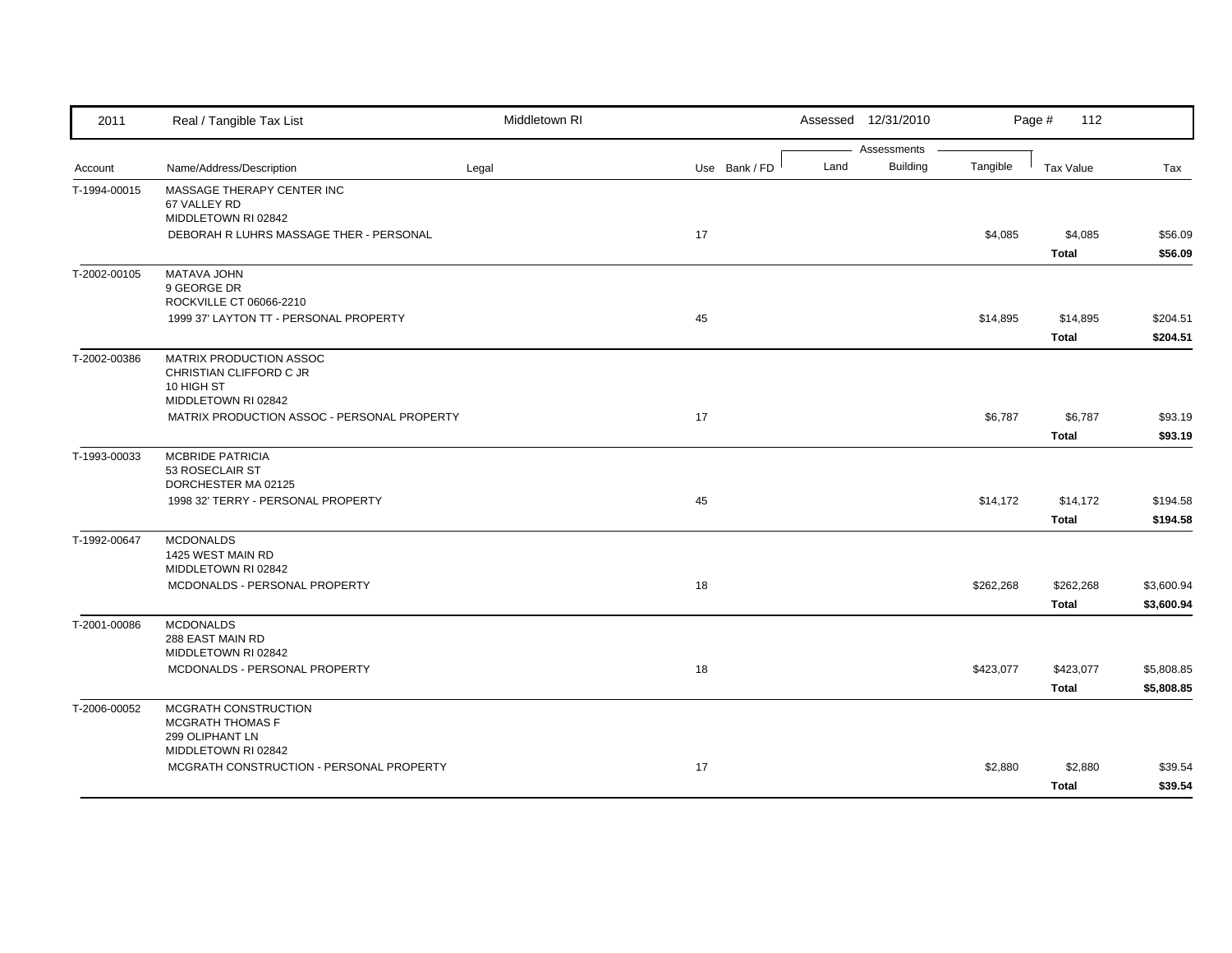| Account | Name/Address/Description | Legal | Use | Bank / FD | Land | Building | Tangible | Tax Value | Tax |
|---|---|---|---|---|---|---|---|---|---|
| T-1994-00015 | MASSAGE THERAPY CENTER INC<br>67 VALLEY RD<br>MIDDLETOWN RI 02842 | | | | | | | | |
| | DEBORAH R LUHRS MASSAGE THER - PERSONAL | | 17 | | | | $4,085 | $4,085 | $56.09 |
| | | | | | | | | **Total** | **$56.09** |
| T-2002-00105 | MATAVA JOHN<br>9 GEORGE DR<br>ROCKVILLE CT 06066-2210 | | | | | | | | |
| | 1999 37' LAYTON TT - PERSONAL PROPERTY | | 45 | | | | $14,895 | $14,895 | $204.51 |
| | | | | | | | | **Total** | **$204.51** |
| T-2002-00386 | MATRIX PRODUCTION ASSOC<br>CHRISTIAN CLIFFORD C JR<br>10 HIGH ST<br>MIDDLETOWN RI 02842 | | | | | | | | |
| | MATRIX PRODUCTION ASSOC - PERSONAL PROPERTY | | 17 | | | | $6,787 | $6,787 | $93.19 |
| | | | | | | | | **Total** | **$93.19** |
| T-1993-00033 | MCBRIDE PATRICIA<br>53 ROSECLAIR ST<br>DORCHESTER MA 02125 | | | | | | | | |
| | 1998 32' TERRY - PERSONAL PROPERTY | | 45 | | | | $14,172 | $14,172 | $194.58 |
| | | | | | | | | **Total** | **$194.58** |
| T-1992-00647 | MCDONALDS<br>1425 WEST MAIN RD<br>MIDDLETOWN RI 02842 | | | | | | | | |
| | MCDONALDS - PERSONAL PROPERTY | | 18 | | | | $262,268 | $262,268 | $3,600.94 |
| | | | | | | | | **Total** | **$3,600.94** |
| T-2001-00086 | MCDONALDS<br>288 EAST MAIN RD<br>MIDDLETOWN RI 02842 | | | | | | | | |
| | MCDONALDS - PERSONAL PROPERTY | | 18 | | | | $423,077 | $423,077 | $5,808.85 |
| | | | | | | | | **Total** | **$5,808.85** |
| T-2006-00052 | MCGRATH CONSTRUCTION<br>MCGRATH THOMAS F<br>299 OLIPHANT LN<br>MIDDLETOWN RI 02842 | | | | | | | | |
| | MCGRATH CONSTRUCTION - PERSONAL PROPERTY | | 17 | | | | $2,880 | $2,880 | $39.54 |
| | | | | | | | | **Total** | **$39.54** |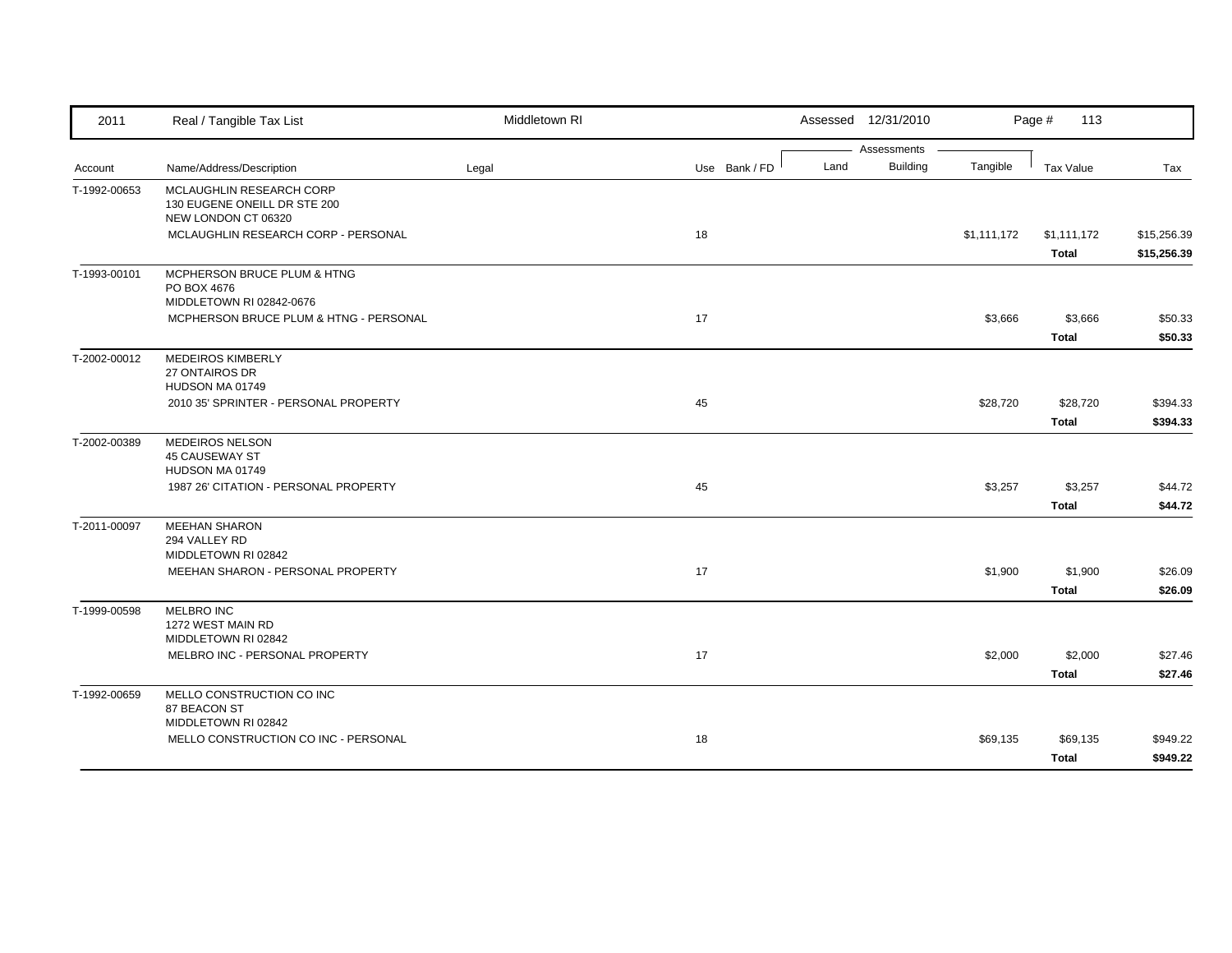| Account | Name/Address/Description | Legal | Use | Bank / FD | Land | Building | Tangible | Tax Value | Tax |
|---|---|---|---|---|---|---|---|---|---|
| T-1992-00653 | MCLAUGHLIN RESEARCH CORP<br>130 EUGENE ONEILL DR STE 200<br>NEW LONDON CT 06320 | | | | | | | | |
| | MCLAUGHLIN RESEARCH CORP - PERSONAL | | 18 | | | | $1,111,172 | $1,111,172 | $15,256.39 |
| | | | | | | | | **Total** | **$15,256.39** |
| T-1993-00101 | MCPHERSON BRUCE PLUM & HTNG<br>PO BOX 4676<br>MIDDLETOWN RI 02842-0676 | | | | | | | | |
| | MCPHERSON BRUCE PLUM & HTNG - PERSONAL | | 17 | | | | $3,666 | $3,666 | $50.33 |
| | | | | | | | | **Total** | **$50.33** |
| T-2002-00012 | MEDEIROS KIMBERLY<br>27 ONTAIROS DR<br>HUDSON MA 01749 | | | | | | | | |
| | 2010 35' SPRINTER - PERSONAL PROPERTY | | 45 | | | | $28,720 | $28,720 | $394.33 |
| | | | | | | | | **Total** | **$394.33** |
| T-2002-00389 | MEDEIROS NELSON<br>45 CAUSEWAY ST<br>HUDSON MA 01749 | | | | | | | | |
| | 1987 26' CITATION - PERSONAL PROPERTY | | 45 | | | | $3,257 | $3,257 | $44.72 |
| | | | | | | | | **Total** | **$44.72** |
| T-2011-00097 | MEEHAN SHARON<br>294 VALLEY RD<br>MIDDLETOWN RI 02842 | | | | | | | | |
| | MEEHAN SHARON - PERSONAL PROPERTY | | 17 | | | | $1,900 | $1,900 | $26.09 |
| | | | | | | | | **Total** | **$26.09** |
| T-1999-00598 | MELBRO INC<br>1272 WEST MAIN RD<br>MIDDLETOWN RI 02842 | | | | | | | | |
| | MELBRO INC - PERSONAL PROPERTY | | 17 | | | | $2,000 | $2,000 | $27.46 |
| | | | | | | | | **Total** | **$27.46** |
| T-1992-00659 | MELLO CONSTRUCTION CO INC<br>87 BEACON ST<br>MIDDLETOWN RI 02842 | | | | | | | | |
| | MELLO CONSTRUCTION CO INC - PERSONAL | | 18 | | | | $69,135 | $69,135 | $949.22 |
| | | | | | | | | **Total** | **$949.22** |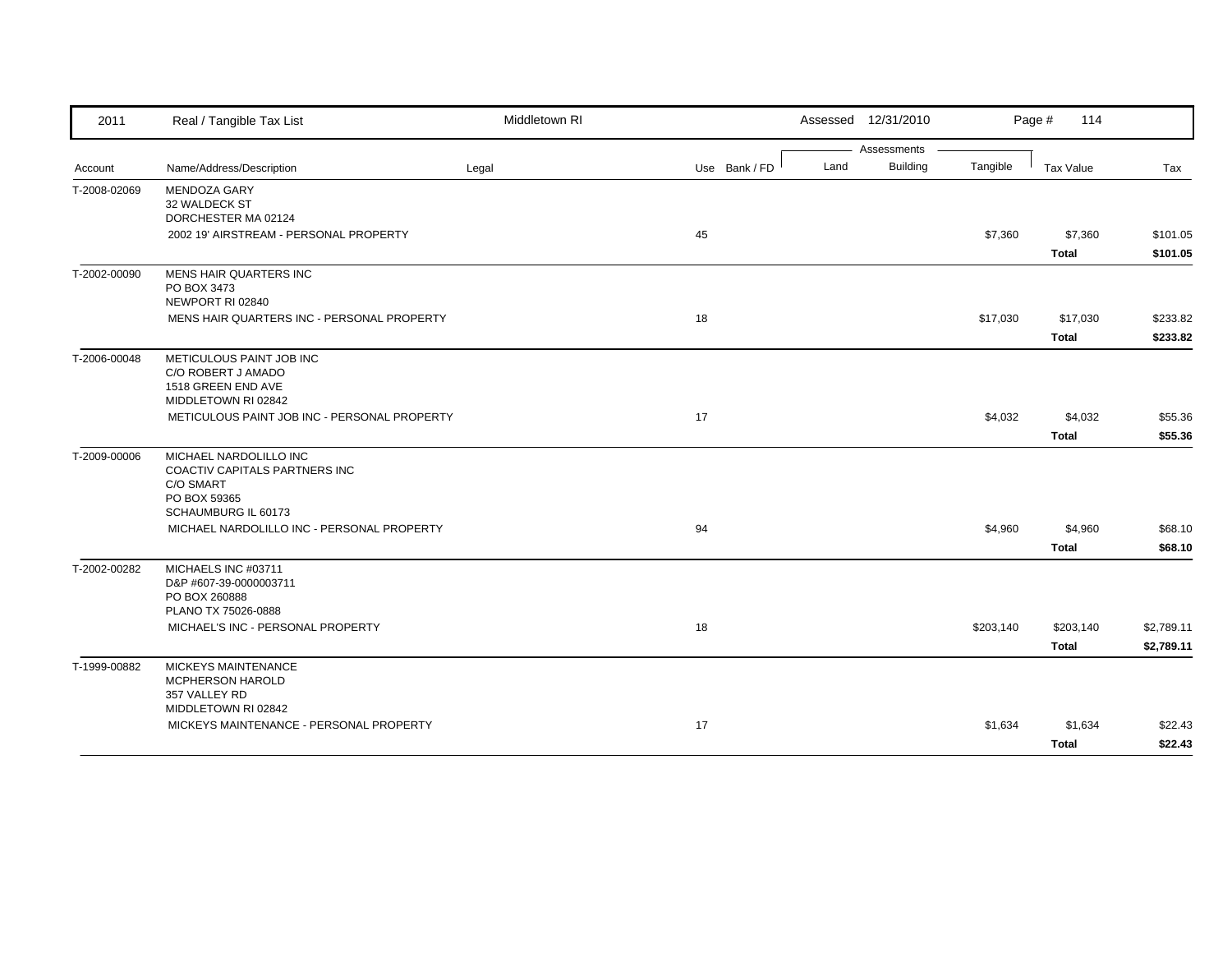| 2011 | Real / Tangible Tax List | Middletown RI | | | Assessed 12/31/2010 | | | Page # 114 | |
|---|---|---|---|---|---|---|---|---|---|
| | | | | | Assessments | | | | |
| Account | Name/Address/Description | Legal | Use | Bank / FD | Land | Building | Tangible | Tax Value | Tax |
| T-2008-02069 | MENDOZA GARY<br>32 WALDECK ST<br>DORCHESTER MA 02124 | | | | | | | | |
| | 2002 19' AIRSTREAM - PERSONAL PROPERTY | | 45 | | | | $7,360 | $7,360 | $101.05 |
| | | | | | | | | **Total** | **$101.05** |
| T-2002-00090 | MENS HAIR QUARTERS INC<br>PO BOX 3473<br>NEWPORT RI 02840 | | | | | | | | |
| | MENS HAIR QUARTERS INC - PERSONAL PROPERTY | | 18 | | | | $17,030 | $17,030 | $233.82 |
| | | | | | | | | **Total** | **$233.82** |
| T-2006-00048 | METICULOUS PAINT JOB INC<br>C/O ROBERT J AMADO<br>1518 GREEN END AVE<br>MIDDLETOWN RI 02842 | | | | | | | | |
| | METICULOUS PAINT JOB INC - PERSONAL PROPERTY | | 17 | | | | $4,032 | $4,032 | $55.36 |
| | | | | | | | | **Total** | **$55.36** |
| T-2009-00006 | MICHAEL NARDOLILLO INC<br>COACTIV CAPITALS PARTNERS INC<br>C/O SMART<br>PO BOX 59365<br>SCHAUMBURG IL 60173 | | | | | | | | |
| | MICHAEL NARDOLILLO INC - PERSONAL PROPERTY | | 94 | | | | $4,960 | $4,960 | $68.10 |
| | | | | | | | | **Total** | **$68.10** |
| T-2002-00282 | MICHAELS INC #03711<br>D&P #607-39-0000003711<br>PO BOX 260888<br>PLANO TX 75026-0888 | | | | | | | | |
| | MICHAEL'S INC - PERSONAL PROPERTY | | 18 | | | | $203,140 | $203,140 | $2,789.11 |
| | | | | | | | | **Total** | **$2,789.11** |
| T-1999-00882 | MICKEYS MAINTENANCE<br>MCPHERSON HAROLD<br>357 VALLEY RD<br>MIDDLETOWN RI 02842 | | | | | | | | |
| | MICKEYS MAINTENANCE - PERSONAL PROPERTY | | 17 | | | | $1,634 | $1,634 | $22.43 |
| | | | | | | | | **Total** | **$22.43** |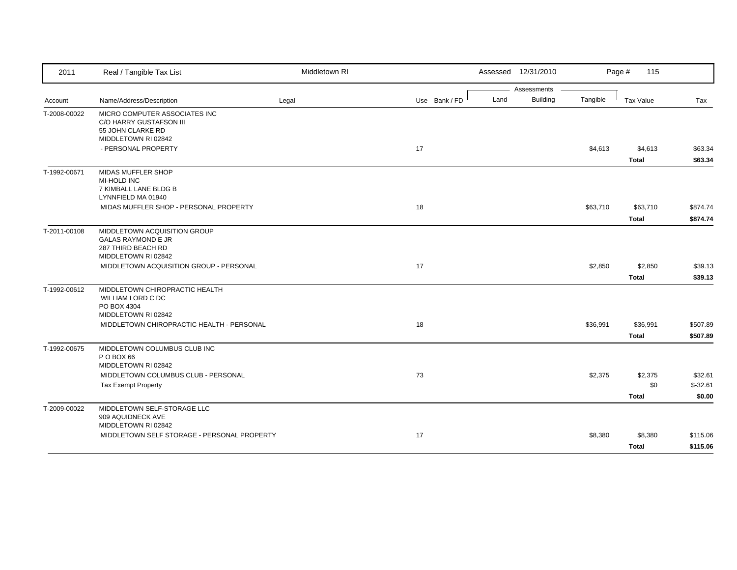| 2011 | Real / Tangible Tax List | Middletown RI | | | Assessed 12/31/2010 | | | Page # 115 | |
|---|---|---|---|---|---|---|---|---|---|
| | | | | | Assessments | | | | |
| Account | Name/Address/Description | Legal | Use | Bank / FD | Land | Building | Tangible | Tax Value | Tax |
| T-2008-00022 | MICRO COMPUTER ASSOCIATES INC<br>C/O HARRY GUSTAFSON III<br>55 JOHN CLARKE RD<br>MIDDLETOWN RI 02842 | | | | | | | | |
| | - PERSONAL PROPERTY | | 17 | | | | $4,613 | $4,613 | $63.34 |
| | | | | | | | | **Total** | **$63.34** |
| T-1992-00671 | MIDAS MUFFLER SHOP<br>MI-HOLD INC<br>7 KIMBALL LANE BLDG B<br>LYNNFIELD MA 01940 | | | | | | | | |
| | MIDAS MUFFLER SHOP - PERSONAL PROPERTY | | 18 | | | | $63,710 | $63,710 | $874.74 |
| | | | | | | | | **Total** | **$874.74** |
| T-2011-00108 | MIDDLETOWN ACQUISITION GROUP<br>GALAS RAYMOND E JR<br>287 THIRD BEACH RD<br>MIDDLETOWN RI 02842 | | | | | | | | |
| | MIDDLETOWN ACQUISITION GROUP - PERSONAL | | 17 | | | | $2,850 | $2,850 | $39.13 |
| | | | | | | | | **Total** | **$39.13** |
| T-1992-00612 | MIDDLETOWN CHIROPRACTIC HEALTH<br>WILLIAM LORD C DC<br>PO BOX 4304<br>MIDDLETOWN RI 02842 | | | | | | | | |
| | MIDDLETOWN CHIROPRACTIC HEALTH - PERSONAL | | 18 | | | | $36,991 | $36,991 | $507.89 |
| | | | | | | | | **Total** | **$507.89** |
| T-1992-00675 | MIDDLETOWN COLUMBUS CLUB INC<br>P O BOX 66<br>MIDDLETOWN RI 02842 | | | | | | | | |
| | MIDDLETOWN COLUMBUS CLUB - PERSONAL | | 73 | | | | $2,375 | $2,375 | $32.61 |
| | Tax Exempt Property | | | | | | | $0 | $-32.61 |
| | | | | | | | | **Total** | **$0.00** |
| T-2009-00022 | MIDDLETOWN SELF-STORAGE LLC<br>909 AQUIDNECK AVE<br>MIDDLETOWN RI 02842 | | | | | | | | |
| | MIDDLETOWN SELF STORAGE - PERSONAL PROPERTY | | 17 | | | | $8,380 | $8,380 | $115.06 |
| | | | | | | | | **Total** | **$115.06** |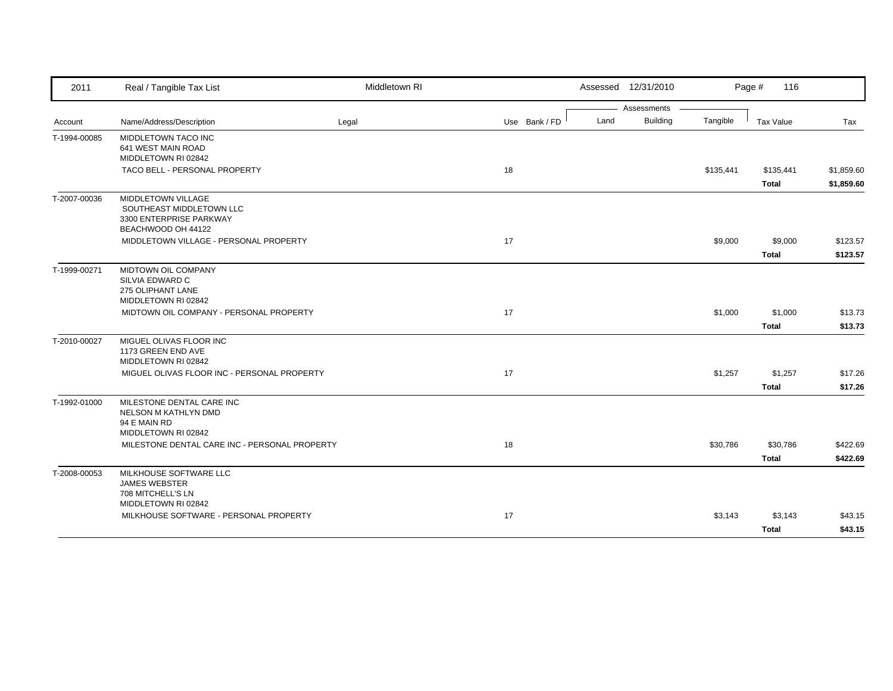| Account | Name/Address/Description | Legal | Use | Bank / FD | Land | Building | Tangible | Tax Value | Tax |
|---|---|---|---|---|---|---|---|---|---|
| T-1994-00085 | MIDDLETOWN TACO INC<br>641 WEST MAIN ROAD<br>MIDDLETOWN RI 02842 | | | | | | | | |
| | TACO BELL - PERSONAL PROPERTY | | 18 | | | | $135,441 | $135,441 | $1,859.60 |
| | | | | | | | | **Total** | **$1,859.60** |
| T-2007-00036 | MIDDLETOWN VILLAGE<br>SOUTHEAST MIDDLETOWN LLC<br>3300 ENTERPRISE PARKWAY<br>BEACHWOOD OH 44122 | | | | | | | | |
| | MIDDLETOWN VILLAGE - PERSONAL PROPERTY | | 17 | | | | $9,000 | $9,000 | $123.57 |
| | | | | | | | | **Total** | **$123.57** |
| T-1999-00271 | MIDTOWN OIL COMPANY<br>SILVIA EDWARD C<br>275 OLIPHANT LANE<br>MIDDLETOWN RI 02842 | | | | | | | | |
| | MIDTOWN OIL COMPANY - PERSONAL PROPERTY | | 17 | | | | $1,000 | $1,000 | $13.73 |
| | | | | | | | | **Total** | **$13.73** |
| T-2010-00027 | MIGUEL OLIVAS FLOOR INC<br>1173 GREEN END AVE<br>MIDDLETOWN RI 02842 | | | | | | | | |
| | MIGUEL OLIVAS FLOOR INC - PERSONAL PROPERTY | | 17 | | | | $1,257 | $1,257 | $17.26 |
| | | | | | | | | **Total** | **$17.26** |
| T-1992-01000 | MILESTONE DENTAL CARE INC<br>NELSON M KATHLYN DMD<br>94 E MAIN RD<br>MIDDLETOWN RI 02842 | | | | | | | | |
| | MILESTONE DENTAL CARE INC - PERSONAL PROPERTY | | 18 | | | | $30,786 | $30,786 | $422.69 |
| | | | | | | | | **Total** | **$422.69** |
| T-2008-00053 | MILKHOUSE SOFTWARE LLC<br>JAMES WEBSTER<br>708 MITCHELL'S LN<br>MIDDLETOWN RI 02842 | | | | | | | | |
| | MILKHOUSE SOFTWARE - PERSONAL PROPERTY | | 17 | | | | $3,143 | $3,143 | $43.15 |
| | | | | | | | | **Total** | **$43.15** |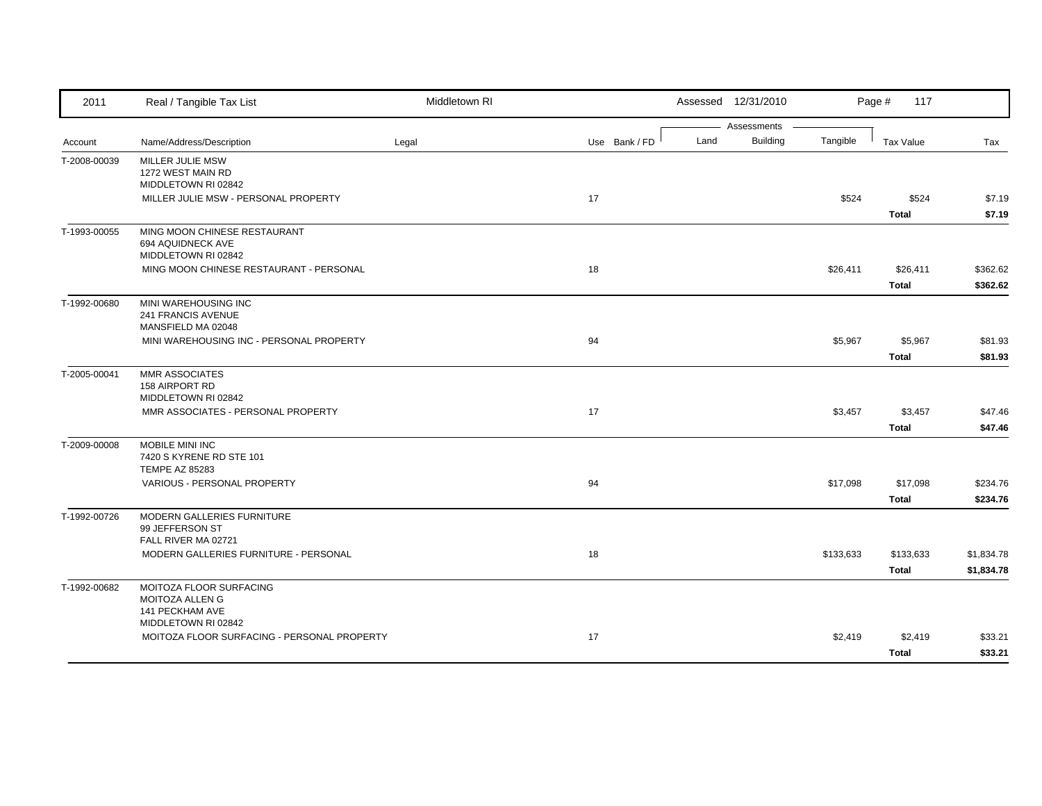| 2011 | Real / Tangible Tax List | Middletown RI | | | Assessed 12/31/2010 | | Page # 117 | |
|---|---|---|---|---|---|---|---|---|
| | | | | | Assessments | | | |
| Account | Name/Address/Description | Legal | Use Bank / FD | Land | Building | Tangible | Tax Value | Tax |
| T-2008-00039 | MILLER JULIE MSW<br>1272 WEST MAIN RD<br>MIDDLETOWN RI 02842 | | | | | | | |
| | MILLER JULIE MSW - PERSONAL PROPERTY | | 17 | | | $524 | $524 | $7.19 |
| | | | | | | | **Total** | **$7.19** |
| T-1993-00055 | MING MOON CHINESE RESTAURANT<br>694 AQUIDNECK AVE<br>MIDDLETOWN RI 02842 | | | | | | | |
| | MING MOON CHINESE RESTAURANT - PERSONAL | | 18 | | | $26,411 | $26,411 | $362.62 |
| | | | | | | | **Total** | **$362.62** |
| T-1992-00680 | MINI WAREHOUSING INC<br>241 FRANCIS AVENUE<br>MANSFIELD MA 02048 | | | | | | | |
| | MINI WAREHOUSING INC - PERSONAL PROPERTY | | 94 | | | $5,967 | $5,967 | $81.93 |
| | | | | | | | **Total** | **$81.93** |
| T-2005-00041 | MMR ASSOCIATES<br>158 AIRPORT RD<br>MIDDLETOWN RI 02842 | | | | | | | |
| | MMR ASSOCIATES - PERSONAL PROPERTY | | 17 | | | $3,457 | $3,457 | $47.46 |
| | | | | | | | **Total** | **$47.46** |
| T-2009-00008 | MOBILE MINI INC<br>7420 S KYRENE RD STE 101<br>TEMPE AZ 85283 | | | | | | | |
| | VARIOUS - PERSONAL PROPERTY | | 94 | | | $17,098 | $17,098 | $234.76 |
| | | | | | | | **Total** | **$234.76** |
| T-1992-00726 | MODERN GALLERIES FURNITURE<br>99 JEFFERSON ST<br>FALL RIVER MA 02721 | | | | | | | |
| | MODERN GALLERIES FURNITURE - PERSONAL | | 18 | | | $133,633 | $133,633 | $1,834.78 |
| | | | | | | | **Total** | **$1,834.78** |
| T-1992-00682 | MOITOZA FLOOR SURFACING<br>MOITOZA ALLEN G<br>141 PECKHAM AVE<br>MIDDLETOWN RI 02842 | | | | | | | |
| | MOITOZA FLOOR SURFACING - PERSONAL PROPERTY | | 17 | | | $2,419 | $2,419 | $33.21 |
| | | | | | | | **Total** | **$33.21** |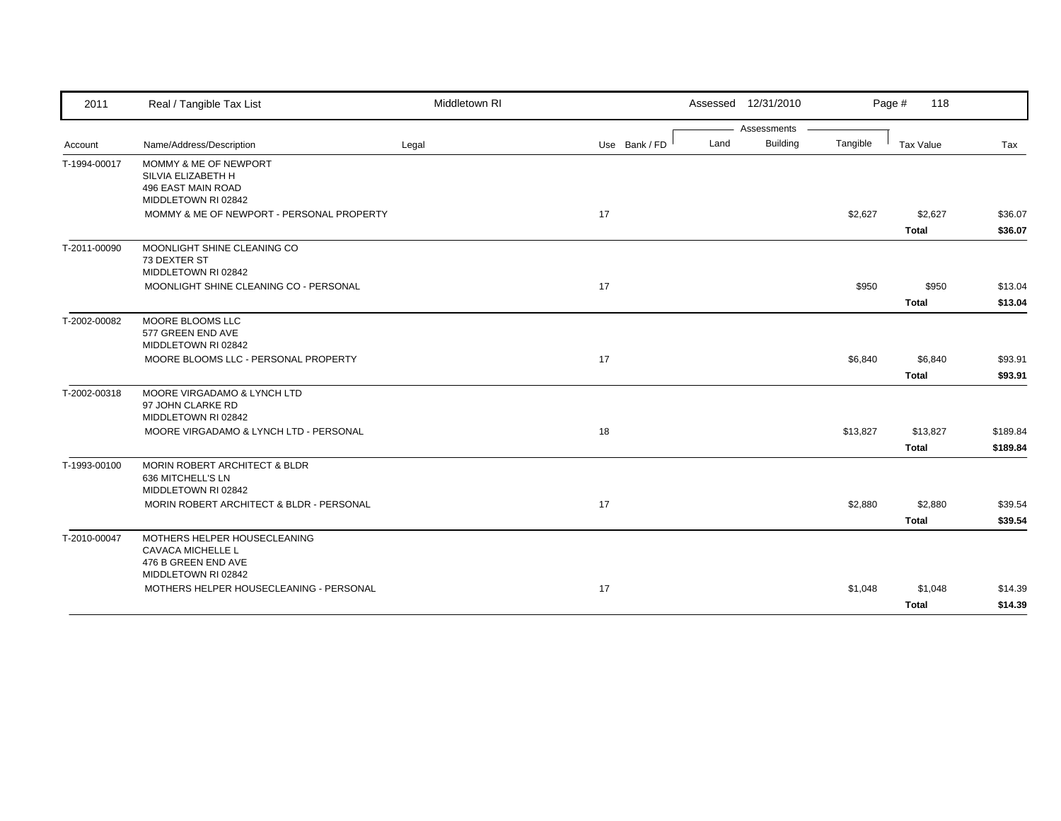| 2011 | Real / Tangible Tax List | Middletown RI | | | Assessed 12/31/2010 | | | Page # 118 | |
|---|---|---|---|---|---|---|---|---|---|
| | | | | | Assessments | | | | |
| Account | Name/Address/Description | Legal | Use | Bank / FD | Land | Building | Tangible | Tax Value | Tax |
| T-1994-00017 | MOMMY & ME OF NEWPORT<br>SILVIA ELIZABETH H<br>496 EAST MAIN ROAD<br>MIDDLETOWN RI 02842 | | | | | | | | |
| | MOMMY & ME OF NEWPORT - PERSONAL PROPERTY | | 17 | | | | $2,627 | $2,627 | $36.07 |
| | | | | | | | | **Total** | **$36.07** |
| T-2011-00090 | MOONLIGHT SHINE CLEANING CO<br>73 DEXTER ST<br>MIDDLETOWN RI 02842 | | | | | | | | |
| | MOONLIGHT SHINE CLEANING CO - PERSONAL | | 17 | | | | $950 | $950 | $13.04 |
| | | | | | | | | **Total** | **$13.04** |
| T-2002-00082 | MOORE BLOOMS LLC<br>577 GREEN END AVE<br>MIDDLETOWN RI 02842 | | | | | | | | |
| | MOORE BLOOMS LLC - PERSONAL PROPERTY | | 17 | | | | $6,840 | $6,840 | $93.91 |
| | | | | | | | | **Total** | **$93.91** |
| T-2002-00318 | MOORE VIRGADAMO & LYNCH LTD<br>97 JOHN CLARKE RD<br>MIDDLETOWN RI 02842 | | | | | | | | |
| | MOORE VIRGADAMO & LYNCH LTD - PERSONAL | | 18 | | | | $13,827 | $13,827 | $189.84 |
| | | | | | | | | **Total** | **$189.84** |
| T-1993-00100 | MORIN ROBERT ARCHITECT & BLDR<br>636 MITCHELL'S LN<br>MIDDLETOWN RI 02842 | | | | | | | | |
| | MORIN ROBERT ARCHITECT & BLDR - PERSONAL | | 17 | | | | $2,880 | $2,880 | $39.54 |
| | | | | | | | | **Total** | **$39.54** |
| T-2010-00047 | MOTHERS HELPER HOUSECLEANING<br>CAVACA MICHELLE L<br>476 B GREEN END AVE<br>MIDDLETOWN RI 02842 | | | | | | | | |
| | MOTHERS HELPER HOUSECLEANING - PERSONAL | | 17 | | | | $1,048 | $1,048 | $14.39 |
| | | | | | | | | **Total** | **$14.39** |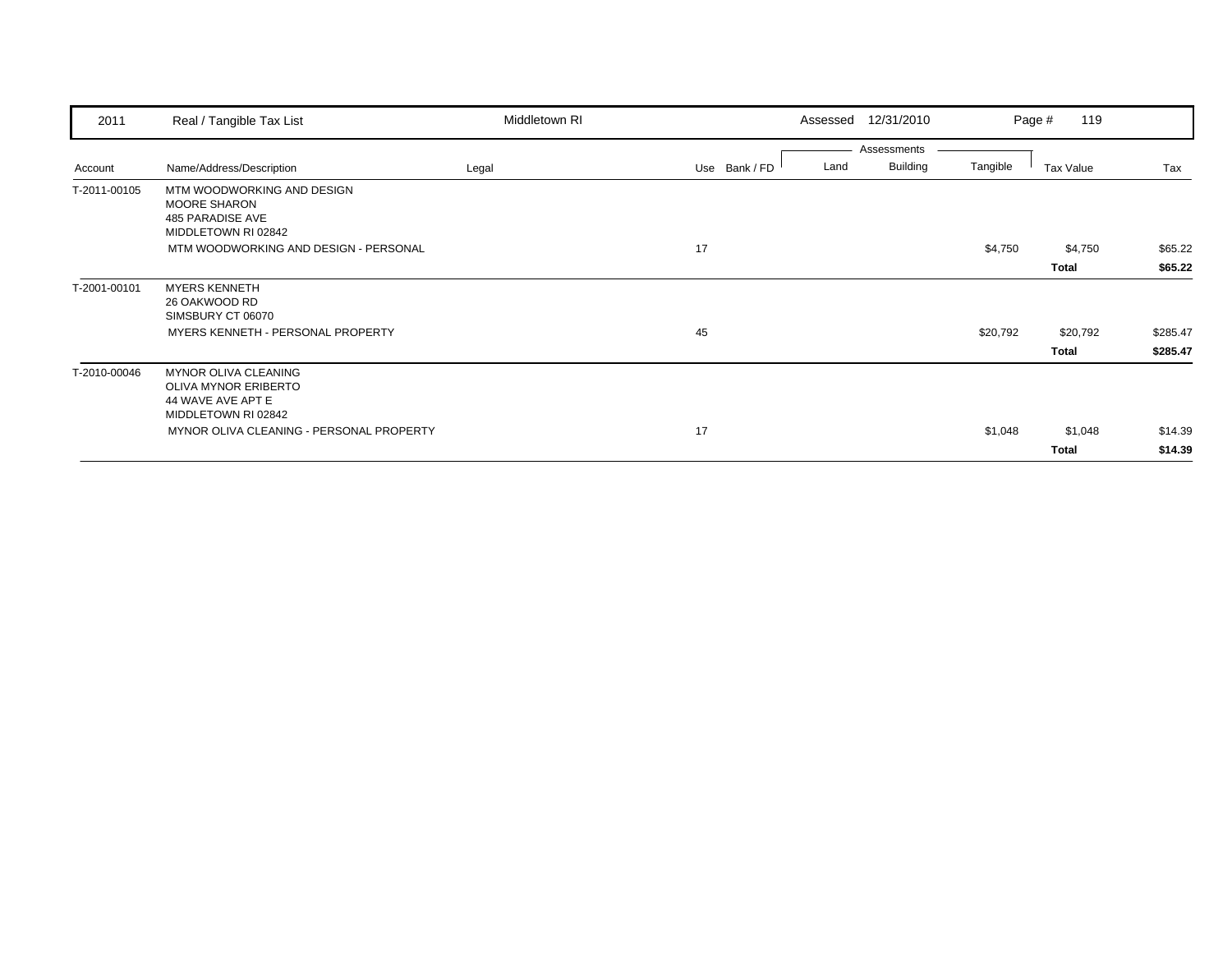| Account | Name/Address/Description | Legal | Use | Bank / FD | Land | Building | Tangible | Tax Value | Tax |
|---|---|---|---|---|---|---|---|---|---|
| | | | | | Assessments | | | | |
| T-2011-00105 | MTM WOODWORKING AND DESIGN<br>MOORE SHARON<br>485 PARADISE AVE<br>MIDDLETOWN RI 02842 | | | | | | | | |
| | MTM WOODWORKING AND DESIGN - PERSONAL | | 17 | | | | $4,750 | $4,750 | $65.22 |
| | | | | | | | | **Total** | **$65.22** |
| T-2001-00101 | MYERS KENNETH<br>26 OAKWOOD RD<br>SIMSBURY CT 06070 | | | | | | | | |
| | MYERS KENNETH - PERSONAL PROPERTY | | 45 | | | | $20,792 | $20,792 | $285.47 |
| | | | | | | | | **Total** | **$285.47** |
| T-2010-00046 | MYNOR OLIVA CLEANING<br>OLIVA MYNOR ERIBERTO<br>44 WAVE AVE APT E<br>MIDDLETOWN RI 02842 | | | | | | | | |
| | MYNOR OLIVA CLEANING - PERSONAL PROPERTY | | 17 | | | | $1,048 | $1,048 | $14.39 |
| | | | | | | | | **Total** | **$14.39** |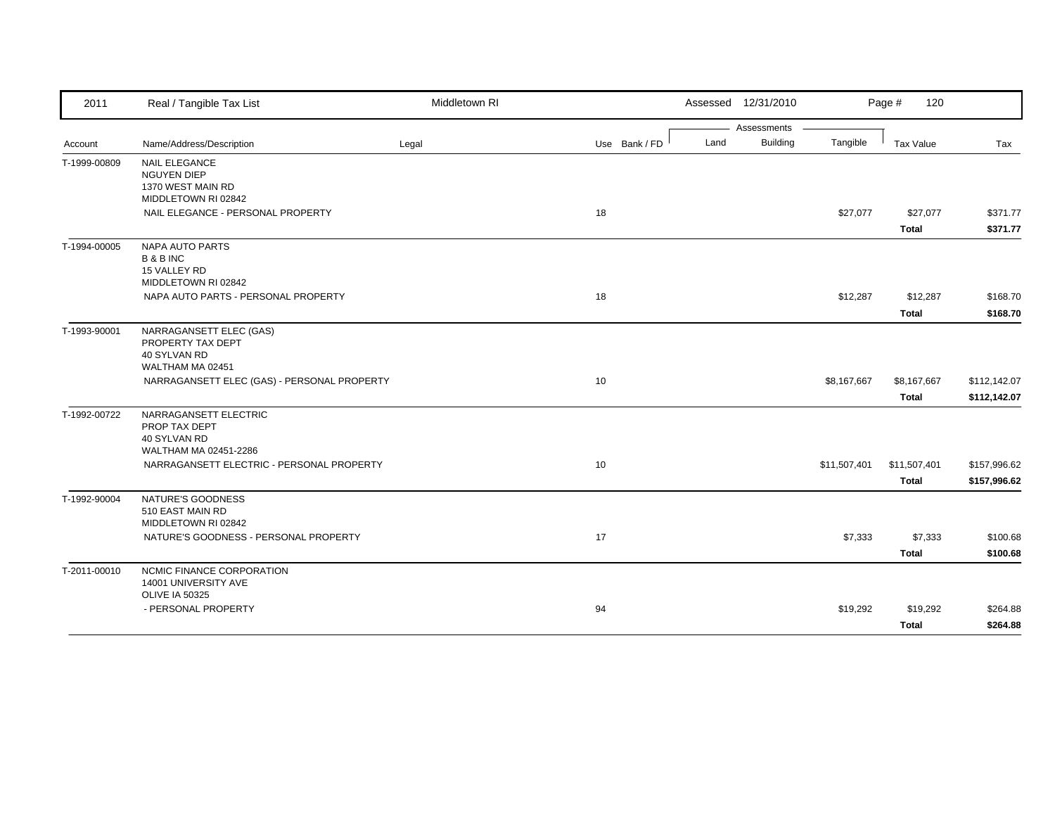| Account | Name/Address/Description | Legal | Use | Bank / FD | Land | Building | Tangible | Tax Value | Tax |
|---|---|---|---|---|---|---|---|---|---|
| T-1999-00809 | NAIL ELEGANCE<br>NGUYEN DIEP<br>1370 WEST MAIN RD<br>MIDDLETOWN RI 02842 | | | | | | | | |
| | NAIL ELEGANCE - PERSONAL PROPERTY | | 18 | | | | $27,077 | $27,077 | $371.77 |
| | | | | | | | | **Total** | **$371.77** |
| T-1994-00005 | NAPA AUTO PARTS<br>B & B INC<br>15 VALLEY RD<br>MIDDLETOWN RI 02842 | | | | | | | | |
| | NAPA AUTO PARTS - PERSONAL PROPERTY | | 18 | | | | $12,287 | $12,287 | $168.70 |
| | | | | | | | | **Total** | **$168.70** |
| T-1993-90001 | NARRAGANSETT ELEC (GAS)<br>PROPERTY TAX DEPT<br>40 SYLVAN RD<br>WALTHAM MA 02451 | | | | | | | | |
| | NARRAGANSETT ELEC (GAS) - PERSONAL PROPERTY | | 10 | | | | $8,167,667 | $8,167,667 | $112,142.07 |
| | | | | | | | | **Total** | **$112,142.07** |
| T-1992-00722 | NARRAGANSETT ELECTRIC<br>PROP TAX DEPT<br>40 SYLVAN RD<br>WALTHAM MA 02451-2286 | | | | | | | | |
| | NARRAGANSETT ELECTRIC - PERSONAL PROPERTY | | 10 | | | | $11,507,401 | $11,507,401 | $157,996.62 |
| | | | | | | | | **Total** | **$157,996.62** |
| T-1992-90004 | NATURE'S GOODNESS<br>510 EAST MAIN RD<br>MIDDLETOWN RI 02842 | | | | | | | | |
| | NATURE'S GOODNESS - PERSONAL PROPERTY | | 17 | | | | $7,333 | $7,333 | $100.68 |
| | | | | | | | | **Total** | **$100.68** |
| T-2011-00010 | NCMIC FINANCE CORPORATION<br>14001 UNIVERSITY AVE<br>OLIVE IA 50325 | | | | | | | | |
| | - PERSONAL PROPERTY | | 94 | | | | $19,292 | $19,292 | $264.88 |
| | | | | | | | | **Total** | **$264.88** |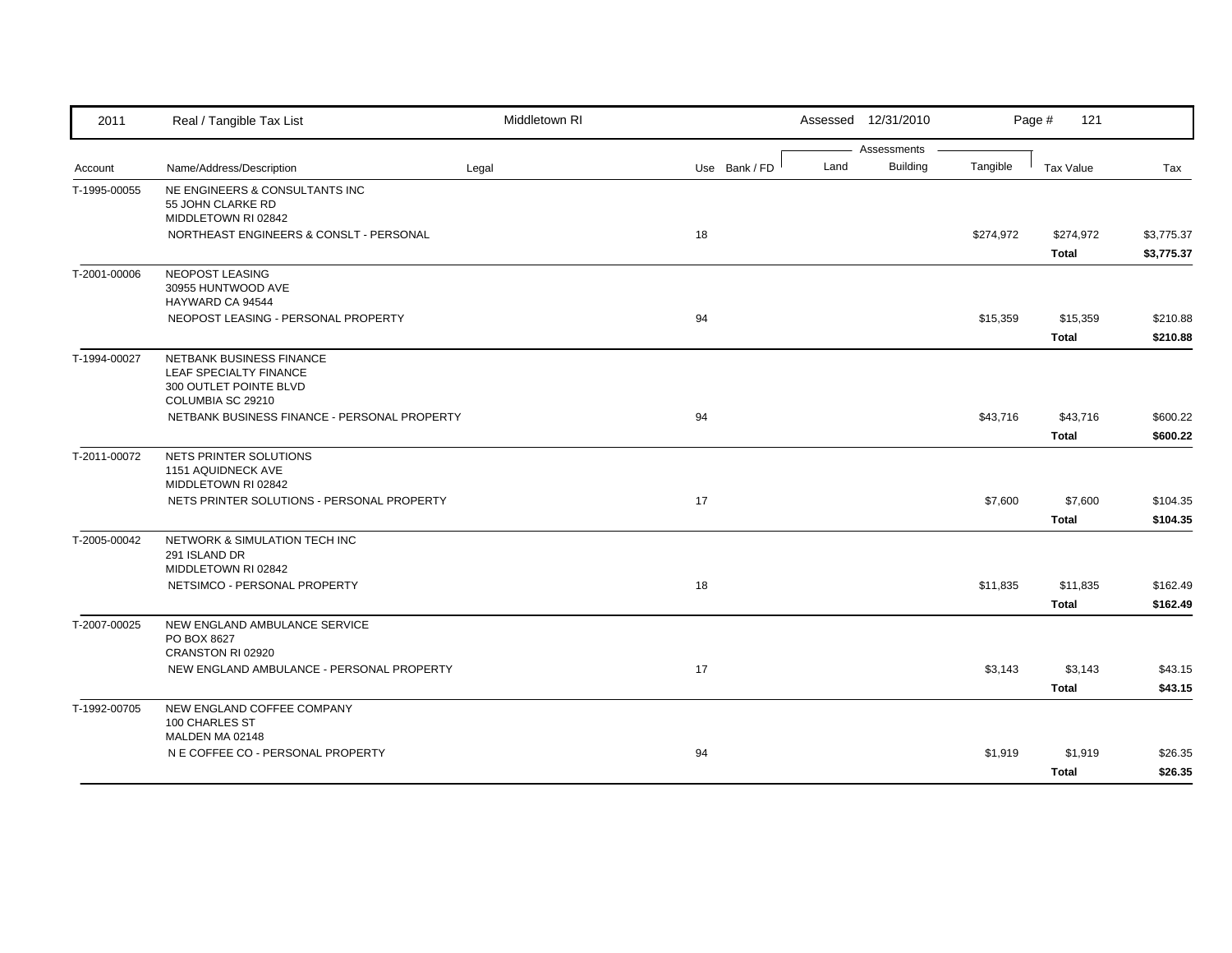| 2011 | Real / Tangible Tax List | Middletown RI | | | Assessed 12/31/2010 | | Page # 121 | |
|---|---|---|---|---|---|---|---|---|
| | | | | | Assessments | | | |
| Account | Name/Address/Description | Legal | Use Bank / FD | Land | Building | Tangible | Tax Value | Tax |
| T-1995-00055 | NE ENGINEERS & CONSULTANTS INC<br>55 JOHN CLARKE RD<br>MIDDLETOWN RI 02842 | | | | | | | |
| | NORTHEAST ENGINEERS & CONSLT - PERSONAL | | 18 | | | $274,972 | $274,972 | $3,775.37 |
| | | | | | | | **Total** | **$3,775.37** |
| T-2001-00006 | NEOPOST LEASING<br>30955 HUNTWOOD AVE<br>HAYWARD CA 94544 | | | | | | | |
| | NEOPOST LEASING - PERSONAL PROPERTY | | 94 | | | $15,359 | $15,359 | $210.88 |
| | | | | | | | **Total** | **$210.88** |
| T-1994-00027 | NETBANK BUSINESS FINANCE<br>LEAF SPECIALTY FINANCE<br>300 OUTLET POINTE BLVD<br>COLUMBIA SC 29210 | | | | | | | |
| | NETBANK BUSINESS FINANCE - PERSONAL PROPERTY | | 94 | | | $43,716 | $43,716 | $600.22 |
| | | | | | | | **Total** | **$600.22** |
| T-2011-00072 | NETS PRINTER SOLUTIONS<br>1151 AQUIDNECK AVE<br>MIDDLETOWN RI 02842 | | | | | | | |
| | NETS PRINTER SOLUTIONS - PERSONAL PROPERTY | | 17 | | | $7,600 | $7,600 | $104.35 |
| | | | | | | | **Total** | **$104.35** |
| T-2005-00042 | NETWORK & SIMULATION TECH INC<br>291 ISLAND DR<br>MIDDLETOWN RI 02842 | | | | | | | |
| | NETSIMCO - PERSONAL PROPERTY | | 18 | | | $11,835 | $11,835 | $162.49 |
| | | | | | | | **Total** | **$162.49** |
| T-2007-00025 | NEW ENGLAND AMBULANCE SERVICE<br>PO BOX 8627<br>CRANSTON RI 02920 | | | | | | | |
| | NEW ENGLAND AMBULANCE - PERSONAL PROPERTY | | 17 | | | $3,143 | $3,143 | $43.15 |
| | | | | | | | **Total** | **$43.15** |
| T-1992-00705 | NEW ENGLAND COFFEE COMPANY<br>100 CHARLES ST<br>MALDEN MA 02148 | | | | | | | |
| | N E COFFEE CO - PERSONAL PROPERTY | | 94 | | | $1,919 | $1,919 | $26.35 |
| | | | | | | | **Total** | **$26.35** |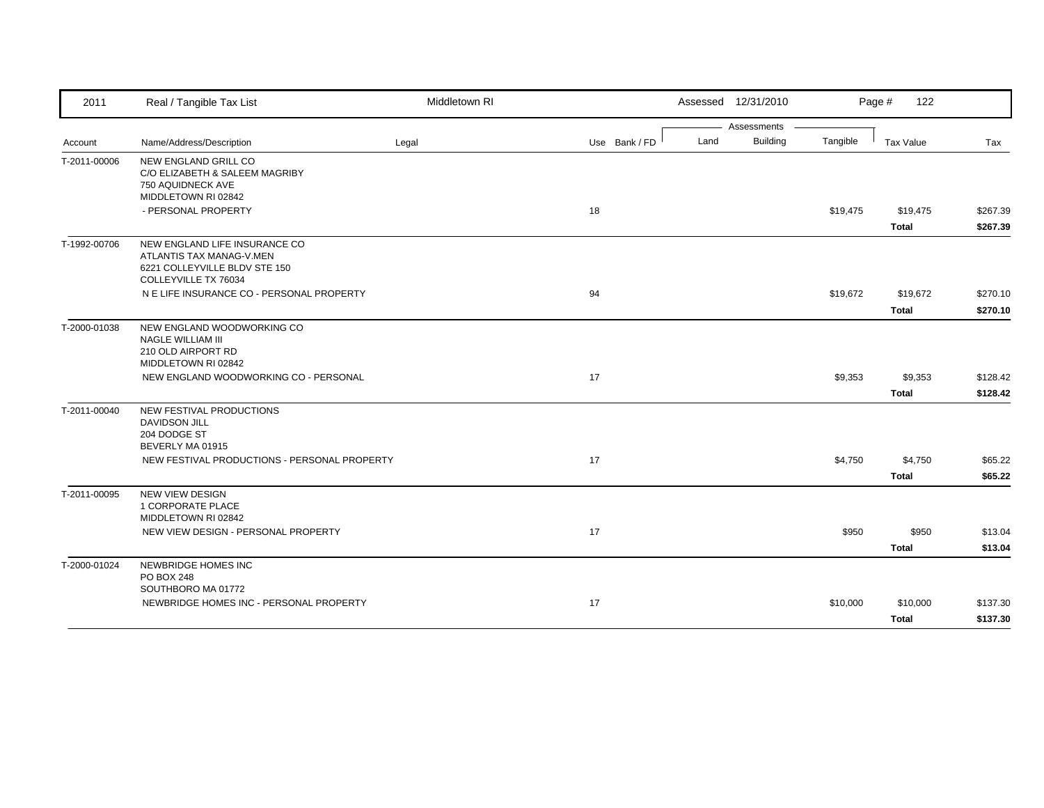| 2011 | Real / Tangible Tax List | Middletown RI | | | Assessed 12/31/2010 | | | Page # 122 | |
|---|---|---|---|---|---|---|---|---|---|
| | | | | | Assessments | | | | |
| Account | Name/Address/Description | Legal | Use | Bank / FD | Land | Building | Tangible | Tax Value | Tax |
| T-2011-00006 | NEW ENGLAND GRILL CO<br>C/O ELIZABETH & SALEEM MAGRIBY<br>750 AQUIDNECK AVE<br>MIDDLETOWN RI 02842 | | | | | | | | |
| | - PERSONAL PROPERTY | | 18 | | | | $19,475 | $19,475 | $267.39 |
| | | | | | | | | **Total** | **$267.39** |
| T-1992-00706 | NEW ENGLAND LIFE INSURANCE CO<br>ATLANTIS TAX MANAG-V.MEN<br>6221 COLLEYVILLE BLDV STE 150<br>COLLEYVILLE TX 76034 | | | | | | | | |
| | N E LIFE INSURANCE CO - PERSONAL PROPERTY | | 94 | | | | $19,672 | $19,672 | $270.10 |
| | | | | | | | | **Total** | **$270.10** |
| T-2000-01038 | NEW ENGLAND WOODWORKING CO<br>NAGLE WILLIAM III<br>210 OLD AIRPORT RD<br>MIDDLETOWN RI 02842 | | | | | | | | |
| | NEW ENGLAND WOODWORKING CO - PERSONAL | | 17 | | | | $9,353 | $9,353 | $128.42 |
| | | | | | | | | **Total** | **$128.42** |
| T-2011-00040 | NEW FESTIVAL PRODUCTIONS<br>DAVIDSON JILL<br>204 DODGE ST<br>BEVERLY MA 01915 | | | | | | | | |
| | NEW FESTIVAL PRODUCTIONS - PERSONAL PROPERTY | | 17 | | | | $4,750 | $4,750 | $65.22 |
| | | | | | | | | **Total** | **$65.22** |
| T-2011-00095 | NEW VIEW DESIGN<br>1 CORPORATE PLACE<br>MIDDLETOWN RI 02842 | | | | | | | | |
| | NEW VIEW DESIGN - PERSONAL PROPERTY | | 17 | | | | $950 | $950 | $13.04 |
| | | | | | | | | **Total** | **$13.04** |
| T-2000-01024 | NEWBRIDGE HOMES INC<br>PO BOX 248<br>SOUTHBORO MA 01772 | | | | | | | | |
| | NEWBRIDGE HOMES INC - PERSONAL PROPERTY | | 17 | | | | $10,000 | $10,000 | $137.30 |
| | | | | | | | | **Total** | **$137.30** |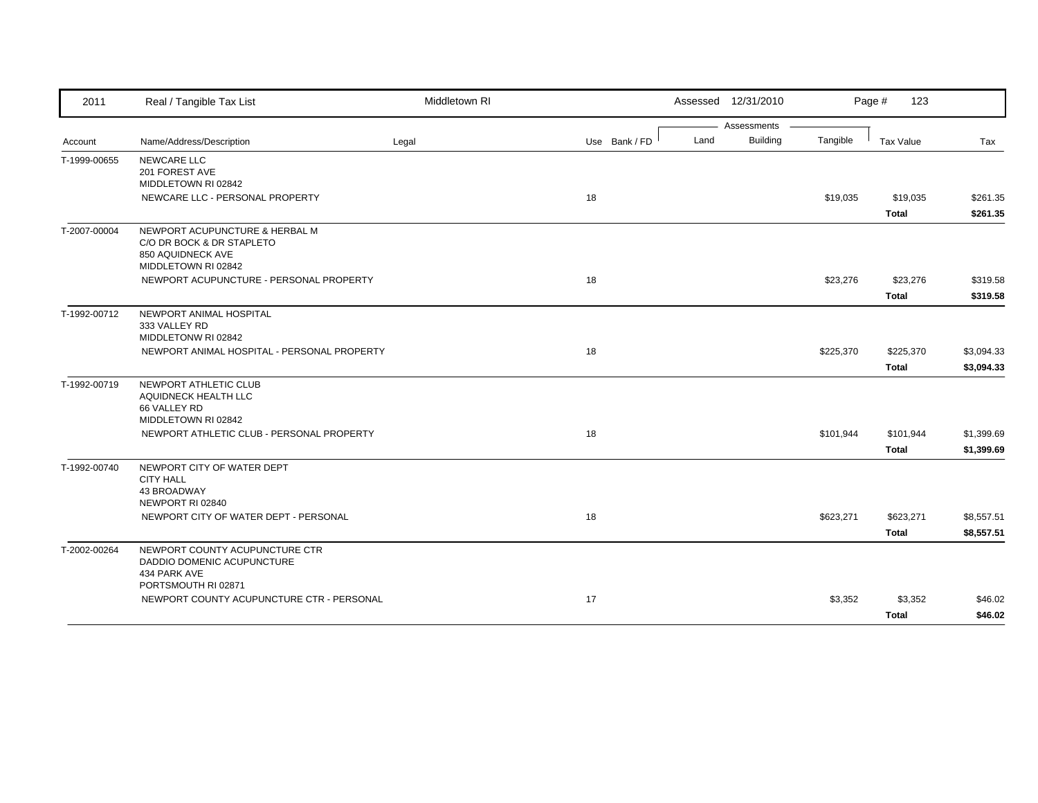| 2011 | Real / Tangible Tax List | Middletown RI | | | Assessed 12/31/2010 | | | Page # 123 | |
|---|---|---|---|---|---|---|---|---|---|
| | | | | | Assessments | | | | |
| Account | Name/Address/Description | Legal | Use | Bank / FD | Land | Building | Tangible | Tax Value | Tax |
| T-1999-00655 | NEWCARE LLC<br>201 FOREST AVE<br>MIDDLETOWN RI 02842 | | | | | | | | |
| | NEWCARE LLC - PERSONAL PROPERTY | | 18 | | | | $19,035 | $19,035 | $261.35 |
| | | | | | | | | **Total** | **$261.35** |
| T-2007-00004 | NEWPORT ACUPUNCTURE & HERBAL M<br>C/O DR BOCK & DR STAPLETO<br>850 AQUIDNECK AVE<br>MIDDLETOWN RI 02842 | | | | | | | | |
| | NEWPORT ACUPUNCTURE - PERSONAL PROPERTY | | 18 | | | | $23,276 | $23,276 | $319.58 |
| | | | | | | | | **Total** | **$319.58** |
| T-1992-00712 | NEWPORT ANIMAL HOSPITAL<br>333 VALLEY RD<br>MIDDLETONW RI 02842 | | | | | | | | |
| | NEWPORT ANIMAL HOSPITAL - PERSONAL PROPERTY | | 18 | | | | $225,370 | $225,370 | $3,094.33 |
| | | | | | | | | **Total** | **$3,094.33** |
| T-1992-00719 | NEWPORT ATHLETIC CLUB<br>AQUIDNECK HEALTH LLC<br>66 VALLEY RD<br>MIDDLETOWN RI 02842 | | | | | | | | |
| | NEWPORT ATHLETIC CLUB - PERSONAL PROPERTY | | 18 | | | | $101,944 | $101,944 | $1,399.69 |
| | | | | | | | | **Total** | **$1,399.69** |
| T-1992-00740 | NEWPORT CITY OF WATER DEPT<br>CITY HALL<br>43 BROADWAY<br>NEWPORT RI 02840 | | | | | | | | |
| | NEWPORT CITY OF WATER DEPT - PERSONAL | | 18 | | | | $623,271 | $623,271 | $8,557.51 |
| | | | | | | | | **Total** | **$8,557.51** |
| T-2002-00264 | NEWPORT COUNTY ACUPUNCTURE CTR<br>DADDIO DOMENIC ACUPUNCTURE<br>434 PARK AVE<br>PORTSMOUTH RI 02871 | | | | | | | | |
| | NEWPORT COUNTY ACUPUNCTURE CTR - PERSONAL | | 17 | | | | $3,352 | $3,352 | $46.02 |
| | | | | | | | | **Total** | **$46.02** |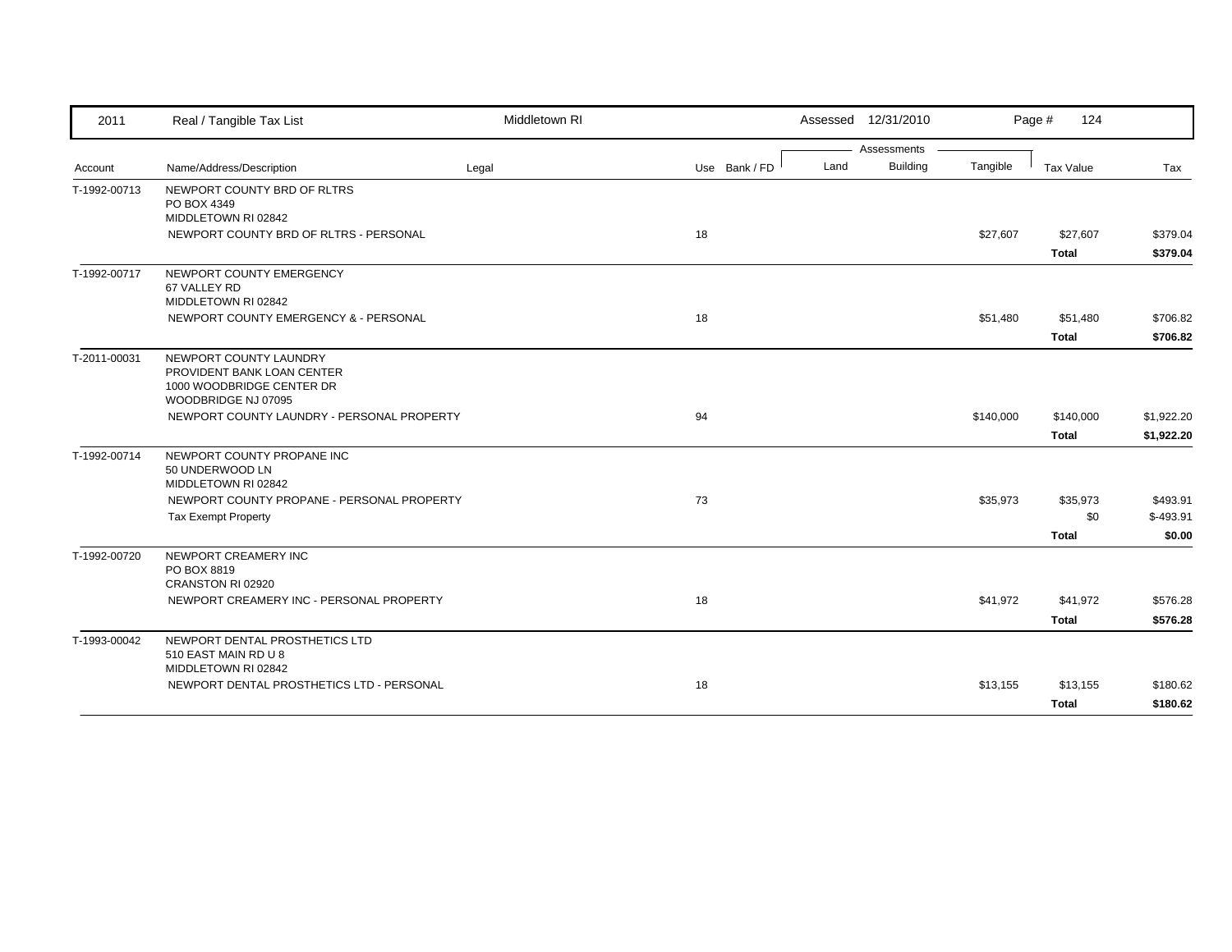| 2011 | Real / Tangible Tax List | Middletown RI | | Assessed 12/31/2010 | | | Page # 124 | |
|---|---|---|---|---|---|---|---|---|
| | | | | Assessments | | | | |
| Account | Name/Address/Description | Legal | Use Bank / FD | Land | Building | Tangible | Tax Value | Tax |
| T-1992-00713 | NEWPORT COUNTY BRD OF RLTRS<br>PO BOX 4349<br>MIDDLETOWN RI 02842 | | | | | | | |
| | NEWPORT COUNTY BRD OF RLTRS - PERSONAL | | 18 | | | $27,607 | $27,607 | $379.04 |
| | | | | | | | **Total** | **$379.04** |
| T-1992-00717 | NEWPORT COUNTY EMERGENCY<br>67 VALLEY RD<br>MIDDLETOWN RI 02842 | | | | | | | |
| | NEWPORT COUNTY EMERGENCY & - PERSONAL | | 18 | | | $51,480 | $51,480 | $706.82 |
| | | | | | | | **Total** | **$706.82** |
| T-2011-00031 | NEWPORT COUNTY LAUNDRY<br>PROVIDENT BANK LOAN CENTER<br>1000 WOODBRIDGE CENTER DR<br>WOODBRIDGE NJ 07095 | | | | | | | |
| | NEWPORT COUNTY LAUNDRY - PERSONAL PROPERTY | | 94 | | | $140,000 | $140,000 | $1,922.20 |
| | | | | | | | **Total** | **$1,922.20** |
| T-1992-00714 | NEWPORT COUNTY PROPANE INC<br>50 UNDERWOOD LN<br>MIDDLETOWN RI 02842 | | | | | | | |
| | NEWPORT COUNTY PROPANE - PERSONAL PROPERTY | | 73 | | | $35,973 | $35,973 | $493.91 |
| | Tax Exempt Property | | | | | | $0 | $-493.91 |
| | | | | | | | **Total** | **$0.00** |
| T-1992-00720 | NEWPORT CREAMERY INC<br>PO BOX 8819<br>CRANSTON RI 02920 | | | | | | | |
| | NEWPORT CREAMERY INC - PERSONAL PROPERTY | | 18 | | | $41,972 | $41,972 | $576.28 |
| | | | | | | | **Total** | **$576.28** |
| T-1993-00042 | NEWPORT DENTAL PROSTHETICS LTD<br>510 EAST MAIN RD U 8<br>MIDDLETOWN RI 02842 | | | | | | | |
| | NEWPORT DENTAL PROSTHETICS LTD - PERSONAL | | 18 | | | $13,155 | $13,155 | $180.62 |
| | | | | | | | **Total** | **$180.62** |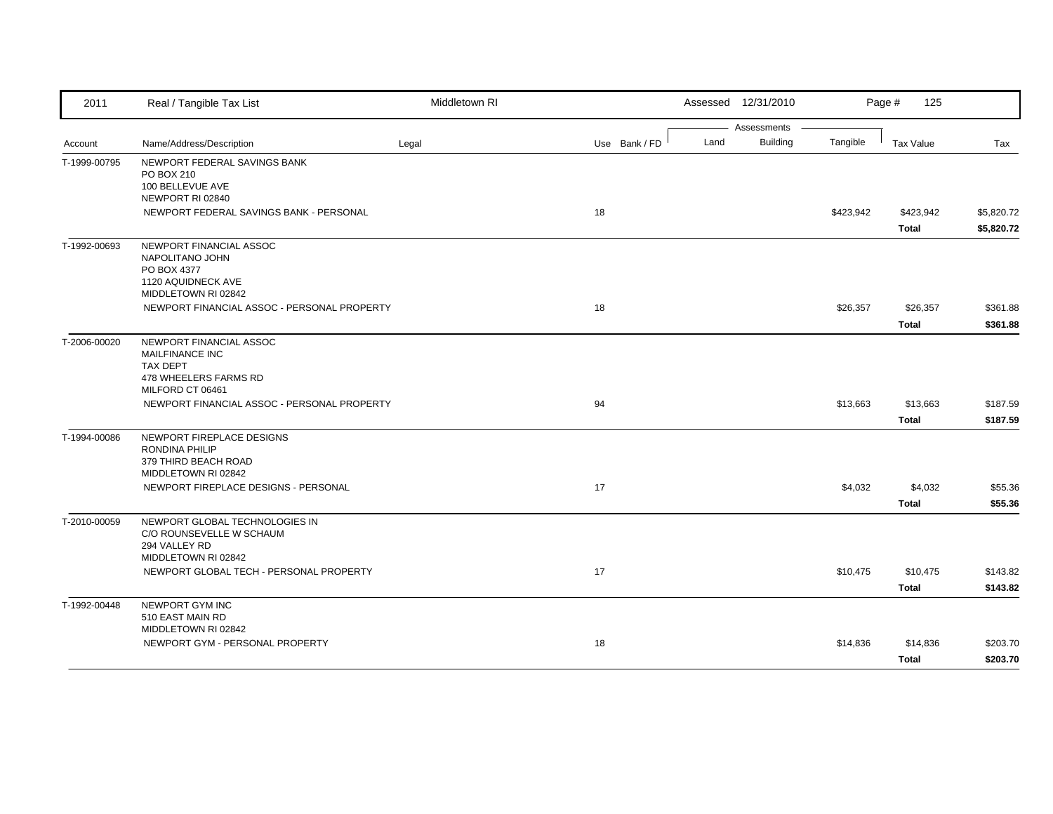| 2011 | Real / Tangible Tax List | Middletown RI | | | Assessed 12/31/2010 | | | Page # 125 | |
|---|---|---|---|---|---|---|---|---|---|
| | | | | | Assessments | | | | |
| Account | Name/Address/Description | Legal | Use | Bank / FD | Land | Building | Tangible | Tax Value | Tax |
| T-1999-00795 | NEWPORT FEDERAL SAVINGS BANK<br>PO BOX 210<br>100 BELLEVUE AVE<br>NEWPORT RI 02840 | | | | | | | | |
| | NEWPORT FEDERAL SAVINGS BANK - PERSONAL | | 18 | | | | $423,942 | $423,942 | $5,820.72 |
| | | | | | | | | **Total** | **$5,820.72** |
| T-1992-00693 | NEWPORT FINANCIAL ASSOC<br>NAPOLITANO JOHN<br>PO BOX 4377<br>1120 AQUIDNECK AVE<br>MIDDLETOWN RI 02842 | | | | | | | | |
| | NEWPORT FINANCIAL ASSOC - PERSONAL PROPERTY | | 18 | | | | $26,357 | $26,357 | $361.88 |
| | | | | | | | | **Total** | **$361.88** |
| T-2006-00020 | NEWPORT FINANCIAL ASSOC<br>MAILFINANCE INC<br>TAX DEPT<br>478 WHEELERS FARMS RD<br>MILFORD CT 06461 | | | | | | | | |
| | NEWPORT FINANCIAL ASSOC - PERSONAL PROPERTY | | 94 | | | | $13,663 | $13,663 | $187.59 |
| | | | | | | | | **Total** | **$187.59** |
| T-1994-00086 | NEWPORT FIREPLACE DESIGNS<br>RONDINA PHILIP<br>379 THIRD BEACH ROAD<br>MIDDLETOWN RI 02842 | | | | | | | | |
| | NEWPORT FIREPLACE DESIGNS - PERSONAL | | 17 | | | | $4,032 | $4,032 | $55.36 |
| | | | | | | | | **Total** | **$55.36** |
| T-2010-00059 | NEWPORT GLOBAL TECHNOLOGIES IN<br>C/O ROUNSEVELLE W SCHAUM<br>294 VALLEY RD<br>MIDDLETOWN RI 02842 | | | | | | | | |
| | NEWPORT GLOBAL TECH - PERSONAL PROPERTY | | 17 | | | | $10,475 | $10,475 | $143.82 |
| | | | | | | | | **Total** | **$143.82** |
| T-1992-00448 | NEWPORT GYM INC<br>510 EAST MAIN RD<br>MIDDLETOWN RI 02842 | | | | | | | | |
| | NEWPORT GYM - PERSONAL PROPERTY | | 18 | | | | $14,836 | $14,836 | $203.70 |
| | | | | | | | | **Total** | **$203.70** |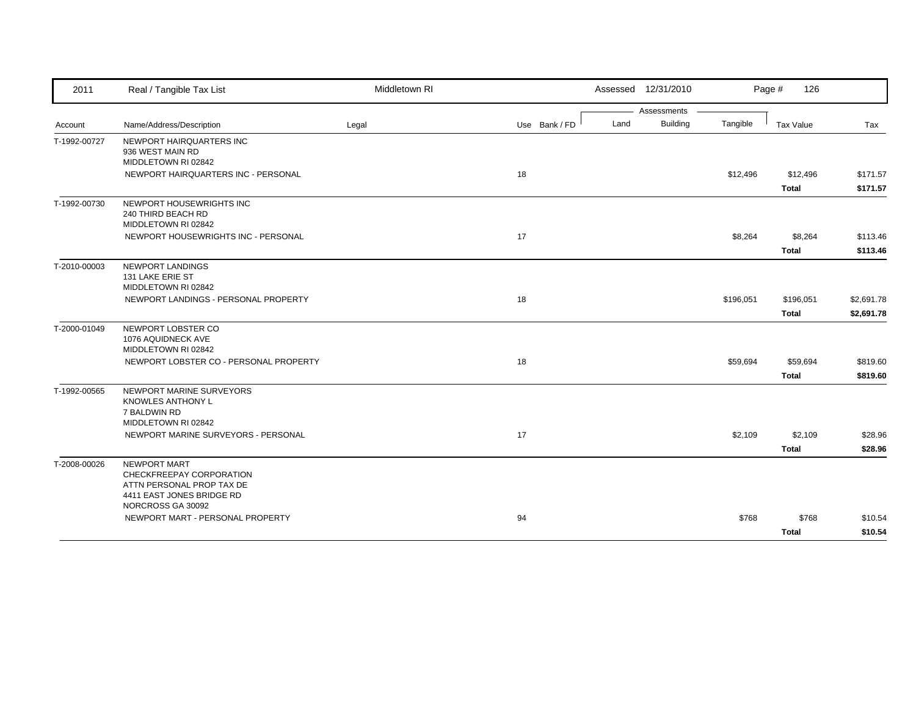| 2011 | Real / Tangible Tax List | Middletown RI | | | Assessed 12/31/2010 | | | Page # 126 | |
|---|---|---|---|---|---|---|---|---|---|
| | | | | | Assessments | | | | |
| Account | Name/Address/Description | Legal | Use | Bank / FD | Land | Building | Tangible | Tax Value | Tax |
| T-1992-00727 | NEWPORT HAIRQUARTERS INC<br>936 WEST MAIN RD<br>MIDDLETOWN RI 02842 | | | | | | | | |
| | NEWPORT HAIRQUARTERS INC - PERSONAL | | 18 | | | | $12,496 | $12,496 | $171.57 |
| | | | | | | | | **Total** | **$171.57** |
| T-1992-00730 | NEWPORT HOUSEWRIGHTS INC<br>240 THIRD BEACH RD<br>MIDDLETOWN RI 02842 | | | | | | | | |
| | NEWPORT HOUSEWRIGHTS INC - PERSONAL | | 17 | | | | $8,264 | $8,264 | $113.46 |
| | | | | | | | | **Total** | **$113.46** |
| T-2010-00003 | NEWPORT LANDINGS<br>131 LAKE ERIE ST<br>MIDDLETOWN RI 02842 | | | | | | | | |
| | NEWPORT LANDINGS - PERSONAL PROPERTY | | 18 | | | | $196,051 | $196,051 | $2,691.78 |
| | | | | | | | | **Total** | **$2,691.78** |
| T-2000-01049 | NEWPORT LOBSTER CO<br>1076 AQUIDNECK AVE<br>MIDDLETOWN RI 02842 | | | | | | | | |
| | NEWPORT LOBSTER CO - PERSONAL PROPERTY | | 18 | | | | $59,694 | $59,694 | $819.60 |
| | | | | | | | | **Total** | **$819.60** |
| T-1992-00565 | NEWPORT MARINE SURVEYORS<br>KNOWLES ANTHONY L<br>7 BALDWIN RD<br>MIDDLETOWN RI 02842 | | | | | | | | |
| | NEWPORT MARINE SURVEYORS - PERSONAL | | 17 | | | | $2,109 | $2,109 | $28.96 |
| | | | | | | | | **Total** | **$28.96** |
| T-2008-00026 | NEWPORT MART<br>CHECKFREEPAY CORPORATION<br>ATTN PERSONAL PROP TAX DE<br>4411 EAST JONES BRIDGE RD<br>NORCROSS GA 30092 | | | | | | | | |
| | NEWPORT MART - PERSONAL PROPERTY | | 94 | | | | $768 | $768 | $10.54 |
| | | | | | | | | **Total** | **$10.54** |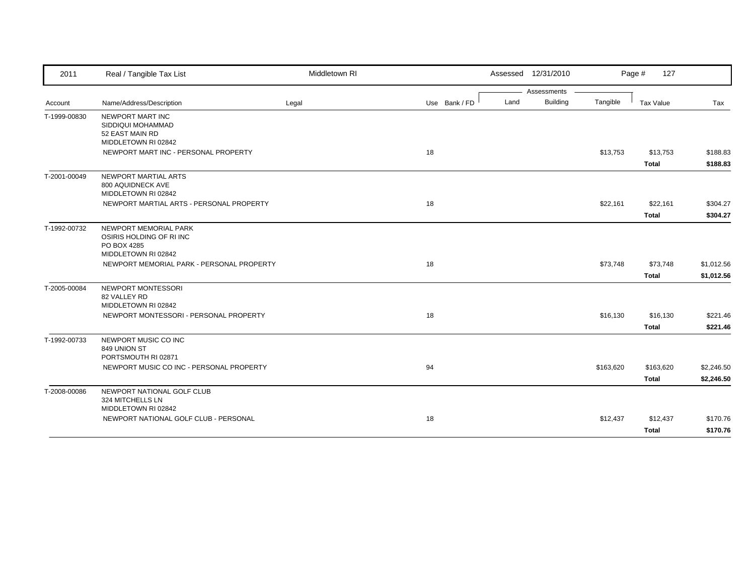| 2011 | Real / Tangible Tax List | Middletown RI | | | Assessed 12/31/2010 | | | Page # 127 | |
|---|---|---|---|---|---|---|---|---|---|
| | | | | | Assessments | | | | |
| Account | Name/Address/Description | Legal | Use | Bank / FD | Land | Building | Tangible | Tax Value | Tax |
| T-1999-00830 | NEWPORT MART INC<br>SIDDIQUI MOHAMMAD<br>52 EAST MAIN RD<br>MIDDLETOWN RI 02842 | | | | | | | | |
| | NEWPORT MART INC - PERSONAL PROPERTY | | 18 | | | | $13,753 | $13,753 | $188.83 |
| | | | | | | | | **Total** | **$188.83** |
| T-2001-00049 | NEWPORT MARTIAL ARTS<br>800 AQUIDNECK AVE<br>MIDDLETOWN RI 02842 | | | | | | | | |
| | NEWPORT MARTIAL ARTS - PERSONAL PROPERTY | | 18 | | | | $22,161 | $22,161 | $304.27 |
| | | | | | | | | **Total** | **$304.27** |
| T-1992-00732 | NEWPORT MEMORIAL PARK<br>OSIRIS HOLDING OF RI INC<br>PO BOX 4285<br>MIDDLETOWN RI 02842 | | | | | | | | |
| | NEWPORT MEMORIAL PARK - PERSONAL PROPERTY | | 18 | | | | $73,748 | $73,748 | $1,012.56 |
| | | | | | | | | **Total** | **$1,012.56** |
| T-2005-00084 | NEWPORT MONTESSORI<br>82 VALLEY RD<br>MIDDLETOWN RI 02842 | | | | | | | | |
| | NEWPORT MONTESSORI - PERSONAL PROPERTY | | 18 | | | | $16,130 | $16,130 | $221.46 |
| | | | | | | | | **Total** | **$221.46** |
| T-1992-00733 | NEWPORT MUSIC CO INC<br>849 UNION ST<br>PORTSMOUTH RI 02871 | | | | | | | | |
| | NEWPORT MUSIC CO INC - PERSONAL PROPERTY | | 94 | | | | $163,620 | $163,620 | $2,246.50 |
| | | | | | | | | **Total** | **$2,246.50** |
| T-2008-00086 | NEWPORT NATIONAL GOLF CLUB<br>324 MITCHELLS LN<br>MIDDLETOWN RI 02842 | | | | | | | | |
| | NEWPORT NATIONAL GOLF CLUB - PERSONAL | | 18 | | | | $12,437 | $12,437 | $170.76 |
| | | | | | | | | **Total** | **$170.76** |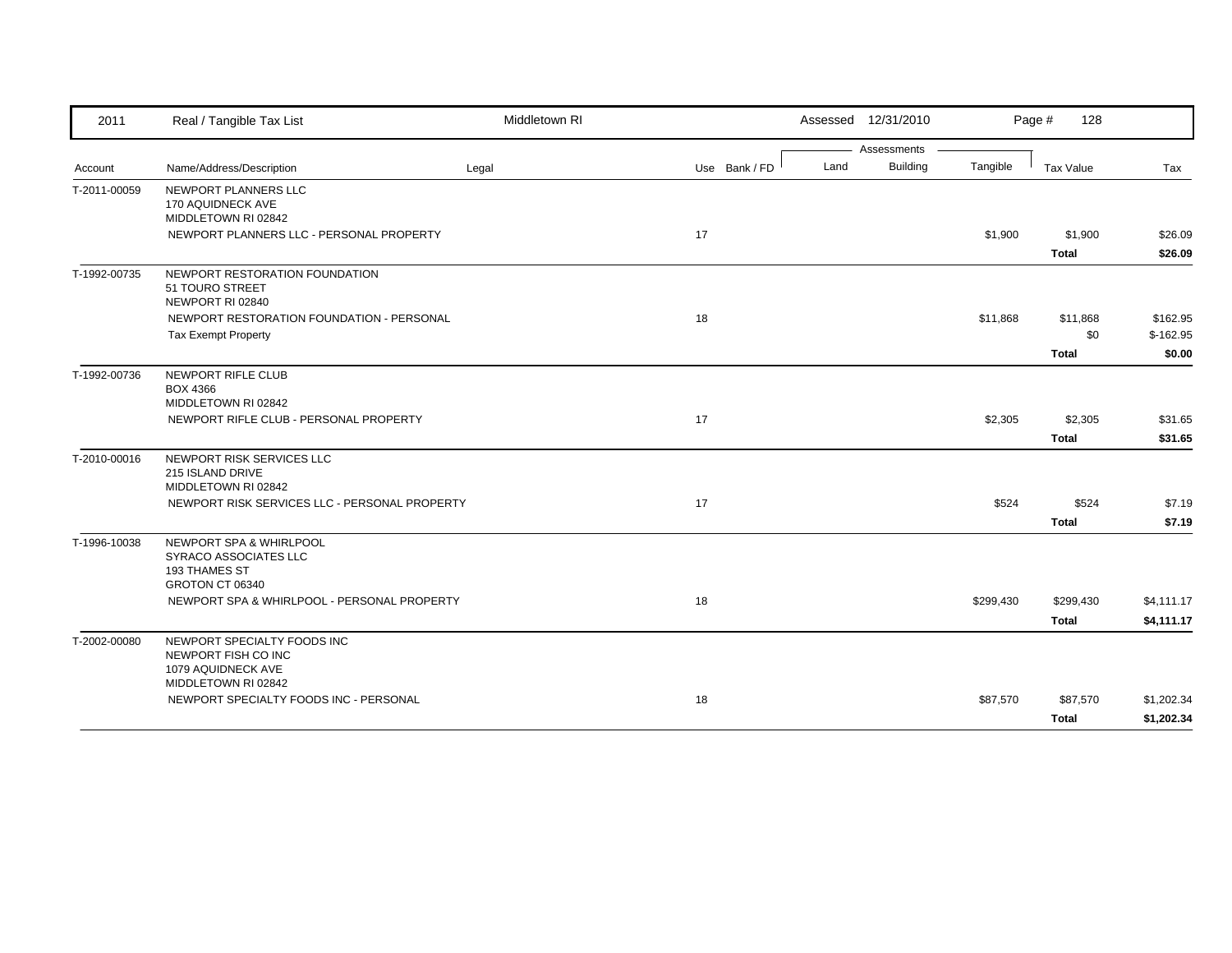| 2011 | Real / Tangible Tax List | Middletown RI | | Assessed 12/31/2010 | | | | |
|---|---|---|---|---|---|---|---|---|
| | | | | Assessments | | | | |
| Account | Name/Address/Description | Legal | Use Bank / FD | Land | Building | Tangible | Tax Value | Tax |
| T-2011-00059 | NEWPORT PLANNERS LLC<br>170 AQUIDNECK AVE<br>MIDDLETOWN RI 02842 | | | | | | | |
| | NEWPORT PLANNERS LLC - PERSONAL PROPERTY | | 17 | | | $1,900 | $1,900 | $26.09 |
| | | | | | | | **Total** | **$26.09** |
| T-1992-00735 | NEWPORT RESTORATION FOUNDATION<br>51 TOURO STREET<br>NEWPORT RI 02840 | | | | | | | |
| | NEWPORT RESTORATION FOUNDATION - PERSONAL | | 18 | | | $11,868 | $11,868 | $162.95 |
| | Tax Exempt Property | | | | | | $0 | $-162.95 |
| | | | | | | | **Total** | **$0.00** |
| T-1992-00736 | NEWPORT RIFLE CLUB<br>BOX 4366<br>MIDDLETOWN RI 02842 | | | | | | | |
| | NEWPORT RIFLE CLUB - PERSONAL PROPERTY | | 17 | | | $2,305 | $2,305 | $31.65 |
| | | | | | | | **Total** | **$31.65** |
| T-2010-00016 | NEWPORT RISK SERVICES LLC<br>215 ISLAND DRIVE<br>MIDDLETOWN RI 02842 | | | | | | | |
| | NEWPORT RISK SERVICES LLC - PERSONAL PROPERTY | | 17 | | | $524 | $524 | $7.19 |
| | | | | | | | **Total** | **$7.19** |
| T-1996-10038 | NEWPORT SPA & WHIRLPOOL<br>SYRACO ASSOCIATES LLC<br>193 THAMES ST<br>GROTON CT 06340 | | | | | | | |
| | NEWPORT SPA & WHIRLPOOL - PERSONAL PROPERTY | | 18 | | | $299,430 | $299,430 | $4,111.17 |
| | | | | | | | **Total** | **$4,111.17** |
| T-2002-00080 | NEWPORT SPECIALTY FOODS INC<br>NEWPORT FISH CO INC<br>1079 AQUIDNECK AVE<br>MIDDLETOWN RI 02842 | | | | | | | |
| | NEWPORT SPECIALTY FOODS INC - PERSONAL | | 18 | | | $87,570 | $87,570 | $1,202.34 |
| | | | | | | | **Total** | **$1,202.34** |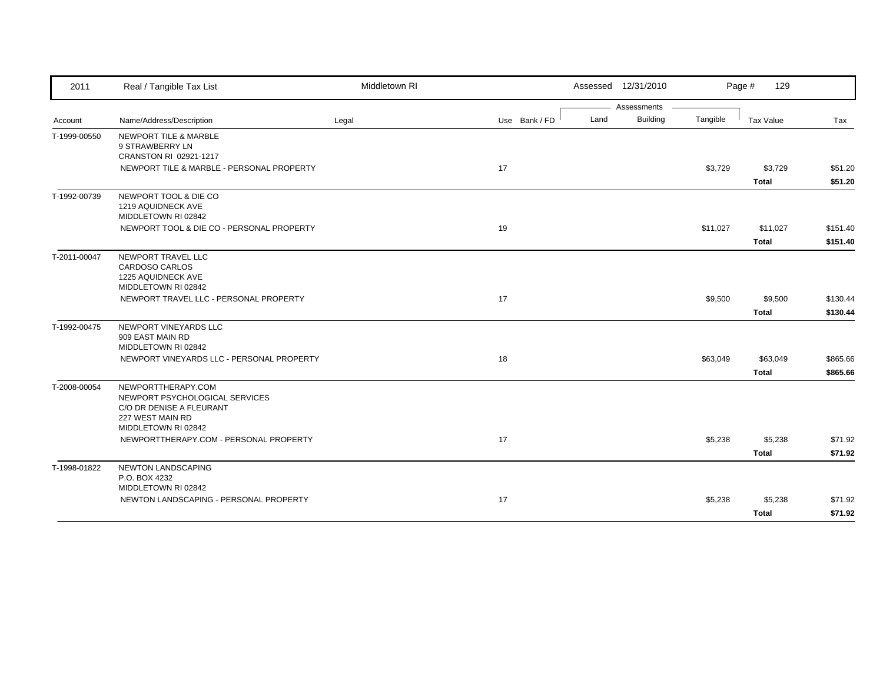| Account | Name/Address/Description | Legal | Use | Bank / FD | Land | Building | Tangible | Tax Value | Tax |
|---|---|---|---|---|---|---|---|---|---|
| T-1999-00550 | NEWPORT TILE & MARBLE<br>9 STRAWBERRY LN<br>CRANSTON RI 02921-1217 | | | | | | | | |
| | NEWPORT TILE & MARBLE - PERSONAL PROPERTY | | 17 | | | | $3,729 | $3,729 | $51.20 |
| | | | | | | | | **Total** | **$51.20** |
| T-1992-00739 | NEWPORT TOOL & DIE CO<br>1219 AQUIDNECK AVE<br>MIDDLETOWN RI 02842 | | | | | | | | |
| | NEWPORT TOOL & DIE CO - PERSONAL PROPERTY | | 19 | | | | $11,027 | $11,027 | $151.40 |
| | | | | | | | | **Total** | **$151.40** |
| T-2011-00047 | NEWPORT TRAVEL LLC<br>CARDOSO CARLOS<br>1225 AQUIDNECK AVE<br>MIDDLETOWN RI 02842 | | | | | | | | |
| | NEWPORT TRAVEL LLC - PERSONAL PROPERTY | | 17 | | | | $9,500 | $9,500 | $130.44 |
| | | | | | | | | **Total** | **$130.44** |
| T-1992-00475 | NEWPORT VINEYARDS LLC<br>909 EAST MAIN RD<br>MIDDLETOWN RI 02842 | | | | | | | | |
| | NEWPORT VINEYARDS LLC - PERSONAL PROPERTY | | 18 | | | | $63,049 | $63,049 | $865.66 |
| | | | | | | | | **Total** | **$865.66** |
| T-2008-00054 | NEWPORTTHERAPY.COM<br>NEWPORT PSYCHOLOGICAL SERVICES<br>C/O DR DENISE A FLEURANT<br>227 WEST MAIN RD<br>MIDDLETOWN RI 02842 | | | | | | | | |
| | NEWPORTTHERAPY.COM - PERSONAL PROPERTY | | 17 | | | | $5,238 | $5,238 | $71.92 |
| | | | | | | | | **Total** | **$71.92** |
| T-1998-01822 | NEWTON LANDSCAPING<br>P.O. BOX 4232<br>MIDDLETOWN RI 02842 | | | | | | | | |
| | NEWTON LANDSCAPING - PERSONAL PROPERTY | | 17 | | | | $5,238 | $5,238 | $71.92 |
| | | | | | | | | **Total** | **$71.92** |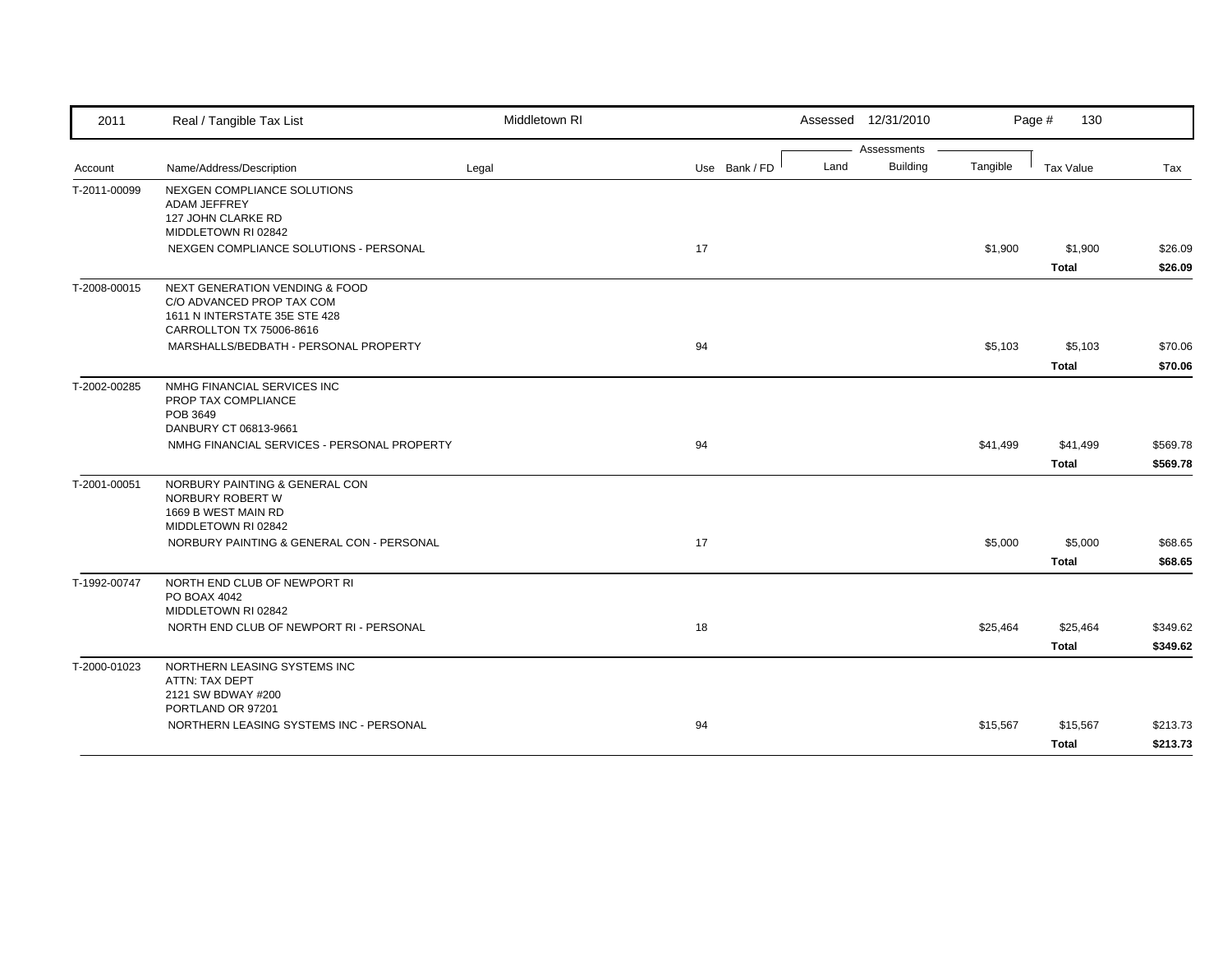| Account | Name/Address/Description | Legal | Use | Bank / FD | Land | Building | Tangible | Tax Value | Tax |
|---|---|---|---|---|---|---|---|---|---|
| T-2011-00099 | NEXGEN COMPLIANCE SOLUTIONS<br>ADAM JEFFREY<br>127 JOHN CLARKE RD<br>MIDDLETOWN RI 02842 | | | | | | | | |
| | NEXGEN COMPLIANCE SOLUTIONS - PERSONAL | | 17 | | | | $1,900 | $1,900 | $26.09 |
| | | | | | | | | **Total** | **$26.09** |
| T-2008-00015 | NEXT GENERATION VENDING & FOOD<br>C/O ADVANCED PROP TAX COM<br>1611 N INTERSTATE 35E STE 428<br>CARROLLTON TX 75006-8616 | | | | | | | | |
| | MARSHALLS/BEDBATH - PERSONAL PROPERTY | | 94 | | | | $5,103 | $5,103 | $70.06 |
| | | | | | | | | **Total** | **$70.06** |
| T-2002-00285 | NMHG FINANCIAL SERVICES INC<br>PROP TAX COMPLIANCE<br>POB 3649<br>DANBURY CT 06813-9661 | | | | | | | | |
| | NMHG FINANCIAL SERVICES - PERSONAL PROPERTY | | 94 | | | | $41,499 | $41,499 | $569.78 |
| | | | | | | | | **Total** | **$569.78** |
| T-2001-00051 | NORBURY PAINTING & GENERAL CON<br>NORBURY ROBERT W<br>1669 B WEST MAIN RD<br>MIDDLETOWN RI 02842 | | | | | | | | |
| | NORBURY PAINTING & GENERAL CON - PERSONAL | | 17 | | | | $5,000 | $5,000 | $68.65 |
| | | | | | | | | **Total** | **$68.65** |
| T-1992-00747 | NORTH END CLUB OF NEWPORT RI<br>PO BOAX 4042<br>MIDDLETOWN RI 02842 | | | | | | | | |
| | NORTH END CLUB OF NEWPORT RI - PERSONAL | | 18 | | | | $25,464 | $25,464 | $349.62 |
| | | | | | | | | **Total** | **$349.62** |
| T-2000-01023 | NORTHERN LEASING SYSTEMS INC<br>ATTN: TAX DEPT<br>2121 SW BDWAY #200<br>PORTLAND OR 97201 | | | | | | | | |
| | NORTHERN LEASING SYSTEMS INC - PERSONAL | | 94 | | | | $15,567 | $15,567 | $213.73 |
| | | | | | | | | **Total** | **$213.73** |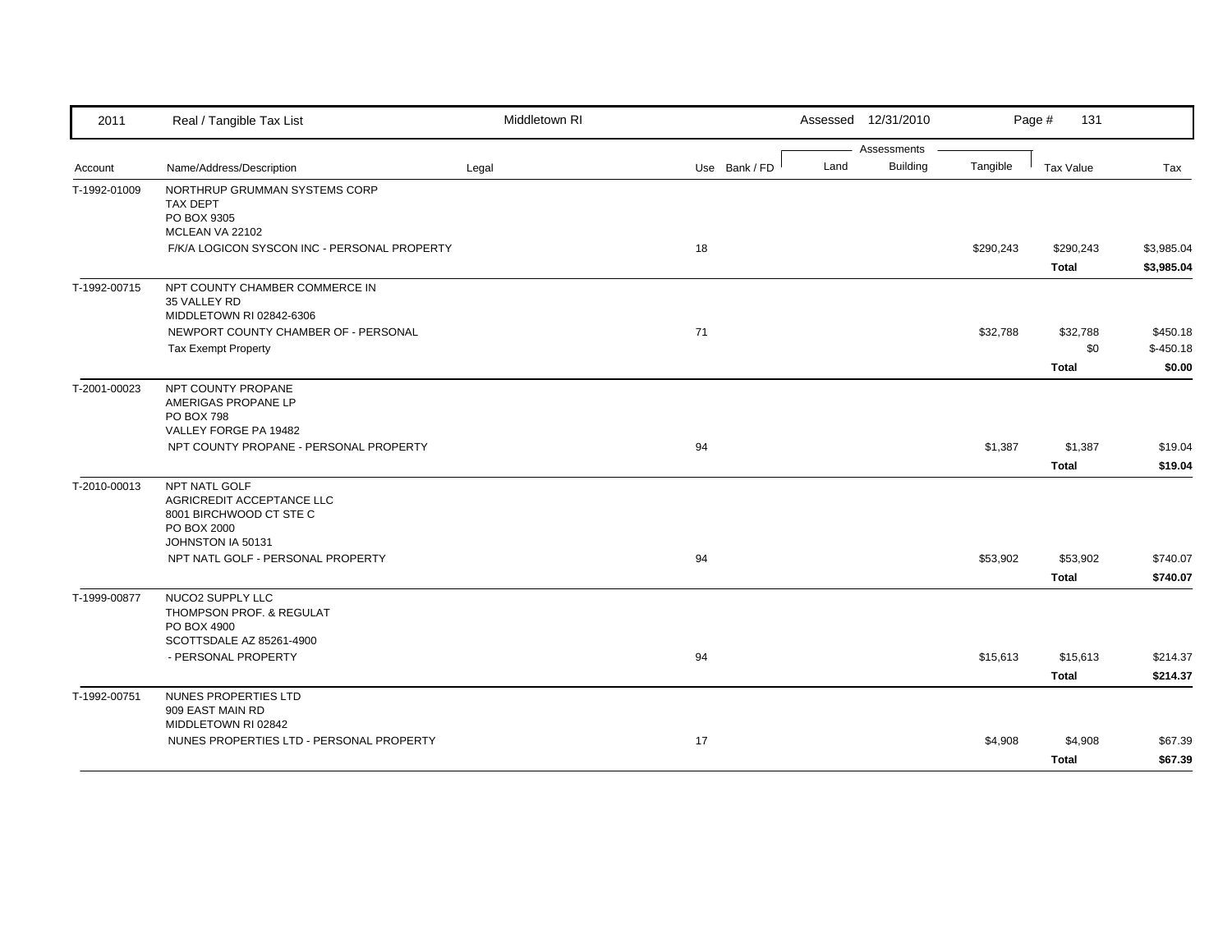| 2011 | Real / Tangible Tax List | Middletown RI | | | Assessed 12/31/2010 | | Page # 131 | |
|---|---|---|---|---|---|---|---|---|
| | | | | Assessments | | | | |
| Account | Name/Address/Description | Legal | Use Bank / FD | Land | Building | Tangible | Tax Value | Tax |
| T-1992-01009 | NORTHRUP GRUMMAN SYSTEMS CORP<br>TAX DEPT<br>PO BOX 9305<br>MCLEAN VA 22102 | | | | | | | |
| | F/K/A LOGICON SYSCON INC - PERSONAL PROPERTY | | 18 | | | $290,243 | $290,243 | $3,985.04 |
| | | | | | | | **Total** | **$3,985.04** |
| T-1992-00715 | NPT COUNTY CHAMBER COMMERCE IN<br>35 VALLEY RD<br>MIDDLETOWN RI 02842-6306 | | | | | | | |
| | NEWPORT COUNTY CHAMBER OF - PERSONAL | | 71 | | | $32,788 | $32,788 | $450.18 |
| | Tax Exempt Property | | | | | | $0 | $-450.18 |
| | | | | | | | **Total** | **$0.00** |
| T-2001-00023 | NPT COUNTY PROPANE<br>AMERIGAS PROPANE LP<br>PO BOX 798<br>VALLEY FORGE PA 19482 | | | | | | | |
| | NPT COUNTY PROPANE - PERSONAL PROPERTY | | 94 | | | $1,387 | $1,387 | $19.04 |
| | | | | | | | **Total** | **$19.04** |
| T-2010-00013 | NPT NATL GOLF<br>AGRICREDIT ACCEPTANCE LLC<br>8001 BIRCHWOOD CT STE C<br>PO BOX 2000<br>JOHNSTON IA 50131 | | | | | | | |
| | NPT NATL GOLF - PERSONAL PROPERTY | | 94 | | | $53,902 | $53,902 | $740.07 |
| | | | | | | | **Total** | **$740.07** |
| T-1999-00877 | NUCO2 SUPPLY LLC<br>THOMPSON PROF. & REGULAT<br>PO BOX 4900<br>SCOTTSDALE AZ 85261-4900 | | | | | | | |
| | - PERSONAL PROPERTY | | 94 | | | $15,613 | $15,613 | $214.37 |
| | | | | | | | **Total** | **$214.37** |
| T-1992-00751 | NUNES PROPERTIES LTD<br>909 EAST MAIN RD<br>MIDDLETOWN RI 02842 | | | | | | | |
| | NUNES PROPERTIES LTD - PERSONAL PROPERTY | | 17 | | | $4,908 | $4,908 | $67.39 |
| | | | | | | | **Total** | **$67.39** |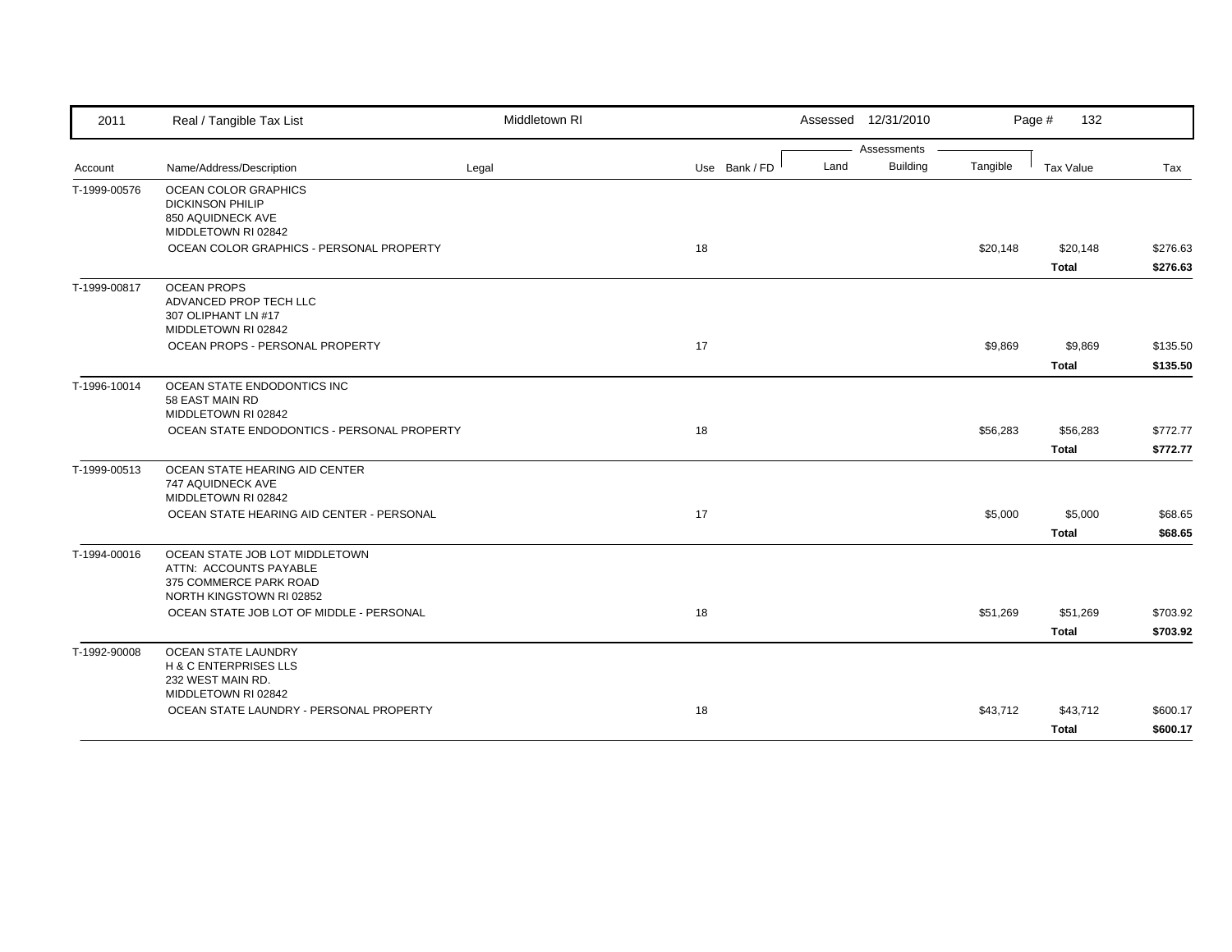| Account | Name/Address/Description | Legal | Use | Bank / FD | Land | Building | Tangible | Tax Value | Tax |
|---|---|---|---|---|---|---|---|---|---|
| T-1999-00576 | OCEAN COLOR GRAPHICS<br>DICKINSON PHILIP<br>850 AQUIDNECK AVE<br>MIDDLETOWN RI 02842 | | | | | | | | |
| | OCEAN COLOR GRAPHICS - PERSONAL PROPERTY | | 18 | | | | $20,148 | $20,148 | $276.63 |
| | | | | | | | | **Total** | **$276.63** |
| T-1999-00817 | OCEAN PROPS<br>ADVANCED PROP TECH LLC<br>307 OLIPHANT LN #17<br>MIDDLETOWN RI 02842 | | | | | | | | |
| | OCEAN PROPS - PERSONAL PROPERTY | | 17 | | | | $9,869 | $9,869 | $135.50 |
| | | | | | | | | **Total** | **$135.50** |
| T-1996-10014 | OCEAN STATE ENDODONTICS INC<br>58 EAST MAIN RD<br>MIDDLETOWN RI 02842 | | | | | | | | |
| | OCEAN STATE ENDODONTICS - PERSONAL PROPERTY | | 18 | | | | $56,283 | $56,283 | $772.77 |
| | | | | | | | | **Total** | **$772.77** |
| T-1999-00513 | OCEAN STATE HEARING AID CENTER<br>747 AQUIDNECK AVE<br>MIDDLETOWN RI 02842 | | | | | | | | |
| | OCEAN STATE HEARING AID CENTER - PERSONAL | | 17 | | | | $5,000 | $5,000 | $68.65 |
| | | | | | | | | **Total** | **$68.65** |
| T-1994-00016 | OCEAN STATE JOB LOT MIDDLETOWN<br>ATTN: ACCOUNTS PAYABLE<br>375 COMMERCE PARK ROAD<br>NORTH KINGSTOWN RI 02852 | | | | | | | | |
| | OCEAN STATE JOB LOT OF MIDDLE - PERSONAL | | 18 | | | | $51,269 | $51,269 | $703.92 |
| | | | | | | | | **Total** | **$703.92** |
| T-1992-90008 | OCEAN STATE LAUNDRY<br>H & C ENTERPRISES LLS<br>232 WEST MAIN RD.<br>MIDDLETOWN RI 02842 | | | | | | | | |
| | OCEAN STATE LAUNDRY - PERSONAL PROPERTY | | 18 | | | | $43,712 | $43,712 | $600.17 |
| | | | | | | | | **Total** | **$600.17** |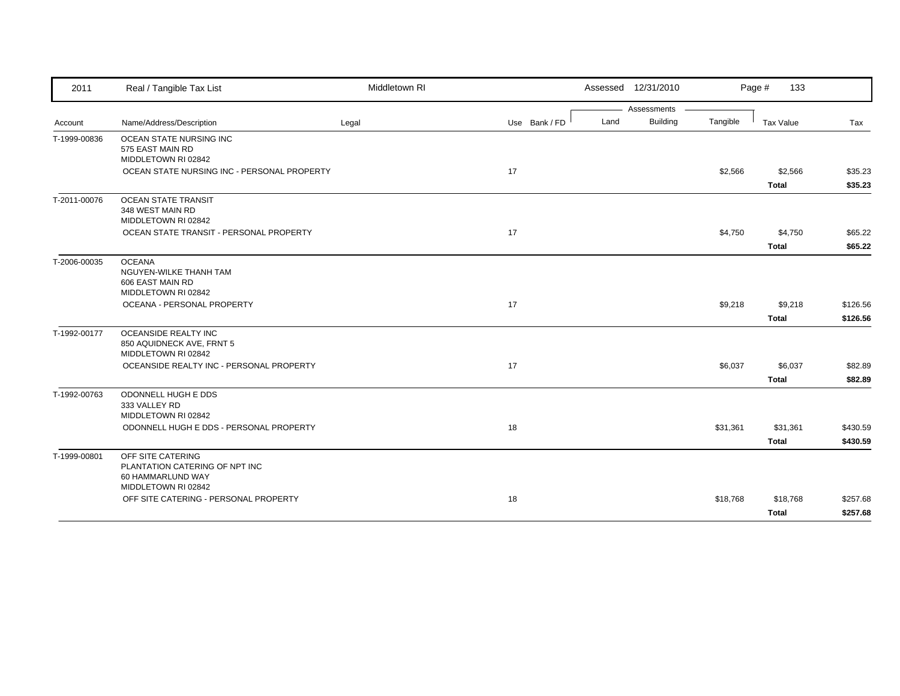| Account | Name/Address/Description | Legal | Use | Bank / FD | Land | Building | Tangible | Tax Value | Tax |
|---|---|---|---|---|---|---|---|---|---|
| T-1999-00836 | OCEAN STATE NURSING INC<br>575 EAST MAIN RD<br>MIDDLETOWN RI 02842 | | | | | | | | |
| | OCEAN STATE NURSING INC - PERSONAL PROPERTY | | 17 | | | | $2,566 | $2,566 | $35.23 |
| | | | | | | | | **Total** | **$35.23** |
| T-2011-00076 | OCEAN STATE TRANSIT<br>348 WEST MAIN RD<br>MIDDLETOWN RI 02842 | | | | | | | | |
| | OCEAN STATE TRANSIT - PERSONAL PROPERTY | | 17 | | | | $4,750 | $4,750 | $65.22 |
| | | | | | | | | **Total** | **$65.22** |
| T-2006-00035 | OCEANA<br>NGUYEN-WILKE THANH TAM<br>606 EAST MAIN RD<br>MIDDLETOWN RI 02842 | | | | | | | | |
| | OCEANA - PERSONAL PROPERTY | | 17 | | | | $9,218 | $9,218 | $126.56 |
| | | | | | | | | **Total** | **$126.56** |
| T-1992-00177 | OCEANSIDE REALTY INC<br>850 AQUIDNECK AVE, FRNT 5<br>MIDDLETOWN RI 02842 | | | | | | | | |
| | OCEANSIDE REALTY INC - PERSONAL PROPERTY | | 17 | | | | $6,037 | $6,037 | $82.89 |
| | | | | | | | | **Total** | **$82.89** |
| T-1992-00763 | ODONNELL HUGH E DDS<br>333 VALLEY RD<br>MIDDLETOWN RI 02842 | | | | | | | | |
| | ODONNELL HUGH E DDS - PERSONAL PROPERTY | | 18 | | | | $31,361 | $31,361 | $430.59 |
| | | | | | | | | **Total** | **$430.59** |
| T-1999-00801 | OFF SITE CATERING<br>PLANTATION CATERING OF NPT INC<br>60 HAMMARLUND WAY<br>MIDDLETOWN RI 02842 | | | | | | | | |
| | OFF SITE CATERING - PERSONAL PROPERTY | | 18 | | | | $18,768 | $18,768 | $257.68 |
| | | | | | | | | **Total** | **$257.68** |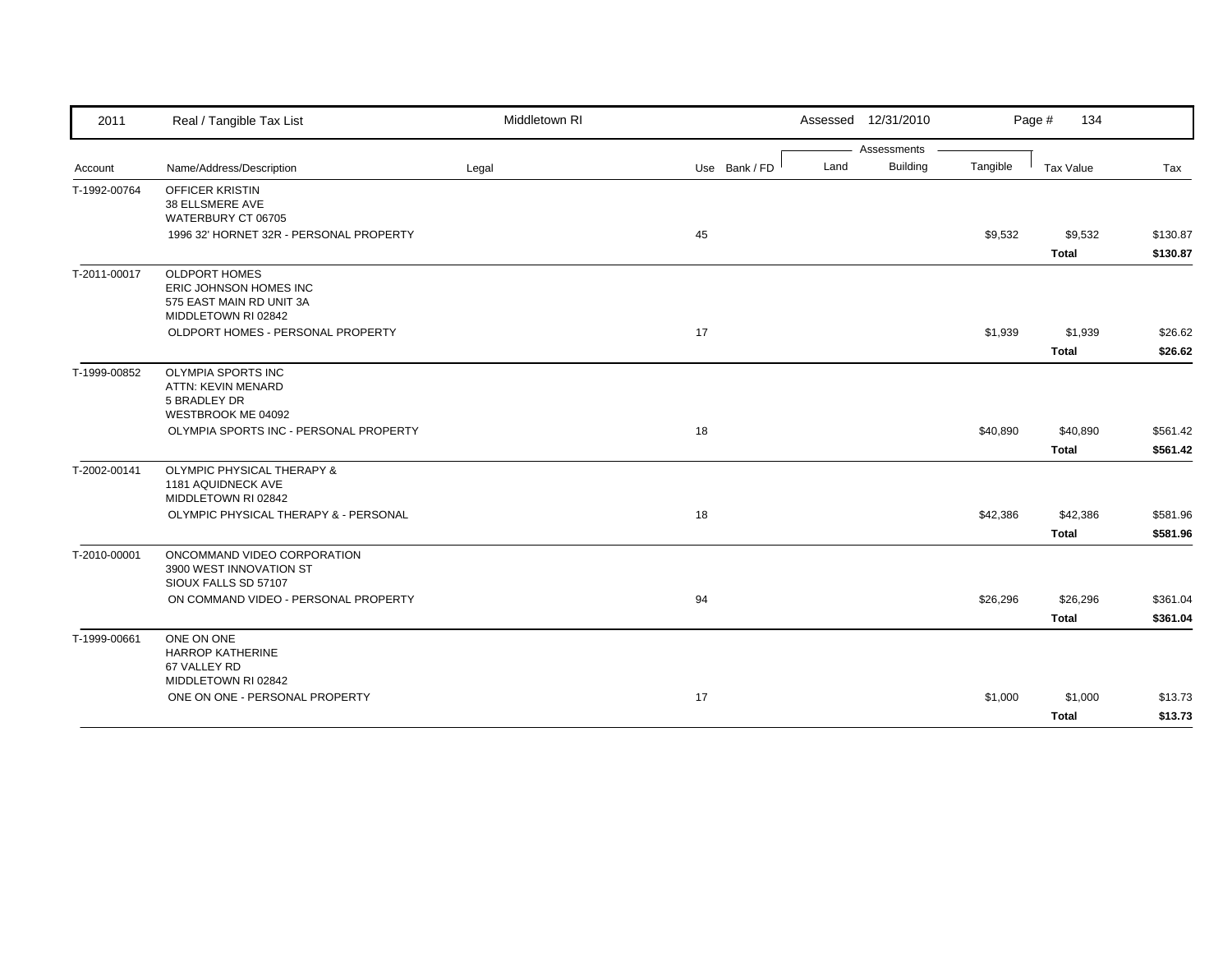| 2011 | Real / Tangible Tax List | Middletown RI | | Assessed 12/31/2010 | | | Page # 134 | |
|---|---|---|---|---|---|---|---|---|
| | | | | Assessments | | | | |
| Account | Name/Address/Description | Legal | Use Bank / FD | Land | Building | Tangible | Tax Value | Tax |
| T-1992-00764 | OFFICER KRISTIN<br>38 ELLSMERE AVE<br>WATERBURY CT 06705 | | | | | | | |
| | 1996 32' HORNET 32R - PERSONAL PROPERTY | | 45 | | | $9,532 | $9,532 | $130.87 |
| | | | | | | | **Total** | **$130.87** |
| T-2011-00017 | OLDPORT HOMES<br>ERIC JOHNSON HOMES INC<br>575 EAST MAIN RD UNIT 3A<br>MIDDLETOWN RI 02842 | | | | | | | |
| | OLDPORT HOMES - PERSONAL PROPERTY | | 17 | | | $1,939 | $1,939 | $26.62 |
| | | | | | | | **Total** | **$26.62** |
| T-1999-00852 | OLYMPIA SPORTS INC<br>ATTN: KEVIN MENARD<br>5 BRADLEY DR<br>WESTBROOK ME 04092 | | | | | | | |
| | OLYMPIA SPORTS INC - PERSONAL PROPERTY | | 18 | | | $40,890 | $40,890 | $561.42 |
| | | | | | | | **Total** | **$561.42** |
| T-2002-00141 | OLYMPIC PHYSICAL THERAPY &<br>1181 AQUIDNECK AVE<br>MIDDLETOWN RI 02842 | | | | | | | |
| | OLYMPIC PHYSICAL THERAPY & - PERSONAL | | 18 | | | $42,386 | $42,386 | $581.96 |
| | | | | | | | **Total** | **$581.96** |
| T-2010-00001 | ONCOMMAND VIDEO CORPORATION<br>3900 WEST INNOVATION ST<br>SIOUX FALLS SD 57107 | | | | | | | |
| | ON COMMAND VIDEO - PERSONAL PROPERTY | | 94 | | | $26,296 | $26,296 | $361.04 |
| | | | | | | | **Total** | **$361.04** |
| T-1999-00661 | ONE ON ONE<br>HARROP KATHERINE<br>67 VALLEY RD<br>MIDDLETOWN RI 02842 | | | | | | | |
| | ONE ON ONE - PERSONAL PROPERTY | | 17 | | | $1,000 | $1,000 | $13.73 |
| | | | | | | | **Total** | **$13.73** |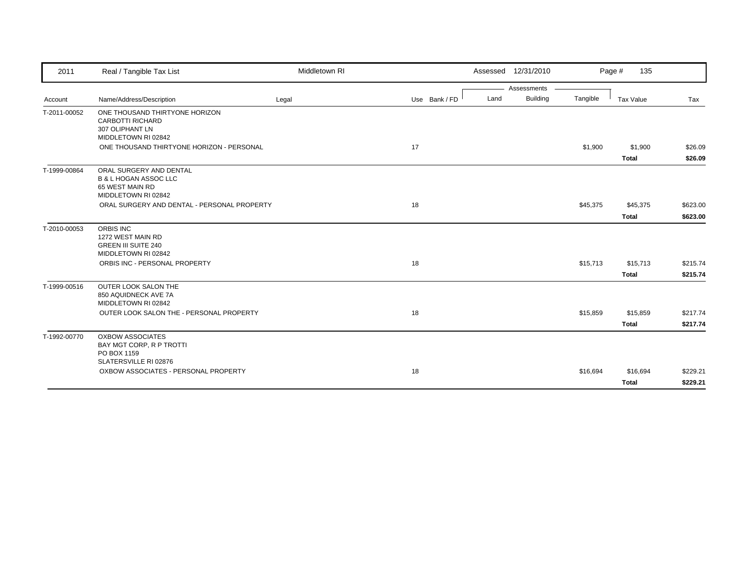| 2011 | Real / Tangible Tax List | Middletown RI | | | Assessed 12/31/2010 | | Page # 135 | |
|---|---|---|---|---|---|---|---|---|
| | | | | | Assessments | | | |
| Account | Name/Address/Description | Legal | Use | Bank / FD | Land | Building | Tangible | Tax Value | Tax |
| T-2011-00052 | ONE THOUSAND THIRTYONE HORIZON<br>CARBOTTI RICHARD<br>307 OLIPHANT LN<br>MIDDLETOWN RI 02842 | | | | | | | | |
| | ONE THOUSAND THIRTYONE HORIZON - PERSONAL | | 17 | | | | $1,900 | $1,900 | $26.09 |
| | | | | | | | | **Total** | **$26.09** |
| T-1999-00864 | ORAL SURGERY AND DENTAL<br>B & L HOGAN ASSOC LLC<br>65 WEST MAIN RD<br>MIDDLETOWN RI 02842 | | | | | | | | |
| | ORAL SURGERY AND DENTAL - PERSONAL PROPERTY | | 18 | | | | $45,375 | $45,375 | $623.00 |
| | | | | | | | | **Total** | **$623.00** |
| T-2010-00053 | ORBIS INC<br>1272 WEST MAIN RD<br>GREEN III SUITE 240<br>MIDDLETOWN RI 02842 | | | | | | | | |
| | ORBIS INC - PERSONAL PROPERTY | | 18 | | | | $15,713 | $15,713 | $215.74 |
| | | | | | | | | **Total** | **$215.74** |
| T-1999-00516 | OUTER LOOK SALON THE<br>850 AQUIDNECK AVE 7A<br>MIDDLETOWN RI 02842 | | | | | | | | |
| | OUTER LOOK SALON THE - PERSONAL PROPERTY | | 18 | | | | $15,859 | $15,859 | $217.74 |
| | | | | | | | | **Total** | **$217.74** |
| T-1992-00770 | OXBOW ASSOCIATES<br>BAY MGT CORP, R P TROTTI<br>PO BOX 1159<br>SLATERSVILLE RI 02876 | | | | | | | | |
| | OXBOW ASSOCIATES - PERSONAL PROPERTY | | 18 | | | | $16,694 | $16,694 | $229.21 |
| | | | | | | | | **Total** | **$229.21** |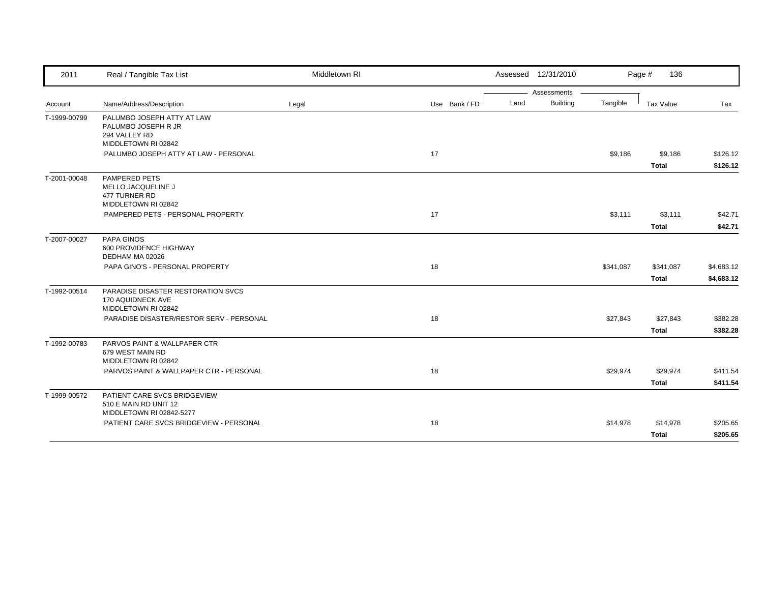| 2011 | Real / Tangible Tax List | Middletown RI | | | Assessed 12/31/2010 | | Page # 136 | |
|---|---|---|---|---|---|---|---|---|
| | | | | | Assessments | | | |
| Account | Name/Address/Description | Legal | Use Bank / FD | Land | Building | Tangible | Tax Value | Tax |
| T-1999-00799 | PALUMBO JOSEPH ATTY AT LAW<br>PALUMBO JOSEPH R JR<br>294 VALLEY RD<br>MIDDLETOWN RI 02842 | | | | | | | |
| | PALUMBO JOSEPH ATTY AT LAW - PERSONAL | | 17 | | | $9,186 | $9,186 | $126.12 |
| | | | | | | | **Total** | **$126.12** |
| T-2001-00048 | PAMPERED PETS<br>MELLO JACQUELINE J<br>477 TURNER RD<br>MIDDLETOWN RI 02842 | | | | | | | |
| | PAMPERED PETS - PERSONAL PROPERTY | | 17 | | | $3,111 | $3,111 | $42.71 |
| | | | | | | | **Total** | **$42.71** |
| T-2007-00027 | PAPA GINOS<br>600 PROVIDENCE HIGHWAY<br>DEDHAM MA 02026 | | | | | | | |
| | PAPA GINO'S - PERSONAL PROPERTY | | 18 | | | $341,087 | $341,087 | $4,683.12 |
| | | | | | | | **Total** | **$4,683.12** |
| T-1992-00514 | PARADISE DISASTER RESTORATION SVCS<br>170 AQUIDNECK AVE<br>MIDDLETOWN RI 02842 | | | | | | | |
| | PARADISE DISASTER/RESTOR SERV - PERSONAL | | 18 | | | $27,843 | $27,843 | $382.28 |
| | | | | | | | **Total** | **$382.28** |
| T-1992-00783 | PARVOS PAINT & WALLPAPER CTR<br>679 WEST MAIN RD<br>MIDDLETOWN RI 02842 | | | | | | | |
| | PARVOS PAINT & WALLPAPER CTR - PERSONAL | | 18 | | | $29,974 | $29,974 | $411.54 |
| | | | | | | | **Total** | **$411.54** |
| T-1999-00572 | PATIENT CARE SVCS BRIDGEVIEW<br>510 E MAIN RD UNIT 12<br>MIDDLETOWN RI 02842-5277 | | | | | | | |
| | PATIENT CARE SVCS BRIDGEVIEW - PERSONAL | | 18 | | | $14,978 | $14,978 | $205.65 |
| | | | | | | | **Total** | **$205.65** |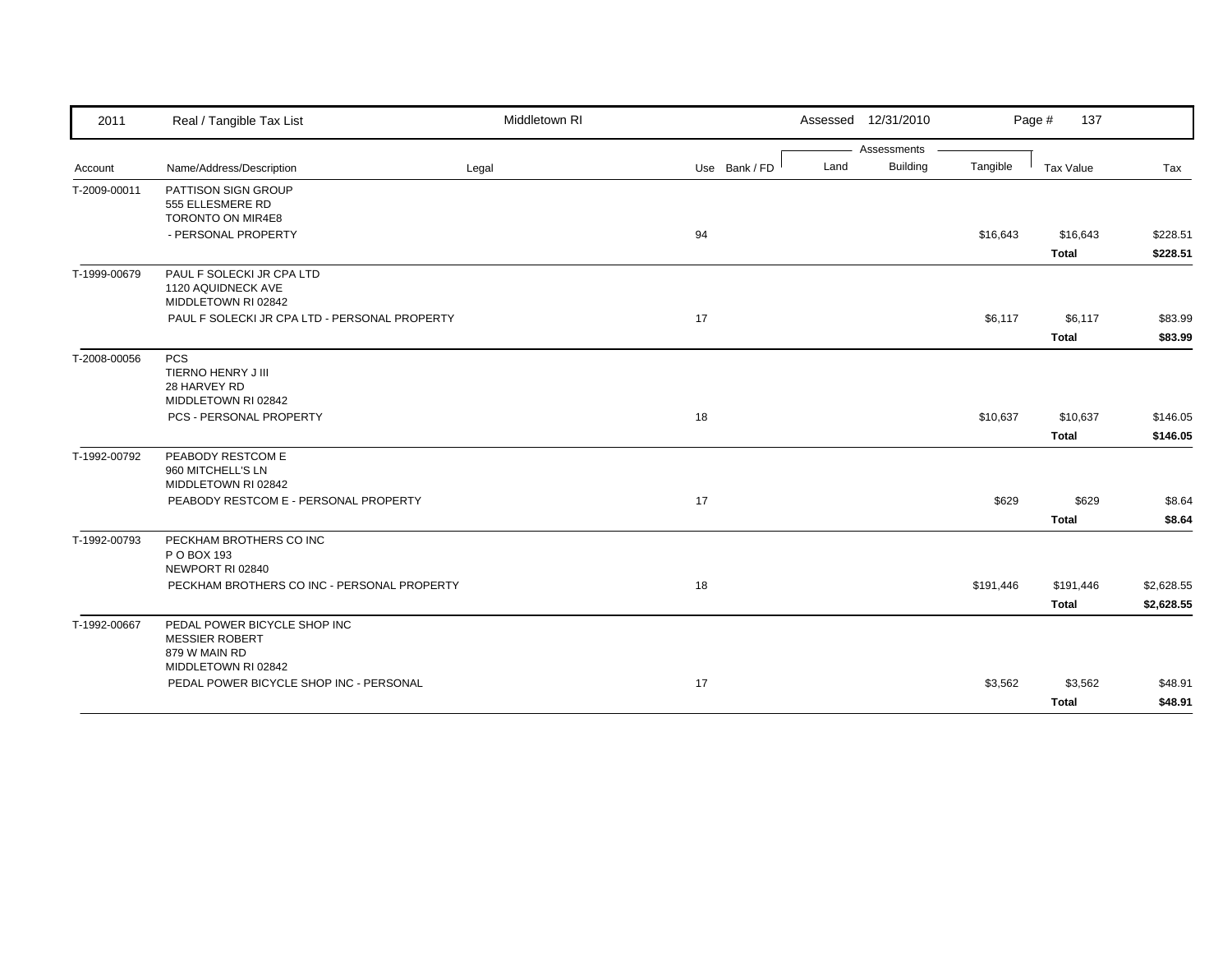| 2011 | Real / Tangible Tax List | Middletown RI | | Assessed 12/31/2010 | | | | |
|---|---|---|---|---|---|---|---|---|
| | | | | Assessments | | | | |
| Account | Name/Address/Description | Legal | Use Bank / FD | Land | Building | Tangible | Tax Value | Tax |
| T-2009-00011 | PATTISON SIGN GROUP<br>555 ELLESMERE RD<br>TORONTO ON MIR4E8 | | | | | | | |
| | - PERSONAL PROPERTY | | 94 | | | $16,643 | $16,643 | $228.51 |
| | | | | | | | **Total** | **$228.51** |
| T-1999-00679 | PAUL F SOLECKI JR CPA LTD<br>1120 AQUIDNECK AVE<br>MIDDLETOWN RI 02842 | | | | | | | |
| | PAUL F SOLECKI JR CPA LTD - PERSONAL PROPERTY | | 17 | | | $6,117 | $6,117 | $83.99 |
| | | | | | | | **Total** | **$83.99** |
| T-2008-00056 | PCS<br>TIERNO HENRY J III<br>28 HARVEY RD<br>MIDDLETOWN RI 02842 | | | | | | | |
| | PCS - PERSONAL PROPERTY | | 18 | | | $10,637 | $10,637 | $146.05 |
| | | | | | | | **Total** | **$146.05** |
| T-1992-00792 | PEABODY RESTCOM E<br>960 MITCHELL'S LN<br>MIDDLETOWN RI 02842 | | | | | | | |
| | PEABODY RESTCOM E - PERSONAL PROPERTY | | 17 | | | $629 | $629 | $8.64 |
| | | | | | | | **Total** | **$8.64** |
| T-1992-00793 | PECKHAM BROTHERS CO INC<br>P O BOX 193<br>NEWPORT RI 02840 | | | | | | | |
| | PECKHAM BROTHERS CO INC - PERSONAL PROPERTY | | 18 | | | $191,446 | $191,446 | $2,628.55 |
| | | | | | | | **Total** | **$2,628.55** |
| T-1992-00667 | PEDAL POWER BICYCLE SHOP INC<br>MESSIER ROBERT<br>879 W MAIN RD<br>MIDDLETOWN RI 02842 | | | | | | | |
| | PEDAL POWER BICYCLE SHOP INC - PERSONAL | | 17 | | | $3,562 | $3,562 | $48.91 |
| | | | | | | | **Total** | **$48.91** |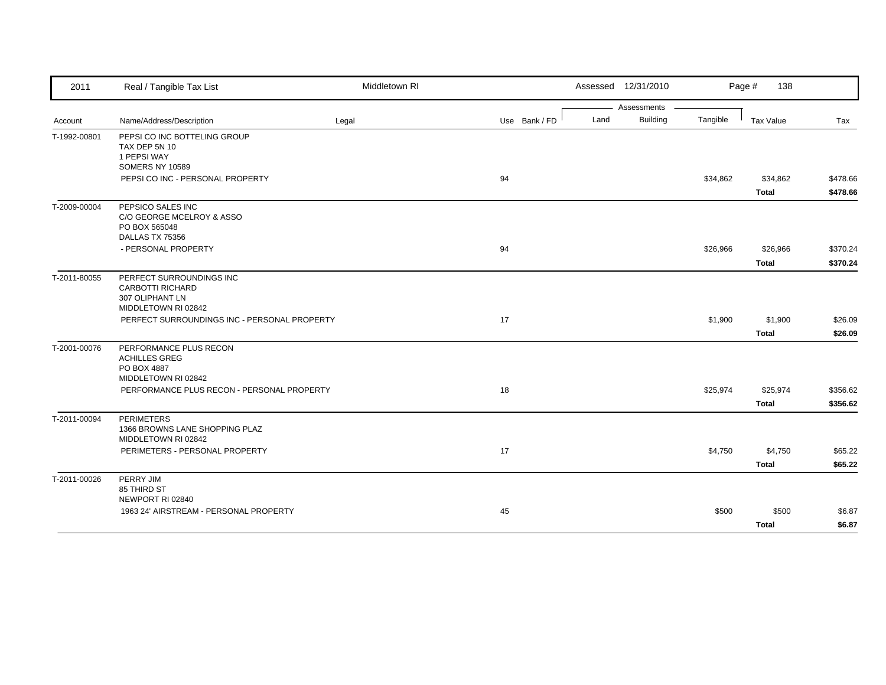| 2011 | Real / Tangible Tax List | Middletown RI | | | Assessed 12/31/2010 | | Page # 138 | | |
|---|---|---|---|---|---|---|---|---|---|
| | | | | | Assessments | | | | |
| Account | Name/Address/Description | Legal | Use | Bank / FD | Land | Building | Tangible | Tax Value | Tax |
| T-1992-00801 | PEPSI CO INC BOTTELING GROUP<br>TAX DEP 5N 10<br>1 PEPSI WAY<br>SOMERS NY 10589 | | | | | | | | |
| | PEPSI CO INC - PERSONAL PROPERTY | | 94 | | | | $34,862 | $34,862 | $478.66 |
| | | | | | | | | **Total** | **$478.66** |
| T-2009-00004 | PEPSICO SALES INC<br>C/O GEORGE MCELROY & ASSO<br>PO BOX 565048<br>DALLAS TX 75356 | | | | | | | | |
| | - PERSONAL PROPERTY | | 94 | | | | $26,966 | $26,966 | $370.24 |
| | | | | | | | | **Total** | **$370.24** |
| T-2011-80055 | PERFECT SURROUNDINGS INC<br>CARBOTTI RICHARD<br>307 OLIPHANT LN<br>MIDDLETOWN RI 02842 | | | | | | | | |
| | PERFECT SURROUNDINGS INC - PERSONAL PROPERTY | | 17 | | | | $1,900 | $1,900 | $26.09 |
| | | | | | | | | **Total** | **$26.09** |
| T-2001-00076 | PERFORMANCE PLUS RECON<br>ACHILLES GREG<br>PO BOX 4887<br>MIDDLETOWN RI 02842 | | | | | | | | |
| | PERFORMANCE PLUS RECON - PERSONAL PROPERTY | | 18 | | | | $25,974 | $25,974 | $356.62 |
| | | | | | | | | **Total** | **$356.62** |
| T-2011-00094 | PERIMETERS<br>1366 BROWNS LANE SHOPPING PLAZ<br>MIDDLETOWN RI 02842 | | | | | | | | |
| | PERIMETERS - PERSONAL PROPERTY | | 17 | | | | $4,750 | $4,750 | $65.22 |
| | | | | | | | | **Total** | **$65.22** |
| T-2011-00026 | PERRY JIM<br>85 THIRD ST<br>NEWPORT RI 02840 | | | | | | | | |
| | 1963 24' AIRSTREAM - PERSONAL PROPERTY | | 45 | | | | $500 | $500 | $6.87 |
| | | | | | | | | **Total** | **$6.87** |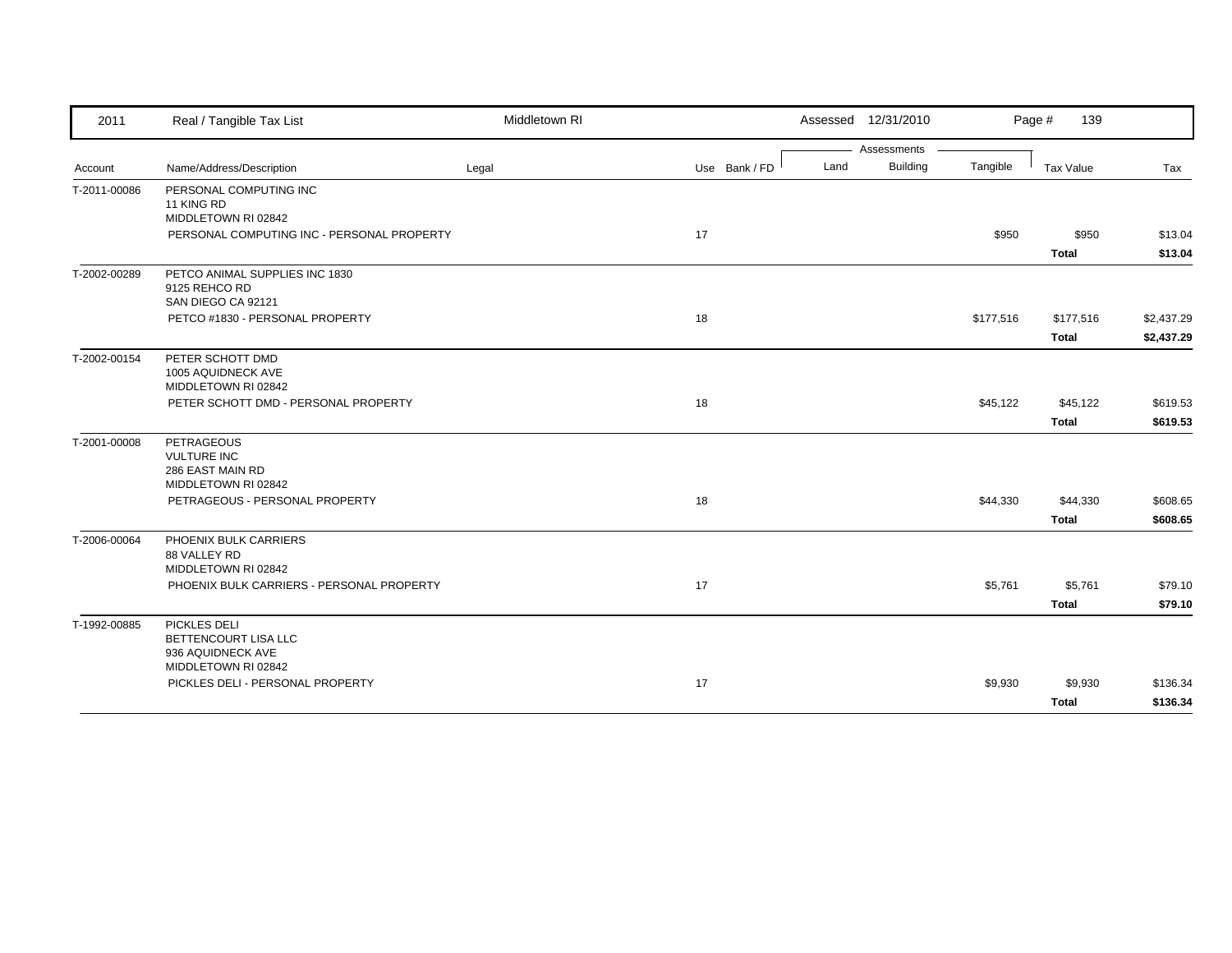| Account | Name/Address/Description | Legal | Use | Bank / FD | Land | Building | Tangible | Tax Value | Tax |
|---|---|---|---|---|---|---|---|---|---|
| T-2011-00086 | PERSONAL COMPUTING INC<br>11 KING RD<br>MIDDLETOWN RI 02842 | | | | | | | | |
| | PERSONAL COMPUTING INC - PERSONAL PROPERTY | | 17 | | | | $950 | $950 | $13.04 |
| | | | | | | | | **Total** | **$13.04** |
| T-2002-00289 | PETCO ANIMAL SUPPLIES INC 1830<br>9125 REHCO RD<br>SAN DIEGO CA 92121 | | | | | | | | |
| | PETCO #1830 - PERSONAL PROPERTY | | 18 | | | | $177,516 | $177,516 | $2,437.29 |
| | | | | | | | | **Total** | **$2,437.29** |
| T-2002-00154 | PETER SCHOTT DMD<br>1005 AQUIDNECK AVE<br>MIDDLETOWN RI 02842 | | | | | | | | |
| | PETER SCHOTT DMD - PERSONAL PROPERTY | | 18 | | | | $45,122 | $45,122 | $619.53 |
| | | | | | | | | **Total** | **$619.53** |
| T-2001-00008 | PETRAGEOUS<br>VULTURE INC<br>286 EAST MAIN RD<br>MIDDLETOWN RI 02842 | | | | | | | | |
| | PETRAGEOUS - PERSONAL PROPERTY | | 18 | | | | $44,330 | $44,330 | $608.65 |
| | | | | | | | | **Total** | **$608.65** |
| T-2006-00064 | PHOENIX BULK CARRIERS<br>88 VALLEY RD<br>MIDDLETOWN RI 02842 | | | | | | | | |
| | PHOENIX BULK CARRIERS - PERSONAL PROPERTY | | 17 | | | | $5,761 | $5,761 | $79.10 |
| | | | | | | | | **Total** | **$79.10** |
| T-1992-00885 | PICKLES DELI<br>BETTENCOURT LISA LLC<br>936 AQUIDNECK AVE<br>MIDDLETOWN RI 02842 | | | | | | | | |
| | PICKLES DELI - PERSONAL PROPERTY | | 17 | | | | $9,930 | $9,930 | $136.34 |
| | | | | | | | | **Total** | **$136.34** |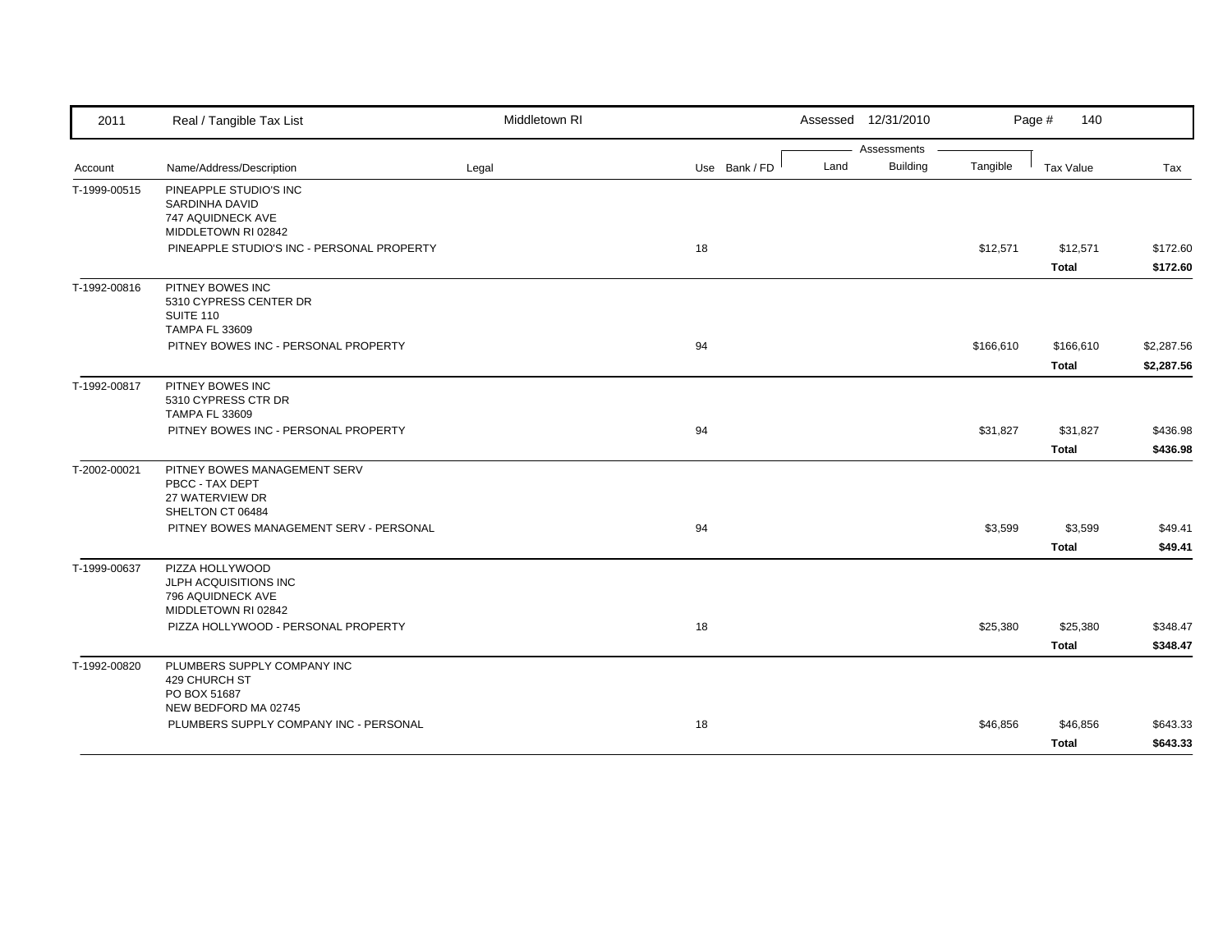| 2011 | Real / Tangible Tax List | Middletown RI | | Assessed 12/31/2010 | | | Page # 140 | |
|---|---|---|---|---|---|---|---|---|
| | | | | Assessments | | | | |
| Account | Name/Address/Description | Legal | Use Bank / FD | Land | Building | Tangible | Tax Value | Tax |
| T-1999-00515 | PINEAPPLE STUDIO'S INC<br>SARDINHA DAVID<br>747 AQUIDNECK AVE<br>MIDDLETOWN RI 02842 | | | | | | | |
| | PINEAPPLE STUDIO'S INC - PERSONAL PROPERTY | | 18 | | | $12,571 | $12,571 | $172.60 |
| | | | | | | | **Total** | **$172.60** |
| T-1992-00816 | PITNEY BOWES INC<br>5310 CYPRESS CENTER DR<br>SUITE 110<br>TAMPA FL 33609 | | | | | | | |
| | PITNEY BOWES INC - PERSONAL PROPERTY | | 94 | | | $166,610 | $166,610 | $2,287.56 |
| | | | | | | | **Total** | **$2,287.56** |
| T-1992-00817 | PITNEY BOWES INC<br>5310 CYPRESS CTR DR<br>TAMPA FL 33609 | | | | | | | |
| | PITNEY BOWES INC - PERSONAL PROPERTY | | 94 | | | $31,827 | $31,827 | $436.98 |
| | | | | | | | **Total** | **$436.98** |
| T-2002-00021 | PITNEY BOWES MANAGEMENT SERV<br>PBCC - TAX DEPT<br>27 WATERVIEW DR<br>SHELTON CT 06484 | | | | | | | |
| | PITNEY BOWES MANAGEMENT SERV - PERSONAL | | 94 | | | $3,599 | $3,599 | $49.41 |
| | | | | | | | **Total** | **$49.41** |
| T-1999-00637 | PIZZA HOLLYWOOD<br>JLPH ACQUISITIONS INC<br>796 AQUIDNECK AVE<br>MIDDLETOWN RI 02842 | | | | | | | |
| | PIZZA HOLLYWOOD - PERSONAL PROPERTY | | 18 | | | $25,380 | $25,380 | $348.47 |
| | | | | | | | **Total** | **$348.47** |
| T-1992-00820 | PLUMBERS SUPPLY COMPANY INC<br>429 CHURCH ST<br>PO BOX 51687<br>NEW BEDFORD MA 02745 | | | | | | | |
| | PLUMBERS SUPPLY COMPANY INC - PERSONAL | | 18 | | | $46,856 | $46,856 | $643.33 |
| | | | | | | | **Total** | **$643.33** |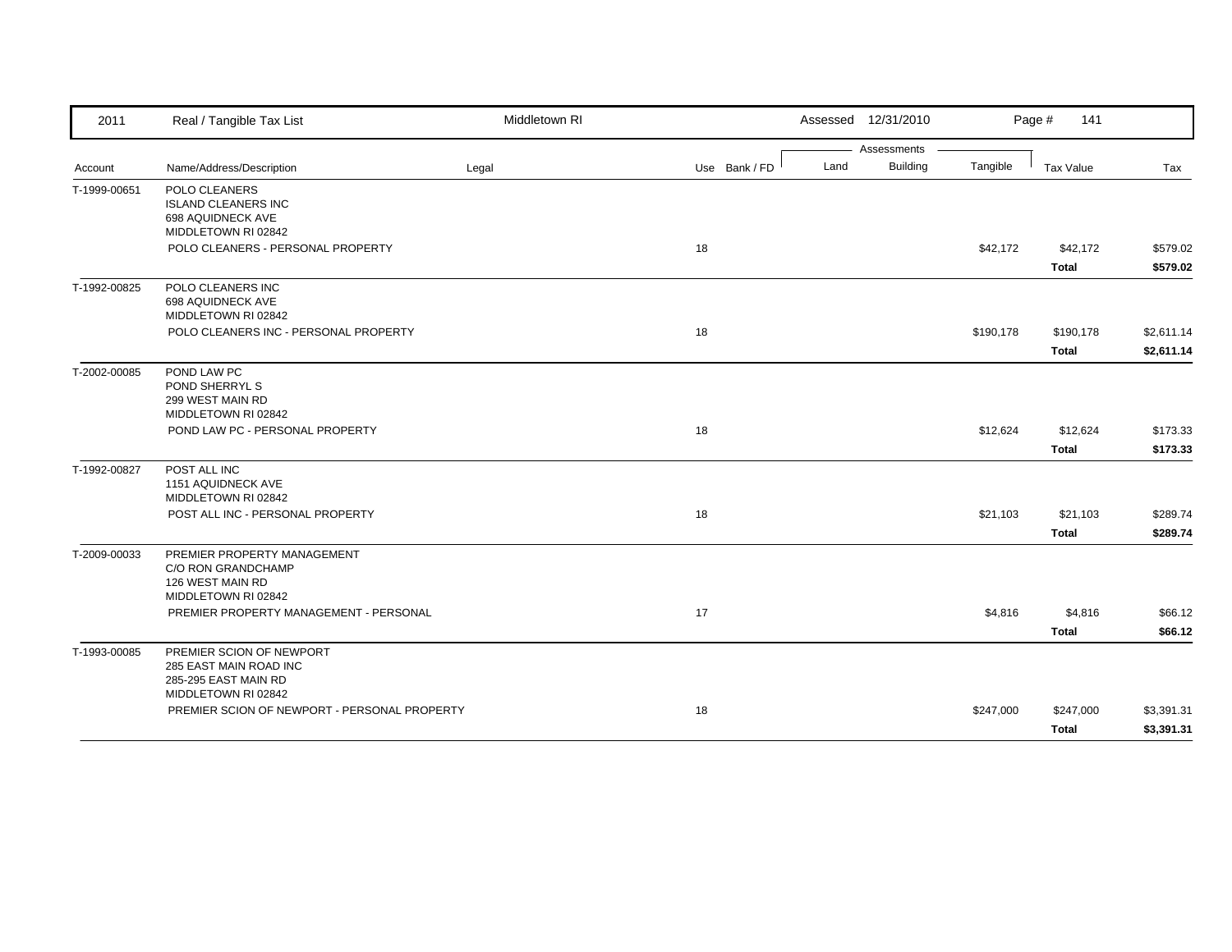| 2011 | Real / Tangible Tax List | Middletown RI | | | Assessed 12/31/2010 | | | | |
|---|---|---|---|---|---|---|---|---|---|
| | | | | | Assessments | | | | |
| Account | Name/Address/Description | Legal | Use | Bank / FD | Land | Building | Tangible | Tax Value | Tax |
| T-1999-00651 | POLO CLEANERS<br>ISLAND CLEANERS INC<br>698 AQUIDNECK AVE<br>MIDDLETOWN RI 02842 | | | | | | | | |
| | POLO CLEANERS - PERSONAL PROPERTY | | 18 | | | | $42,172 | $42,172 | $579.02 |
| | | | | | | | | **Total** | **$579.02** |
| T-1992-00825 | POLO CLEANERS INC<br>698 AQUIDNECK AVE<br>MIDDLETOWN RI 02842 | | | | | | | | |
| | POLO CLEANERS INC - PERSONAL PROPERTY | | 18 | | | | $190,178 | $190,178 | $2,611.14 |
| | | | | | | | | **Total** | **$2,611.14** |
| T-2002-00085 | POND LAW PC<br>POND SHERRYL S<br>299 WEST MAIN RD<br>MIDDLETOWN RI 02842 | | | | | | | | |
| | POND LAW PC - PERSONAL PROPERTY | | 18 | | | | $12,624 | $12,624 | $173.33 |
| | | | | | | | | **Total** | **$173.33** |
| T-1992-00827 | POST ALL INC<br>1151 AQUIDNECK AVE<br>MIDDLETOWN RI 02842 | | | | | | | | |
| | POST ALL INC - PERSONAL PROPERTY | | 18 | | | | $21,103 | $21,103 | $289.74 |
| | | | | | | | | **Total** | **$289.74** |
| T-2009-00033 | PREMIER PROPERTY MANAGEMENT<br>C/O RON GRANDCHAMP<br>126 WEST MAIN RD<br>MIDDLETOWN RI 02842 | | | | | | | | |
| | PREMIER PROPERTY MANAGEMENT - PERSONAL | | 17 | | | | $4,816 | $4,816 | $66.12 |
| | | | | | | | | **Total** | **$66.12** |
| T-1993-00085 | PREMIER SCION OF NEWPORT<br>285 EAST MAIN ROAD INC<br>285-295 EAST MAIN RD<br>MIDDLETOWN RI 02842 | | | | | | | | |
| | PREMIER SCION OF NEWPORT - PERSONAL PROPERTY | | 18 | | | | $247,000 | $247,000 | $3,391.31 |
| | | | | | | | | **Total** | **$3,391.31** |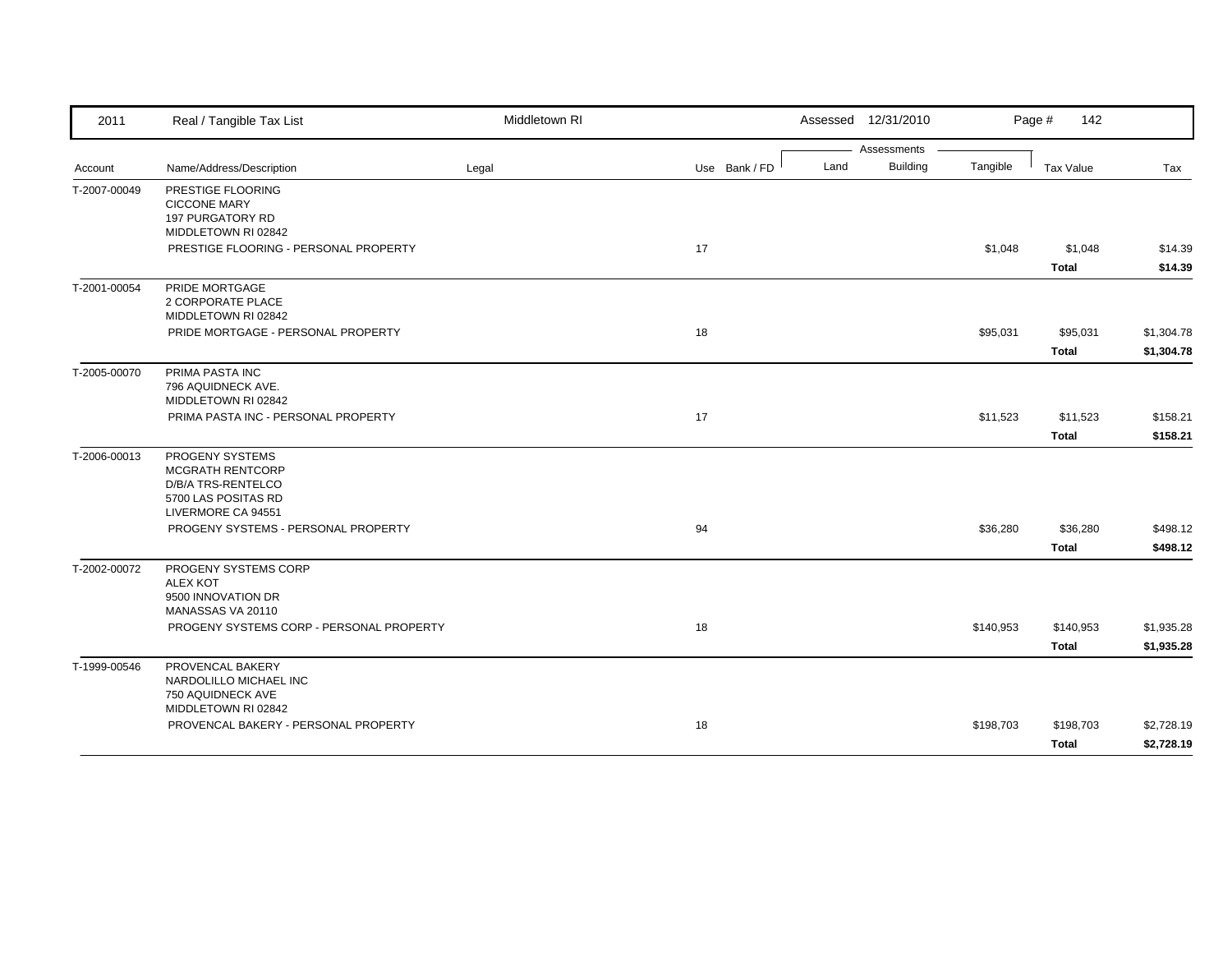| 2011 | Real / Tangible Tax List | Middletown RI | | | Assessed 12/31/2010 | | | Page # 142 | |
|---|---|---|---|---|---|---|---|---|---|
| | | | | | Assessments | | | | |
| Account | Name/Address/Description | Legal | Use | Bank / FD | Land | Building | Tangible | Tax Value | Tax |
| T-2007-00049 | PRESTIGE FLOORING<br>CICCONE MARY<br>197 PURGATORY RD<br>MIDDLETOWN RI 02842 | | | | | | | | |
| | PRESTIGE FLOORING - PERSONAL PROPERTY | | 17 | | | | $1,048 | $1,048 | $14.39 |
| | | | | | | | | **Total** | **$14.39** |
| T-2001-00054 | PRIDE MORTGAGE<br>2 CORPORATE PLACE<br>MIDDLETOWN RI 02842 | | | | | | | | |
| | PRIDE MORTGAGE - PERSONAL PROPERTY | | 18 | | | | $95,031 | $95,031 | $1,304.78 |
| | | | | | | | | **Total** | **$1,304.78** |
| T-2005-00070 | PRIMA PASTA INC<br>796 AQUIDNECK AVE.<br>MIDDLETOWN RI 02842 | | | | | | | | |
| | PRIMA PASTA INC - PERSONAL PROPERTY | | 17 | | | | $11,523 | $11,523 | $158.21 |
| | | | | | | | | **Total** | **$158.21** |
| T-2006-00013 | PROGENY SYSTEMS<br>MCGRATH RENTCORP<br>D/B/A TRS-RENTELCO<br>5700 LAS POSITAS RD<br>LIVERMORE CA 94551 | | | | | | | | |
| | PROGENY SYSTEMS - PERSONAL PROPERTY | | 94 | | | | $36,280 | $36,280 | $498.12 |
| | | | | | | | | **Total** | **$498.12** |
| T-2002-00072 | PROGENY SYSTEMS CORP<br>ALEX KOT<br>9500 INNOVATION DR<br>MANASSAS VA 20110 | | | | | | | | |
| | PROGENY SYSTEMS CORP - PERSONAL PROPERTY | | 18 | | | | $140,953 | $140,953 | $1,935.28 |
| | | | | | | | | **Total** | **$1,935.28** |
| T-1999-00546 | PROVENCAL BAKERY<br>NARDOLILLO MICHAEL INC<br>750 AQUIDNECK AVE<br>MIDDLETOWN RI 02842 | | | | | | | | |
| | PROVENCAL BAKERY - PERSONAL PROPERTY | | 18 | | | | $198,703 | $198,703 | $2,728.19 |
| | | | | | | | | **Total** | **$2,728.19** |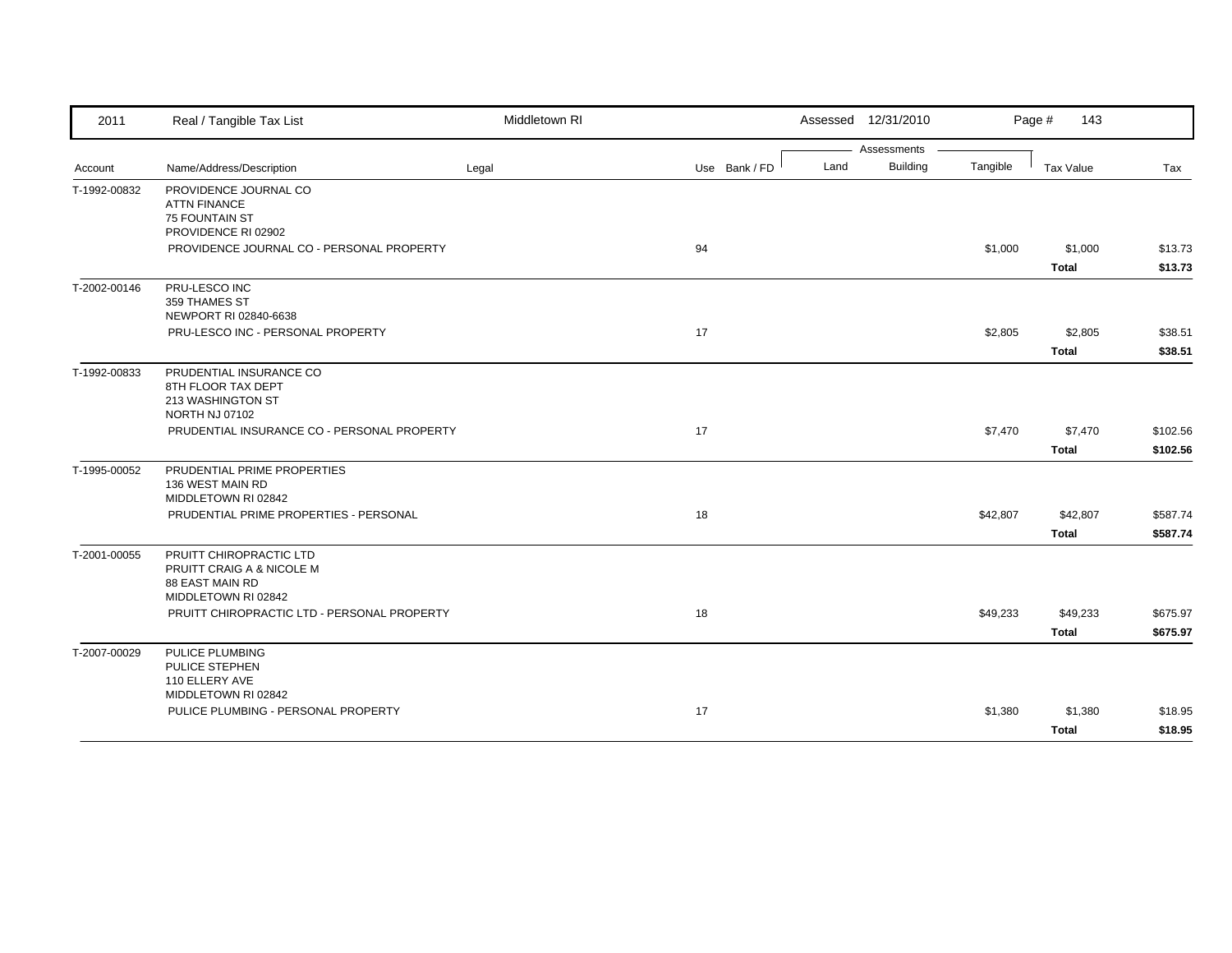| 2011 | Real / Tangible Tax List | Middletown RI | | | Assessed 12/31/2010 | | | Page # 143 | |
|---|---|---|---|---|---|---|---|---|---|
| | | | | | Assessments | | | | |
| Account | Name/Address/Description | Legal | Use | Bank / FD | Land | Building | Tangible | Tax Value | Tax |
| T-1992-00832 | PROVIDENCE JOURNAL CO<br>ATTN FINANCE<br>75 FOUNTAIN ST<br>PROVIDENCE RI 02902 | | | | | | | | |
| | PROVIDENCE JOURNAL CO - PERSONAL PROPERTY | | 94 | | | | $1,000 | $1,000 | $13.73 |
| | | | | | | | | **Total** | **$13.73** |
| T-2002-00146 | PRU-LESCO INC<br>359 THAMES ST<br>NEWPORT RI 02840-6638 | | | | | | | | |
| | PRU-LESCO INC - PERSONAL PROPERTY | | 17 | | | | $2,805 | $2,805 | $38.51 |
| | | | | | | | | **Total** | **$38.51** |
| T-1992-00833 | PRUDENTIAL INSURANCE CO<br>8TH FLOOR TAX DEPT<br>213 WASHINGTON ST<br>NORTH NJ 07102 | | | | | | | | |
| | PRUDENTIAL INSURANCE CO - PERSONAL PROPERTY | | 17 | | | | $7,470 | $7,470 | $102.56 |
| | | | | | | | | **Total** | **$102.56** |
| T-1995-00052 | PRUDENTIAL PRIME PROPERTIES<br>136 WEST MAIN RD<br>MIDDLETOWN RI 02842 | | | | | | | | |
| | PRUDENTIAL PRIME PROPERTIES - PERSONAL | | 18 | | | | $42,807 | $42,807 | $587.74 |
| | | | | | | | | **Total** | **$587.74** |
| T-2001-00055 | PRUITT CHIROPRACTIC LTD<br>PRUITT CRAIG A & NICOLE M<br>88 EAST MAIN RD<br>MIDDLETOWN RI 02842 | | | | | | | | |
| | PRUITT CHIROPRACTIC LTD - PERSONAL PROPERTY | | 18 | | | | $49,233 | $49,233 | $675.97 |
| | | | | | | | | **Total** | **$675.97** |
| T-2007-00029 | PULICE PLUMBING<br>PULICE STEPHEN<br>110 ELLERY AVE<br>MIDDLETOWN RI 02842 | | | | | | | | |
| | PULICE PLUMBING - PERSONAL PROPERTY | | 17 | | | | $1,380 | $1,380 | $18.95 |
| | | | | | | | | **Total** | **$18.95** |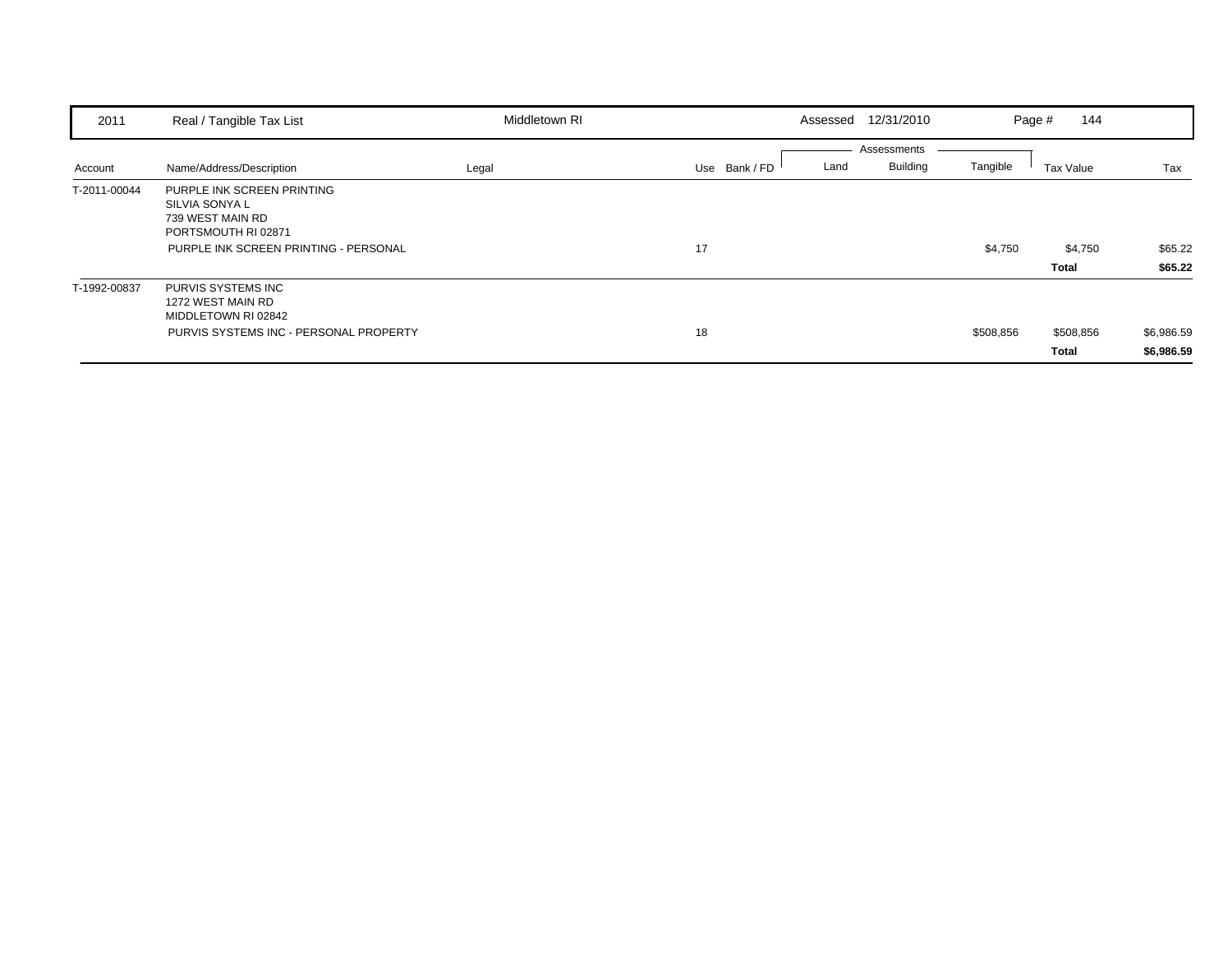| 2011 | Real / Tangible Tax List | Middletown RI | | | Assessed 12/31/2010 | | | Page # 144 | |
|---|---|---|---|---|---|---|---|---|---|
| | | | | | Assessments | | | | |
| Account | Name/Address/Description | Legal | Use | Bank / FD | Land | Building | Tangible | Tax Value | Tax |
| T-2011-00044 | PURPLE INK SCREEN PRINTING<br>SILVIA SONYA L<br>739 WEST MAIN RD<br>PORTSMOUTH RI 02871 | | | | | | | | |
| | PURPLE INK SCREEN PRINTING - PERSONAL | | 17 | | | | $4,750 | $4,750 | $65.22 |
| | | | | | | | | **Total** | **$65.22** |
| T-1992-00837 | PURVIS SYSTEMS INC<br>1272 WEST MAIN RD<br>MIDDLETOWN RI 02842 | | | | | | | | |
| | PURVIS SYSTEMS INC - PERSONAL PROPERTY | | 18 | | | | $508,856 | $508,856 | $6,986.59 |
| | | | | | | | | **Total** | **$6,986.59** |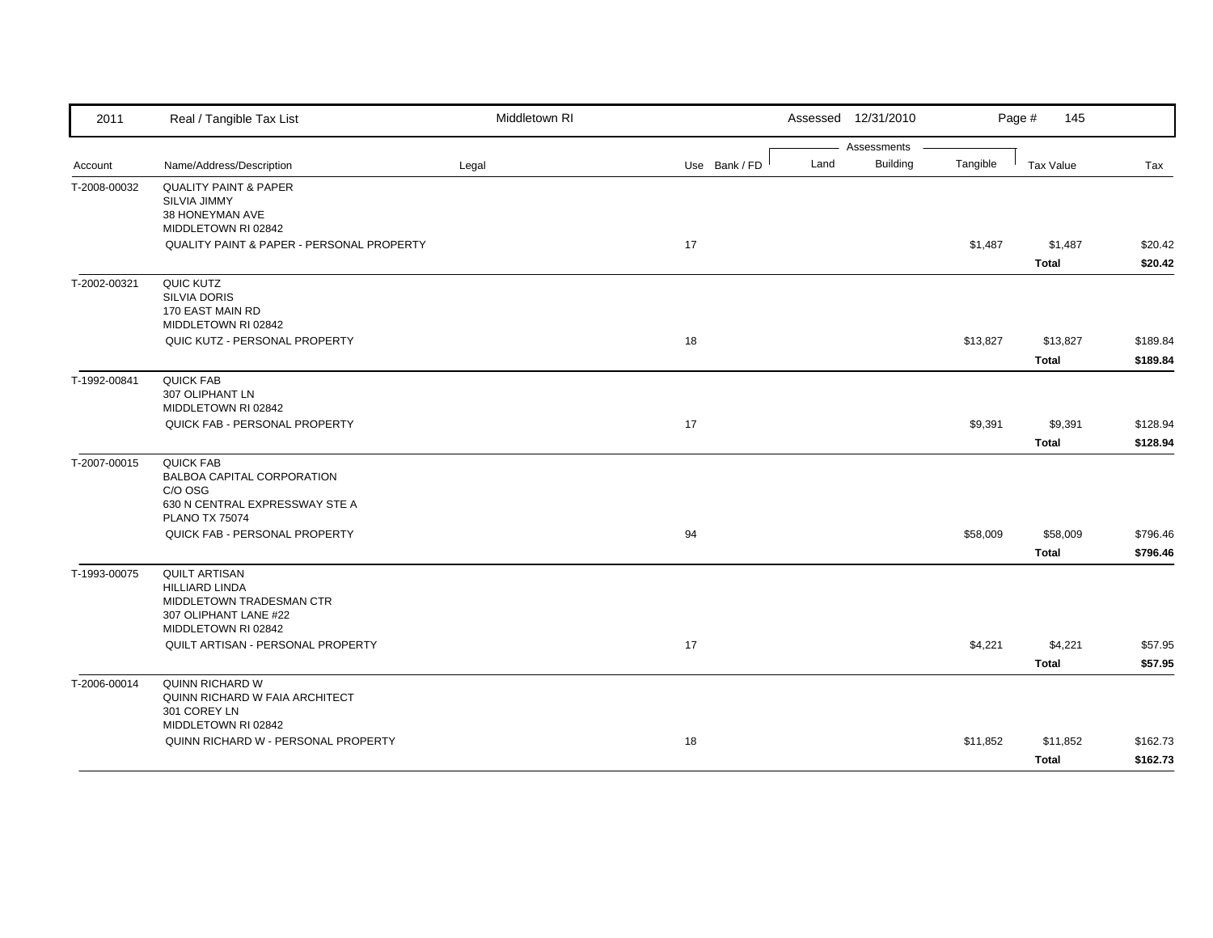2011 Real / Tangible Tax List — Middletown RI — Assessed 12/31/2010

| Account | Name/Address/Description | Legal | Use | Bank / FD | Land | Building | Tangible | Tax Value | Tax |
|---|---|---|---|---|---|---|---|---|---|
| T-2008-00032 | QUALITY PAINT & PAPER<br>SILVIA JIMMY<br>38 HONEYMAN AVE<br>MIDDLETOWN RI 02842 | | | | | | | | |
| | QUALITY PAINT & PAPER - PERSONAL PROPERTY | | 17 | | | | $1,487 | $1,487 | $20.42 |
| | | | | | | | | **Total** | **$20.42** |
| T-2002-00321 | QUIC KUTZ<br>SILVIA DORIS<br>170 EAST MAIN RD<br>MIDDLETOWN RI 02842 | | | | | | | | |
| | QUIC KUTZ - PERSONAL PROPERTY | | 18 | | | | $13,827 | $13,827 | $189.84 |
| | | | | | | | | **Total** | **$189.84** |
| T-1992-00841 | QUICK FAB<br>307 OLIPHANT LN<br>MIDDLETOWN RI 02842 | | | | | | | | |
| | QUICK FAB - PERSONAL PROPERTY | | 17 | | | | $9,391 | $9,391 | $128.94 |
| | | | | | | | | **Total** | **$128.94** |
| T-2007-00015 | QUICK FAB<br>BALBOA CAPITAL CORPORATION<br>C/O OSG<br>630 N CENTRAL EXPRESSWAY STE A<br>PLANO TX 75074 | | | | | | | | |
| | QUICK FAB - PERSONAL PROPERTY | | 94 | | | | $58,009 | $58,009 | $796.46 |
| | | | | | | | | **Total** | **$796.46** |
| T-1993-00075 | QUILT ARTISAN<br>HILLIARD LINDA<br>MIDDLETOWN TRADESMAN CTR<br>307 OLIPHANT LANE #22<br>MIDDLETOWN RI 02842 | | | | | | | | |
| | QUILT ARTISAN - PERSONAL PROPERTY | | 17 | | | | $4,221 | $4,221 | $57.95 |
| | | | | | | | | **Total** | **$57.95** |
| T-2006-00014 | QUINN RICHARD W<br>QUINN RICHARD W FAIA ARCHITECT<br>301 COREY LN<br>MIDDLETOWN RI 02842 | | | | | | | | |
| | QUINN RICHARD W - PERSONAL PROPERTY | | 18 | | | | $11,852 | $11,852 | $162.73 |
| | | | | | | | | **Total** | **$162.73** |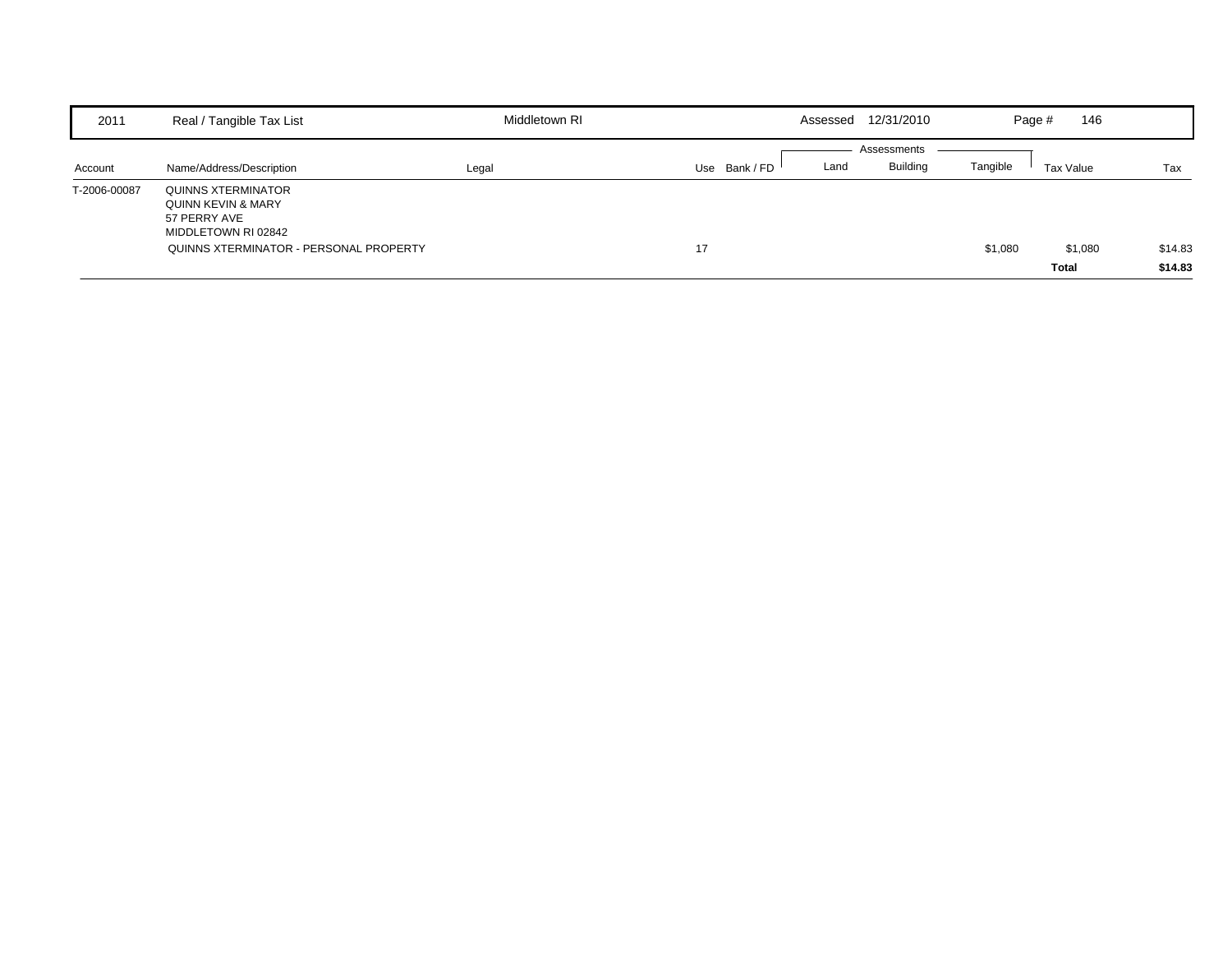| 2011 | Real / Tangible Tax List | Middletown RI | | | Assessed 12/31/2010 | | | Page # 146 | |
|---|---|---|---|---|---|---|---|---|---|
| | | | | | Assessments | | | | |
| Account | Name/Address/Description | Legal | Use | Bank / FD | Land | Building | Tangible | Tax Value | Tax |
| T-2006-00087 | QUINNS XTERMINATOR<br>QUINN KEVIN & MARY<br>57 PERRY AVE<br>MIDDLETOWN RI 02842 | | | | | | | | |
| | QUINNS XTERMINATOR - PERSONAL PROPERTY | | 17 | | | | $1,080 | $1,080 | $14.83 |
| | | | | | | | | **Total** | **$14.83** |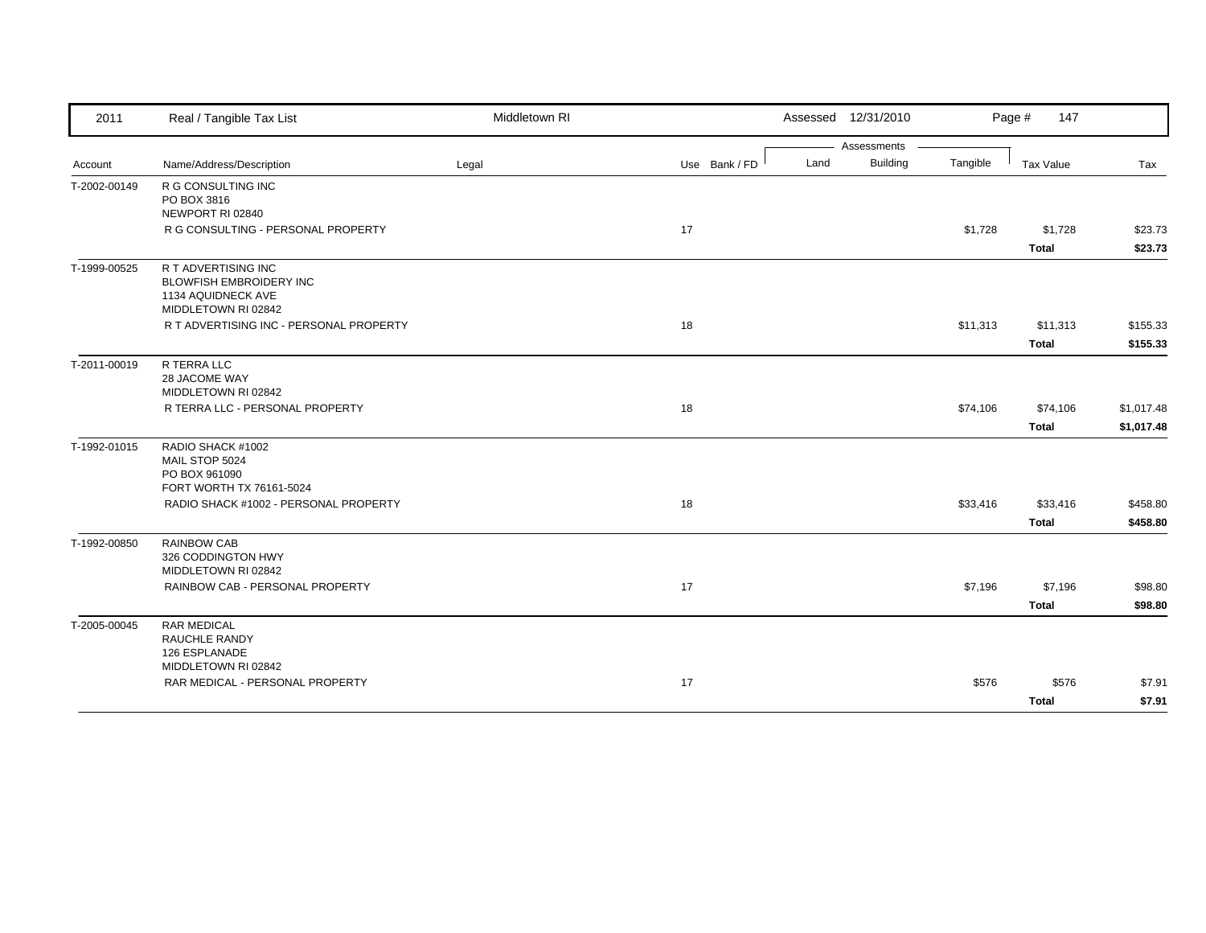| 2011 | Real / Tangible Tax List | Middletown RI | | Assessed 12/31/2010 | | | Page # 147 | |
|---|---|---|---|---|---|---|---|---|
| | | | | Assessments | | | | |
| Account | Name/Address/Description | Legal | Use Bank / FD | Land | Building | Tangible | Tax Value | Tax |
| T-2002-00149 | R G CONSULTING INC<br>PO BOX 3816<br>NEWPORT RI 02840 | | | | | | | |
| | R G CONSULTING - PERSONAL PROPERTY | | 17 | | | $1,728 | $1,728 | $23.73 |
| | | | | | | | **Total** | **$23.73** |
| T-1999-00525 | R T ADVERTISING INC<br>BLOWFISH EMBROIDERY INC<br>1134 AQUIDNECK AVE<br>MIDDLETOWN RI 02842 | | | | | | | |
| | R T ADVERTISING INC - PERSONAL PROPERTY | | 18 | | | $11,313 | $11,313 | $155.33 |
| | | | | | | | **Total** | **$155.33** |
| T-2011-00019 | R TERRA LLC<br>28 JACOME WAY<br>MIDDLETOWN RI 02842 | | | | | | | |
| | R TERRA LLC - PERSONAL PROPERTY | | 18 | | | $74,106 | $74,106 | $1,017.48 |
| | | | | | | | **Total** | **$1,017.48** |
| T-1992-01015 | RADIO SHACK #1002<br>MAIL STOP 5024<br>PO BOX 961090<br>FORT WORTH TX 76161-5024 | | | | | | | |
| | RADIO SHACK #1002 - PERSONAL PROPERTY | | 18 | | | $33,416 | $33,416 | $458.80 |
| | | | | | | | **Total** | **$458.80** |
| T-1992-00850 | RAINBOW CAB<br>326 CODDINGTON HWY<br>MIDDLETOWN RI 02842 | | | | | | | |
| | RAINBOW CAB - PERSONAL PROPERTY | | 17 | | | $7,196 | $7,196 | $98.80 |
| | | | | | | | **Total** | **$98.80** |
| T-2005-00045 | RAR MEDICAL<br>RAUCHLE RANDY<br>126 ESPLANADE<br>MIDDLETOWN RI 02842 | | | | | | | |
| | RAR MEDICAL - PERSONAL PROPERTY | | 17 | | | $576 | $576 | $7.91 |
| | | | | | | | **Total** | **$7.91** |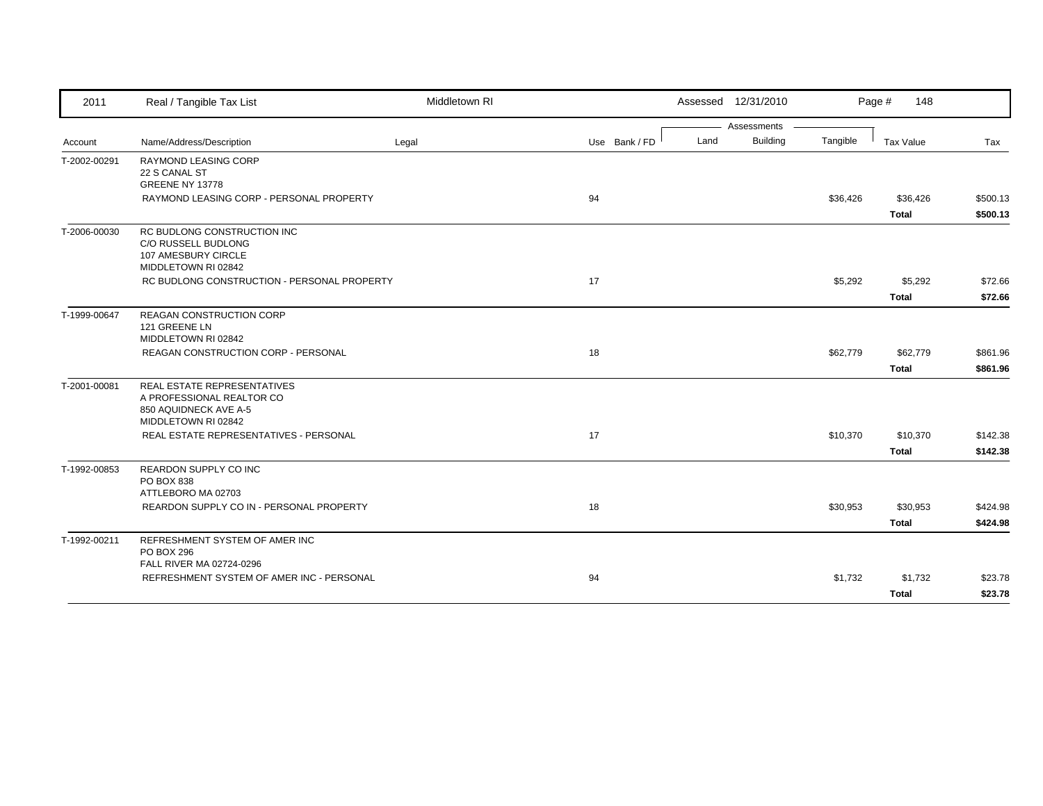| 2011 | Real / Tangible Tax List | Middletown RI | | | Assessed 12/31/2010 | | | Page # 148 | |
|---|---|---|---|---|---|---|---|---|---|
| | | | | | Assessments | | | | |
| Account | Name/Address/Description | Legal | Use | Bank / FD | Land | Building | Tangible | Tax Value | Tax |
| T-2002-00291 | RAYMOND LEASING CORP<br>22 S CANAL ST<br>GREENE NY 13778 | | | | | | | | |
| | RAYMOND LEASING CORP - PERSONAL PROPERTY | | 94 | | | | $36,426 | $36,426 | $500.13 |
| | | | | | | | | **Total** | **$500.13** |
| T-2006-00030 | RC BUDLONG CONSTRUCTION INC<br>C/O RUSSELL BUDLONG<br>107 AMESBURY CIRCLE<br>MIDDLETOWN RI 02842 | | | | | | | | |
| | RC BUDLONG CONSTRUCTION - PERSONAL PROPERTY | | 17 | | | | $5,292 | $5,292 | $72.66 |
| | | | | | | | | **Total** | **$72.66** |
| T-1999-00647 | REAGAN CONSTRUCTION CORP<br>121 GREENE LN<br>MIDDLETOWN RI 02842 | | | | | | | | |
| | REAGAN CONSTRUCTION CORP - PERSONAL | | 18 | | | | $62,779 | $62,779 | $861.96 |
| | | | | | | | | **Total** | **$861.96** |
| T-2001-00081 | REAL ESTATE REPRESENTATIVES<br>A PROFESSIONAL REALTOR CO<br>850 AQUIDNECK AVE A-5<br>MIDDLETOWN RI 02842 | | | | | | | | |
| | REAL ESTATE REPRESENTATIVES - PERSONAL | | 17 | | | | $10,370 | $10,370 | $142.38 |
| | | | | | | | | **Total** | **$142.38** |
| T-1992-00853 | REARDON SUPPLY CO INC<br>PO BOX 838<br>ATTLEBORO MA 02703 | | | | | | | | |
| | REARDON SUPPLY CO IN - PERSONAL PROPERTY | | 18 | | | | $30,953 | $30,953 | $424.98 |
| | | | | | | | | **Total** | **$424.98** |
| T-1992-00211 | REFRESHMENT SYSTEM OF AMER INC<br>PO BOX 296<br>FALL RIVER MA 02724-0296 | | | | | | | | |
| | REFRESHMENT SYSTEM OF AMER INC - PERSONAL | | 94 | | | | $1,732 | $1,732 | $23.78 |
| | | | | | | | | **Total** | **$23.78** |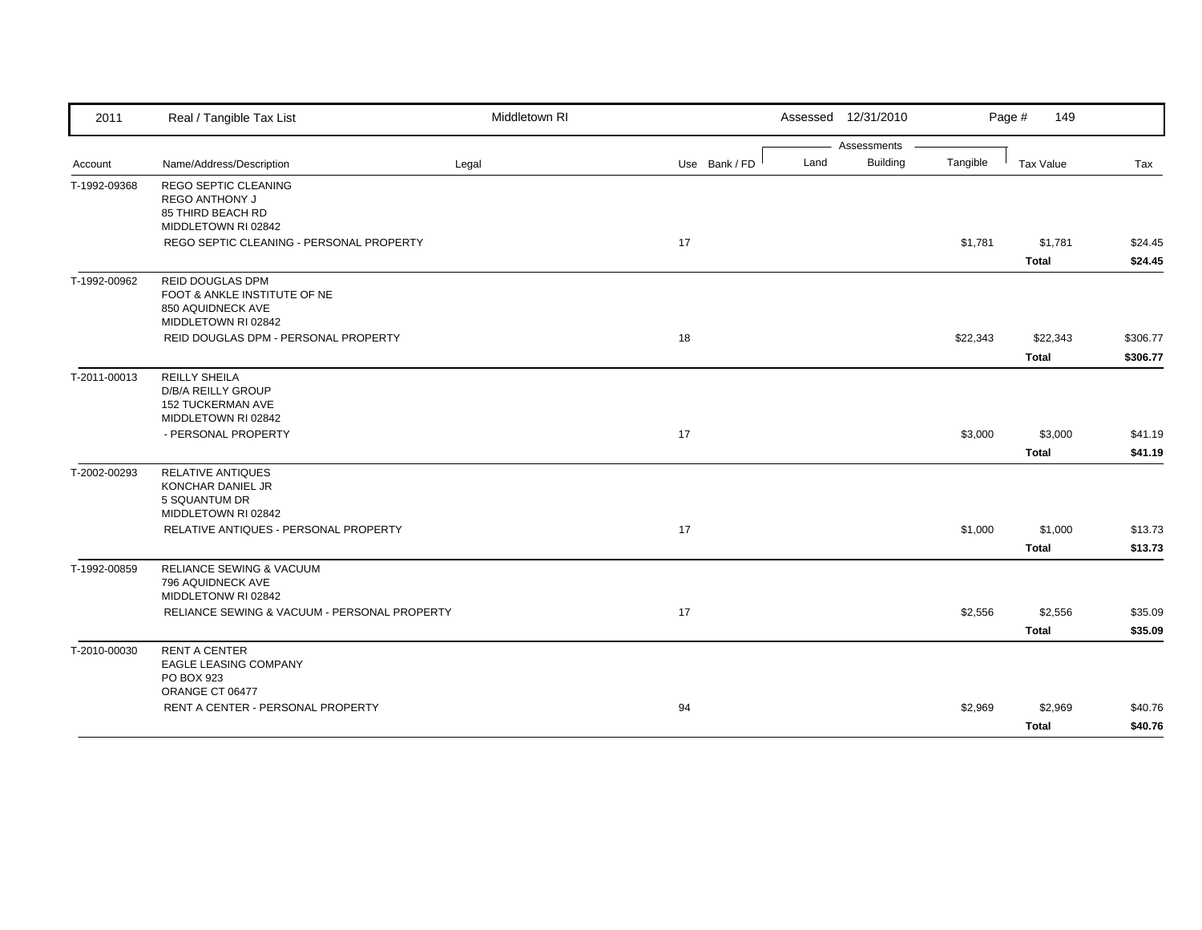| 2011 | Real / Tangible Tax List | Middletown RI | | | Assessed 12/31/2010 | | | Page # 149 | |
|---|---|---|---|---|---|---|---|---|---|
| | | | | | Assessments | | | | |
| Account | Name/Address/Description | Legal | Use | Bank / FD | Land | Building | Tangible | Tax Value | Tax |
| T-1992-09368 | REGO SEPTIC CLEANING<br>REGO ANTHONY J<br>85 THIRD BEACH RD<br>MIDDLETOWN RI 02842 | | | | | | | | |
| | REGO SEPTIC CLEANING - PERSONAL PROPERTY | | 17 | | | | $1,781 | $1,781 | $24.45 |
| | | | | | | | | **Total** | **$24.45** |
| T-1992-00962 | REID DOUGLAS DPM<br>FOOT & ANKLE INSTITUTE OF NE<br>850 AQUIDNECK AVE<br>MIDDLETOWN RI 02842 | | | | | | | | |
| | REID DOUGLAS DPM - PERSONAL PROPERTY | | 18 | | | | $22,343 | $22,343 | $306.77 |
| | | | | | | | | **Total** | **$306.77** |
| T-2011-00013 | REILLY SHEILA<br>D/B/A REILLY GROUP<br>152 TUCKERMAN AVE<br>MIDDLETOWN RI 02842 | | | | | | | | |
| | - PERSONAL PROPERTY | | 17 | | | | $3,000 | $3,000 | $41.19 |
| | | | | | | | | **Total** | **$41.19** |
| T-2002-00293 | RELATIVE ANTIQUES<br>KONCHAR DANIEL JR<br>5 SQUANTUM DR<br>MIDDLETOWN RI 02842 | | | | | | | | |
| | RELATIVE ANTIQUES - PERSONAL PROPERTY | | 17 | | | | $1,000 | $1,000 | $13.73 |
| | | | | | | | | **Total** | **$13.73** |
| T-1992-00859 | RELIANCE SEWING & VACUUM<br>796 AQUIDNECK AVE<br>MIDDLETONW RI 02842 | | | | | | | | |
| | RELIANCE SEWING & VACUUM - PERSONAL PROPERTY | | 17 | | | | $2,556 | $2,556 | $35.09 |
| | | | | | | | | **Total** | **$35.09** |
| T-2010-00030 | RENT A CENTER<br>EAGLE LEASING COMPANY<br>PO BOX 923<br>ORANGE CT 06477 | | | | | | | | |
| | RENT A CENTER - PERSONAL PROPERTY | | 94 | | | | $2,969 | $2,969 | $40.76 |
| | | | | | | | | **Total** | **$40.76** |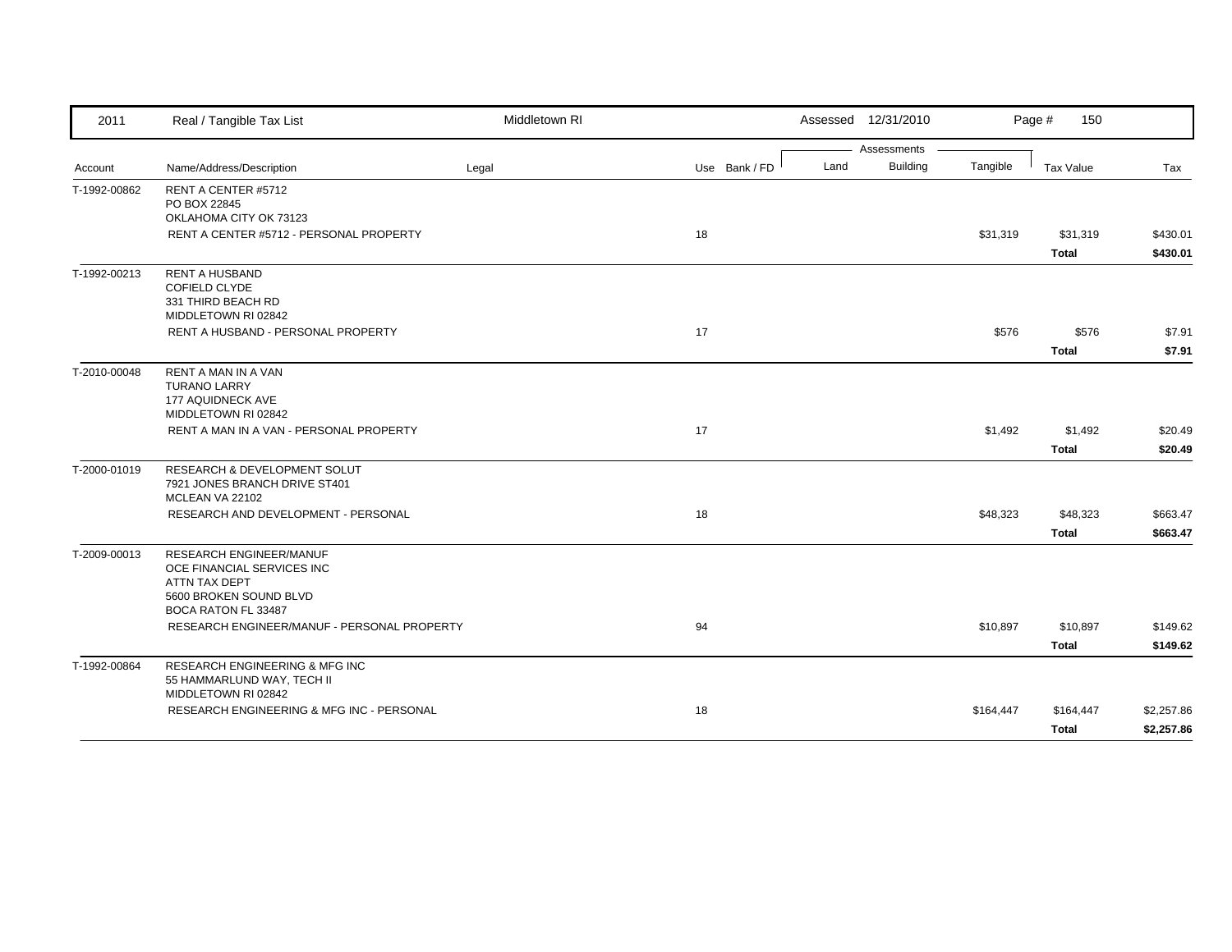| Account | Name/Address/Description | Legal | Use | Bank / FD | Land | Building | Tangible | Tax Value | Tax |
|---|---|---|---|---|---|---|---|---|---|
| T-1992-00862 | RENT A CENTER #5712<br>PO BOX 22845<br>OKLAHOMA CITY OK 73123 | | | | | | | | |
| | RENT A CENTER #5712 - PERSONAL PROPERTY | | 18 | | | | $31,319 | $31,319 | $430.01 |
| | | | | | | | | **Total** | **$430.01** |
| T-1992-00213 | RENT A HUSBAND<br>COFIELD CLYDE<br>331 THIRD BEACH RD<br>MIDDLETOWN RI 02842 | | | | | | | | |
| | RENT A HUSBAND - PERSONAL PROPERTY | | 17 | | | | $576 | $576 | $7.91 |
| | | | | | | | | **Total** | **$7.91** |
| T-2010-00048 | RENT A MAN IN A VAN<br>TURANO LARRY<br>177 AQUIDNECK AVE<br>MIDDLETOWN RI 02842 | | | | | | | | |
| | RENT A MAN IN A VAN - PERSONAL PROPERTY | | 17 | | | | $1,492 | $1,492 | $20.49 |
| | | | | | | | | **Total** | **$20.49** |
| T-2000-01019 | RESEARCH & DEVELOPMENT SOLUT<br>7921 JONES BRANCH DRIVE ST401<br>MCLEAN VA 22102 | | | | | | | | |
| | RESEARCH AND DEVELOPMENT - PERSONAL | | 18 | | | | $48,323 | $48,323 | $663.47 |
| | | | | | | | | **Total** | **$663.47** |
| T-2009-00013 | RESEARCH ENGINEER/MANUF<br>OCE FINANCIAL SERVICES INC<br>ATTN TAX DEPT<br>5600 BROKEN SOUND BLVD<br>BOCA RATON FL 33487 | | | | | | | | |
| | RESEARCH ENGINEER/MANUF - PERSONAL PROPERTY | | 94 | | | | $10,897 | $10,897 | $149.62 |
| | | | | | | | | **Total** | **$149.62** |
| T-1992-00864 | RESEARCH ENGINEERING & MFG INC<br>55 HAMMARLUND WAY, TECH II<br>MIDDLETOWN RI 02842 | | | | | | | | |
| | RESEARCH ENGINEERING & MFG INC - PERSONAL | | 18 | | | | $164,447 | $164,447 | $2,257.86 |
| | | | | | | | | **Total** | **$2,257.86** |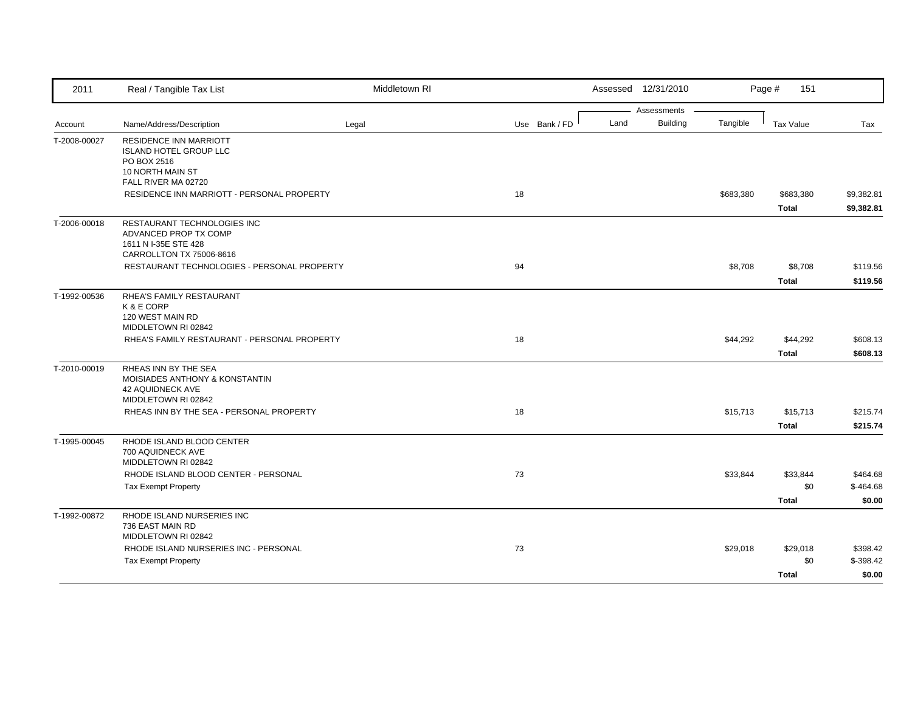| 2011 | Real / Tangible Tax List | Middletown RI | | | Assessed 12/31/2010 | | | | |
|---|---|---|---|---|---|---|---|---|---|
| | | | | | Assessments | | | | |
| Account | Name/Address/Description | Legal | Use | Bank / FD | Land | Building | Tangible | Tax Value | Tax |
| T-2008-00027 | RESIDENCE INN MARRIOTT<br>ISLAND HOTEL GROUP LLC<br>PO BOX 2516<br>10 NORTH MAIN ST<br>FALL RIVER MA 02720 | | | | | | | | |
| | RESIDENCE INN MARRIOTT - PERSONAL PROPERTY | | 18 | | | | $683,380 | $683,380 | $9,382.81 |
| | | | | | | | | **Total** | **$9,382.81** |
| T-2006-00018 | RESTAURANT TECHNOLOGIES INC<br>ADVANCED PROP TX COMP<br>1611 N I-35E STE 428<br>CARROLLTON TX 75006-8616 | | | | | | | | |
| | RESTAURANT TECHNOLOGIES - PERSONAL PROPERTY | | 94 | | | | $8,708 | $8,708 | $119.56 |
| | | | | | | | | **Total** | **$119.56** |
| T-1992-00536 | RHEA'S FAMILY RESTAURANT<br>K & E CORP<br>120 WEST MAIN RD<br>MIDDLETOWN RI 02842 | | | | | | | | |
| | RHEA'S FAMILY RESTAURANT - PERSONAL PROPERTY | | 18 | | | | $44,292 | $44,292 | $608.13 |
| | | | | | | | | **Total** | **$608.13** |
| T-2010-00019 | RHEAS INN BY THE SEA<br>MOISIADES ANTHONY & KONSTANTIN<br>42 AQUIDNECK AVE<br>MIDDLETOWN RI 02842 | | | | | | | | |
| | RHEAS INN BY THE SEA - PERSONAL PROPERTY | | 18 | | | | $15,713 | $15,713 | $215.74 |
| | | | | | | | | **Total** | **$215.74** |
| T-1995-00045 | RHODE ISLAND BLOOD CENTER<br>700 AQUIDNECK AVE<br>MIDDLETOWN RI 02842 | | | | | | | | |
| | RHODE ISLAND BLOOD CENTER - PERSONAL | | 73 | | | | $33,844 | $33,844 | $464.68 |
| | Tax Exempt Property | | | | | | | $0 | $-464.68 |
| | | | | | | | | **Total** | **$0.00** |
| T-1992-00872 | RHODE ISLAND NURSERIES INC<br>736 EAST MAIN RD<br>MIDDLETOWN RI 02842 | | | | | | | | |
| | RHODE ISLAND NURSERIES INC - PERSONAL | | 73 | | | | $29,018 | $29,018 | $398.42 |
| | Tax Exempt Property | | | | | | | $0 | $-398.42 |
| | | | | | | | | **Total** | **$0.00** |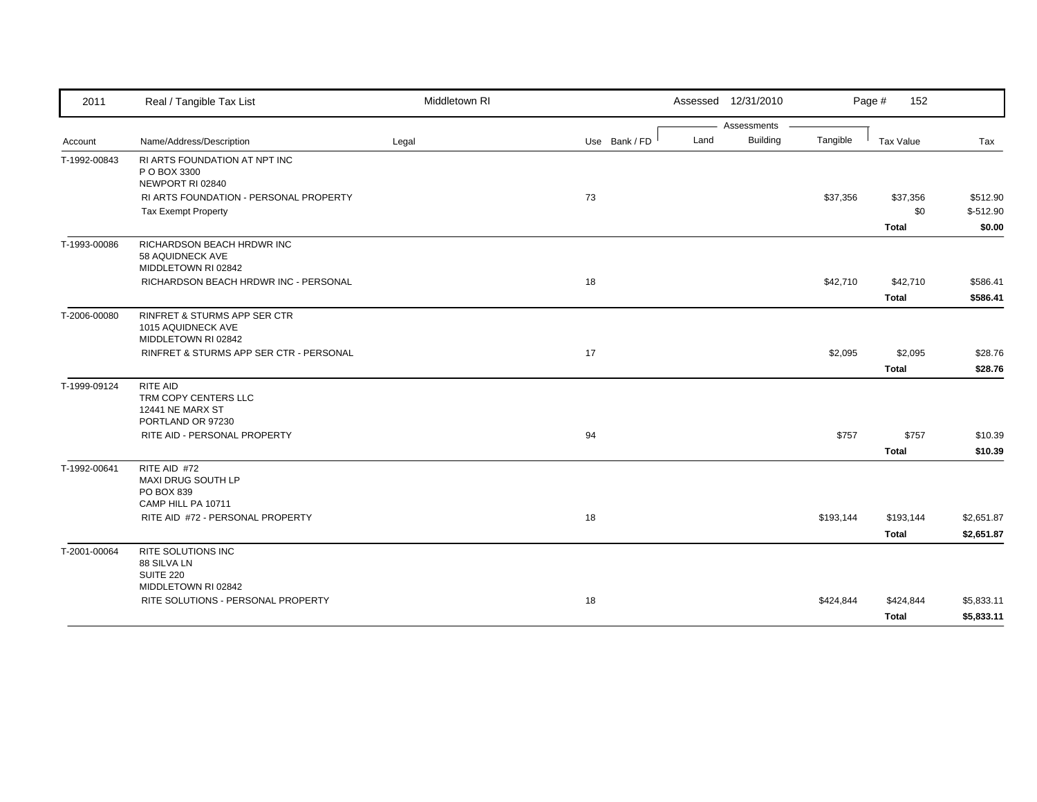| 2011 | Real / Tangible Tax List | Middletown RI | | Assessed 12/31/2010 | | | Page # 152 | |
|---|---|---|---|---|---|---|---|---|
| | | | | Assessments | | | | |
| Account | Name/Address/Description | Legal | Use Bank / FD | Land | Building | Tangible | Tax Value | Tax |
| T-1992-00843 | RI ARTS FOUNDATION AT NPT INC<br>P O BOX 3300<br>NEWPORT RI 02840 | | | | | | | |
| | RI ARTS FOUNDATION - PERSONAL PROPERTY | | 73 | | | $37,356 | $37,356 | $512.90 |
| | Tax Exempt Property | | | | | | $0 | $-512.90 |
| | | | | | | | **Total** | **$0.00** |
| T-1993-00086 | RICHARDSON BEACH HRDWR INC<br>58 AQUIDNECK AVE<br>MIDDLETOWN RI 02842 | | | | | | | |
| | RICHARDSON BEACH HRDWR INC - PERSONAL | | 18 | | | $42,710 | $42,710 | $586.41 |
| | | | | | | | **Total** | **$586.41** |
| T-2006-00080 | RINFRET & STURMS APP SER CTR<br>1015 AQUIDNECK AVE<br>MIDDLETOWN RI 02842 | | | | | | | |
| | RINFRET & STURMS APP SER CTR - PERSONAL | | 17 | | | $2,095 | $2,095 | $28.76 |
| | | | | | | | **Total** | **$28.76** |
| T-1999-09124 | RITE AID<br>TRM COPY CENTERS LLC<br>12441 NE MARX ST<br>PORTLAND OR 97230 | | | | | | | |
| | RITE AID - PERSONAL PROPERTY | | 94 | | | $757 | $757 | $10.39 |
| | | | | | | | **Total** | **$10.39** |
| T-1992-00641 | RITE AID #72<br>MAXI DRUG SOUTH LP<br>PO BOX 839<br>CAMP HILL PA 10711 | | | | | | | |
| | RITE AID #72 - PERSONAL PROPERTY | | 18 | | | $193,144 | $193,144 | $2,651.87 |
| | | | | | | | **Total** | **$2,651.87** |
| T-2001-00064 | RITE SOLUTIONS INC<br>88 SILVA LN<br>SUITE 220<br>MIDDLETOWN RI 02842 | | | | | | | |
| | RITE SOLUTIONS - PERSONAL PROPERTY | | 18 | | | $424,844 | $424,844 | $5,833.11 |
| | | | | | | | **Total** | **$5,833.11** |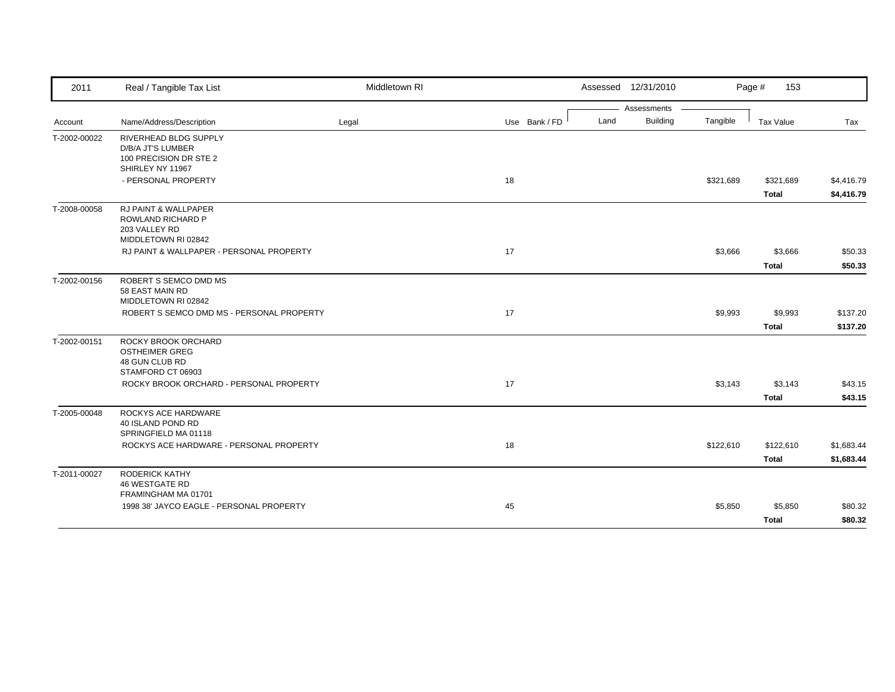| 2011 | Real / Tangible Tax List | Middletown RI | | | Assessed 12/31/2010 | | | Page # 153 | |
|---|---|---|---|---|---|---|---|---|---|
| | | | | | Assessments | | | | |
| Account | Name/Address/Description | Legal | Use | Bank / FD | Land | Building | Tangible | Tax Value | Tax |
| T-2002-00022 | RIVERHEAD BLDG SUPPLY<br>D/B/A JT'S LUMBER<br>100 PRECISION DR STE 2<br>SHIRLEY NY 11967 | | | | | | | | |
| | - PERSONAL PROPERTY | | 18 | | | | $321,689 | $321,689 | $4,416.79 |
| | | | | | | | | **Total** | **$4,416.79** |
| T-2008-00058 | RJ PAINT & WALLPAPER<br>ROWLAND RICHARD P<br>203 VALLEY RD<br>MIDDLETOWN RI 02842 | | | | | | | | |
| | RJ PAINT & WALLPAPER - PERSONAL PROPERTY | | 17 | | | | $3,666 | $3,666 | $50.33 |
| | | | | | | | | **Total** | **$50.33** |
| T-2002-00156 | ROBERT S SEMCO DMD MS<br>58 EAST MAIN RD<br>MIDDLETOWN RI 02842 | | | | | | | | |
| | ROBERT S SEMCO DMD MS - PERSONAL PROPERTY | | 17 | | | | $9,993 | $9,993 | $137.20 |
| | | | | | | | | **Total** | **$137.20** |
| T-2002-00151 | ROCKY BROOK ORCHARD<br>OSTHEIMER GREG<br>48 GUN CLUB RD<br>STAMFORD CT 06903 | | | | | | | | |
| | ROCKY BROOK ORCHARD - PERSONAL PROPERTY | | 17 | | | | $3,143 | $3,143 | $43.15 |
| | | | | | | | | **Total** | **$43.15** |
| T-2005-00048 | ROCKYS ACE HARDWARE<br>40 ISLAND POND RD<br>SPRINGFIELD MA 01118 | | | | | | | | |
| | ROCKYS ACE HARDWARE - PERSONAL PROPERTY | | 18 | | | | $122,610 | $122,610 | $1,683.44 |
| | | | | | | | | **Total** | **$1,683.44** |
| T-2011-00027 | RODERICK KATHY<br>46 WESTGATE RD<br>FRAMINGHAM MA 01701 | | | | | | | | |
| | 1998 38' JAYCO EAGLE - PERSONAL PROPERTY | | 45 | | | | $5,850 | $5,850 | $80.32 |
| | | | | | | | | **Total** | **$80.32** |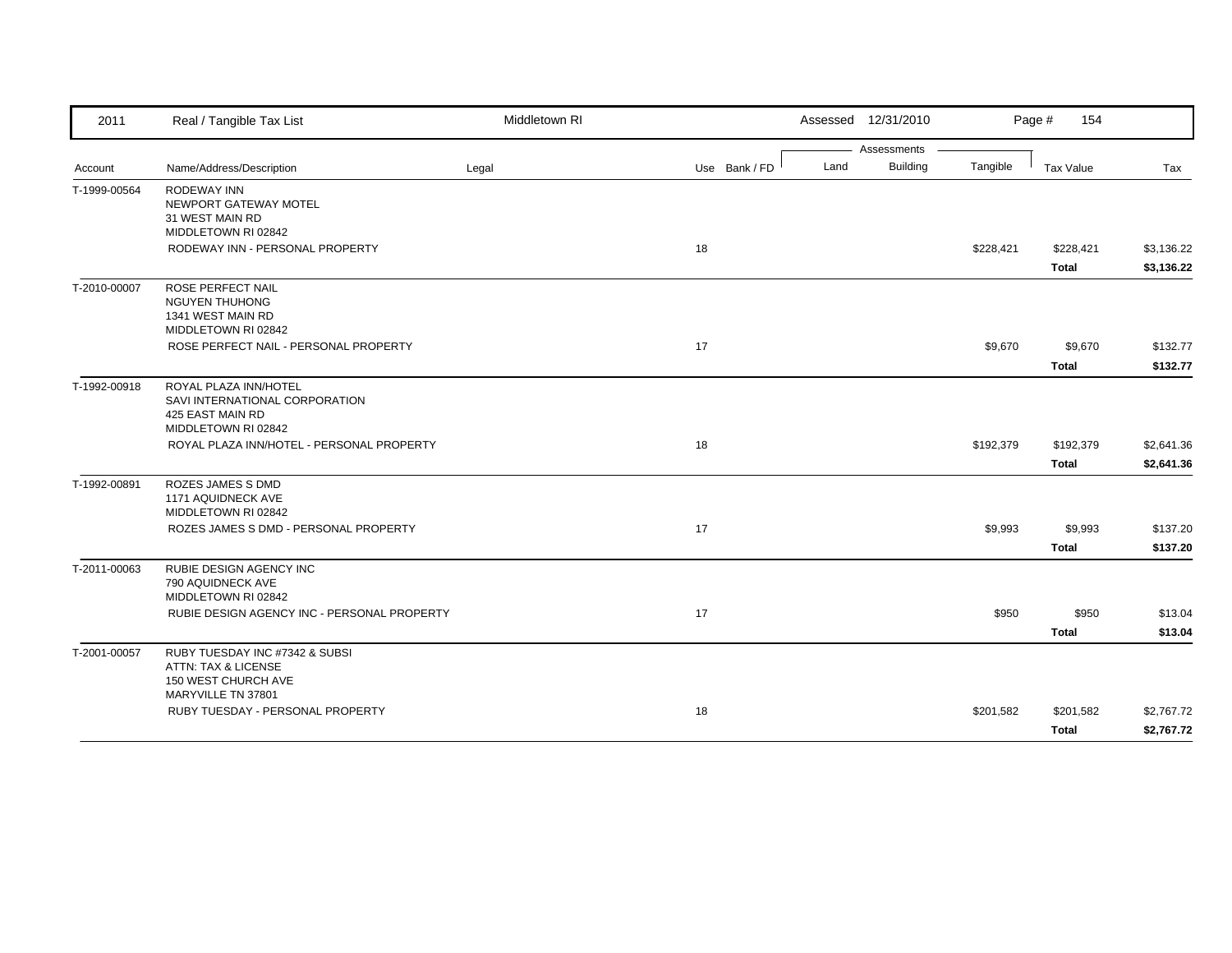| 2011 | Real / Tangible Tax List | Middletown RI | | Assessed 12/31/2010 | | | Page # 154 | |
|---|---|---|---|---|---|---|---|---|
| | | | | Assessments | | | | |
| Account | Name/Address/Description | Legal | Use Bank / FD | Land | Building | Tangible | Tax Value | Tax |
| T-1999-00564 | RODEWAY INN<br>NEWPORT GATEWAY MOTEL<br>31 WEST MAIN RD<br>MIDDLETOWN RI 02842 | | | | | | | |
| | RODEWAY INN - PERSONAL PROPERTY | | 18 | | | $228,421 | $228,421 | $3,136.22 |
| | | | | | | | **Total** | **$3,136.22** |
| T-2010-00007 | ROSE PERFECT NAIL<br>NGUYEN THUHONG<br>1341 WEST MAIN RD<br>MIDDLETOWN RI 02842 | | | | | | | |
| | ROSE PERFECT NAIL - PERSONAL PROPERTY | | 17 | | | $9,670 | $9,670 | $132.77 |
| | | | | | | | **Total** | **$132.77** |
| T-1992-00918 | ROYAL PLAZA INN/HOTEL<br>SAVI INTERNATIONAL CORPORATION<br>425 EAST MAIN RD<br>MIDDLETOWN RI 02842 | | | | | | | |
| | ROYAL PLAZA INN/HOTEL - PERSONAL PROPERTY | | 18 | | | $192,379 | $192,379 | $2,641.36 |
| | | | | | | | **Total** | **$2,641.36** |
| T-1992-00891 | ROZES JAMES S DMD<br>1171 AQUIDNECK AVE<br>MIDDLETOWN RI 02842 | | | | | | | |
| | ROZES JAMES S DMD - PERSONAL PROPERTY | | 17 | | | $9,993 | $9,993 | $137.20 |
| | | | | | | | **Total** | **$137.20** |
| T-2011-00063 | RUBIE DESIGN AGENCY INC<br>790 AQUIDNECK AVE<br>MIDDLETOWN RI 02842 | | | | | | | |
| | RUBIE DESIGN AGENCY INC - PERSONAL PROPERTY | | 17 | | | $950 | $950 | $13.04 |
| | | | | | | | **Total** | **$13.04** |
| T-2001-00057 | RUBY TUESDAY INC #7342 & SUBSI<br>ATTN: TAX & LICENSE<br>150 WEST CHURCH AVE<br>MARYVILLE TN 37801 | | | | | | | |
| | RUBY TUESDAY - PERSONAL PROPERTY | | 18 | | | $201,582 | $201,582 | $2,767.72 |
| | | | | | | | **Total** | **$2,767.72** |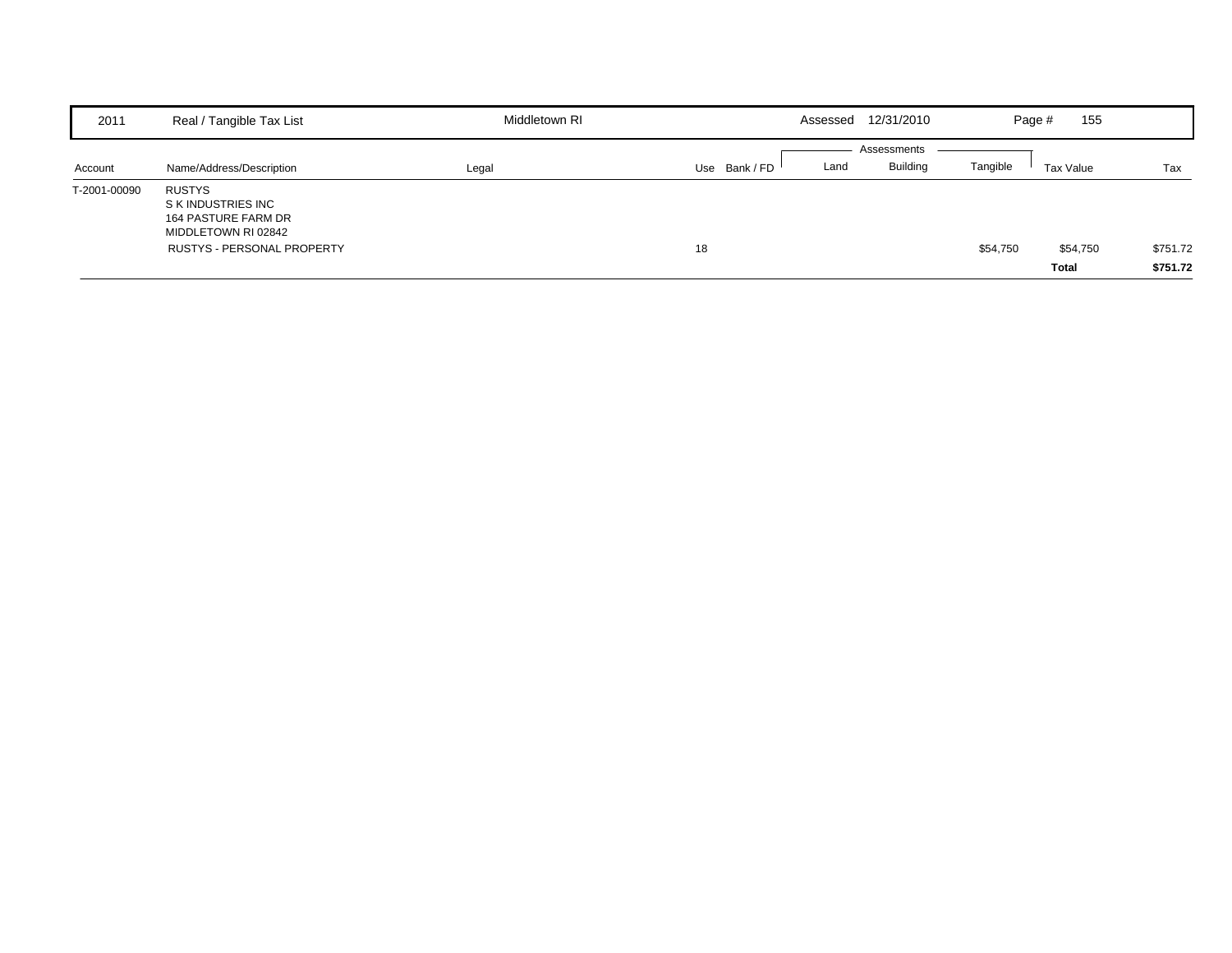| 2011 | Real / Tangible Tax List | Middletown RI | | Assessed 12/31/2010 | | | Page # 155 | |
|---|---|---|---|---|---|---|---|---|

| Account | Name/Address/Description | Legal | Use Bank / FD | Land | Building | Tangible | Tax Value | Tax |
|---|---|---|---|---|---|---|---|---|
| | | | | Assessments | | | | |
| T-2001-00090 | RUSTYS<br>S K INDUSTRIES INC<br>164 PASTURE FARM DR<br>MIDDLETOWN RI 02842 | | | | | | | |
| | RUSTYS - PERSONAL PROPERTY | | 18 | | | $54,750 | $54,750 | $751.72 |
| | | | | | | | **Total** | **$751.72** |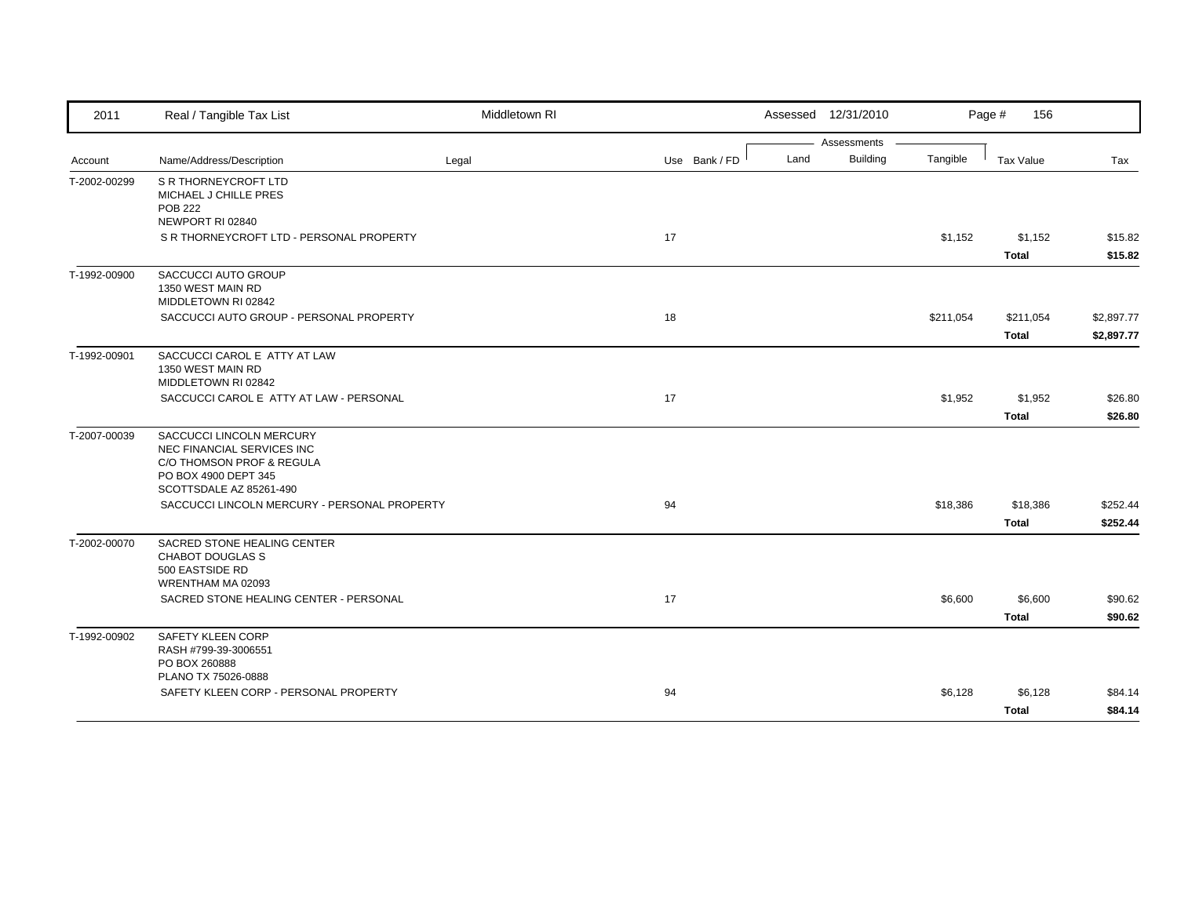| Account | Name/Address/Description | Legal | Use | Bank / FD | Land | Building | Tangible | Tax Value | Tax |
|---|---|---|---|---|---|---|---|---|---|
| T-2002-00299 | S R THORNEYCROFT LTD<br>MICHAEL J CHILLE PRES<br>POB 222<br>NEWPORT RI 02840 | | | | | | | | |
| | S R THORNEYCROFT LTD - PERSONAL PROPERTY | | 17 | | | | $1,152 | $1,152 | $15.82 |
| | | | | | | | | **Total** | **$15.82** |
| T-1992-00900 | SACCUCCI AUTO GROUP<br>1350 WEST MAIN RD<br>MIDDLETOWN RI 02842 | | | | | | | | |
| | SACCUCCI AUTO GROUP - PERSONAL PROPERTY | | 18 | | | | $211,054 | $211,054 | $2,897.77 |
| | | | | | | | | **Total** | **$2,897.77** |
| T-1992-00901 | SACCUCCI CAROL E ATTY AT LAW<br>1350 WEST MAIN RD<br>MIDDLETOWN RI 02842 | | | | | | | | |
| | SACCUCCI CAROL E ATTY AT LAW - PERSONAL | | 17 | | | | $1,952 | $1,952 | $26.80 |
| | | | | | | | | **Total** | **$26.80** |
| T-2007-00039 | SACCUCCI LINCOLN MERCURY<br>NEC FINANCIAL SERVICES INC<br>C/O THOMSON PROF & REGULA<br>PO BOX 4900 DEPT 345<br>SCOTTSDALE AZ 85261-490 | | | | | | | | |
| | SACCUCCI LINCOLN MERCURY - PERSONAL PROPERTY | | 94 | | | | $18,386 | $18,386 | $252.44 |
| | | | | | | | | **Total** | **$252.44** |
| T-2002-00070 | SACRED STONE HEALING CENTER<br>CHABOT DOUGLAS S<br>500 EASTSIDE RD<br>WRENTHAM MA 02093 | | | | | | | | |
| | SACRED STONE HEALING CENTER - PERSONAL | | 17 | | | | $6,600 | $6,600 | $90.62 |
| | | | | | | | | **Total** | **$90.62** |
| T-1992-00902 | SAFETY KLEEN CORP<br>RASH #799-39-3006551<br>PO BOX 260888<br>PLANO TX 75026-0888 | | | | | | | | |
| | SAFETY KLEEN CORP - PERSONAL PROPERTY | | 94 | | | | $6,128 | $6,128 | $84.14 |
| | | | | | | | | **Total** | **$84.14** |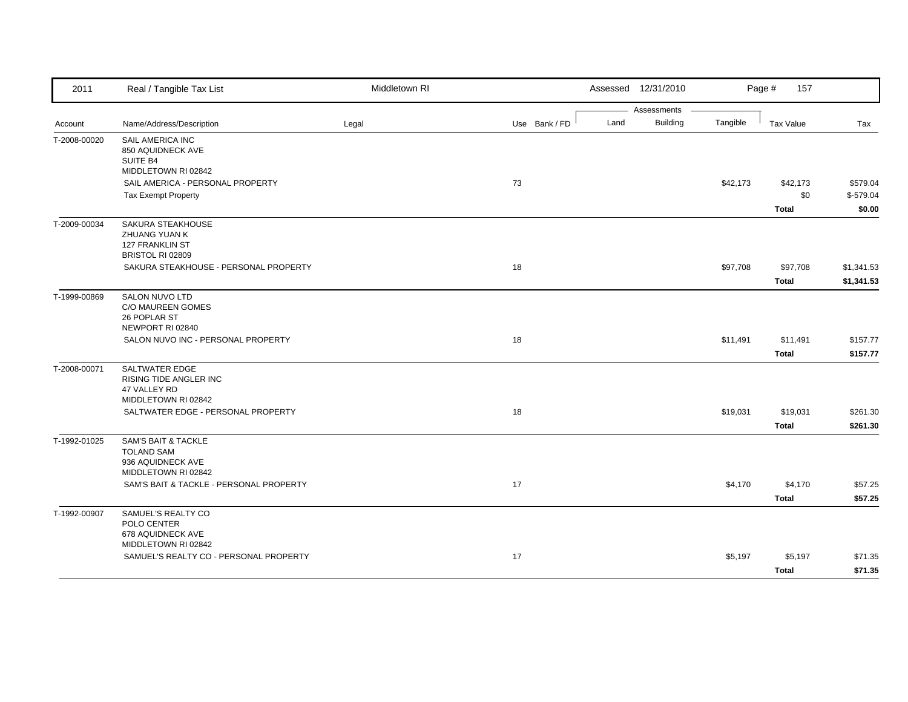| Account | Name/Address/Description | Legal | Use | Bank / FD | Land | Building | Tangible | Tax Value | Tax |
|---|---|---|---|---|---|---|---|---|---|
| T-2008-00020 | SAIL AMERICA INC<br>850 AQUIDNECK AVE<br>SUITE B4<br>MIDDLETOWN RI 02842 | | | | | | | | |
| | SAIL AMERICA - PERSONAL PROPERTY | | 73 | | | | $42,173 | $42,173 | $579.04 |
| | Tax Exempt Property | | | | | | | $0 | $-579.04 |
| | | | | | | | | **Total** | **$0.00** |
| T-2009-00034 | SAKURA STEAKHOUSE<br>ZHUANG YUAN K<br>127 FRANKLIN ST<br>BRISTOL RI 02809 | | | | | | | | |
| | SAKURA STEAKHOUSE - PERSONAL PROPERTY | | 18 | | | | $97,708 | $97,708 | $1,341.53 |
| | | | | | | | | **Total** | **$1,341.53** |
| T-1999-00869 | SALON NUVO LTD<br>C/O MAUREEN GOMES<br>26 POPLAR ST<br>NEWPORT RI 02840 | | | | | | | | |
| | SALON NUVO INC - PERSONAL PROPERTY | | 18 | | | | $11,491 | $11,491 | $157.77 |
| | | | | | | | | **Total** | **$157.77** |
| T-2008-00071 | SALTWATER EDGE<br>RISING TIDE ANGLER INC<br>47 VALLEY RD<br>MIDDLETOWN RI 02842 | | | | | | | | |
| | SALTWATER EDGE - PERSONAL PROPERTY | | 18 | | | | $19,031 | $19,031 | $261.30 |
| | | | | | | | | **Total** | **$261.30** |
| T-1992-01025 | SAM'S BAIT & TACKLE<br>TOLAND SAM<br>936 AQUIDNECK AVE<br>MIDDLETOWN RI 02842 | | | | | | | | |
| | SAM'S BAIT & TACKLE - PERSONAL PROPERTY | | 17 | | | | $4,170 | $4,170 | $57.25 |
| | | | | | | | | **Total** | **$57.25** |
| T-1992-00907 | SAMUEL'S REALTY CO<br>POLO CENTER<br>678 AQUIDNECK AVE<br>MIDDLETOWN RI 02842 | | | | | | | | |
| | SAMUEL'S REALTY CO - PERSONAL PROPERTY | | 17 | | | | $5,197 | $5,197 | $71.35 |
| | | | | | | | | **Total** | **$71.35** |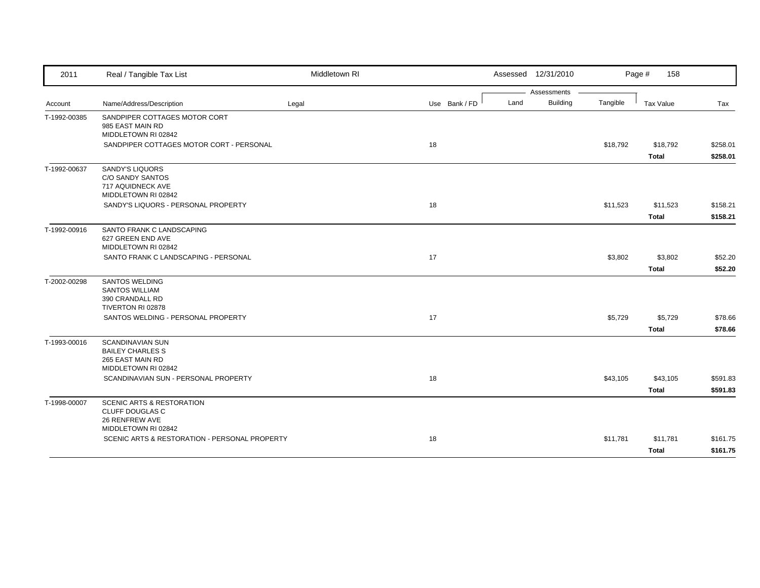| Account | Name/Address/Description | Legal | Use | Bank / FD | Land | Building | Tangible | Tax Value | Tax |
|---|---|---|---|---|---|---|---|---|---|
| T-1992-00385 | SANDPIPER COTTAGES MOTOR CORT<br>985 EAST MAIN RD<br>MIDDLETOWN RI 02842 | | | | | | | | |
| | SANDPIPER COTTAGES MOTOR CORT - PERSONAL | | 18 | | | | $18,792 | $18,792 | $258.01 |
| | | | | | | | | **Total** | **$258.01** |
| T-1992-00637 | SANDY'S LIQUORS<br>C/O SANDY SANTOS<br>717 AQUIDNECK AVE<br>MIDDLETOWN RI 02842 | | | | | | | | |
| | SANDY'S LIQUORS - PERSONAL PROPERTY | | 18 | | | | $11,523 | $11,523 | $158.21 |
| | | | | | | | | **Total** | **$158.21** |
| T-1992-00916 | SANTO FRANK C LANDSCAPING<br>627 GREEN END AVE<br>MIDDLETOWN RI 02842 | | | | | | | | |
| | SANTO FRANK C LANDSCAPING - PERSONAL | | 17 | | | | $3,802 | $3,802 | $52.20 |
| | | | | | | | | **Total** | **$52.20** |
| T-2002-00298 | SANTOS WELDING<br>SANTOS WILLIAM<br>390 CRANDALL RD<br>TIVERTON RI 02878 | | | | | | | | |
| | SANTOS WELDING - PERSONAL PROPERTY | | 17 | | | | $5,729 | $5,729 | $78.66 |
| | | | | | | | | **Total** | **$78.66** |
| T-1993-00016 | SCANDINAVIAN SUN<br>BAILEY CHARLES S<br>265 EAST MAIN RD<br>MIDDLETOWN RI 02842 | | | | | | | | |
| | SCANDINAVIAN SUN - PERSONAL PROPERTY | | 18 | | | | $43,105 | $43,105 | $591.83 |
| | | | | | | | | **Total** | **$591.83** |
| T-1998-00007 | SCENIC ARTS & RESTORATION<br>CLUFF DOUGLAS C<br>26 RENFREW AVE<br>MIDDLETOWN RI 02842 | | | | | | | | |
| | SCENIC ARTS & RESTORATION - PERSONAL PROPERTY | | 18 | | | | $11,781 | $11,781 | $161.75 |
| | | | | | | | | **Total** | **$161.75** |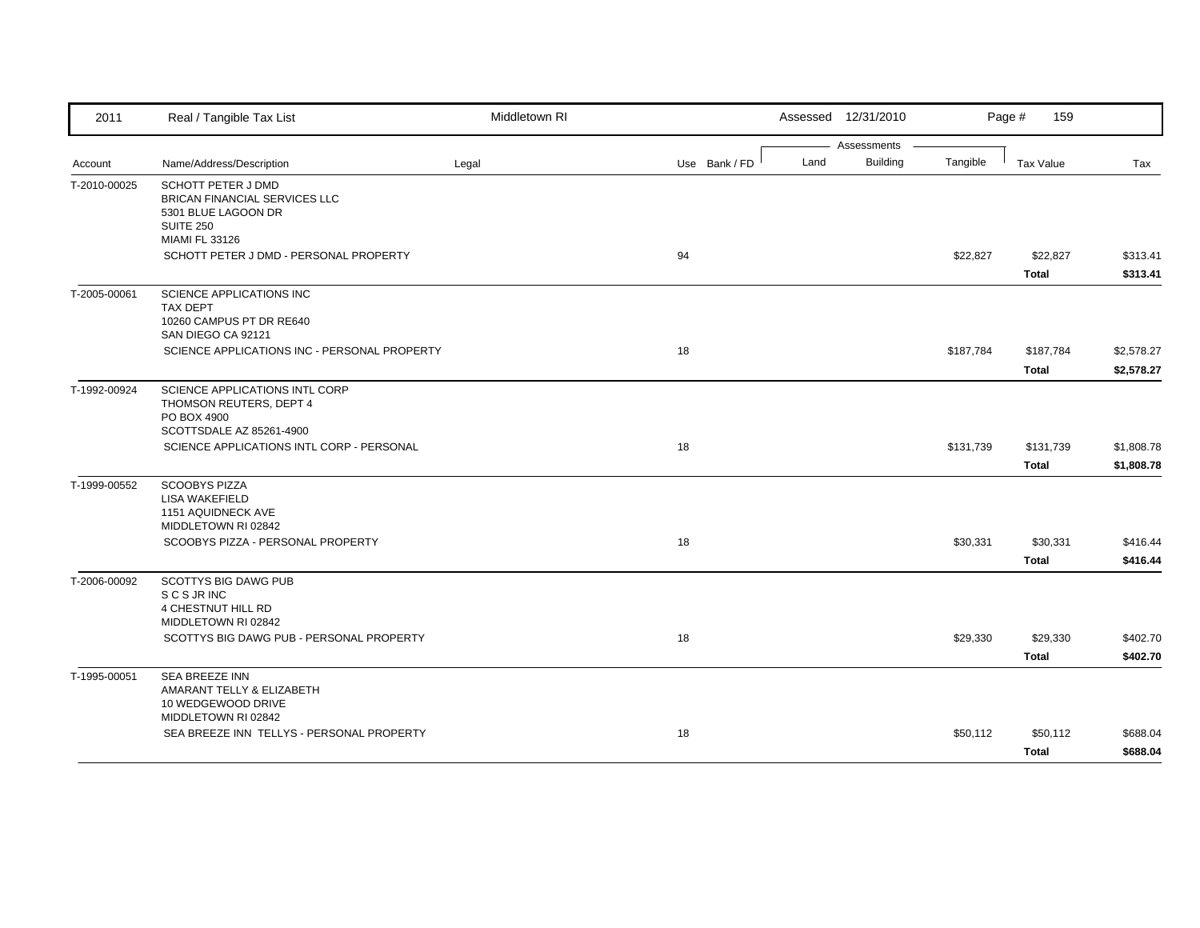| 2011 | Real / Tangible Tax List | Middletown RI | | | Assessed 12/31/2010 | | Page # 159 | |
|---|---|---|---|---|---|---|---|---|
| | | | | Assessments | | | | |
| Account | Name/Address/Description | Legal | Use Bank / FD | Land | Building | Tangible | Tax Value | Tax |
| T-2010-00025 | SCHOTT PETER J DMD<br>BRICAN FINANCIAL SERVICES LLC<br>5301 BLUE LAGOON DR<br>SUITE 250<br>MIAMI FL 33126 | | | | | | | |
| | SCHOTT PETER J DMD - PERSONAL PROPERTY | | 94 | | | $22,827 | $22,827 | $313.41 |
| | | | | | | | **Total** | **$313.41** |
| T-2005-00061 | SCIENCE APPLICATIONS INC<br>TAX DEPT<br>10260 CAMPUS PT DR RE640<br>SAN DIEGO CA 92121 | | | | | | | |
| | SCIENCE APPLICATIONS INC - PERSONAL PROPERTY | | 18 | | | $187,784 | $187,784 | $2,578.27 |
| | | | | | | | **Total** | **$2,578.27** |
| T-1992-00924 | SCIENCE APPLICATIONS INTL CORP<br>THOMSON REUTERS, DEPT 4<br>PO BOX 4900<br>SCOTTSDALE AZ 85261-4900 | | | | | | | |
| | SCIENCE APPLICATIONS INTL CORP - PERSONAL | | 18 | | | $131,739 | $131,739 | $1,808.78 |
| | | | | | | | **Total** | **$1,808.78** |
| T-1999-00552 | SCOOBYS PIZZA<br>LISA WAKEFIELD<br>1151 AQUIDNECK AVE<br>MIDDLETOWN RI 02842 | | | | | | | |
| | SCOOBYS PIZZA - PERSONAL PROPERTY | | 18 | | | $30,331 | $30,331 | $416.44 |
| | | | | | | | **Total** | **$416.44** |
| T-2006-00092 | SCOTTYS BIG DAWG PUB<br>S C S JR INC<br>4 CHESTNUT HILL RD<br>MIDDLETOWN RI 02842 | | | | | | | |
| | SCOTTYS BIG DAWG PUB - PERSONAL PROPERTY | | 18 | | | $29,330 | $29,330 | $402.70 |
| | | | | | | | **Total** | **$402.70** |
| T-1995-00051 | SEA BREEZE INN<br>AMARANT TELLY & ELIZABETH<br>10 WEDGEWOOD DRIVE<br>MIDDLETOWN RI 02842 | | | | | | | |
| | SEA BREEZE INN TELLYS - PERSONAL PROPERTY | | 18 | | | $50,112 | $50,112 | $688.04 |
| | | | | | | | **Total** | **$688.04** |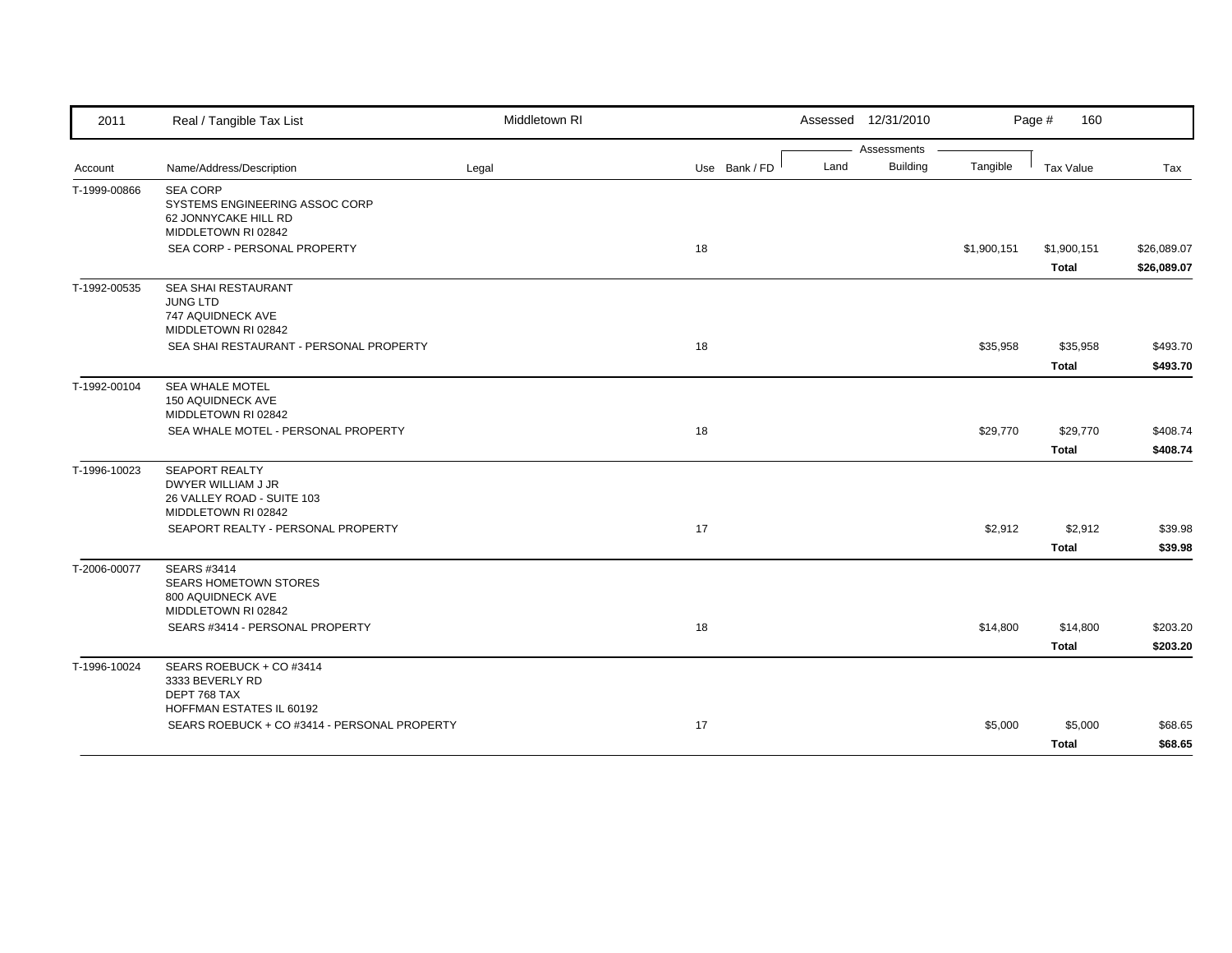| 2011 | Real / Tangible Tax List | Middletown RI | | | Assessed 12/31/2010 | | | Page # 160 | |
|---|---|---|---|---|---|---|---|---|---|
| | | | | | Assessments | | | | |
| Account | Name/Address/Description | Legal | Use | Bank / FD | Land | Building | Tangible | Tax Value | Tax |
| T-1999-00866 | SEA CORP<br>SYSTEMS ENGINEERING ASSOC CORP<br>62 JONNYCAKE HILL RD<br>MIDDLETOWN RI 02842 | | | | | | | | |
| | SEA CORP - PERSONAL PROPERTY | | 18 | | | | $1,900,151 | $1,900,151 | $26,089.07 |
| | | | | | | | | **Total** | **$26,089.07** |
| T-1992-00535 | SEA SHAI RESTAURANT<br>JUNG LTD<br>747 AQUIDNECK AVE<br>MIDDLETOWN RI 02842 | | | | | | | | |
| | SEA SHAI RESTAURANT - PERSONAL PROPERTY | | 18 | | | | $35,958 | $35,958 | $493.70 |
| | | | | | | | | **Total** | **$493.70** |
| T-1992-00104 | SEA WHALE MOTEL<br>150 AQUIDNECK AVE<br>MIDDLETOWN RI 02842 | | | | | | | | |
| | SEA WHALE MOTEL - PERSONAL PROPERTY | | 18 | | | | $29,770 | $29,770 | $408.74 |
| | | | | | | | | **Total** | **$408.74** |
| T-1996-10023 | SEAPORT REALTY<br>DWYER WILLIAM J JR<br>26 VALLEY ROAD - SUITE 103<br>MIDDLETOWN RI 02842 | | | | | | | | |
| | SEAPORT REALTY - PERSONAL PROPERTY | | 17 | | | | $2,912 | $2,912 | $39.98 |
| | | | | | | | | **Total** | **$39.98** |
| T-2006-00077 | SEARS #3414<br>SEARS HOMETOWN STORES<br>800 AQUIDNECK AVE<br>MIDDLETOWN RI 02842 | | | | | | | | |
| | SEARS #3414 - PERSONAL PROPERTY | | 18 | | | | $14,800 | $14,800 | $203.20 |
| | | | | | | | | **Total** | **$203.20** |
| T-1996-10024 | SEARS ROEBUCK + CO #3414<br>3333 BEVERLY RD<br>DEPT 768 TAX<br>HOFFMAN ESTATES IL 60192 | | | | | | | | |
| | SEARS ROEBUCK + CO #3414 - PERSONAL PROPERTY | | 17 | | | | $5,000 | $5,000 | $68.65 |
| | | | | | | | | **Total** | **$68.65** |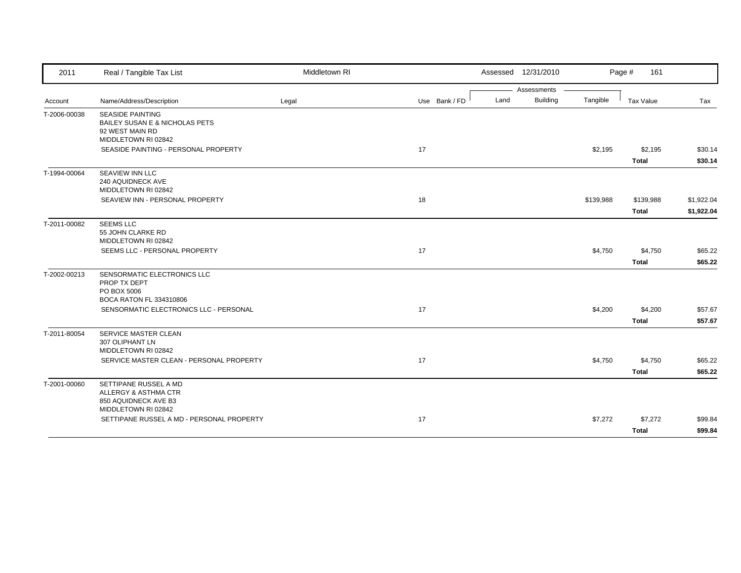| Account | Name/Address/Description | Legal | Use | Bank / FD | Land | Building | Tangible | Tax Value | Tax |
|---|---|---|---|---|---|---|---|---|---|
| T-2006-00038 | SEASIDE PAINTING<br>BAILEY SUSAN E & NICHOLAS PETS<br>92 WEST MAIN RD<br>MIDDLETOWN RI 02842 | | | | | | | | |
| | SEASIDE PAINTING - PERSONAL PROPERTY | | 17 | | | | $2,195 | $2,195 | $30.14 |
| | | | | | | | | **Total** | **$30.14** |
| T-1994-00064 | SEAVIEW INN LLC<br>240 AQUIDNECK AVE<br>MIDDLETOWN RI 02842 | | | | | | | | |
| | SEAVIEW INN - PERSONAL PROPERTY | | 18 | | | | $139,988 | $139,988 | $1,922.04 |
| | | | | | | | | **Total** | **$1,922.04** |
| T-2011-00082 | SEEMS LLC<br>55 JOHN CLARKE RD<br>MIDDLETOWN RI 02842 | | | | | | | | |
| | SEEMS LLC - PERSONAL PROPERTY | | 17 | | | | $4,750 | $4,750 | $65.22 |
| | | | | | | | | **Total** | **$65.22** |
| T-2002-00213 | SENSORMATIC ELECTRONICS LLC<br>PROP TX DEPT<br>PO BOX 5006<br>BOCA RATON FL 334310806 | | | | | | | | |
| | SENSORMATIC ELECTRONICS LLC - PERSONAL | | 17 | | | | $4,200 | $4,200 | $57.67 |
| | | | | | | | | **Total** | **$57.67** |
| T-2011-80054 | SERVICE MASTER CLEAN<br>307 OLIPHANT LN<br>MIDDLETOWN RI 02842 | | | | | | | | |
| | SERVICE MASTER CLEAN - PERSONAL PROPERTY | | 17 | | | | $4,750 | $4,750 | $65.22 |
| | | | | | | | | **Total** | **$65.22** |
| T-2001-00060 | SETTIPANE RUSSEL A MD<br>ALLERGY & ASTHMA CTR<br>850 AQUIDNECK AVE B3<br>MIDDLETOWN RI 02842 | | | | | | | | |
| | SETTIPANE RUSSEL A MD - PERSONAL PROPERTY | | 17 | | | | $7,272 | $7,272 | $99.84 |
| | | | | | | | | **Total** | **$99.84** |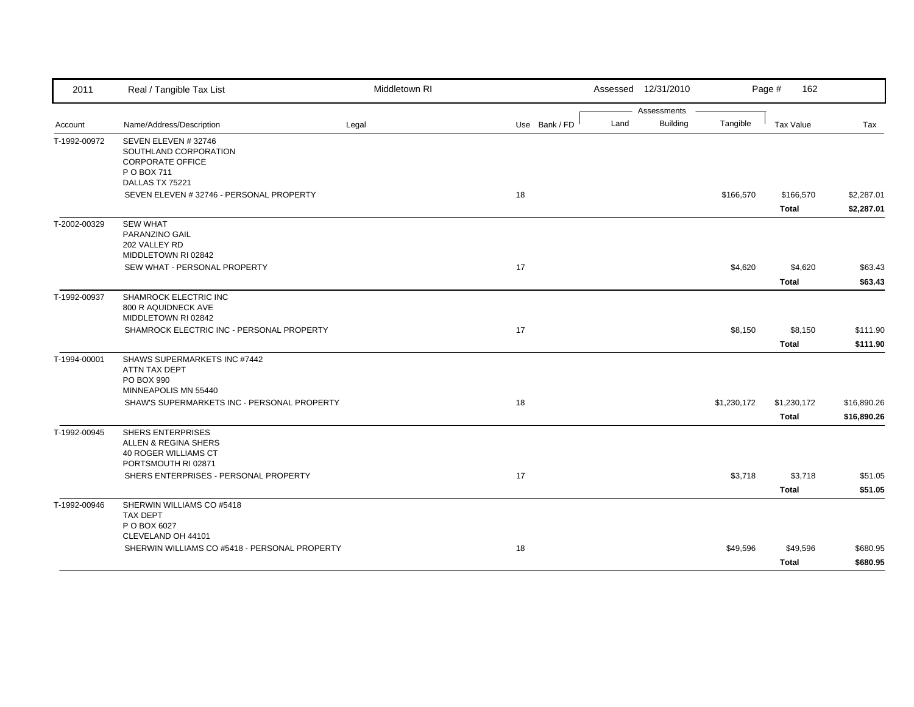| 2011 | Real / Tangible Tax List | Middletown RI | | | Assessed 12/31/2010 | | | Page # 162 | |
|---|---|---|---|---|---|---|---|---|---|
| | | | | | Assessments | | | | |
| Account | Name/Address/Description | Legal | Use | Bank / FD | Land | Building | Tangible | Tax Value | Tax |
| T-1992-00972 | SEVEN ELEVEN # 32746<br>SOUTHLAND CORPORATION<br>CORPORATE OFFICE<br>P O BOX 711<br>DALLAS TX 75221 | | | | | | | | |
| | SEVEN ELEVEN # 32746 - PERSONAL PROPERTY | | 18 | | | | $166,570 | $166,570 | $2,287.01 |
| | | | | | | | | **Total** | **$2,287.01** |
| T-2002-00329 | SEW WHAT<br>PARANZINO GAIL<br>202 VALLEY RD<br>MIDDLETOWN RI 02842 | | | | | | | | |
| | SEW WHAT - PERSONAL PROPERTY | | 17 | | | | $4,620 | $4,620 | $63.43 |
| | | | | | | | | **Total** | **$63.43** |
| T-1992-00937 | SHAMROCK ELECTRIC INC<br>800 R AQUIDNECK AVE<br>MIDDLETOWN RI 02842 | | | | | | | | |
| | SHAMROCK ELECTRIC INC - PERSONAL PROPERTY | | 17 | | | | $8,150 | $8,150 | $111.90 |
| | | | | | | | | **Total** | **$111.90** |
| T-1994-00001 | SHAWS SUPERMARKETS INC #7442<br>ATTN TAX DEPT<br>PO BOX 990<br>MINNEAPOLIS MN 55440 | | | | | | | | |
| | SHAW'S SUPERMARKETS INC - PERSONAL PROPERTY | | 18 | | | | $1,230,172 | $1,230,172 | $16,890.26 |
| | | | | | | | | **Total** | **$16,890.26** |
| T-1992-00945 | SHERS ENTERPRISES<br>ALLEN & REGINA SHERS<br>40 ROGER WILLIAMS CT<br>PORTSMOUTH RI 02871 | | | | | | | | |
| | SHERS ENTERPRISES - PERSONAL PROPERTY | | 17 | | | | $3,718 | $3,718 | $51.05 |
| | | | | | | | | **Total** | **$51.05** |
| T-1992-00946 | SHERWIN WILLIAMS CO #5418<br>TAX DEPT<br>P O BOX 6027<br>CLEVELAND OH 44101 | | | | | | | | |
| | SHERWIN WILLIAMS CO #5418 - PERSONAL PROPERTY | | 18 | | | | $49,596 | $49,596 | $680.95 |
| | | | | | | | | **Total** | **$680.95** |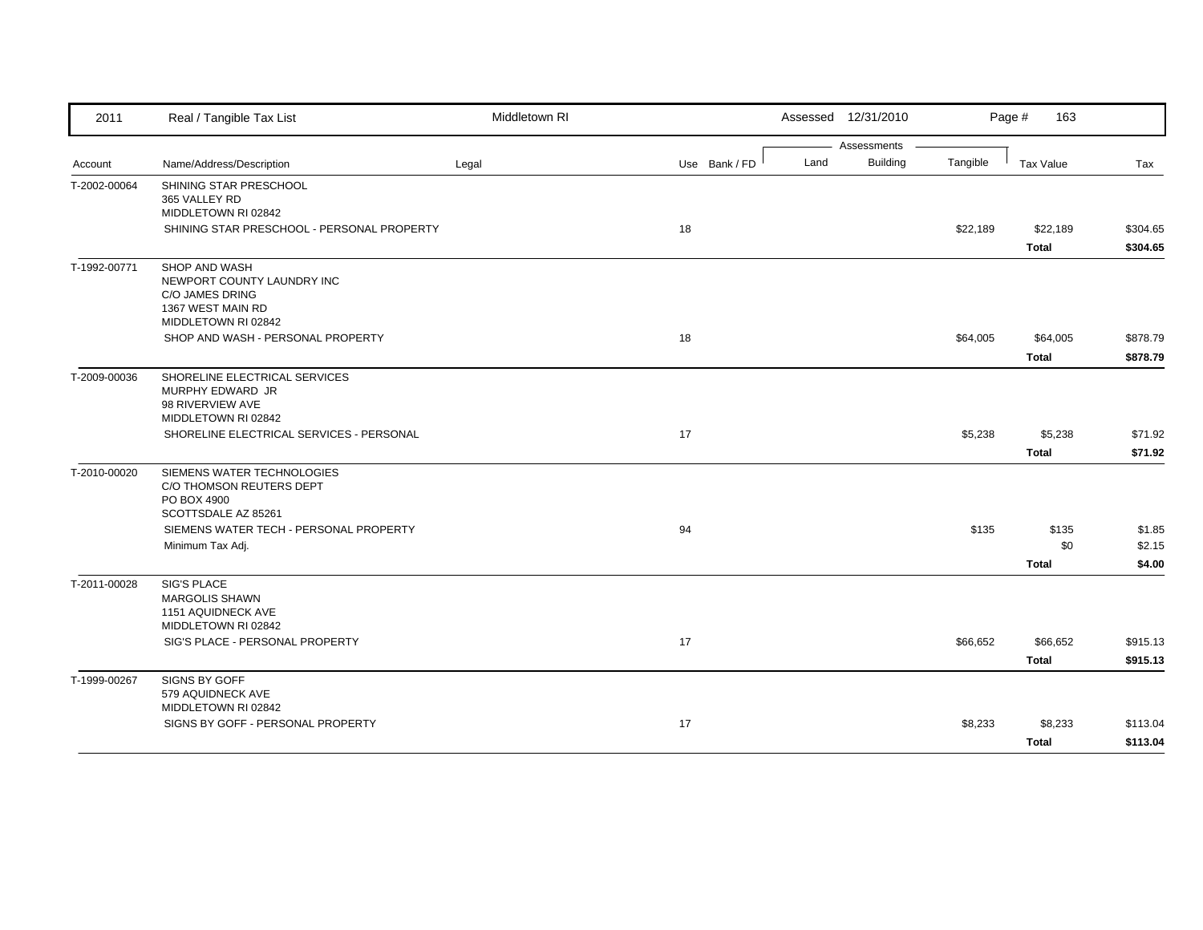| 2011 | Real / Tangible Tax List | Middletown RI | | | Assessed 12/31/2010 | | | Page # 163 | |
|---|---|---|---|---|---|---|---|---|---|
| | | | | | Assessments | | | | |
| Account | Name/Address/Description | Legal | Use | Bank / FD | Land | Building | Tangible | Tax Value | Tax |
| T-2002-00064 | SHINING STAR PRESCHOOL<br>365 VALLEY RD<br>MIDDLETOWN RI 02842 | | | | | | | | |
| | SHINING STAR PRESCHOOL - PERSONAL PROPERTY | | 18 | | | | $22,189 | $22,189 | $304.65 |
| | | | | | | | | **Total** | **$304.65** |
| T-1992-00771 | SHOP AND WASH<br>NEWPORT COUNTY LAUNDRY INC<br>C/O JAMES DRING<br>1367 WEST MAIN RD<br>MIDDLETOWN RI 02842 | | | | | | | | |
| | SHOP AND WASH - PERSONAL PROPERTY | | 18 | | | | $64,005 | $64,005 | $878.79 |
| | | | | | | | | **Total** | **$878.79** |
| T-2009-00036 | SHORELINE ELECTRICAL SERVICES<br>MURPHY EDWARD JR<br>98 RIVERVIEW AVE<br>MIDDLETOWN RI 02842 | | | | | | | | |
| | SHORELINE ELECTRICAL SERVICES - PERSONAL | | 17 | | | | $5,238 | $5,238 | $71.92 |
| | | | | | | | | **Total** | **$71.92** |
| T-2010-00020 | SIEMENS WATER TECHNOLOGIES<br>C/O THOMSON REUTERS DEPT<br>PO BOX 4900<br>SCOTTSDALE AZ 85261 | | | | | | | | |
| | SIEMENS WATER TECH - PERSONAL PROPERTY | | 94 | | | | $135 | $135 | $1.85 |
| | Minimum Tax Adj. | | | | | | | $0 | $2.15 |
| | | | | | | | | **Total** | **$4.00** |
| T-2011-00028 | SIG'S PLACE<br>MARGOLIS SHAWN<br>1151 AQUIDNECK AVE<br>MIDDLETOWN RI 02842 | | | | | | | | |
| | SIG'S PLACE - PERSONAL PROPERTY | | 17 | | | | $66,652 | $66,652 | $915.13 |
| | | | | | | | | **Total** | **$915.13** |
| T-1999-00267 | SIGNS BY GOFF<br>579 AQUIDNECK AVE<br>MIDDLETOWN RI 02842 | | | | | | | | |
| | SIGNS BY GOFF - PERSONAL PROPERTY | | 17 | | | | $8,233 | $8,233 | $113.04 |
| | | | | | | | | **Total** | **$113.04** |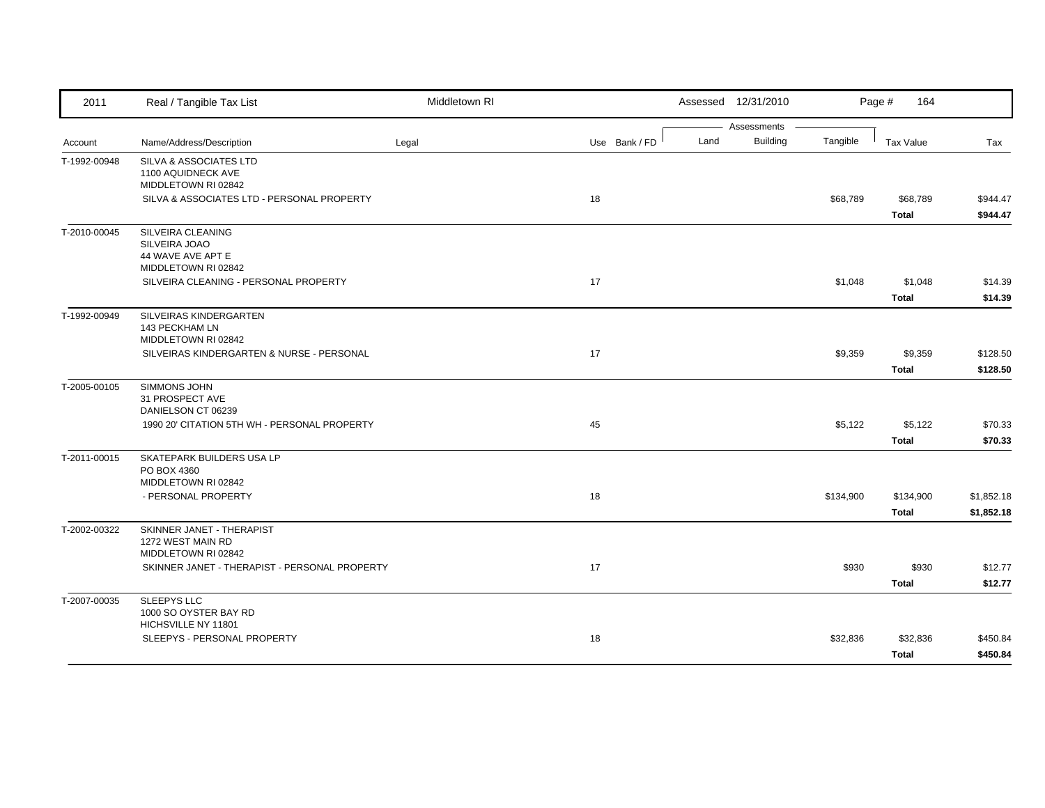| 2011 | Real / Tangible Tax List | Middletown RI | | | Assessed 12/31/2010 | | | Page # 164 | |
|---|---|---|---|---|---|---|---|---|---|
| | | | | | Assessments | | | | |
| Account | Name/Address/Description | Legal | Use | Bank / FD | Land | Building | Tangible | Tax Value | Tax |
| T-1992-00948 | SILVA & ASSOCIATES LTD<br>1100 AQUIDNECK AVE<br>MIDDLETOWN RI 02842 | | | | | | | | |
| | SILVA & ASSOCIATES LTD - PERSONAL PROPERTY | | 18 | | | | $68,789 | $68,789 | $944.47 |
| | | | | | | | | **Total** | **$944.47** |
| T-2010-00045 | SILVEIRA CLEANING<br>SILVEIRA JOAO<br>44 WAVE AVE APT E<br>MIDDLETOWN RI 02842 | | | | | | | | |
| | SILVEIRA CLEANING - PERSONAL PROPERTY | | 17 | | | | $1,048 | $1,048 | $14.39 |
| | | | | | | | | **Total** | **$14.39** |
| T-1992-00949 | SILVEIRAS KINDERGARTEN<br>143 PECKHAM LN<br>MIDDLETOWN RI 02842 | | | | | | | | |
| | SILVEIRAS KINDERGARTEN & NURSE - PERSONAL | | 17 | | | | $9,359 | $9,359 | $128.50 |
| | | | | | | | | **Total** | **$128.50** |
| T-2005-00105 | SIMMONS JOHN<br>31 PROSPECT AVE<br>DANIELSON CT 06239 | | | | | | | | |
| | 1990 20' CITATION 5TH WH - PERSONAL PROPERTY | | 45 | | | | $5,122 | $5,122 | $70.33 |
| | | | | | | | | **Total** | **$70.33** |
| T-2011-00015 | SKATEPARK BUILDERS USA LP<br>PO BOX 4360<br>MIDDLETOWN RI 02842 | | | | | | | | |
| | - PERSONAL PROPERTY | | 18 | | | | $134,900 | $134,900 | $1,852.18 |
| | | | | | | | | **Total** | **$1,852.18** |
| T-2002-00322 | SKINNER JANET - THERAPIST<br>1272 WEST MAIN RD<br>MIDDLETOWN RI 02842 | | | | | | | | |
| | SKINNER JANET - THERAPIST - PERSONAL PROPERTY | | 17 | | | | $930 | $930 | $12.77 |
| | | | | | | | | **Total** | **$12.77** |
| T-2007-00035 | SLEEPYS LLC<br>1000 SO OYSTER BAY RD<br>HICHSVILLE NY 11801 | | | | | | | | |
| | SLEEPYS - PERSONAL PROPERTY | | 18 | | | | $32,836 | $32,836 | $450.84 |
| | | | | | | | | **Total** | **$450.84** |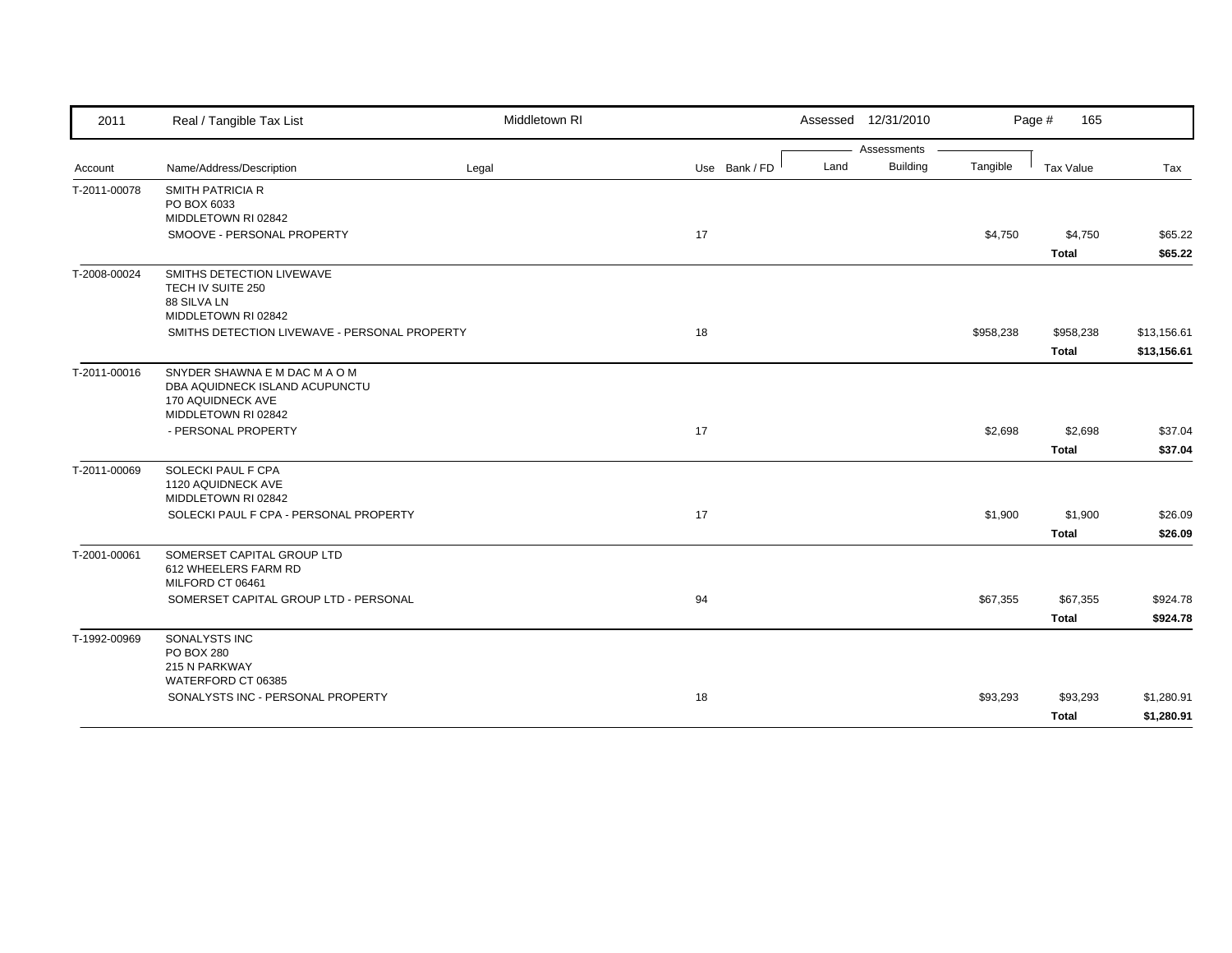| 2011 | Real / Tangible Tax List | Middletown RI | | | Assessed 12/31/2010 | | Page # 165 | | |
|---|---|---|---|---|---|---|---|---|---|
| | | | | | Assessments | | | | |
| Account | Name/Address/Description | Legal | Use | Bank / FD | Land | Building | Tangible | Tax Value | Tax |
| T-2011-00078 | SMITH PATRICIA R<br>PO BOX 6033<br>MIDDLETOWN RI 02842 | | | | | | | | |
| | SMOOVE - PERSONAL PROPERTY | | 17 | | | | $4,750 | $4,750 | $65.22 |
| | | | | | | | | **Total** | **$65.22** |
| T-2008-00024 | SMITHS DETECTION LIVEWAVE<br>TECH IV SUITE 250<br>88 SILVA LN<br>MIDDLETOWN RI 02842 | | | | | | | | |
| | SMITHS DETECTION LIVEWAVE - PERSONAL PROPERTY | | 18 | | | | $958,238 | $958,238 | $13,156.61 |
| | | | | | | | | **Total** | **$13,156.61** |
| T-2011-00016 | SNYDER SHAWNA E M DAC M A O M<br>DBA AQUIDNECK ISLAND ACUPUNCTU<br>170 AQUIDNECK AVE<br>MIDDLETOWN RI 02842 | | | | | | | | |
| | - PERSONAL PROPERTY | | 17 | | | | $2,698 | $2,698 | $37.04 |
| | | | | | | | | **Total** | **$37.04** |
| T-2011-00069 | SOLECKI PAUL F CPA<br>1120 AQUIDNECK AVE<br>MIDDLETOWN RI 02842 | | | | | | | | |
| | SOLECKI PAUL F CPA - PERSONAL PROPERTY | | 17 | | | | $1,900 | $1,900 | $26.09 |
| | | | | | | | | **Total** | **$26.09** |
| T-2001-00061 | SOMERSET CAPITAL GROUP LTD<br>612 WHEELERS FARM RD<br>MILFORD CT 06461 | | | | | | | | |
| | SOMERSET CAPITAL GROUP LTD - PERSONAL | | 94 | | | | $67,355 | $67,355 | $924.78 |
| | | | | | | | | **Total** | **$924.78** |
| T-1992-00969 | SONALYSTS INC<br>PO BOX 280<br>215 N PARKWAY<br>WATERFORD CT 06385 | | | | | | | | |
| | SONALYSTS INC - PERSONAL PROPERTY | | 18 | | | | $93,293 | $93,293 | $1,280.91 |
| | | | | | | | | **Total** | **$1,280.91** |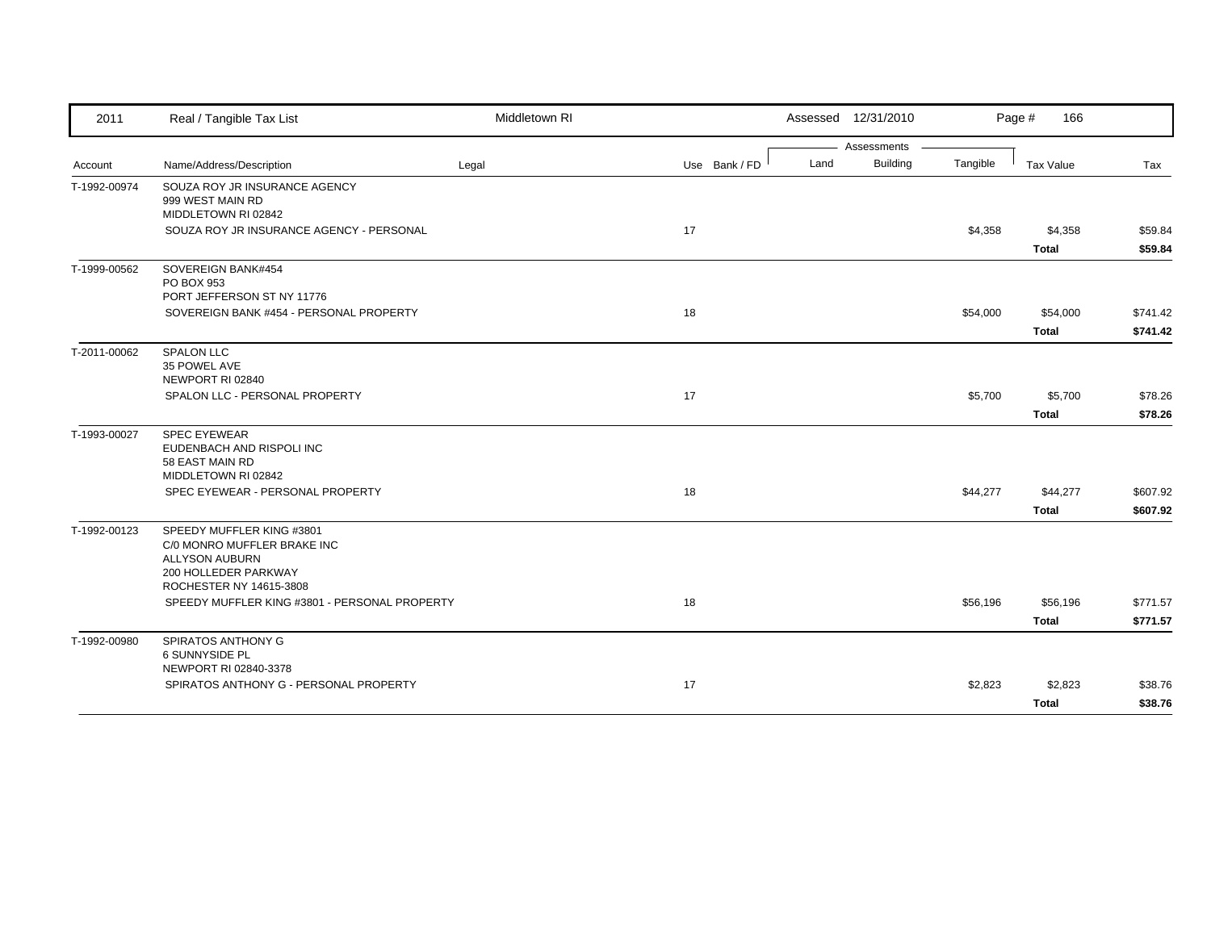| 2011 | Real / Tangible Tax List | Middletown RI | | | Assessed 12/31/2010 | | | Page # 166 | |
|---|---|---|---|---|---|---|---|---|---|
| | | | | | Assessments | | | | |
| Account | Name/Address/Description | Legal | Use | Bank / FD | Land | Building | Tangible | Tax Value | Tax |
| T-1992-00974 | SOUZA ROY JR INSURANCE AGENCY<br>999 WEST MAIN RD<br>MIDDLETOWN RI 02842 | | | | | | | | |
| | SOUZA ROY JR INSURANCE AGENCY - PERSONAL | | 17 | | | | $4,358 | $4,358 | $59.84 |
| | | | | | | | | **Total** | **$59.84** |
| T-1999-00562 | SOVEREIGN BANK#454<br>PO BOX 953<br>PORT JEFFERSON ST NY 11776 | | | | | | | | |
| | SOVEREIGN BANK #454 - PERSONAL PROPERTY | | 18 | | | | $54,000 | $54,000 | $741.42 |
| | | | | | | | | **Total** | **$741.42** |
| T-2011-00062 | SPALON LLC<br>35 POWEL AVE<br>NEWPORT RI 02840 | | | | | | | | |
| | SPALON LLC - PERSONAL PROPERTY | | 17 | | | | $5,700 | $5,700 | $78.26 |
| | | | | | | | | **Total** | **$78.26** |
| T-1993-00027 | SPEC EYEWEAR<br>EUDENBACH AND RISPOLI INC<br>58 EAST MAIN RD<br>MIDDLETOWN RI 02842 | | | | | | | | |
| | SPEC EYEWEAR - PERSONAL PROPERTY | | 18 | | | | $44,277 | $44,277 | $607.92 |
| | | | | | | | | **Total** | **$607.92** |
| T-1992-00123 | SPEEDY MUFFLER KING #3801<br>C/0 MONRO MUFFLER BRAKE INC<br>ALLYSON AUBURN<br>200 HOLLEDER PARKWAY<br>ROCHESTER NY 14615-3808 | | | | | | | | |
| | SPEEDY MUFFLER KING #3801 - PERSONAL PROPERTY | | 18 | | | | $56,196 | $56,196 | $771.57 |
| | | | | | | | | **Total** | **$771.57** |
| T-1992-00980 | SPIRATOS ANTHONY G<br>6 SUNNYSIDE PL<br>NEWPORT RI 02840-3378 | | | | | | | | |
| | SPIRATOS ANTHONY G - PERSONAL PROPERTY | | 17 | | | | $2,823 | $2,823 | $38.76 |
| | | | | | | | | **Total** | **$38.76** |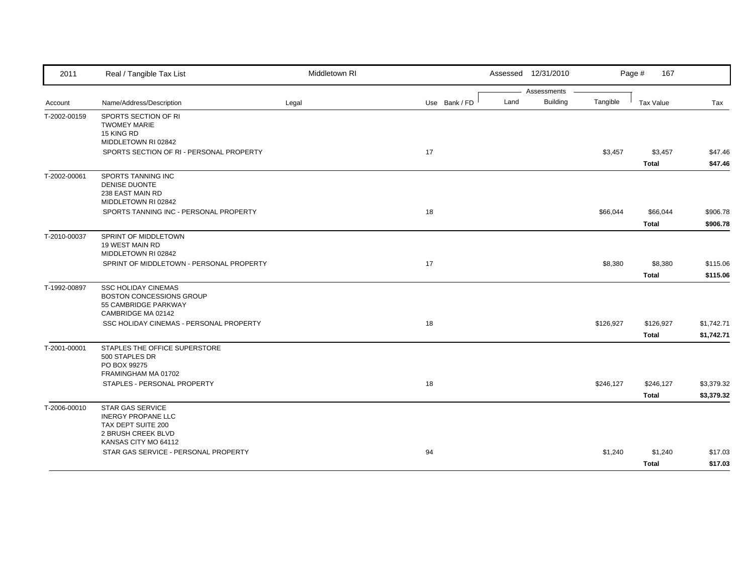| Account | Name/Address/Description | Legal | Use | Bank / FD | Land | Building | Tangible | Tax Value | Tax |
|---|---|---|---|---|---|---|---|---|---|
| T-2002-00159 | SPORTS SECTION OF RI<br>TWOMEY MARIE<br>15 KING RD<br>MIDDLETOWN RI 02842 | | | | | | | | |
| | SPORTS SECTION OF RI - PERSONAL PROPERTY | | 17 | | | | $3,457 | $3,457 | $47.46 |
| | | | | | | | | **Total** | **$47.46** |
| T-2002-00061 | SPORTS TANNING INC<br>DENISE DUONTE<br>238 EAST MAIN RD<br>MIDDLETOWN RI 02842 | | | | | | | | |
| | SPORTS TANNING INC - PERSONAL PROPERTY | | 18 | | | | $66,044 | $66,044 | $906.78 |
| | | | | | | | | **Total** | **$906.78** |
| T-2010-00037 | SPRINT OF MIDDLETOWN<br>19 WEST MAIN RD<br>MIDDLETOWN RI 02842 | | | | | | | | |
| | SPRINT OF MIDDLETOWN - PERSONAL PROPERTY | | 17 | | | | $8,380 | $8,380 | $115.06 |
| | | | | | | | | **Total** | **$115.06** |
| T-1992-00897 | SSC HOLIDAY CINEMAS<br>BOSTON CONCESSIONS GROUP<br>55 CAMBRIDGE PARKWAY<br>CAMBRIDGE MA 02142 | | | | | | | | |
| | SSC HOLIDAY CINEMAS - PERSONAL PROPERTY | | 18 | | | | $126,927 | $126,927 | $1,742.71 |
| | | | | | | | | **Total** | **$1,742.71** |
| T-2001-00001 | STAPLES THE OFFICE SUPERSTORE<br>500 STAPLES DR<br>PO BOX 99275<br>FRAMINGHAM MA 01702 | | | | | | | | |
| | STAPLES - PERSONAL PROPERTY | | 18 | | | | $246,127 | $246,127 | $3,379.32 |
| | | | | | | | | **Total** | **$3,379.32** |
| T-2006-00010 | STAR GAS SERVICE<br>INERGY PROPANE LLC<br>TAX DEPT SUITE 200<br>2 BRUSH CREEK BLVD<br>KANSAS CITY MO 64112 | | | | | | | | |
| | STAR GAS SERVICE - PERSONAL PROPERTY | | 94 | | | | $1,240 | $1,240 | $17.03 |
| | | | | | | | | **Total** | **$17.03** |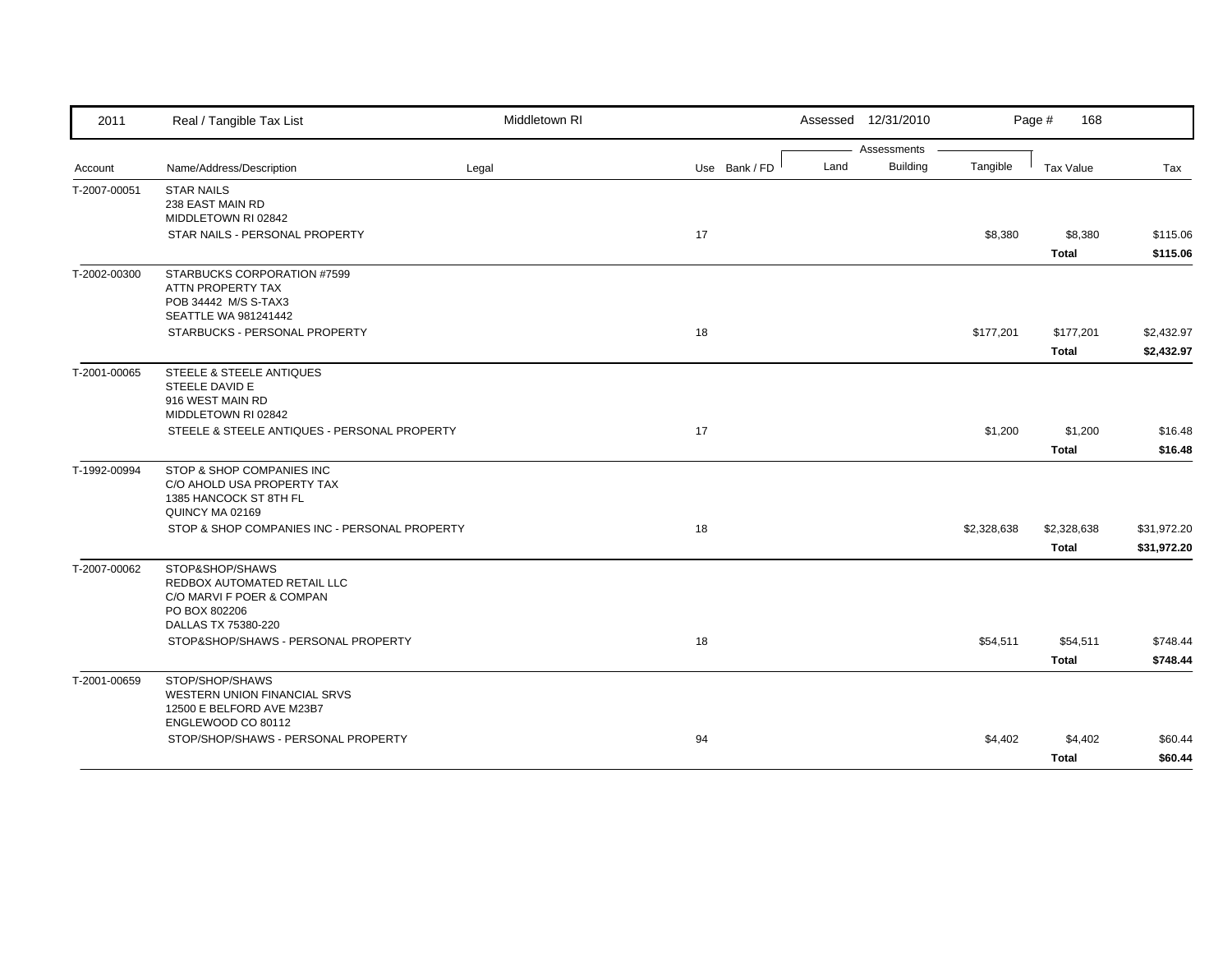| 2011 | Real / Tangible Tax List | Middletown RI | | | Assessed 12/31/2010 | | | Page # 168 | |
|---|---|---|---|---|---|---|---|---|---|
| | | | | | Assessments | | | | |
| Account | Name/Address/Description | Legal | Use | Bank / FD | Land | Building | Tangible | Tax Value | Tax |
| T-2007-00051 | STAR NAILS<br>238 EAST MAIN RD<br>MIDDLETOWN RI 02842 | | | | | | | | |
| | STAR NAILS - PERSONAL PROPERTY | | 17 | | | | $8,380 | $8,380 | $115.06 |
| | | | | | | | | **Total** | **$115.06** |
| T-2002-00300 | STARBUCKS CORPORATION #7599<br>ATTN PROPERTY TAX<br>POB 34442 M/S S-TAX3<br>SEATTLE WA 981241442 | | | | | | | | |
| | STARBUCKS - PERSONAL PROPERTY | | 18 | | | | $177,201 | $177,201 | $2,432.97 |
| | | | | | | | | **Total** | **$2,432.97** |
| T-2001-00065 | STEELE & STEELE ANTIQUES<br>STEELE DAVID E<br>916 WEST MAIN RD<br>MIDDLETOWN RI 02842 | | | | | | | | |
| | STEELE & STEELE ANTIQUES - PERSONAL PROPERTY | | 17 | | | | $1,200 | $1,200 | $16.48 |
| | | | | | | | | **Total** | **$16.48** |
| T-1992-00994 | STOP & SHOP COMPANIES INC<br>C/O AHOLD USA PROPERTY TAX<br>1385 HANCOCK ST 8TH FL<br>QUINCY MA 02169 | | | | | | | | |
| | STOP & SHOP COMPANIES INC - PERSONAL PROPERTY | | 18 | | | | $2,328,638 | $2,328,638 | $31,972.20 |
| | | | | | | | | **Total** | **$31,972.20** |
| T-2007-00062 | STOP&SHOP/SHAWS<br>REDBOX AUTOMATED RETAIL LLC<br>C/O MARVI F POER & COMPAN<br>PO BOX 802206<br>DALLAS TX 75380-220 | | | | | | | | |
| | STOP&SHOP/SHAWS - PERSONAL PROPERTY | | 18 | | | | $54,511 | $54,511 | $748.44 |
| | | | | | | | | **Total** | **$748.44** |
| T-2001-00659 | STOP/SHOP/SHAWS<br>WESTERN UNION FINANCIAL SRVS<br>12500 E BELFORD AVE M23B7<br>ENGLEWOOD CO 80112 | | | | | | | | |
| | STOP/SHOP/SHAWS - PERSONAL PROPERTY | | 94 | | | | $4,402 | $4,402 | $60.44 |
| | | | | | | | | **Total** | **$60.44** |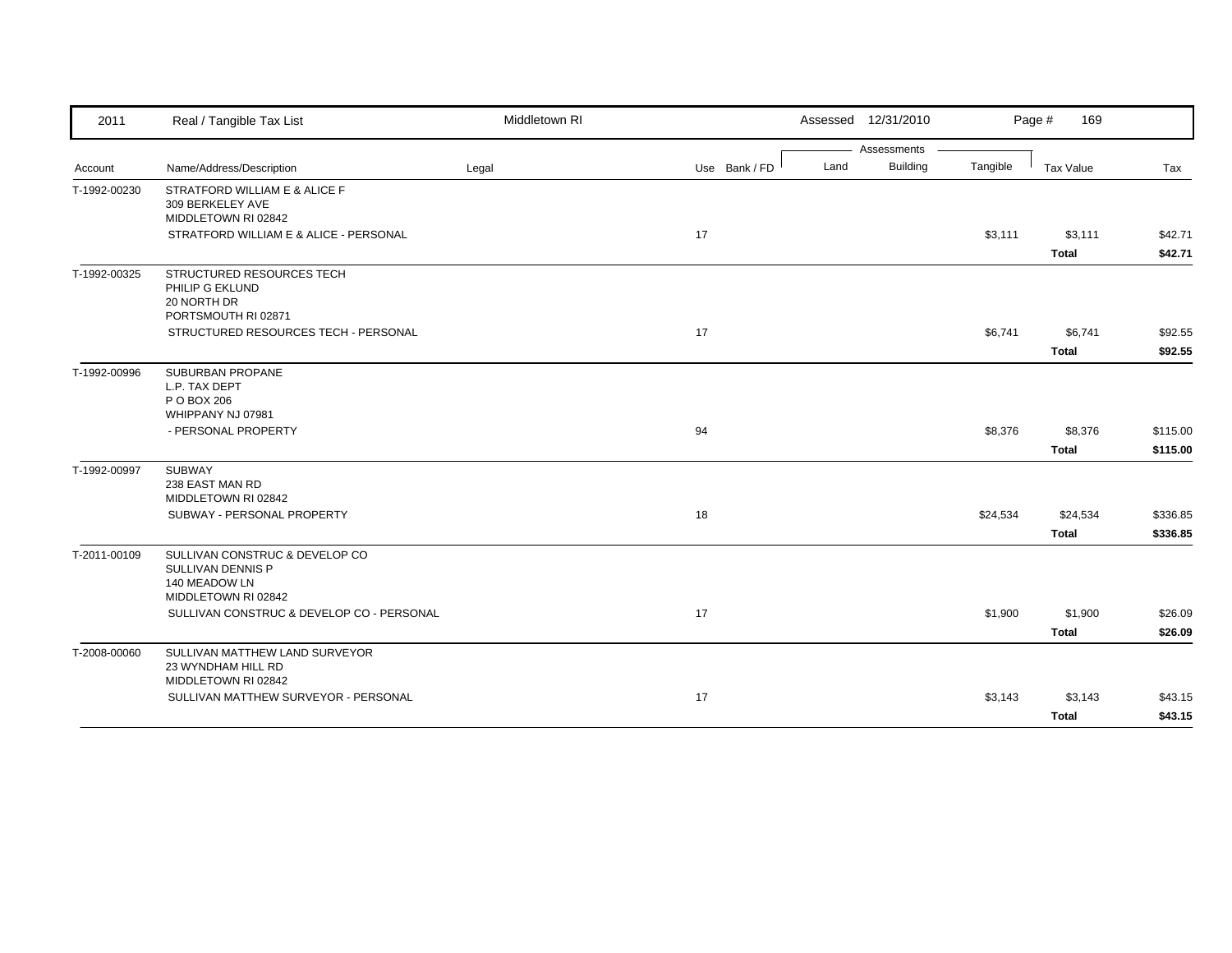| 2011 | Real / Tangible Tax List | Middletown RI | | | Assessed 12/31/2010 | | | Page # 169 | |
|---|---|---|---|---|---|---|---|---|---|
| | | | | | Assessments | | | | |
| Account | Name/Address/Description | Legal | Use | Bank / FD | Land | Building | Tangible | Tax Value | Tax |
| T-1992-00230 | STRATFORD WILLIAM E & ALICE F<br>309 BERKELEY AVE<br>MIDDLETOWN RI 02842 | | | | | | | | |
| | STRATFORD WILLIAM E & ALICE - PERSONAL | | 17 | | | | $3,111 | $3,111 | $42.71 |
| | | | | | | | | **Total** | **$42.71** |
| T-1992-00325 | STRUCTURED RESOURCES TECH<br>PHILIP G EKLUND<br>20 NORTH DR<br>PORTSMOUTH RI 02871 | | | | | | | | |
| | STRUCTURED RESOURCES TECH - PERSONAL | | 17 | | | | $6,741 | $6,741 | $92.55 |
| | | | | | | | | **Total** | **$92.55** |
| T-1992-00996 | SUBURBAN PROPANE<br>L.P. TAX DEPT<br>P O BOX 206<br>WHIPPANY NJ 07981 | | | | | | | | |
| | - PERSONAL PROPERTY | | 94 | | | | $8,376 | $8,376 | $115.00 |
| | | | | | | | | **Total** | **$115.00** |
| T-1992-00997 | SUBWAY<br>238 EAST MAN RD<br>MIDDLETOWN RI 02842 | | | | | | | | |
| | SUBWAY - PERSONAL PROPERTY | | 18 | | | | $24,534 | $24,534 | $336.85 |
| | | | | | | | | **Total** | **$336.85** |
| T-2011-00109 | SULLIVAN CONSTRUC & DEVELOP CO<br>SULLIVAN DENNIS P<br>140 MEADOW LN<br>MIDDLETOWN RI 02842 | | | | | | | | |
| | SULLIVAN CONSTRUC & DEVELOP CO - PERSONAL | | 17 | | | | $1,900 | $1,900 | $26.09 |
| | | | | | | | | **Total** | **$26.09** |
| T-2008-00060 | SULLIVAN MATTHEW LAND SURVEYOR<br>23 WYNDHAM HILL RD<br>MIDDLETOWN RI 02842 | | | | | | | | |
| | SULLIVAN MATTHEW SURVEYOR - PERSONAL | | 17 | | | | $3,143 | $3,143 | $43.15 |
| | | | | | | | | **Total** | **$43.15** |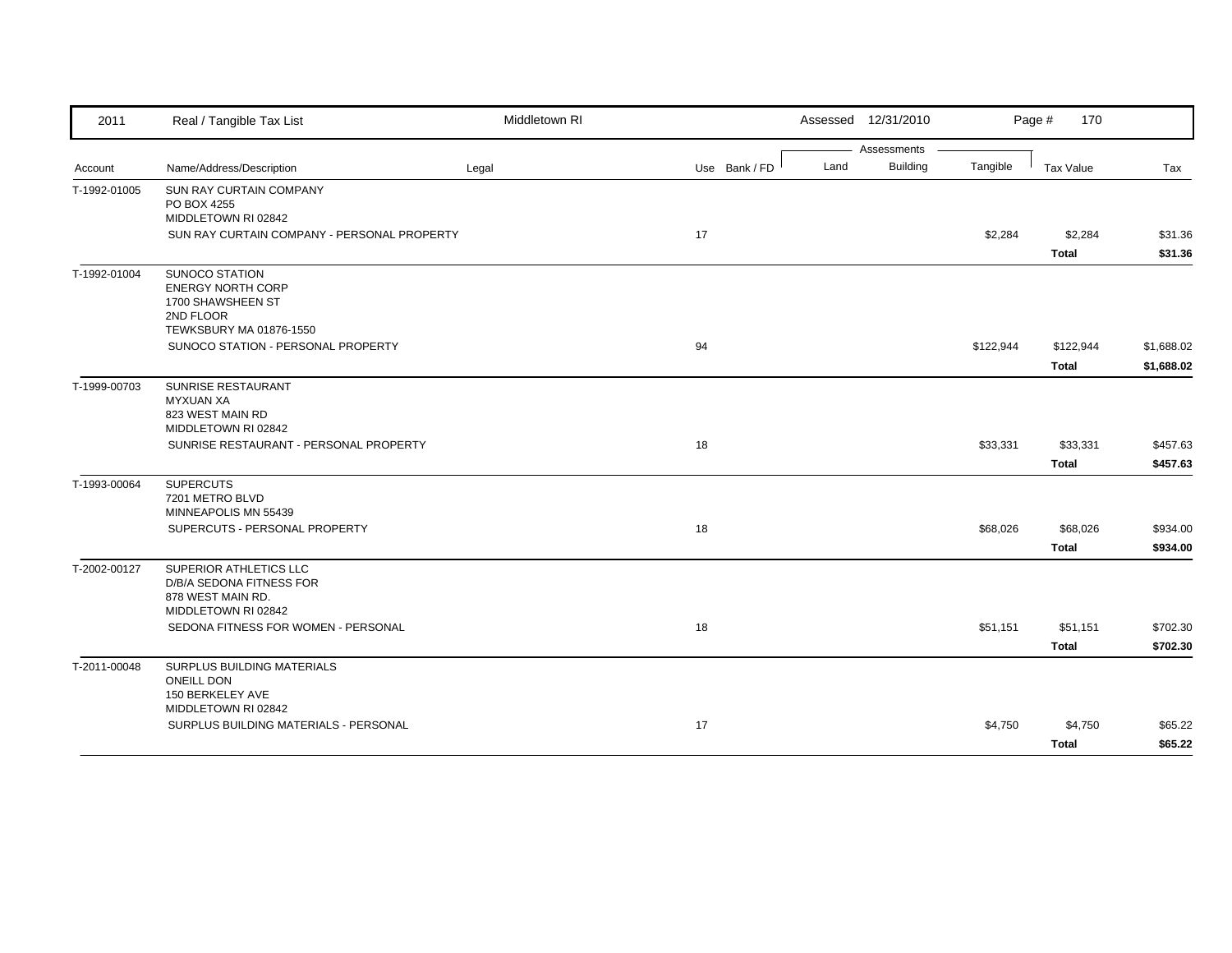| Account | Name/Address/Description | Legal | Use | Bank / FD | Land | Building | Tangible | Tax Value | Tax |
|---|---|---|---|---|---|---|---|---|---|
| T-1992-01005 | SUN RAY CURTAIN COMPANY<br>PO BOX 4255<br>MIDDLETOWN RI 02842 | | | | | | | | |
| | SUN RAY CURTAIN COMPANY - PERSONAL PROPERTY | | 17 | | | | $2,284 | $2,284 | $31.36 |
| | | | | | | | | **Total** | **$31.36** |
| T-1992-01004 | SUNOCO STATION<br>ENERGY NORTH CORP<br>1700 SHAWSHEEN ST<br>2ND FLOOR<br>TEWKSBURY MA 01876-1550 | | | | | | | | |
| | SUNOCO STATION - PERSONAL PROPERTY | | 94 | | | | $122,944 | $122,944 | $1,688.02 |
| | | | | | | | | **Total** | **$1,688.02** |
| T-1999-00703 | SUNRISE RESTAURANT<br>MYXUAN XA<br>823 WEST MAIN RD<br>MIDDLETOWN RI 02842 | | | | | | | | |
| | SUNRISE RESTAURANT - PERSONAL PROPERTY | | 18 | | | | $33,331 | $33,331 | $457.63 |
| | | | | | | | | **Total** | **$457.63** |
| T-1993-00064 | SUPERCUTS<br>7201 METRO BLVD<br>MINNEAPOLIS MN 55439 | | | | | | | | |
| | SUPERCUTS - PERSONAL PROPERTY | | 18 | | | | $68,026 | $68,026 | $934.00 |
| | | | | | | | | **Total** | **$934.00** |
| T-2002-00127 | SUPERIOR ATHLETICS LLC<br>D/B/A SEDONA FITNESS FOR<br>878 WEST MAIN RD.<br>MIDDLETOWN RI 02842 | | | | | | | | |
| | SEDONA FITNESS FOR WOMEN - PERSONAL | | 18 | | | | $51,151 | $51,151 | $702.30 |
| | | | | | | | | **Total** | **$702.30** |
| T-2011-00048 | SURPLUS BUILDING MATERIALS<br>ONEILL DON<br>150 BERKELEY AVE<br>MIDDLETOWN RI 02842 | | | | | | | | |
| | SURPLUS BUILDING MATERIALS - PERSONAL | | 17 | | | | $4,750 | $4,750 | $65.22 |
| | | | | | | | | **Total** | **$65.22** |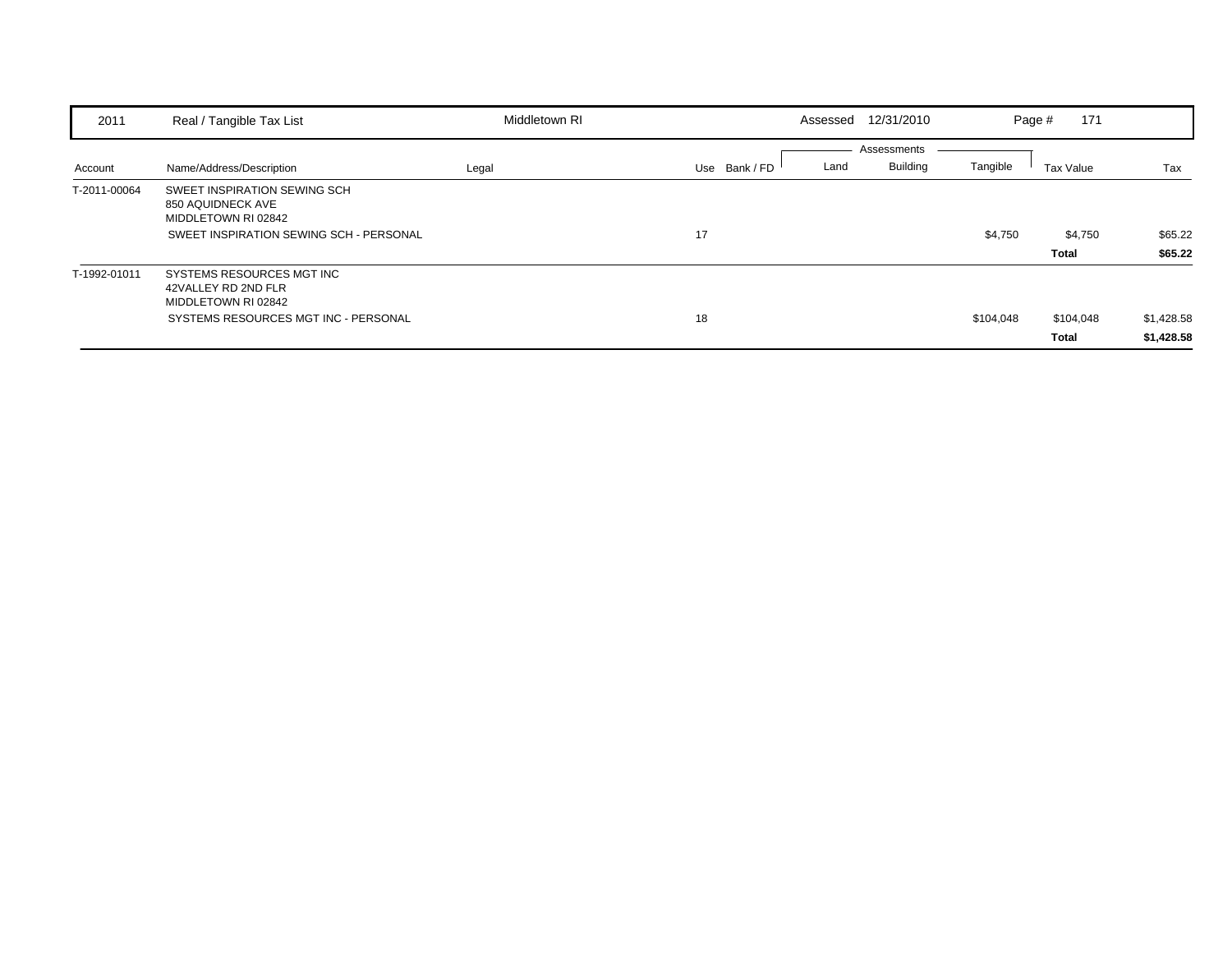| 2011 | Real / Tangible Tax List | Middletown RI | | | Assessed 12/31/2010 | | | Page # 171 | |
|---|---|---|---|---|---|---|---|---|---|
| | | | | | Assessments | | | | |
| Account | Name/Address/Description | Legal | Use | Bank / FD | Land | Building | Tangible | Tax Value | Tax |
| T-2011-00064 | SWEET INSPIRATION SEWING SCH<br>850 AQUIDNECK AVE<br>MIDDLETOWN RI 02842 | | | | | | | | |
| | SWEET INSPIRATION SEWING SCH - PERSONAL | | 17 | | | | $4,750 | $4,750 | $65.22 |
| | | | | | | | | **Total** | **$65.22** |
| T-1992-01011 | SYSTEMS RESOURCES MGT INC<br>42VALLEY RD 2ND FLR<br>MIDDLETOWN RI 02842 | | | | | | | | |
| | SYSTEMS RESOURCES MGT INC - PERSONAL | | 18 | | | | $104,048 | $104,048 | $1,428.58 |
| | | | | | | | | **Total** | **$1,428.58** |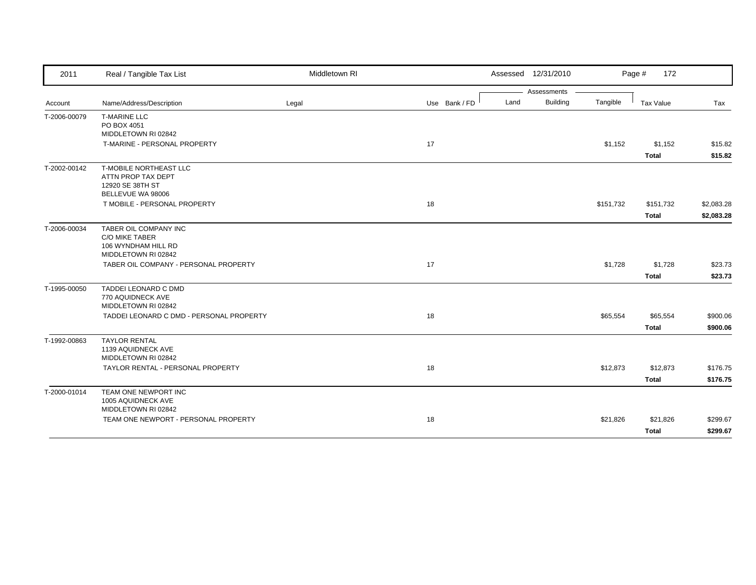| 2011 | Real / Tangible Tax List | Middletown RI | | Assessed 12/31/2010 | | | Page # 172 | |
|---|---|---|---|---|---|---|---|---|
| | | | | Assessments | | | | |
| Account | Name/Address/Description | Legal | Use Bank / FD | Land | Building | Tangible | Tax Value | Tax |
| T-2006-00079 | T-MARINE LLC<br>PO BOX 4051<br>MIDDLETOWN RI 02842 | | | | | | | |
| | T-MARINE - PERSONAL PROPERTY | | 17 | | | $1,152 | $1,152 | $15.82 |
| | | | | | | | **Total** | **$15.82** |
| T-2002-00142 | T-MOBILE NORTHEAST LLC<br>ATTN PROP TAX DEPT<br>12920 SE 38TH ST<br>BELLEVUE WA 98006 | | | | | | | |
| | T MOBILE - PERSONAL PROPERTY | | 18 | | | $151,732 | $151,732 | $2,083.28 |
| | | | | | | | **Total** | **$2,083.28** |
| T-2006-00034 | TABER OIL COMPANY INC<br>C/O MIKE TABER<br>106 WYNDHAM HILL RD<br>MIDDLETOWN RI 02842 | | | | | | | |
| | TABER OIL COMPANY - PERSONAL PROPERTY | | 17 | | | $1,728 | $1,728 | $23.73 |
| | | | | | | | **Total** | **$23.73** |
| T-1995-00050 | TADDEI LEONARD C DMD<br>770 AQUIDNECK AVE<br>MIDDLETOWN RI 02842 | | | | | | | |
| | TADDEI LEONARD C DMD - PERSONAL PROPERTY | | 18 | | | $65,554 | $65,554 | $900.06 |
| | | | | | | | **Total** | **$900.06** |
| T-1992-00863 | TAYLOR RENTAL<br>1139 AQUIDNECK AVE<br>MIDDLETOWN RI 02842 | | | | | | | |
| | TAYLOR RENTAL - PERSONAL PROPERTY | | 18 | | | $12,873 | $12,873 | $176.75 |
| | | | | | | | **Total** | **$176.75** |
| T-2000-01014 | TEAM ONE NEWPORT INC<br>1005 AQUIDNECK AVE<br>MIDDLETOWN RI 02842 | | | | | | | |
| | TEAM ONE NEWPORT - PERSONAL PROPERTY | | 18 | | | $21,826 | $21,826 | $299.67 |
| | | | | | | | **Total** | **$299.67** |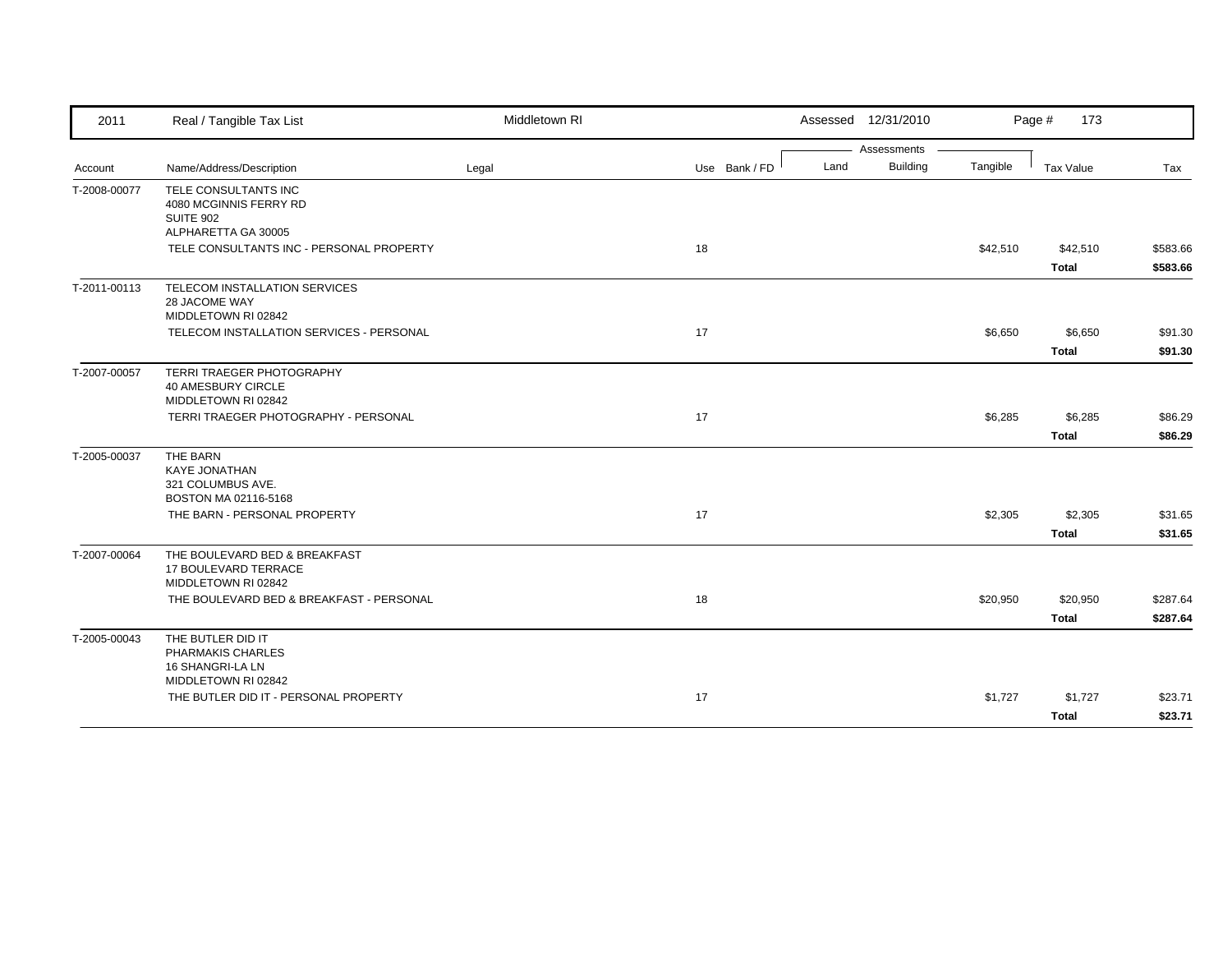| 2011 | Real / Tangible Tax List | Middletown RI | | | Assessed 12/31/2010 | | | | |
|---|---|---|---|---|---|---|---|---|---|
| | | | | | Assessments | | | | |
| Account | Name/Address/Description | Legal | Use | Bank / FD | Land | Building | Tangible | Tax Value | Tax |
| T-2008-00077 | TELE CONSULTANTS INC<br>4080 MCGINNIS FERRY RD<br>SUITE 902<br>ALPHARETTA GA 30005 | | | | | | | | |
| | TELE CONSULTANTS INC - PERSONAL PROPERTY | | 18 | | | | $42,510 | $42,510 | $583.66 |
| | | | | | | | | **Total** | **$583.66** |
| T-2011-00113 | TELECOM INSTALLATION SERVICES<br>28 JACOME WAY<br>MIDDLETOWN RI 02842 | | | | | | | | |
| | TELECOM INSTALLATION SERVICES - PERSONAL | | 17 | | | | $6,650 | $6,650 | $91.30 |
| | | | | | | | | **Total** | **$91.30** |
| T-2007-00057 | TERRI TRAEGER PHOTOGRAPHY<br>40 AMESBURY CIRCLE<br>MIDDLETOWN RI 02842 | | | | | | | | |
| | TERRI TRAEGER PHOTOGRAPHY - PERSONAL | | 17 | | | | $6,285 | $6,285 | $86.29 |
| | | | | | | | | **Total** | **$86.29** |
| T-2005-00037 | THE BARN<br>KAYE JONATHAN<br>321 COLUMBUS AVE.<br>BOSTON MA 02116-5168 | | | | | | | | |
| | THE BARN - PERSONAL PROPERTY | | 17 | | | | $2,305 | $2,305 | $31.65 |
| | | | | | | | | **Total** | **$31.65** |
| T-2007-00064 | THE BOULEVARD BED & BREAKFAST<br>17 BOULEVARD TERRACE<br>MIDDLETOWN RI 02842 | | | | | | | | |
| | THE BOULEVARD BED & BREAKFAST - PERSONAL | | 18 | | | | $20,950 | $20,950 | $287.64 |
| | | | | | | | | **Total** | **$287.64** |
| T-2005-00043 | THE BUTLER DID IT<br>PHARMAKIS CHARLES<br>16 SHANGRI-LA LN<br>MIDDLETOWN RI 02842 | | | | | | | | |
| | THE BUTLER DID IT - PERSONAL PROPERTY | | 17 | | | | $1,727 | $1,727 | $23.71 |
| | | | | | | | | **Total** | **$23.71** |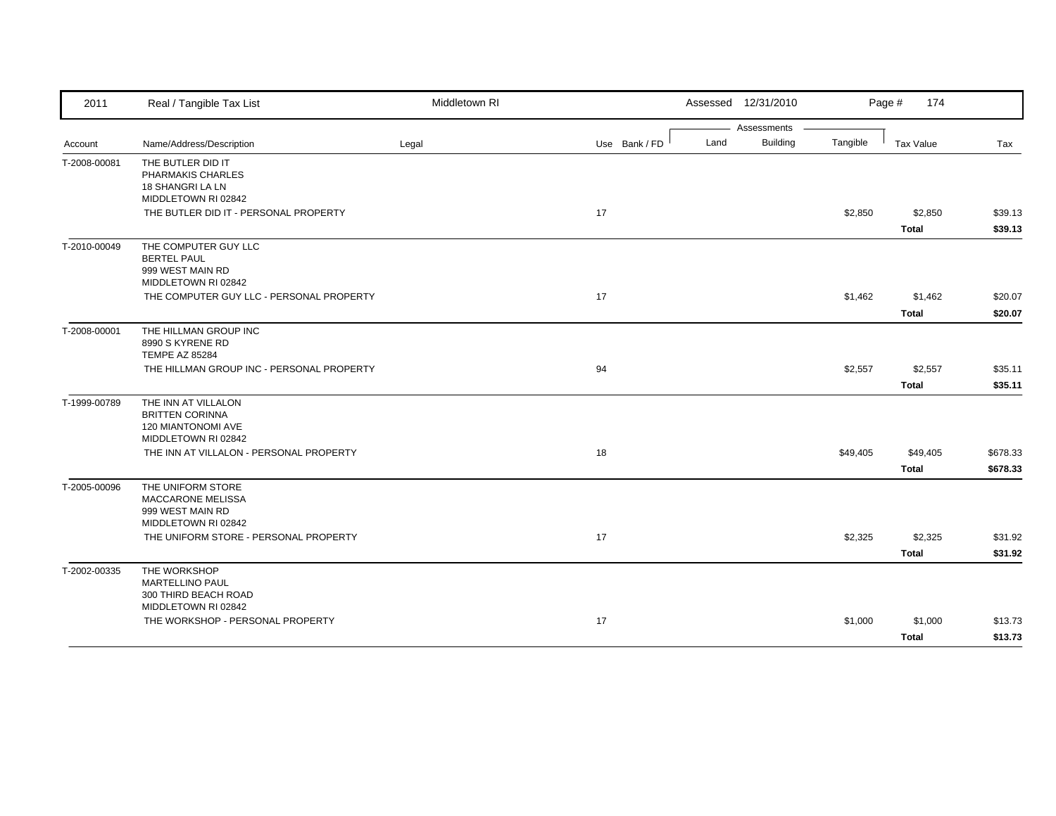| 2011 | Real / Tangible Tax List | Middletown RI | | Assessed 12/31/2010 | | | Page # 174 | |
|---|---|---|---|---|---|---|---|---|
| | | | | Assessments | | | | |
| Account | Name/Address/Description | Legal | Use Bank / FD | Land | Building | Tangible | Tax Value | Tax |
| T-2008-00081 | THE BUTLER DID IT<br>PHARMAKIS CHARLES<br>18 SHANGRI LA LN<br>MIDDLETOWN RI 02842 | | | | | | | |
| | THE BUTLER DID IT - PERSONAL PROPERTY | | 17 | | | $2,850 | $2,850 | $39.13 |
| | | | | | | | **Total** | **$39.13** |
| T-2010-00049 | THE COMPUTER GUY LLC<br>BERTEL PAUL<br>999 WEST MAIN RD<br>MIDDLETOWN RI 02842 | | | | | | | |
| | THE COMPUTER GUY LLC - PERSONAL PROPERTY | | 17 | | | $1,462 | $1,462 | $20.07 |
| | | | | | | | **Total** | **$20.07** |
| T-2008-00001 | THE HILLMAN GROUP INC<br>8990 S KYRENE RD<br>TEMPE AZ 85284 | | | | | | | |
| | THE HILLMAN GROUP INC - PERSONAL PROPERTY | | 94 | | | $2,557 | $2,557 | $35.11 |
| | | | | | | | **Total** | **$35.11** |
| T-1999-00789 | THE INN AT VILLALON<br>BRITTEN CORINNA<br>120 MIANTONOMI AVE<br>MIDDLETOWN RI 02842 | | | | | | | |
| | THE INN AT VILLALON - PERSONAL PROPERTY | | 18 | | | $49,405 | $49,405 | $678.33 |
| | | | | | | | **Total** | **$678.33** |
| T-2005-00096 | THE UNIFORM STORE<br>MACCARONE MELISSA<br>999 WEST MAIN RD<br>MIDDLETOWN RI 02842 | | | | | | | |
| | THE UNIFORM STORE - PERSONAL PROPERTY | | 17 | | | $2,325 | $2,325 | $31.92 |
| | | | | | | | **Total** | **$31.92** |
| T-2002-00335 | THE WORKSHOP<br>MARTELLINO PAUL<br>300 THIRD BEACH ROAD<br>MIDDLETOWN RI 02842 | | | | | | | |
| | THE WORKSHOP - PERSONAL PROPERTY | | 17 | | | $1,000 | $1,000 | $13.73 |
| | | | | | | | **Total** | **$13.73** |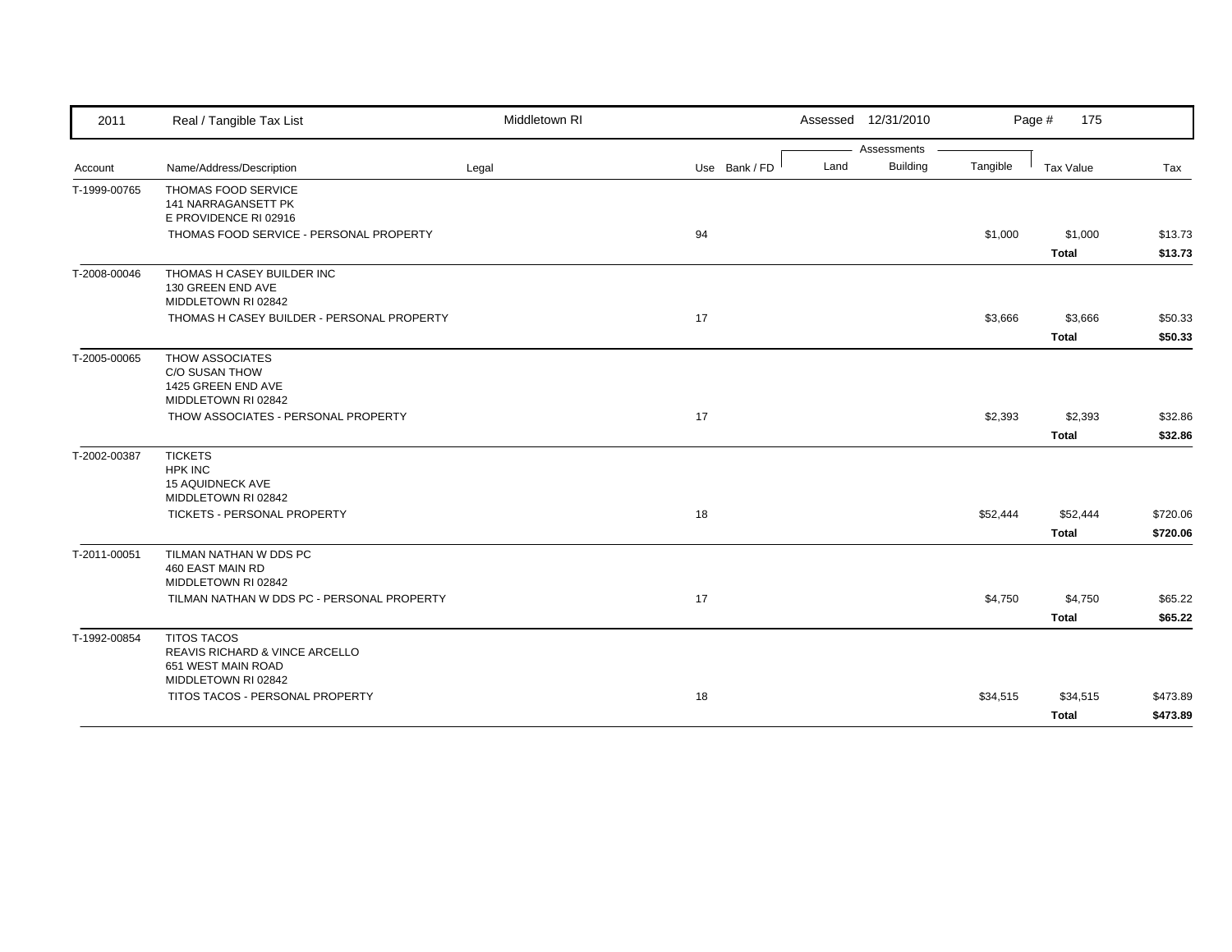| Account | Name/Address/Description | Legal | Use | Bank / FD | Land | Building | Tangible | Tax Value | Tax |
|---|---|---|---|---|---|---|---|---|---|
| T-1999-00765 | THOMAS FOOD SERVICE<br>141 NARRAGANSETT PK<br>E PROVIDENCE RI 02916 | | | | | | | | |
| | THOMAS FOOD SERVICE - PERSONAL PROPERTY | | 94 | | | | $1,000 | $1,000 | $13.73 |
| | | | | | | | | **Total** | **$13.73** |
| T-2008-00046 | THOMAS H CASEY BUILDER INC<br>130 GREEN END AVE<br>MIDDLETOWN RI 02842 | | | | | | | | |
| | THOMAS H CASEY BUILDER - PERSONAL PROPERTY | | 17 | | | | $3,666 | $3,666 | $50.33 |
| | | | | | | | | **Total** | **$50.33** |
| T-2005-00065 | THOW ASSOCIATES<br>C/O SUSAN THOW<br>1425 GREEN END AVE<br>MIDDLETOWN RI 02842 | | | | | | | | |
| | THOW ASSOCIATES - PERSONAL PROPERTY | | 17 | | | | $2,393 | $2,393 | $32.86 |
| | | | | | | | | **Total** | **$32.86** |
| T-2002-00387 | TICKETS<br>HPK INC<br>15 AQUIDNECK AVE<br>MIDDLETOWN RI 02842 | | | | | | | | |
| | TICKETS - PERSONAL PROPERTY | | 18 | | | | $52,444 | $52,444 | $720.06 |
| | | | | | | | | **Total** | **$720.06** |
| T-2011-00051 | TILMAN NATHAN W DDS PC<br>460 EAST MAIN RD<br>MIDDLETOWN RI 02842 | | | | | | | | |
| | TILMAN NATHAN W DDS PC - PERSONAL PROPERTY | | 17 | | | | $4,750 | $4,750 | $65.22 |
| | | | | | | | | **Total** | **$65.22** |
| T-1992-00854 | TITOS TACOS<br>REAVIS RICHARD & VINCE ARCELLO<br>651 WEST MAIN ROAD<br>MIDDLETOWN RI 02842 | | | | | | | | |
| | TITOS TACOS - PERSONAL PROPERTY | | 18 | | | | $34,515 | $34,515 | $473.89 |
| | | | | | | | | **Total** | **$473.89** |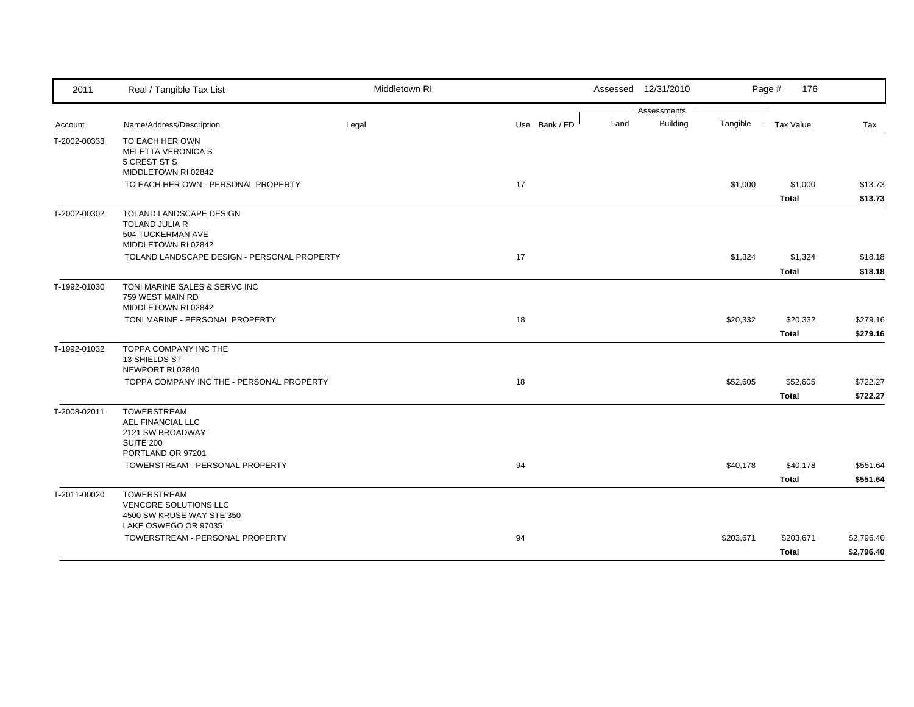| Account | Name/Address/Description | Legal | Use | Bank / FD | Land | Building | Tangible | Tax Value | Tax |
|---|---|---|---|---|---|---|---|---|---|
| T-2002-00333 | TO EACH HER OWN<br>MELETTA VERONICA S<br>5 CREST ST S<br>MIDDLETOWN RI 02842 | | | | | | | | |
| | TO EACH HER OWN - PERSONAL PROPERTY | | 17 | | | | $1,000 | $1,000 | $13.73 |
| | | | | | | | | **Total** | **$13.73** |
| T-2002-00302 | TOLAND LANDSCAPE DESIGN<br>TOLAND JULIA R<br>504 TUCKERMAN AVE<br>MIDDLETOWN RI 02842 | | | | | | | | |
| | TOLAND LANDSCAPE DESIGN - PERSONAL PROPERTY | | 17 | | | | $1,324 | $1,324 | $18.18 |
| | | | | | | | | **Total** | **$18.18** |
| T-1992-01030 | TONI MARINE SALES & SERVC INC<br>759 WEST MAIN RD<br>MIDDLETOWN RI 02842 | | | | | | | | |
| | TONI MARINE - PERSONAL PROPERTY | | 18 | | | | $20,332 | $20,332 | $279.16 |
| | | | | | | | | **Total** | **$279.16** |
| T-1992-01032 | TOPPA COMPANY INC THE<br>13 SHIELDS ST<br>NEWPORT RI 02840 | | | | | | | | |
| | TOPPA COMPANY INC THE - PERSONAL PROPERTY | | 18 | | | | $52,605 | $52,605 | $722.27 |
| | | | | | | | | **Total** | **$722.27** |
| T-2008-02011 | TOWERSTREAM<br>AEL FINANCIAL LLC<br>2121 SW BROADWAY<br>SUITE 200<br>PORTLAND OR 97201 | | | | | | | | |
| | TOWERSTREAM - PERSONAL PROPERTY | | 94 | | | | $40,178 | $40,178 | $551.64 |
| | | | | | | | | **Total** | **$551.64** |
| T-2011-00020 | TOWERSTREAM<br>VENCORE SOLUTIONS LLC<br>4500 SW KRUSE WAY STE 350<br>LAKE OSWEGO OR 97035 | | | | | | | | |
| | TOWERSTREAM - PERSONAL PROPERTY | | 94 | | | | $203,671 | $203,671 | $2,796.40 |
| | | | | | | | | **Total** | **$2,796.40** |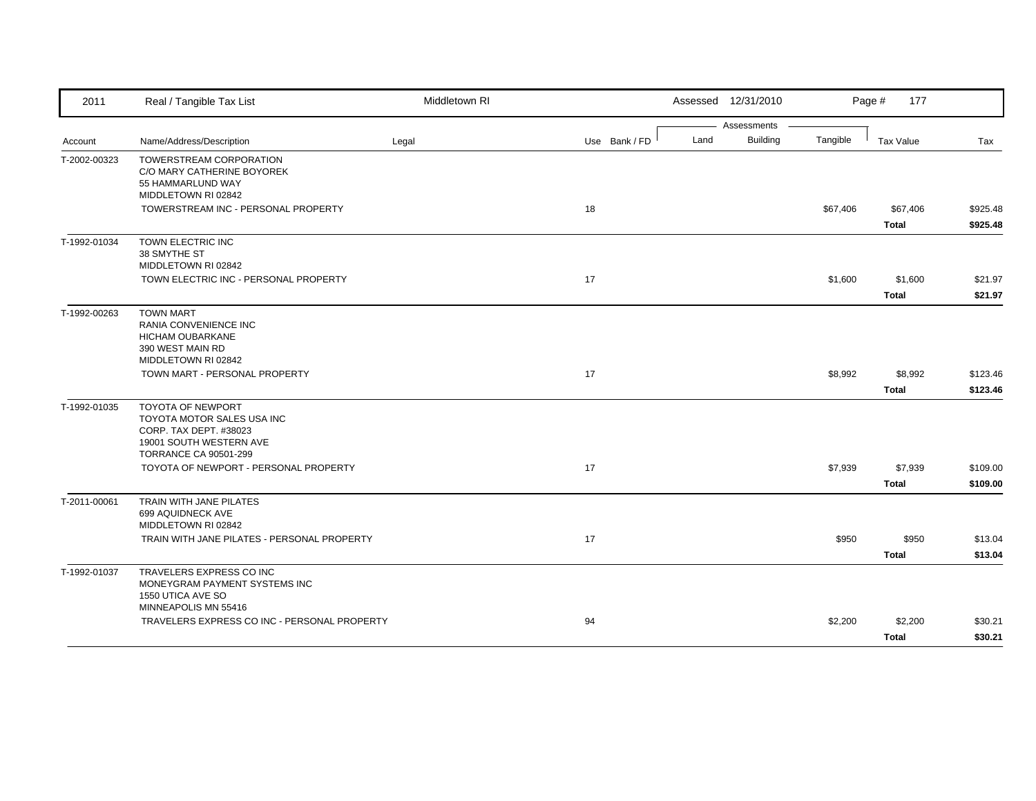| 2011 | Real / Tangible Tax List | Middletown RI | | | Assessed 12/31/2010 | | | Page # 177 | |
|---|---|---|---|---|---|---|---|---|---|
| | | | | | Assessments | | | | |
| Account | Name/Address/Description | Legal | Use | Bank / FD | Land | Building | Tangible | Tax Value | Tax |
| T-2002-00323 | TOWERSTREAM CORPORATION<br>C/O MARY CATHERINE BOYOREK<br>55 HAMMARLUND WAY<br>MIDDLETOWN RI 02842 | | | | | | | | |
| | TOWERSTREAM INC - PERSONAL PROPERTY | | 18 | | | | $67,406 | $67,406 | $925.48 |
| | | | | | | | | **Total** | **$925.48** |
| T-1992-01034 | TOWN ELECTRIC INC<br>38 SMYTHE ST<br>MIDDLETOWN RI 02842 | | | | | | | | |
| | TOWN ELECTRIC INC - PERSONAL PROPERTY | | 17 | | | | $1,600 | $1,600 | $21.97 |
| | | | | | | | | **Total** | **$21.97** |
| T-1992-00263 | TOWN MART<br>RANIA CONVENIENCE INC<br>HICHAM OUBARKANE<br>390 WEST MAIN RD<br>MIDDLETOWN RI 02842 | | | | | | | | |
| | TOWN MART - PERSONAL PROPERTY | | 17 | | | | $8,992 | $8,992 | $123.46 |
| | | | | | | | | **Total** | **$123.46** |
| T-1992-01035 | TOYOTA OF NEWPORT<br>TOYOTA MOTOR SALES USA INC<br>CORP. TAX DEPT. #38023<br>19001 SOUTH WESTERN AVE<br>TORRANCE CA 90501-299 | | | | | | | | |
| | TOYOTA OF NEWPORT - PERSONAL PROPERTY | | 17 | | | | $7,939 | $7,939 | $109.00 |
| | | | | | | | | **Total** | **$109.00** |
| T-2011-00061 | TRAIN WITH JANE PILATES<br>699 AQUIDNECK AVE<br>MIDDLETOWN RI 02842 | | | | | | | | |
| | TRAIN WITH JANE PILATES - PERSONAL PROPERTY | | 17 | | | | $950 | $950 | $13.04 |
| | | | | | | | | **Total** | **$13.04** |
| T-1992-01037 | TRAVELERS EXPRESS CO INC<br>MONEYGRAM PAYMENT SYSTEMS INC<br>1550 UTICA AVE SO<br>MINNEAPOLIS MN 55416 | | | | | | | | |
| | TRAVELERS EXPRESS CO INC - PERSONAL PROPERTY | | 94 | | | | $2,200 | $2,200 | $30.21 |
| | | | | | | | | **Total** | **$30.21** |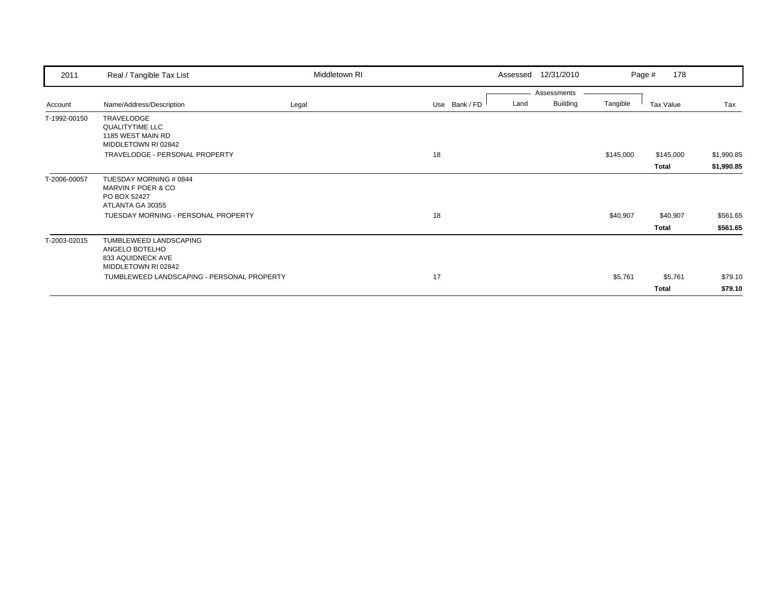| 2011 | Real / Tangible Tax List | Middletown RI | | | Assessed 12/31/2010 | | | Page # 178 | |
|---|---|---|---|---|---|---|---|---|---|
| | | | | | Assessments | | | | |
| Account | Name/Address/Description | Legal | Use | Bank / FD | Land | Building | Tangible | Tax Value | Tax |
| T-1992-00150 | TRAVELODGE<br>QUALITYTIME LLC<br>1185 WEST MAIN RD<br>MIDDLETOWN RI 02842 | | | | | | | | |
| | TRAVELODGE - PERSONAL PROPERTY | | 18 | | | | $145,000 | $145,000 | $1,990.85 |
| | | | | | | | | **Total** | **$1,990.85** |
| T-2006-00057 | TUESDAY MORNING # 0844<br>MARVIN F POER & CO<br>PO BOX 52427<br>ATLANTA GA 30355 | | | | | | | | |
| | TUESDAY MORNING - PERSONAL PROPERTY | | 18 | | | | $40,907 | $40,907 | $561.65 |
| | | | | | | | | **Total** | **$561.65** |
| T-2003-02015 | TUMBLEWEED LANDSCAPING<br>ANGELO BOTELHO<br>833 AQUIDNECK AVE<br>MIDDLETOWN RI 02842 | | | | | | | | |
| | TUMBLEWEED LANDSCAPING - PERSONAL PROPERTY | | 17 | | | | $5,761 | $5,761 | $79.10 |
| | | | | | | | | **Total** | **$79.10** |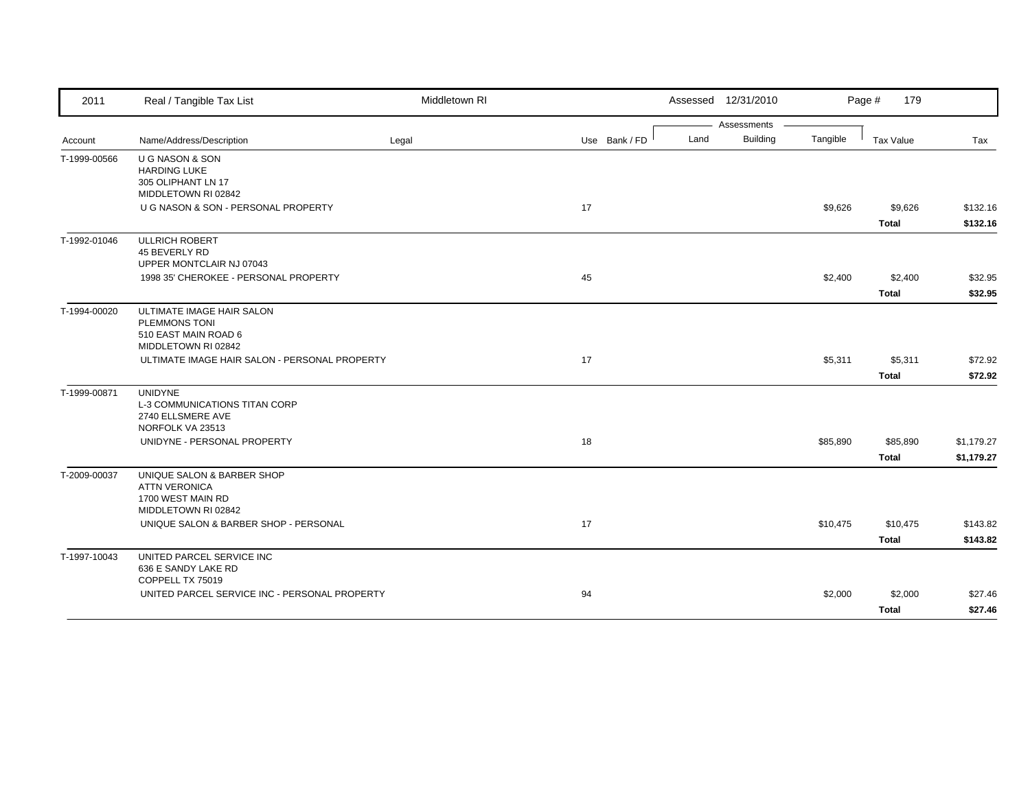| 2011 | Real / Tangible Tax List | Middletown RI | | | Assessed 12/31/2010 | | | Page # 179 | |
|---|---|---|---|---|---|---|---|---|---|
| | | | | | Assessments | | | | |
| Account | Name/Address/Description | Legal | Use | Bank / FD | Land | Building | Tangible | Tax Value | Tax |
| T-1999-00566 | U G NASON & SON<br>HARDING LUKE<br>305 OLIPHANT LN 17<br>MIDDLETOWN RI 02842 | | | | | | | | |
| | U G NASON & SON - PERSONAL PROPERTY | | 17 | | | | $9,626 | $9,626 | $132.16 |
| | | | | | | | | **Total** | **$132.16** |
| T-1992-01046 | ULLRICH ROBERT<br>45 BEVERLY RD<br>UPPER MONTCLAIR NJ 07043 | | | | | | | | |
| | 1998 35' CHEROKEE - PERSONAL PROPERTY | | 45 | | | | $2,400 | $2,400 | $32.95 |
| | | | | | | | | **Total** | **$32.95** |
| T-1994-00020 | ULTIMATE IMAGE HAIR SALON<br>PLEMMONS TONI<br>510 EAST MAIN ROAD 6<br>MIDDLETOWN RI 02842 | | | | | | | | |
| | ULTIMATE IMAGE HAIR SALON - PERSONAL PROPERTY | | 17 | | | | $5,311 | $5,311 | $72.92 |
| | | | | | | | | **Total** | **$72.92** |
| T-1999-00871 | UNIDYNE<br>L-3 COMMUNICATIONS TITAN CORP<br>2740 ELLSMERE AVE<br>NORFOLK VA 23513 | | | | | | | | |
| | UNIDYNE - PERSONAL PROPERTY | | 18 | | | | $85,890 | $85,890 | $1,179.27 |
| | | | | | | | | **Total** | **$1,179.27** |
| T-2009-00037 | UNIQUE SALON & BARBER SHOP<br>ATTN VERONICA<br>1700 WEST MAIN RD<br>MIDDLETOWN RI 02842 | | | | | | | | |
| | UNIQUE SALON & BARBER SHOP - PERSONAL | | 17 | | | | $10,475 | $10,475 | $143.82 |
| | | | | | | | | **Total** | **$143.82** |
| T-1997-10043 | UNITED PARCEL SERVICE INC<br>636 E SANDY LAKE RD<br>COPPELL TX 75019 | | | | | | | | |
| | UNITED PARCEL SERVICE INC - PERSONAL PROPERTY | | 94 | | | | $2,000 | $2,000 | $27.46 |
| | | | | | | | | **Total** | **$27.46** |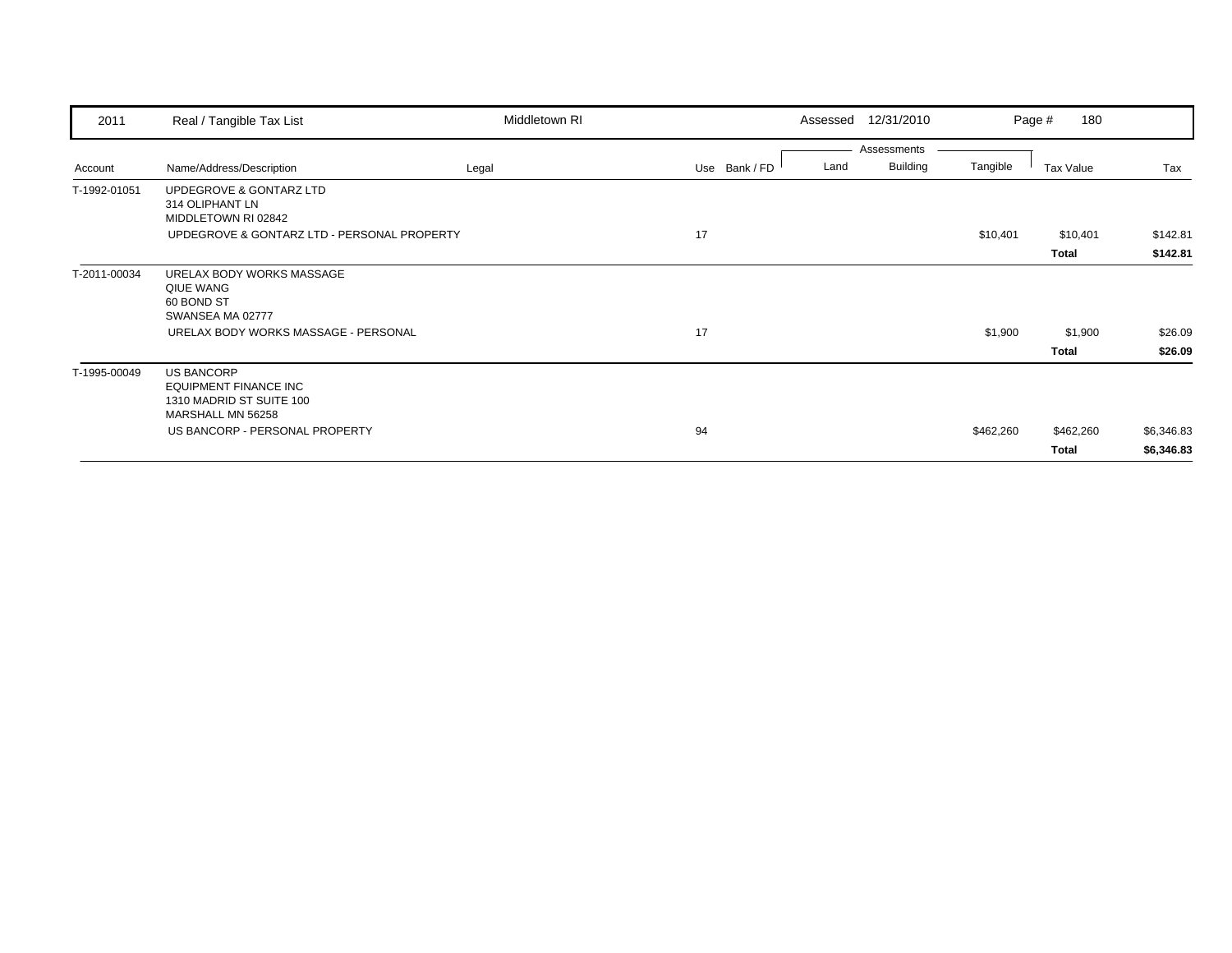| Account | Name/Address/Description | Legal | Use | Bank / FD | Land | Building | Tangible | Tax Value | Tax |
|---|---|---|---|---|---|---|---|---|---|
| T-1992-01051 | UPDEGROVE & GONTARZ LTD<br>314 OLIPHANT LN<br>MIDDLETOWN RI 02842 | | | | | | | | |
| | UPDEGROVE & GONTARZ LTD - PERSONAL PROPERTY | | 17 | | | | $10,401 | $10,401 | $142.81 |
| | | | | | | | | **Total** | **$142.81** |
| T-2011-00034 | URELAX BODY WORKS MASSAGE<br>QIUE WANG<br>60 BOND ST<br>SWANSEA MA 02777 | | | | | | | | |
| | URELAX BODY WORKS MASSAGE - PERSONAL | | 17 | | | | $1,900 | $1,900 | $26.09 |
| | | | | | | | | **Total** | **$26.09** |
| T-1995-00049 | US BANCORP<br>EQUIPMENT FINANCE INC<br>1310 MADRID ST SUITE 100<br>MARSHALL MN 56258 | | | | | | | | |
| | US BANCORP - PERSONAL PROPERTY | | 94 | | | | $462,260 | $462,260 | $6,346.83 |
| | | | | | | | | **Total** | **$6,346.83** |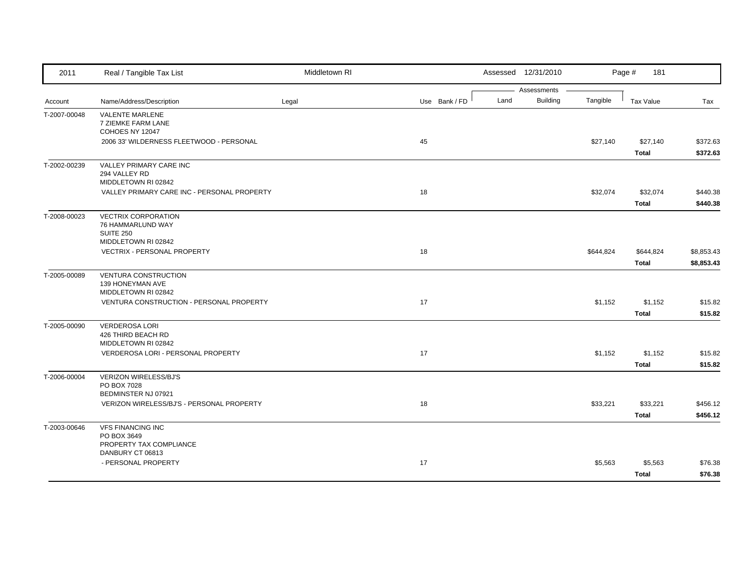| 2011 | Real / Tangible Tax List | Middletown RI | | | Assessed 12/31/2010 | | | Page # 181 | |
|---|---|---|---|---|---|---|---|---|---|
| | | | | | Assessments | | | | |
| Account | Name/Address/Description | Legal | Use | Bank / FD | Land | Building | Tangible | Tax Value | Tax |
| T-2007-00048 | VALENTE MARLENE<br>7 ZIEMKE FARM LANE<br>COHOES NY 12047 | | | | | | | | |
| | 2006 33' WILDERNESS FLEETWOOD - PERSONAL | | 45 | | | | $27,140 | $27,140 | $372.63 |
| | | | | | | | | **Total** | **$372.63** |
| T-2002-00239 | VALLEY PRIMARY CARE INC<br>294 VALLEY RD<br>MIDDLETOWN RI 02842 | | | | | | | | |
| | VALLEY PRIMARY CARE INC - PERSONAL PROPERTY | | 18 | | | | $32,074 | $32,074 | $440.38 |
| | | | | | | | | **Total** | **$440.38** |
| T-2008-00023 | VECTRIX CORPORATION<br>76 HAMMARLUND WAY<br>SUITE 250<br>MIDDLETOWN RI 02842 | | | | | | | | |
| | VECTRIX - PERSONAL PROPERTY | | 18 | | | | $644,824 | $644,824 | $8,853.43 |
| | | | | | | | | **Total** | **$8,853.43** |
| T-2005-00089 | VENTURA CONSTRUCTION<br>139 HONEYMAN AVE<br>MIDDLETOWN RI 02842 | | | | | | | | |
| | VENTURA CONSTRUCTION - PERSONAL PROPERTY | | 17 | | | | $1,152 | $1,152 | $15.82 |
| | | | | | | | | **Total** | **$15.82** |
| T-2005-00090 | VERDEROSA LORI<br>426 THIRD BEACH RD<br>MIDDLETOWN RI 02842 | | | | | | | | |
| | VERDEROSA LORI - PERSONAL PROPERTY | | 17 | | | | $1,152 | $1,152 | $15.82 |
| | | | | | | | | **Total** | **$15.82** |
| T-2006-00004 | VERIZON WIRELESS/BJ'S<br>PO BOX 7028<br>BEDMINSTER NJ 07921 | | | | | | | | |
| | VERIZON WIRELESS/BJ'S - PERSONAL PROPERTY | | 18 | | | | $33,221 | $33,221 | $456.12 |
| | | | | | | | | **Total** | **$456.12** |
| T-2003-00646 | VFS FINANCING INC<br>PO BOX 3649<br>PROPERTY TAX COMPLIANCE<br>DANBURY CT 06813 | | | | | | | | |
| | - PERSONAL PROPERTY | | 17 | | | | $5,563 | $5,563 | $76.38 |
| | | | | | | | | **Total** | **$76.38** |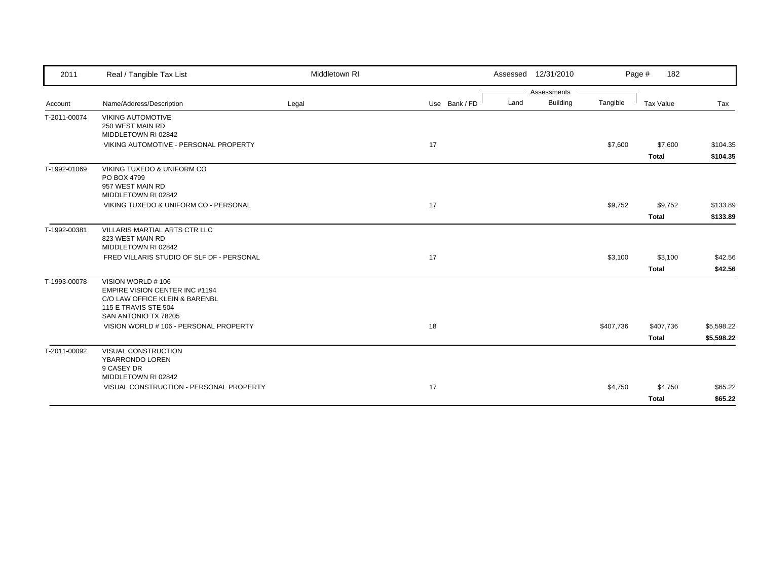| 2011 | Real / Tangible Tax List | Middletown RI | | | Assessed 12/31/2010 | | | Page # 182 | |
|---|---|---|---|---|---|---|---|---|---|
| | | | | | Assessments | | | | |
| Account | Name/Address/Description | Legal | Use | Bank / FD | Land | Building | Tangible | Tax Value | Tax |
| T-2011-00074 | VIKING AUTOMOTIVE<br>250 WEST MAIN RD<br>MIDDLETOWN RI 02842 | | | | | | | | |
| | VIKING AUTOMOTIVE - PERSONAL PROPERTY | | 17 | | | | $7,600 | $7,600 | $104.35 |
| | | | | | | | | **Total** | **$104.35** |
| T-1992-01069 | VIKING TUXEDO & UNIFORM CO<br>PO BOX 4799<br>957 WEST MAIN RD<br>MIDDLETOWN RI 02842 | | | | | | | | |
| | VIKING TUXEDO & UNIFORM CO - PERSONAL | | 17 | | | | $9,752 | $9,752 | $133.89 |
| | | | | | | | | **Total** | **$133.89** |
| T-1992-00381 | VILLARIS MARTIAL ARTS CTR LLC<br>823 WEST MAIN RD<br>MIDDLETOWN RI 02842 | | | | | | | | |
| | FRED VILLARIS STUDIO OF SLF DF - PERSONAL | | 17 | | | | $3,100 | $3,100 | $42.56 |
| | | | | | | | | **Total** | **$42.56** |
| T-1993-00078 | VISION WORLD # 106<br>EMPIRE VISION CENTER INC #1194<br>C/O LAW OFFICE KLEIN & BARENBL<br>115 E TRAVIS STE 504<br>SAN ANTONIO TX 78205 | | | | | | | | |
| | VISION WORLD # 106 - PERSONAL PROPERTY | | 18 | | | | $407,736 | $407,736 | $5,598.22 |
| | | | | | | | | **Total** | **$5,598.22** |
| T-2011-00092 | VISUAL CONSTRUCTION<br>YBARRONDO LOREN<br>9 CASEY DR<br>MIDDLETOWN RI 02842 | | | | | | | | |
| | VISUAL CONSTRUCTION - PERSONAL PROPERTY | | 17 | | | | $4,750 | $4,750 | $65.22 |
| | | | | | | | | **Total** | **$65.22** |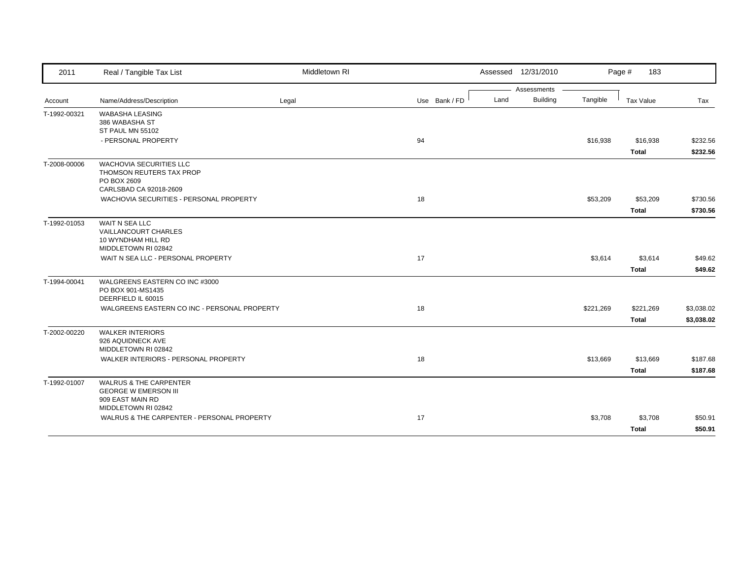| 2011 | Real / Tangible Tax List | Middletown RI | | | Assessed 12/31/2010 | | | Page # 183 | |
|---|---|---|---|---|---|---|---|---|---|
| | | | | | Assessments | | | | |
| Account | Name/Address/Description | Legal | Use | Bank / FD | Land | Building | Tangible | Tax Value | Tax |
| T-1992-00321 | WABASHA LEASING<br>386 WABASHA ST<br>ST PAUL MN 55102 | | | | | | | | |
| | - PERSONAL PROPERTY | | 94 | | | | $16,938 | $16,938 | $232.56 |
| | | | | | | | | **Total** | **$232.56** |
| T-2008-00006 | WACHOVIA SECURITIES LLC<br>THOMSON REUTERS TAX PROP<br>PO BOX 2609<br>CARLSBAD CA 92018-2609 | | | | | | | | |
| | WACHOVIA SECURITIES - PERSONAL PROPERTY | | 18 | | | | $53,209 | $53,209 | $730.56 |
| | | | | | | | | **Total** | **$730.56** |
| T-1992-01053 | WAIT N SEA LLC<br>VAILLANCOURT CHARLES<br>10 WYNDHAM HILL RD<br>MIDDLETOWN RI 02842 | | | | | | | | |
| | WAIT N SEA LLC - PERSONAL PROPERTY | | 17 | | | | $3,614 | $3,614 | $49.62 |
| | | | | | | | | **Total** | **$49.62** |
| T-1994-00041 | WALGREENS EASTERN CO INC #3000<br>PO BOX 901-MS1435<br>DEERFIELD IL 60015 | | | | | | | | |
| | WALGREENS EASTERN CO INC - PERSONAL PROPERTY | | 18 | | | | $221,269 | $221,269 | $3,038.02 |
| | | | | | | | | **Total** | **$3,038.02** |
| T-2002-00220 | WALKER INTERIORS<br>926 AQUIDNECK AVE<br>MIDDLETOWN RI 02842 | | | | | | | | |
| | WALKER INTERIORS - PERSONAL PROPERTY | | 18 | | | | $13,669 | $13,669 | $187.68 |
| | | | | | | | | **Total** | **$187.68** |
| T-1992-01007 | WALRUS & THE CARPENTER<br>GEORGE W EMERSON III<br>909 EAST MAIN RD<br>MIDDLETOWN RI 02842 | | | | | | | | |
| | WALRUS & THE CARPENTER - PERSONAL PROPERTY | | 17 | | | | $3,708 | $3,708 | $50.91 |
| | | | | | | | | **Total** | **$50.91** |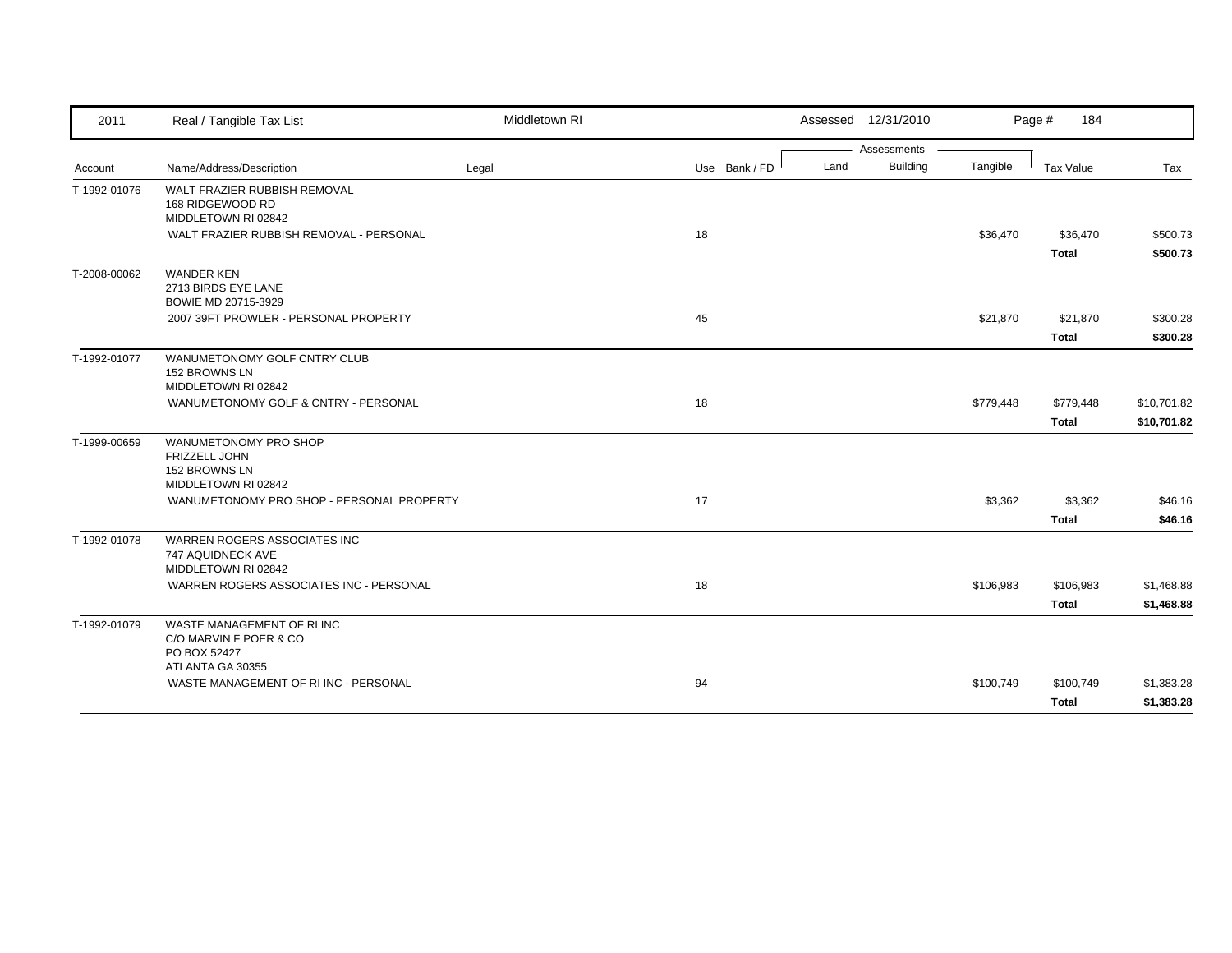| 2011 | Real / Tangible Tax List | Middletown RI | | Assessed 12/31/2010 | | | Page # 184 | |
|---|---|---|---|---|---|---|---|---|
| | | | | Assessments | | | | |
| Account | Name/Address/Description | Legal | Use Bank / FD | Land | Building | Tangible | Tax Value | Tax |
| T-1992-01076 | WALT FRAZIER RUBBISH REMOVAL<br>168 RIDGEWOOD RD<br>MIDDLETOWN RI 02842 | | | | | | | |
| | WALT FRAZIER RUBBISH REMOVAL - PERSONAL | | 18 | | | $36,470 | $36,470 | $500.73 |
| | | | | | | | **Total** | **$500.73** |
| T-2008-00062 | WANDER KEN<br>2713 BIRDS EYE LANE<br>BOWIE MD 20715-3929 | | | | | | | |
| | 2007 39FT PROWLER - PERSONAL PROPERTY | | 45 | | | $21,870 | $21,870 | $300.28 |
| | | | | | | | **Total** | **$300.28** |
| T-1992-01077 | WANUMETONOMY GOLF CNTRY CLUB<br>152 BROWNS LN<br>MIDDLETOWN RI 02842 | | | | | | | |
| | WANUMETONOMY GOLF & CNTRY - PERSONAL | | 18 | | | $779,448 | $779,448 | $10,701.82 |
| | | | | | | | **Total** | **$10,701.82** |
| T-1999-00659 | WANUMETONOMY PRO SHOP<br>FRIZZELL JOHN<br>152 BROWNS LN<br>MIDDLETOWN RI 02842 | | | | | | | |
| | WANUMETONOMY PRO SHOP - PERSONAL PROPERTY | | 17 | | | $3,362 | $3,362 | $46.16 |
| | | | | | | | **Total** | **$46.16** |
| T-1992-01078 | WARREN ROGERS ASSOCIATES INC<br>747 AQUIDNECK AVE<br>MIDDLETOWN RI 02842 | | | | | | | |
| | WARREN ROGERS ASSOCIATES INC - PERSONAL | | 18 | | | $106,983 | $106,983 | $1,468.88 |
| | | | | | | | **Total** | **$1,468.88** |
| T-1992-01079 | WASTE MANAGEMENT OF RI INC<br>C/O MARVIN F POER & CO<br>PO BOX 52427<br>ATLANTA GA 30355 | | | | | | | |
| | WASTE MANAGEMENT OF RI INC - PERSONAL | | 94 | | | $100,749 | $100,749 | $1,383.28 |
| | | | | | | | **Total** | **$1,383.28** |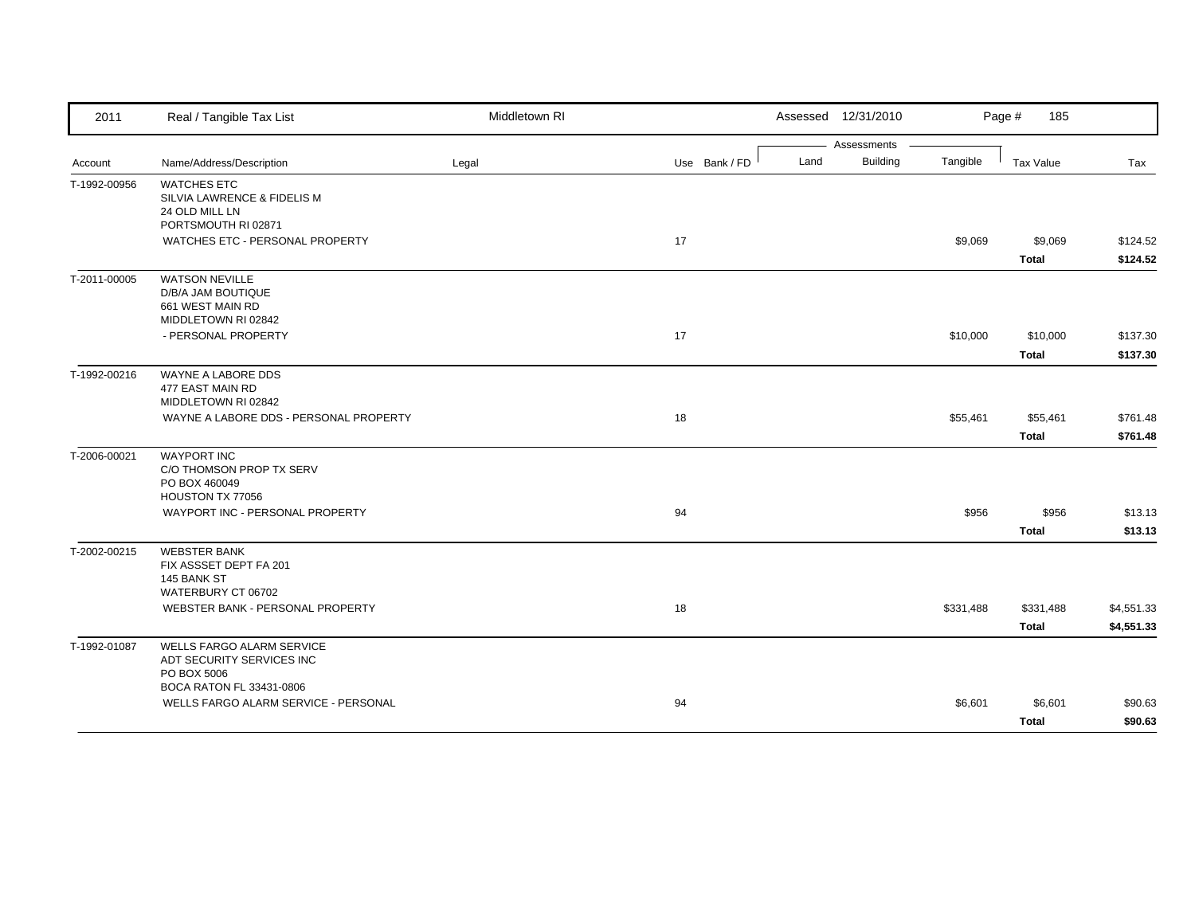| Account | Name/Address/Description | Legal | Use | Bank / FD | Land | Building | Tangible | Tax Value | Tax |
|---|---|---|---|---|---|---|---|---|---|
| T-1992-00956 | WATCHES ETC<br>SILVIA LAWRENCE & FIDELIS M<br>24 OLD MILL LN<br>PORTSMOUTH RI 02871 | | | | | | | | |
| | WATCHES ETC - PERSONAL PROPERTY | | 17 | | | | $9,069 | $9,069 | $124.52 |
| | | | | | | | | **Total** | **$124.52** |
| T-2011-00005 | WATSON NEVILLE<br>D/B/A JAM BOUTIQUE<br>661 WEST MAIN RD<br>MIDDLETOWN RI 02842 | | | | | | | | |
| | - PERSONAL PROPERTY | | 17 | | | | $10,000 | $10,000 | $137.30 |
| | | | | | | | | **Total** | **$137.30** |
| T-1992-00216 | WAYNE A LABORE DDS<br>477 EAST MAIN RD<br>MIDDLETOWN RI 02842 | | | | | | | | |
| | WAYNE A LABORE DDS - PERSONAL PROPERTY | | 18 | | | | $55,461 | $55,461 | $761.48 |
| | | | | | | | | **Total** | **$761.48** |
| T-2006-00021 | WAYPORT INC<br>C/O THOMSON PROP TX SERV<br>PO BOX 460049<br>HOUSTON TX 77056 | | | | | | | | |
| | WAYPORT INC - PERSONAL PROPERTY | | 94 | | | | $956 | $956 | $13.13 |
| | | | | | | | | **Total** | **$13.13** |
| T-2002-00215 | WEBSTER BANK<br>FIX ASSSET DEPT FA 201<br>145 BANK ST<br>WATERBURY CT 06702 | | | | | | | | |
| | WEBSTER BANK - PERSONAL PROPERTY | | 18 | | | | $331,488 | $331,488 | $4,551.33 |
| | | | | | | | | **Total** | **$4,551.33** |
| T-1992-01087 | WELLS FARGO ALARM SERVICE<br>ADT SECURITY SERVICES INC<br>PO BOX 5006<br>BOCA RATON FL 33431-0806 | | | | | | | | |
| | WELLS FARGO ALARM SERVICE - PERSONAL | | 94 | | | | $6,601 | $6,601 | $90.63 |
| | | | | | | | | **Total** | **$90.63** |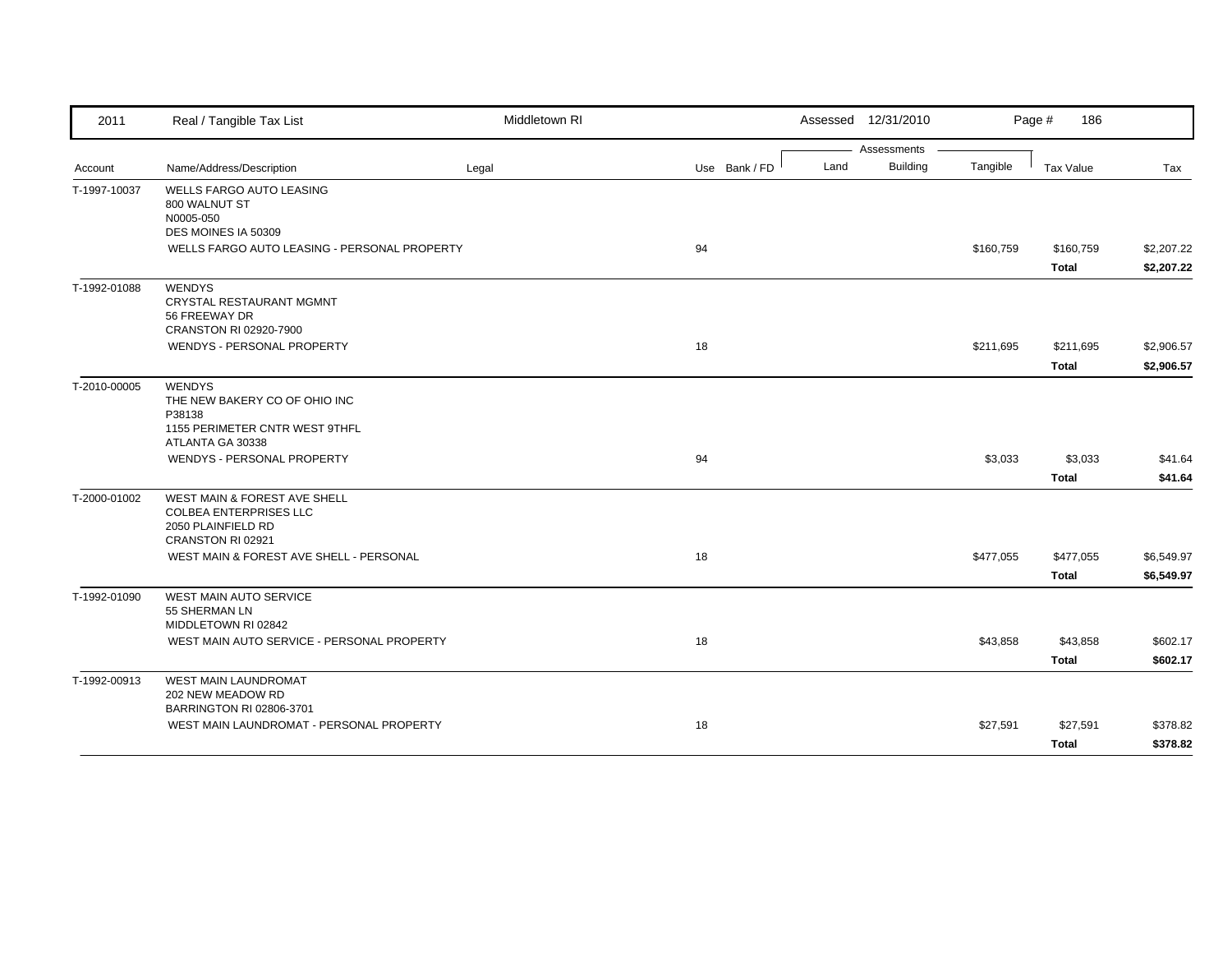| 2011 | Real / Tangible Tax List | Middletown RI | | | Assessed 12/31/2010 | | | | |
|---|---|---|---|---|---|---|---|---|---|
| | | | | | Assessments | | | | |
| Account | Name/Address/Description | Legal | Use | Bank / FD | Land | Building | Tangible | Tax Value | Tax |
| T-1997-10037 | WELLS FARGO AUTO LEASING<br>800 WALNUT ST<br>N0005-050<br>DES MOINES IA 50309 | | | | | | | | |
| | WELLS FARGO AUTO LEASING - PERSONAL PROPERTY | | 94 | | | | $160,759 | $160,759 | $2,207.22 |
| | | | | | | | | **Total** | **$2,207.22** |
| T-1992-01088 | WENDYS<br>CRYSTAL RESTAURANT MGMNT<br>56 FREEWAY DR<br>CRANSTON RI 02920-7900 | | | | | | | | |
| | WENDYS - PERSONAL PROPERTY | | 18 | | | | $211,695 | $211,695 | $2,906.57 |
| | | | | | | | | **Total** | **$2,906.57** |
| T-2010-00005 | WENDYS<br>THE NEW BAKERY CO OF OHIO INC<br>P38138<br>1155 PERIMETER CNTR WEST 9THFL<br>ATLANTA GA 30338 | | | | | | | | |
| | WENDYS - PERSONAL PROPERTY | | 94 | | | | $3,033 | $3,033 | $41.64 |
| | | | | | | | | **Total** | **$41.64** |
| T-2000-01002 | WEST MAIN & FOREST AVE SHELL<br>COLBEA ENTERPRISES LLC<br>2050 PLAINFIELD RD<br>CRANSTON RI 02921 | | | | | | | | |
| | WEST MAIN & FOREST AVE SHELL - PERSONAL | | 18 | | | | $477,055 | $477,055 | $6,549.97 |
| | | | | | | | | **Total** | **$6,549.97** |
| T-1992-01090 | WEST MAIN AUTO SERVICE<br>55 SHERMAN LN<br>MIDDLETOWN RI 02842 | | | | | | | | |
| | WEST MAIN AUTO SERVICE - PERSONAL PROPERTY | | 18 | | | | $43,858 | $43,858 | $602.17 |
| | | | | | | | | **Total** | **$602.17** |
| T-1992-00913 | WEST MAIN LAUNDROMAT<br>202 NEW MEADOW RD<br>BARRINGTON RI 02806-3701 | | | | | | | | |
| | WEST MAIN LAUNDROMAT - PERSONAL PROPERTY | | 18 | | | | $27,591 | $27,591 | $378.82 |
| | | | | | | | | **Total** | **$378.82** |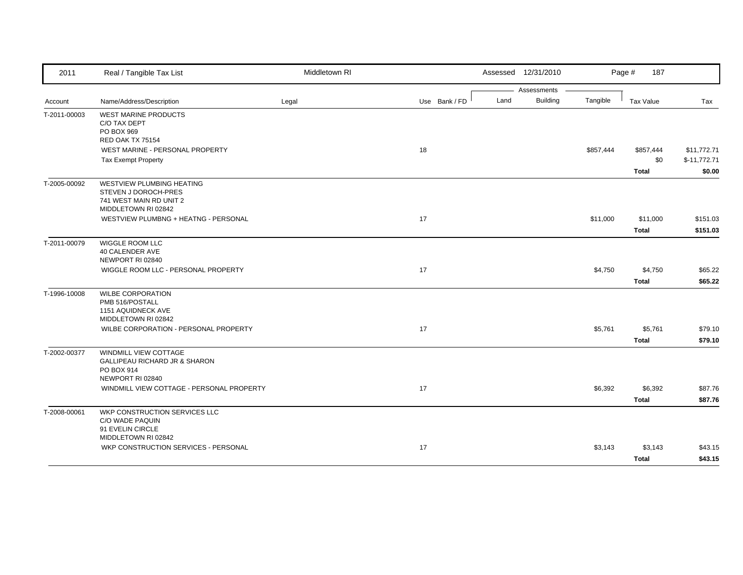| Account | Name/Address/Description | Legal | Use | Bank / FD | Land | Building | Tangible | Tax Value | Tax |
|---|---|---|---|---|---|---|---|---|---|
| T-2011-00003 | WEST MARINE PRODUCTS<br>C/O TAX DEPT<br>PO BOX 969<br>RED OAK TX 75154 | | | | | | | | |
| | WEST MARINE - PERSONAL PROPERTY | | 18 | | | | $857,444 | $857,444 | $11,772.71 |
| | Tax Exempt Property | | | | | | | $0 | $-11,772.71 |
| | | | | | | | | **Total** | **$0.00** |
| T-2005-00092 | WESTVIEW PLUMBING HEATING<br>STEVEN J DOROCH-PRES<br>741 WEST MAIN RD UNIT 2<br>MIDDLETOWN RI 02842 | | | | | | | | |
| | WESTVIEW PLUMBNG + HEATNG - PERSONAL | | 17 | | | | $11,000 | $11,000 | $151.03 |
| | | | | | | | | **Total** | **$151.03** |
| T-2011-00079 | WIGGLE ROOM LLC<br>40 CALENDER AVE<br>NEWPORT RI 02840 | | | | | | | | |
| | WIGGLE ROOM LLC - PERSONAL PROPERTY | | 17 | | | | $4,750 | $4,750 | $65.22 |
| | | | | | | | | **Total** | **$65.22** |
| T-1996-10008 | WILBE CORPORATION<br>PMB 516/POSTALL<br>1151 AQUIDNECK AVE<br>MIDDLETOWN RI 02842 | | | | | | | | |
| | WILBE CORPORATION - PERSONAL PROPERTY | | 17 | | | | $5,761 | $5,761 | $79.10 |
| | | | | | | | | **Total** | **$79.10** |
| T-2002-00377 | WINDMILL VIEW COTTAGE<br>GALLIPEAU RICHARD JR & SHARON<br>PO BOX 914<br>NEWPORT RI 02840 | | | | | | | | |
| | WINDMILL VIEW COTTAGE - PERSONAL PROPERTY | | 17 | | | | $6,392 | $6,392 | $87.76 |
| | | | | | | | | **Total** | **$87.76** |
| T-2008-00061 | WKP CONSTRUCTION SERVICES LLC<br>C/O WADE PAQUIN<br>91 EVELIN CIRCLE<br>MIDDLETOWN RI 02842 | | | | | | | | |
| | WKP CONSTRUCTION SERVICES - PERSONAL | | 17 | | | | $3,143 | $3,143 | $43.15 |
| | | | | | | | | **Total** | **$43.15** |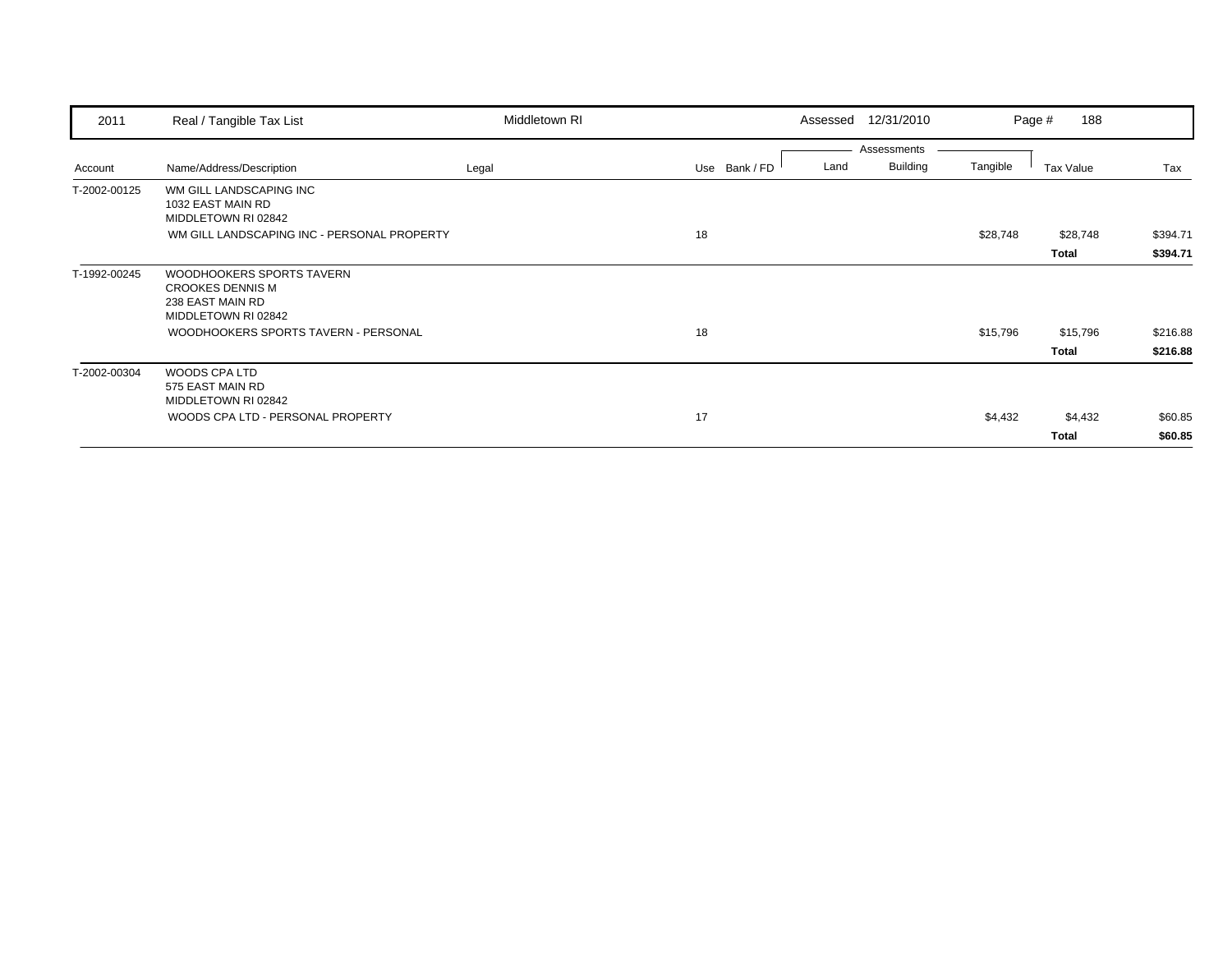| Account | Name/Address/Description | Legal | Use | Bank / FD | Land | Building | Tangible | Tax Value | Tax |
|---|---|---|---|---|---|---|---|---|---|
| | | | | | Assessments | | | | |
| T-2002-00125 | WM GILL LANDSCAPING INC<br>1032 EAST MAIN RD<br>MIDDLETOWN RI 02842 | | | | | | | | |
| | WM GILL LANDSCAPING INC - PERSONAL PROPERTY | | 18 | | | | $28,748 | $28,748 | $394.71 |
| | | | | | | | | **Total** | **$394.71** |
| T-1992-00245 | WOODHOOKERS SPORTS TAVERN<br>CROOKES DENNIS M<br>238 EAST MAIN RD<br>MIDDLETOWN RI 02842 | | | | | | | | |
| | WOODHOOKERS SPORTS TAVERN - PERSONAL | | 18 | | | | $15,796 | $15,796 | $216.88 |
| | | | | | | | | **Total** | **$216.88** |
| T-2002-00304 | WOODS CPA LTD<br>575 EAST MAIN RD<br>MIDDLETOWN RI 02842 | | | | | | | | |
| | WOODS CPA LTD - PERSONAL PROPERTY | | 17 | | | | $4,432 | $4,432 | $60.85 |
| | | | | | | | | **Total** | **$60.85** |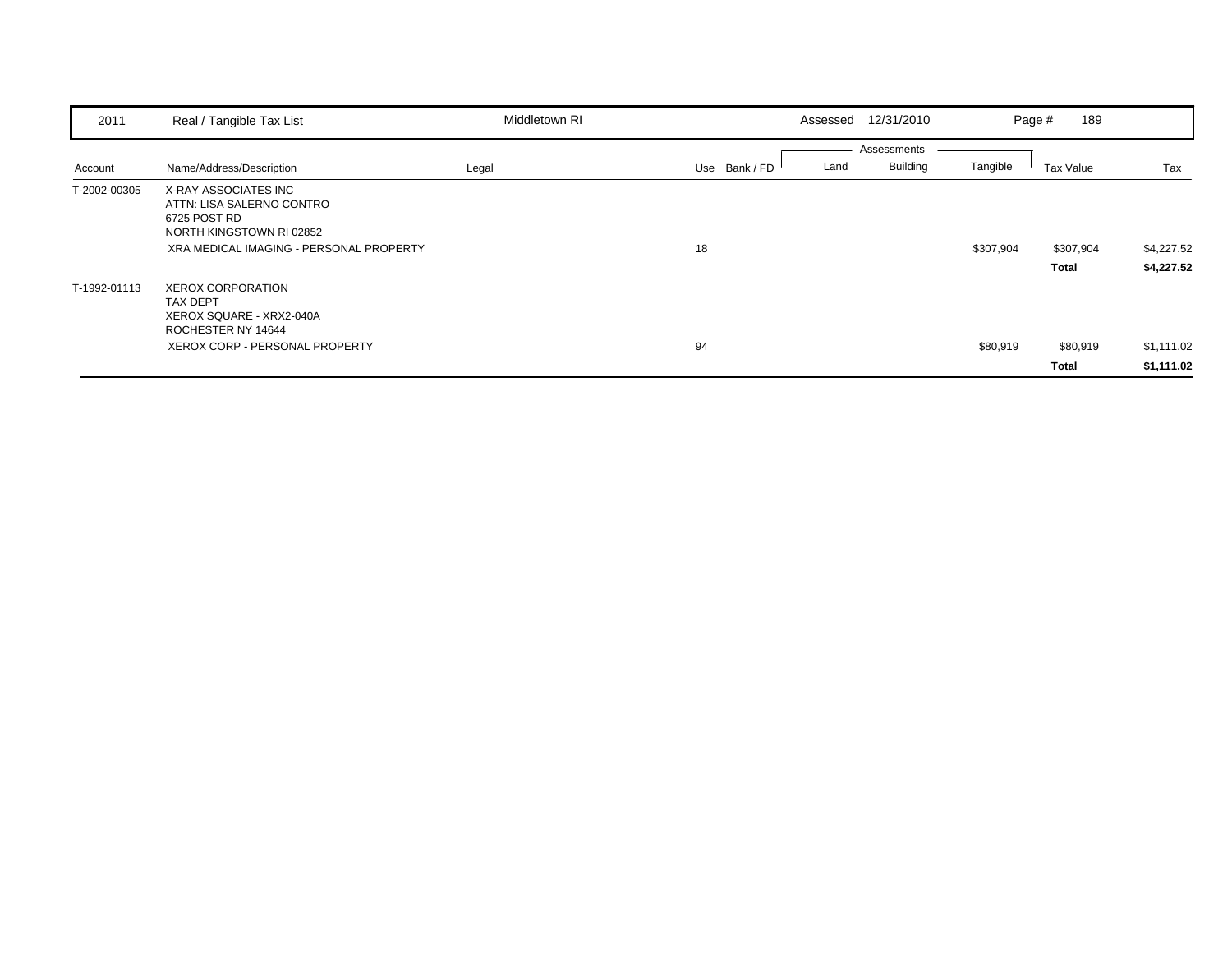| 2011 | Real / Tangible Tax List | Middletown RI | | | Assessed 12/31/2010 | | | | |
|---|---|---|---|---|---|---|---|---|---|
| | | | | | Assessments | | | | |
| Account | Name/Address/Description | Legal | Use | Bank / FD | Land | Building | Tangible | Tax Value | Tax |
| T-2002-00305 | X-RAY ASSOCIATES INC<br>ATTN: LISA SALERNO CONTRO<br>6725 POST RD<br>NORTH KINGSTOWN RI 02852 | | | | | | | | |
| | XRA MEDICAL IMAGING - PERSONAL PROPERTY | | 18 | | | | $307,904 | $307,904 | $4,227.52 |
| | | | | | | | | **Total** | **$4,227.52** |
| T-1992-01113 | XEROX CORPORATION<br>TAX DEPT<br>XEROX SQUARE - XRX2-040A<br>ROCHESTER NY 14644 | | | | | | | | |
| | XEROX CORP - PERSONAL PROPERTY | | 94 | | | | $80,919 | $80,919 | $1,111.02 |
| | | | | | | | | **Total** | **$1,111.02** |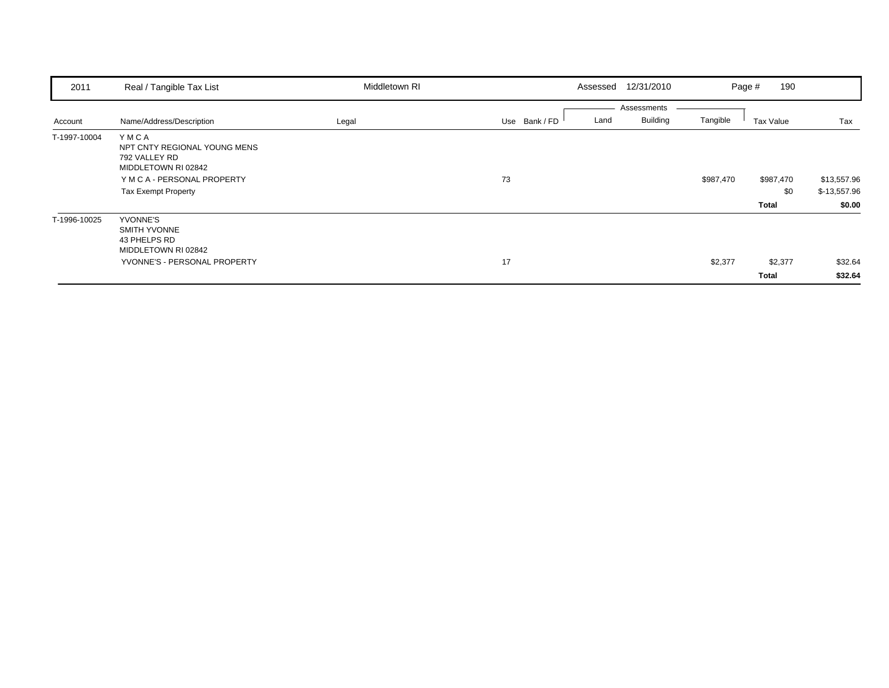| 2011 | Real / Tangible Tax List | Middletown RI | | | Assessed 12/31/2010 | | Page # 190 | |
|---|---|---|---|---|---|---|---|---|
| | | | | | Assessments | | | |
| Account | Name/Address/Description | Legal | Use Bank / FD | Land | Building | Tangible | Tax Value | Tax |
| T-1997-10004 | Y M C A<br>NPT CNTY REGIONAL YOUNG MENS<br>792 VALLEY RD<br>MIDDLETOWN RI 02842 | | | | | | | |
| | Y M C A - PERSONAL PROPERTY | | 73 | | | $987,470 | $987,470 | $13,557.96 |
| | Tax Exempt Property | | | | | | $0 | $-13,557.96 |
| | | | | | | | **Total** | **$0.00** |
| T-1996-10025 | YVONNE'S<br>SMITH YVONNE<br>43 PHELPS RD<br>MIDDLETOWN RI 02842 | | | | | | | |
| | YVONNE'S - PERSONAL PROPERTY | | 17 | | | $2,377 | $2,377 | $32.64 |
| | | | | | | | **Total** | **$32.64** |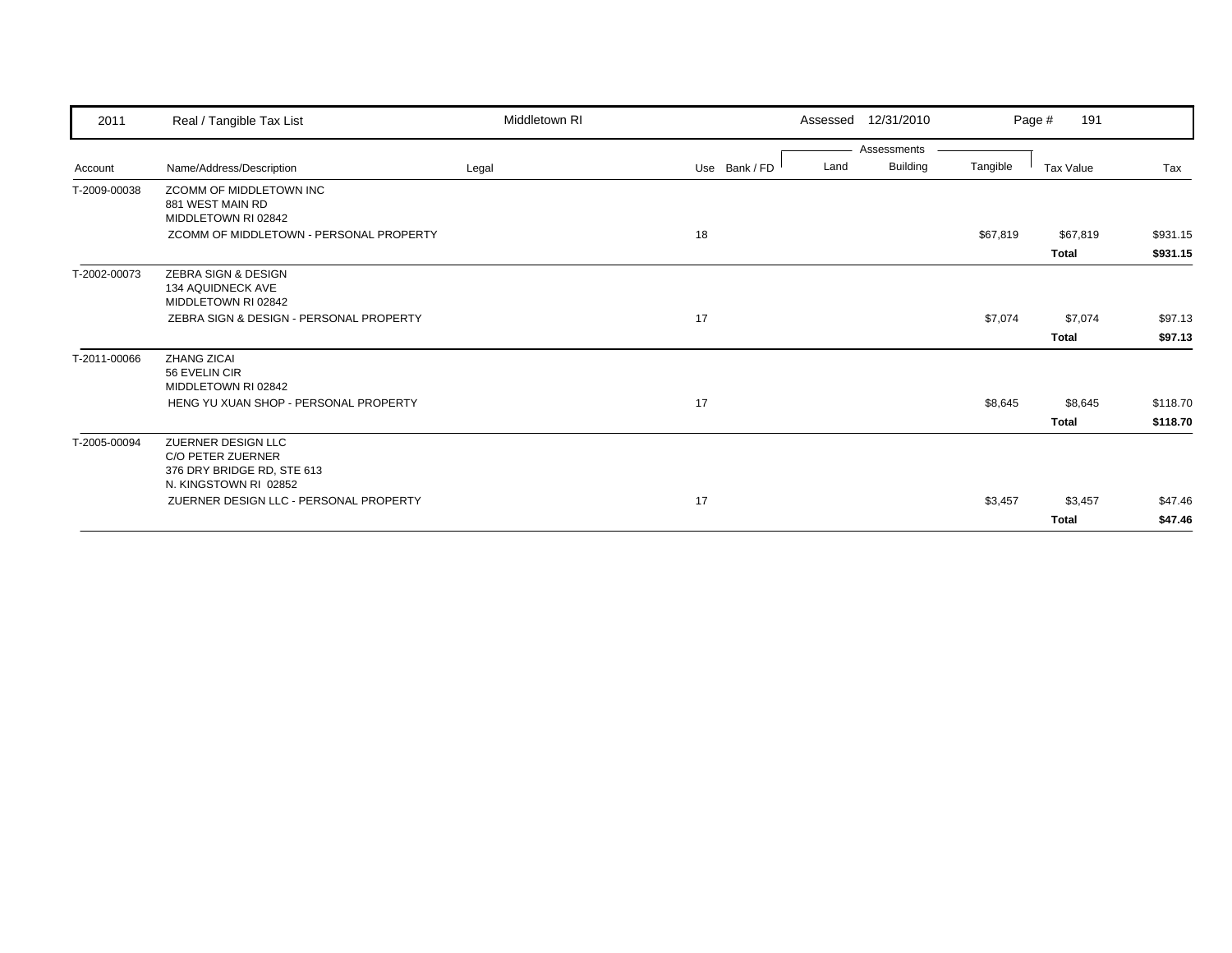| 2011 | Real / Tangible Tax List | Middletown RI | | | Assessed 12/31/2010 | | | Page # 191 | |
|---|---|---|---|---|---|---|---|---|---|
| | | | | | Assessments | | | | |
| Account | Name/Address/Description | Legal | Use | Bank / FD | Land | Building | Tangible | Tax Value | Tax |
| T-2009-00038 | ZCOMM OF MIDDLETOWN INC<br>881 WEST MAIN RD<br>MIDDLETOWN RI 02842 | | | | | | | | |
| | ZCOMM OF MIDDLETOWN - PERSONAL PROPERTY | | 18 | | | | $67,819 | $67,819 | $931.15 |
| | | | | | | | | **Total** | **$931.15** |
| T-2002-00073 | ZEBRA SIGN & DESIGN<br>134 AQUIDNECK AVE<br>MIDDLETOWN RI 02842 | | | | | | | | |
| | ZEBRA SIGN & DESIGN - PERSONAL PROPERTY | | 17 | | | | $7,074 | $7,074 | $97.13 |
| | | | | | | | | **Total** | **$97.13** |
| T-2011-00066 | ZHANG ZICAI<br>56 EVELIN CIR<br>MIDDLETOWN RI 02842 | | | | | | | | |
| | HENG YU XUAN SHOP - PERSONAL PROPERTY | | 17 | | | | $8,645 | $8,645 | $118.70 |
| | | | | | | | | **Total** | **$118.70** |
| T-2005-00094 | ZUERNER DESIGN LLC<br>C/O PETER ZUERNER<br>376 DRY BRIDGE RD, STE 613<br>N. KINGSTOWN RI 02852 | | | | | | | | |
| | ZUERNER DESIGN LLC - PERSONAL PROPERTY | | 17 | | | | $3,457 | $3,457 | $47.46 |
| | | | | | | | | **Total** | **$47.46** |